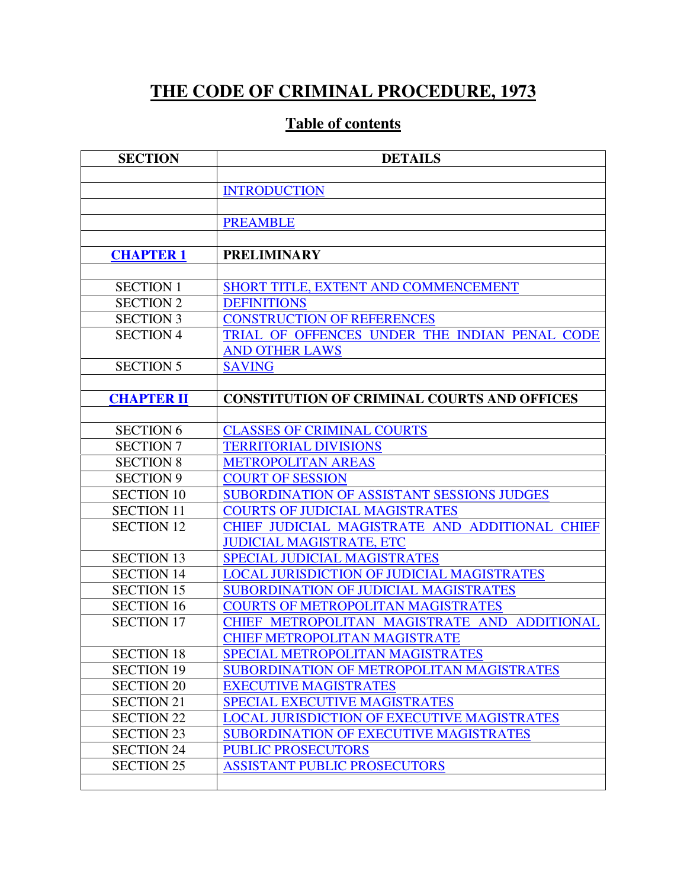# THE CODE OF CRIMINAL PROCEDURE, 1973

## Table of contents

| SECTION | DETAILS |
|---|---|
| | |
| | INTRODUCTION |
| | |
| | PREAMBLE |
| | |
| **CHAPTER 1** | **PRELIMINARY** |
| | |
| SECTION 1 | SHORT TITLE, EXTENT AND COMMENCEMENT |
| SECTION 2 | DEFINITIONS |
| SECTION 3 | CONSTRUCTION OF REFERENCES |
| SECTION 4 | TRIAL OF OFFENCES UNDER THE INDIAN PENAL CODE AND OTHER LAWS |
| SECTION 5 | SAVING |
| | |
| **CHAPTER II** | **CONSTITUTION OF CRIMINAL COURTS AND OFFICES** |
| | |
| SECTION 6 | CLASSES OF CRIMINAL COURTS |
| SECTION 7 | TERRITORIAL DIVISIONS |
| SECTION 8 | METROPOLITAN AREAS |
| SECTION 9 | COURT OF SESSION |
| SECTION 10 | SUBORDINATION OF ASSISTANT SESSIONS JUDGES |
| SECTION 11 | COURTS OF JUDICIAL MAGISTRATES |
| SECTION 12 | CHIEF JUDICIAL MAGISTRATE AND ADDITIONAL CHIEF JUDICIAL MAGISTRATE, ETC |
| SECTION 13 | SPECIAL JUDICIAL MAGISTRATES |
| SECTION 14 | LOCAL JURISDICTION OF JUDICIAL MAGISTRATES |
| SECTION 15 | SUBORDINATION OF JUDICIAL MAGISTRATES |
| SECTION 16 | COURTS OF METROPOLITAN MAGISTRATES |
| SECTION 17 | CHIEF METROPOLITAN MAGISTRATE AND ADDITIONAL CHIEF METROPOLITAN MAGISTRATE |
| SECTION 18 | SPECIAL METROPOLITAN MAGISTRATES |
| SECTION 19 | SUBORDINATION OF METROPOLITAN MAGISTRATES |
| SECTION 20 | EXECUTIVE MAGISTRATES |
| SECTION 21 | SPECIAL EXECUTIVE MAGISTRATES |
| SECTION 22 | LOCAL JURISDICTION OF EXECUTIVE MAGISTRATES |
| SECTION 23 | SUBORDINATION OF EXECUTIVE MAGISTRATES |
| SECTION 24 | PUBLIC PROSECUTORS |
| SECTION 25 | ASSISTANT PUBLIC PROSECUTORS |
| | |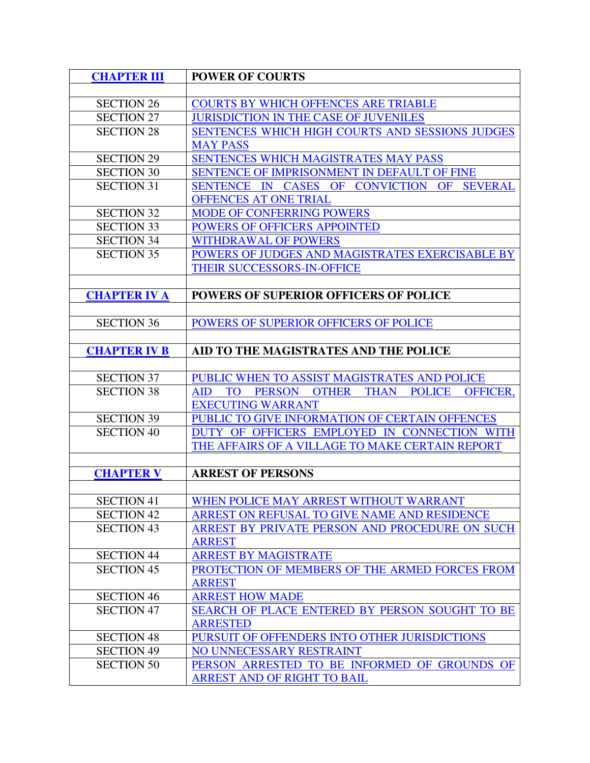| | |
|---|---|
| **CHAPTER III** | **POWER OF COURTS** |
| | |
| SECTION 26 | COURTS BY WHICH OFFENCES ARE TRIABLE |
| SECTION 27 | JURISDICTION IN THE CASE OF JUVENILES |
| SECTION 28 | SENTENCES WHICH HIGH COURTS AND SESSIONS JUDGES MAY PASS |
| SECTION 29 | SENTENCES WHICH MAGISTRATES MAY PASS |
| SECTION 30 | SENTENCE OF IMPRISONMENT IN DEFAULT OF FINE |
| SECTION 31 | SENTENCE IN CASES OF CONVICTION OF SEVERAL OFFENCES AT ONE TRIAL |
| SECTION 32 | MODE OF CONFERRING POWERS |
| SECTION 33 | POWERS OF OFFICERS APPOINTED |
| SECTION 34 | WITHDRAWAL OF POWERS |
| SECTION 35 | POWERS OF JUDGES AND MAGISTRATES EXERCISABLE BY THEIR SUCCESSORS-IN-OFFICE |
| | |
| **CHAPTER IV A** | **POWERS OF SUPERIOR OFFICERS OF POLICE** |
| | |
| SECTION 36 | POWERS OF SUPERIOR OFFICERS OF POLICE |
| | |
| **CHAPTER IV B** | **AID TO THE MAGISTRATES AND THE POLICE** |
| | |
| SECTION 37 | PUBLIC WHEN TO ASSIST MAGISTRATES AND POLICE |
| SECTION 38 | AID TO PERSON OTHER THAN POLICE OFFICER, EXECUTING WARRANT |
| SECTION 39 | PUBLIC TO GIVE INFORMATION OF CERTAIN OFFENCES |
| SECTION 40 | DUTY OF OFFICERS EMPLOYED IN CONNECTION WITH THE AFFAIRS OF A VILLAGE TO MAKE CERTAIN REPORT |
| | |
| **CHAPTER V** | **ARREST OF PERSONS** |
| | |
| SECTION 41 | WHEN POLICE MAY ARREST WITHOUT WARRANT |
| SECTION 42 | ARREST ON REFUSAL TO GIVE NAME AND RESIDENCE |
| SECTION 43 | ARREST BY PRIVATE PERSON AND PROCEDURE ON SUCH ARREST |
| SECTION 44 | ARREST BY MAGISTRATE |
| SECTION 45 | PROTECTION OF MEMBERS OF THE ARMED FORCES FROM ARREST |
| SECTION 46 | ARREST HOW MADE |
| SECTION 47 | SEARCH OF PLACE ENTERED BY PERSON SOUGHT TO BE ARRESTED |
| SECTION 48 | PURSUIT OF OFFENDERS INTO OTHER JURISDICTIONS |
| SECTION 49 | NO UNNECESSARY RESTRAINT |
| SECTION 50 | PERSON ARRESTED TO BE INFORMED OF GROUNDS OF ARREST AND OF RIGHT TO BAIL |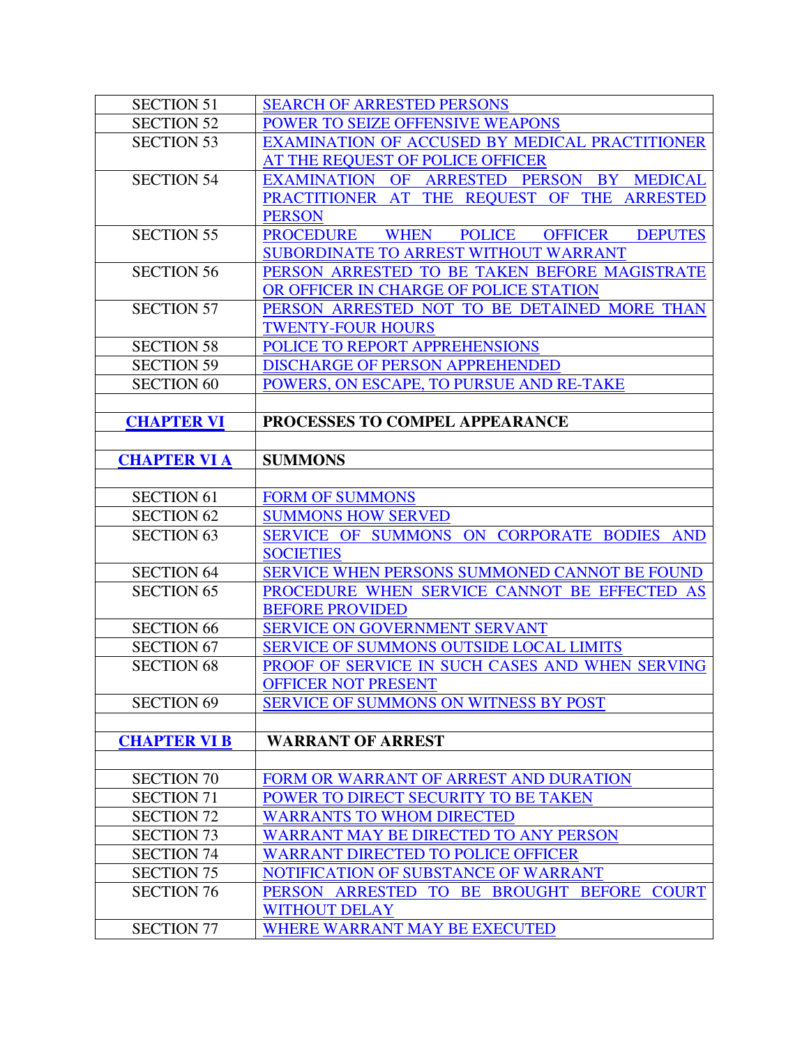| | |
|---|---|
| SECTION 51 | SEARCH OF ARRESTED PERSONS |
| SECTION 52 | POWER TO SEIZE OFFENSIVE WEAPONS |
| SECTION 53 | EXAMINATION OF ACCUSED BY MEDICAL PRACTITIONER AT THE REQUEST OF POLICE OFFICER |
| SECTION 54 | EXAMINATION OF ARRESTED PERSON BY MEDICAL PRACTITIONER AT THE REQUEST OF THE ARRESTED PERSON |
| SECTION 55 | PROCEDURE WHEN POLICE OFFICER DEPUTES SUBORDINATE TO ARREST WITHOUT WARRANT |
| SECTION 56 | PERSON ARRESTED TO BE TAKEN BEFORE MAGISTRATE OR OFFICER IN CHARGE OF POLICE STATION |
| SECTION 57 | PERSON ARRESTED NOT TO BE DETAINED MORE THAN TWENTY-FOUR HOURS |
| SECTION 58 | POLICE TO REPORT APPREHENSIONS |
| SECTION 59 | DISCHARGE OF PERSON APPREHENDED |
| SECTION 60 | POWERS, ON ESCAPE, TO PURSUE AND RE-TAKE |
| | |
| **CHAPTER VI** | **PROCESSES TO COMPEL APPEARANCE** |
| | |
| **CHAPTER VI A** | **SUMMONS** |
| | |
| SECTION 61 | FORM OF SUMMONS |
| SECTION 62 | SUMMONS HOW SERVED |
| SECTION 63 | SERVICE OF SUMMONS ON CORPORATE BODIES AND SOCIETIES |
| SECTION 64 | SERVICE WHEN PERSONS SUMMONED CANNOT BE FOUND |
| SECTION 65 | PROCEDURE WHEN SERVICE CANNOT BE EFFECTED AS BEFORE PROVIDED |
| SECTION 66 | SERVICE ON GOVERNMENT SERVANT |
| SECTION 67 | SERVICE OF SUMMONS OUTSIDE LOCAL LIMITS |
| SECTION 68 | PROOF OF SERVICE IN SUCH CASES AND WHEN SERVING OFFICER NOT PRESENT |
| SECTION 69 | SERVICE OF SUMMONS ON WITNESS BY POST |
| | |
| **CHAPTER VI B** | **WARRANT OF ARREST** |
| | |
| SECTION 70 | FORM OR WARRANT OF ARREST AND DURATION |
| SECTION 71 | POWER TO DIRECT SECURITY TO BE TAKEN |
| SECTION 72 | WARRANTS TO WHOM DIRECTED |
| SECTION 73 | WARRANT MAY BE DIRECTED TO ANY PERSON |
| SECTION 74 | WARRANT DIRECTED TO POLICE OFFICER |
| SECTION 75 | NOTIFICATION OF SUBSTANCE OF WARRANT |
| SECTION 76 | PERSON ARRESTED TO BE BROUGHT BEFORE COURT WITHOUT DELAY |
| SECTION 77 | WHERE WARRANT MAY BE EXECUTED |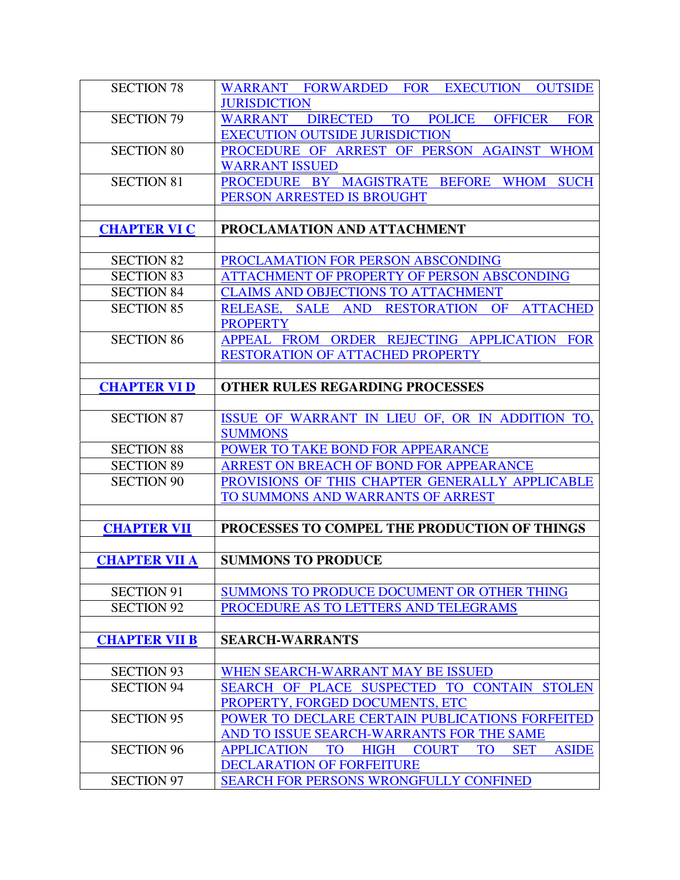| | |
|---|---|
| SECTION 78 | WARRANT FORWARDED FOR EXECUTION OUTSIDE JURISDICTION |
| SECTION 79 | WARRANT DIRECTED TO POLICE OFFICER FOR EXECUTION OUTSIDE JURISDICTION |
| SECTION 80 | PROCEDURE OF ARREST OF PERSON AGAINST WHOM WARRANT ISSUED |
| SECTION 81 | PROCEDURE BY MAGISTRATE BEFORE WHOM SUCH PERSON ARRESTED IS BROUGHT |
| | |
| **CHAPTER VI C** | **PROCLAMATION AND ATTACHMENT** |
| | |
| SECTION 82 | PROCLAMATION FOR PERSON ABSCONDING |
| SECTION 83 | ATTACHMENT OF PROPERTY OF PERSON ABSCONDING |
| SECTION 84 | CLAIMS AND OBJECTIONS TO ATTACHMENT |
| SECTION 85 | RELEASE, SALE AND RESTORATION OF ATTACHED PROPERTY |
| SECTION 86 | APPEAL FROM ORDER REJECTING APPLICATION FOR RESTORATION OF ATTACHED PROPERTY |
| | |
| **CHAPTER VI D** | **OTHER RULES REGARDING PROCESSES** |
| | |
| SECTION 87 | ISSUE OF WARRANT IN LIEU OF, OR IN ADDITION TO, SUMMONS |
| SECTION 88 | POWER TO TAKE BOND FOR APPEARANCE |
| SECTION 89 | ARREST ON BREACH OF BOND FOR APPEARANCE |
| SECTION 90 | PROVISIONS OF THIS CHAPTER GENERALLY APPLICABLE TO SUMMONS AND WARRANTS OF ARREST |
| | |
| **CHAPTER VII** | **PROCESSES TO COMPEL THE PRODUCTION OF THINGS** |
| | |
| **CHAPTER VII A** | **SUMMONS TO PRODUCE** |
| | |
| SECTION 91 | SUMMONS TO PRODUCE DOCUMENT OR OTHER THING |
| SECTION 92 | PROCEDURE AS TO LETTERS AND TELEGRAMS |
| | |
| **CHAPTER VII B** | **SEARCH-WARRANTS** |
| | |
| SECTION 93 | WHEN SEARCH-WARRANT MAY BE ISSUED |
| SECTION 94 | SEARCH OF PLACE SUSPECTED TO CONTAIN STOLEN PROPERTY, FORGED DOCUMENTS, ETC |
| SECTION 95 | POWER TO DECLARE CERTAIN PUBLICATIONS FORFEITED AND TO ISSUE SEARCH-WARRANTS FOR THE SAME |
| SECTION 96 | APPLICATION TO HIGH COURT TO SET ASIDE DECLARATION OF FORFEITURE |
| SECTION 97 | SEARCH FOR PERSONS WRONGFULLY CONFINED |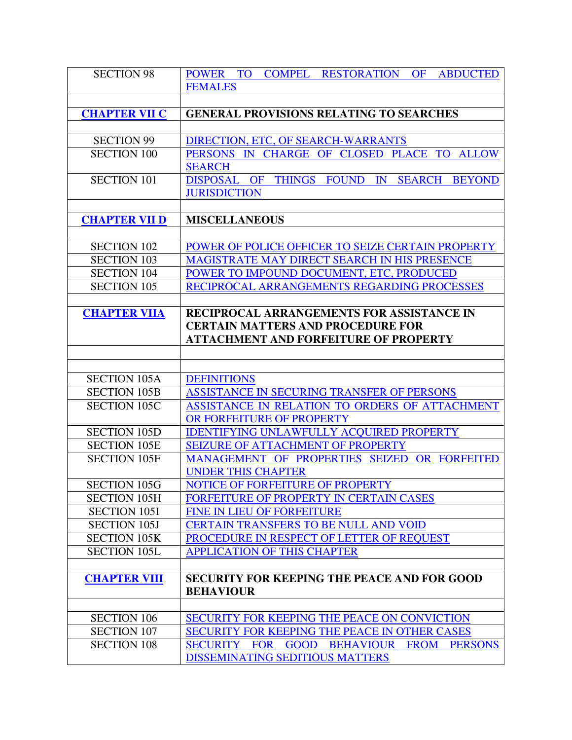| | |
|---|---|
| SECTION 98 | POWER TO COMPEL RESTORATION OF ABDUCTED FEMALES |
| | |
| **CHAPTER VII C** | **GENERAL PROVISIONS RELATING TO SEARCHES** |
| | |
| SECTION 99 | DIRECTION, ETC, OF SEARCH-WARRANTS |
| SECTION 100 | PERSONS IN CHARGE OF CLOSED PLACE TO ALLOW SEARCH |
| SECTION 101 | DISPOSAL OF THINGS FOUND IN SEARCH BEYOND JURISDICTION |
| | |
| **CHAPTER VII D** | **MISCELLANEOUS** |
| | |
| SECTION 102 | POWER OF POLICE OFFICER TO SEIZE CERTAIN PROPERTY |
| SECTION 103 | MAGISTRATE MAY DIRECT SEARCH IN HIS PRESENCE |
| SECTION 104 | POWER TO IMPOUND DOCUMENT, ETC, PRODUCED |
| SECTION 105 | RECIPROCAL ARRANGEMENTS REGARDING PROCESSES |
| | |
| **CHAPTER VIIA** | **RECIPROCAL ARRANGEMENTS FOR ASSISTANCE IN CERTAIN MATTERS AND PROCEDURE FOR ATTACHMENT AND FORFEITURE OF PROPERTY** |
| | |
| | |
| SECTION 105A | DEFINITIONS |
| SECTION 105B | ASSISTANCE IN SECURING TRANSFER OF PERSONS |
| SECTION 105C | ASSISTANCE IN RELATION TO ORDERS OF ATTACHMENT OR FORFEITURE OF PROPERTY |
| SECTION 105D | IDENTIFYING UNLAWFULLY ACQUIRED PROPERTY |
| SECTION 105E | SEIZURE OF ATTACHMENT OF PROPERTY |
| SECTION 105F | MANAGEMENT OF PROPERTIES SEIZED OR FORFEITED UNDER THIS CHAPTER |
| SECTION 105G | NOTICE OF FORFEITURE OF PROPERTY |
| SECTION 105H | FORFEITURE OF PROPERTY IN CERTAIN CASES |
| SECTION 105I | FINE IN LIEU OF FORFEITURE |
| SECTION 105J | CERTAIN TRANSFERS TO BE NULL AND VOID |
| SECTION 105K | PROCEDURE IN RESPECT OF LETTER OF REQUEST |
| SECTION 105L | APPLICATION OF THIS CHAPTER |
| | |
| **CHAPTER VIII** | **SECURITY FOR KEEPING THE PEACE AND FOR GOOD BEHAVIOUR** |
| | |
| SECTION 106 | SECURITY FOR KEEPING THE PEACE ON CONVICTION |
| SECTION 107 | SECURITY FOR KEEPING THE PEACE IN OTHER CASES |
| SECTION 108 | SECURITY FOR GOOD BEHAVIOUR FROM PERSONS DISSEMINATING SEDITIOUS MATTERS |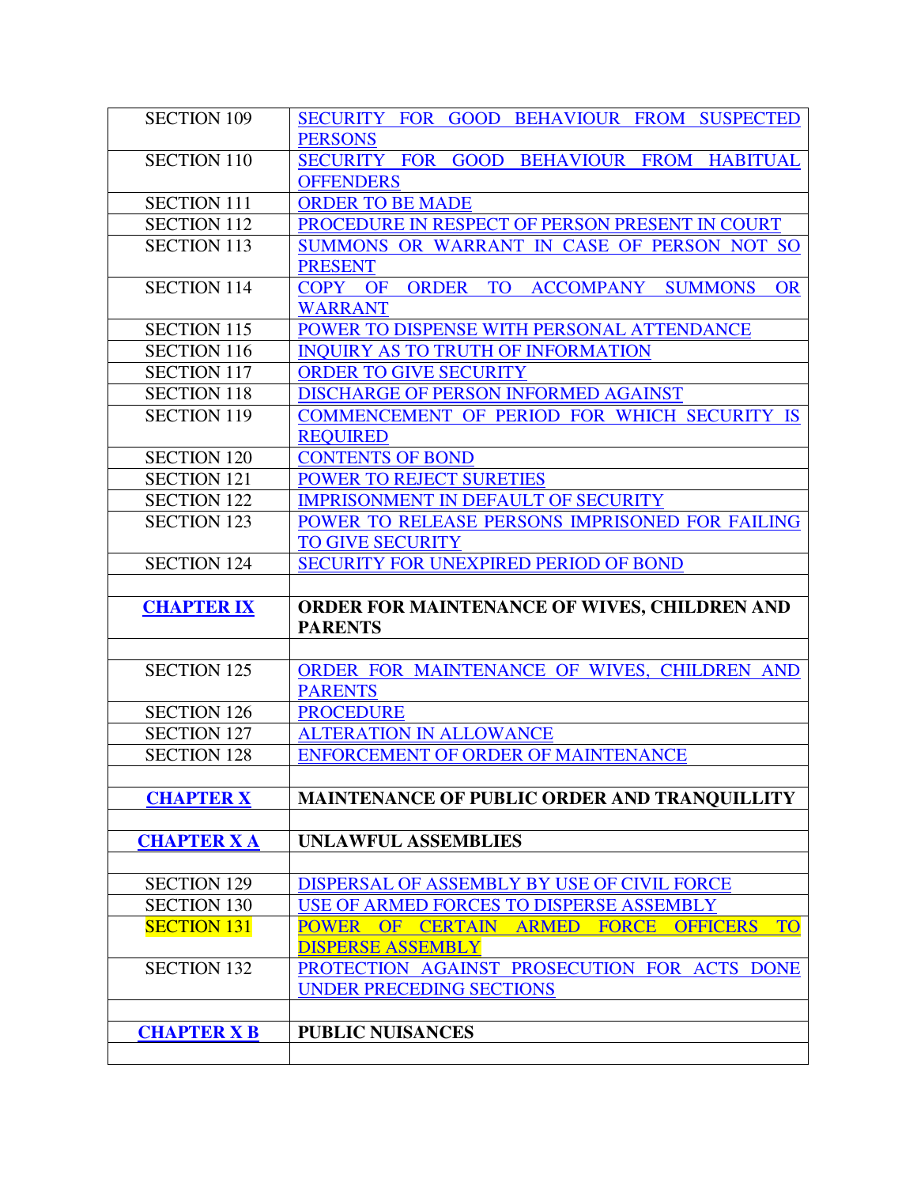| | |
|---|---|
| SECTION 109 | SECURITY FOR GOOD BEHAVIOUR FROM SUSPECTED PERSONS |
| SECTION 110 | SECURITY FOR GOOD BEHAVIOUR FROM HABITUAL OFFENDERS |
| SECTION 111 | ORDER TO BE MADE |
| SECTION 112 | PROCEDURE IN RESPECT OF PERSON PRESENT IN COURT |
| SECTION 113 | SUMMONS OR WARRANT IN CASE OF PERSON NOT SO PRESENT |
| SECTION 114 | COPY OF ORDER TO ACCOMPANY SUMMONS OR WARRANT |
| SECTION 115 | POWER TO DISPENSE WITH PERSONAL ATTENDANCE |
| SECTION 116 | INQUIRY AS TO TRUTH OF INFORMATION |
| SECTION 117 | ORDER TO GIVE SECURITY |
| SECTION 118 | DISCHARGE OF PERSON INFORMED AGAINST |
| SECTION 119 | COMMENCEMENT OF PERIOD FOR WHICH SECURITY IS REQUIRED |
| SECTION 120 | CONTENTS OF BOND |
| SECTION 121 | POWER TO REJECT SURETIES |
| SECTION 122 | IMPRISONMENT IN DEFAULT OF SECURITY |
| SECTION 123 | POWER TO RELEASE PERSONS IMPRISONED FOR FAILING TO GIVE SECURITY |
| SECTION 124 | SECURITY FOR UNEXPIRED PERIOD OF BOND |
| | |
| **CHAPTER IX** | **ORDER FOR MAINTENANCE OF WIVES, CHILDREN AND PARENTS** |
| | |
| SECTION 125 | ORDER FOR MAINTENANCE OF WIVES, CHILDREN AND PARENTS |
| SECTION 126 | PROCEDURE |
| SECTION 127 | ALTERATION IN ALLOWANCE |
| SECTION 128 | ENFORCEMENT OF ORDER OF MAINTENANCE |
| | |
| **CHAPTER X** | **MAINTENANCE OF PUBLIC ORDER AND TRANQUILLITY** |
| | |
| **CHAPTER X A** | **UNLAWFUL ASSEMBLIES** |
| | |
| SECTION 129 | DISPERSAL OF ASSEMBLY BY USE OF CIVIL FORCE |
| SECTION 130 | USE OF ARMED FORCES TO DISPERSE ASSEMBLY |
| SECTION 131 | POWER OF CERTAIN ARMED FORCE OFFICERS TO DISPERSE ASSEMBLY |
| SECTION 132 | PROTECTION AGAINST PROSECUTION FOR ACTS DONE UNDER PRECEDING SECTIONS |
| | |
| **CHAPTER X B** | **PUBLIC NUISANCES** |
| | |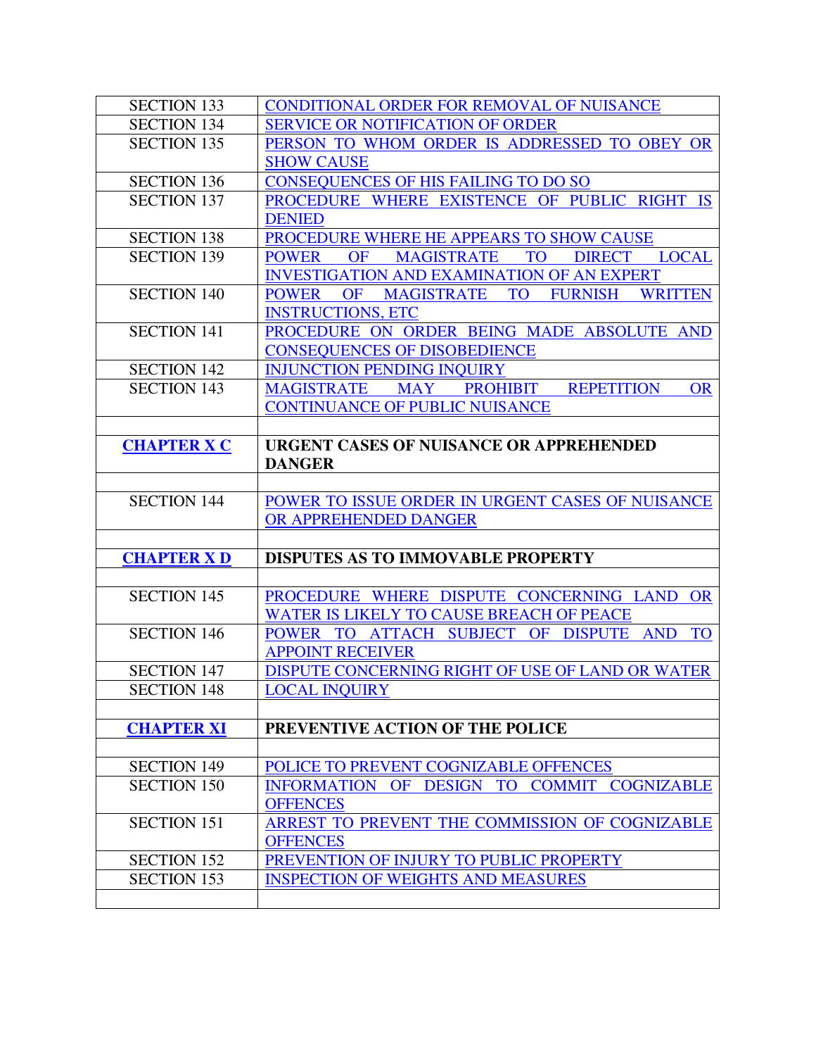| | |
|---|---|
| SECTION 133 | CONDITIONAL ORDER FOR REMOVAL OF NUISANCE |
| SECTION 134 | SERVICE OR NOTIFICATION OF ORDER |
| SECTION 135 | PERSON TO WHOM ORDER IS ADDRESSED TO OBEY OR SHOW CAUSE |
| SECTION 136 | CONSEQUENCES OF HIS FAILING TO DO SO |
| SECTION 137 | PROCEDURE WHERE EXISTENCE OF PUBLIC RIGHT IS DENIED |
| SECTION 138 | PROCEDURE WHERE HE APPEARS TO SHOW CAUSE |
| SECTION 139 | POWER OF MAGISTRATE TO DIRECT LOCAL INVESTIGATION AND EXAMINATION OF AN EXPERT |
| SECTION 140 | POWER OF MAGISTRATE TO FURNISH WRITTEN INSTRUCTIONS, ETC |
| SECTION 141 | PROCEDURE ON ORDER BEING MADE ABSOLUTE AND CONSEQUENCES OF DISOBEDIENCE |
| SECTION 142 | INJUNCTION PENDING INQUIRY |
| SECTION 143 | MAGISTRATE MAY PROHIBIT REPETITION OR CONTINUANCE OF PUBLIC NUISANCE |
| | |
| **CHAPTER X C** | **URGENT CASES OF NUISANCE OR APPREHENDED DANGER** |
| | |
| SECTION 144 | POWER TO ISSUE ORDER IN URGENT CASES OF NUISANCE OR APPREHENDED DANGER |
| | |
| **CHAPTER X D** | **DISPUTES AS TO IMMOVABLE PROPERTY** |
| | |
| SECTION 145 | PROCEDURE WHERE DISPUTE CONCERNING LAND OR WATER IS LIKELY TO CAUSE BREACH OF PEACE |
| SECTION 146 | POWER TO ATTACH SUBJECT OF DISPUTE AND TO APPOINT RECEIVER |
| SECTION 147 | DISPUTE CONCERNING RIGHT OF USE OF LAND OR WATER |
| SECTION 148 | LOCAL INQUIRY |
| | |
| **CHAPTER XI** | **PREVENTIVE ACTION OF THE POLICE** |
| | |
| SECTION 149 | POLICE TO PREVENT COGNIZABLE OFFENCES |
| SECTION 150 | INFORMATION OF DESIGN TO COMMIT COGNIZABLE OFFENCES |
| SECTION 151 | ARREST TO PREVENT THE COMMISSION OF COGNIZABLE OFFENCES |
| SECTION 152 | PREVENTION OF INJURY TO PUBLIC PROPERTY |
| SECTION 153 | INSPECTION OF WEIGHTS AND MEASURES |
| | |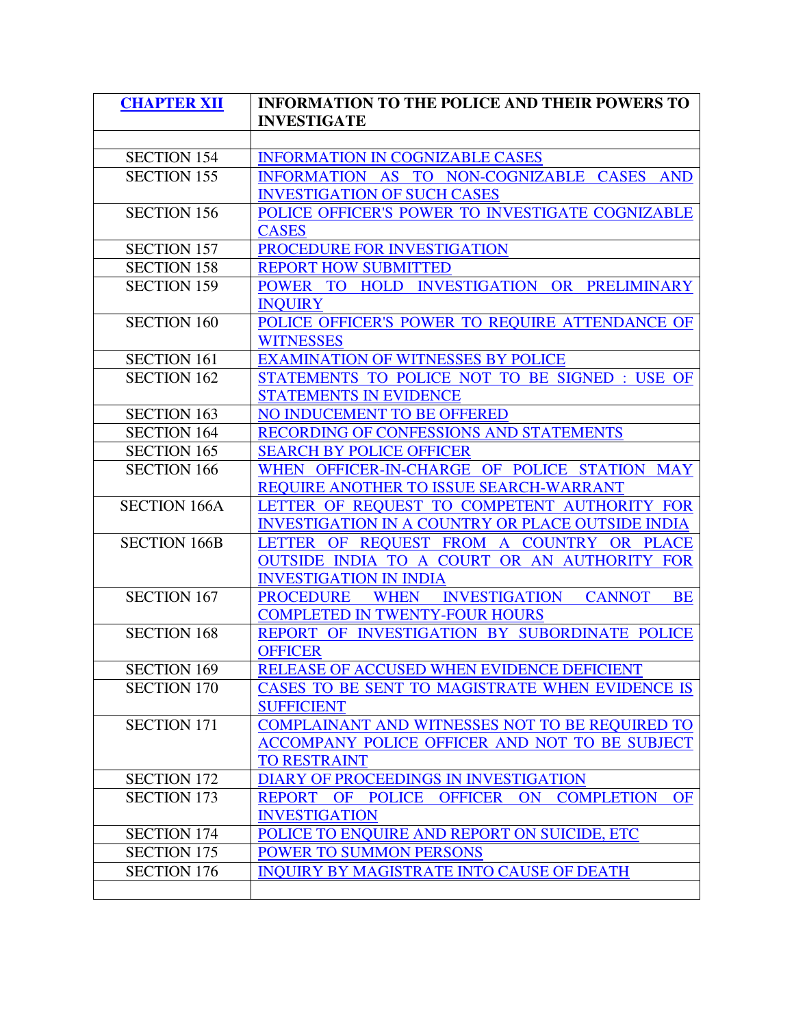| CHAPTER XII | INFORMATION TO THE POLICE AND THEIR POWERS TO INVESTIGATE |
|---|---|
| | |
| SECTION 154 | INFORMATION IN COGNIZABLE CASES |
| SECTION 155 | INFORMATION AS TO NON-COGNIZABLE CASES AND INVESTIGATION OF SUCH CASES |
| SECTION 156 | POLICE OFFICER'S POWER TO INVESTIGATE COGNIZABLE CASES |
| SECTION 157 | PROCEDURE FOR INVESTIGATION |
| SECTION 158 | REPORT HOW SUBMITTED |
| SECTION 159 | POWER TO HOLD INVESTIGATION OR PRELIMINARY INQUIRY |
| SECTION 160 | POLICE OFFICER'S POWER TO REQUIRE ATTENDANCE OF WITNESSES |
| SECTION 161 | EXAMINATION OF WITNESSES BY POLICE |
| SECTION 162 | STATEMENTS TO POLICE NOT TO BE SIGNED : USE OF STATEMENTS IN EVIDENCE |
| SECTION 163 | NO INDUCEMENT TO BE OFFERED |
| SECTION 164 | RECORDING OF CONFESSIONS AND STATEMENTS |
| SECTION 165 | SEARCH BY POLICE OFFICER |
| SECTION 166 | WHEN OFFICER-IN-CHARGE OF POLICE STATION MAY REQUIRE ANOTHER TO ISSUE SEARCH-WARRANT |
| SECTION 166A | LETTER OF REQUEST TO COMPETENT AUTHORITY FOR INVESTIGATION IN A COUNTRY OR PLACE OUTSIDE INDIA |
| SECTION 166B | LETTER OF REQUEST FROM A COUNTRY OR PLACE OUTSIDE INDIA TO A COURT OR AN AUTHORITY FOR INVESTIGATION IN INDIA |
| SECTION 167 | PROCEDURE WHEN INVESTIGATION CANNOT BE COMPLETED IN TWENTY-FOUR HOURS |
| SECTION 168 | REPORT OF INVESTIGATION BY SUBORDINATE POLICE OFFICER |
| SECTION 169 | RELEASE OF ACCUSED WHEN EVIDENCE DEFICIENT |
| SECTION 170 | CASES TO BE SENT TO MAGISTRATE WHEN EVIDENCE IS SUFFICIENT |
| SECTION 171 | COMPLAINANT AND WITNESSES NOT TO BE REQUIRED TO ACCOMPANY POLICE OFFICER AND NOT TO BE SUBJECT TO RESTRAINT |
| SECTION 172 | DIARY OF PROCEEDINGS IN INVESTIGATION |
| SECTION 173 | REPORT OF POLICE OFFICER ON COMPLETION OF INVESTIGATION |
| SECTION 174 | POLICE TO ENQUIRE AND REPORT ON SUICIDE, ETC |
| SECTION 175 | POWER TO SUMMON PERSONS |
| SECTION 176 | INQUIRY BY MAGISTRATE INTO CAUSE OF DEATH |
| | |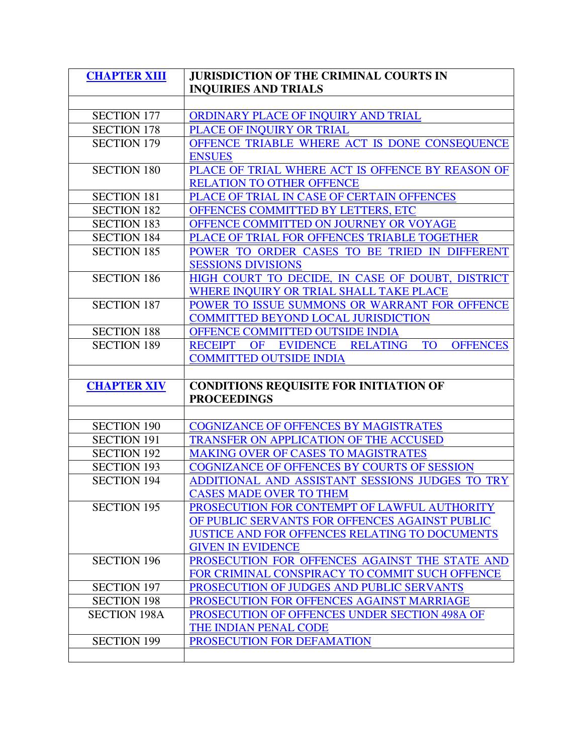| **CHAPTER XIII** | **JURISDICTION OF THE CRIMINAL COURTS IN INQUIRIES AND TRIALS** |
|---|---|
| | |
| SECTION 177 | ORDINARY PLACE OF INQUIRY AND TRIAL |
| SECTION 178 | PLACE OF INQUIRY OR TRIAL |
| SECTION 179 | OFFENCE TRIABLE WHERE ACT IS DONE CONSEQUENCE ENSUES |
| SECTION 180 | PLACE OF TRIAL WHERE ACT IS OFFENCE BY REASON OF RELATION TO OTHER OFFENCE |
| SECTION 181 | PLACE OF TRIAL IN CASE OF CERTAIN OFFENCES |
| SECTION 182 | OFFENCES COMMITTED BY LETTERS, ETC |
| SECTION 183 | OFFENCE COMMITTED ON JOURNEY OR VOYAGE |
| SECTION 184 | PLACE OF TRIAL FOR OFFENCES TRIABLE TOGETHER |
| SECTION 185 | POWER TO ORDER CASES TO BE TRIED IN DIFFERENT SESSIONS DIVISIONS |
| SECTION 186 | HIGH COURT TO DECIDE, IN CASE OF DOUBT, DISTRICT WHERE INQUIRY OR TRIAL SHALL TAKE PLACE |
| SECTION 187 | POWER TO ISSUE SUMMONS OR WARRANT FOR OFFENCE COMMITTED BEYOND LOCAL JURISDICTION |
| SECTION 188 | OFFENCE COMMITTED OUTSIDE INDIA |
| SECTION 189 | RECEIPT OF EVIDENCE RELATING TO OFFENCES COMMITTED OUTSIDE INDIA |
| | |
| **CHAPTER XIV** | **CONDITIONS REQUISITE FOR INITIATION OF PROCEEDINGS** |
| | |
| SECTION 190 | COGNIZANCE OF OFFENCES BY MAGISTRATES |
| SECTION 191 | TRANSFER ON APPLICATION OF THE ACCUSED |
| SECTION 192 | MAKING OVER OF CASES TO MAGISTRATES |
| SECTION 193 | COGNIZANCE OF OFFENCES BY COURTS OF SESSION |
| SECTION 194 | ADDITIONAL AND ASSISTANT SESSIONS JUDGES TO TRY CASES MADE OVER TO THEM |
| SECTION 195 | PROSECUTION FOR CONTEMPT OF LAWFUL AUTHORITY OF PUBLIC SERVANTS FOR OFFENCES AGAINST PUBLIC JUSTICE AND FOR OFFENCES RELATING TO DOCUMENTS GIVEN IN EVIDENCE |
| SECTION 196 | PROSECUTION FOR OFFENCES AGAINST THE STATE AND FOR CRIMINAL CONSPIRACY TO COMMIT SUCH OFFENCE |
| SECTION 197 | PROSECUTION OF JUDGES AND PUBLIC SERVANTS |
| SECTION 198 | PROSECUTION FOR OFFENCES AGAINST MARRIAGE |
| SECTION 198A | PROSECUTION OF OFFENCES UNDER SECTION 498A OF THE INDIAN PENAL CODE |
| SECTION 199 | PROSECUTION FOR DEFAMATION |
| | |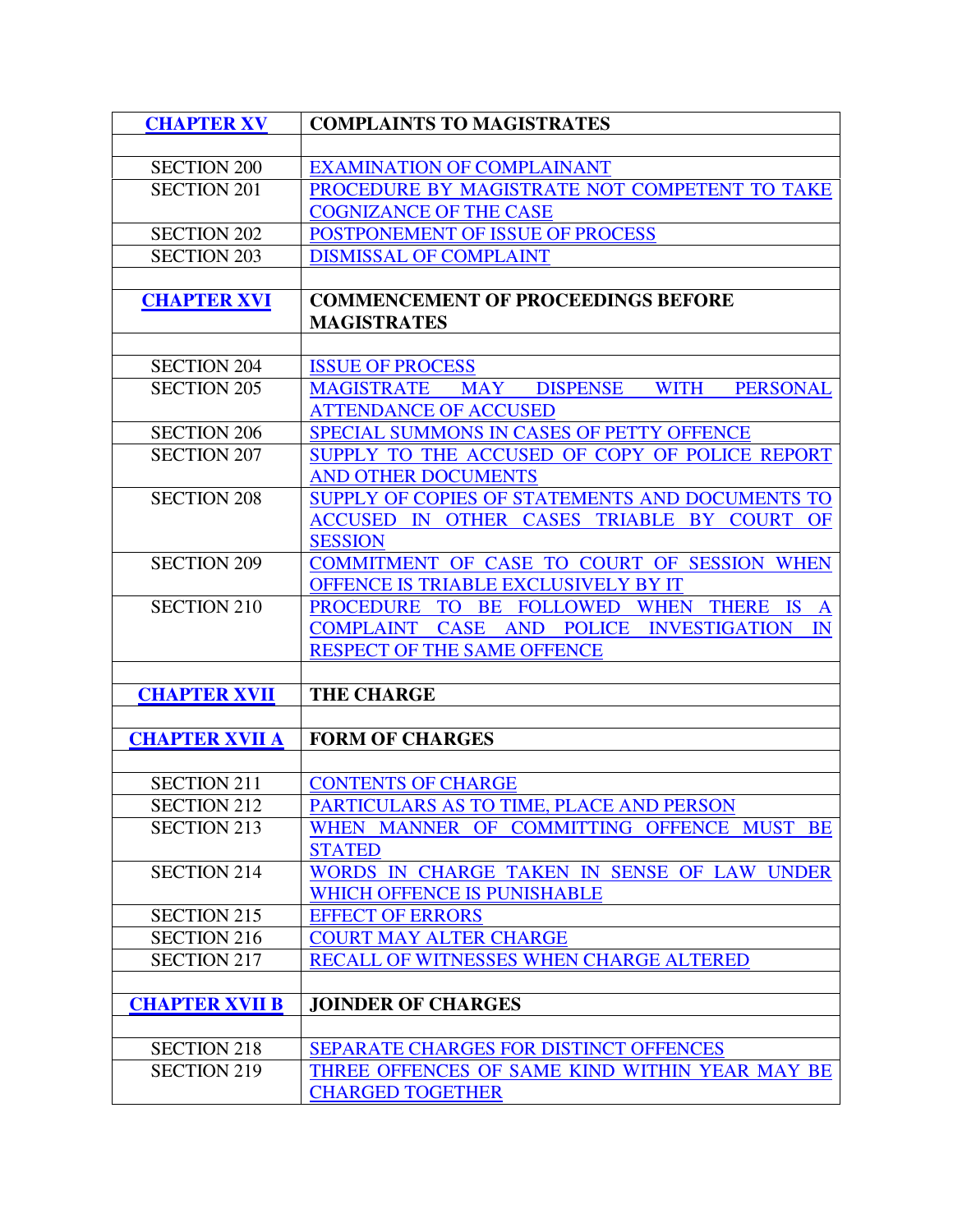| **CHAPTER XV** | **COMPLAINTS TO MAGISTRATES** |
|---|---|
| | |
| SECTION 200 | EXAMINATION OF COMPLAINANT |
| SECTION 201 | PROCEDURE BY MAGISTRATE NOT COMPETENT TO TAKE COGNIZANCE OF THE CASE |
| SECTION 202 | POSTPONEMENT OF ISSUE OF PROCESS |
| SECTION 203 | DISMISSAL OF COMPLAINT |
| | |
| **CHAPTER XVI** | **COMMENCEMENT OF PROCEEDINGS BEFORE MAGISTRATES** |
| | |
| SECTION 204 | ISSUE OF PROCESS |
| SECTION 205 | MAGISTRATE MAY DISPENSE WITH PERSONAL ATTENDANCE OF ACCUSED |
| SECTION 206 | SPECIAL SUMMONS IN CASES OF PETTY OFFENCE |
| SECTION 207 | SUPPLY TO THE ACCUSED OF COPY OF POLICE REPORT AND OTHER DOCUMENTS |
| SECTION 208 | SUPPLY OF COPIES OF STATEMENTS AND DOCUMENTS TO ACCUSED IN OTHER CASES TRIABLE BY COURT OF SESSION |
| SECTION 209 | COMMITMENT OF CASE TO COURT OF SESSION WHEN OFFENCE IS TRIABLE EXCLUSIVELY BY IT |
| SECTION 210 | PROCEDURE TO BE FOLLOWED WHEN THERE IS A COMPLAINT CASE AND POLICE INVESTIGATION IN RESPECT OF THE SAME OFFENCE |
| | |
| **CHAPTER XVII** | **THE CHARGE** |
| | |
| **CHAPTER XVII A** | **FORM OF CHARGES** |
| | |
| SECTION 211 | CONTENTS OF CHARGE |
| SECTION 212 | PARTICULARS AS TO TIME, PLACE AND PERSON |
| SECTION 213 | WHEN MANNER OF COMMITTING OFFENCE MUST BE STATED |
| SECTION 214 | WORDS IN CHARGE TAKEN IN SENSE OF LAW UNDER WHICH OFFENCE IS PUNISHABLE |
| SECTION 215 | EFFECT OF ERRORS |
| SECTION 216 | COURT MAY ALTER CHARGE |
| SECTION 217 | RECALL OF WITNESSES WHEN CHARGE ALTERED |
| | |
| **CHAPTER XVII B** | **JOINDER OF CHARGES** |
| | |
| SECTION 218 | SEPARATE CHARGES FOR DISTINCT OFFENCES |
| SECTION 219 | THREE OFFENCES OF SAME KIND WITHIN YEAR MAY BE CHARGED TOGETHER |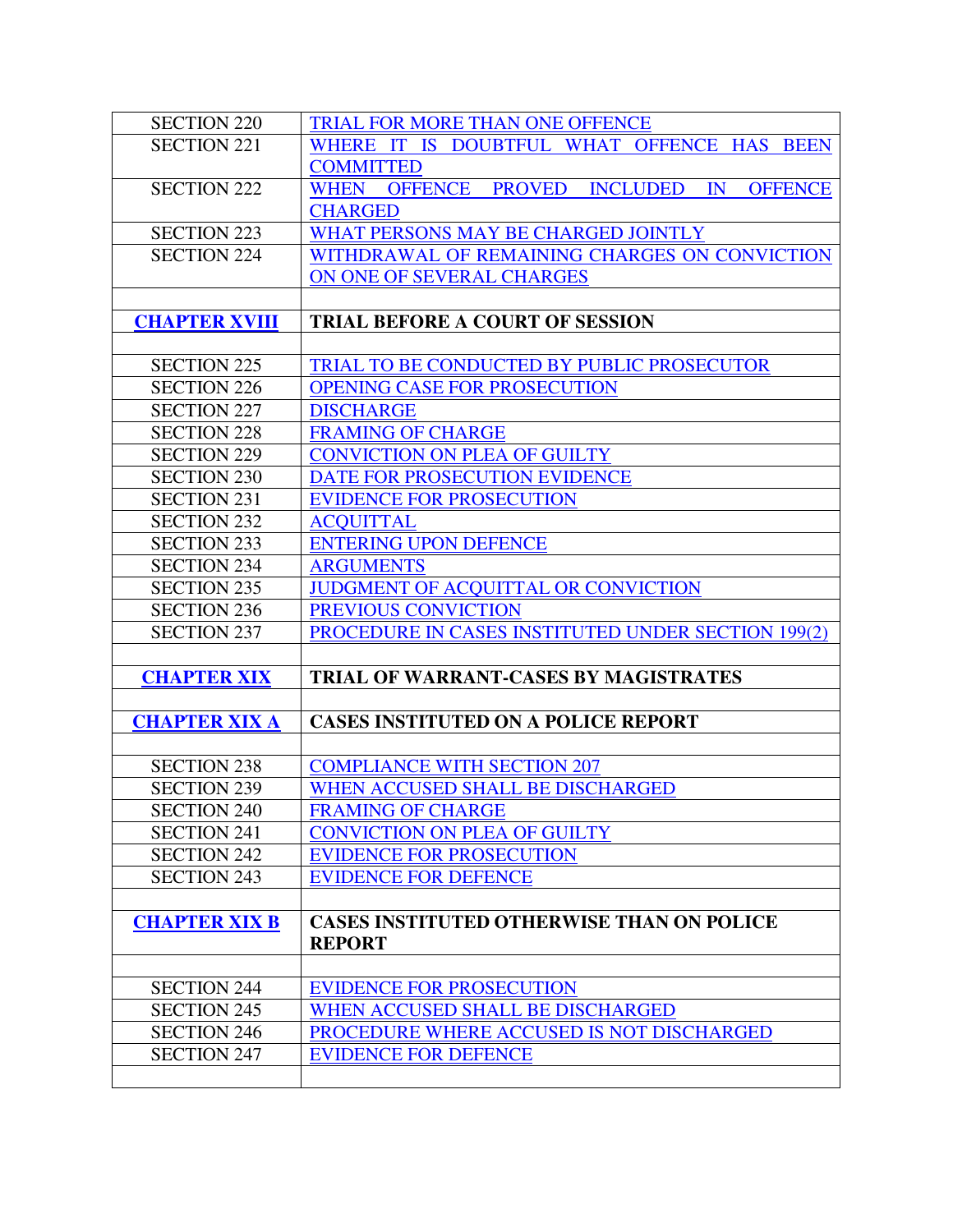| | |
|---|---|
| SECTION 220 | TRIAL FOR MORE THAN ONE OFFENCE |
| SECTION 221 | WHERE IT IS DOUBTFUL WHAT OFFENCE HAS BEEN COMMITTED |
| SECTION 222 | WHEN OFFENCE PROVED INCLUDED IN OFFENCE CHARGED |
| SECTION 223 | WHAT PERSONS MAY BE CHARGED JOINTLY |
| SECTION 224 | WITHDRAWAL OF REMAINING CHARGES ON CONVICTION ON ONE OF SEVERAL CHARGES |
| | |
| **CHAPTER XVIII** | **TRIAL BEFORE A COURT OF SESSION** |
| | |
| SECTION 225 | TRIAL TO BE CONDUCTED BY PUBLIC PROSECUTOR |
| SECTION 226 | OPENING CASE FOR PROSECUTION |
| SECTION 227 | DISCHARGE |
| SECTION 228 | FRAMING OF CHARGE |
| SECTION 229 | CONVICTION ON PLEA OF GUILTY |
| SECTION 230 | DATE FOR PROSECUTION EVIDENCE |
| SECTION 231 | EVIDENCE FOR PROSECUTION |
| SECTION 232 | ACQUITTAL |
| SECTION 233 | ENTERING UPON DEFENCE |
| SECTION 234 | ARGUMENTS |
| SECTION 235 | JUDGMENT OF ACQUITTAL OR CONVICTION |
| SECTION 236 | PREVIOUS CONVICTION |
| SECTION 237 | PROCEDURE IN CASES INSTITUTED UNDER SECTION 199(2) |
| | |
| **CHAPTER XIX** | **TRIAL OF WARRANT-CASES BY MAGISTRATES** |
| | |
| **CHAPTER XIX A** | **CASES INSTITUTED ON A POLICE REPORT** |
| | |
| SECTION 238 | COMPLIANCE WITH SECTION 207 |
| SECTION 239 | WHEN ACCUSED SHALL BE DISCHARGED |
| SECTION 240 | FRAMING OF CHARGE |
| SECTION 241 | CONVICTION ON PLEA OF GUILTY |
| SECTION 242 | EVIDENCE FOR PROSECUTION |
| SECTION 243 | EVIDENCE FOR DEFENCE |
| | |
| **CHAPTER XIX B** | **CASES INSTITUTED OTHERWISE THAN ON POLICE REPORT** |
| | |
| SECTION 244 | EVIDENCE FOR PROSECUTION |
| SECTION 245 | WHEN ACCUSED SHALL BE DISCHARGED |
| SECTION 246 | PROCEDURE WHERE ACCUSED IS NOT DISCHARGED |
| SECTION 247 | EVIDENCE FOR DEFENCE |
| | |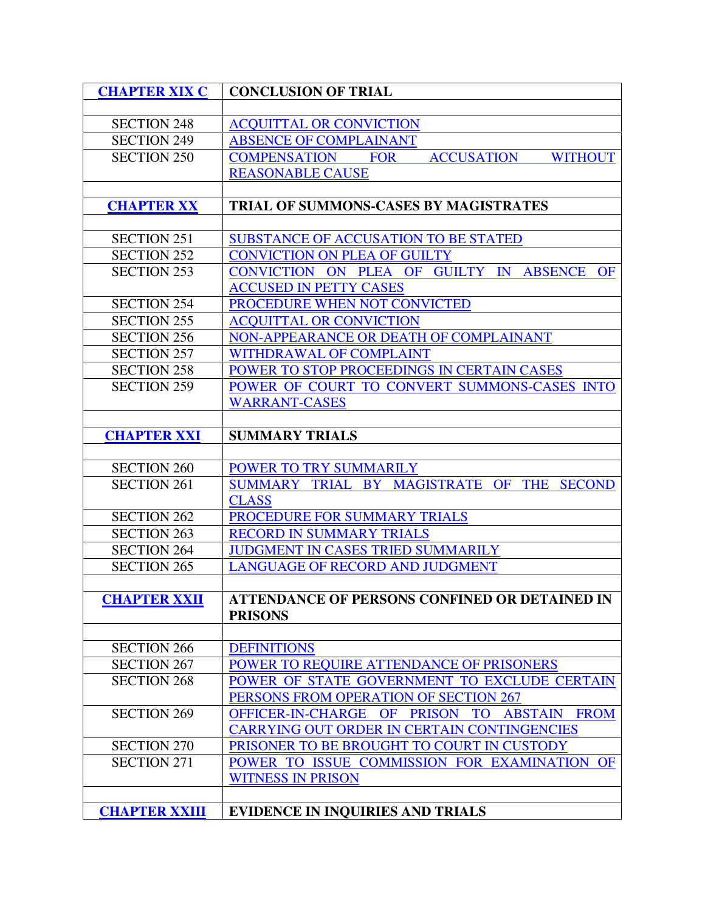| CHAPTER XIX C | CONCLUSION OF TRIAL |
|---|---|
| | |
| SECTION 248 | ACQUITTAL OR CONVICTION |
| SECTION 249 | ABSENCE OF COMPLAINANT |
| SECTION 250 | COMPENSATION FOR ACCUSATION WITHOUT REASONABLE CAUSE |
| | |
| **CHAPTER XX** | **TRIAL OF SUMMONS-CASES BY MAGISTRATES** |
| | |
| SECTION 251 | SUBSTANCE OF ACCUSATION TO BE STATED |
| SECTION 252 | CONVICTION ON PLEA OF GUILTY |
| SECTION 253 | CONVICTION ON PLEA OF GUILTY IN ABSENCE OF ACCUSED IN PETTY CASES |
| SECTION 254 | PROCEDURE WHEN NOT CONVICTED |
| SECTION 255 | ACQUITTAL OR CONVICTION |
| SECTION 256 | NON-APPEARANCE OR DEATH OF COMPLAINANT |
| SECTION 257 | WITHDRAWAL OF COMPLAINT |
| SECTION 258 | POWER TO STOP PROCEEDINGS IN CERTAIN CASES |
| SECTION 259 | POWER OF COURT TO CONVERT SUMMONS-CASES INTO WARRANT-CASES |
| | |
| **CHAPTER XXI** | **SUMMARY TRIALS** |
| | |
| SECTION 260 | POWER TO TRY SUMMARILY |
| SECTION 261 | SUMMARY TRIAL BY MAGISTRATE OF THE SECOND CLASS |
| SECTION 262 | PROCEDURE FOR SUMMARY TRIALS |
| SECTION 263 | RECORD IN SUMMARY TRIALS |
| SECTION 264 | JUDGMENT IN CASES TRIED SUMMARILY |
| SECTION 265 | LANGUAGE OF RECORD AND JUDGMENT |
| | |
| **CHAPTER XXII** | **ATTENDANCE OF PERSONS CONFINED OR DETAINED IN PRISONS** |
| | |
| SECTION 266 | DEFINITIONS |
| SECTION 267 | POWER TO REQUIRE ATTENDANCE OF PRISONERS |
| SECTION 268 | POWER OF STATE GOVERNMENT TO EXCLUDE CERTAIN PERSONS FROM OPERATION OF SECTION 267 |
| SECTION 269 | OFFICER-IN-CHARGE OF PRISON TO ABSTAIN FROM CARRYING OUT ORDER IN CERTAIN CONTINGENCIES |
| SECTION 270 | PRISONER TO BE BROUGHT TO COURT IN CUSTODY |
| SECTION 271 | POWER TO ISSUE COMMISSION FOR EXAMINATION OF WITNESS IN PRISON |
| | |
| **CHAPTER XXIII** | **EVIDENCE IN INQUIRIES AND TRIALS** |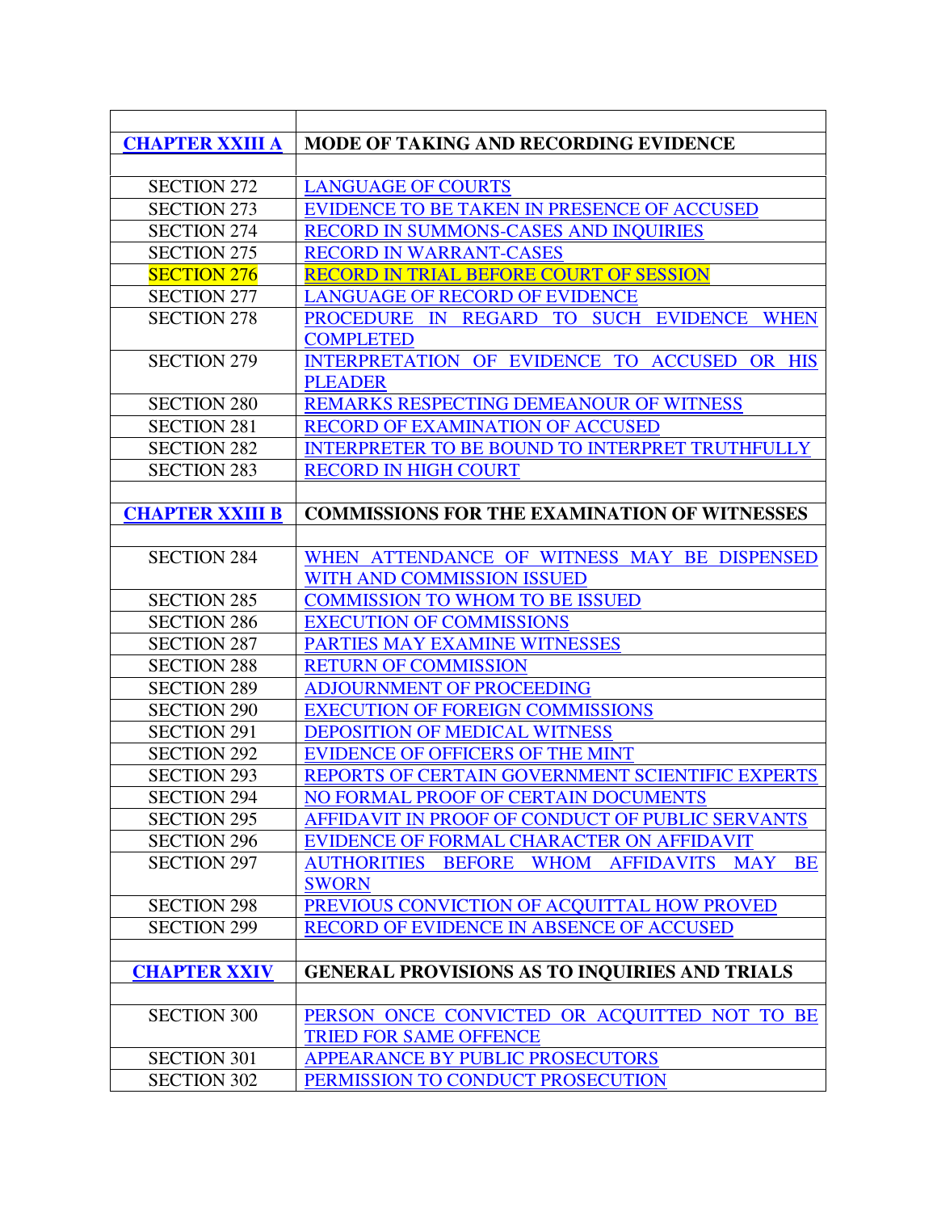| | |
|---|---|
| **CHAPTER XXIII A** | **MODE OF TAKING AND RECORDING EVIDENCE** |
| | |
| SECTION 272 | LANGUAGE OF COURTS |
| SECTION 273 | EVIDENCE TO BE TAKEN IN PRESENCE OF ACCUSED |
| SECTION 274 | RECORD IN SUMMONS-CASES AND INQUIRIES |
| SECTION 275 | RECORD IN WARRANT-CASES |
| SECTION 276 | RECORD IN TRIAL BEFORE COURT OF SESSION |
| SECTION 277 | LANGUAGE OF RECORD OF EVIDENCE |
| SECTION 278 | PROCEDURE IN REGARD TO SUCH EVIDENCE WHEN COMPLETED |
| SECTION 279 | INTERPRETATION OF EVIDENCE TO ACCUSED OR HIS PLEADER |
| SECTION 280 | REMARKS RESPECTING DEMEANOUR OF WITNESS |
| SECTION 281 | RECORD OF EXAMINATION OF ACCUSED |
| SECTION 282 | INTERPRETER TO BE BOUND TO INTERPRET TRUTHFULLY |
| SECTION 283 | RECORD IN HIGH COURT |
| | |
| **CHAPTER XXIII B** | **COMMISSIONS FOR THE EXAMINATION OF WITNESSES** |
| | |
| SECTION 284 | WHEN ATTENDANCE OF WITNESS MAY BE DISPENSED WITH AND COMMISSION ISSUED |
| SECTION 285 | COMMISSION TO WHOM TO BE ISSUED |
| SECTION 286 | EXECUTION OF COMMISSIONS |
| SECTION 287 | PARTIES MAY EXAMINE WITNESSES |
| SECTION 288 | RETURN OF COMMISSION |
| SECTION 289 | ADJOURNMENT OF PROCEEDING |
| SECTION 290 | EXECUTION OF FOREIGN COMMISSIONS |
| SECTION 291 | DEPOSITION OF MEDICAL WITNESS |
| SECTION 292 | EVIDENCE OF OFFICERS OF THE MINT |
| SECTION 293 | REPORTS OF CERTAIN GOVERNMENT SCIENTIFIC EXPERTS |
| SECTION 294 | NO FORMAL PROOF OF CERTAIN DOCUMENTS |
| SECTION 295 | AFFIDAVIT IN PROOF OF CONDUCT OF PUBLIC SERVANTS |
| SECTION 296 | EVIDENCE OF FORMAL CHARACTER ON AFFIDAVIT |
| SECTION 297 | AUTHORITIES BEFORE WHOM AFFIDAVITS MAY BE SWORN |
| SECTION 298 | PREVIOUS CONVICTION OF ACQUITTAL HOW PROVED |
| SECTION 299 | RECORD OF EVIDENCE IN ABSENCE OF ACCUSED |
| | |
| **CHAPTER XXIV** | **GENERAL PROVISIONS AS TO INQUIRIES AND TRIALS** |
| | |
| SECTION 300 | PERSON ONCE CONVICTED OR ACQUITTED NOT TO BE TRIED FOR SAME OFFENCE |
| SECTION 301 | APPEARANCE BY PUBLIC PROSECUTORS |
| SECTION 302 | PERMISSION TO CONDUCT PROSECUTION |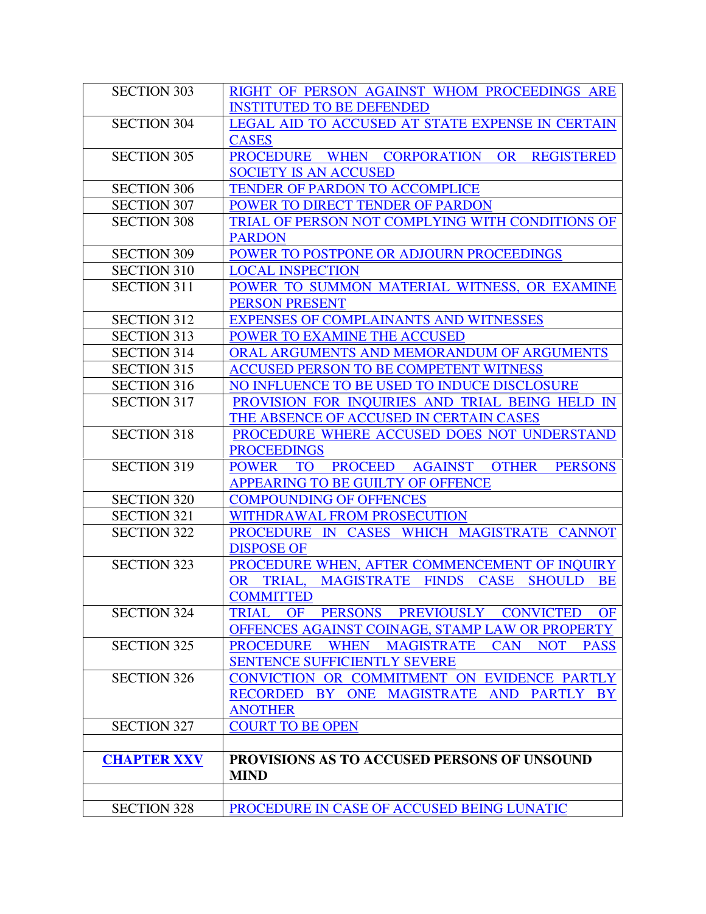| | |
|---|---|
| SECTION 303 | RIGHT OF PERSON AGAINST WHOM PROCEEDINGS ARE INSTITUTED TO BE DEFENDED |
| SECTION 304 | LEGAL AID TO ACCUSED AT STATE EXPENSE IN CERTAIN CASES |
| SECTION 305 | PROCEDURE WHEN CORPORATION OR REGISTERED SOCIETY IS AN ACCUSED |
| SECTION 306 | TENDER OF PARDON TO ACCOMPLICE |
| SECTION 307 | POWER TO DIRECT TENDER OF PARDON |
| SECTION 308 | TRIAL OF PERSON NOT COMPLYING WITH CONDITIONS OF PARDON |
| SECTION 309 | POWER TO POSTPONE OR ADJOURN PROCEEDINGS |
| SECTION 310 | LOCAL INSPECTION |
| SECTION 311 | POWER TO SUMMON MATERIAL WITNESS, OR EXAMINE PERSON PRESENT |
| SECTION 312 | EXPENSES OF COMPLAINANTS AND WITNESSES |
| SECTION 313 | POWER TO EXAMINE THE ACCUSED |
| SECTION 314 | ORAL ARGUMENTS AND MEMORANDUM OF ARGUMENTS |
| SECTION 315 | ACCUSED PERSON TO BE COMPETENT WITNESS |
| SECTION 316 | NO INFLUENCE TO BE USED TO INDUCE DISCLOSURE |
| SECTION 317 | PROVISION FOR INQUIRIES AND TRIAL BEING HELD IN THE ABSENCE OF ACCUSED IN CERTAIN CASES |
| SECTION 318 | PROCEDURE WHERE ACCUSED DOES NOT UNDERSTAND PROCEEDINGS |
| SECTION 319 | POWER TO PROCEED AGAINST OTHER PERSONS APPEARING TO BE GUILTY OF OFFENCE |
| SECTION 320 | COMPOUNDING OF OFFENCES |
| SECTION 321 | WITHDRAWAL FROM PROSECUTION |
| SECTION 322 | PROCEDURE IN CASES WHICH MAGISTRATE CANNOT DISPOSE OF |
| SECTION 323 | PROCEDURE WHEN, AFTER COMMENCEMENT OF INQUIRY OR TRIAL, MAGISTRATE FINDS CASE SHOULD BE COMMITTED |
| SECTION 324 | TRIAL OF PERSONS PREVIOUSLY CONVICTED OF OFFENCES AGAINST COINAGE, STAMP LAW OR PROPERTY |
| SECTION 325 | PROCEDURE WHEN MAGISTRATE CAN NOT PASS SENTENCE SUFFICIENTLY SEVERE |
| SECTION 326 | CONVICTION OR COMMITMENT ON EVIDENCE PARTLY RECORDED BY ONE MAGISTRATE AND PARTLY BY ANOTHER |
| SECTION 327 | COURT TO BE OPEN |
| | |
| **CHAPTER XXV** | **PROVISIONS AS TO ACCUSED PERSONS OF UNSOUND MIND** |
| | |
| SECTION 328 | PROCEDURE IN CASE OF ACCUSED BEING LUNATIC |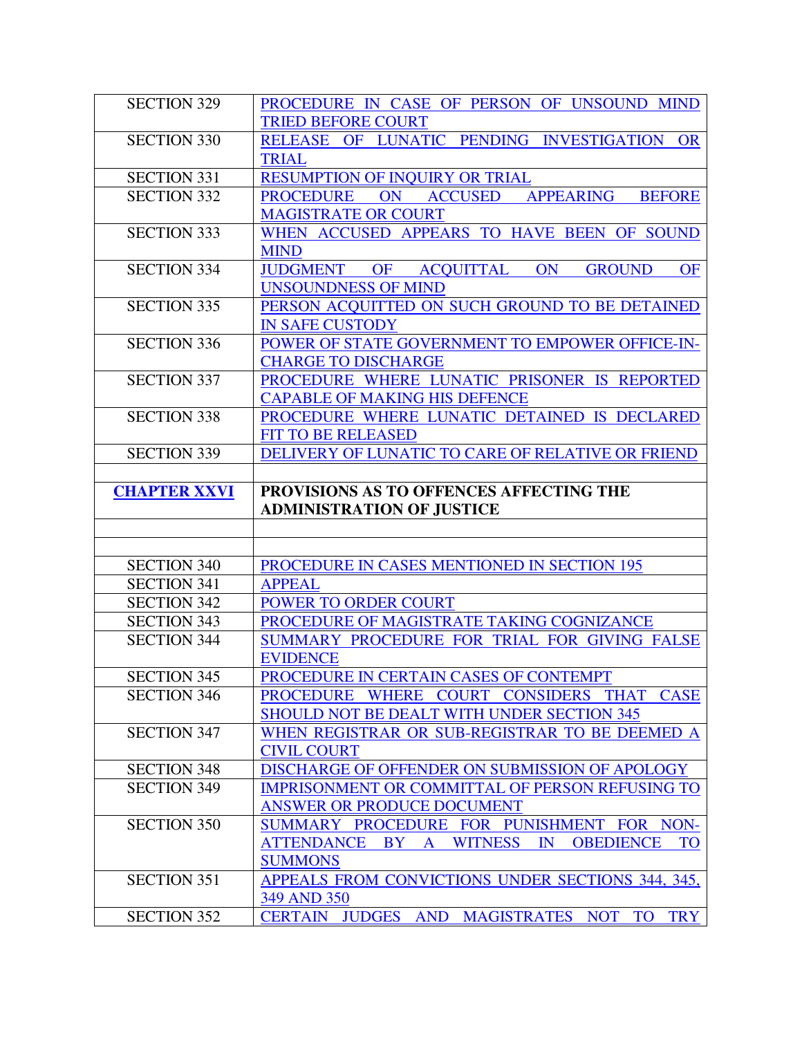| SECTION 329 | PROCEDURE IN CASE OF PERSON OF UNSOUND MIND TRIED BEFORE COURT |
|---|---|
| SECTION 330 | RELEASE OF LUNATIC PENDING INVESTIGATION OR TRIAL |
| SECTION 331 | RESUMPTION OF INQUIRY OR TRIAL |
| SECTION 332 | PROCEDURE ON ACCUSED APPEARING BEFORE MAGISTRATE OR COURT |
| SECTION 333 | WHEN ACCUSED APPEARS TO HAVE BEEN OF SOUND MIND |
| SECTION 334 | JUDGMENT OF ACQUITTAL ON GROUND OF UNSOUNDNESS OF MIND |
| SECTION 335 | PERSON ACQUITTED ON SUCH GROUND TO BE DETAINED IN SAFE CUSTODY |
| SECTION 336 | POWER OF STATE GOVERNMENT TO EMPOWER OFFICE-IN-CHARGE TO DISCHARGE |
| SECTION 337 | PROCEDURE WHERE LUNATIC PRISONER IS REPORTED CAPABLE OF MAKING HIS DEFENCE |
| SECTION 338 | PROCEDURE WHERE LUNATIC DETAINED IS DECLARED FIT TO BE RELEASED |
| SECTION 339 | DELIVERY OF LUNATIC TO CARE OF RELATIVE OR FRIEND |
| | |
| **CHAPTER XXVI** | **PROVISIONS AS TO OFFENCES AFFECTING THE ADMINISTRATION OF JUSTICE** |
| | |
| | |
| SECTION 340 | PROCEDURE IN CASES MENTIONED IN SECTION 195 |
| SECTION 341 | APPEAL |
| SECTION 342 | POWER TO ORDER COURT |
| SECTION 343 | PROCEDURE OF MAGISTRATE TAKING COGNIZANCE |
| SECTION 344 | SUMMARY PROCEDURE FOR TRIAL FOR GIVING FALSE EVIDENCE |
| SECTION 345 | PROCEDURE IN CERTAIN CASES OF CONTEMPT |
| SECTION 346 | PROCEDURE WHERE COURT CONSIDERS THAT CASE SHOULD NOT BE DEALT WITH UNDER SECTION 345 |
| SECTION 347 | WHEN REGISTRAR OR SUB-REGISTRAR TO BE DEEMED A CIVIL COURT |
| SECTION 348 | DISCHARGE OF OFFENDER ON SUBMISSION OF APOLOGY |
| SECTION 349 | IMPRISONMENT OR COMMITTAL OF PERSON REFUSING TO ANSWER OR PRODUCE DOCUMENT |
| SECTION 350 | SUMMARY PROCEDURE FOR PUNISHMENT FOR NON-ATTENDANCE BY A WITNESS IN OBEDIENCE TO SUMMONS |
| SECTION 351 | APPEALS FROM CONVICTIONS UNDER SECTIONS 344, 345, 349 AND 350 |
| SECTION 352 | CERTAIN JUDGES AND MAGISTRATES NOT TO TRY |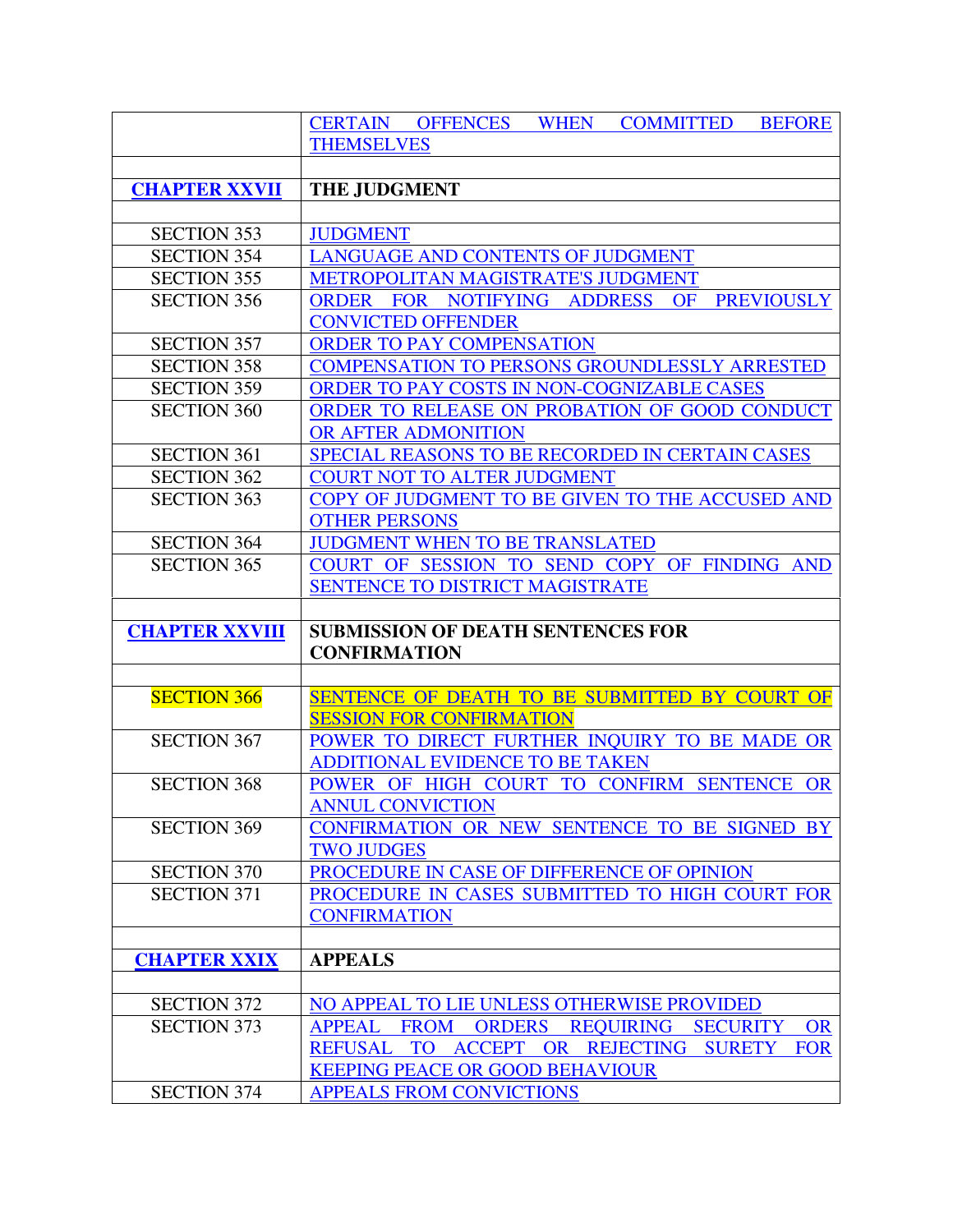| | |
|---|---|
| | CERTAIN OFFENCES WHEN COMMITTED BEFORE THEMSELVES |
| | |
| **CHAPTER XXVII** | **THE JUDGMENT** |
| | |
| SECTION 353 | JUDGMENT |
| SECTION 354 | LANGUAGE AND CONTENTS OF JUDGMENT |
| SECTION 355 | METROPOLITAN MAGISTRATE'S JUDGMENT |
| SECTION 356 | ORDER FOR NOTIFYING ADDRESS OF PREVIOUSLY CONVICTED OFFENDER |
| SECTION 357 | ORDER TO PAY COMPENSATION |
| SECTION 358 | COMPENSATION TO PERSONS GROUNDLESSLY ARRESTED |
| SECTION 359 | ORDER TO PAY COSTS IN NON-COGNIZABLE CASES |
| SECTION 360 | ORDER TO RELEASE ON PROBATION OF GOOD CONDUCT OR AFTER ADMONITION |
| SECTION 361 | SPECIAL REASONS TO BE RECORDED IN CERTAIN CASES |
| SECTION 362 | COURT NOT TO ALTER JUDGMENT |
| SECTION 363 | COPY OF JUDGMENT TO BE GIVEN TO THE ACCUSED AND OTHER PERSONS |
| SECTION 364 | JUDGMENT WHEN TO BE TRANSLATED |
| SECTION 365 | COURT OF SESSION TO SEND COPY OF FINDING AND SENTENCE TO DISTRICT MAGISTRATE |
| | |
| **CHAPTER XXVIII** | **SUBMISSION OF DEATH SENTENCES FOR CONFIRMATION** |
| | |
| SECTION 366 | SENTENCE OF DEATH TO BE SUBMITTED BY COURT OF SESSION FOR CONFIRMATION |
| SECTION 367 | POWER TO DIRECT FURTHER INQUIRY TO BE MADE OR ADDITIONAL EVIDENCE TO BE TAKEN |
| SECTION 368 | POWER OF HIGH COURT TO CONFIRM SENTENCE OR ANNUL CONVICTION |
| SECTION 369 | CONFIRMATION OR NEW SENTENCE TO BE SIGNED BY TWO JUDGES |
| SECTION 370 | PROCEDURE IN CASE OF DIFFERENCE OF OPINION |
| SECTION 371 | PROCEDURE IN CASES SUBMITTED TO HIGH COURT FOR CONFIRMATION |
| | |
| **CHAPTER XXIX** | **APPEALS** |
| | |
| SECTION 372 | NO APPEAL TO LIE UNLESS OTHERWISE PROVIDED |
| SECTION 373 | APPEAL FROM ORDERS REQUIRING SECURITY OR REFUSAL TO ACCEPT OR REJECTING SURETY FOR KEEPING PEACE OR GOOD BEHAVIOUR |
| SECTION 374 | APPEALS FROM CONVICTIONS |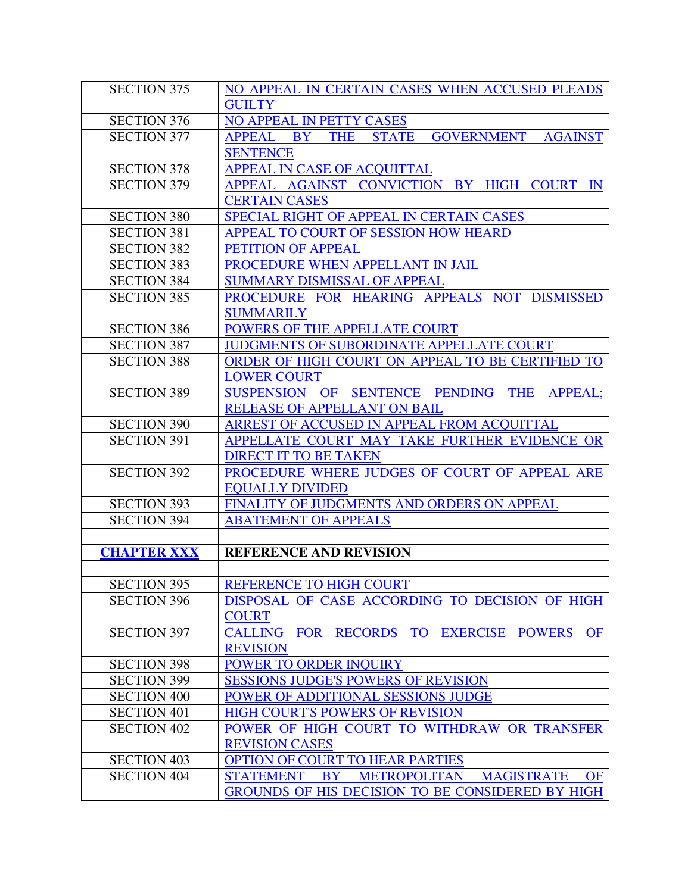| | |
|---|---|
| SECTION 375 | NO APPEAL IN CERTAIN CASES WHEN ACCUSED PLEADS GUILTY |
| SECTION 376 | NO APPEAL IN PETTY CASES |
| SECTION 377 | APPEAL BY THE STATE GOVERNMENT AGAINST SENTENCE |
| SECTION 378 | APPEAL IN CASE OF ACQUITTAL |
| SECTION 379 | APPEAL AGAINST CONVICTION BY HIGH COURT IN CERTAIN CASES |
| SECTION 380 | SPECIAL RIGHT OF APPEAL IN CERTAIN CASES |
| SECTION 381 | APPEAL TO COURT OF SESSION HOW HEARD |
| SECTION 382 | PETITION OF APPEAL |
| SECTION 383 | PROCEDURE WHEN APPELLANT IN JAIL |
| SECTION 384 | SUMMARY DISMISSAL OF APPEAL |
| SECTION 385 | PROCEDURE FOR HEARING APPEALS NOT DISMISSED SUMMARILY |
| SECTION 386 | POWERS OF THE APPELLATE COURT |
| SECTION 387 | JUDGMENTS OF SUBORDINATE APPELLATE COURT |
| SECTION 388 | ORDER OF HIGH COURT ON APPEAL TO BE CERTIFIED TO LOWER COURT |
| SECTION 389 | SUSPENSION OF SENTENCE PENDING THE APPEAL; RELEASE OF APPELLANT ON BAIL |
| SECTION 390 | ARREST OF ACCUSED IN APPEAL FROM ACQUITTAL |
| SECTION 391 | APPELLATE COURT MAY TAKE FURTHER EVIDENCE OR DIRECT IT TO BE TAKEN |
| SECTION 392 | PROCEDURE WHERE JUDGES OF COURT OF APPEAL ARE EQUALLY DIVIDED |
| SECTION 393 | FINALITY OF JUDGMENTS AND ORDERS ON APPEAL |
| SECTION 394 | ABATEMENT OF APPEALS |
| | |
| **CHAPTER XXX** | **REFERENCE AND REVISION** |
| | |
| SECTION 395 | REFERENCE TO HIGH COURT |
| SECTION 396 | DISPOSAL OF CASE ACCORDING TO DECISION OF HIGH COURT |
| SECTION 397 | CALLING FOR RECORDS TO EXERCISE POWERS OF REVISION |
| SECTION 398 | POWER TO ORDER INQUIRY |
| SECTION 399 | SESSIONS JUDGE'S POWERS OF REVISION |
| SECTION 400 | POWER OF ADDITIONAL SESSIONS JUDGE |
| SECTION 401 | HIGH COURT'S POWERS OF REVISION |
| SECTION 402 | POWER OF HIGH COURT TO WITHDRAW OR TRANSFER REVISION CASES |
| SECTION 403 | OPTION OF COURT TO HEAR PARTIES |
| SECTION 404 | STATEMENT BY METROPOLITAN MAGISTRATE OF GROUNDS OF HIS DECISION TO BE CONSIDERED BY HIGH |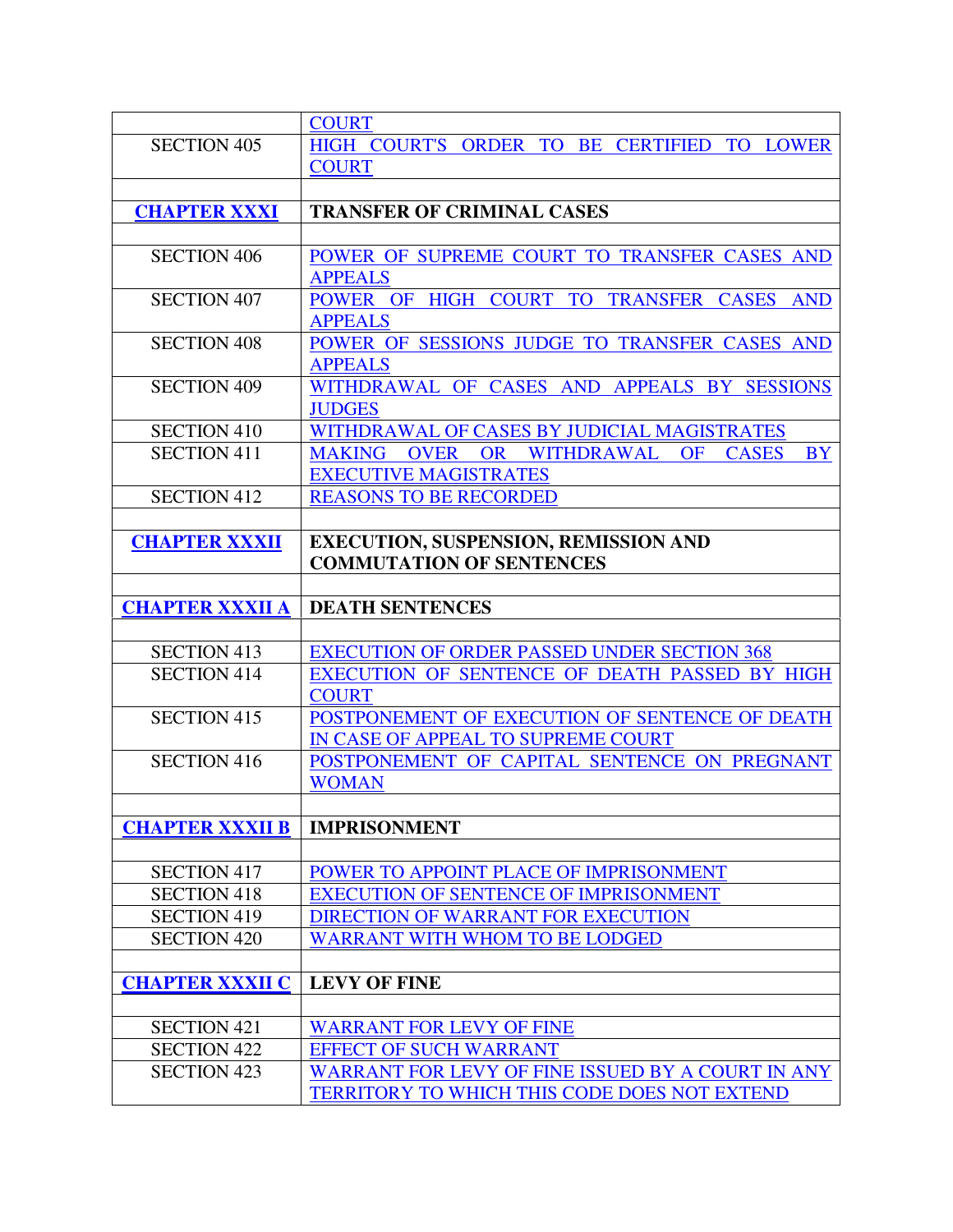| | |
|---|---|
| | COURT |
| SECTION 405 | HIGH COURT'S ORDER TO BE CERTIFIED TO LOWER COURT |
| | |
| **CHAPTER XXXI** | **TRANSFER OF CRIMINAL CASES** |
| | |
| SECTION 406 | POWER OF SUPREME COURT TO TRANSFER CASES AND APPEALS |
| SECTION 407 | POWER OF HIGH COURT TO TRANSFER CASES AND APPEALS |
| SECTION 408 | POWER OF SESSIONS JUDGE TO TRANSFER CASES AND APPEALS |
| SECTION 409 | WITHDRAWAL OF CASES AND APPEALS BY SESSIONS JUDGES |
| SECTION 410 | WITHDRAWAL OF CASES BY JUDICIAL MAGISTRATES |
| SECTION 411 | MAKING OVER OR WITHDRAWAL OF CASES BY EXECUTIVE MAGISTRATES |
| SECTION 412 | REASONS TO BE RECORDED |
| | |
| **CHAPTER XXXII** | **EXECUTION, SUSPENSION, REMISSION AND COMMUTATION OF SENTENCES** |
| | |
| **CHAPTER XXXII A** | **DEATH SENTENCES** |
| | |
| SECTION 413 | EXECUTION OF ORDER PASSED UNDER SECTION 368 |
| SECTION 414 | EXECUTION OF SENTENCE OF DEATH PASSED BY HIGH COURT |
| SECTION 415 | POSTPONEMENT OF EXECUTION OF SENTENCE OF DEATH IN CASE OF APPEAL TO SUPREME COURT |
| SECTION 416 | POSTPONEMENT OF CAPITAL SENTENCE ON PREGNANT WOMAN |
| | |
| **CHAPTER XXXII B** | **IMPRISONMENT** |
| | |
| SECTION 417 | POWER TO APPOINT PLACE OF IMPRISONMENT |
| SECTION 418 | EXECUTION OF SENTENCE OF IMPRISONMENT |
| SECTION 419 | DIRECTION OF WARRANT FOR EXECUTION |
| SECTION 420 | WARRANT WITH WHOM TO BE LODGED |
| | |
| **CHAPTER XXXII C** | **LEVY OF FINE** |
| | |
| SECTION 421 | WARRANT FOR LEVY OF FINE |
| SECTION 422 | EFFECT OF SUCH WARRANT |
| SECTION 423 | WARRANT FOR LEVY OF FINE ISSUED BY A COURT IN ANY TERRITORY TO WHICH THIS CODE DOES NOT EXTEND |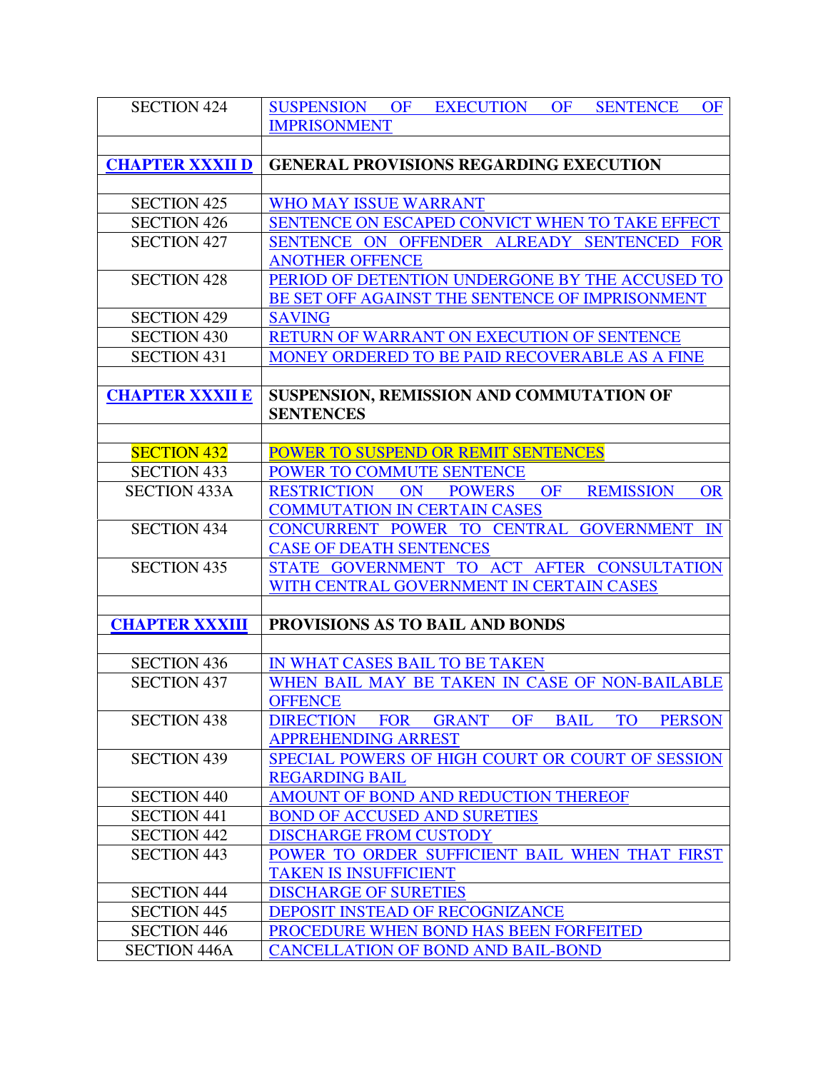| | |
|---|---|
| SECTION 424 | SUSPENSION OF EXECUTION OF SENTENCE OF IMPRISONMENT |
| | |
| **CHAPTER XXXII D** | **GENERAL PROVISIONS REGARDING EXECUTION** |
| | |
| SECTION 425 | WHO MAY ISSUE WARRANT |
| SECTION 426 | SENTENCE ON ESCAPED CONVICT WHEN TO TAKE EFFECT |
| SECTION 427 | SENTENCE ON OFFENDER ALREADY SENTENCED FOR ANOTHER OFFENCE |
| SECTION 428 | PERIOD OF DETENTION UNDERGONE BY THE ACCUSED TO BE SET OFF AGAINST THE SENTENCE OF IMPRISONMENT |
| SECTION 429 | SAVING |
| SECTION 430 | RETURN OF WARRANT ON EXECUTION OF SENTENCE |
| SECTION 431 | MONEY ORDERED TO BE PAID RECOVERABLE AS A FINE |
| | |
| **CHAPTER XXXII E** | **SUSPENSION, REMISSION AND COMMUTATION OF SENTENCES** |
| | |
| SECTION 432 | POWER TO SUSPEND OR REMIT SENTENCES |
| SECTION 433 | POWER TO COMMUTE SENTENCE |
| SECTION 433A | RESTRICTION ON POWERS OF REMISSION OR COMMUTATION IN CERTAIN CASES |
| SECTION 434 | CONCURRENT POWER TO CENTRAL GOVERNMENT IN CASE OF DEATH SENTENCES |
| SECTION 435 | STATE GOVERNMENT TO ACT AFTER CONSULTATION WITH CENTRAL GOVERNMENT IN CERTAIN CASES |
| | |
| **CHAPTER XXXIII** | **PROVISIONS AS TO BAIL AND BONDS** |
| | |
| SECTION 436 | IN WHAT CASES BAIL TO BE TAKEN |
| SECTION 437 | WHEN BAIL MAY BE TAKEN IN CASE OF NON-BAILABLE OFFENCE |
| SECTION 438 | DIRECTION FOR GRANT OF BAIL TO PERSON APPREHENDING ARREST |
| SECTION 439 | SPECIAL POWERS OF HIGH COURT OR COURT OF SESSION REGARDING BAIL |
| SECTION 440 | AMOUNT OF BOND AND REDUCTION THEREOF |
| SECTION 441 | BOND OF ACCUSED AND SURETIES |
| SECTION 442 | DISCHARGE FROM CUSTODY |
| SECTION 443 | POWER TO ORDER SUFFICIENT BAIL WHEN THAT FIRST TAKEN IS INSUFFICIENT |
| SECTION 444 | DISCHARGE OF SURETIES |
| SECTION 445 | DEPOSIT INSTEAD OF RECOGNIZANCE |
| SECTION 446 | PROCEDURE WHEN BOND HAS BEEN FORFEITED |
| SECTION 446A | CANCELLATION OF BOND AND BAIL-BOND |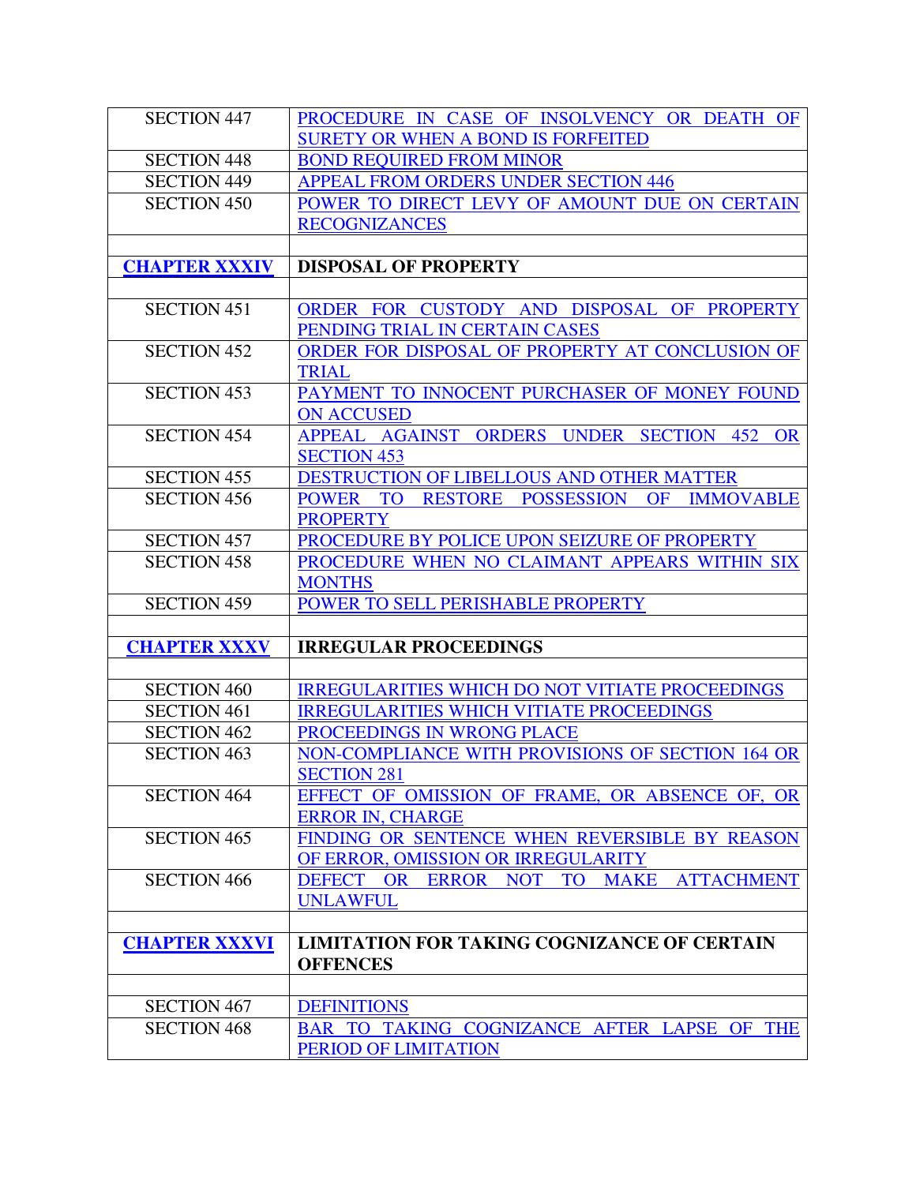| | |
|---|---|
| SECTION 447 | PROCEDURE IN CASE OF INSOLVENCY OR DEATH OF SURETY OR WHEN A BOND IS FORFEITED |
| SECTION 448 | BOND REQUIRED FROM MINOR |
| SECTION 449 | APPEAL FROM ORDERS UNDER SECTION 446 |
| SECTION 450 | POWER TO DIRECT LEVY OF AMOUNT DUE ON CERTAIN RECOGNIZANCES |
| | |
| **CHAPTER XXXIV** | **DISPOSAL OF PROPERTY** |
| | |
| SECTION 451 | ORDER FOR CUSTODY AND DISPOSAL OF PROPERTY PENDING TRIAL IN CERTAIN CASES |
| SECTION 452 | ORDER FOR DISPOSAL OF PROPERTY AT CONCLUSION OF TRIAL |
| SECTION 453 | PAYMENT TO INNOCENT PURCHASER OF MONEY FOUND ON ACCUSED |
| SECTION 454 | APPEAL AGAINST ORDERS UNDER SECTION 452 OR SECTION 453 |
| SECTION 455 | DESTRUCTION OF LIBELLOUS AND OTHER MATTER |
| SECTION 456 | POWER TO RESTORE POSSESSION OF IMMOVABLE PROPERTY |
| SECTION 457 | PROCEDURE BY POLICE UPON SEIZURE OF PROPERTY |
| SECTION 458 | PROCEDURE WHEN NO CLAIMANT APPEARS WITHIN SIX MONTHS |
| SECTION 459 | POWER TO SELL PERISHABLE PROPERTY |
| | |
| **CHAPTER XXXV** | **IRREGULAR PROCEEDINGS** |
| | |
| SECTION 460 | IRREGULARITIES WHICH DO NOT VITIATE PROCEEDINGS |
| SECTION 461 | IRREGULARITIES WHICH VITIATE PROCEEDINGS |
| SECTION 462 | PROCEEDINGS IN WRONG PLACE |
| SECTION 463 | NON-COMPLIANCE WITH PROVISIONS OF SECTION 164 OR SECTION 281 |
| SECTION 464 | EFFECT OF OMISSION OF FRAME, OR ABSENCE OF, OR ERROR IN, CHARGE |
| SECTION 465 | FINDING OR SENTENCE WHEN REVERSIBLE BY REASON OF ERROR, OMISSION OR IRREGULARITY |
| SECTION 466 | DEFECT OR ERROR NOT TO MAKE ATTACHMENT UNLAWFUL |
| | |
| **CHAPTER XXXVI** | **LIMITATION FOR TAKING COGNIZANCE OF CERTAIN OFFENCES** |
| | |
| SECTION 467 | DEFINITIONS |
| SECTION 468 | BAR TO TAKING COGNIZANCE AFTER LAPSE OF THE PERIOD OF LIMITATION |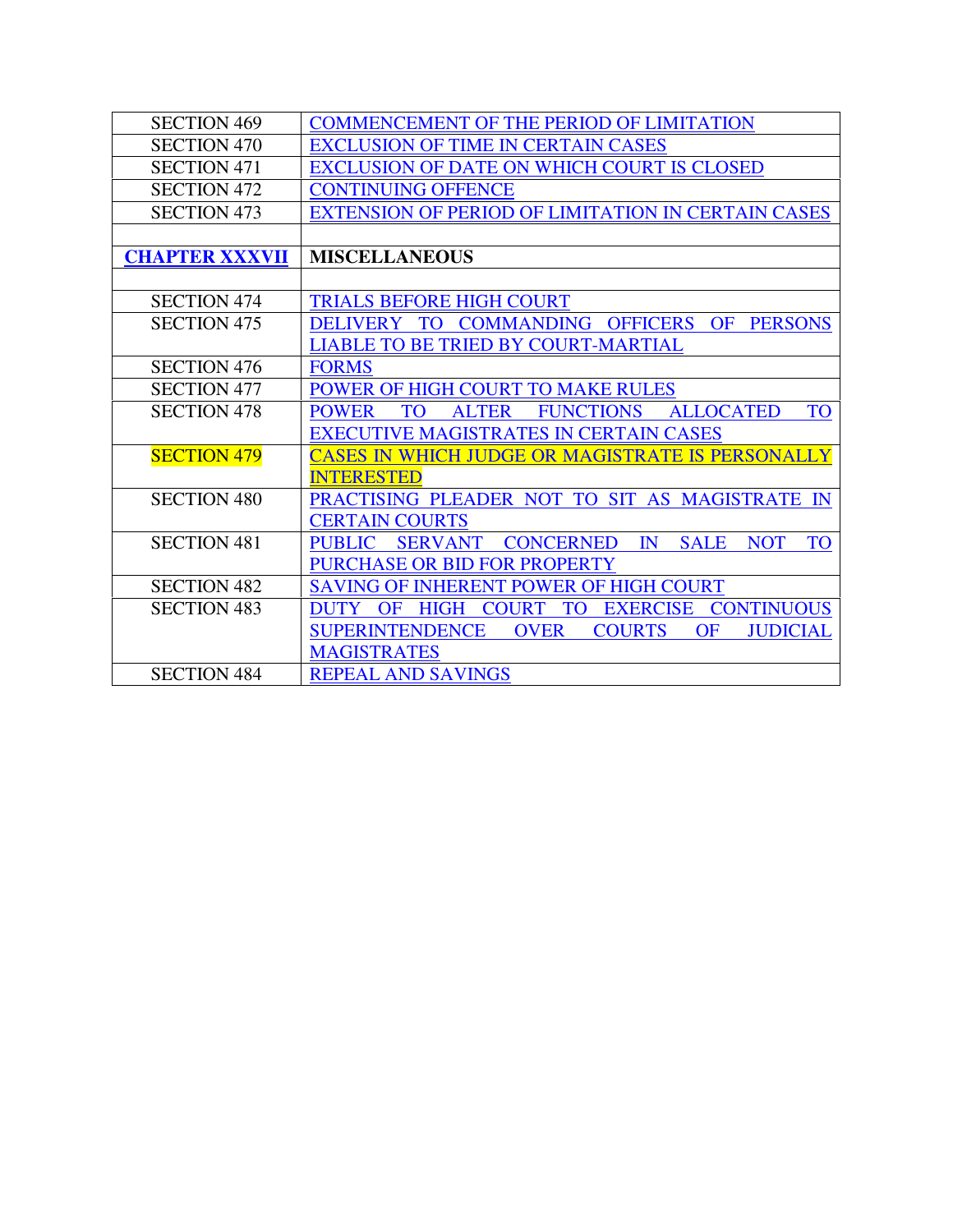| | |
|---|---|
| SECTION 469 | COMMENCEMENT OF THE PERIOD OF LIMITATION |
| SECTION 470 | EXCLUSION OF TIME IN CERTAIN CASES |
| SECTION 471 | EXCLUSION OF DATE ON WHICH COURT IS CLOSED |
| SECTION 472 | CONTINUING OFFENCE |
| SECTION 473 | EXTENSION OF PERIOD OF LIMITATION IN CERTAIN CASES |
| | |
| **CHAPTER XXXVII** | **MISCELLANEOUS** |
| | |
| SECTION 474 | TRIALS BEFORE HIGH COURT |
| SECTION 475 | DELIVERY TO COMMANDING OFFICERS OF PERSONS LIABLE TO BE TRIED BY COURT-MARTIAL |
| SECTION 476 | FORMS |
| SECTION 477 | POWER OF HIGH COURT TO MAKE RULES |
| SECTION 478 | POWER TO ALTER FUNCTIONS ALLOCATED TO EXECUTIVE MAGISTRATES IN CERTAIN CASES |
| SECTION 479 | CASES IN WHICH JUDGE OR MAGISTRATE IS PERSONALLY INTERESTED |
| SECTION 480 | PRACTISING PLEADER NOT TO SIT AS MAGISTRATE IN CERTAIN COURTS |
| SECTION 481 | PUBLIC SERVANT CONCERNED IN SALE NOT TO PURCHASE OR BID FOR PROPERTY |
| SECTION 482 | SAVING OF INHERENT POWER OF HIGH COURT |
| SECTION 483 | DUTY OF HIGH COURT TO EXERCISE CONTINUOUS SUPERINTENDENCE OVER COURTS OF JUDICIAL MAGISTRATES |
| SECTION 484 | REPEAL AND SAVINGS |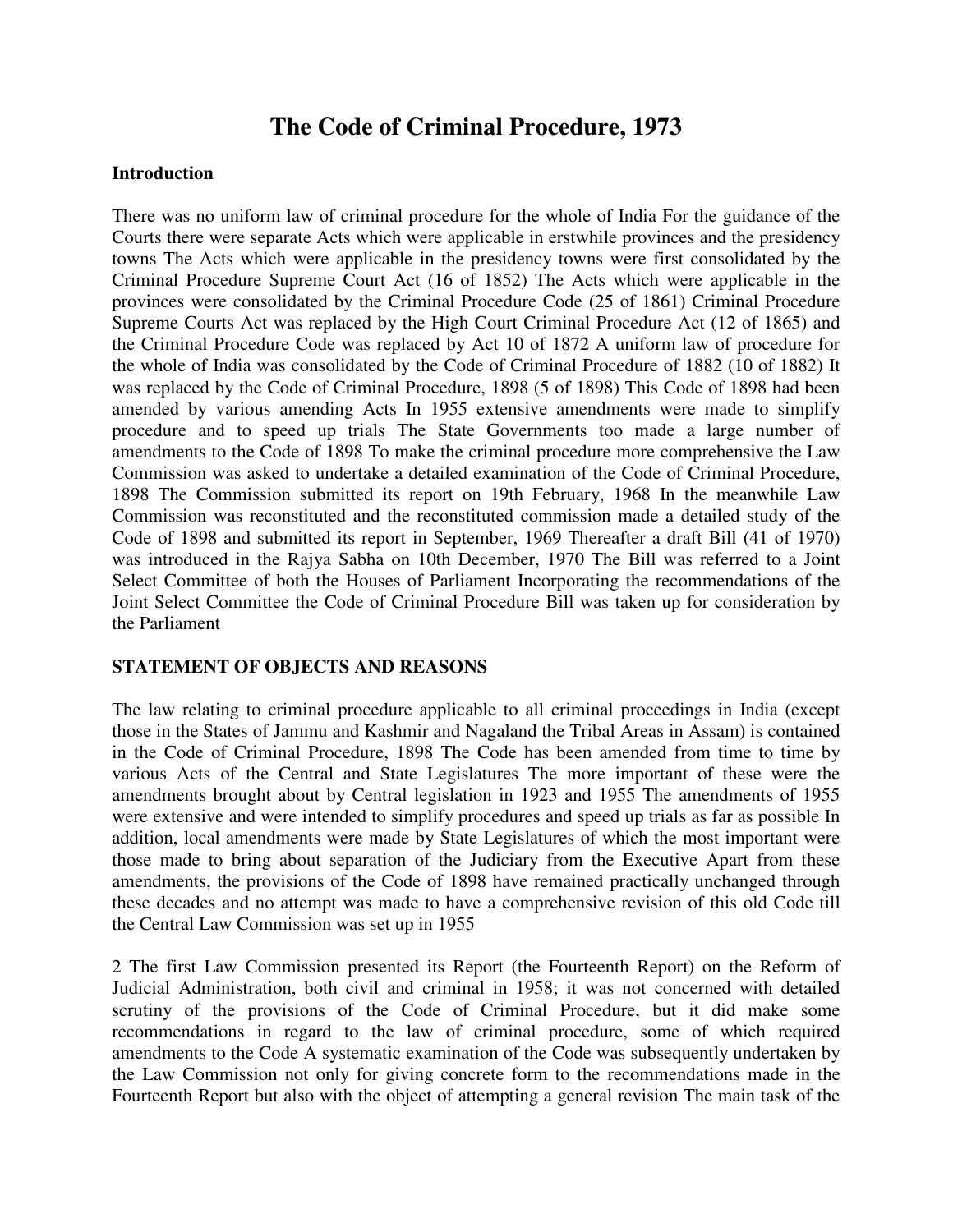# The Code of Criminal Procedure, 1973

**Introduction**

There was no uniform law of criminal procedure for the whole of India For the guidance of the Courts there were separate Acts which were applicable in erstwhile provinces and the presidency towns The Acts which were applicable in the presidency towns were first consolidated by the Criminal Procedure Supreme Court Act (16 of 1852) The Acts which were applicable in the provinces were consolidated by the Criminal Procedure Code (25 of 1861) Criminal Procedure Supreme Courts Act was replaced by the High Court Criminal Procedure Act (12 of 1865) and the Criminal Procedure Code was replaced by Act 10 of 1872 A uniform law of procedure for the whole of India was consolidated by the Code of Criminal Procedure of 1882 (10 of 1882) It was replaced by the Code of Criminal Procedure, 1898 (5 of 1898) This Code of 1898 had been amended by various amending Acts In 1955 extensive amendments were made to simplify procedure and to speed up trials The State Governments too made a large number of amendments to the Code of 1898 To make the criminal procedure more comprehensive the Law Commission was asked to undertake a detailed examination of the Code of Criminal Procedure, 1898 The Commission submitted its report on 19th February, 1968 In the meanwhile Law Commission was reconstituted and the reconstituted commission made a detailed study of the Code of 1898 and submitted its report in September, 1969 Thereafter a draft Bill (41 of 1970) was introduced in the Rajya Sabha on 10th December, 1970 The Bill was referred to a Joint Select Committee of both the Houses of Parliament Incorporating the recommendations of the Joint Select Committee the Code of Criminal Procedure Bill was taken up for consideration by the Parliament

**STATEMENT OF OBJECTS AND REASONS**

The law relating to criminal procedure applicable to all criminal proceedings in India (except those in the States of Jammu and Kashmir and Nagaland the Tribal Areas in Assam) is contained in the Code of Criminal Procedure, 1898 The Code has been amended from time to time by various Acts of the Central and State Legislatures The more important of these were the amendments brought about by Central legislation in 1923 and 1955 The amendments of 1955 were extensive and were intended to simplify procedures and speed up trials as far as possible In addition, local amendments were made by State Legislatures of which the most important were those made to bring about separation of the Judiciary from the Executive Apart from these amendments, the provisions of the Code of 1898 have remained practically unchanged through these decades and no attempt was made to have a comprehensive revision of this old Code till the Central Law Commission was set up in 1955

2 The first Law Commission presented its Report (the Fourteenth Report) on the Reform of Judicial Administration, both civil and criminal in 1958; it was not concerned with detailed scrutiny of the provisions of the Code of Criminal Procedure, but it did make some recommendations in regard to the law of criminal procedure, some of which required amendments to the Code A systematic examination of the Code was subsequently undertaken by the Law Commission not only for giving concrete form to the recommendations made in the Fourteenth Report but also with the object of attempting a general revision The main task of the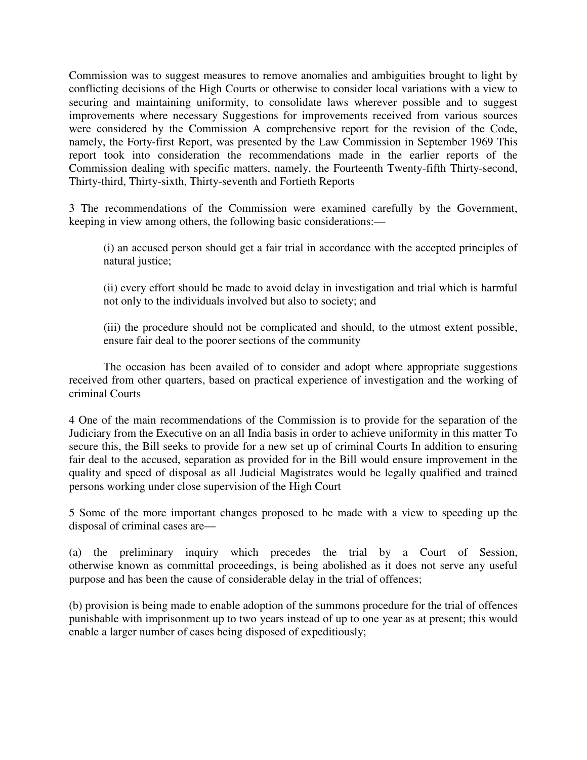Commission was to suggest measures to remove anomalies and ambiguities brought to light by conflicting decisions of the High Courts or otherwise to consider local variations with a view to securing and maintaining uniformity, to consolidate laws wherever possible and to suggest improvements where necessary Suggestions for improvements received from various sources were considered by the Commission A comprehensive report for the revision of the Code, namely, the Forty-first Report, was presented by the Law Commission in September 1969 This report took into consideration the recommendations made in the earlier reports of the Commission dealing with specific matters, namely, the Fourteenth Twenty-fifth Thirty-second, Thirty-third, Thirty-sixth, Thirty-seventh and Fortieth Reports

3 The recommendations of the Commission were examined carefully by the Government, keeping in view among others, the following basic considerations:—

(i) an accused person should get a fair trial in accordance with the accepted principles of natural justice;

(ii) every effort should be made to avoid delay in investigation and trial which is harmful not only to the individuals involved but also to society; and

(iii) the procedure should not be complicated and should, to the utmost extent possible, ensure fair deal to the poorer sections of the community

The occasion has been availed of to consider and adopt where appropriate suggestions received from other quarters, based on practical experience of investigation and the working of criminal Courts

4 One of the main recommendations of the Commission is to provide for the separation of the Judiciary from the Executive on an all India basis in order to achieve uniformity in this matter To secure this, the Bill seeks to provide for a new set up of criminal Courts In addition to ensuring fair deal to the accused, separation as provided for in the Bill would ensure improvement in the quality and speed of disposal as all Judicial Magistrates would be legally qualified and trained persons working under close supervision of the High Court

5 Some of the more important changes proposed to be made with a view to speeding up the disposal of criminal cases are—

(a) the preliminary inquiry which precedes the trial by a Court of Session, otherwise known as committal proceedings, is being abolished as it does not serve any useful purpose and has been the cause of considerable delay in the trial of offences;

(b) provision is being made to enable adoption of the summons procedure for the trial of offences punishable with imprisonment up to two years instead of up to one year as at present; this would enable a larger number of cases being disposed of expeditiously;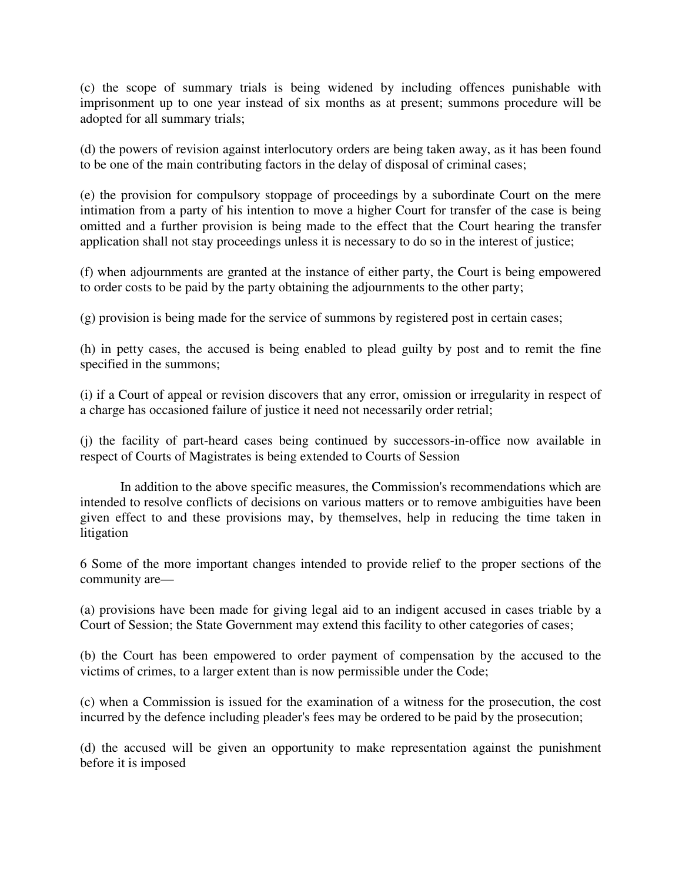(c) the scope of summary trials is being widened by including offences punishable with imprisonment up to one year instead of six months as at present; summons procedure will be adopted for all summary trials;

(d) the powers of revision against interlocutory orders are being taken away, as it has been found to be one of the main contributing factors in the delay of disposal of criminal cases;

(e) the provision for compulsory stoppage of proceedings by a subordinate Court on the mere intimation from a party of his intention to move a higher Court for transfer of the case is being omitted and a further provision is being made to the effect that the Court hearing the transfer application shall not stay proceedings unless it is necessary to do so in the interest of justice;

(f) when adjournments are granted at the instance of either party, the Court is being empowered to order costs to be paid by the party obtaining the adjournments to the other party;

(g) provision is being made for the service of summons by registered post in certain cases;

(h) in petty cases, the accused is being enabled to plead guilty by post and to remit the fine specified in the summons;

(i) if a Court of appeal or revision discovers that any error, omission or irregularity in respect of a charge has occasioned failure of justice it need not necessarily order retrial;

(j) the facility of part-heard cases being continued by successors-in-office now available in respect of Courts of Magistrates is being extended to Courts of Session

In addition to the above specific measures, the Commission's recommendations which are intended to resolve conflicts of decisions on various matters or to remove ambiguities have been given effect to and these provisions may, by themselves, help in reducing the time taken in litigation

6 Some of the more important changes intended to provide relief to the proper sections of the community are—

(a) provisions have been made for giving legal aid to an indigent accused in cases triable by a Court of Session; the State Government may extend this facility to other categories of cases;

(b) the Court has been empowered to order payment of compensation by the accused to the victims of crimes, to a larger extent than is now permissible under the Code;

(c) when a Commission is issued for the examination of a witness for the prosecution, the cost incurred by the defence including pleader's fees may be ordered to be paid by the prosecution;

(d) the accused will be given an opportunity to make representation against the punishment before it is imposed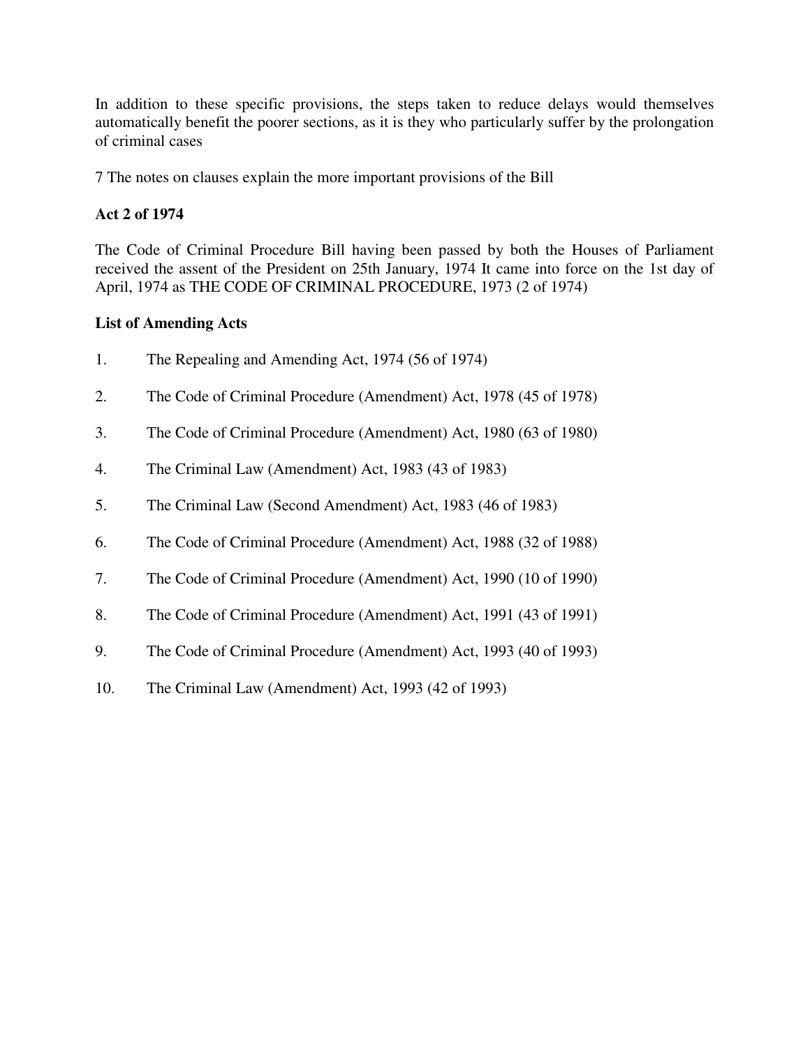In addition to these specific provisions, the steps taken to reduce delays would themselves automatically benefit the poorer sections, as it is they who particularly suffer by the prolongation of criminal cases

7 The notes on clauses explain the more important provisions of the Bill

**Act 2 of 1974**

The Code of Criminal Procedure Bill having been passed by both the Houses of Parliament received the assent of the President on 25th January, 1974 It came into force on the 1st day of April, 1974 as THE CODE OF CRIMINAL PROCEDURE, 1973 (2 of 1974)

**List of Amending Acts**

1. The Repealing and Amending Act, 1974 (56 of 1974)
2. The Code of Criminal Procedure (Amendment) Act, 1978 (45 of 1978)
3. The Code of Criminal Procedure (Amendment) Act, 1980 (63 of 1980)
4. The Criminal Law (Amendment) Act, 1983 (43 of 1983)
5. The Criminal Law (Second Amendment) Act, 1983 (46 of 1983)
6. The Code of Criminal Procedure (Amendment) Act, 1988 (32 of 1988)
7. The Code of Criminal Procedure (Amendment) Act, 1990 (10 of 1990)
8. The Code of Criminal Procedure (Amendment) Act, 1991 (43 of 1991)
9. The Code of Criminal Procedure (Amendment) Act, 1993 (40 of 1993)
10. The Criminal Law (Amendment) Act, 1993 (42 of 1993)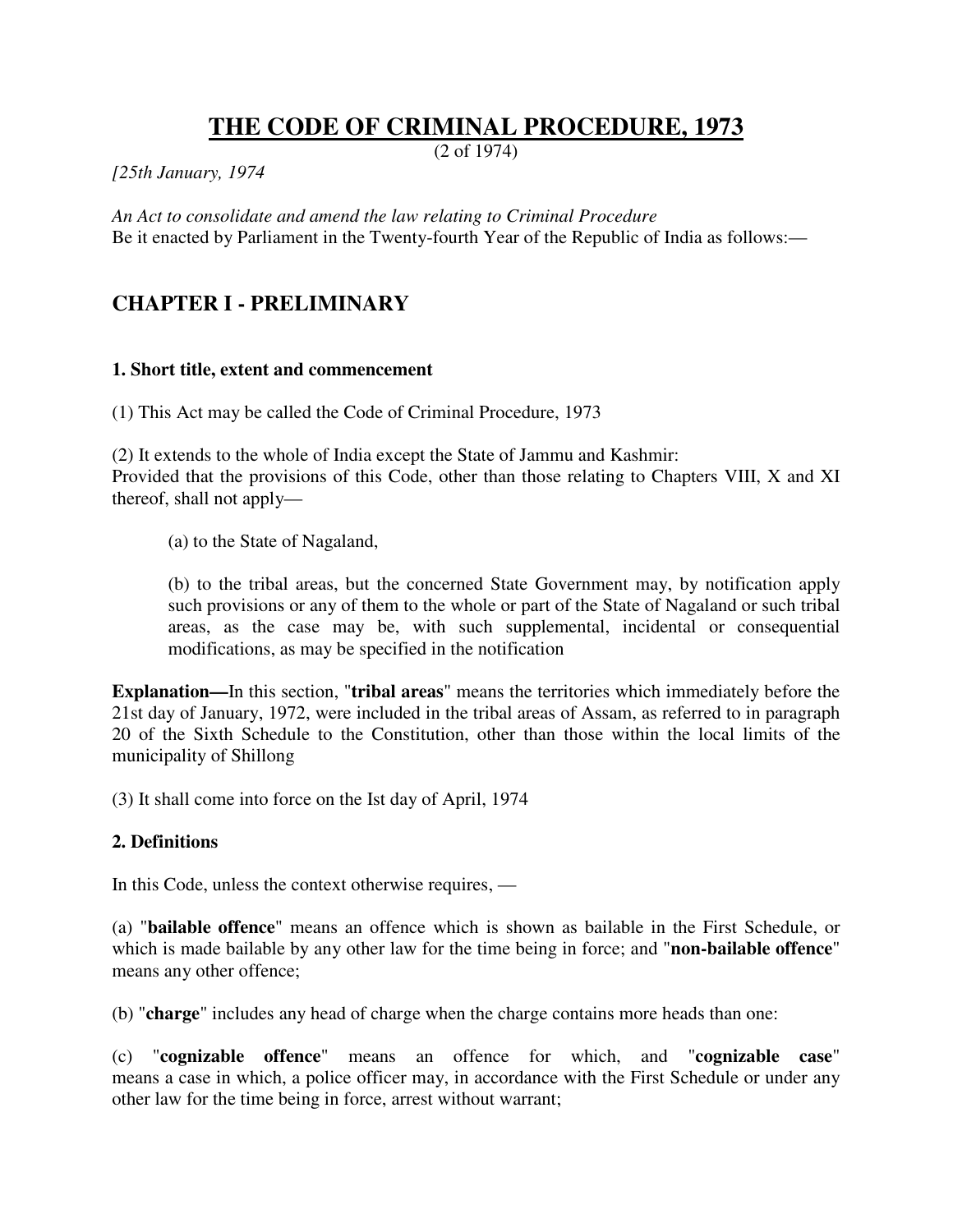# THE CODE OF CRIMINAL PROCEDURE, 1973

(2 of 1974)

*[25th January, 1974*

*An Act to consolidate and amend the law relating to Criminal Procedure*

Be it enacted by Parliament in the Twenty-fourth Year of the Republic of India as follows:—

## CHAPTER I - PRELIMINARY

### 1. Short title, extent and commencement

(1) This Act may be called the Code of Criminal Procedure, 1973

(2) It extends to the whole of India except the State of Jammu and Kashmir:
Provided that the provisions of this Code, other than those relating to Chapters VIII, X and XI thereof, shall not apply—

> (a) to the State of Nagaland,
>
> (b) to the tribal areas, but the concerned State Government may, by notification apply such provisions or any of them to the whole or part of the State of Nagaland or such tribal areas, as the case may be, with such supplemental, incidental or consequential modifications, as may be specified in the notification

**Explanation—**In this section, "**tribal areas**" means the territories which immediately before the 21st day of January, 1972, were included in the tribal areas of Assam, as referred to in paragraph 20 of the Sixth Schedule to the Constitution, other than those within the local limits of the municipality of Shillong

(3) It shall come into force on the Ist day of April, 1974

### 2. Definitions

In this Code, unless the context otherwise requires, —

(a) "**bailable offence**" means an offence which is shown as bailable in the First Schedule, or which is made bailable by any other law for the time being in force; and "**non-bailable offence**" means any other offence;

(b) "**charge**" includes any head of charge when the charge contains more heads than one:

(c) "**cognizable offence**" means an offence for which, and "**cognizable case**" means a case in which, a police officer may, in accordance with the First Schedule or under any other law for the time being in force, arrest without warrant;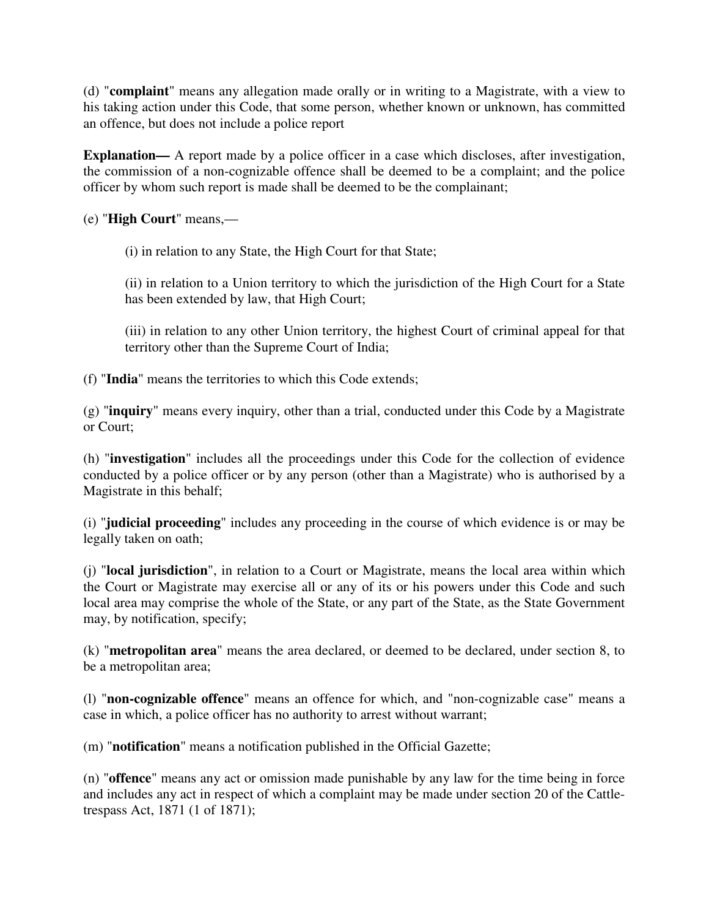(d) "**complaint**" means any allegation made orally or in writing to a Magistrate, with a view to his taking action under this Code, that some person, whether known or unknown, has committed an offence, but does not include a police report

**Explanation—** A report made by a police officer in a case which discloses, after investigation, the commission of a non-cognizable offence shall be deemed to be a complaint; and the police officer by whom such report is made shall be deemed to be the complainant;

(e) "**High Court**" means,—

> (i) in relation to any State, the High Court for that State;
>
> (ii) in relation to a Union territory to which the jurisdiction of the High Court for a State has been extended by law, that High Court;
>
> (iii) in relation to any other Union territory, the highest Court of criminal appeal for that territory other than the Supreme Court of India;

(f) "**India**" means the territories to which this Code extends;

(g) "**inquiry**" means every inquiry, other than a trial, conducted under this Code by a Magistrate or Court;

(h) "**investigation**" includes all the proceedings under this Code for the collection of evidence conducted by a police officer or by any person (other than a Magistrate) who is authorised by a Magistrate in this behalf;

(i) "**judicial proceeding**" includes any proceeding in the course of which evidence is or may be legally taken on oath;

(j) "**local jurisdiction**", in relation to a Court or Magistrate, means the local area within which the Court or Magistrate may exercise all or any of its or his powers under this Code and such local area may comprise the whole of the State, or any part of the State, as the State Government may, by notification, specify;

(k) "**metropolitan area**" means the area declared, or deemed to be declared, under section 8, to be a metropolitan area;

(l) "**non-cognizable offence**" means an offence for which, and "non-cognizable case" means a case in which, a police officer has no authority to arrest without warrant;

(m) "**notification**" means a notification published in the Official Gazette;

(n) "**offence**" means any act or omission made punishable by any law for the time being in force and includes any act in respect of which a complaint may be made under section 20 of the Cattle-trespass Act, 1871 (1 of 1871);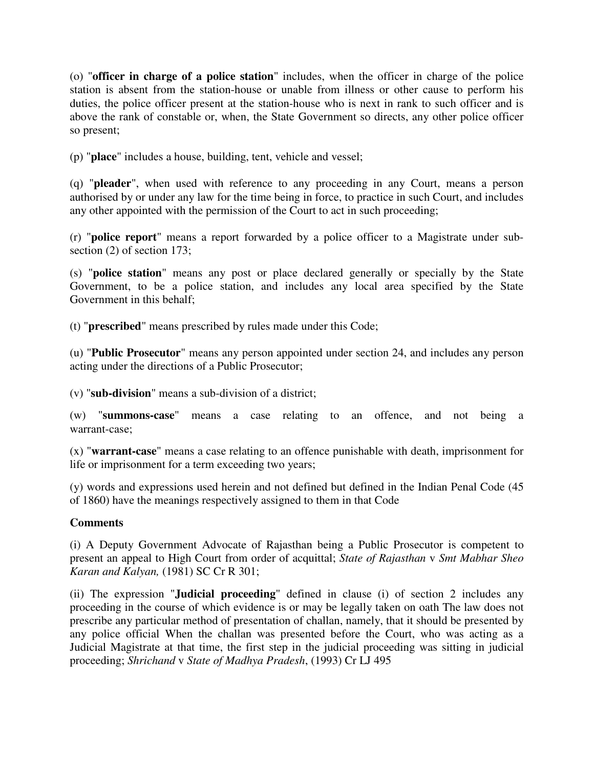(o) "**officer in charge of a police station**" includes, when the officer in charge of the police station is absent from the station-house or unable from illness or other cause to perform his duties, the police officer present at the station-house who is next in rank to such officer and is above the rank of constable or, when, the State Government so directs, any other police officer so present;

(p) "**place**" includes a house, building, tent, vehicle and vessel;

(q) "**pleader**", when used with reference to any proceeding in any Court, means a person authorised by or under any law for the time being in force, to practice in such Court, and includes any other appointed with the permission of the Court to act in such proceeding;

(r) "**police report**" means a report forwarded by a police officer to a Magistrate under sub-section (2) of section 173;

(s) "**police station**" means any post or place declared generally or specially by the State Government, to be a police station, and includes any local area specified by the State Government in this behalf;

(t) "**prescribed**" means prescribed by rules made under this Code;

(u) "**Public Prosecutor**" means any person appointed under section 24, and includes any person acting under the directions of a Public Prosecutor;

(v) "**sub-division**" means a sub-division of a district;

(w) "**summons-case**" means a case relating to an offence, and not being a warrant-case;

(x) "**warrant-case**" means a case relating to an offence punishable with death, imprisonment for life or imprisonment for a term exceeding two years;

(y) words and expressions used herein and not defined but defined in the Indian Penal Code (45 of 1860) have the meanings respectively assigned to them in that Code

**Comments**

(i) A Deputy Government Advocate of Rajasthan being a Public Prosecutor is competent to present an appeal to High Court from order of acquittal; *State of Rajasthan* v *Smt Mabhar Sheo Karan and Kalyan,* (1981) SC Cr R 301;

(ii) The expression "**Judicial proceeding**" defined in clause (i) of section 2 includes any proceeding in the course of which evidence is or may be legally taken on oath The law does not prescribe any particular method of presentation of challan, namely, that it should be presented by any police official When the challan was presented before the Court, who was acting as a Judicial Magistrate at that time, the first step in the judicial proceeding was sitting in judicial proceeding; *Shrichand* v *State of Madhya Pradesh*, (1993) Cr LJ 495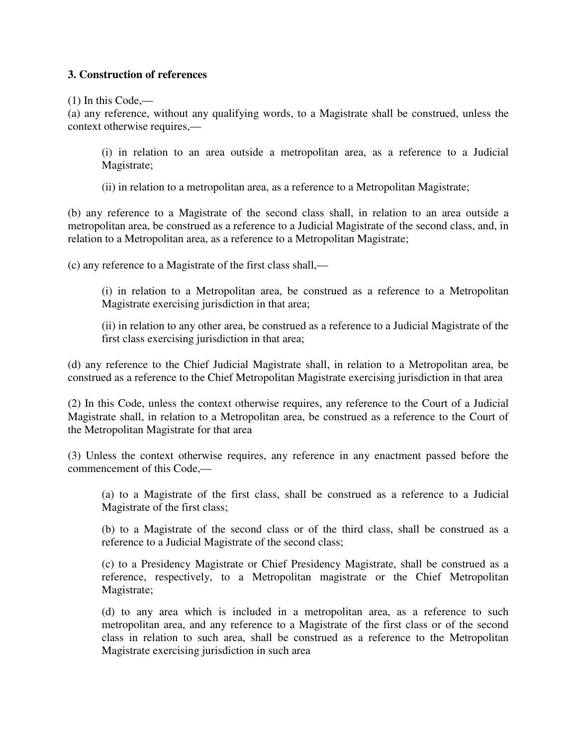### 3. Construction of references

(1) In this Code,—

(a) any reference, without any qualifying words, to a Magistrate shall be construed, unless the context otherwise requires,—

> (i) in relation to an area outside a metropolitan area, as a reference to a Judicial Magistrate;
>
> (ii) in relation to a metropolitan area, as a reference to a Metropolitan Magistrate;

(b) any reference to a Magistrate of the second class shall, in relation to an area outside a metropolitan area, be construed as a reference to a Judicial Magistrate of the second class, and, in relation to a Metropolitan area, as a reference to a Metropolitan Magistrate;

(c) any reference to a Magistrate of the first class shall,—

> (i) in relation to a Metropolitan area, be construed as a reference to a Metropolitan Magistrate exercising jurisdiction in that area;
>
> (ii) in relation to any other area, be construed as a reference to a Judicial Magistrate of the first class exercising jurisdiction in that area;

(d) any reference to the Chief Judicial Magistrate shall, in relation to a Metropolitan area, be construed as a reference to the Chief Metropolitan Magistrate exercising jurisdiction in that area

(2) In this Code, unless the context otherwise requires, any reference to the Court of a Judicial Magistrate shall, in relation to a Metropolitan area, be construed as a reference to the Court of the Metropolitan Magistrate for that area

(3) Unless the context otherwise requires, any reference in any enactment passed before the commencement of this Code,—

> (a) to a Magistrate of the first class, shall be construed as a reference to a Judicial Magistrate of the first class;
>
> (b) to a Magistrate of the second class or of the third class, shall be construed as a reference to a Judicial Magistrate of the second class;
>
> (c) to a Presidency Magistrate or Chief Presidency Magistrate, shall be construed as a reference, respectively, to a Metropolitan magistrate or the Chief Metropolitan Magistrate;
>
> (d) to any area which is included in a metropolitan area, as a reference to such metropolitan area, and any reference to a Magistrate of the first class or of the second class in relation to such area, shall be construed as a reference to the Metropolitan Magistrate exercising jurisdiction in such area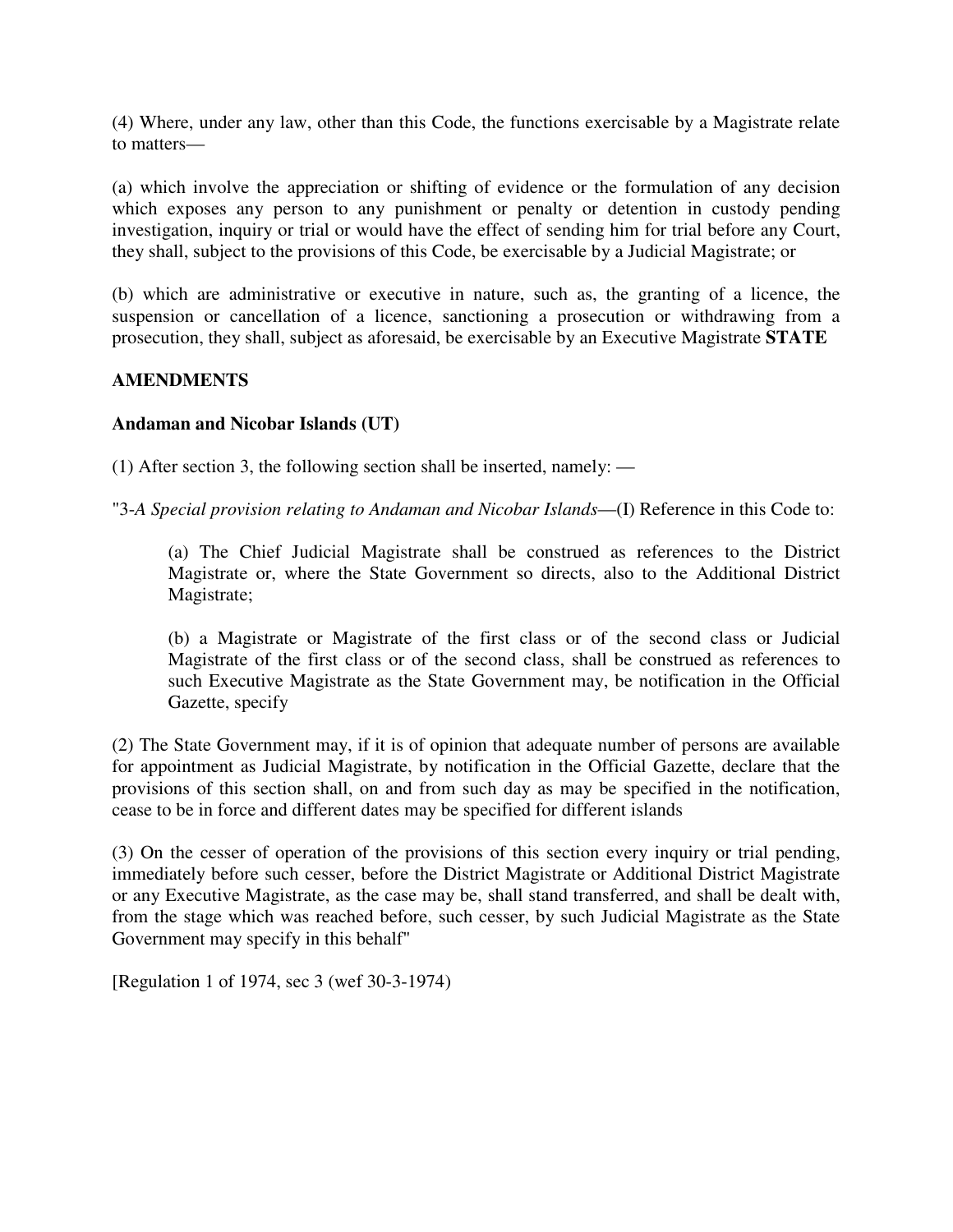(4) Where, under any law, other than this Code, the functions exercisable by a Magistrate relate to matters—

(a) which involve the appreciation or shifting of evidence or the formulation of any decision which exposes any person to any punishment or penalty or detention in custody pending investigation, inquiry or trial or would have the effect of sending him for trial before any Court, they shall, subject to the provisions of this Code, be exercisable by a Judicial Magistrate; or

(b) which are administrative or executive in nature, such as, the granting of a licence, the suspension or cancellation of a licence, sanctioning a prosecution or withdrawing from a prosecution, they shall, subject as aforesaid, be exercisable by an Executive Magistrate **STATE**

**AMENDMENTS**

**Andaman and Nicobar Islands (UT)**

(1) After section 3, the following section shall be inserted, namely: —

"3-*A Special provision relating to Andaman and Nicobar Islands*—(I) Reference in this Code to:

> (a) The Chief Judicial Magistrate shall be construed as references to the District Magistrate or, where the State Government so directs, also to the Additional District Magistrate;
>
> (b) a Magistrate or Magistrate of the first class or of the second class or Judicial Magistrate of the first class or of the second class, shall be construed as references to such Executive Magistrate as the State Government may, be notification in the Official Gazette, specify

(2) The State Government may, if it is of opinion that adequate number of persons are available for appointment as Judicial Magistrate, by notification in the Official Gazette, declare that the provisions of this section shall, on and from such day as may be specified in the notification, cease to be in force and different dates may be specified for different islands

(3) On the cesser of operation of the provisions of this section every inquiry or trial pending, immediately before such cesser, before the District Magistrate or Additional District Magistrate or any Executive Magistrate, as the case may be, shall stand transferred, and shall be dealt with, from the stage which was reached before, such cesser, by such Judicial Magistrate as the State Government may specify in this behalf"

[Regulation 1 of 1974, sec 3 (wef 30-3-1974)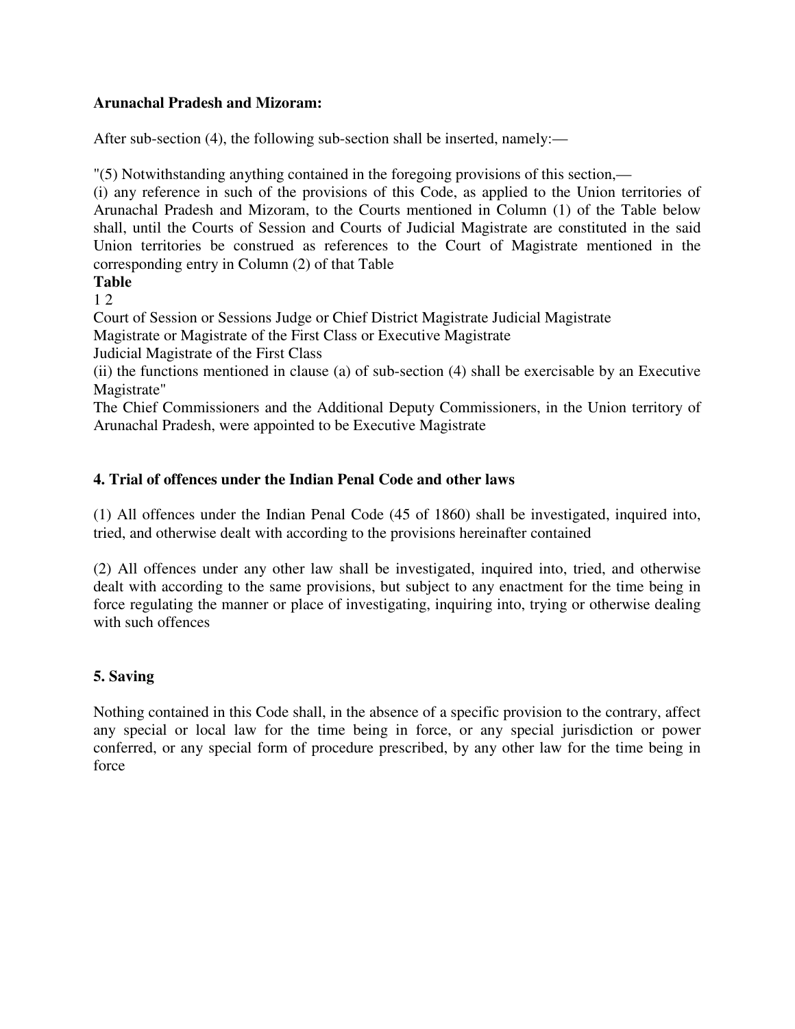**Arunachal Pradesh and Mizoram:**

After sub-section (4), the following sub-section shall be inserted, namely:—

"(5) Notwithstanding anything contained in the foregoing provisions of this section,—
(i) any reference in such of the provisions of this Code, as applied to the Union territories of Arunachal Pradesh and Mizoram, to the Courts mentioned in Column (1) of the Table below shall, until the Courts of Session and Courts of Judicial Magistrate are constituted in the said Union territories be construed as references to the Court of Magistrate mentioned in the corresponding entry in Column (2) of that Table

**Table**

1 2

Court of Session or Sessions Judge or Chief District Magistrate Judicial Magistrate

Magistrate or Magistrate of the First Class or Executive Magistrate

Judicial Magistrate of the First Class

(ii) the functions mentioned in clause (a) of sub-section (4) shall be exercisable by an Executive Magistrate"

The Chief Commissioners and the Additional Deputy Commissioners, in the Union territory of Arunachal Pradesh, were appointed to be Executive Magistrate

**4. Trial of offences under the Indian Penal Code and other laws**

(1) All offences under the Indian Penal Code (45 of 1860) shall be investigated, inquired into, tried, and otherwise dealt with according to the provisions hereinafter contained

(2) All offences under any other law shall be investigated, inquired into, tried, and otherwise dealt with according to the same provisions, but subject to any enactment for the time being in force regulating the manner or place of investigating, inquiring into, trying or otherwise dealing with such offences

**5. Saving**

Nothing contained in this Code shall, in the absence of a specific provision to the contrary, affect any special or local law for the time being in force, or any special jurisdiction or power conferred, or any special form of procedure prescribed, by any other law for the time being in force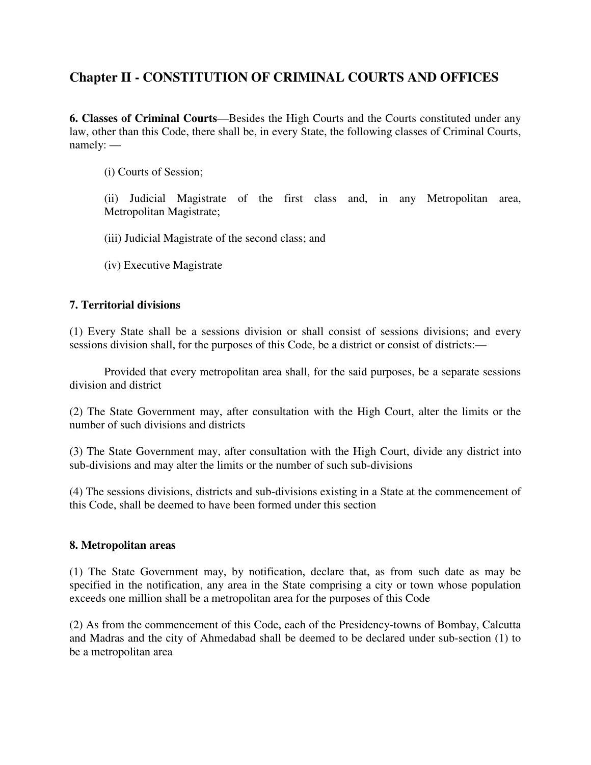## Chapter II - CONSTITUTION OF CRIMINAL COURTS AND OFFICES

**6. Classes of Criminal Courts**—Besides the High Courts and the Courts constituted under any law, other than this Code, there shall be, in every State, the following classes of Criminal Courts, namely: —

(i) Courts of Session;

(ii) Judicial Magistrate of the first class and, in any Metropolitan area, Metropolitan Magistrate;

(iii) Judicial Magistrate of the second class; and

(iv) Executive Magistrate

**7. Territorial divisions**

(1) Every State shall be a sessions division or shall consist of sessions divisions; and every sessions division shall, for the purposes of this Code, be a district or consist of districts:—

Provided that every metropolitan area shall, for the said purposes, be a separate sessions division and district

(2) The State Government may, after consultation with the High Court, alter the limits or the number of such divisions and districts

(3) The State Government may, after consultation with the High Court, divide any district into sub-divisions and may alter the limits or the number of such sub-divisions

(4) The sessions divisions, districts and sub-divisions existing in a State at the commencement of this Code, shall be deemed to have been formed under this section

**8. Metropolitan areas**

(1) The State Government may, by notification, declare that, as from such date as may be specified in the notification, any area in the State comprising a city or town whose population exceeds one million shall be a metropolitan area for the purposes of this Code

(2) As from the commencement of this Code, each of the Presidency-towns of Bombay, Calcutta and Madras and the city of Ahmedabad shall be deemed to be declared under sub-section (1) to be a metropolitan area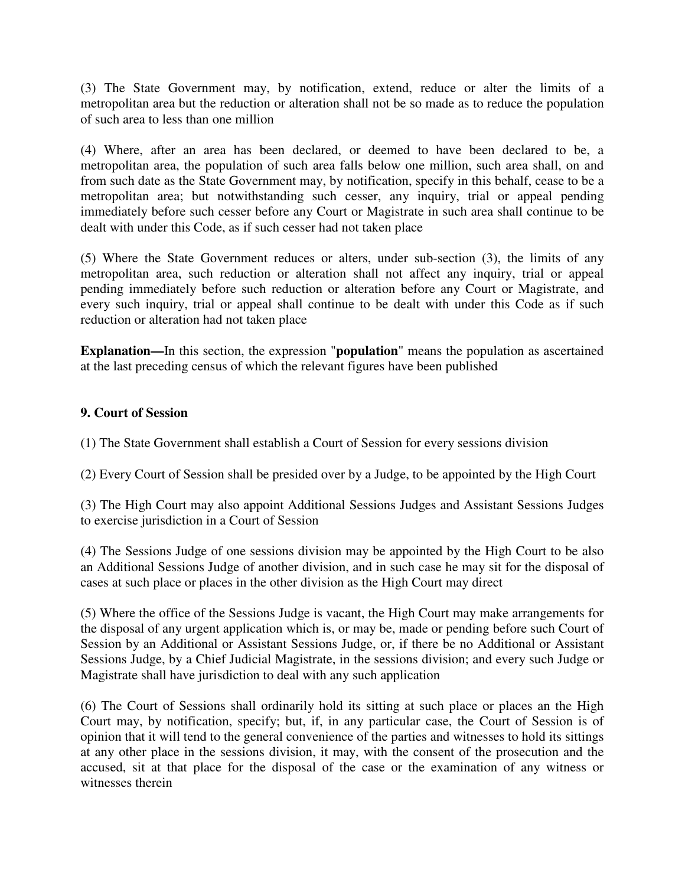(3) The State Government may, by notification, extend, reduce or alter the limits of a metropolitan area but the reduction or alteration shall not be so made as to reduce the population of such area to less than one million

(4) Where, after an area has been declared, or deemed to have been declared to be, a metropolitan area, the population of such area falls below one million, such area shall, on and from such date as the State Government may, by notification, specify in this behalf, cease to be a metropolitan area; but notwithstanding such cesser, any inquiry, trial or appeal pending immediately before such cesser before any Court or Magistrate in such area shall continue to be dealt with under this Code, as if such cesser had not taken place

(5) Where the State Government reduces or alters, under sub-section (3), the limits of any metropolitan area, such reduction or alteration shall not affect any inquiry, trial or appeal pending immediately before such reduction or alteration before any Court or Magistrate, and every such inquiry, trial or appeal shall continue to be dealt with under this Code as if such reduction or alteration had not taken place

**Explanation—**In this section, the expression "**population**" means the population as ascertained at the last preceding census of which the relevant figures have been published

### 9. Court of Session

(1) The State Government shall establish a Court of Session for every sessions division

(2) Every Court of Session shall be presided over by a Judge, to be appointed by the High Court

(3) The High Court may also appoint Additional Sessions Judges and Assistant Sessions Judges to exercise jurisdiction in a Court of Session

(4) The Sessions Judge of one sessions division may be appointed by the High Court to be also an Additional Sessions Judge of another division, and in such case he may sit for the disposal of cases at such place or places in the other division as the High Court may direct

(5) Where the office of the Sessions Judge is vacant, the High Court may make arrangements for the disposal of any urgent application which is, or may be, made or pending before such Court of Session by an Additional or Assistant Sessions Judge, or, if there be no Additional or Assistant Sessions Judge, by a Chief Judicial Magistrate, in the sessions division; and every such Judge or Magistrate shall have jurisdiction to deal with any such application

(6) The Court of Sessions shall ordinarily hold its sitting at such place or places an the High Court may, by notification, specify; but, if, in any particular case, the Court of Session is of opinion that it will tend to the general convenience of the parties and witnesses to hold its sittings at any other place in the sessions division, it may, with the consent of the prosecution and the accused, sit at that place for the disposal of the case or the examination of any witness or witnesses therein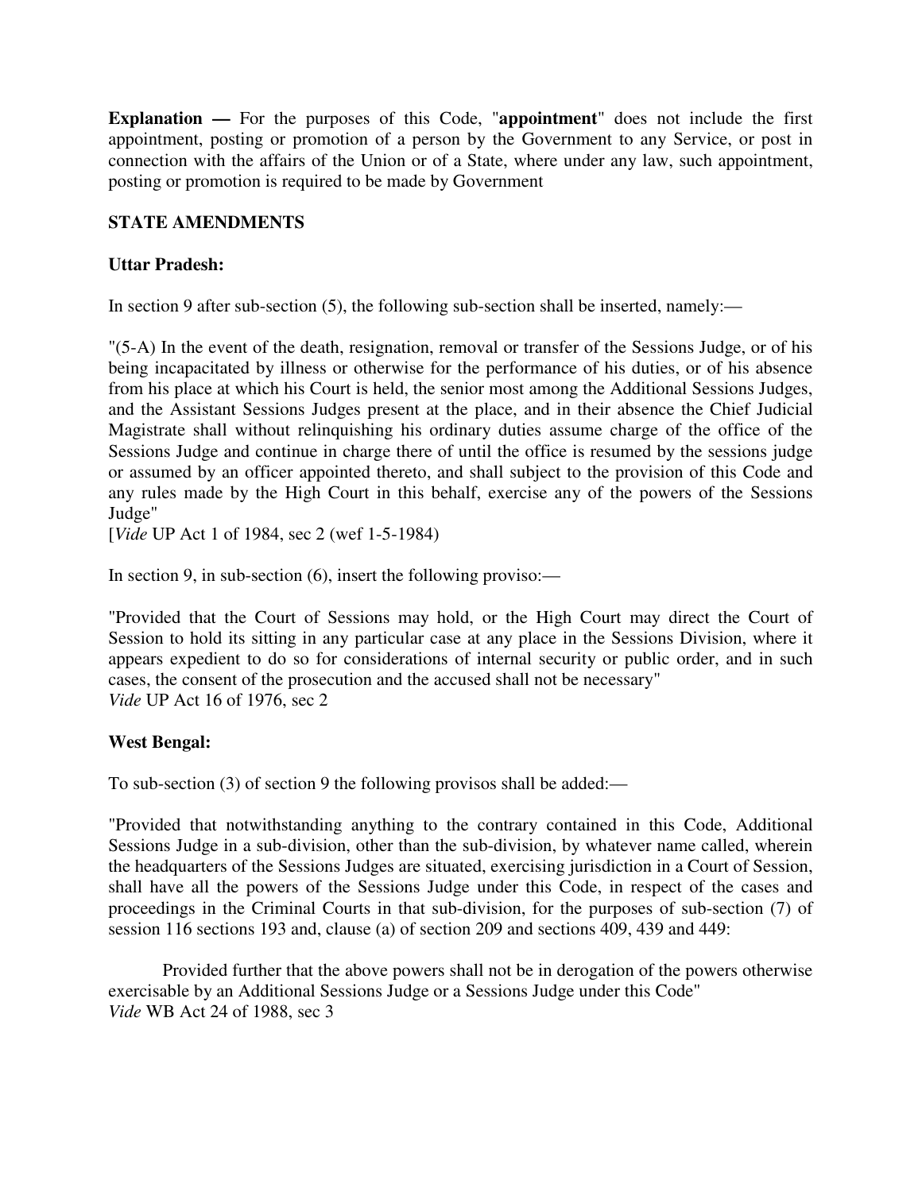**Explanation —** For the purposes of this Code, "**appointment**" does not include the first appointment, posting or promotion of a person by the Government to any Service, or post in connection with the affairs of the Union or of a State, where under any law, such appointment, posting or promotion is required to be made by Government

**STATE AMENDMENTS**

**Uttar Pradesh:**

In section 9 after sub-section (5), the following sub-section shall be inserted, namely:—

"(5-A) In the event of the death, resignation, removal or transfer of the Sessions Judge, or of his being incapacitated by illness or otherwise for the performance of his duties, or of his absence from his place at which his Court is held, the senior most among the Additional Sessions Judges, and the Assistant Sessions Judges present at the place, and in their absence the Chief Judicial Magistrate shall without relinquishing his ordinary duties assume charge of the office of the Sessions Judge and continue in charge there of until the office is resumed by the sessions judge or assumed by an officer appointed thereto, and shall subject to the provision of this Code and any rules made by the High Court in this behalf, exercise any of the powers of the Sessions Judge"
[*Vide* UP Act 1 of 1984, sec 2 (wef 1-5-1984)

In section 9, in sub-section (6), insert the following proviso:—

"Provided that the Court of Sessions may hold, or the High Court may direct the Court of Session to hold its sitting in any particular case at any place in the Sessions Division, where it appears expedient to do so for considerations of internal security or public order, and in such cases, the consent of the prosecution and the accused shall not be necessary"
*Vide* UP Act 16 of 1976, sec 2

**West Bengal:**

To sub-section (3) of section 9 the following provisos shall be added:—

"Provided that notwithstanding anything to the contrary contained in this Code, Additional Sessions Judge in a sub-division, other than the sub-division, by whatever name called, wherein the headquarters of the Sessions Judges are situated, exercising jurisdiction in a Court of Session, shall have all the powers of the Sessions Judge under this Code, in respect of the cases and proceedings in the Criminal Courts in that sub-division, for the purposes of sub-section (7) of session 116 sections 193 and, clause (a) of section 209 and sections 409, 439 and 449:

Provided further that the above powers shall not be in derogation of the powers otherwise exercisable by an Additional Sessions Judge or a Sessions Judge under this Code"
*Vide* WB Act 24 of 1988, sec 3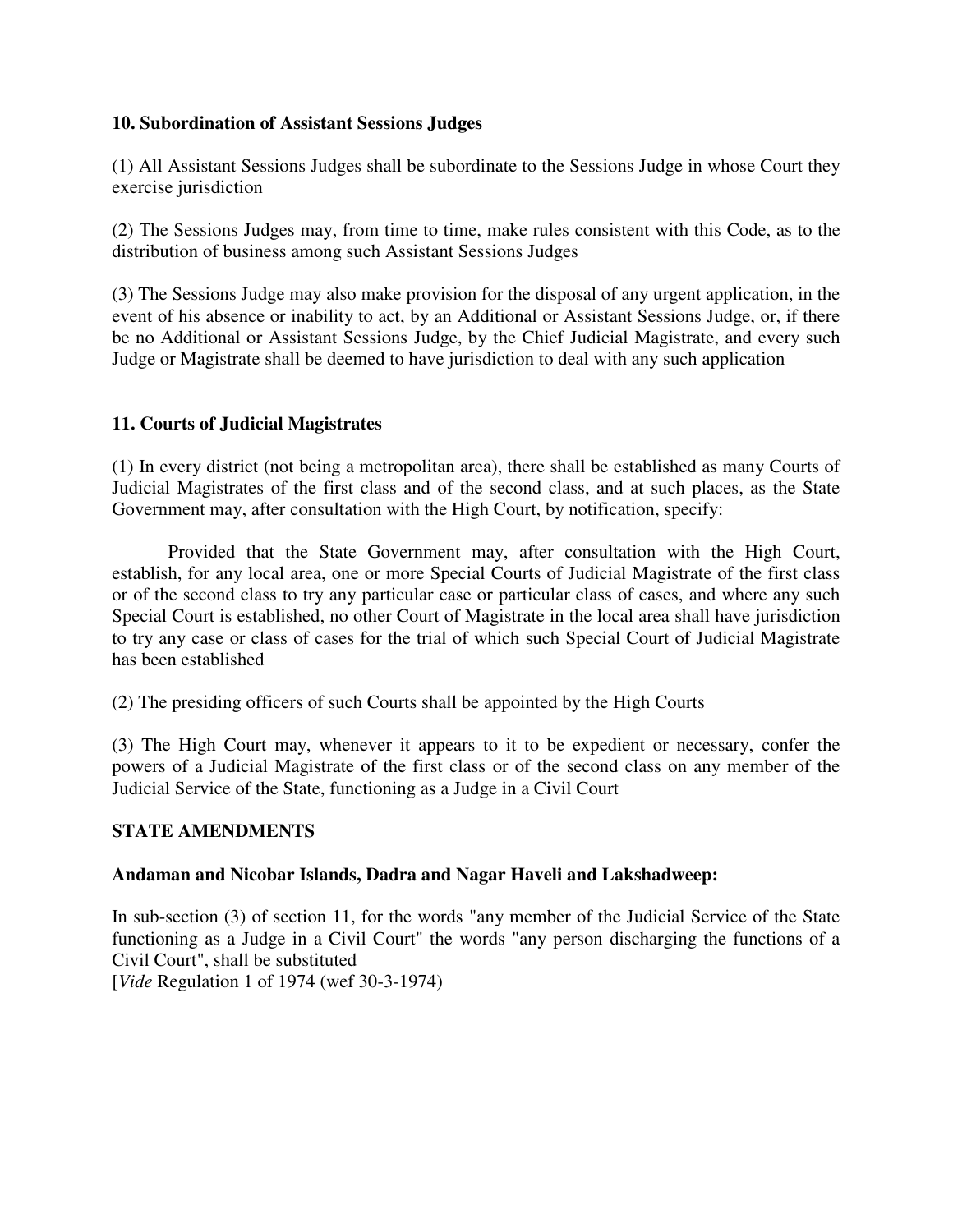**10. Subordination of Assistant Sessions Judges**

(1) All Assistant Sessions Judges shall be subordinate to the Sessions Judge in whose Court they exercise jurisdiction

(2) The Sessions Judges may, from time to time, make rules consistent with this Code, as to the distribution of business among such Assistant Sessions Judges

(3) The Sessions Judge may also make provision for the disposal of any urgent application, in the event of his absence or inability to act, by an Additional or Assistant Sessions Judge, or, if there be no Additional or Assistant Sessions Judge, by the Chief Judicial Magistrate, and every such Judge or Magistrate shall be deemed to have jurisdiction to deal with any such application

**11. Courts of Judicial Magistrates**

(1) In every district (not being a metropolitan area), there shall be established as many Courts of Judicial Magistrates of the first class and of the second class, and at such places, as the State Government may, after consultation with the High Court, by notification, specify:

Provided that the State Government may, after consultation with the High Court, establish, for any local area, one or more Special Courts of Judicial Magistrate of the first class or of the second class to try any particular case or particular class of cases, and where any such Special Court is established, no other Court of Magistrate in the local area shall have jurisdiction to try any case or class of cases for the trial of which such Special Court of Judicial Magistrate has been established

(2) The presiding officers of such Courts shall be appointed by the High Courts

(3) The High Court may, whenever it appears to it to be expedient or necessary, confer the powers of a Judicial Magistrate of the first class or of the second class on any member of the Judicial Service of the State, functioning as a Judge in a Civil Court

**STATE AMENDMENTS**

**Andaman and Nicobar Islands, Dadra and Nagar Haveli and Lakshadweep:**

In sub-section (3) of section 11, for the words "any member of the Judicial Service of the State functioning as a Judge in a Civil Court" the words "any person discharging the functions of a Civil Court", shall be substituted
[*Vide* Regulation 1 of 1974 (wef 30-3-1974)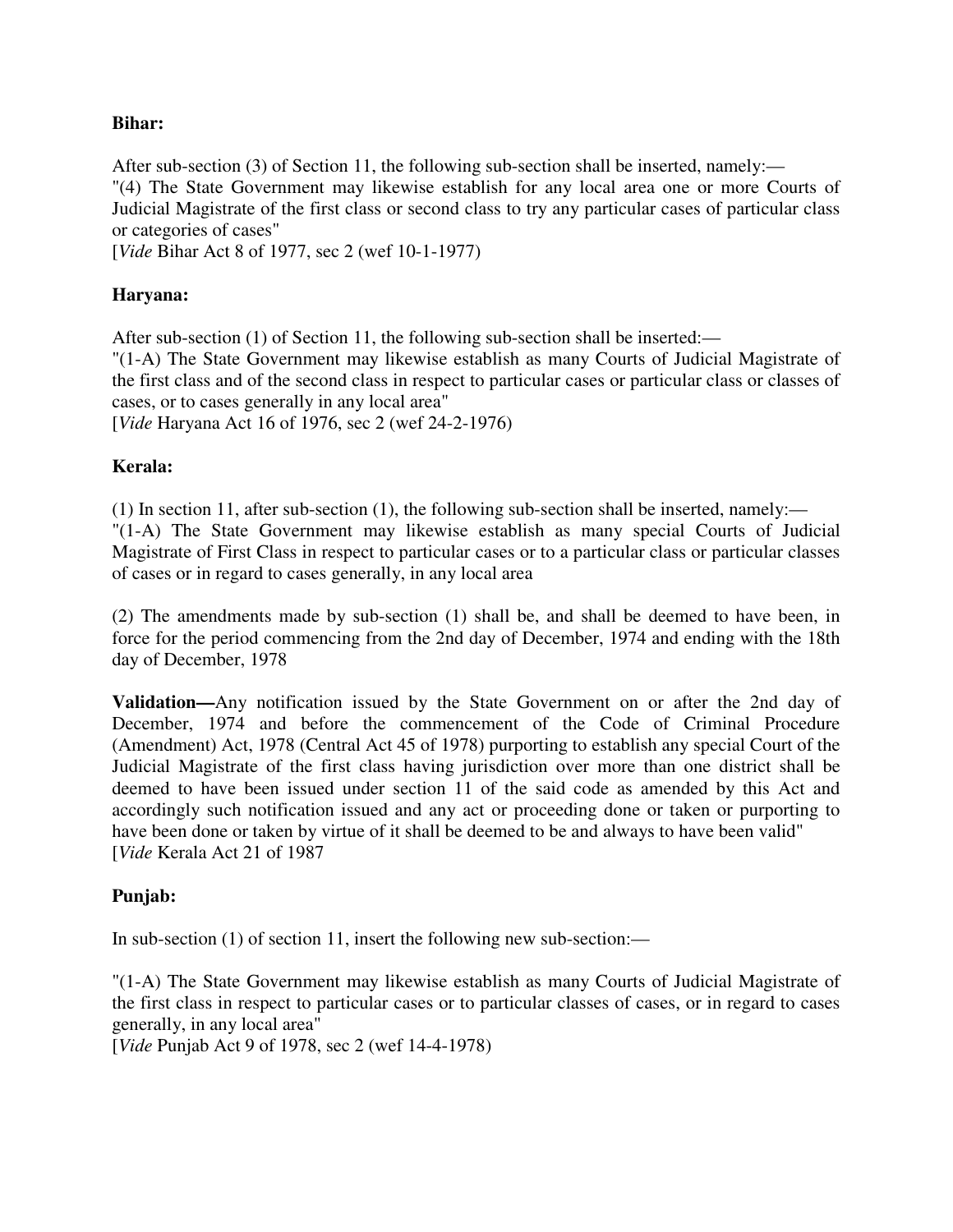**Bihar:**

After sub-section (3) of Section 11, the following sub-section shall be inserted, namely:—
"(4) The State Government may likewise establish for any local area one or more Courts of Judicial Magistrate of the first class or second class to try any particular cases of particular class or categories of cases"
[*Vide* Bihar Act 8 of 1977, sec 2 (wef 10-1-1977)

**Haryana:**

After sub-section (1) of Section 11, the following sub-section shall be inserted:—
"(1-A) The State Government may likewise establish as many Courts of Judicial Magistrate of the first class and of the second class in respect to particular cases or particular class or classes of cases, or to cases generally in any local area"
[*Vide* Haryana Act 16 of 1976, sec 2 (wef 24-2-1976)

**Kerala:**

(1) In section 11, after sub-section (1), the following sub-section shall be inserted, namely:—
"(1-A) The State Government may likewise establish as many special Courts of Judicial Magistrate of First Class in respect to particular cases or to a particular class or particular classes of cases or in regard to cases generally, in any local area

(2) The amendments made by sub-section (1) shall be, and shall be deemed to have been, in force for the period commencing from the 2nd day of December, 1974 and ending with the 18th day of December, 1978

**Validation—**Any notification issued by the State Government on or after the 2nd day of December, 1974 and before the commencement of the Code of Criminal Procedure (Amendment) Act, 1978 (Central Act 45 of 1978) purporting to establish any special Court of the Judicial Magistrate of the first class having jurisdiction over more than one district shall be deemed to have been issued under section 11 of the said code as amended by this Act and accordingly such notification issued and any act or proceeding done or taken or purporting to have been done or taken by virtue of it shall be deemed to be and always to have been valid"
[*Vide* Kerala Act 21 of 1987

**Punjab:**

In sub-section (1) of section 11, insert the following new sub-section:—

"(1-A) The State Government may likewise establish as many Courts of Judicial Magistrate of the first class in respect to particular cases or to particular classes of cases, or in regard to cases generally, in any local area"
[*Vide* Punjab Act 9 of 1978, sec 2 (wef 14-4-1978)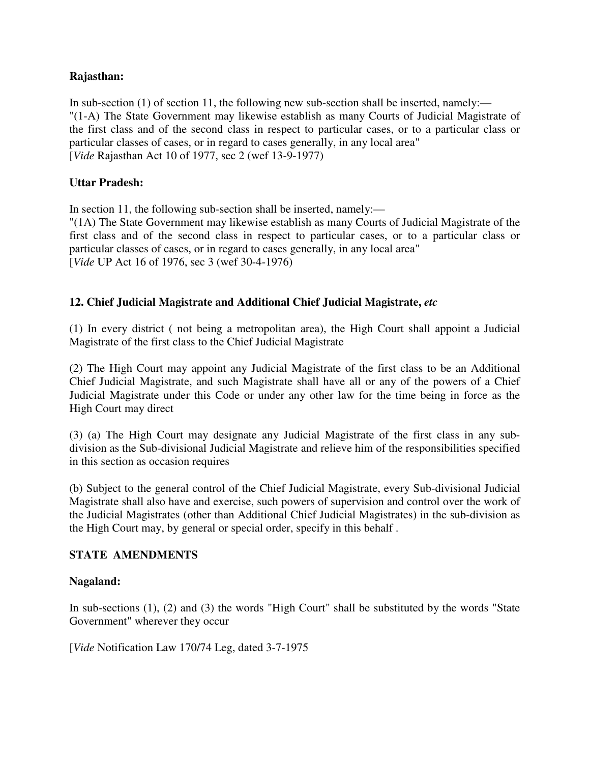**Rajasthan:**

In sub-section (1) of section 11, the following new sub-section shall be inserted, namely:—
"(1-A) The State Government may likewise establish as many Courts of Judicial Magistrate of the first class and of the second class in respect to particular cases, or to a particular class or particular classes of cases, or in regard to cases generally, in any local area"
[*Vide* Rajasthan Act 10 of 1977, sec 2 (wef 13-9-1977)

**Uttar Pradesh:**

In section 11, the following sub-section shall be inserted, namely:—
"(1A) The State Government may likewise establish as many Courts of Judicial Magistrate of the first class and of the second class in respect to particular cases, or to a particular class or particular classes of cases, or in regard to cases generally, in any local area"
[*Vide* UP Act 16 of 1976, sec 3 (wef 30-4-1976)

**12. Chief Judicial Magistrate and Additional Chief Judicial Magistrate, *etc***

(1) In every district ( not being a metropolitan area), the High Court shall appoint a Judicial Magistrate of the first class to the Chief Judicial Magistrate

(2) The High Court may appoint any Judicial Magistrate of the first class to be an Additional Chief Judicial Magistrate, and such Magistrate shall have all or any of the powers of a Chief Judicial Magistrate under this Code or under any other law for the time being in force as the High Court may direct

(3) (a) The High Court may designate any Judicial Magistrate of the first class in any sub-division as the Sub-divisional Judicial Magistrate and relieve him of the responsibilities specified in this section as occasion requires

(b) Subject to the general control of the Chief Judicial Magistrate, every Sub-divisional Judicial Magistrate shall also have and exercise, such powers of supervision and control over the work of the Judicial Magistrates (other than Additional Chief Judicial Magistrates) in the sub-division as the High Court may, by general or special order, specify in this behalf .

**STATE AMENDMENTS**

**Nagaland:**

In sub-sections (1), (2) and (3) the words "High Court" shall be substituted by the words "State Government" wherever they occur

[*Vide* Notification Law 170/74 Leg, dated 3-7-1975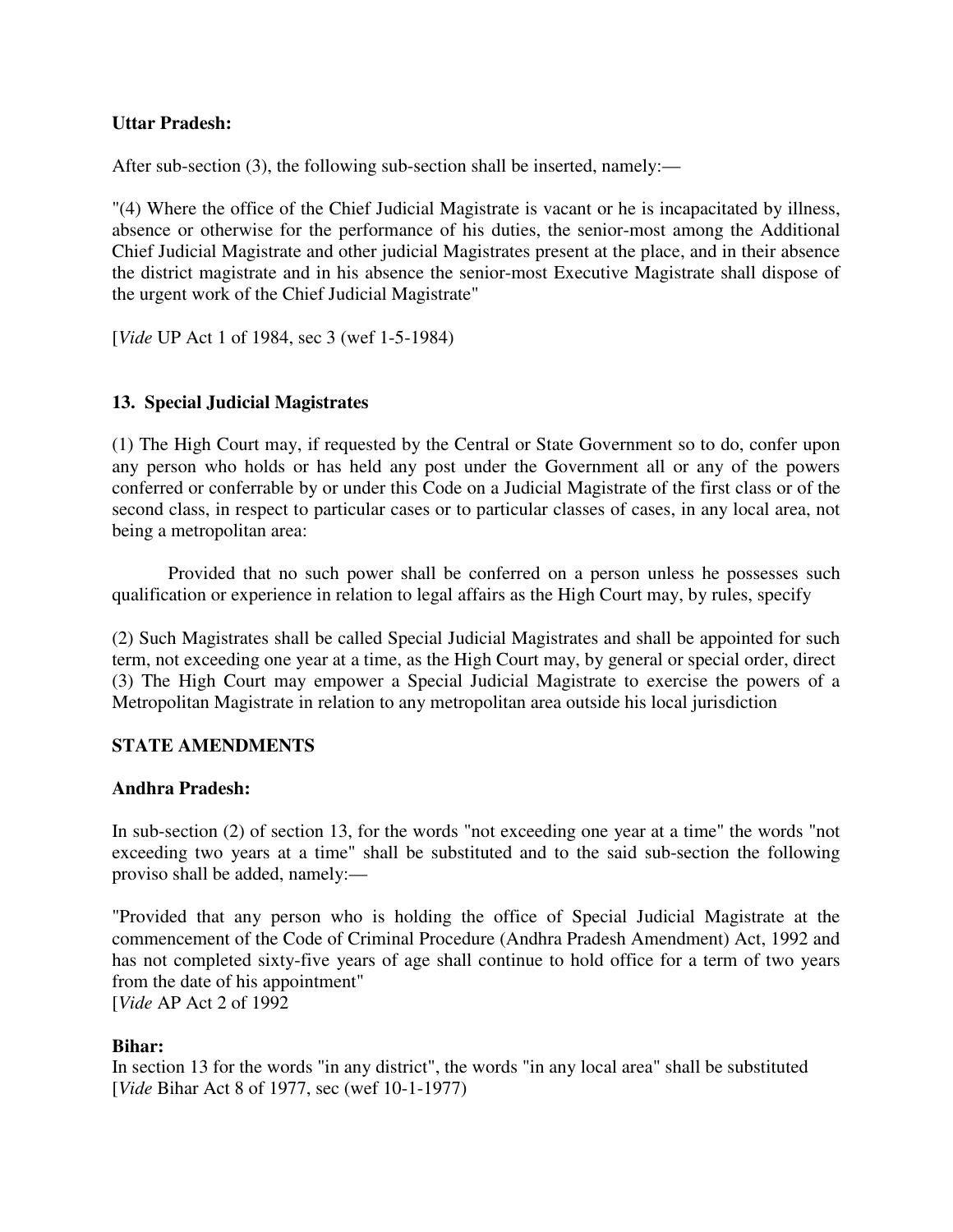**Uttar Pradesh:**

After sub-section (3), the following sub-section shall be inserted, namely:—

"(4) Where the office of the Chief Judicial Magistrate is vacant or he is incapacitated by illness, absence or otherwise for the performance of his duties, the senior-most among the Additional Chief Judicial Magistrate and other judicial Magistrates present at the place, and in their absence the district magistrate and in his absence the senior-most Executive Magistrate shall dispose of the urgent work of the Chief Judicial Magistrate"

[*Vide* UP Act 1 of 1984, sec 3 (wef 1-5-1984)

### 13. Special Judicial Magistrates

(1) The High Court may, if requested by the Central or State Government so to do, confer upon any person who holds or has held any post under the Government all or any of the powers conferred or conferrable by or under this Code on a Judicial Magistrate of the first class or of the second class, in respect to particular cases or to particular classes of cases, in any local area, not being a metropolitan area:

Provided that no such power shall be conferred on a person unless he possesses such qualification or experience in relation to legal affairs as the High Court may, by rules, specify

(2) Such Magistrates shall be called Special Judicial Magistrates and shall be appointed for such term, not exceeding one year at a time, as the High Court may, by general or special order, direct
(3) The High Court may empower a Special Judicial Magistrate to exercise the powers of a Metropolitan Magistrate in relation to any metropolitan area outside his local jurisdiction

**STATE AMENDMENTS**

**Andhra Pradesh:**

In sub-section (2) of section 13, for the words "not exceeding one year at a time" the words "not exceeding two years at a time" shall be substituted and to the said sub-section the following proviso shall be added, namely:—

"Provided that any person who is holding the office of Special Judicial Magistrate at the commencement of the Code of Criminal Procedure (Andhra Pradesh Amendment) Act, 1992 and has not completed sixty-five years of age shall continue to hold office for a term of two years from the date of his appointment"
[*Vide* AP Act 2 of 1992

**Bihar:**
In section 13 for the words "in any district", the words "in any local area" shall be substituted
[*Vide* Bihar Act 8 of 1977, sec (wef 10-1-1977)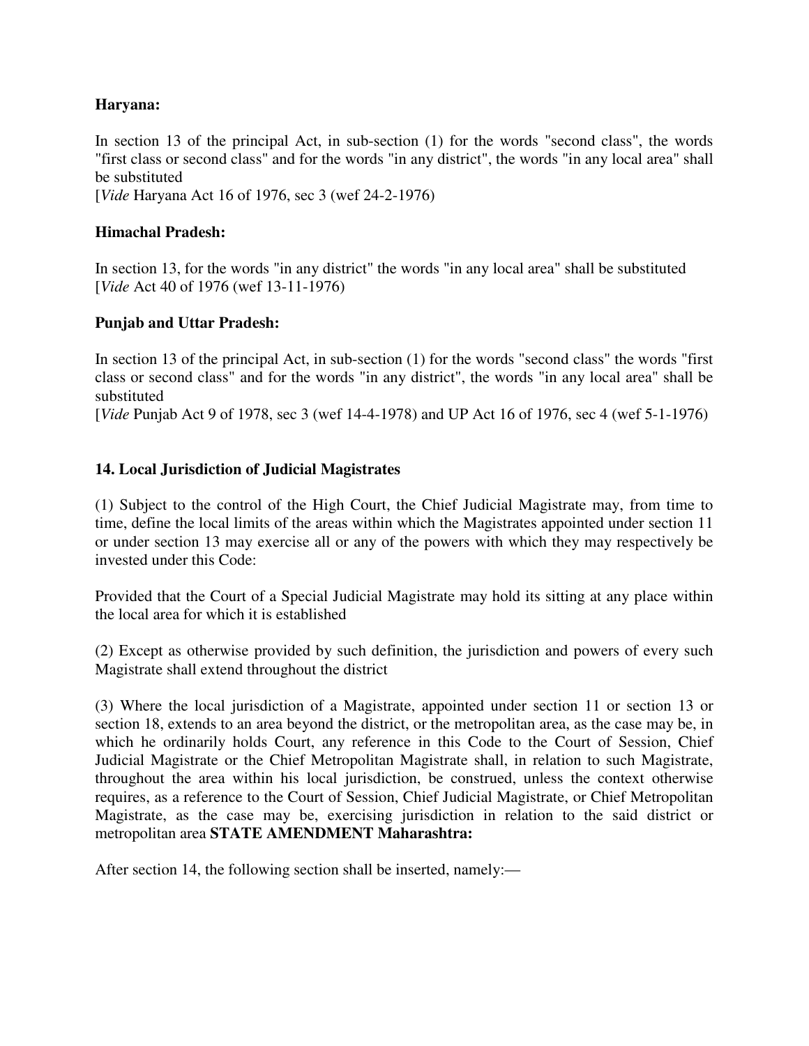**Haryana:**

In section 13 of the principal Act, in sub-section (1) for the words "second class", the words "first class or second class" and for the words "in any district", the words "in any local area" shall be substituted
[*Vide* Haryana Act 16 of 1976, sec 3 (wef 24-2-1976)

**Himachal Pradesh:**

In section 13, for the words "in any district" the words "in any local area" shall be substituted
[*Vide* Act 40 of 1976 (wef 13-11-1976)

**Punjab and Uttar Pradesh:**

In section 13 of the principal Act, in sub-section (1) for the words "second class" the words "first class or second class" and for the words "in any district", the words "in any local area" shall be substituted
[*Vide* Punjab Act 9 of 1978, sec 3 (wef 14-4-1978) and UP Act 16 of 1976, sec 4 (wef 5-1-1976)

### 14. Local Jurisdiction of Judicial Magistrates

(1) Subject to the control of the High Court, the Chief Judicial Magistrate may, from time to time, define the local limits of the areas within which the Magistrates appointed under section 11 or under section 13 may exercise all or any of the powers with which they may respectively be invested under this Code:

Provided that the Court of a Special Judicial Magistrate may hold its sitting at any place within the local area for which it is established

(2) Except as otherwise provided by such definition, the jurisdiction and powers of every such Magistrate shall extend throughout the district

(3) Where the local jurisdiction of a Magistrate, appointed under section 11 or section 13 or section 18, extends to an area beyond the district, or the metropolitan area, as the case may be, in which he ordinarily holds Court, any reference in this Code to the Court of Session, Chief Judicial Magistrate or the Chief Metropolitan Magistrate shall, in relation to such Magistrate, throughout the area within his local jurisdiction, be construed, unless the context otherwise requires, as a reference to the Court of Session, Chief Judicial Magistrate, or Chief Metropolitan Magistrate, as the case may be, exercising jurisdiction in relation to the said district or metropolitan area **STATE AMENDMENT Maharashtra:**

After section 14, the following section shall be inserted, namely:—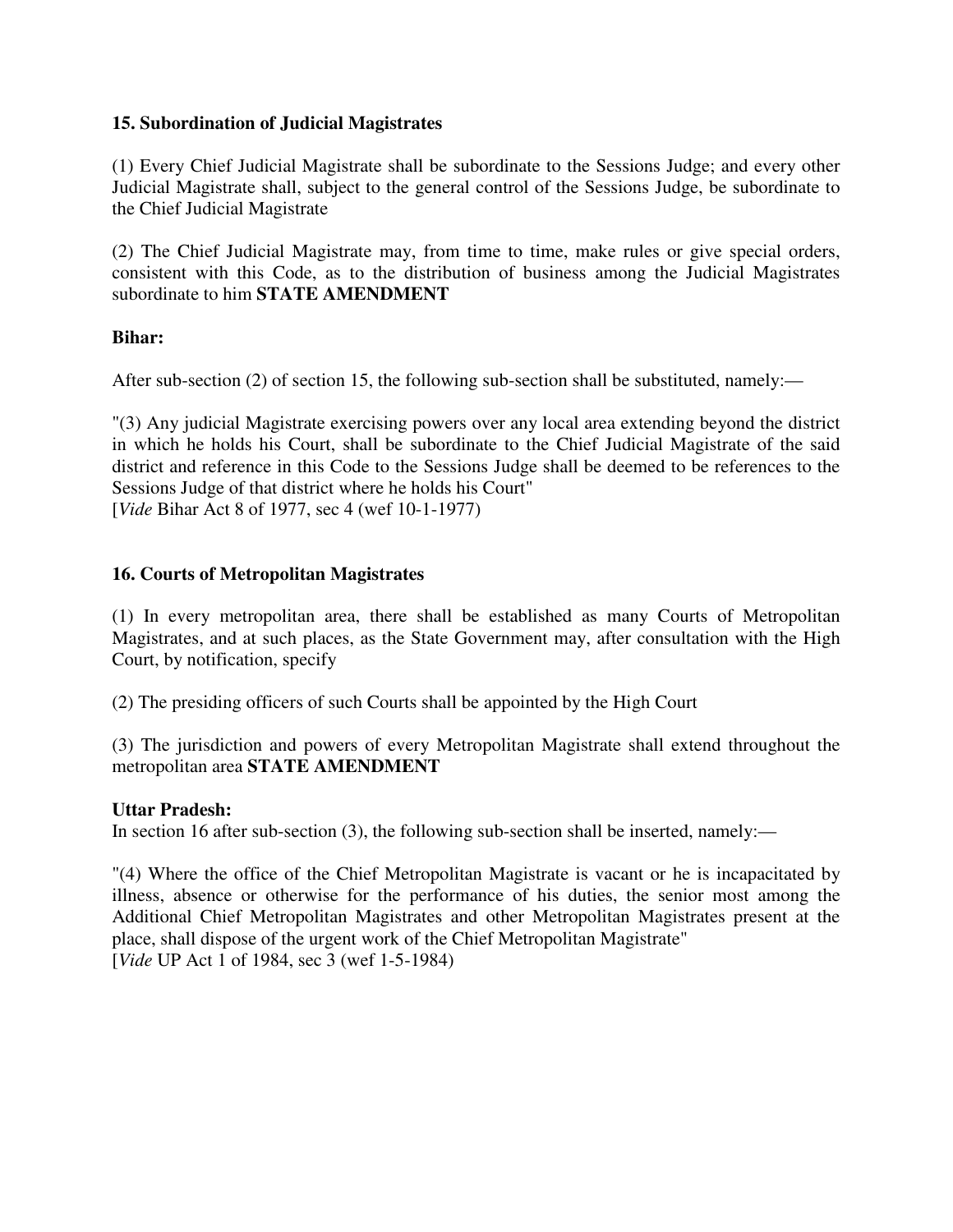**15. Subordination of Judicial Magistrates**

(1) Every Chief Judicial Magistrate shall be subordinate to the Sessions Judge; and every other Judicial Magistrate shall, subject to the general control of the Sessions Judge, be subordinate to the Chief Judicial Magistrate

(2) The Chief Judicial Magistrate may, from time to time, make rules or give special orders, consistent with this Code, as to the distribution of business among the Judicial Magistrates subordinate to him **STATE AMENDMENT**

**Bihar:**

After sub-section (2) of section 15, the following sub-section shall be substituted, namely:—

"(3) Any judicial Magistrate exercising powers over any local area extending beyond the district in which he holds his Court, shall be subordinate to the Chief Judicial Magistrate of the said district and reference in this Code to the Sessions Judge shall be deemed to be references to the Sessions Judge of that district where he holds his Court"
[*Vide* Bihar Act 8 of 1977, sec 4 (wef 10-1-1977)

**16. Courts of Metropolitan Magistrates**

(1) In every metropolitan area, there shall be established as many Courts of Metropolitan Magistrates, and at such places, as the State Government may, after consultation with the High Court, by notification, specify

(2) The presiding officers of such Courts shall be appointed by the High Court

(3) The jurisdiction and powers of every Metropolitan Magistrate shall extend throughout the metropolitan area **STATE AMENDMENT**

**Uttar Pradesh:**
In section 16 after sub-section (3), the following sub-section shall be inserted, namely:—

"(4) Where the office of the Chief Metropolitan Magistrate is vacant or he is incapacitated by illness, absence or otherwise for the performance of his duties, the senior most among the Additional Chief Metropolitan Magistrates and other Metropolitan Magistrates present at the place, shall dispose of the urgent work of the Chief Metropolitan Magistrate"
[*Vide* UP Act 1 of 1984, sec 3 (wef 1-5-1984)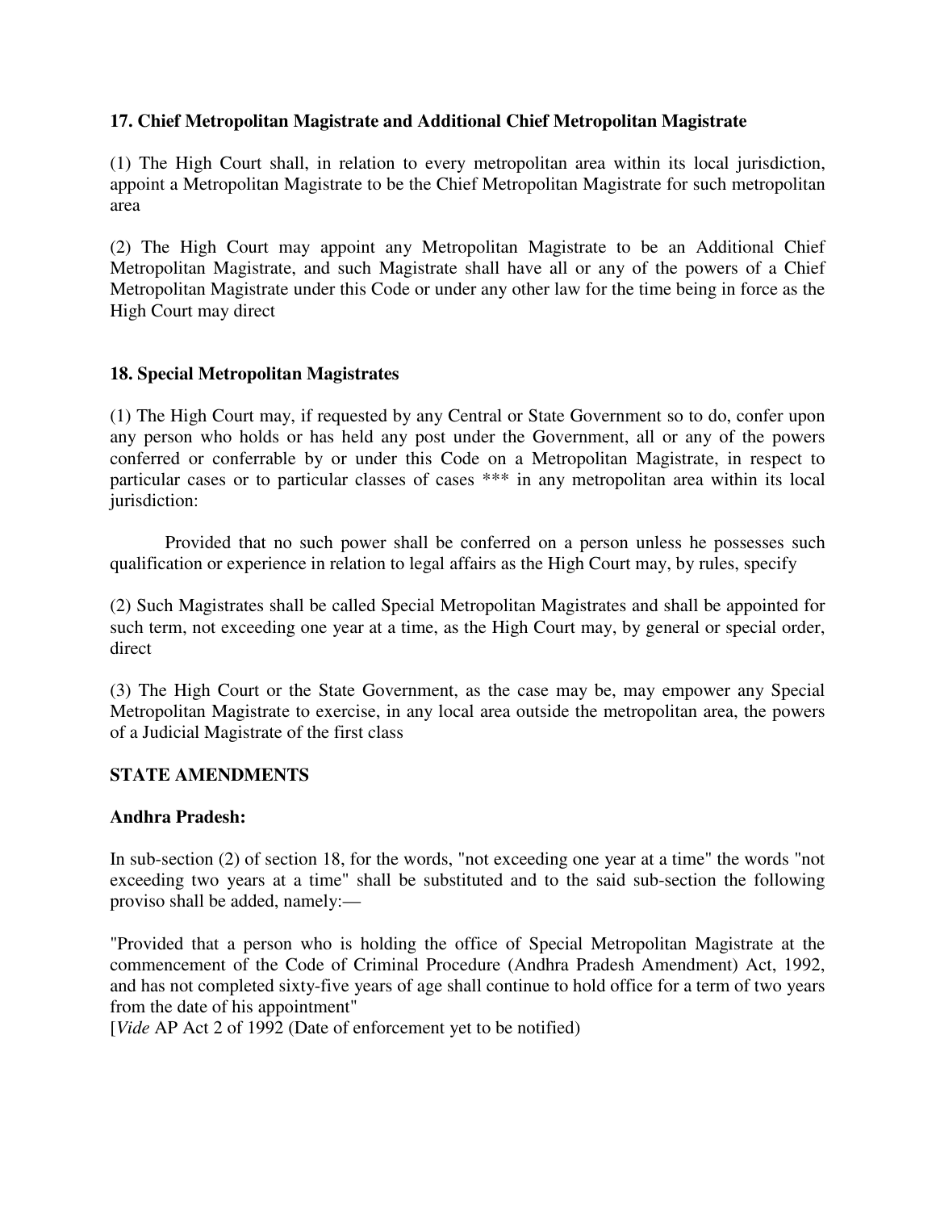**17. Chief Metropolitan Magistrate and Additional Chief Metropolitan Magistrate**

(1) The High Court shall, in relation to every metropolitan area within its local jurisdiction, appoint a Metropolitan Magistrate to be the Chief Metropolitan Magistrate for such metropolitan area

(2) The High Court may appoint any Metropolitan Magistrate to be an Additional Chief Metropolitan Magistrate, and such Magistrate shall have all or any of the powers of a Chief Metropolitan Magistrate under this Code or under any other law for the time being in force as the High Court may direct

**18. Special Metropolitan Magistrates**

(1) The High Court may, if requested by any Central or State Government so to do, confer upon any person who holds or has held any post under the Government, all or any of the powers conferred or conferrable by or under this Code on a Metropolitan Magistrate, in respect to particular cases or to particular classes of cases *** in any metropolitan area within its local jurisdiction:

Provided that no such power shall be conferred on a person unless he possesses such qualification or experience in relation to legal affairs as the High Court may, by rules, specify

(2) Such Magistrates shall be called Special Metropolitan Magistrates and shall be appointed for such term, not exceeding one year at a time, as the High Court may, by general or special order, direct

(3) The High Court or the State Government, as the case may be, may empower any Special Metropolitan Magistrate to exercise, in any local area outside the metropolitan area, the powers of a Judicial Magistrate of the first class

**STATE AMENDMENTS**

**Andhra Pradesh:**

In sub-section (2) of section 18, for the words, "not exceeding one year at a time" the words "not exceeding two years at a time" shall be substituted and to the said sub-section the following proviso shall be added, namely:—

"Provided that a person who is holding the office of Special Metropolitan Magistrate at the commencement of the Code of Criminal Procedure (Andhra Pradesh Amendment) Act, 1992, and has not completed sixty-five years of age shall continue to hold office for a term of two years from the date of his appointment"
[*Vide* AP Act 2 of 1992 (Date of enforcement yet to be notified)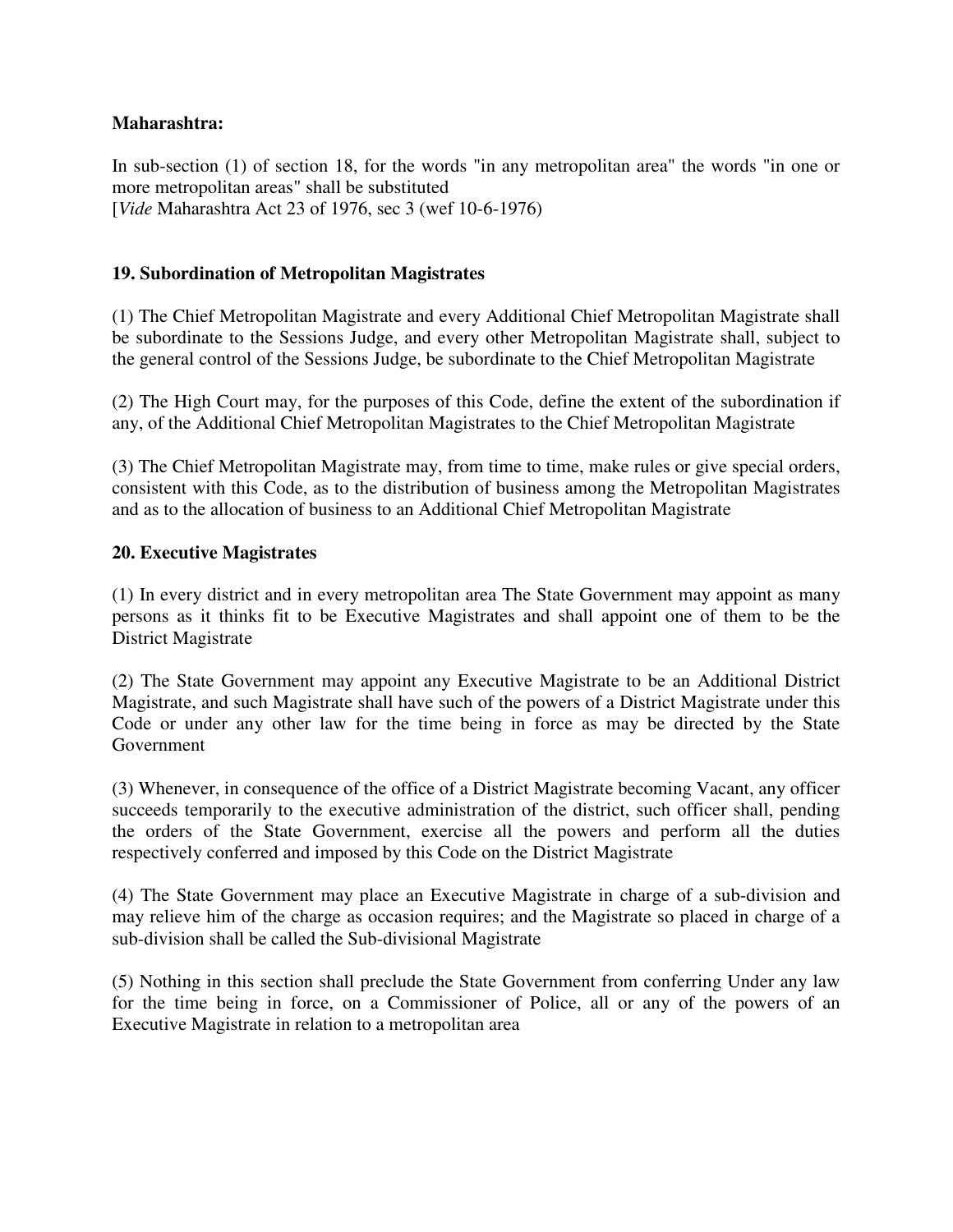**Maharashtra:**

In sub-section (1) of section 18, for the words "in any metropolitan area" the words "in one or more metropolitan areas" shall be substituted
[*Vide* Maharashtra Act 23 of 1976, sec 3 (wef 10-6-1976)

**19. Subordination of Metropolitan Magistrates**

(1) The Chief Metropolitan Magistrate and every Additional Chief Metropolitan Magistrate shall be subordinate to the Sessions Judge, and every other Metropolitan Magistrate shall, subject to the general control of the Sessions Judge, be subordinate to the Chief Metropolitan Magistrate

(2) The High Court may, for the purposes of this Code, define the extent of the subordination if any, of the Additional Chief Metropolitan Magistrates to the Chief Metropolitan Magistrate

(3) The Chief Metropolitan Magistrate may, from time to time, make rules or give special orders, consistent with this Code, as to the distribution of business among the Metropolitan Magistrates and as to the allocation of business to an Additional Chief Metropolitan Magistrate

**20. Executive Magistrates**

(1) In every district and in every metropolitan area The State Government may appoint as many persons as it thinks fit to be Executive Magistrates and shall appoint one of them to be the District Magistrate

(2) The State Government may appoint any Executive Magistrate to be an Additional District Magistrate, and such Magistrate shall have such of the powers of a District Magistrate under this Code or under any other law for the time being in force as may be directed by the State Government

(3) Whenever, in consequence of the office of a District Magistrate becoming Vacant, any officer succeeds temporarily to the executive administration of the district, such officer shall, pending the orders of the State Government, exercise all the powers and perform all the duties respectively conferred and imposed by this Code on the District Magistrate

(4) The State Government may place an Executive Magistrate in charge of a sub-division and may relieve him of the charge as occasion requires; and the Magistrate so placed in charge of a sub-division shall be called the Sub-divisional Magistrate

(5) Nothing in this section shall preclude the State Government from conferring Under any law for the time being in force, on a Commissioner of Police, all or any of the powers of an Executive Magistrate in relation to a metropolitan area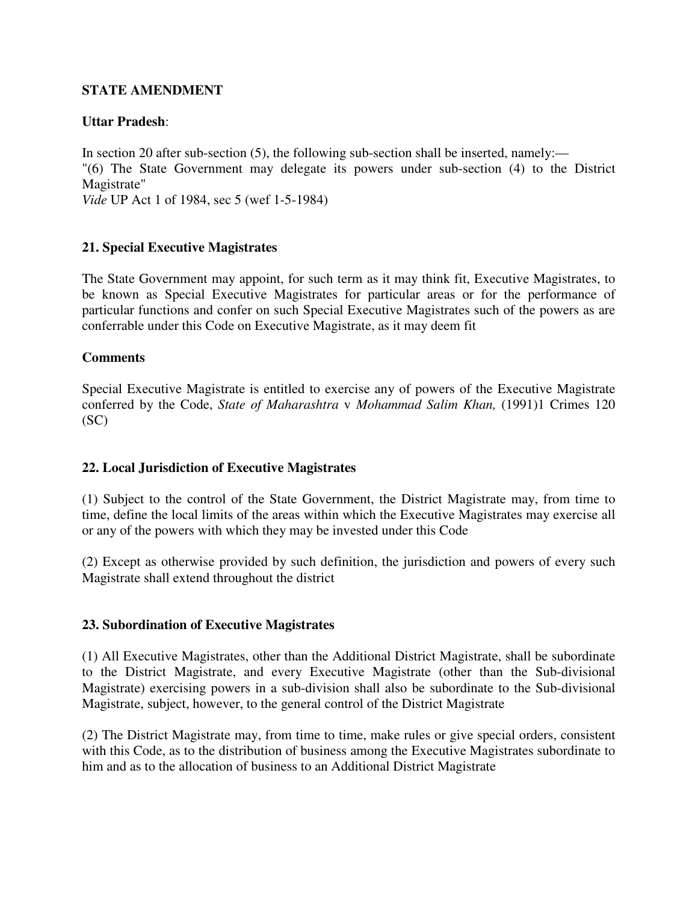**STATE AMENDMENT**

**Uttar Pradesh**:

In section 20 after sub-section (5), the following sub-section shall be inserted, namely:—
"(6) The State Government may delegate its powers under sub-section (4) to the District Magistrate"
*Vide* UP Act 1 of 1984, sec 5 (wef 1-5-1984)

**21. Special Executive Magistrates**

The State Government may appoint, for such term as it may think fit, Executive Magistrates, to be known as Special Executive Magistrates for particular areas or for the performance of particular functions and confer on such Special Executive Magistrates such of the powers as are conferrable under this Code on Executive Magistrate, as it may deem fit

**Comments**

Special Executive Magistrate is entitled to exercise any of powers of the Executive Magistrate conferred by the Code, *State of Maharashtra* v *Mohammad Salim Khan,* (1991)1 Crimes 120 (SC)

**22. Local Jurisdiction of Executive Magistrates**

(1) Subject to the control of the State Government, the District Magistrate may, from time to time, define the local limits of the areas within which the Executive Magistrates may exercise all or any of the powers with which they may be invested under this Code

(2) Except as otherwise provided by such definition, the jurisdiction and powers of every such Magistrate shall extend throughout the district

**23. Subordination of Executive Magistrates**

(1) All Executive Magistrates, other than the Additional District Magistrate, shall be subordinate to the District Magistrate, and every Executive Magistrate (other than the Sub-divisional Magistrate) exercising powers in a sub-division shall also be subordinate to the Sub-divisional Magistrate, subject, however, to the general control of the District Magistrate

(2) The District Magistrate may, from time to time, make rules or give special orders, consistent with this Code, as to the distribution of business among the Executive Magistrates subordinate to him and as to the allocation of business to an Additional District Magistrate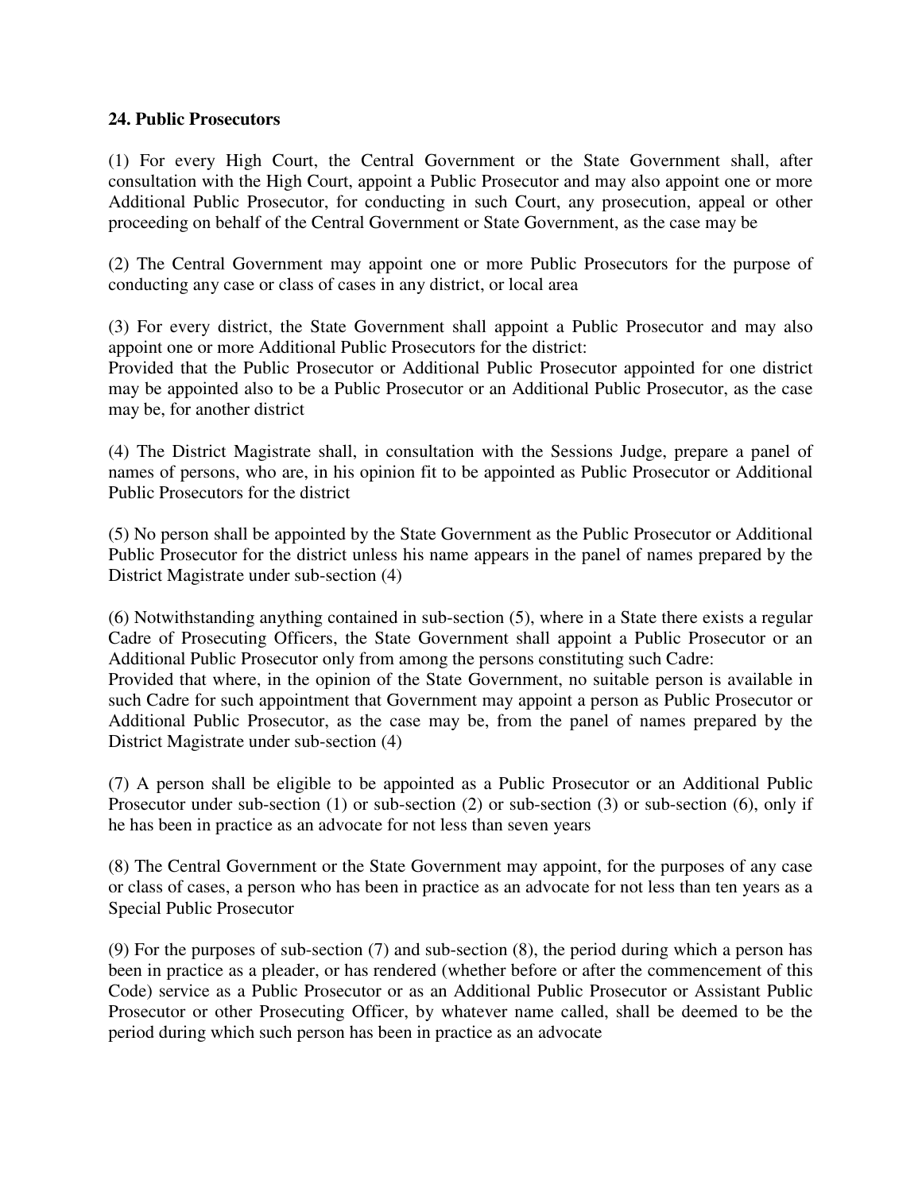**24. Public Prosecutors**

(1) For every High Court, the Central Government or the State Government shall, after consultation with the High Court, appoint a Public Prosecutor and may also appoint one or more Additional Public Prosecutor, for conducting in such Court, any prosecution, appeal or other proceeding on behalf of the Central Government or State Government, as the case may be

(2) The Central Government may appoint one or more Public Prosecutors for the purpose of conducting any case or class of cases in any district, or local area

(3) For every district, the State Government shall appoint a Public Prosecutor and may also appoint one or more Additional Public Prosecutors for the district:
Provided that the Public Prosecutor or Additional Public Prosecutor appointed for one district may be appointed also to be a Public Prosecutor or an Additional Public Prosecutor, as the case may be, for another district

(4) The District Magistrate shall, in consultation with the Sessions Judge, prepare a panel of names of persons, who are, in his opinion fit to be appointed as Public Prosecutor or Additional Public Prosecutors for the district

(5) No person shall be appointed by the State Government as the Public Prosecutor or Additional Public Prosecutor for the district unless his name appears in the panel of names prepared by the District Magistrate under sub-section (4)

(6) Notwithstanding anything contained in sub-section (5), where in a State there exists a regular Cadre of Prosecuting Officers, the State Government shall appoint a Public Prosecutor or an Additional Public Prosecutor only from among the persons constituting such Cadre:
Provided that where, in the opinion of the State Government, no suitable person is available in such Cadre for such appointment that Government may appoint a person as Public Prosecutor or Additional Public Prosecutor, as the case may be, from the panel of names prepared by the District Magistrate under sub-section (4)

(7) A person shall be eligible to be appointed as a Public Prosecutor or an Additional Public Prosecutor under sub-section (1) or sub-section (2) or sub-section (3) or sub-section (6), only if he has been in practice as an advocate for not less than seven years

(8) The Central Government or the State Government may appoint, for the purposes of any case or class of cases, a person who has been in practice as an advocate for not less than ten years as a Special Public Prosecutor

(9) For the purposes of sub-section (7) and sub-section (8), the period during which a person has been in practice as a pleader, or has rendered (whether before or after the commencement of this Code) service as a Public Prosecutor or as an Additional Public Prosecutor or Assistant Public Prosecutor or other Prosecuting Officer, by whatever name called, shall be deemed to be the period during which such person has been in practice as an advocate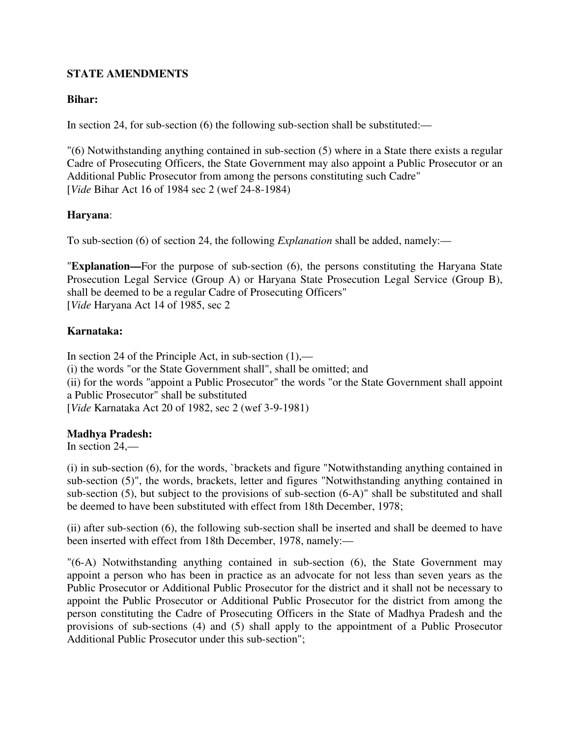**STATE AMENDMENTS**

**Bihar:**

In section 24, for sub-section (6) the following sub-section shall be substituted:—

"(6) Notwithstanding anything contained in sub-section (5) where in a State there exists a regular Cadre of Prosecuting Officers, the State Government may also appoint a Public Prosecutor or an Additional Public Prosecutor from among the persons constituting such Cadre"
[*Vide* Bihar Act 16 of 1984 sec 2 (wef 24-8-1984)

**Haryana**:

To sub-section (6) of section 24, the following *Explanation* shall be added, namely:—

"**Explanation—**For the purpose of sub-section (6), the persons constituting the Haryana State Prosecution Legal Service (Group A) or Haryana State Prosecution Legal Service (Group B), shall be deemed to be a regular Cadre of Prosecuting Officers"
[*Vide* Haryana Act 14 of 1985, sec 2

**Karnataka:**

In section 24 of the Principle Act, in sub-section (1),—
(i) the words "or the State Government shall", shall be omitted; and
(ii) for the words "appoint a Public Prosecutor" the words "or the State Government shall appoint a Public Prosecutor" shall be substituted
[*Vide* Karnataka Act 20 of 1982, sec 2 (wef 3-9-1981)

**Madhya Pradesh:**
In section 24,—

(i) in sub-section (6), for the words, `brackets and figure "Notwithstanding anything contained in sub-section (5)", the words, brackets, letter and figures "Notwithstanding anything contained in sub-section (5), but subject to the provisions of sub-section (6-A)" shall be substituted and shall be deemed to have been substituted with effect from 18th December, 1978;

(ii) after sub-section (6), the following sub-section shall be inserted and shall be deemed to have been inserted with effect from 18th December, 1978, namely:—

"(6-A) Notwithstanding anything contained in sub-section (6), the State Government may appoint a person who has been in practice as an advocate for not less than seven years as the Public Prosecutor or Additional Public Prosecutor for the district and it shall not be necessary to appoint the Public Prosecutor or Additional Public Prosecutor for the district from among the person constituting the Cadre of Prosecuting Officers in the State of Madhya Pradesh and the provisions of sub-sections (4) and (5) shall apply to the appointment of a Public Prosecutor Additional Public Prosecutor under this sub-section";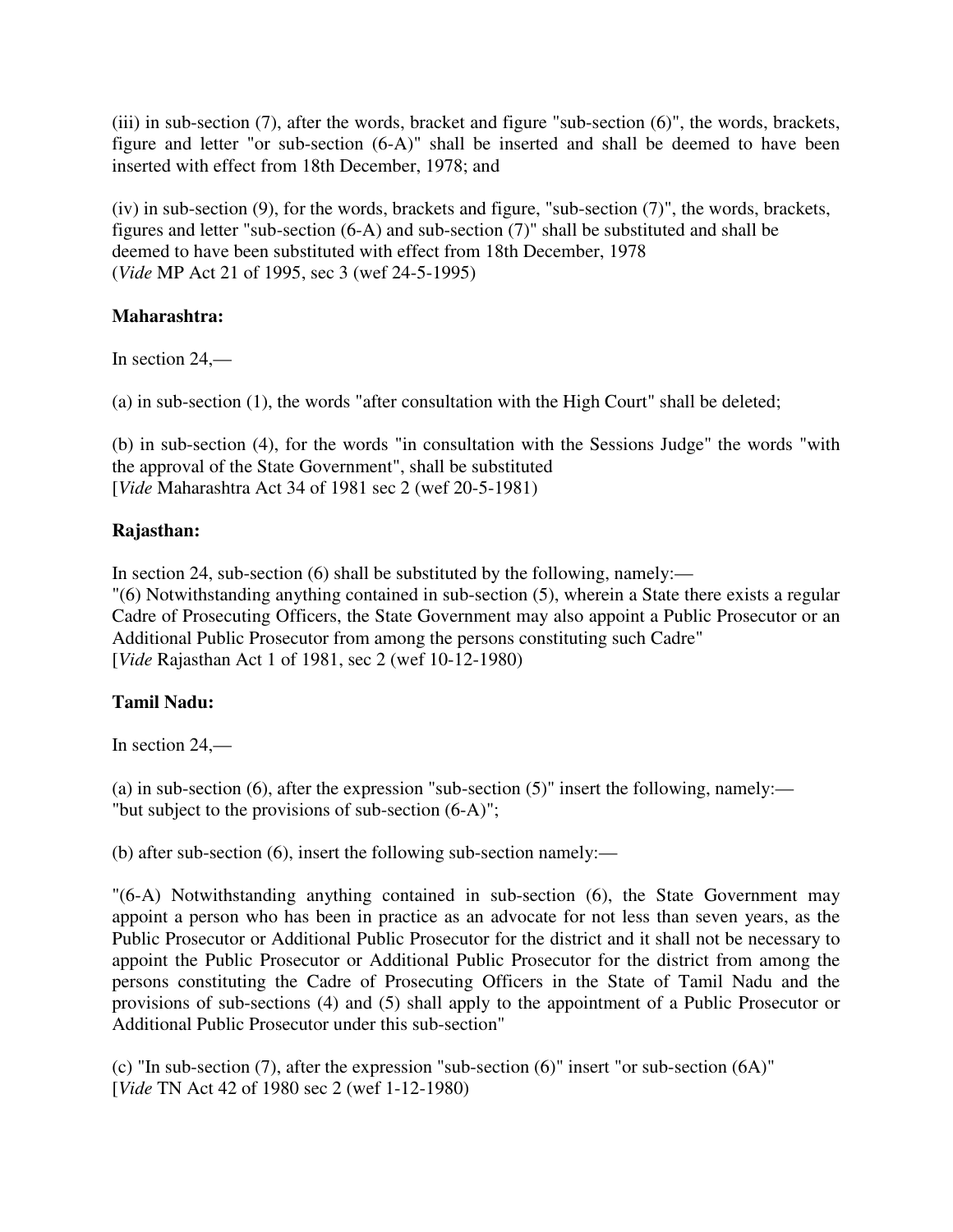(iii) in sub-section (7), after the words, bracket and figure "sub-section (6)", the words, brackets, figure and letter "or sub-section (6-A)" shall be inserted and shall be deemed to have been inserted with effect from 18th December, 1978; and

(iv) in sub-section (9), for the words, brackets and figure, "sub-section (7)", the words, brackets, figures and letter "sub-section (6-A) and sub-section (7)" shall be substituted and shall be deemed to have been substituted with effect from 18th December, 1978
(*Vide* MP Act 21 of 1995, sec 3 (wef 24-5-1995)

**Maharashtra:**

In section 24,—

(a) in sub-section (1), the words "after consultation with the High Court" shall be deleted;

(b) in sub-section (4), for the words "in consultation with the Sessions Judge" the words "with the approval of the State Government", shall be substituted
[*Vide* Maharashtra Act 34 of 1981 sec 2 (wef 20-5-1981)

**Rajasthan:**

In section 24, sub-section (6) shall be substituted by the following, namely:—
"(6) Notwithstanding anything contained in sub-section (5), wherein a State there exists a regular Cadre of Prosecuting Officers, the State Government may also appoint a Public Prosecutor or an Additional Public Prosecutor from among the persons constituting such Cadre"
[*Vide* Rajasthan Act 1 of 1981, sec 2 (wef 10-12-1980)

**Tamil Nadu:**

In section 24,—

(a) in sub-section (6), after the expression "sub-section (5)" insert the following, namely:—
"but subject to the provisions of sub-section (6-A)";

(b) after sub-section (6), insert the following sub-section namely:—

"(6-A) Notwithstanding anything contained in sub-section (6), the State Government may appoint a person who has been in practice as an advocate for not less than seven years, as the Public Prosecutor or Additional Public Prosecutor for the district and it shall not be necessary to appoint the Public Prosecutor or Additional Public Prosecutor for the district from among the persons constituting the Cadre of Prosecuting Officers in the State of Tamil Nadu and the provisions of sub-sections (4) and (5) shall apply to the appointment of a Public Prosecutor or Additional Public Prosecutor under this sub-section"

(c) "In sub-section (7), after the expression "sub-section (6)" insert "or sub-section (6A)"
[*Vide* TN Act 42 of 1980 sec 2 (wef 1-12-1980)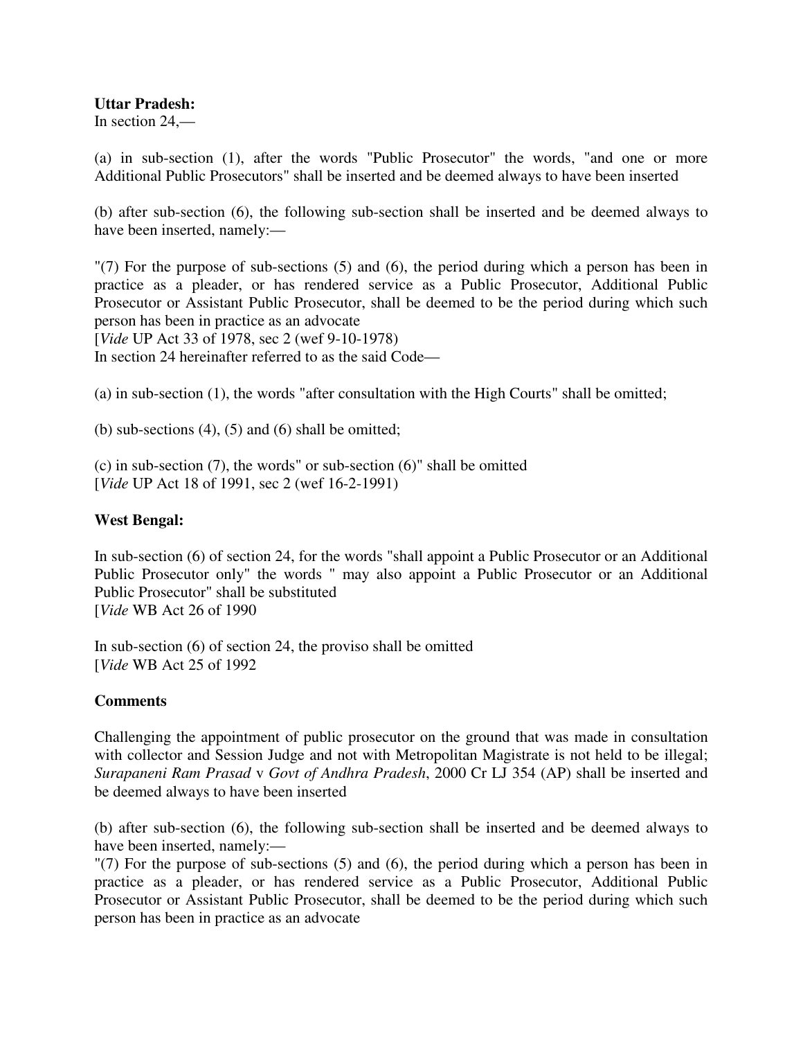**Uttar Pradesh:**

In section 24,—

(a) in sub-section (1), after the words "Public Prosecutor" the words, "and one or more Additional Public Prosecutors" shall be inserted and be deemed always to have been inserted

(b) after sub-section (6), the following sub-section shall be inserted and be deemed always to have been inserted, namely:—

"(7) For the purpose of sub-sections (5) and (6), the period during which a person has been in practice as a pleader, or has rendered service as a Public Prosecutor, Additional Public Prosecutor or Assistant Public Prosecutor, shall be deemed to be the period during which such person has been in practice as an advocate
[*Vide* UP Act 33 of 1978, sec 2 (wef 9-10-1978)
In section 24 hereinafter referred to as the said Code—

(a) in sub-section (1), the words "after consultation with the High Courts" shall be omitted;

(b) sub-sections (4), (5) and (6) shall be omitted;

(c) in sub-section (7), the words" or sub-section (6)" shall be omitted
[*Vide* UP Act 18 of 1991, sec 2 (wef 16-2-1991)

**West Bengal:**

In sub-section (6) of section 24, for the words "shall appoint a Public Prosecutor or an Additional Public Prosecutor only" the words " may also appoint a Public Prosecutor or an Additional Public Prosecutor" shall be substituted
[*Vide* WB Act 26 of 1990

In sub-section (6) of section 24, the proviso shall be omitted
[*Vide* WB Act 25 of 1992

**Comments**

Challenging the appointment of public prosecutor on the ground that was made in consultation with collector and Session Judge and not with Metropolitan Magistrate is not held to be illegal; *Surapaneni Ram Prasad* v *Govt of Andhra Pradesh*, 2000 Cr LJ 354 (AP) shall be inserted and be deemed always to have been inserted

(b) after sub-section (6), the following sub-section shall be inserted and be deemed always to have been inserted, namely:—
"(7) For the purpose of sub-sections (5) and (6), the period during which a person has been in practice as a pleader, or has rendered service as a Public Prosecutor, Additional Public Prosecutor or Assistant Public Prosecutor, shall be deemed to be the period during which such person has been in practice as an advocate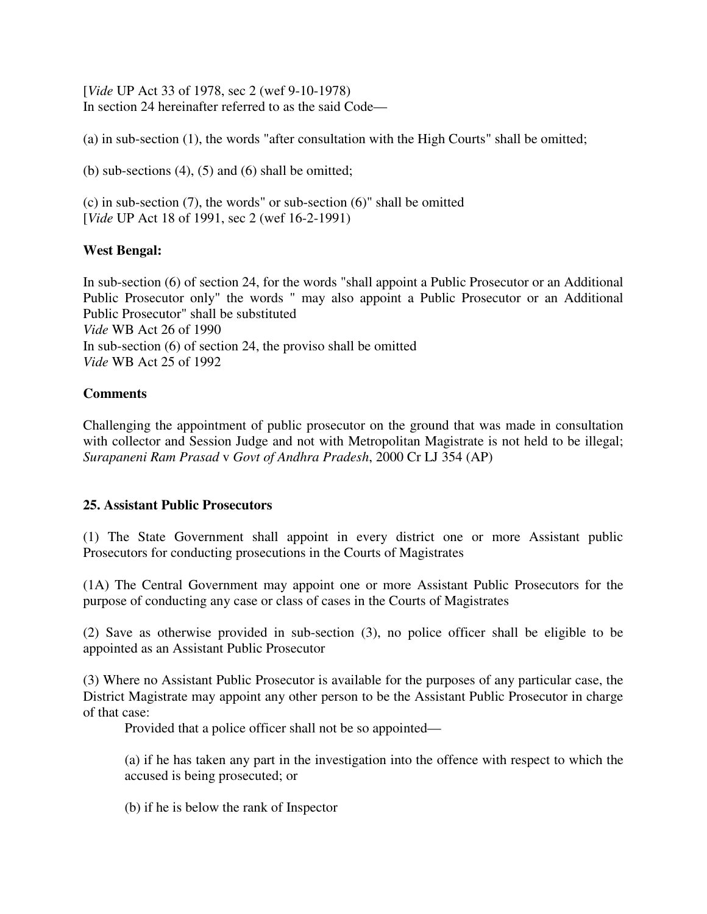[*Vide* UP Act 33 of 1978, sec 2 (wef 9-10-1978)
In section 24 hereinafter referred to as the said Code—

(a) in sub-section (1), the words "after consultation with the High Courts" shall be omitted;

(b) sub-sections (4), (5) and (6) shall be omitted;

(c) in sub-section (7), the words" or sub-section (6)" shall be omitted
[*Vide* UP Act 18 of 1991, sec 2 (wef 16-2-1991)

**West Bengal:**

In sub-section (6) of section 24, for the words "shall appoint a Public Prosecutor or an Additional Public Prosecutor only" the words " may also appoint a Public Prosecutor or an Additional Public Prosecutor" shall be substituted
*Vide* WB Act 26 of 1990
In sub-section (6) of section 24, the proviso shall be omitted
*Vide* WB Act 25 of 1992

**Comments**

Challenging the appointment of public prosecutor on the ground that was made in consultation with collector and Session Judge and not with Metropolitan Magistrate is not held to be illegal; *Surapaneni Ram Prasad* v *Govt of Andhra Pradesh*, 2000 Cr LJ 354 (AP)

**25. Assistant Public Prosecutors**

(1) The State Government shall appoint in every district one or more Assistant public Prosecutors for conducting prosecutions in the Courts of Magistrates

(1A) The Central Government may appoint one or more Assistant Public Prosecutors for the purpose of conducting any case or class of cases in the Courts of Magistrates

(2) Save as otherwise provided in sub-section (3), no police officer shall be eligible to be appointed as an Assistant Public Prosecutor

(3) Where no Assistant Public Prosecutor is available for the purposes of any particular case, the District Magistrate may appoint any other person to be the Assistant Public Prosecutor in charge of that case:

Provided that a police officer shall not be so appointed—

(a) if he has taken any part in the investigation into the offence with respect to which the accused is being prosecuted; or

(b) if he is below the rank of Inspector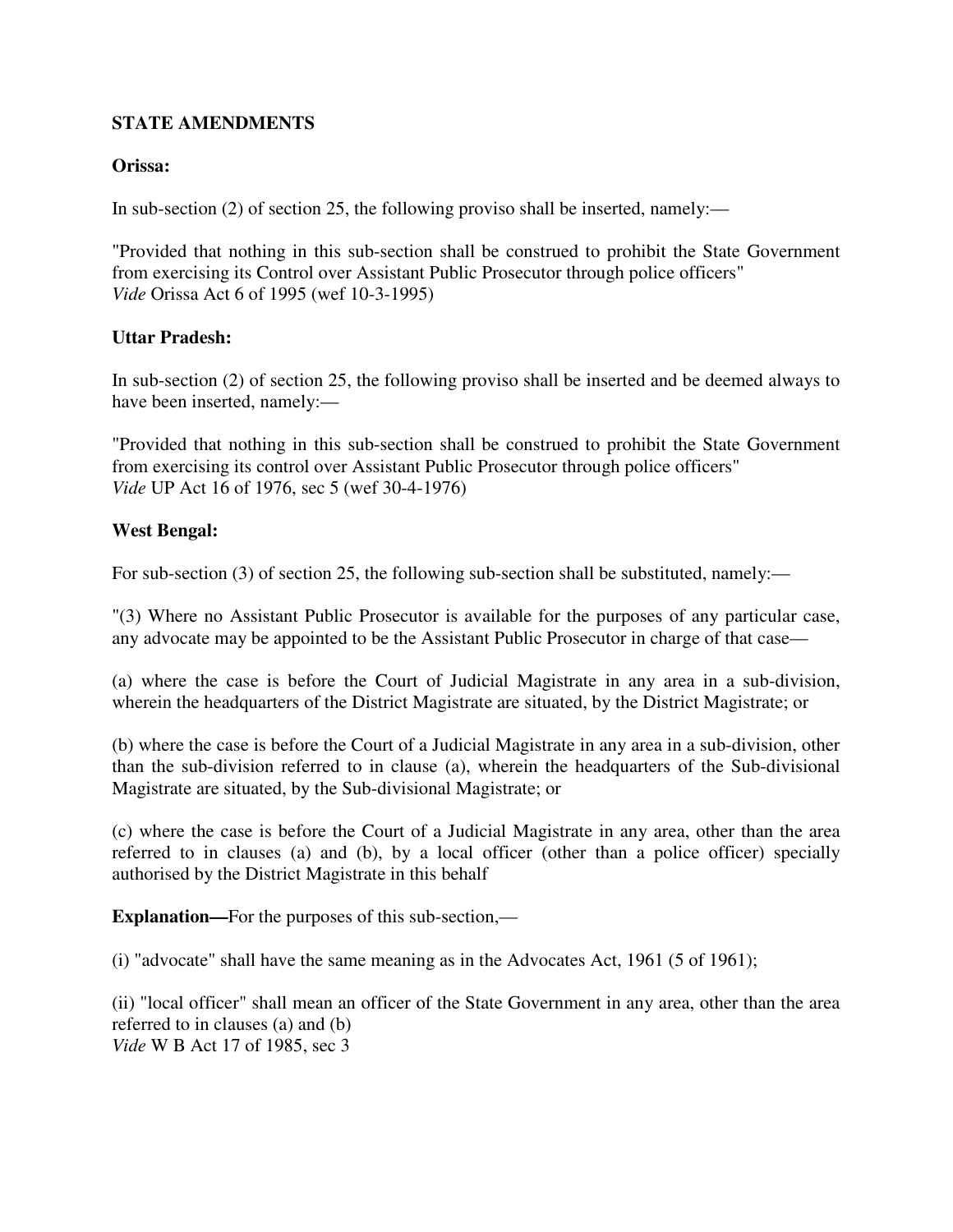**STATE AMENDMENTS**

**Orissa:**

In sub-section (2) of section 25, the following proviso shall be inserted, namely:—

"Provided that nothing in this sub-section shall be construed to prohibit the State Government from exercising its Control over Assistant Public Prosecutor through police officers"
*Vide* Orissa Act 6 of 1995 (wef 10-3-1995)

**Uttar Pradesh:**

In sub-section (2) of section 25, the following proviso shall be inserted and be deemed always to have been inserted, namely:—

"Provided that nothing in this sub-section shall be construed to prohibit the State Government from exercising its control over Assistant Public Prosecutor through police officers"
*Vide* UP Act 16 of 1976, sec 5 (wef 30-4-1976)

**West Bengal:**

For sub-section (3) of section 25, the following sub-section shall be substituted, namely:—

"(3) Where no Assistant Public Prosecutor is available for the purposes of any particular case, any advocate may be appointed to be the Assistant Public Prosecutor in charge of that case—

(a) where the case is before the Court of Judicial Magistrate in any area in a sub-division, wherein the headquarters of the District Magistrate are situated, by the District Magistrate; or

(b) where the case is before the Court of a Judicial Magistrate in any area in a sub-division, other than the sub-division referred to in clause (a), wherein the headquarters of the Sub-divisional Magistrate are situated, by the Sub-divisional Magistrate; or

(c) where the case is before the Court of a Judicial Magistrate in any area, other than the area referred to in clauses (a) and (b), by a local officer (other than a police officer) specially authorised by the District Magistrate in this behalf

**Explanation—**For the purposes of this sub-section,—

(i) "advocate" shall have the same meaning as in the Advocates Act, 1961 (5 of 1961);

(ii) "local officer" shall mean an officer of the State Government in any area, other than the area referred to in clauses (a) and (b)
*Vide* W B Act 17 of 1985, sec 3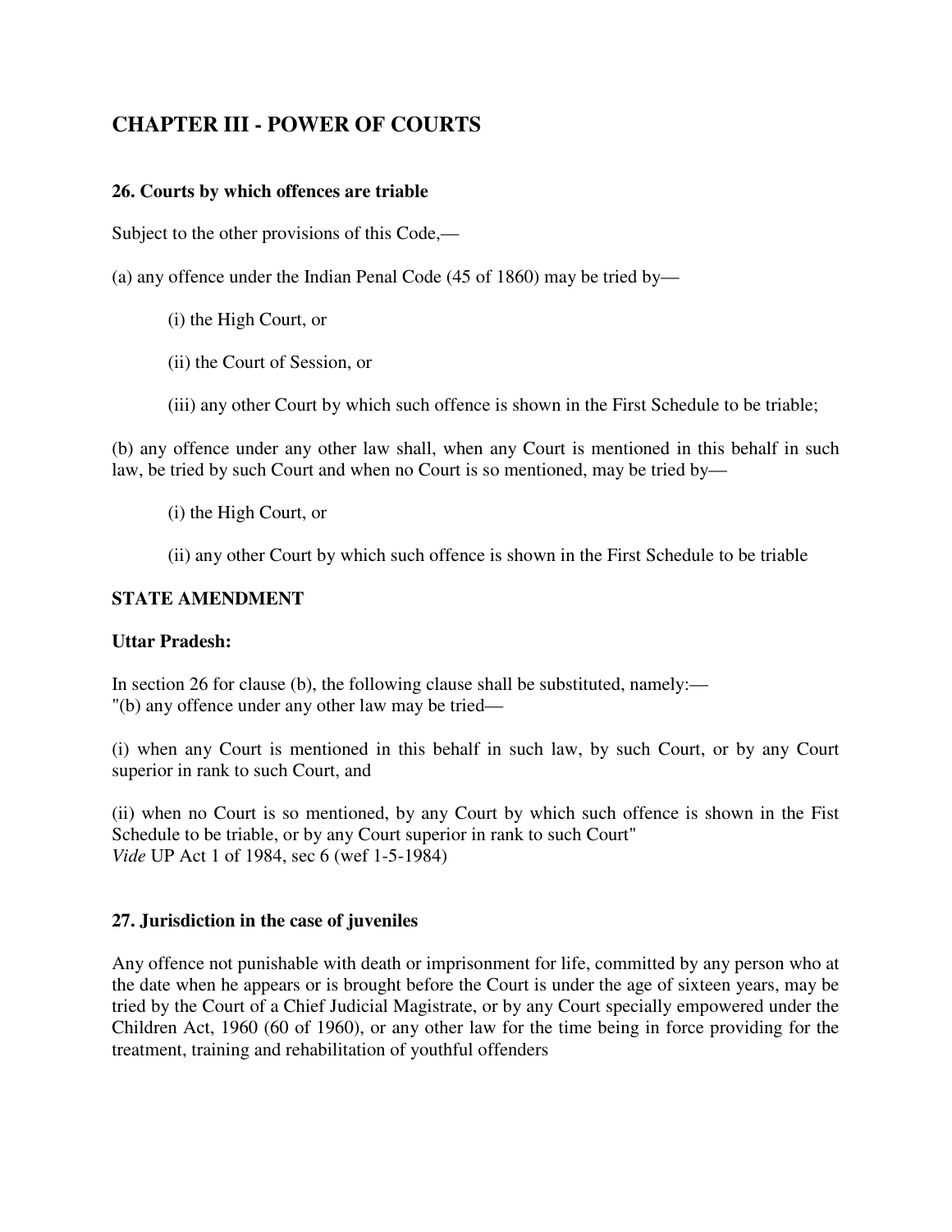## CHAPTER III - POWER OF COURTS

### 26. Courts by which offences are triable

Subject to the other provisions of this Code,—

(a) any offence under the Indian Penal Code (45 of 1860) may be tried by—

> (i) the High Court, or
>
> (ii) the Court of Session, or
>
> (iii) any other Court by which such offence is shown in the First Schedule to be triable;

(b) any offence under any other law shall, when any Court is mentioned in this behalf in such law, be tried by such Court and when no Court is so mentioned, may be tried by—

> (i) the High Court, or
>
> (ii) any other Court by which such offence is shown in the First Schedule to be triable

**STATE AMENDMENT**

**Uttar Pradesh:**

In section 26 for clause (b), the following clause shall be substituted, namely:—
"(b) any offence under any other law may be tried—

(i) when any Court is mentioned in this behalf in such law, by such Court, or by any Court superior in rank to such Court, and

(ii) when no Court is so mentioned, by any Court by which such offence is shown in the Fist Schedule to be triable, or by any Court superior in rank to such Court"
*Vide* UP Act 1 of 1984, sec 6 (wef 1-5-1984)

### 27. Jurisdiction in the case of juveniles

Any offence not punishable with death or imprisonment for life, committed by any person who at the date when he appears or is brought before the Court is under the age of sixteen years, may be tried by the Court of a Chief Judicial Magistrate, or by any Court specially empowered under the Children Act, 1960 (60 of 1960), or any other law for the time being in force providing for the treatment, training and rehabilitation of youthful offenders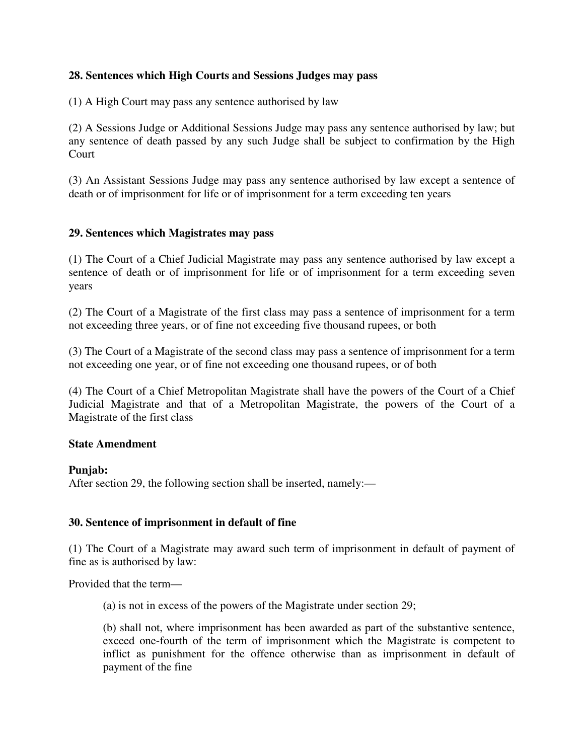### 28. Sentences which High Courts and Sessions Judges may pass

(1) A High Court may pass any sentence authorised by law

(2) A Sessions Judge or Additional Sessions Judge may pass any sentence authorised by law; but any sentence of death passed by any such Judge shall be subject to confirmation by the High Court

(3) An Assistant Sessions Judge may pass any sentence authorised by law except a sentence of death or of imprisonment for life or of imprisonment for a term exceeding ten years

### 29. Sentences which Magistrates may pass

(1) The Court of a Chief Judicial Magistrate may pass any sentence authorised by law except a sentence of death or of imprisonment for life or of imprisonment for a term exceeding seven years

(2) The Court of a Magistrate of the first class may pass a sentence of imprisonment for a term not exceeding three years, or of fine not exceeding five thousand rupees, or both

(3) The Court of a Magistrate of the second class may pass a sentence of imprisonment for a term not exceeding one year, or of fine not exceeding one thousand rupees, or of both

(4) The Court of a Chief Metropolitan Magistrate shall have the powers of the Court of a Chief Judicial Magistrate and that of a Metropolitan Magistrate, the powers of the Court of a Magistrate of the first class

**State Amendment**

**Punjab:**
After section 29, the following section shall be inserted, namely:—

### 30. Sentence of imprisonment in default of fine

(1) The Court of a Magistrate may award such term of imprisonment in default of payment of fine as is authorised by law:

Provided that the term—

(a) is not in excess of the powers of the Magistrate under section 29;

(b) shall not, where imprisonment has been awarded as part of the substantive sentence, exceed one-fourth of the term of imprisonment which the Magistrate is competent to inflict as punishment for the offence otherwise than as imprisonment in default of payment of the fine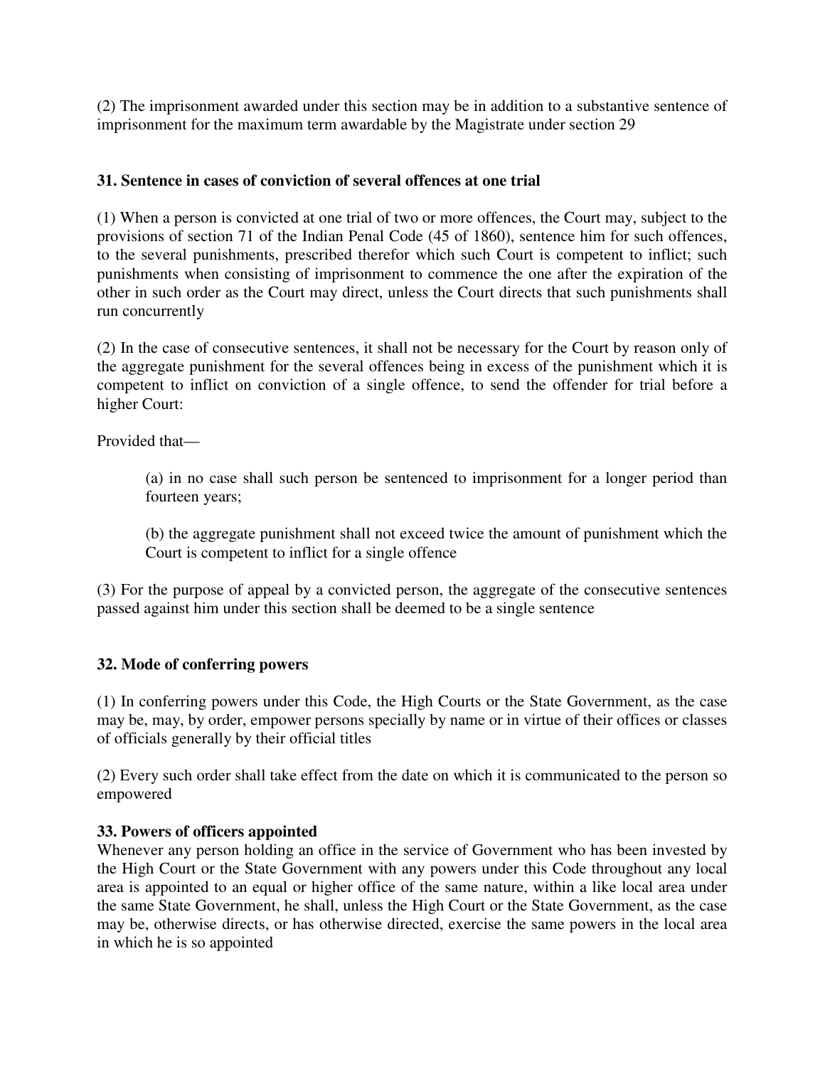(2) The imprisonment awarded under this section may be in addition to a substantive sentence of imprisonment for the maximum term awardable by the Magistrate under section 29

**31. Sentence in cases of conviction of several offences at one trial**

(1) When a person is convicted at one trial of two or more offences, the Court may, subject to the provisions of section 71 of the Indian Penal Code (45 of 1860), sentence him for such offences, to the several punishments, prescribed therefor which such Court is competent to inflict; such punishments when consisting of imprisonment to commence the one after the expiration of the other in such order as the Court may direct, unless the Court directs that such punishments shall run concurrently

(2) In the case of consecutive sentences, it shall not be necessary for the Court by reason only of the aggregate punishment for the several offences being in excess of the punishment which it is competent to inflict on conviction of a single offence, to send the offender for trial before a higher Court:

Provided that—

> (a) in no case shall such person be sentenced to imprisonment for a longer period than fourteen years;
>
> (b) the aggregate punishment shall not exceed twice the amount of punishment which the Court is competent to inflict for a single offence

(3) For the purpose of appeal by a convicted person, the aggregate of the consecutive sentences passed against him under this section shall be deemed to be a single sentence

**32. Mode of conferring powers**

(1) In conferring powers under this Code, the High Courts or the State Government, as the case may be, may, by order, empower persons specially by name or in virtue of their offices or classes of officials generally by their official titles

(2) Every such order shall take effect from the date on which it is communicated to the person so empowered

**33. Powers of officers appointed**

Whenever any person holding an office in the service of Government who has been invested by the High Court or the State Government with any powers under this Code throughout any local area is appointed to an equal or higher office of the same nature, within a like local area under the same State Government, he shall, unless the High Court or the State Government, as the case may be, otherwise directs, or has otherwise directed, exercise the same powers in the local area in which he is so appointed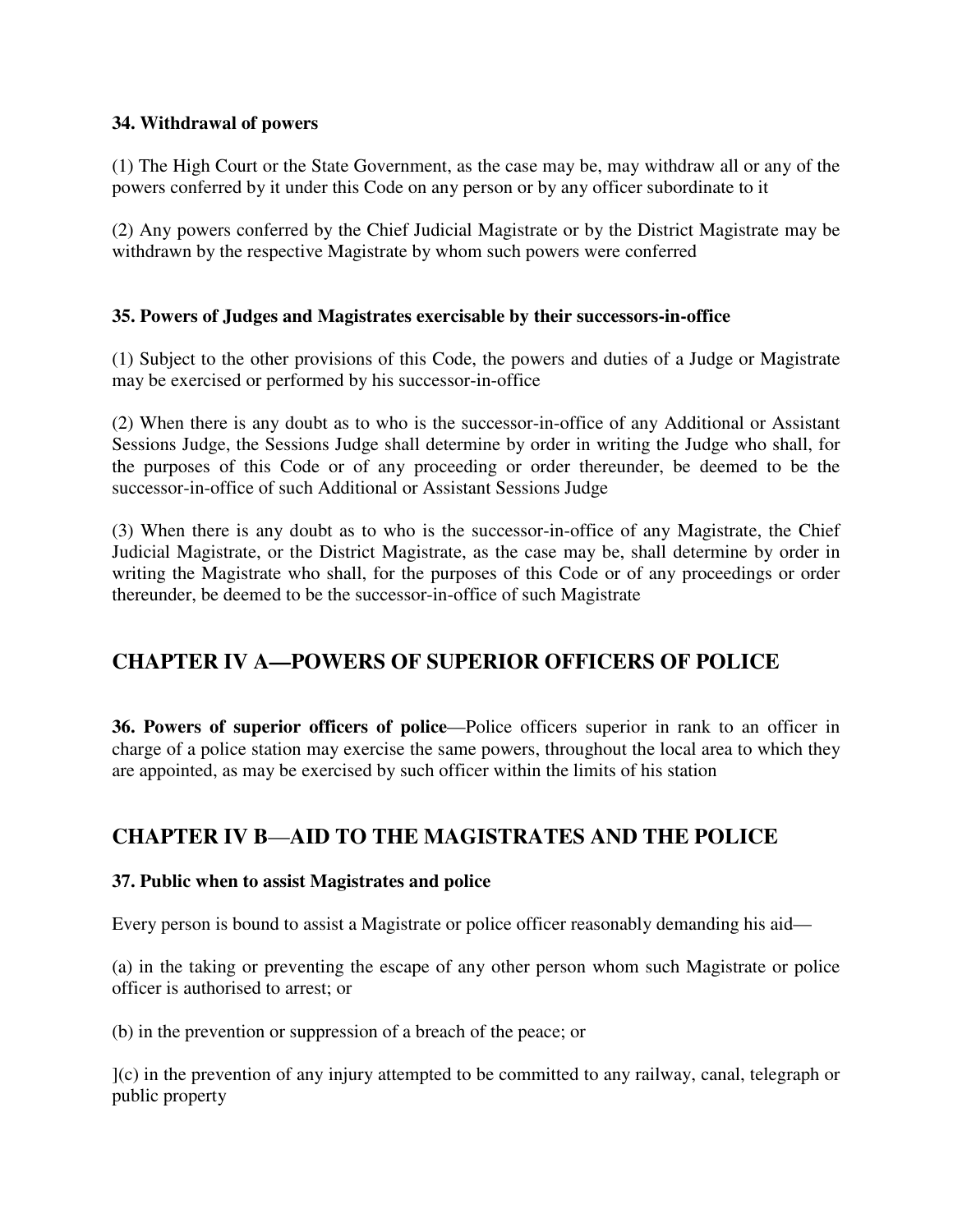**34. Withdrawal of powers**

(1) The High Court or the State Government, as the case may be, may withdraw all or any of the powers conferred by it under this Code on any person or by any officer subordinate to it

(2) Any powers conferred by the Chief Judicial Magistrate or by the District Magistrate may be withdrawn by the respective Magistrate by whom such powers were conferred

**35. Powers of Judges and Magistrates exercisable by their successors-in-office**

(1) Subject to the other provisions of this Code, the powers and duties of a Judge or Magistrate may be exercised or performed by his successor-in-office

(2) When there is any doubt as to who is the successor-in-office of any Additional or Assistant Sessions Judge, the Sessions Judge shall determine by order in writing the Judge who shall, for the purposes of this Code or of any proceeding or order thereunder, be deemed to be the successor-in-office of such Additional or Assistant Sessions Judge

(3) When there is any doubt as to who is the successor-in-office of any Magistrate, the Chief Judicial Magistrate, or the District Magistrate, as the case may be, shall determine by order in writing the Magistrate who shall, for the purposes of this Code or of any proceedings or order thereunder, be deemed to be the successor-in-office of such Magistrate

## CHAPTER IV A—POWERS OF SUPERIOR OFFICERS OF POLICE

**36. Powers of superior officers of police**—Police officers superior in rank to an officer in charge of a police station may exercise the same powers, throughout the local area to which they are appointed, as may be exercised by such officer within the limits of his station

## CHAPTER IV B—AID TO THE MAGISTRATES AND THE POLICE

**37. Public when to assist Magistrates and police**

Every person is bound to assist a Magistrate or police officer reasonably demanding his aid—

(a) in the taking or preventing the escape of any other person whom such Magistrate or police officer is authorised to arrest; or

(b) in the prevention or suppression of a breach of the peace; or

](c) in the prevention of any injury attempted to be committed to any railway, canal, telegraph or public property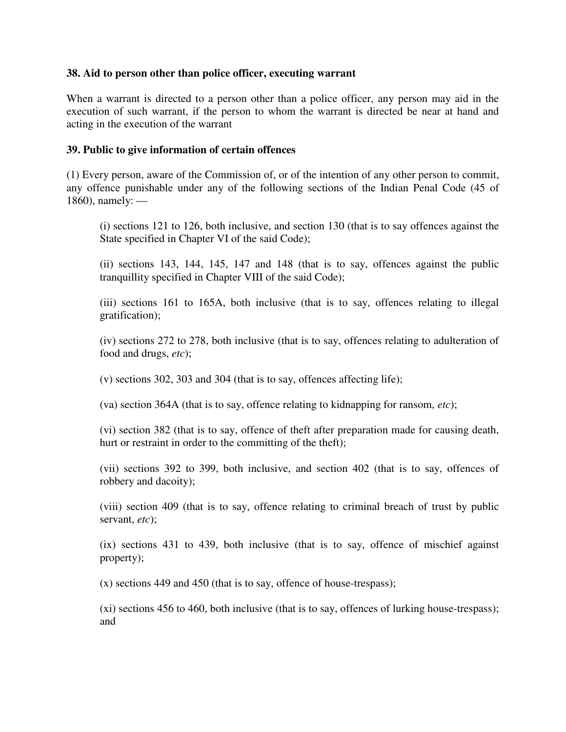**38. Aid to person other than police officer, executing warrant**

When a warrant is directed to a person other than a police officer, any person may aid in the execution of such warrant, if the person to whom the warrant is directed be near at hand and acting in the execution of the warrant

**39. Public to give information of certain offences**

(1) Every person, aware of the Commission of, or of the intention of any other person to commit, any offence punishable under any of the following sections of the Indian Penal Code (45 of 1860), namely: —

> (i) sections 121 to 126, both inclusive, and section 130 (that is to say offences against the State specified in Chapter VI of the said Code);
>
> (ii) sections 143, 144, 145, 147 and 148 (that is to say, offences against the public tranquillity specified in Chapter VIII of the said Code);
>
> (iii) sections 161 to 165A, both inclusive (that is to say, offences relating to illegal gratification);
>
> (iv) sections 272 to 278, both inclusive (that is to say, offences relating to adulteration of food and drugs, *etc*);
>
> (v) sections 302, 303 and 304 (that is to say, offences affecting life);
>
> (va) section 364A (that is to say, offence relating to kidnapping for ransom, *etc*);
>
> (vi) section 382 (that is to say, offence of theft after preparation made for causing death, hurt or restraint in order to the committing of the theft);
>
> (vii) sections 392 to 399, both inclusive, and section 402 (that is to say, offences of robbery and dacoity);
>
> (viii) section 409 (that is to say, offence relating to criminal breach of trust by public servant, *etc*);
>
> (ix) sections 431 to 439, both inclusive (that is to say, offence of mischief against property);
>
> (x) sections 449 and 450 (that is to say, offence of house-trespass);
>
> (xi) sections 456 to 460, both inclusive (that is to say, offences of lurking house-trespass); and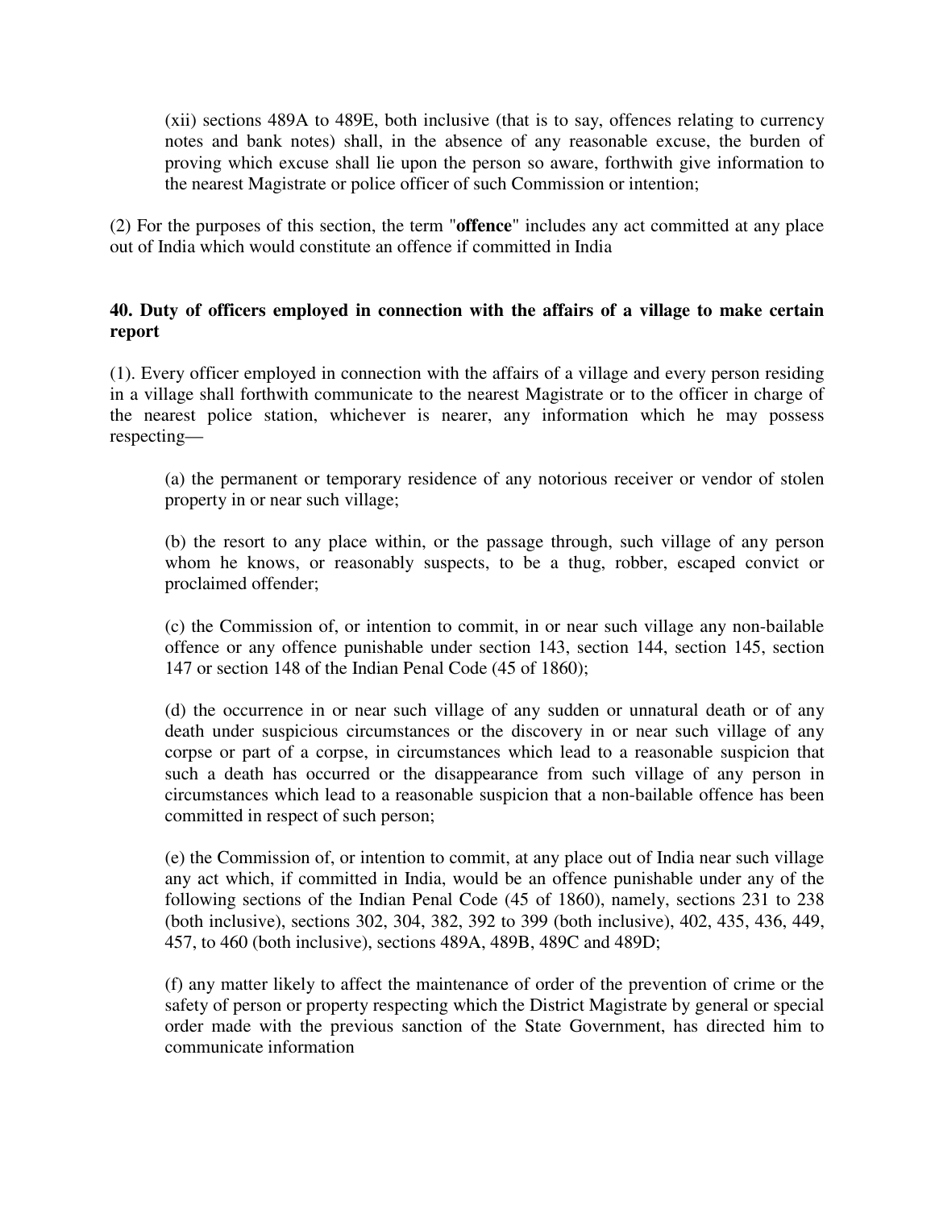(xii) sections 489A to 489E, both inclusive (that is to say, offences relating to currency notes and bank notes) shall, in the absence of any reasonable excuse, the burden of proving which excuse shall lie upon the person so aware, forthwith give information to the nearest Magistrate or police officer of such Commission or intention;

(2) For the purposes of this section, the term "**offence**" includes any act committed at any place out of India which would constitute an offence if committed in India

### 40. Duty of officers employed in connection with the affairs of a village to make certain report

(1). Every officer employed in connection with the affairs of a village and every person residing in a village shall forthwith communicate to the nearest Magistrate or to the officer in charge of the nearest police station, whichever is nearer, any information which he may possess respecting—

(a) the permanent or temporary residence of any notorious receiver or vendor of stolen property in or near such village;

(b) the resort to any place within, or the passage through, such village of any person whom he knows, or reasonably suspects, to be a thug, robber, escaped convict or proclaimed offender;

(c) the Commission of, or intention to commit, in or near such village any non-bailable offence or any offence punishable under section 143, section 144, section 145, section 147 or section 148 of the Indian Penal Code (45 of 1860);

(d) the occurrence in or near such village of any sudden or unnatural death or of any death under suspicious circumstances or the discovery in or near such village of any corpse or part of a corpse, in circumstances which lead to a reasonable suspicion that such a death has occurred or the disappearance from such village of any person in circumstances which lead to a reasonable suspicion that a non-bailable offence has been committed in respect of such person;

(e) the Commission of, or intention to commit, at any place out of India near such village any act which, if committed in India, would be an offence punishable under any of the following sections of the Indian Penal Code (45 of 1860), namely, sections 231 to 238 (both inclusive), sections 302, 304, 382, 392 to 399 (both inclusive), 402, 435, 436, 449, 457, to 460 (both inclusive), sections 489A, 489B, 489C and 489D;

(f) any matter likely to affect the maintenance of order of the prevention of crime or the safety of person or property respecting which the District Magistrate by general or special order made with the previous sanction of the State Government, has directed him to communicate information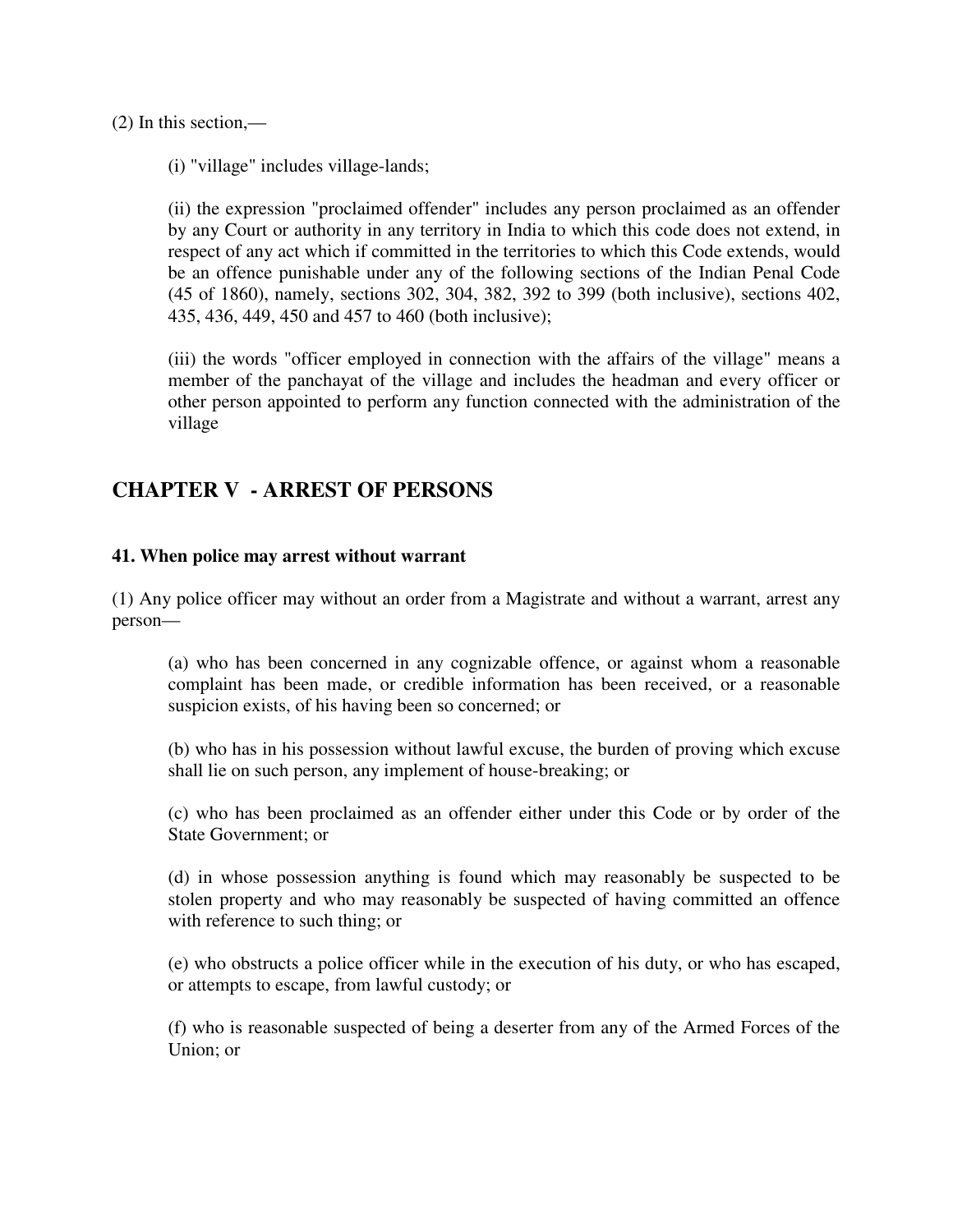(2) In this section,—

(i) "village" includes village-lands;

(ii) the expression "proclaimed offender" includes any person proclaimed as an offender by any Court or authority in any territory in India to which this code does not extend, in respect of any act which if committed in the territories to which this Code extends, would be an offence punishable under any of the following sections of the Indian Penal Code (45 of 1860), namely, sections 302, 304, 382, 392 to 399 (both inclusive), sections 402, 435, 436, 449, 450 and 457 to 460 (both inclusive);

(iii) the words "officer employed in connection with the affairs of the village" means a member of the panchayat of the village and includes the headman and every officer or other person appointed to perform any function connected with the administration of the village

## CHAPTER V - ARREST OF PERSONS

### 41. When police may arrest without warrant

(1) Any police officer may without an order from a Magistrate and without a warrant, arrest any person—

(a) who has been concerned in any cognizable offence, or against whom a reasonable complaint has been made, or credible information has been received, or a reasonable suspicion exists, of his having been so concerned; or

(b) who has in his possession without lawful excuse, the burden of proving which excuse shall lie on such person, any implement of house-breaking; or

(c) who has been proclaimed as an offender either under this Code or by order of the State Government; or

(d) in whose possession anything is found which may reasonably be suspected to be stolen property and who may reasonably be suspected of having committed an offence with reference to such thing; or

(e) who obstructs a police officer while in the execution of his duty, or who has escaped, or attempts to escape, from lawful custody; or

(f) who is reasonable suspected of being a deserter from any of the Armed Forces of the Union; or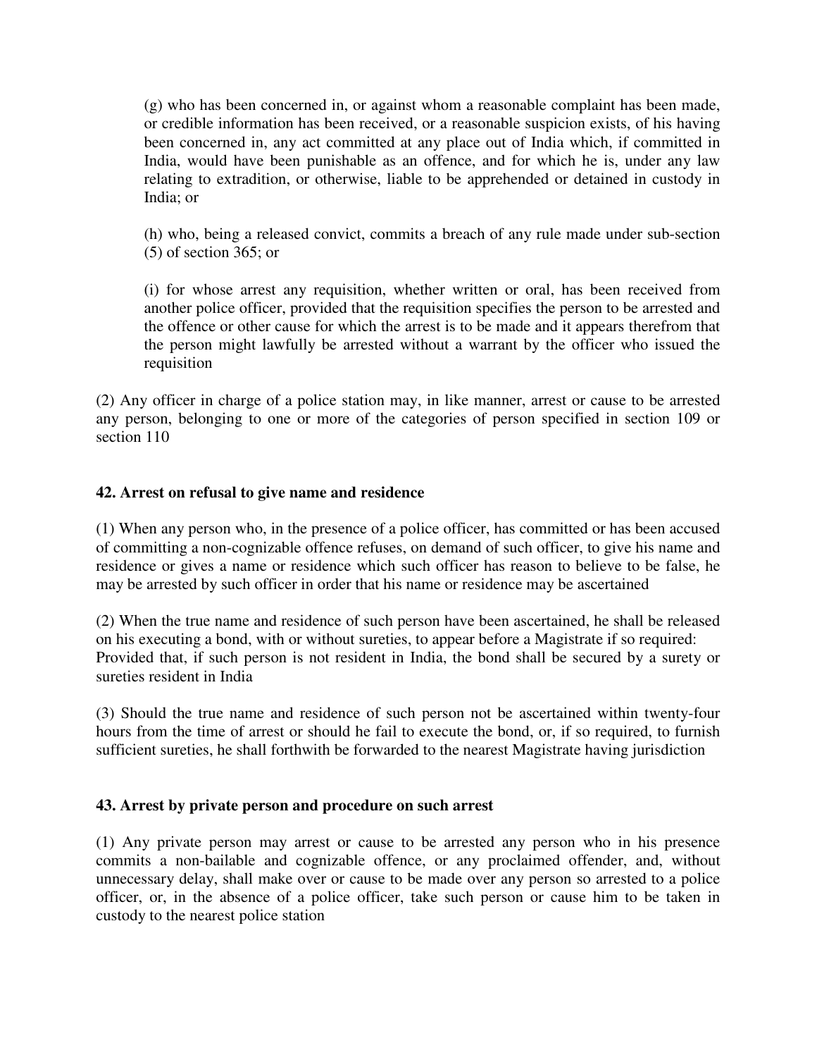(g) who has been concerned in, or against whom a reasonable complaint has been made, or credible information has been received, or a reasonable suspicion exists, of his having been concerned in, any act committed at any place out of India which, if committed in India, would have been punishable as an offence, and for which he is, under any law relating to extradition, or otherwise, liable to be apprehended or detained in custody in India; or

(h) who, being a released convict, commits a breach of any rule made under sub-section (5) of section 365; or

(i) for whose arrest any requisition, whether written or oral, has been received from another police officer, provided that the requisition specifies the person to be arrested and the offence or other cause for which the arrest is to be made and it appears therefrom that the person might lawfully be arrested without a warrant by the officer who issued the requisition

(2) Any officer in charge of a police station may, in like manner, arrest or cause to be arrested any person, belonging to one or more of the categories of person specified in section 109 or section 110

**42. Arrest on refusal to give name and residence**

(1) When any person who, in the presence of a police officer, has committed or has been accused of committing a non-cognizable offence refuses, on demand of such officer, to give his name and residence or gives a name or residence which such officer has reason to believe to be false, he may be arrested by such officer in order that his name or residence may be ascertained

(2) When the true name and residence of such person have been ascertained, he shall be released on his executing a bond, with or without sureties, to appear before a Magistrate if so required:
Provided that, if such person is not resident in India, the bond shall be secured by a surety or sureties resident in India

(3) Should the true name and residence of such person not be ascertained within twenty-four hours from the time of arrest or should he fail to execute the bond, or, if so required, to furnish sufficient sureties, he shall forthwith be forwarded to the nearest Magistrate having jurisdiction

**43. Arrest by private person and procedure on such arrest**

(1) Any private person may arrest or cause to be arrested any person who in his presence commits a non-bailable and cognizable offence, or any proclaimed offender, and, without unnecessary delay, shall make over or cause to be made over any person so arrested to a police officer, or, in the absence of a police officer, take such person or cause him to be taken in custody to the nearest police station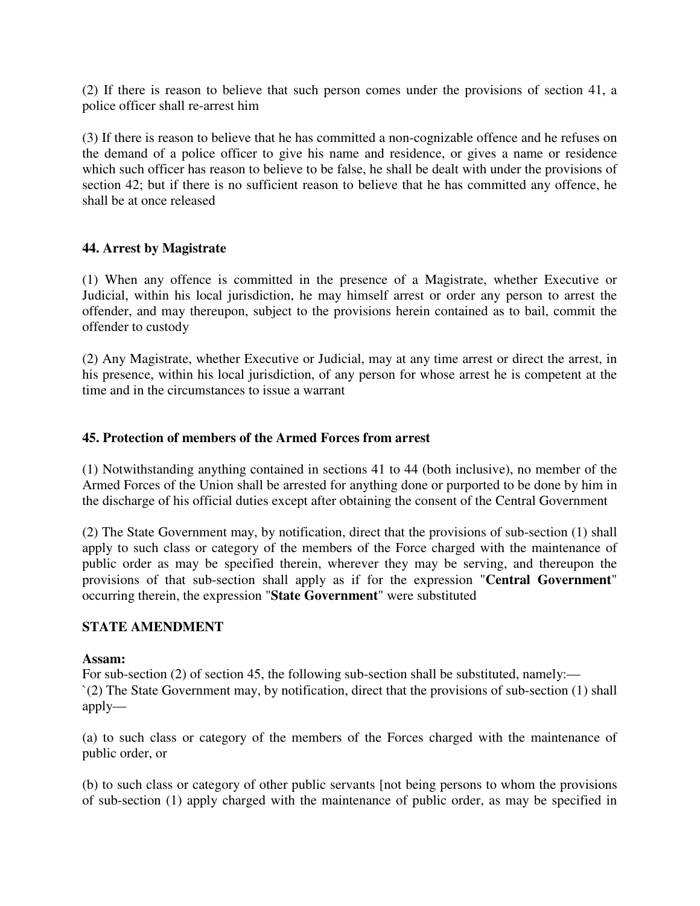(2) If there is reason to believe that such person comes under the provisions of section 41, a police officer shall re-arrest him

(3) If there is reason to believe that he has committed a non-cognizable offence and he refuses on the demand of a police officer to give his name and residence, or gives a name or residence which such officer has reason to believe to be false, he shall be dealt with under the provisions of section 42; but if there is no sufficient reason to believe that he has committed any offence, he shall be at once released

**44. Arrest by Magistrate**

(1) When any offence is committed in the presence of a Magistrate, whether Executive or Judicial, within his local jurisdiction, he may himself arrest or order any person to arrest the offender, and may thereupon, subject to the provisions herein contained as to bail, commit the offender to custody

(2) Any Magistrate, whether Executive or Judicial, may at any time arrest or direct the arrest, in his presence, within his local jurisdiction, of any person for whose arrest he is competent at the time and in the circumstances to issue a warrant

**45. Protection of members of the Armed Forces from arrest**

(1) Notwithstanding anything contained in sections 41 to 44 (both inclusive), no member of the Armed Forces of the Union shall be arrested for anything done or purported to be done by him in the discharge of his official duties except after obtaining the consent of the Central Government

(2) The State Government may, by notification, direct that the provisions of sub-section (1) shall apply to such class or category of the members of the Force charged with the maintenance of public order as may be specified therein, wherever they may be serving, and thereupon the provisions of that sub-section shall apply as if for the expression "**Central Government**" occurring therein, the expression "**State Government**" were substituted

**STATE AMENDMENT**

**Assam:**
For sub-section (2) of section 45, the following sub-section shall be substituted, namely:—
`(2) The State Government may, by notification, direct that the provisions of sub-section (1) shall apply—

(a) to such class or category of the members of the Forces charged with the maintenance of public order, or

(b) to such class or category of other public servants [not being persons to whom the provisions of sub-section (1) apply charged with the maintenance of public order, as may be specified in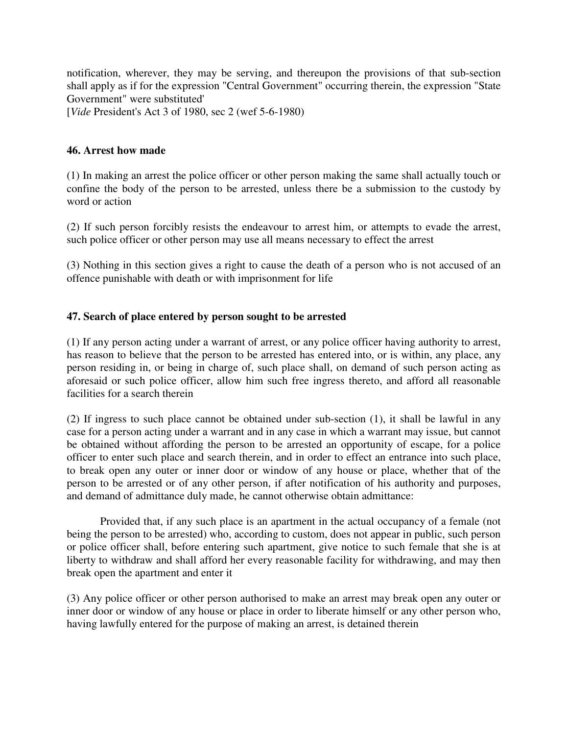notification, wherever, they may be serving, and thereupon the provisions of that sub-section shall apply as if for the expression "Central Government" occurring therein, the expression "State Government" were substituted'

[*Vide* President's Act 3 of 1980, sec 2 (wef 5-6-1980)

**46. Arrest how made**

(1) In making an arrest the police officer or other person making the same shall actually touch or confine the body of the person to be arrested, unless there be a submission to the custody by word or action

(2) If such person forcibly resists the endeavour to arrest him, or attempts to evade the arrest, such police officer or other person may use all means necessary to effect the arrest

(3) Nothing in this section gives a right to cause the death of a person who is not accused of an offence punishable with death or with imprisonment for life

**47. Search of place entered by person sought to be arrested**

(1) If any person acting under a warrant of arrest, or any police officer having authority to arrest, has reason to believe that the person to be arrested has entered into, or is within, any place, any person residing in, or being in charge of, such place shall, on demand of such person acting as aforesaid or such police officer, allow him such free ingress thereto, and afford all reasonable facilities for a search therein

(2) If ingress to such place cannot be obtained under sub-section (1), it shall be lawful in any case for a person acting under a warrant and in any case in which a warrant may issue, but cannot be obtained without affording the person to be arrested an opportunity of escape, for a police officer to enter such place and search therein, and in order to effect an entrance into such place, to break open any outer or inner door or window of any house or place, whether that of the person to be arrested or of any other person, if after notification of his authority and purposes, and demand of admittance duly made, he cannot otherwise obtain admittance:

Provided that, if any such place is an apartment in the actual occupancy of a female (not being the person to be arrested) who, according to custom, does not appear in public, such person or police officer shall, before entering such apartment, give notice to such female that she is at liberty to withdraw and shall afford her every reasonable facility for withdrawing, and may then break open the apartment and enter it

(3) Any police officer or other person authorised to make an arrest may break open any outer or inner door or window of any house or place in order to liberate himself or any other person who, having lawfully entered for the purpose of making an arrest, is detained therein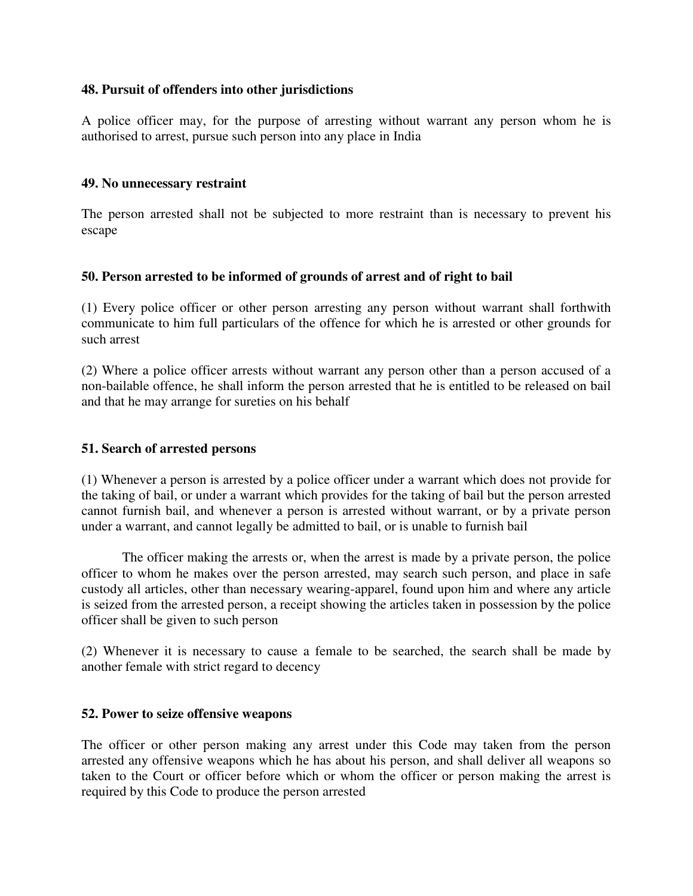**48. Pursuit of offenders into other jurisdictions**

A police officer may, for the purpose of arresting without warrant any person whom he is authorised to arrest, pursue such person into any place in India

**49. No unnecessary restraint**

The person arrested shall not be subjected to more restraint than is necessary to prevent his escape

**50. Person arrested to be informed of grounds of arrest and of right to bail**

(1) Every police officer or other person arresting any person without warrant shall forthwith communicate to him full particulars of the offence for which he is arrested or other grounds for such arrest

(2) Where a police officer arrests without warrant any person other than a person accused of a non-bailable offence, he shall inform the person arrested that he is entitled to be released on bail and that he may arrange for sureties on his behalf

**51. Search of arrested persons**

(1) Whenever a person is arrested by a police officer under a warrant which does not provide for the taking of bail, or under a warrant which provides for the taking of bail but the person arrested cannot furnish bail, and whenever a person is arrested without warrant, or by a private person under a warrant, and cannot legally be admitted to bail, or is unable to furnish bail

The officer making the arrests or, when the arrest is made by a private person, the police officer to whom he makes over the person arrested, may search such person, and place in safe custody all articles, other than necessary wearing-apparel, found upon him and where any article is seized from the arrested person, a receipt showing the articles taken in possession by the police officer shall be given to such person

(2) Whenever it is necessary to cause a female to be searched, the search shall be made by another female with strict regard to decency

**52. Power to seize offensive weapons**

The officer or other person making any arrest under this Code may taken from the person arrested any offensive weapons which he has about his person, and shall deliver all weapons so taken to the Court or officer before which or whom the officer or person making the arrest is required by this Code to produce the person arrested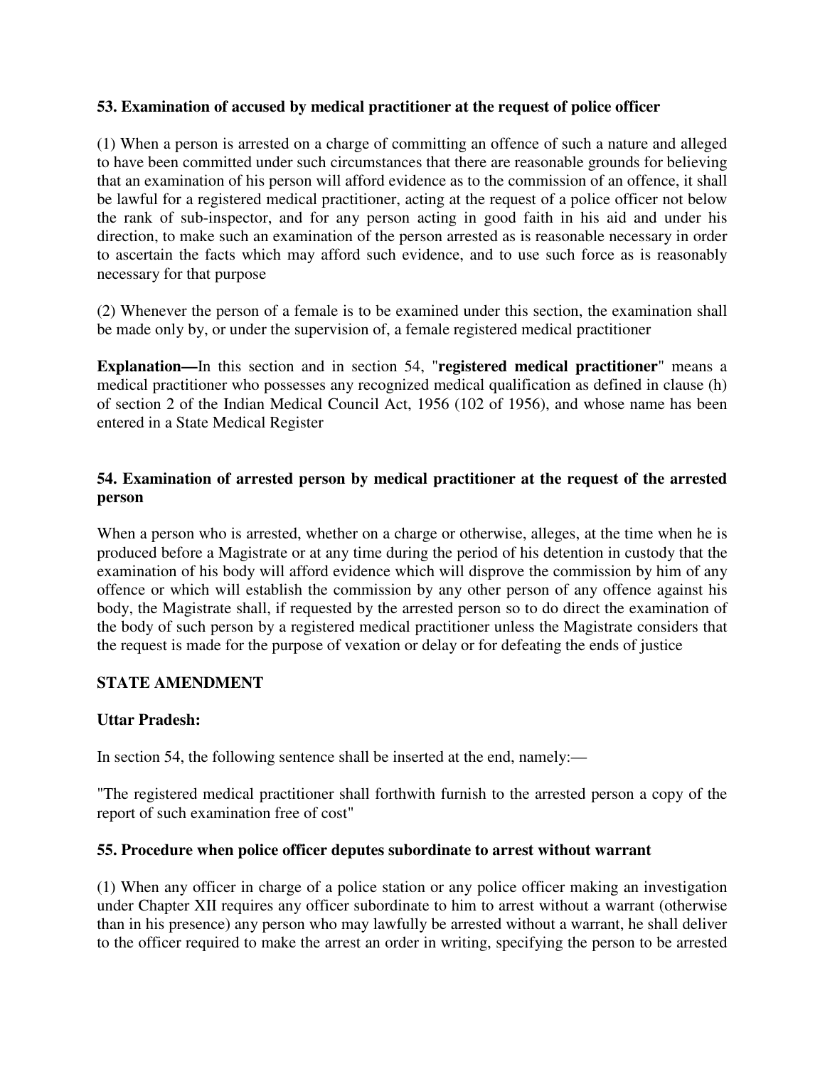**53. Examination of accused by medical practitioner at the request of police officer**

(1) When a person is arrested on a charge of committing an offence of such a nature and alleged to have been committed under such circumstances that there are reasonable grounds for believing that an examination of his person will afford evidence as to the commission of an offence, it shall be lawful for a registered medical practitioner, acting at the request of a police officer not below the rank of sub-inspector, and for any person acting in good faith in his aid and under his direction, to make such an examination of the person arrested as is reasonable necessary in order to ascertain the facts which may afford such evidence, and to use such force as is reasonably necessary for that purpose

(2) Whenever the person of a female is to be examined under this section, the examination shall be made only by, or under the supervision of, a female registered medical practitioner

**Explanation—**In this section and in section 54, "**registered medical practitioner**" means a medical practitioner who possesses any recognized medical qualification as defined in clause (h) of section 2 of the Indian Medical Council Act, 1956 (102 of 1956), and whose name has been entered in a State Medical Register

**54. Examination of arrested person by medical practitioner at the request of the arrested person**

When a person who is arrested, whether on a charge or otherwise, alleges, at the time when he is produced before a Magistrate or at any time during the period of his detention in custody that the examination of his body will afford evidence which will disprove the commission by him of any offence or which will establish the commission by any other person of any offence against his body, the Magistrate shall, if requested by the arrested person so to do direct the examination of the body of such person by a registered medical practitioner unless the Magistrate considers that the request is made for the purpose of vexation or delay or for defeating the ends of justice

**STATE AMENDMENT**

**Uttar Pradesh:**

In section 54, the following sentence shall be inserted at the end, namely:—

"The registered medical practitioner shall forthwith furnish to the arrested person a copy of the report of such examination free of cost"

**55. Procedure when police officer deputes subordinate to arrest without warrant**

(1) When any officer in charge of a police station or any police officer making an investigation under Chapter XII requires any officer subordinate to him to arrest without a warrant (otherwise than in his presence) any person who may lawfully be arrested without a warrant, he shall deliver to the officer required to make the arrest an order in writing, specifying the person to be arrested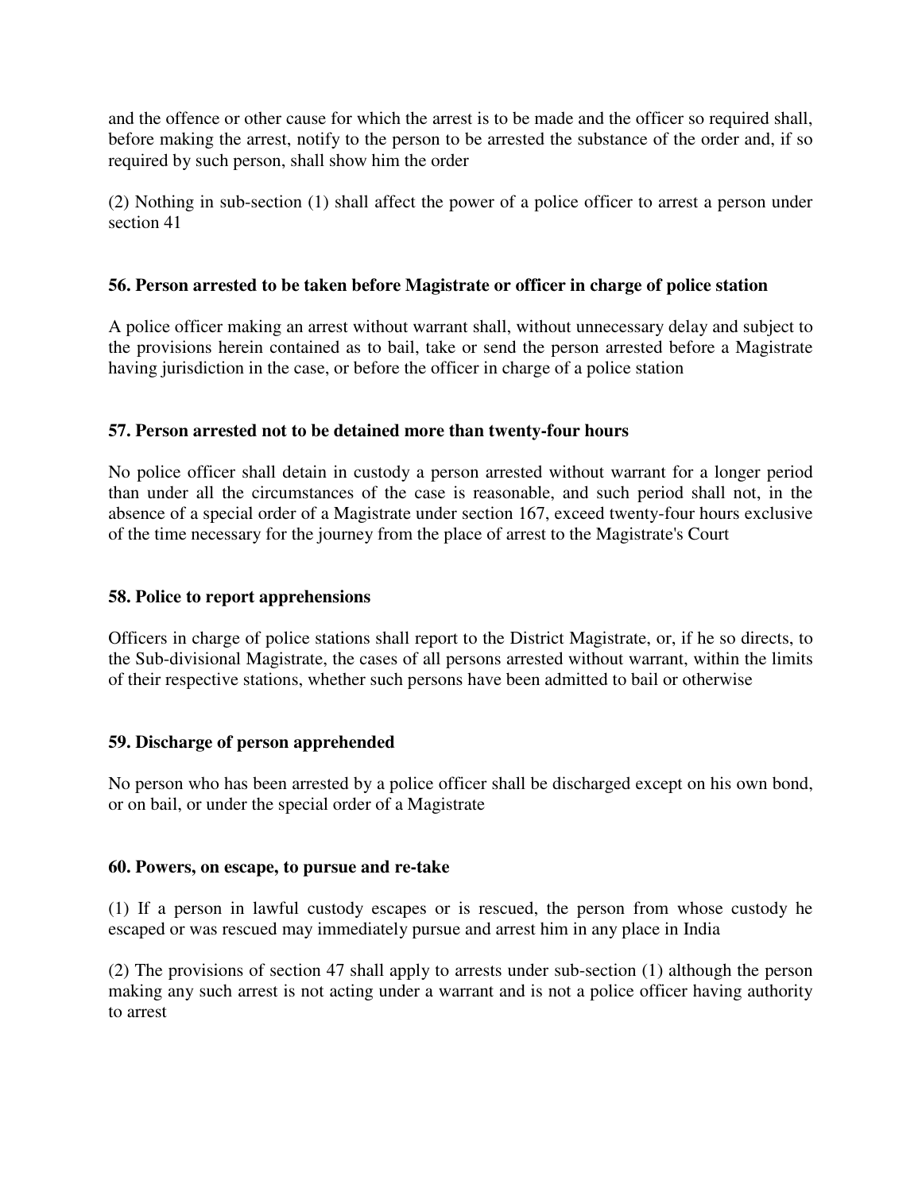and the offence or other cause for which the arrest is to be made and the officer so required shall, before making the arrest, notify to the person to be arrested the substance of the order and, if so required by such person, shall show him the order

(2) Nothing in sub-section (1) shall affect the power of a police officer to arrest a person under section 41

**56. Person arrested to be taken before Magistrate or officer in charge of police station**

A police officer making an arrest without warrant shall, without unnecessary delay and subject to the provisions herein contained as to bail, take or send the person arrested before a Magistrate having jurisdiction in the case, or before the officer in charge of a police station

**57. Person arrested not to be detained more than twenty-four hours**

No police officer shall detain in custody a person arrested without warrant for a longer period than under all the circumstances of the case is reasonable, and such period shall not, in the absence of a special order of a Magistrate under section 167, exceed twenty-four hours exclusive of the time necessary for the journey from the place of arrest to the Magistrate's Court

**58. Police to report apprehensions**

Officers in charge of police stations shall report to the District Magistrate, or, if he so directs, to the Sub-divisional Magistrate, the cases of all persons arrested without warrant, within the limits of their respective stations, whether such persons have been admitted to bail or otherwise

**59. Discharge of person apprehended**

No person who has been arrested by a police officer shall be discharged except on his own bond, or on bail, or under the special order of a Magistrate

**60. Powers, on escape, to pursue and re-take**

(1) If a person in lawful custody escapes or is rescued, the person from whose custody he escaped or was rescued may immediately pursue and arrest him in any place in India

(2) The provisions of section 47 shall apply to arrests under sub-section (1) although the person making any such arrest is not acting under a warrant and is not a police officer having authority to arrest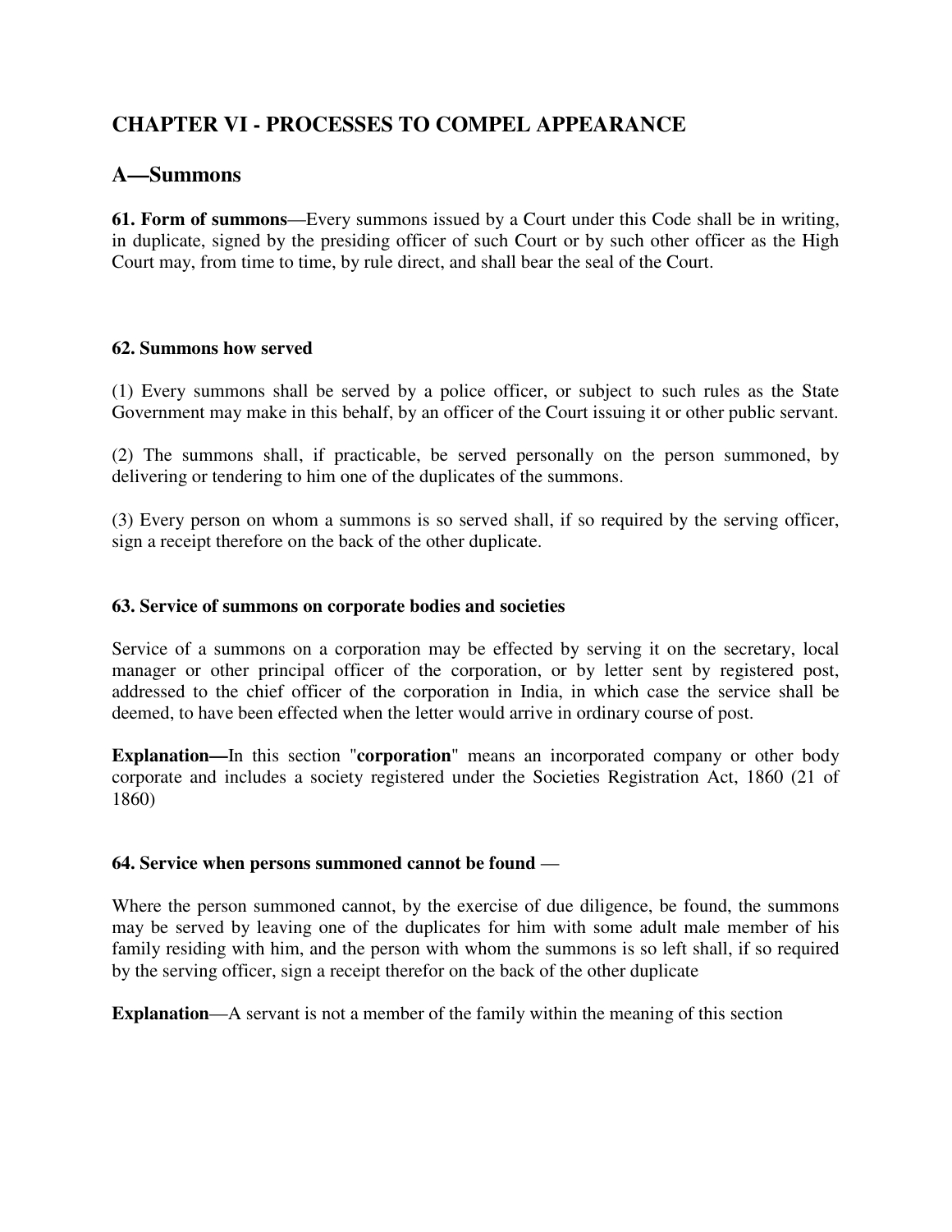## CHAPTER VI - PROCESSES TO COMPEL APPEARANCE

## A—Summons

**61. Form of summons**—Every summons issued by a Court under this Code shall be in writing, in duplicate, signed by the presiding officer of such Court or by such other officer as the High Court may, from time to time, by rule direct, and shall bear the seal of the Court.

#### 62. Summons how served

(1) Every summons shall be served by a police officer, or subject to such rules as the State Government may make in this behalf, by an officer of the Court issuing it or other public servant.

(2) The summons shall, if practicable, be served personally on the person summoned, by delivering or tendering to him one of the duplicates of the summons.

(3) Every person on whom a summons is so served shall, if so required by the serving officer, sign a receipt therefore on the back of the other duplicate.

#### 63. Service of summons on corporate bodies and societies

Service of a summons on a corporation may be effected by serving it on the secretary, local manager or other principal officer of the corporation, or by letter sent by registered post, addressed to the chief officer of the corporation in India, in which case the service shall be deemed, to have been effected when the letter would arrive in ordinary course of post.

**Explanation—**In this section "**corporation**" means an incorporated company or other body corporate and includes a society registered under the Societies Registration Act, 1860 (21 of 1860)

#### 64. Service when persons summoned cannot be found —

Where the person summoned cannot, by the exercise of due diligence, be found, the summons may be served by leaving one of the duplicates for him with some adult male member of his family residing with him, and the person with whom the summons is so left shall, if so required by the serving officer, sign a receipt therefor on the back of the other duplicate

**Explanation**—A servant is not a member of the family within the meaning of this section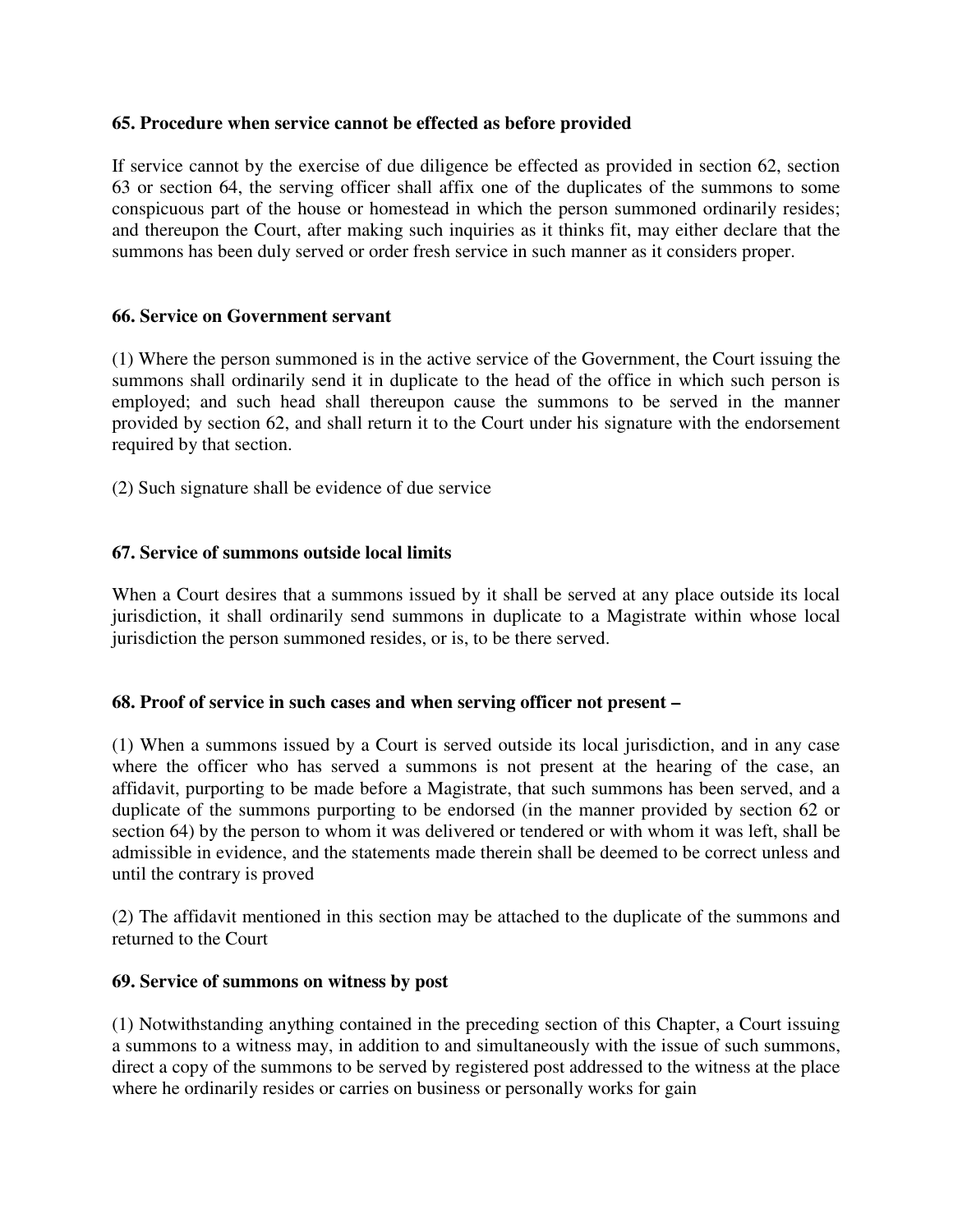**65. Procedure when service cannot be effected as before provided**

If service cannot by the exercise of due diligence be effected as provided in section 62, section 63 or section 64, the serving officer shall affix one of the duplicates of the summons to some conspicuous part of the house or homestead in which the person summoned ordinarily resides; and thereupon the Court, after making such inquiries as it thinks fit, may either declare that the summons has been duly served or order fresh service in such manner as it considers proper.

**66. Service on Government servant**

(1) Where the person summoned is in the active service of the Government, the Court issuing the summons shall ordinarily send it in duplicate to the head of the office in which such person is employed; and such head shall thereupon cause the summons to be served in the manner provided by section 62, and shall return it to the Court under his signature with the endorsement required by that section.

(2) Such signature shall be evidence of due service

**67. Service of summons outside local limits**

When a Court desires that a summons issued by it shall be served at any place outside its local jurisdiction, it shall ordinarily send summons in duplicate to a Magistrate within whose local jurisdiction the person summoned resides, or is, to be there served.

**68. Proof of service in such cases and when serving officer not present –**

(1) When a summons issued by a Court is served outside its local jurisdiction, and in any case where the officer who has served a summons is not present at the hearing of the case, an affidavit, purporting to be made before a Magistrate, that such summons has been served, and a duplicate of the summons purporting to be endorsed (in the manner provided by section 62 or section 64) by the person to whom it was delivered or tendered or with whom it was left, shall be admissible in evidence, and the statements made therein shall be deemed to be correct unless and until the contrary is proved

(2) The affidavit mentioned in this section may be attached to the duplicate of the summons and returned to the Court

**69. Service of summons on witness by post**

(1) Notwithstanding anything contained in the preceding section of this Chapter, a Court issuing a summons to a witness may, in addition to and simultaneously with the issue of such summons, direct a copy of the summons to be served by registered post addressed to the witness at the place where he ordinarily resides or carries on business or personally works for gain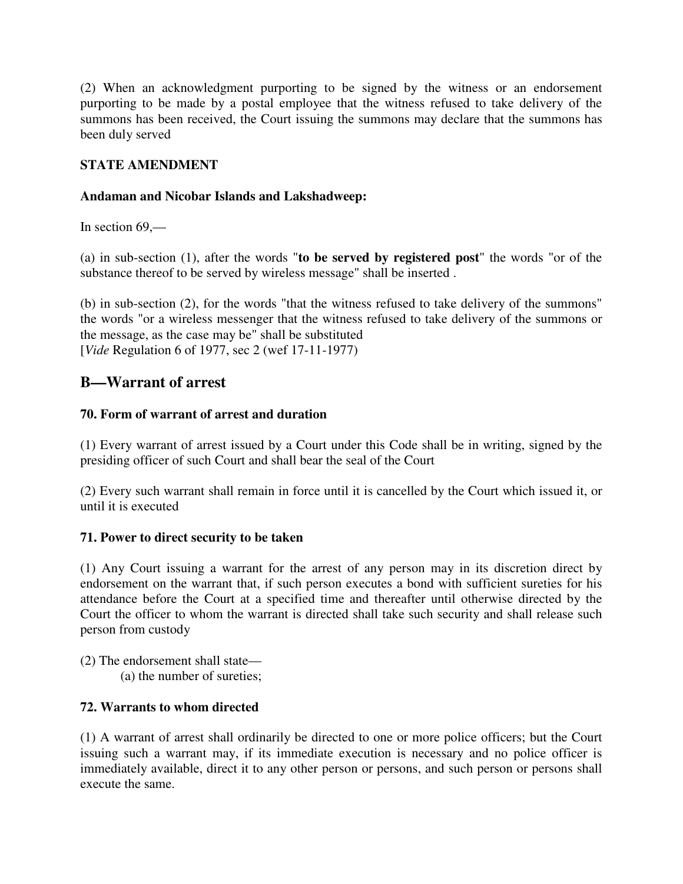(2) When an acknowledgment purporting to be signed by the witness or an endorsement purporting to be made by a postal employee that the witness refused to take delivery of the summons has been received, the Court issuing the summons may declare that the summons has been duly served

**STATE AMENDMENT**

**Andaman and Nicobar Islands and Lakshadweep:**

In section 69,—

(a) in sub-section (1), after the words "**to be served by registered post**" the words "or of the substance thereof to be served by wireless message" shall be inserted .

(b) in sub-section (2), for the words "that the witness refused to take delivery of the summons" the words "or a wireless messenger that the witness refused to take delivery of the summons or the message, as the case may be" shall be substituted
[*Vide* Regulation 6 of 1977, sec 2 (wef 17-11-1977)

## B—Warrant of arrest

**70. Form of warrant of arrest and duration**

(1) Every warrant of arrest issued by a Court under this Code shall be in writing, signed by the presiding officer of such Court and shall bear the seal of the Court

(2) Every such warrant shall remain in force until it is cancelled by the Court which issued it, or until it is executed

**71. Power to direct security to be taken**

(1) Any Court issuing a warrant for the arrest of any person may in its discretion direct by endorsement on the warrant that, if such person executes a bond with sufficient sureties for his attendance before the Court at a specified time and thereafter until otherwise directed by the Court the officer to whom the warrant is directed shall take such security and shall release such person from custody

(2) The endorsement shall state—
(a) the number of sureties;

**72. Warrants to whom directed**

(1) A warrant of arrest shall ordinarily be directed to one or more police officers; but the Court issuing such a warrant may, if its immediate execution is necessary and no police officer is immediately available, direct it to any other person or persons, and such person or persons shall execute the same.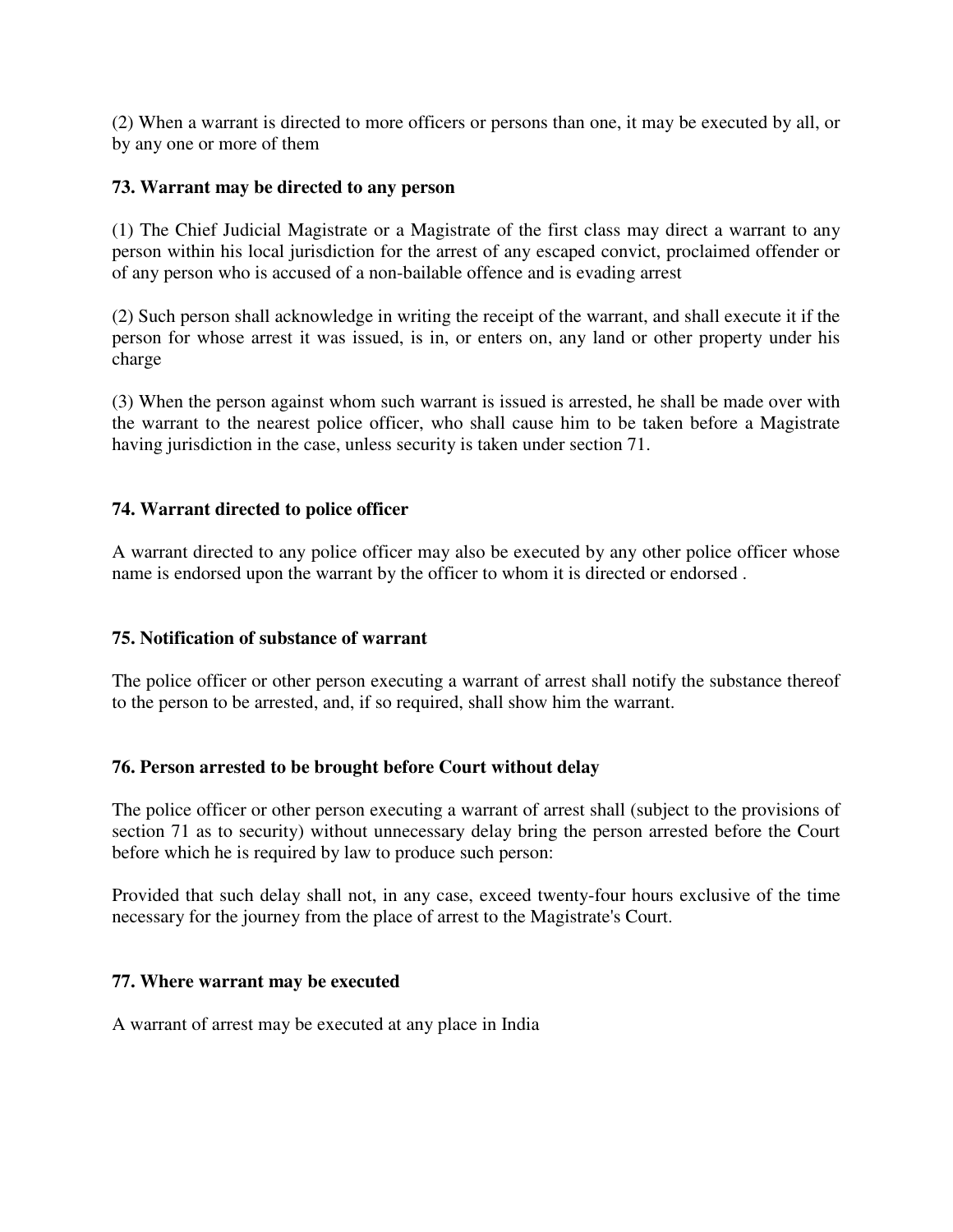(2) When a warrant is directed to more officers or persons than one, it may be executed by all, or by any one or more of them

**73. Warrant may be directed to any person**

(1) The Chief Judicial Magistrate or a Magistrate of the first class may direct a warrant to any person within his local jurisdiction for the arrest of any escaped convict, proclaimed offender or of any person who is accused of a non-bailable offence and is evading arrest

(2) Such person shall acknowledge in writing the receipt of the warrant, and shall execute it if the person for whose arrest it was issued, is in, or enters on, any land or other property under his charge

(3) When the person against whom such warrant is issued is arrested, he shall be made over with the warrant to the nearest police officer, who shall cause him to be taken before a Magistrate having jurisdiction in the case, unless security is taken under section 71.

**74. Warrant directed to police officer**

A warrant directed to any police officer may also be executed by any other police officer whose name is endorsed upon the warrant by the officer to whom it is directed or endorsed .

**75. Notification of substance of warrant**

The police officer or other person executing a warrant of arrest shall notify the substance thereof to the person to be arrested, and, if so required, shall show him the warrant.

**76. Person arrested to be brought before Court without delay**

The police officer or other person executing a warrant of arrest shall (subject to the provisions of section 71 as to security) without unnecessary delay bring the person arrested before the Court before which he is required by law to produce such person:

Provided that such delay shall not, in any case, exceed twenty-four hours exclusive of the time necessary for the journey from the place of arrest to the Magistrate's Court.

**77. Where warrant may be executed**

A warrant of arrest may be executed at any place in India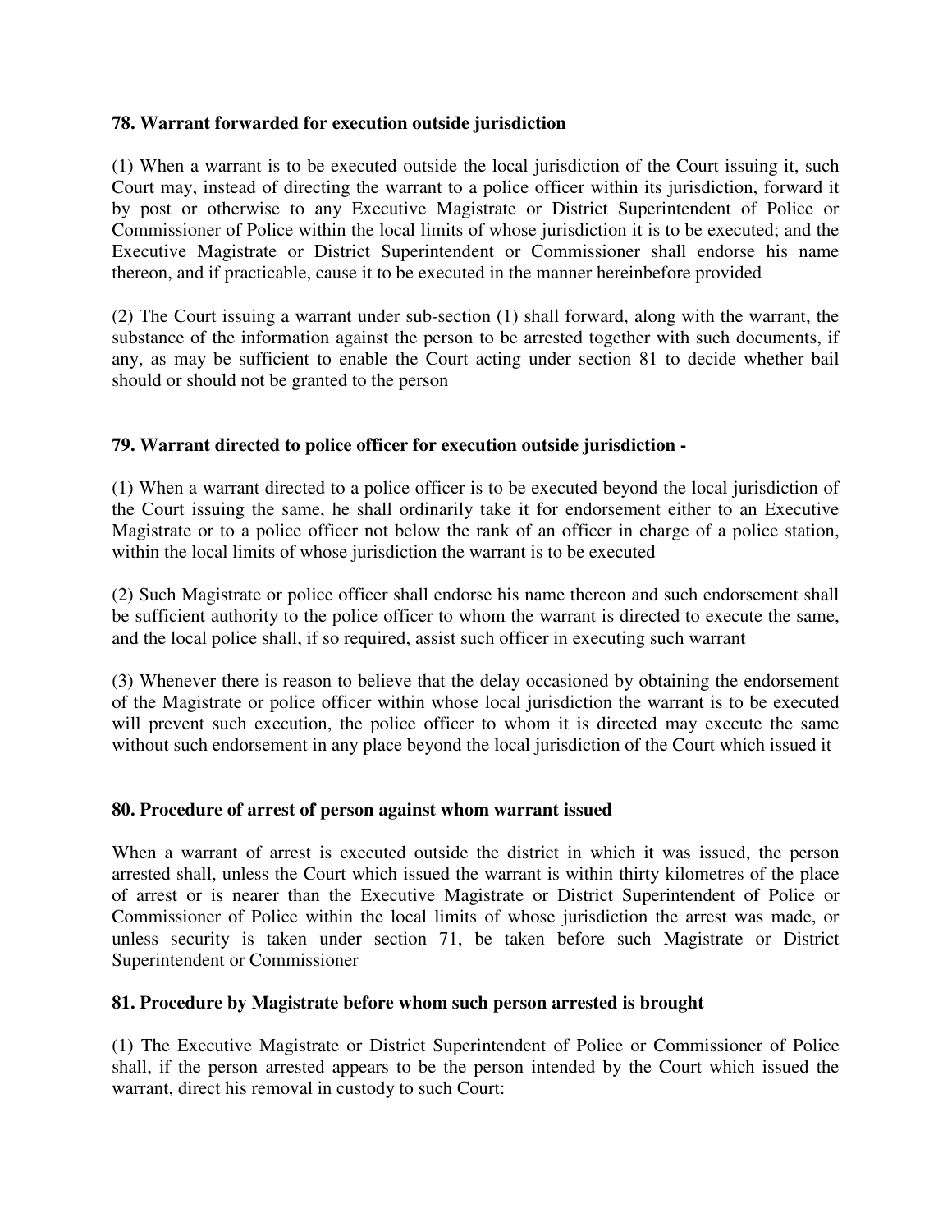**78. Warrant forwarded for execution outside jurisdiction**

(1) When a warrant is to be executed outside the local jurisdiction of the Court issuing it, such Court may, instead of directing the warrant to a police officer within its jurisdiction, forward it by post or otherwise to any Executive Magistrate or District Superintendent of Police or Commissioner of Police within the local limits of whose jurisdiction it is to be executed; and the Executive Magistrate or District Superintendent or Commissioner shall endorse his name thereon, and if practicable, cause it to be executed in the manner hereinbefore provided

(2) The Court issuing a warrant under sub-section (1) shall forward, along with the warrant, the substance of the information against the person to be arrested together with such documents, if any, as may be sufficient to enable the Court acting under section 81 to decide whether bail should or should not be granted to the person

**79. Warrant directed to police officer for execution outside jurisdiction -**

(1) When a warrant directed to a police officer is to be executed beyond the local jurisdiction of the Court issuing the same, he shall ordinarily take it for endorsement either to an Executive Magistrate or to a police officer not below the rank of an officer in charge of a police station, within the local limits of whose jurisdiction the warrant is to be executed

(2) Such Magistrate or police officer shall endorse his name thereon and such endorsement shall be sufficient authority to the police officer to whom the warrant is directed to execute the same, and the local police shall, if so required, assist such officer in executing such warrant

(3) Whenever there is reason to believe that the delay occasioned by obtaining the endorsement of the Magistrate or police officer within whose local jurisdiction the warrant is to be executed will prevent such execution, the police officer to whom it is directed may execute the same without such endorsement in any place beyond the local jurisdiction of the Court which issued it

**80. Procedure of arrest of person against whom warrant issued**

When a warrant of arrest is executed outside the district in which it was issued, the person arrested shall, unless the Court which issued the warrant is within thirty kilometres of the place of arrest or is nearer than the Executive Magistrate or District Superintendent of Police or Commissioner of Police within the local limits of whose jurisdiction the arrest was made, or unless security is taken under section 71, be taken before such Magistrate or District Superintendent or Commissioner

**81. Procedure by Magistrate before whom such person arrested is brought**

(1) The Executive Magistrate or District Superintendent of Police or Commissioner of Police shall, if the person arrested appears to be the person intended by the Court which issued the warrant, direct his removal in custody to such Court: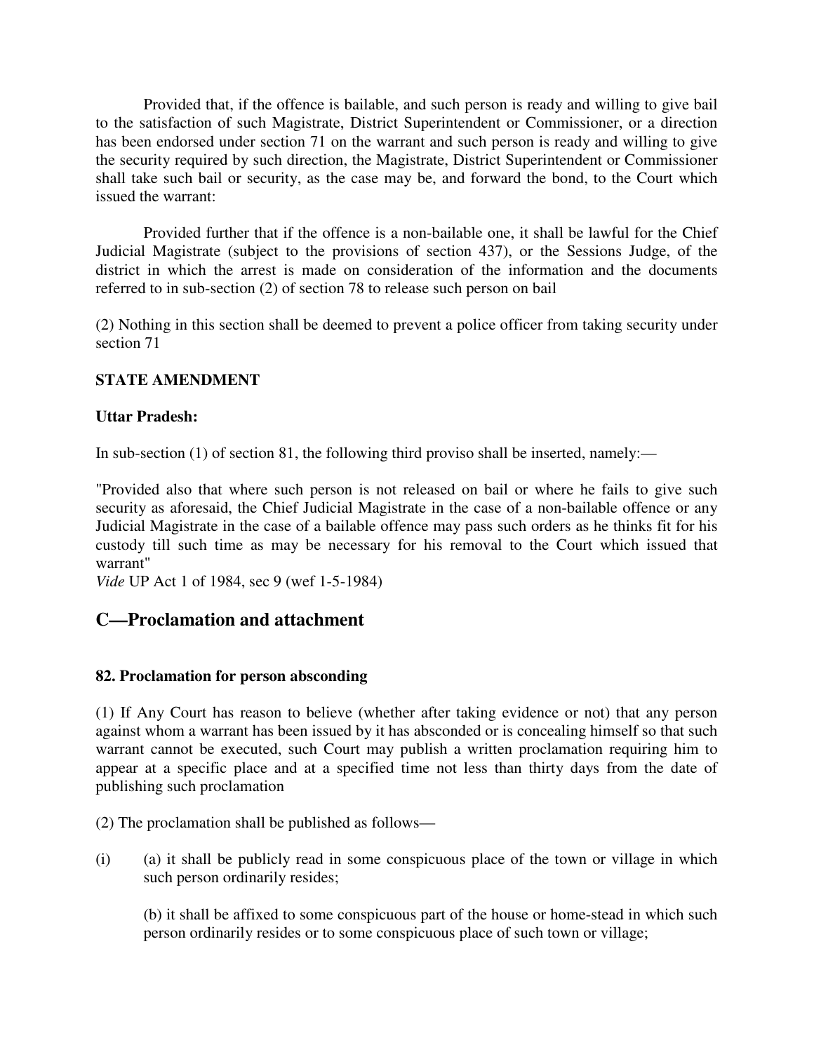Provided that, if the offence is bailable, and such person is ready and willing to give bail to the satisfaction of such Magistrate, District Superintendent or Commissioner, or a direction has been endorsed under section 71 on the warrant and such person is ready and willing to give the security required by such direction, the Magistrate, District Superintendent or Commissioner shall take such bail or security, as the case may be, and forward the bond, to the Court which issued the warrant:

Provided further that if the offence is a non-bailable one, it shall be lawful for the Chief Judicial Magistrate (subject to the provisions of section 437), or the Sessions Judge, of the district in which the arrest is made on consideration of the information and the documents referred to in sub-section (2) of section 78 to release such person on bail

(2) Nothing in this section shall be deemed to prevent a police officer from taking security under section 71

**STATE AMENDMENT**

**Uttar Pradesh:**

In sub-section (1) of section 81, the following third proviso shall be inserted, namely:—

"Provided also that where such person is not released on bail or where he fails to give such security as aforesaid, the Chief Judicial Magistrate in the case of a non-bailable offence or any Judicial Magistrate in the case of a bailable offence may pass such orders as he thinks fit for his custody till such time as may be necessary for his removal to the Court which issued that warrant"
*Vide* UP Act 1 of 1984, sec 9 (wef 1-5-1984)

## C—Proclamation and attachment

**82. Proclamation for person absconding**

(1) If Any Court has reason to believe (whether after taking evidence or not) that any person against whom a warrant has been issued by it has absconded or is concealing himself so that such warrant cannot be executed, such Court may publish a written proclamation requiring him to appear at a specific place and at a specified time not less than thirty days from the date of publishing such proclamation

(2) The proclamation shall be published as follows—

(i) (a) it shall be publicly read in some conspicuous place of the town or village in which such person ordinarily resides;

(b) it shall be affixed to some conspicuous part of the house or home-stead in which such person ordinarily resides or to some conspicuous place of such town or village;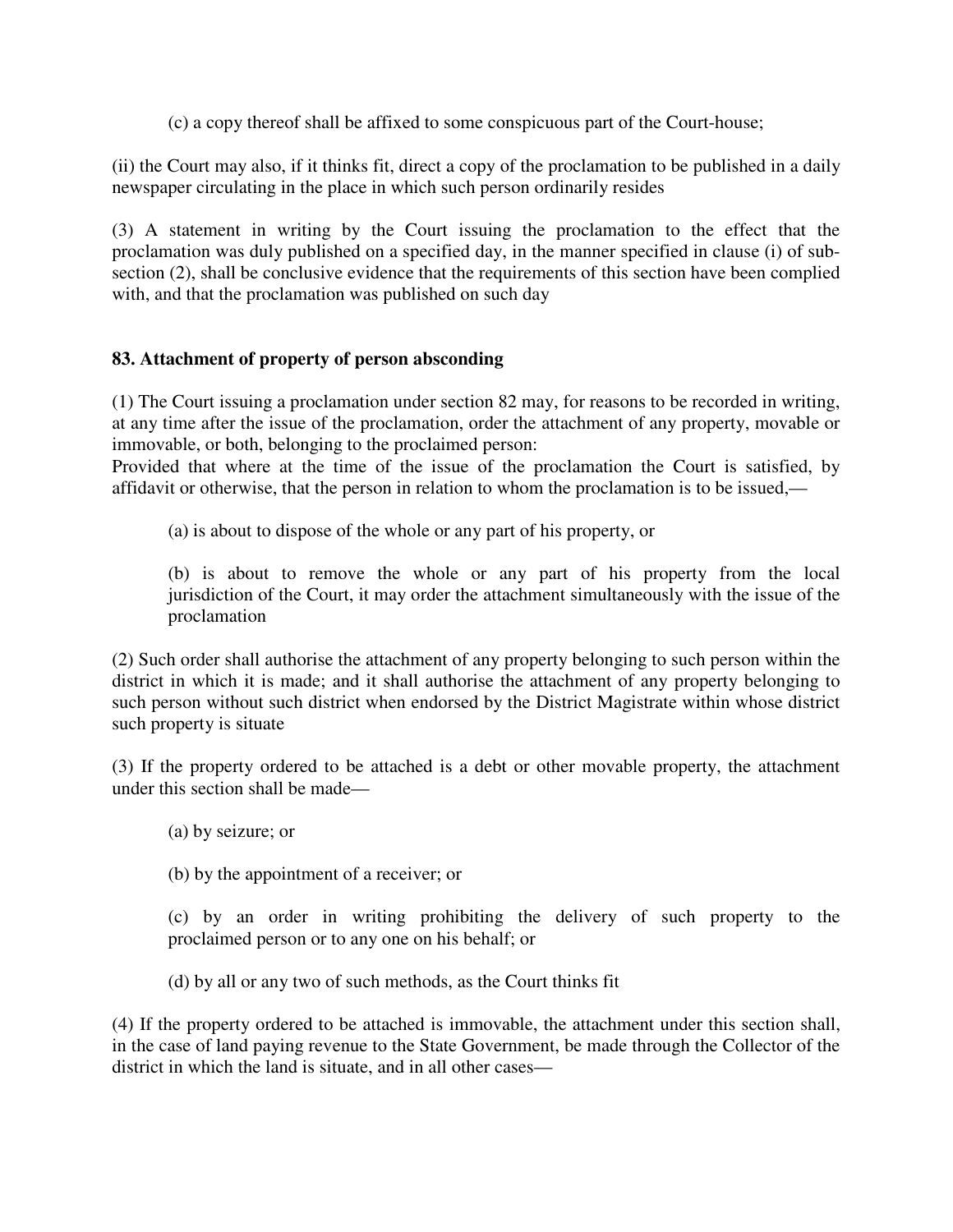(c) a copy thereof shall be affixed to some conspicuous part of the Court-house;

(ii) the Court may also, if it thinks fit, direct a copy of the proclamation to be published in a daily newspaper circulating in the place in which such person ordinarily resides

(3) A statement in writing by the Court issuing the proclamation to the effect that the proclamation was duly published on a specified day, in the manner specified in clause (i) of sub-section (2), shall be conclusive evidence that the requirements of this section have been complied with, and that the proclamation was published on such day

**83. Attachment of property of person absconding**

(1) The Court issuing a proclamation under section 82 may, for reasons to be recorded in writing, at any time after the issue of the proclamation, order the attachment of any property, movable or immovable, or both, belonging to the proclaimed person:
Provided that where at the time of the issue of the proclamation the Court is satisfied, by affidavit or otherwise, that the person in relation to whom the proclamation is to be issued,—

(a) is about to dispose of the whole or any part of his property, or

(b) is about to remove the whole or any part of his property from the local jurisdiction of the Court, it may order the attachment simultaneously with the issue of the proclamation

(2) Such order shall authorise the attachment of any property belonging to such person within the district in which it is made; and it shall authorise the attachment of any property belonging to such person without such district when endorsed by the District Magistrate within whose district such property is situate

(3) If the property ordered to be attached is a debt or other movable property, the attachment under this section shall be made—

(a) by seizure; or

(b) by the appointment of a receiver; or

(c) by an order in writing prohibiting the delivery of such property to the proclaimed person or to any one on his behalf; or

(d) by all or any two of such methods, as the Court thinks fit

(4) If the property ordered to be attached is immovable, the attachment under this section shall, in the case of land paying revenue to the State Government, be made through the Collector of the district in which the land is situate, and in all other cases—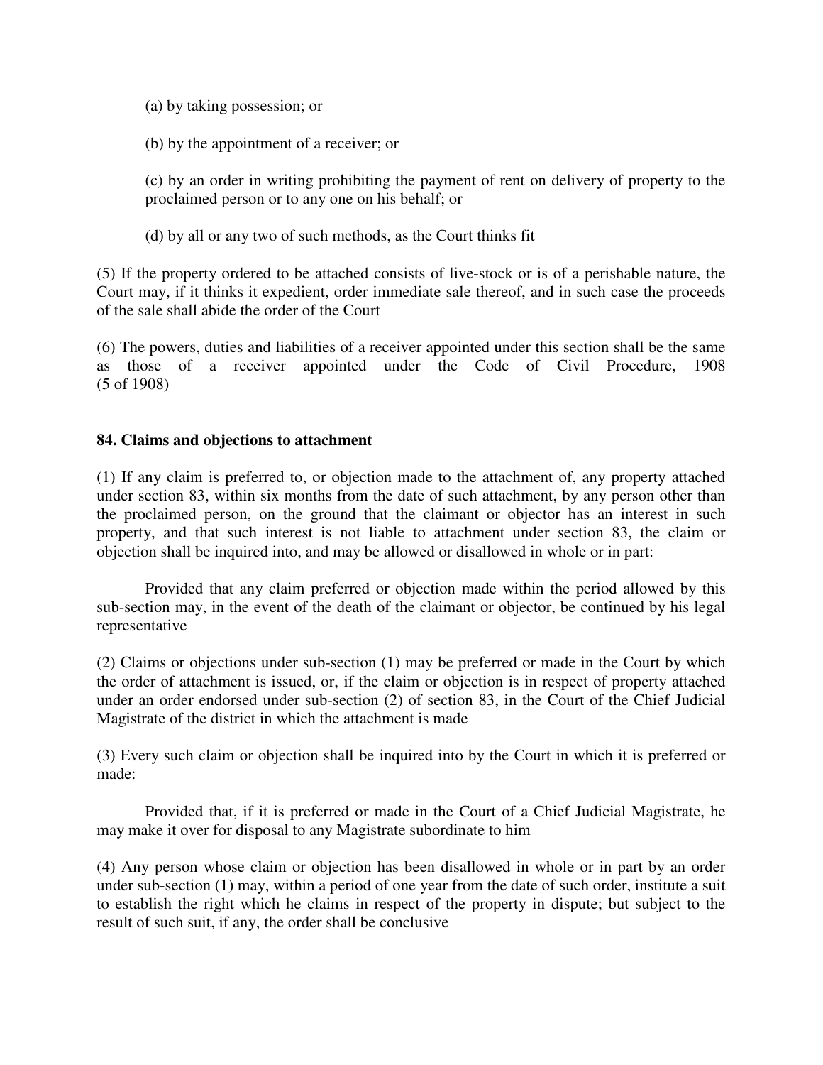(a) by taking possession; or

(b) by the appointment of a receiver; or

(c) by an order in writing prohibiting the payment of rent on delivery of property to the proclaimed person or to any one on his behalf; or

(d) by all or any two of such methods, as the Court thinks fit

(5) If the property ordered to be attached consists of live-stock or is of a perishable nature, the Court may, if it thinks it expedient, order immediate sale thereof, and in such case the proceeds of the sale shall abide the order of the Court

(6) The powers, duties and liabilities of a receiver appointed under this section shall be the same as those of a receiver appointed under the Code of Civil Procedure, 1908 (5 of 1908)

**84. Claims and objections to attachment**

(1) If any claim is preferred to, or objection made to the attachment of, any property attached under section 83, within six months from the date of such attachment, by any person other than the proclaimed person, on the ground that the claimant or objector has an interest in such property, and that such interest is not liable to attachment under section 83, the claim or objection shall be inquired into, and may be allowed or disallowed in whole or in part:

Provided that any claim preferred or objection made within the period allowed by this sub-section may, in the event of the death of the claimant or objector, be continued by his legal representative

(2) Claims or objections under sub-section (1) may be preferred or made in the Court by which the order of attachment is issued, or, if the claim or objection is in respect of property attached under an order endorsed under sub-section (2) of section 83, in the Court of the Chief Judicial Magistrate of the district in which the attachment is made

(3) Every such claim or objection shall be inquired into by the Court in which it is preferred or made:

Provided that, if it is preferred or made in the Court of a Chief Judicial Magistrate, he may make it over for disposal to any Magistrate subordinate to him

(4) Any person whose claim or objection has been disallowed in whole or in part by an order under sub-section (1) may, within a period of one year from the date of such order, institute a suit to establish the right which he claims in respect of the property in dispute; but subject to the result of such suit, if any, the order shall be conclusive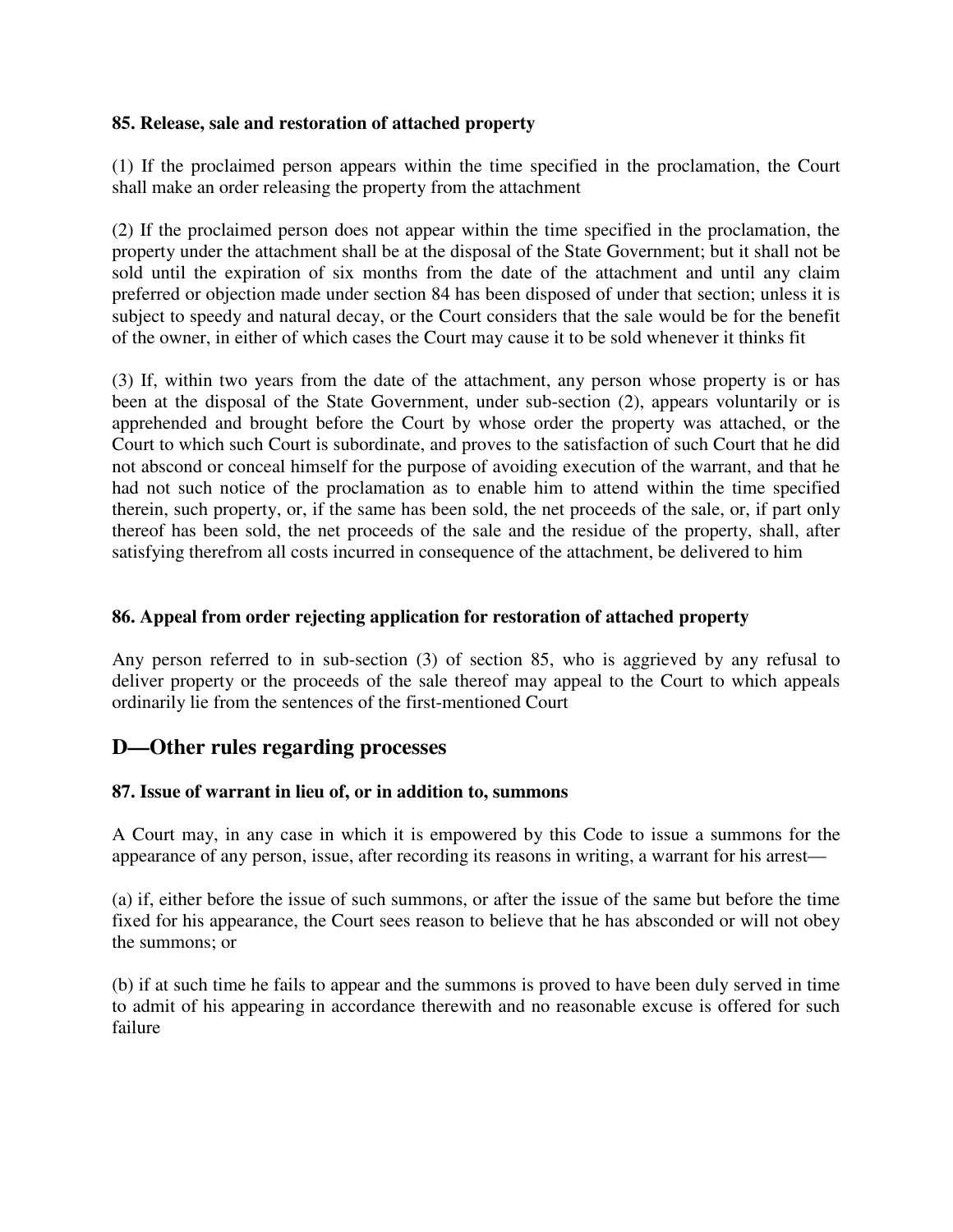### 85. Release, sale and restoration of attached property

(1) If the proclaimed person appears within the time specified in the proclamation, the Court shall make an order releasing the property from the attachment

(2) If the proclaimed person does not appear within the time specified in the proclamation, the property under the attachment shall be at the disposal of the State Government; but it shall not be sold until the expiration of six months from the date of the attachment and until any claim preferred or objection made under section 84 has been disposed of under that section; unless it is subject to speedy and natural decay, or the Court considers that the sale would be for the benefit of the owner, in either of which cases the Court may cause it to be sold whenever it thinks fit

(3) If, within two years from the date of the attachment, any person whose property is or has been at the disposal of the State Government, under sub-section (2), appears voluntarily or is apprehended and brought before the Court by whose order the property was attached, or the Court to which such Court is subordinate, and proves to the satisfaction of such Court that he did not abscond or conceal himself for the purpose of avoiding execution of the warrant, and that he had not such notice of the proclamation as to enable him to attend within the time specified therein, such property, or, if the same has been sold, the net proceeds of the sale, or, if part only thereof has been sold, the net proceeds of the sale and the residue of the property, shall, after satisfying therefrom all costs incurred in consequence of the attachment, be delivered to him

### 86. Appeal from order rejecting application for restoration of attached property

Any person referred to in sub-section (3) of section 85, who is aggrieved by any refusal to deliver property or the proceeds of the sale thereof may appeal to the Court to which appeals ordinarily lie from the sentences of the first-mentioned Court

## D—Other rules regarding processes

### 87. Issue of warrant in lieu of, or in addition to, summons

A Court may, in any case in which it is empowered by this Code to issue a summons for the appearance of any person, issue, after recording its reasons in writing, a warrant for his arrest—

(a) if, either before the issue of such summons, or after the issue of the same but before the time fixed for his appearance, the Court sees reason to believe that he has absconded or will not obey the summons; or

(b) if at such time he fails to appear and the summons is proved to have been duly served in time to admit of his appearing in accordance therewith and no reasonable excuse is offered for such failure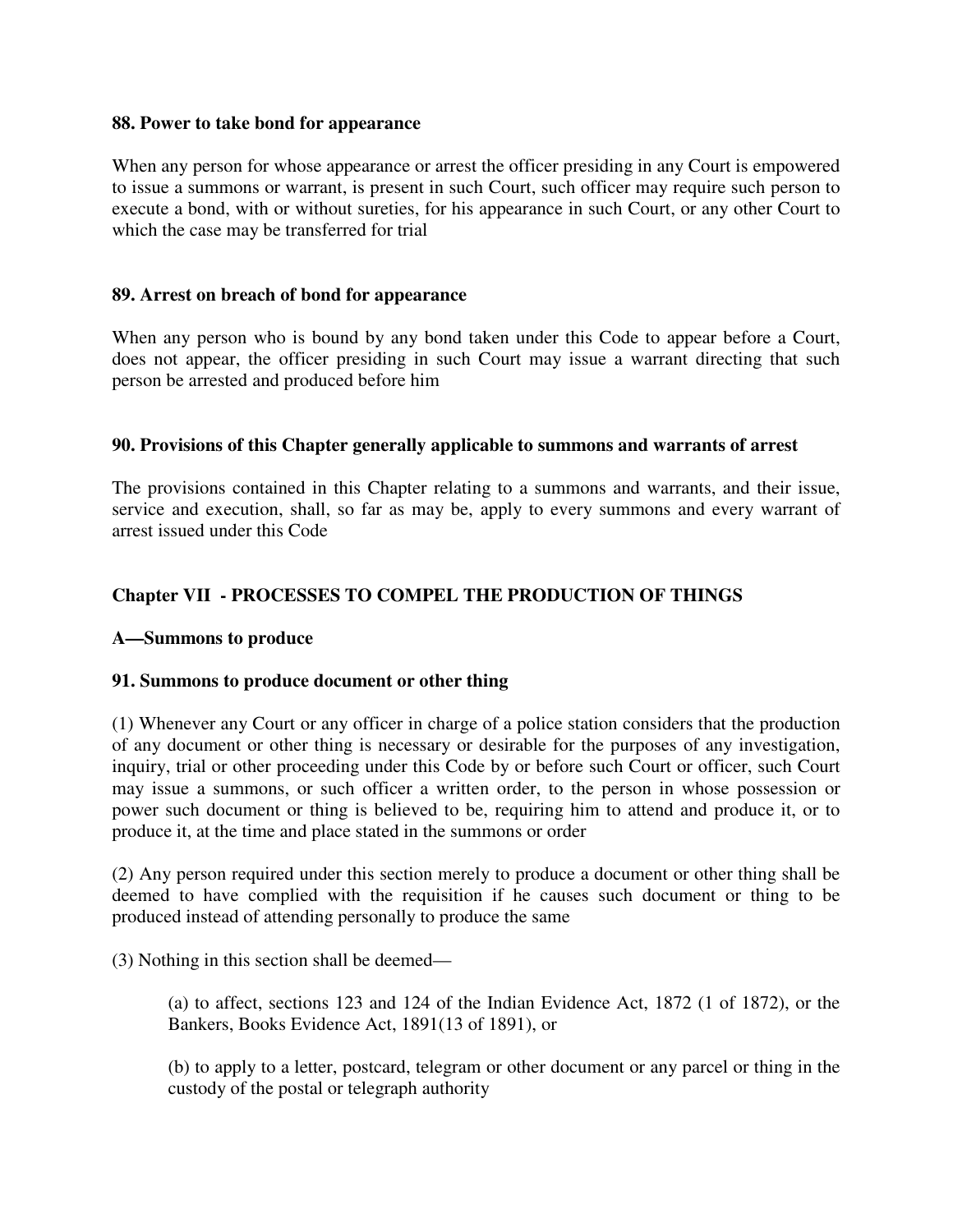### 88. Power to take bond for appearance

When any person for whose appearance or arrest the officer presiding in any Court is empowered to issue a summons or warrant, is present in such Court, such officer may require such person to execute a bond, with or without sureties, for his appearance in such Court, or any other Court to which the case may be transferred for trial

### 89. Arrest on breach of bond for appearance

When any person who is bound by any bond taken under this Code to appear before a Court, does not appear, the officer presiding in such Court may issue a warrant directing that such person be arrested and produced before him

### 90. Provisions of this Chapter generally applicable to summons and warrants of arrest

The provisions contained in this Chapter relating to a summons and warrants, and their issue, service and execution, shall, so far as may be, apply to every summons and every warrant of arrest issued under this Code

## Chapter VII - PROCESSES TO COMPEL THE PRODUCTION OF THINGS

### A—Summons to produce

### 91. Summons to produce document or other thing

(1) Whenever any Court or any officer in charge of a police station considers that the production of any document or other thing is necessary or desirable for the purposes of any investigation, inquiry, trial or other proceeding under this Code by or before such Court or officer, such Court may issue a summons, or such officer a written order, to the person in whose possession or power such document or thing is believed to be, requiring him to attend and produce it, or to produce it, at the time and place stated in the summons or order

(2) Any person required under this section merely to produce a document or other thing shall be deemed to have complied with the requisition if he causes such document or thing to be produced instead of attending personally to produce the same

(3) Nothing in this section shall be deemed—

(a) to affect, sections 123 and 124 of the Indian Evidence Act, 1872 (1 of 1872), or the Bankers, Books Evidence Act, 1891(13 of 1891), or

(b) to apply to a letter, postcard, telegram or other document or any parcel or thing in the custody of the postal or telegraph authority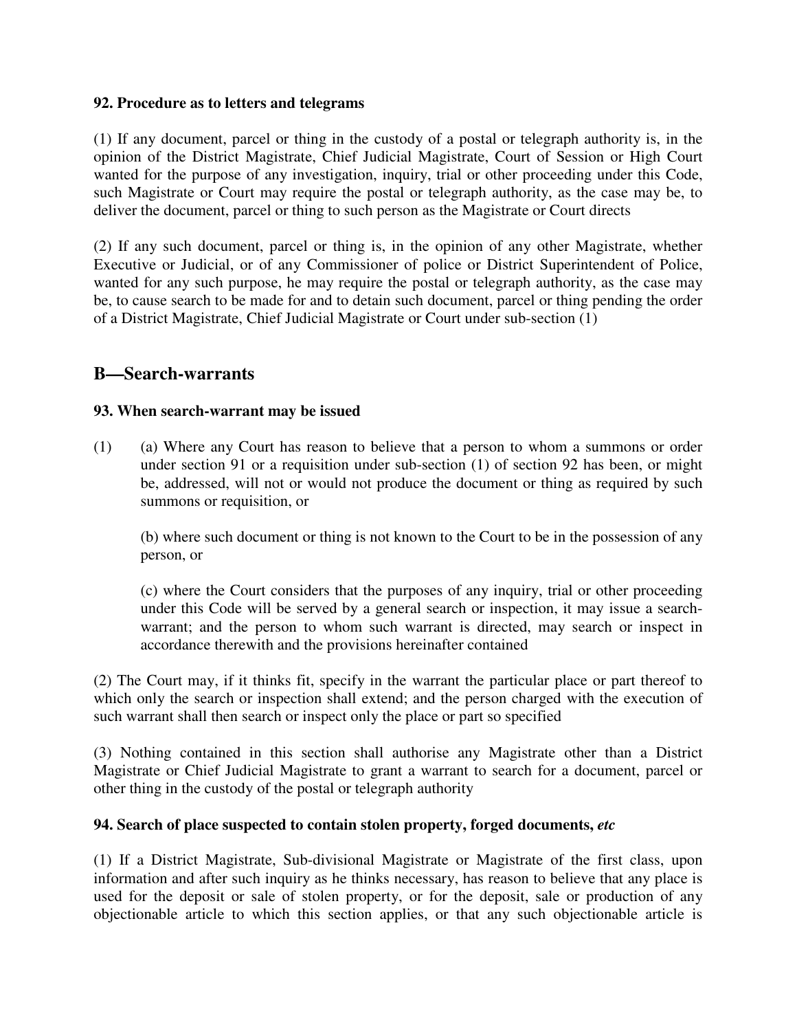**92. Procedure as to letters and telegrams**

(1) If any document, parcel or thing in the custody of a postal or telegraph authority is, in the opinion of the District Magistrate, Chief Judicial Magistrate, Court of Session or High Court wanted for the purpose of any investigation, inquiry, trial or other proceeding under this Code, such Magistrate or Court may require the postal or telegraph authority, as the case may be, to deliver the document, parcel or thing to such person as the Magistrate or Court directs

(2) If any such document, parcel or thing is, in the opinion of any other Magistrate, whether Executive or Judicial, or of any Commissioner of police or District Superintendent of Police, wanted for any such purpose, he may require the postal or telegraph authority, as the case may be, to cause search to be made for and to detain such document, parcel or thing pending the order of a District Magistrate, Chief Judicial Magistrate or Court under sub-section (1)

## B—Search-warrants

**93. When search-warrant may be issued**

(1) (a) Where any Court has reason to believe that a person to whom a summons or order under section 91 or a requisition under sub-section (1) of section 92 has been, or might be, addressed, will not or would not produce the document or thing as required by such summons or requisition, or

(b) where such document or thing is not known to the Court to be in the possession of any person, or

(c) where the Court considers that the purposes of any inquiry, trial or other proceeding under this Code will be served by a general search or inspection, it may issue a search-warrant; and the person to whom such warrant is directed, may search or inspect in accordance therewith and the provisions hereinafter contained

(2) The Court may, if it thinks fit, specify in the warrant the particular place or part thereof to which only the search or inspection shall extend; and the person charged with the execution of such warrant shall then search or inspect only the place or part so specified

(3) Nothing contained in this section shall authorise any Magistrate other than a District Magistrate or Chief Judicial Magistrate to grant a warrant to search for a document, parcel or other thing in the custody of the postal or telegraph authority

**94. Search of place suspected to contain stolen property, forged documents, *etc***

(1) If a District Magistrate, Sub-divisional Magistrate or Magistrate of the first class, upon information and after such inquiry as he thinks necessary, has reason to believe that any place is used for the deposit or sale of stolen property, or for the deposit, sale or production of any objectionable article to which this section applies, or that any such objectionable article is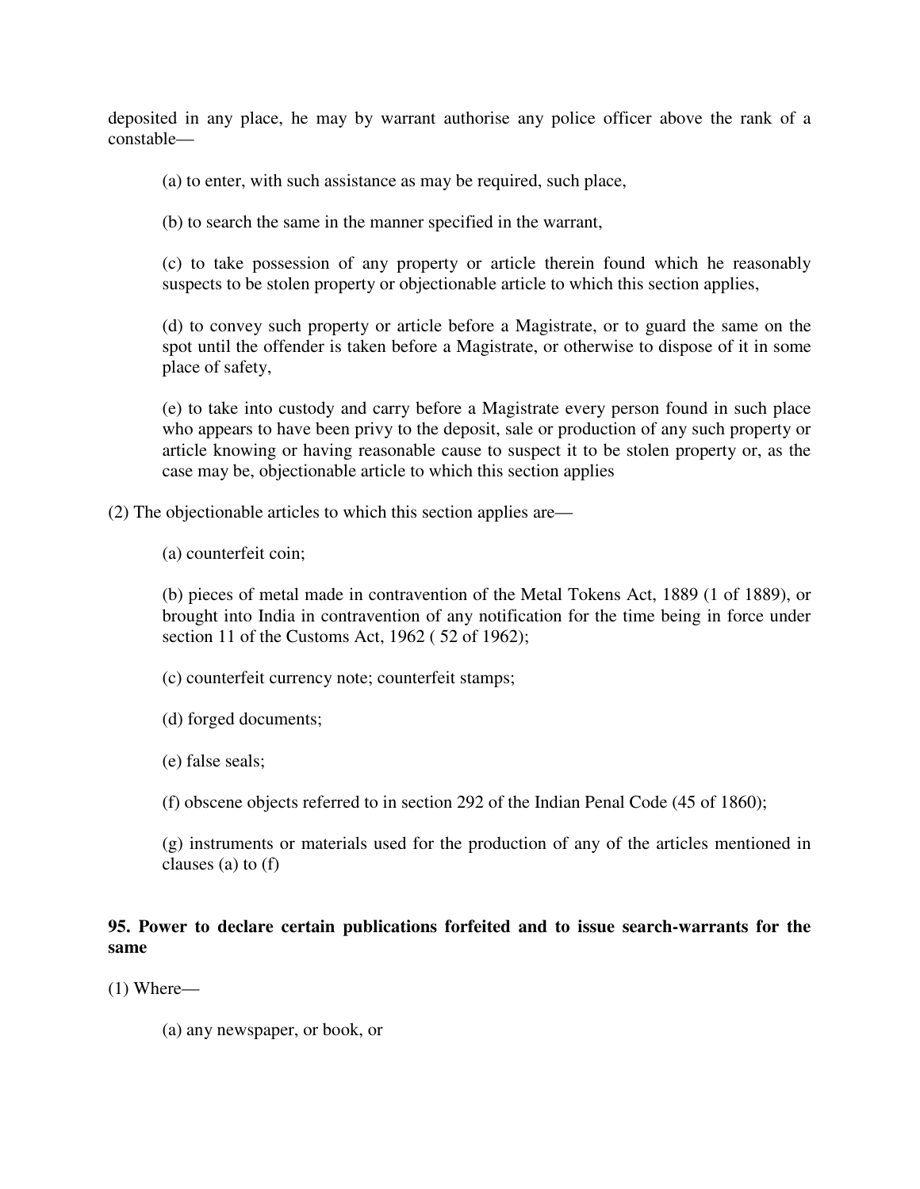deposited in any place, he may by warrant authorise any police officer above the rank of a constable—

(a) to enter, with such assistance as may be required, such place,

(b) to search the same in the manner specified in the warrant,

(c) to take possession of any property or article therein found which he reasonably suspects to be stolen property or objectionable article to which this section applies,

(d) to convey such property or article before a Magistrate, or to guard the same on the spot until the offender is taken before a Magistrate, or otherwise to dispose of it in some place of safety,

(e) to take into custody and carry before a Magistrate every person found in such place who appears to have been privy to the deposit, sale or production of any such property or article knowing or having reasonable cause to suspect it to be stolen property or, as the case may be, objectionable article to which this section applies

(2) The objectionable articles to which this section applies are—

(a) counterfeit coin;

(b) pieces of metal made in contravention of the Metal Tokens Act, 1889 (1 of 1889), or brought into India in contravention of any notification for the time being in force under section 11 of the Customs Act, 1962 ( 52 of 1962);

(c) counterfeit currency note; counterfeit stamps;

(d) forged documents;

(e) false seals;

(f) obscene objects referred to in section 292 of the Indian Penal Code (45 of 1860);

(g) instruments or materials used for the production of any of the articles mentioned in clauses (a) to (f)

**95. Power to declare certain publications forfeited and to issue search-warrants for the same**

(1) Where—

(a) any newspaper, or book, or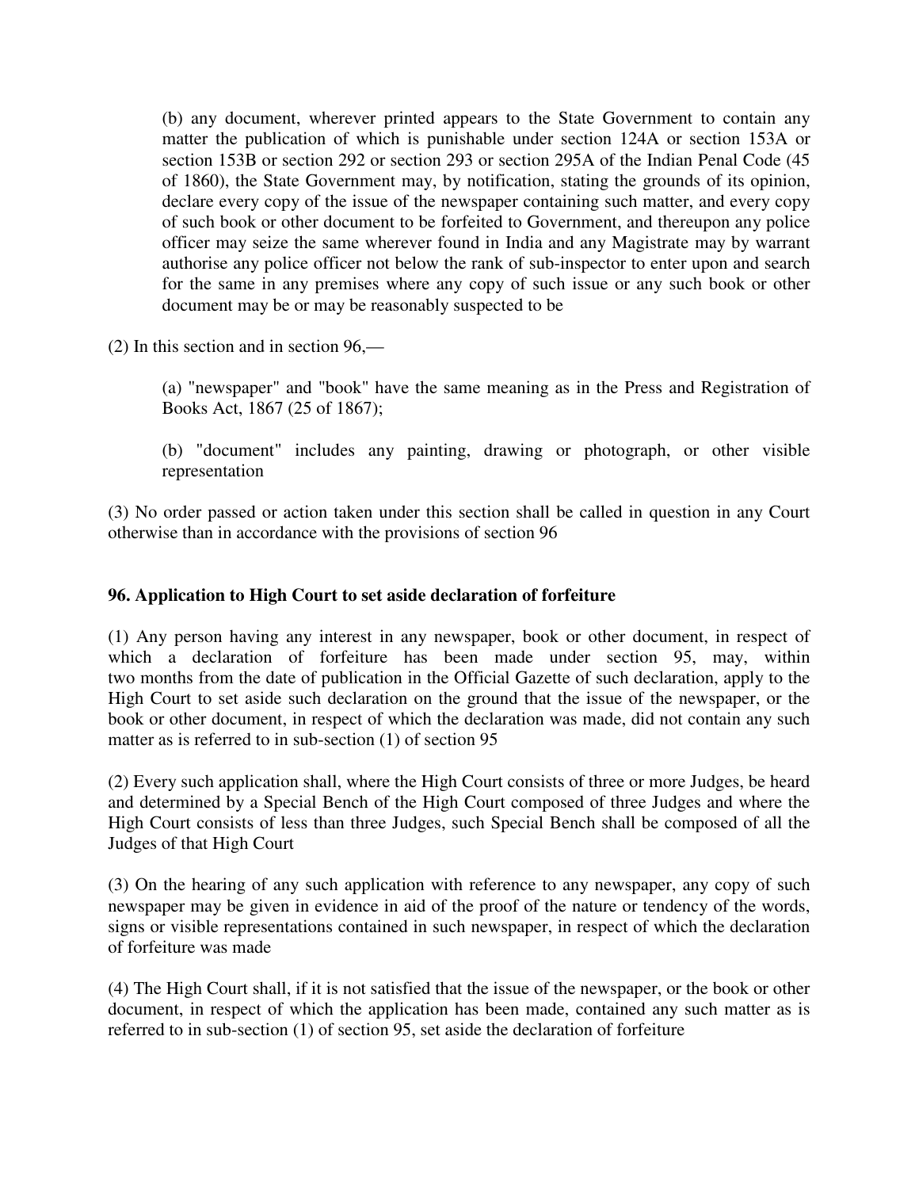(b) any document, wherever printed appears to the State Government to contain any matter the publication of which is punishable under section 124A or section 153A or section 153B or section 292 or section 293 or section 295A of the Indian Penal Code (45 of 1860), the State Government may, by notification, stating the grounds of its opinion, declare every copy of the issue of the newspaper containing such matter, and every copy of such book or other document to be forfeited to Government, and thereupon any police officer may seize the same wherever found in India and any Magistrate may by warrant authorise any police officer not below the rank of sub-inspector to enter upon and search for the same in any premises where any copy of such issue or any such book or other document may be or may be reasonably suspected to be

(2) In this section and in section 96,—

(a) "newspaper" and "book" have the same meaning as in the Press and Registration of Books Act, 1867 (25 of 1867);

(b) "document" includes any painting, drawing or photograph, or other visible representation

(3) No order passed or action taken under this section shall be called in question in any Court otherwise than in accordance with the provisions of section 96

**96. Application to High Court to set aside declaration of forfeiture**

(1) Any person having any interest in any newspaper, book or other document, in respect of which a declaration of forfeiture has been made under section 95, may, within two months from the date of publication in the Official Gazette of such declaration, apply to the High Court to set aside such declaration on the ground that the issue of the newspaper, or the book or other document, in respect of which the declaration was made, did not contain any such matter as is referred to in sub-section (1) of section 95

(2) Every such application shall, where the High Court consists of three or more Judges, be heard and determined by a Special Bench of the High Court composed of three Judges and where the High Court consists of less than three Judges, such Special Bench shall be composed of all the Judges of that High Court

(3) On the hearing of any such application with reference to any newspaper, any copy of such newspaper may be given in evidence in aid of the proof of the nature or tendency of the words, signs or visible representations contained in such newspaper, in respect of which the declaration of forfeiture was made

(4) The High Court shall, if it is not satisfied that the issue of the newspaper, or the book or other document, in respect of which the application has been made, contained any such matter as is referred to in sub-section (1) of section 95, set aside the declaration of forfeiture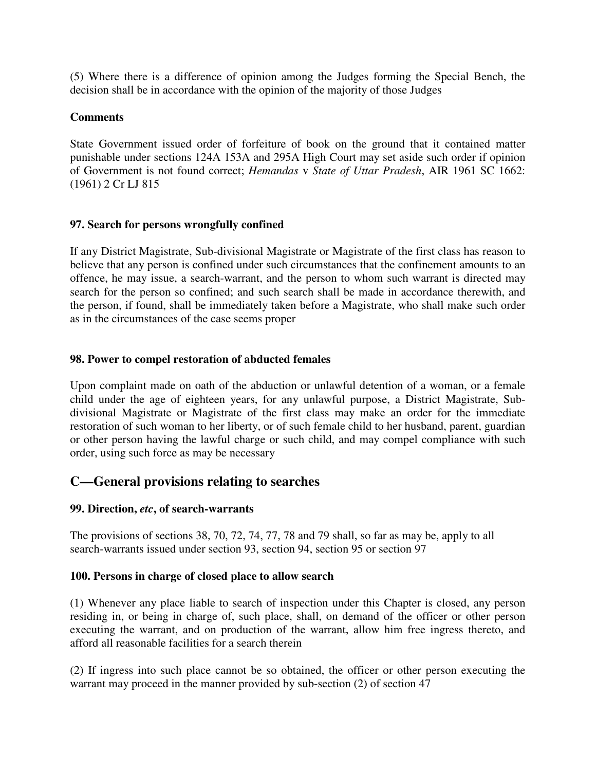(5) Where there is a difference of opinion among the Judges forming the Special Bench, the decision shall be in accordance with the opinion of the majority of those Judges

**Comments**

State Government issued order of forfeiture of book on the ground that it contained matter punishable under sections 124A 153A and 295A High Court may set aside such order if opinion of Government is not found correct; *Hemandas* v *State of Uttar Pradesh*, AIR 1961 SC 1662: (1961) 2 Cr LJ 815

### 97. Search for persons wrongfully confined

If any District Magistrate, Sub-divisional Magistrate or Magistrate of the first class has reason to believe that any person is confined under such circumstances that the confinement amounts to an offence, he may issue, a search-warrant, and the person to whom such warrant is directed may search for the person so confined; and such search shall be made in accordance therewith, and the person, if found, shall be immediately taken before a Magistrate, who shall make such order as in the circumstances of the case seems proper

### 98. Power to compel restoration of abducted females

Upon complaint made on oath of the abduction or unlawful detention of a woman, or a female child under the age of eighteen years, for any unlawful purpose, a District Magistrate, Sub-divisional Magistrate or Magistrate of the first class may make an order for the immediate restoration of such woman to her liberty, or of such female child to her husband, parent, guardian or other person having the lawful charge or such child, and may compel compliance with such order, using such force as may be necessary

## C—General provisions relating to searches

### 99. Direction, *etc*, of search-warrants

The provisions of sections 38, 70, 72, 74, 77, 78 and 79 shall, so far as may be, apply to all search-warrants issued under section 93, section 94, section 95 or section 97

### 100. Persons in charge of closed place to allow search

(1) Whenever any place liable to search of inspection under this Chapter is closed, any person residing in, or being in charge of, such place, shall, on demand of the officer or other person executing the warrant, and on production of the warrant, allow him free ingress thereto, and afford all reasonable facilities for a search therein

(2) If ingress into such place cannot be so obtained, the officer or other person executing the warrant may proceed in the manner provided by sub-section (2) of section 47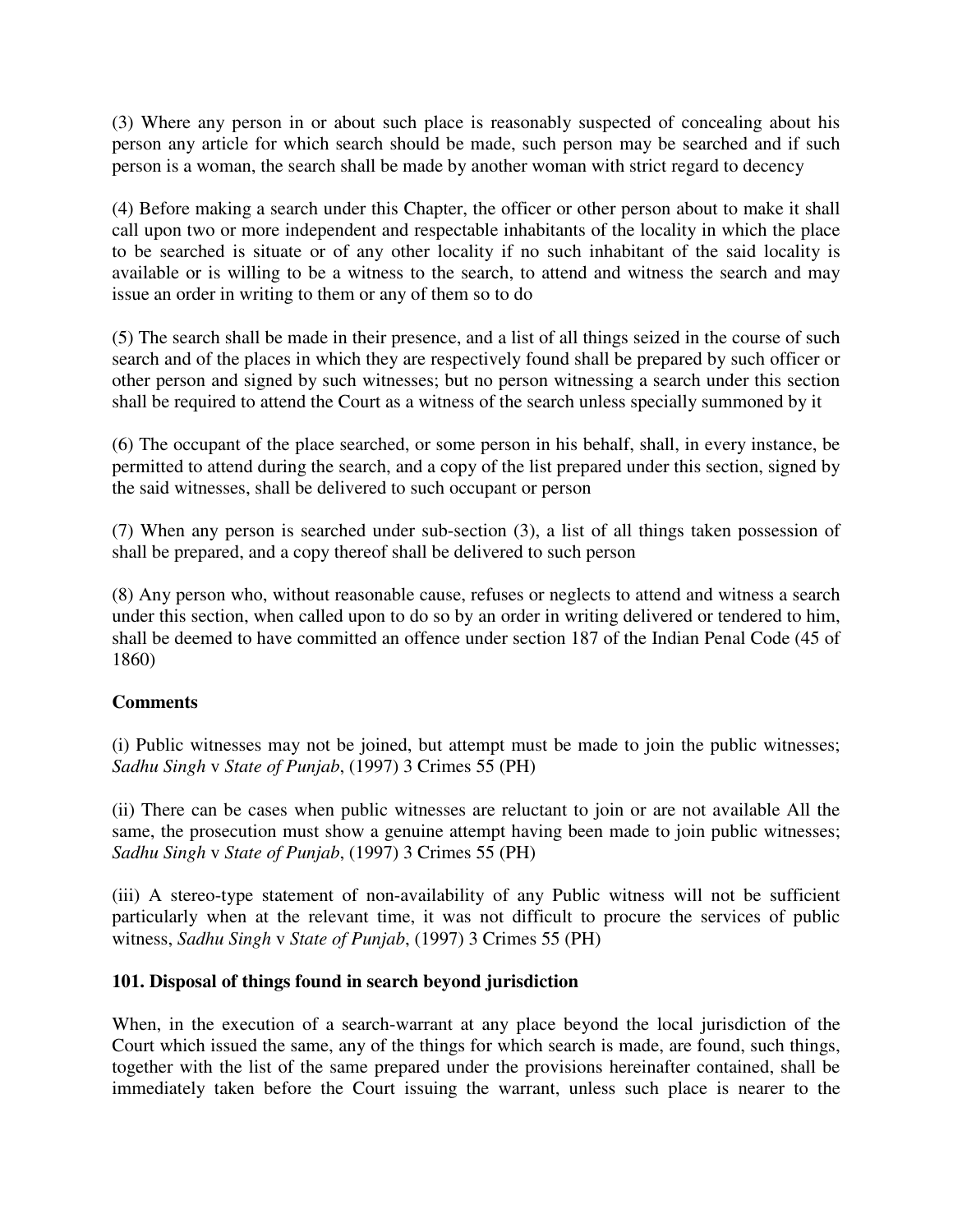(3) Where any person in or about such place is reasonably suspected of concealing about his person any article for which search should be made, such person may be searched and if such person is a woman, the search shall be made by another woman with strict regard to decency

(4) Before making a search under this Chapter, the officer or other person about to make it shall call upon two or more independent and respectable inhabitants of the locality in which the place to be searched is situate or of any other locality if no such inhabitant of the said locality is available or is willing to be a witness to the search, to attend and witness the search and may issue an order in writing to them or any of them so to do

(5) The search shall be made in their presence, and a list of all things seized in the course of such search and of the places in which they are respectively found shall be prepared by such officer or other person and signed by such witnesses; but no person witnessing a search under this section shall be required to attend the Court as a witness of the search unless specially summoned by it

(6) The occupant of the place searched, or some person in his behalf, shall, in every instance, be permitted to attend during the search, and a copy of the list prepared under this section, signed by the said witnesses, shall be delivered to such occupant or person

(7) When any person is searched under sub-section (3), a list of all things taken possession of shall be prepared, and a copy thereof shall be delivered to such person

(8) Any person who, without reasonable cause, refuses or neglects to attend and witness a search under this section, when called upon to do so by an order in writing delivered or tendered to him, shall be deemed to have committed an offence under section 187 of the Indian Penal Code (45 of 1860)

**Comments**

(i) Public witnesses may not be joined, but attempt must be made to join the public witnesses; *Sadhu Singh* v *State of Punjab*, (1997) 3 Crimes 55 (PH)

(ii) There can be cases when public witnesses are reluctant to join or are not available All the same, the prosecution must show a genuine attempt having been made to join public witnesses; *Sadhu Singh* v *State of Punjab*, (1997) 3 Crimes 55 (PH)

(iii) A stereo-type statement of non-availability of any Public witness will not be sufficient particularly when at the relevant time, it was not difficult to procure the services of public witness, *Sadhu Singh* v *State of Punjab*, (1997) 3 Crimes 55 (PH)

**101. Disposal of things found in search beyond jurisdiction**

When, in the execution of a search-warrant at any place beyond the local jurisdiction of the Court which issued the same, any of the things for which search is made, are found, such things, together with the list of the same prepared under the provisions hereinafter contained, shall be immediately taken before the Court issuing the warrant, unless such place is nearer to the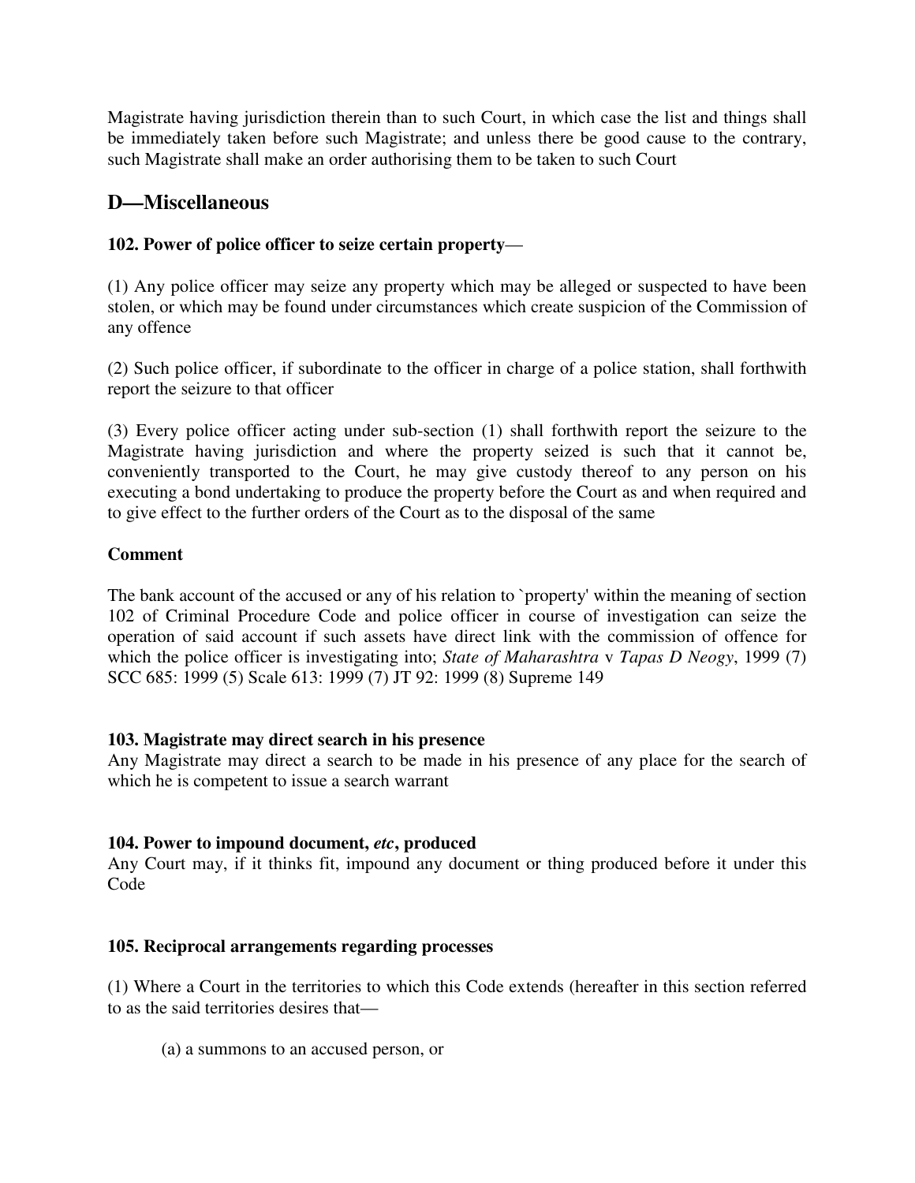Magistrate having jurisdiction therein than to such Court, in which case the list and things shall be immediately taken before such Magistrate; and unless there be good cause to the contrary, such Magistrate shall make an order authorising them to be taken to such Court

## D—Miscellaneous

**102. Power of police officer to seize certain property**—

(1) Any police officer may seize any property which may be alleged or suspected to have been stolen, or which may be found under circumstances which create suspicion of the Commission of any offence

(2) Such police officer, if subordinate to the officer in charge of a police station, shall forthwith report the seizure to that officer

(3) Every police officer acting under sub-section (1) shall forthwith report the seizure to the Magistrate having jurisdiction and where the property seized is such that it cannot be, conveniently transported to the Court, he may give custody thereof to any person on his executing a bond undertaking to produce the property before the Court as and when required and to give effect to the further orders of the Court as to the disposal of the same

**Comment**

The bank account of the accused or any of his relation to `property' within the meaning of section 102 of Criminal Procedure Code and police officer in course of investigation can seize the operation of said account if such assets have direct link with the commission of offence for which the police officer is investigating into; *State of Maharashtra* v *Tapas D Neogy*, 1999 (7) SCC 685: 1999 (5) Scale 613: 1999 (7) JT 92: 1999 (8) Supreme 149

**103. Magistrate may direct search in his presence**
Any Magistrate may direct a search to be made in his presence of any place for the search of which he is competent to issue a search warrant

**104. Power to impound document, *etc*, produced**
Any Court may, if it thinks fit, impound any document or thing produced before it under this Code

**105. Reciprocal arrangements regarding processes**

(1) Where a Court in the territories to which this Code extends (hereafter in this section referred to as the said territories desires that—

(a) a summons to an accused person, or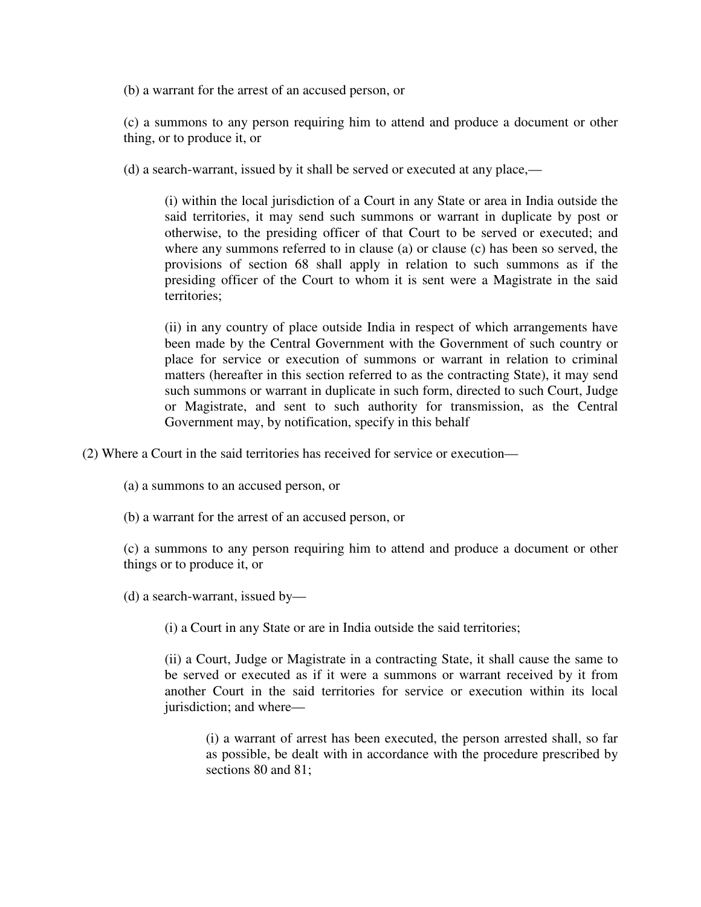(b) a warrant for the arrest of an accused person, or

(c) a summons to any person requiring him to attend and produce a document or other thing, or to produce it, or

(d) a search-warrant, issued by it shall be served or executed at any place,—

(i) within the local jurisdiction of a Court in any State or area in India outside the said territories, it may send such summons or warrant in duplicate by post or otherwise, to the presiding officer of that Court to be served or executed; and where any summons referred to in clause (a) or clause (c) has been so served, the provisions of section 68 shall apply in relation to such summons as if the presiding officer of the Court to whom it is sent were a Magistrate in the said territories;

(ii) in any country of place outside India in respect of which arrangements have been made by the Central Government with the Government of such country or place for service or execution of summons or warrant in relation to criminal matters (hereafter in this section referred to as the contracting State), it may send such summons or warrant in duplicate in such form, directed to such Court, Judge or Magistrate, and sent to such authority for transmission, as the Central Government may, by notification, specify in this behalf

(2) Where a Court in the said territories has received for service or execution—

(a) a summons to an accused person, or

(b) a warrant for the arrest of an accused person, or

(c) a summons to any person requiring him to attend and produce a document or other things or to produce it, or

(d) a search-warrant, issued by—

(i) a Court in any State or are in India outside the said territories;

(ii) a Court, Judge or Magistrate in a contracting State, it shall cause the same to be served or executed as if it were a summons or warrant received by it from another Court in the said territories for service or execution within its local jurisdiction; and where—

(i) a warrant of arrest has been executed, the person arrested shall, so far as possible, be dealt with in accordance with the procedure prescribed by sections 80 and 81;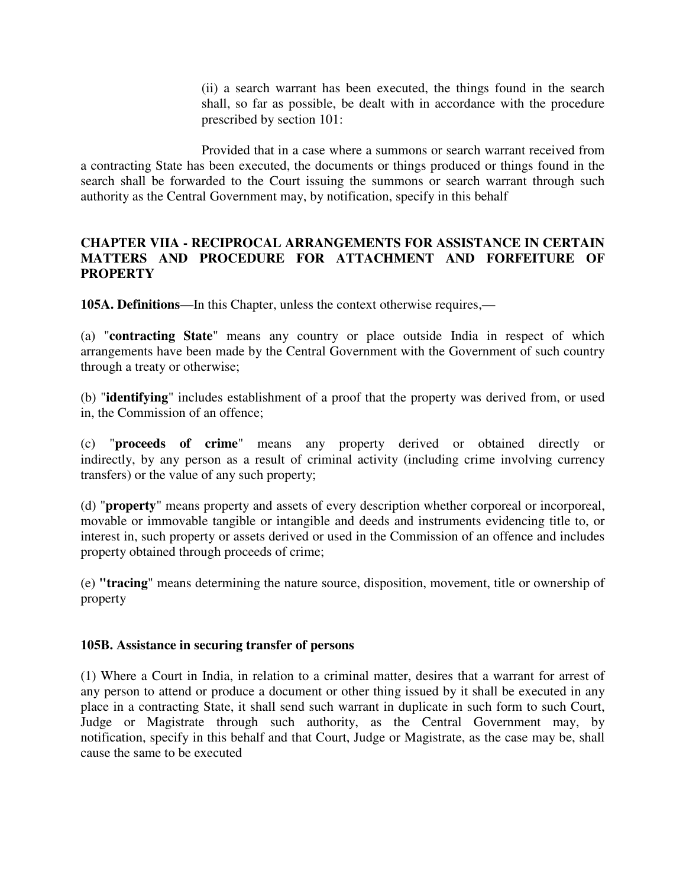(ii) a search warrant has been executed, the things found in the search shall, so far as possible, be dealt with in accordance with the procedure prescribed by section 101:

Provided that in a case where a summons or search warrant received from a contracting State has been executed, the documents or things produced or things found in the search shall be forwarded to the Court issuing the summons or search warrant through such authority as the Central Government may, by notification, specify in this behalf

## CHAPTER VIIA - RECIPROCAL ARRANGEMENTS FOR ASSISTANCE IN CERTAIN MATTERS AND PROCEDURE FOR ATTACHMENT AND FORFEITURE OF PROPERTY

**105A. Definitions**—In this Chapter, unless the context otherwise requires,—

(a) "**contracting State**" means any country or place outside India in respect of which arrangements have been made by the Central Government with the Government of such country through a treaty or otherwise;

(b) "**identifying**" includes establishment of a proof that the property was derived from, or used in, the Commission of an offence;

(c) "**proceeds of crime**" means any property derived or obtained directly or indirectly, by any person as a result of criminal activity (including crime involving currency transfers) or the value of any such property;

(d) "**property**" means property and assets of every description whether corporeal or incorporeal, movable or immovable tangible or intangible and deeds and instruments evidencing title to, or interest in, such property or assets derived or used in the Commission of an offence and includes property obtained through proceeds of crime;

(e) **"tracing**" means determining the nature source, disposition, movement, title or ownership of property

**105B. Assistance in securing transfer of persons**

(1) Where a Court in India, in relation to a criminal matter, desires that a warrant for arrest of any person to attend or produce a document or other thing issued by it shall be executed in any place in a contracting State, it shall send such warrant in duplicate in such form to such Court, Judge or Magistrate through such authority, as the Central Government may, by notification, specify in this behalf and that Court, Judge or Magistrate, as the case may be, shall cause the same to be executed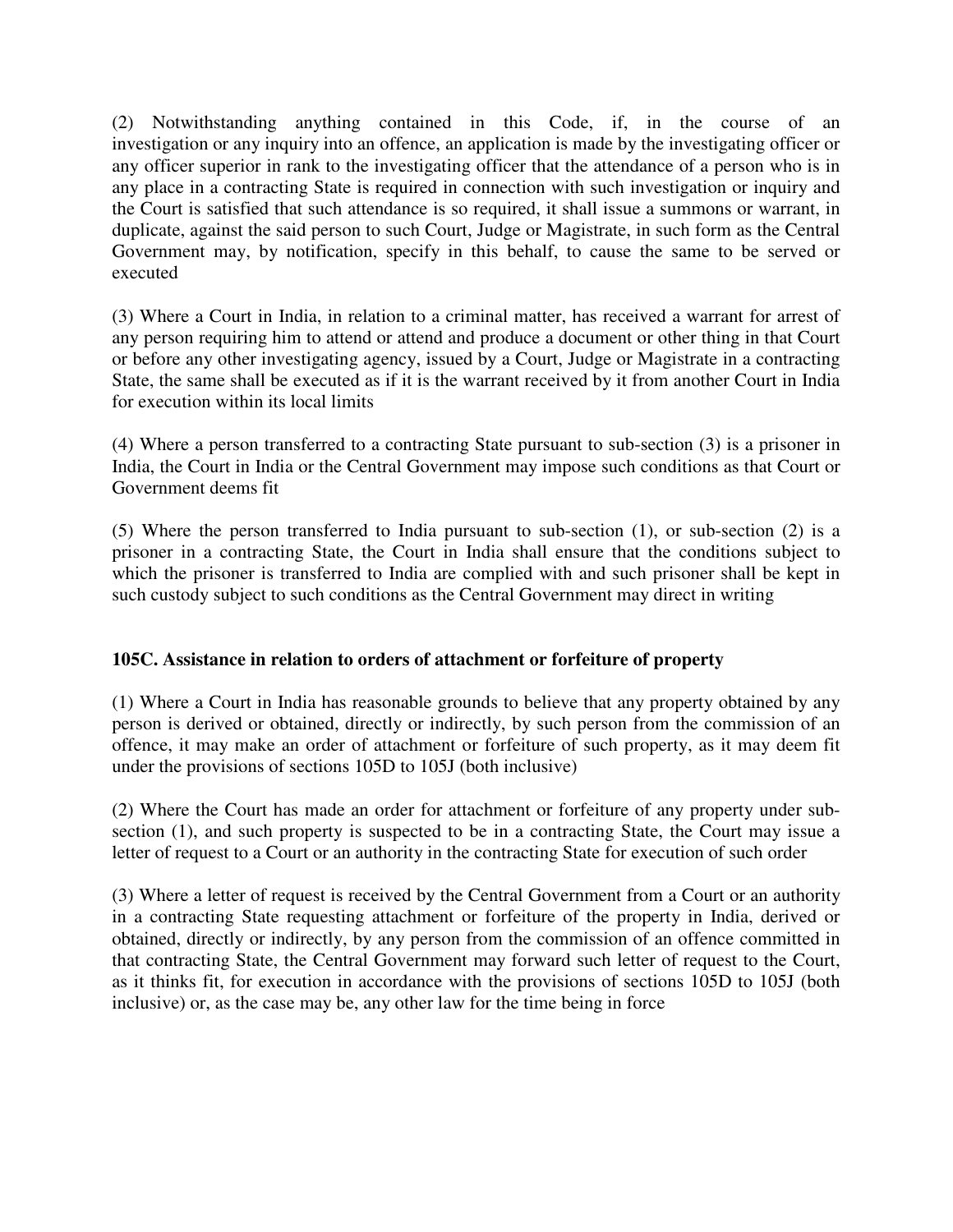(2) Notwithstanding anything contained in this Code, if, in the course of an investigation or any inquiry into an offence, an application is made by the investigating officer or any officer superior in rank to the investigating officer that the attendance of a person who is in any place in a contracting State is required in connection with such investigation or inquiry and the Court is satisfied that such attendance is so required, it shall issue a summons or warrant, in duplicate, against the said person to such Court, Judge or Magistrate, in such form as the Central Government may, by notification, specify in this behalf, to cause the same to be served or executed

(3) Where a Court in India, in relation to a criminal matter, has received a warrant for arrest of any person requiring him to attend or attend and produce a document or other thing in that Court or before any other investigating agency, issued by a Court, Judge or Magistrate in a contracting State, the same shall be executed as if it is the warrant received by it from another Court in India for execution within its local limits

(4) Where a person transferred to a contracting State pursuant to sub-section (3) is a prisoner in India, the Court in India or the Central Government may impose such conditions as that Court or Government deems fit

(5) Where the person transferred to India pursuant to sub-section (1), or sub-section (2) is a prisoner in a contracting State, the Court in India shall ensure that the conditions subject to which the prisoner is transferred to India are complied with and such prisoner shall be kept in such custody subject to such conditions as the Central Government may direct in writing

**105C. Assistance in relation to orders of attachment or forfeiture of property**

(1) Where a Court in India has reasonable grounds to believe that any property obtained by any person is derived or obtained, directly or indirectly, by such person from the commission of an offence, it may make an order of attachment or forfeiture of such property, as it may deem fit under the provisions of sections 105D to 105J (both inclusive)

(2) Where the Court has made an order for attachment or forfeiture of any property under sub-section (1), and such property is suspected to be in a contracting State, the Court may issue a letter of request to a Court or an authority in the contracting State for execution of such order

(3) Where a letter of request is received by the Central Government from a Court or an authority in a contracting State requesting attachment or forfeiture of the property in India, derived or obtained, directly or indirectly, by any person from the commission of an offence committed in that contracting State, the Central Government may forward such letter of request to the Court, as it thinks fit, for execution in accordance with the provisions of sections 105D to 105J (both inclusive) or, as the case may be, any other law for the time being in force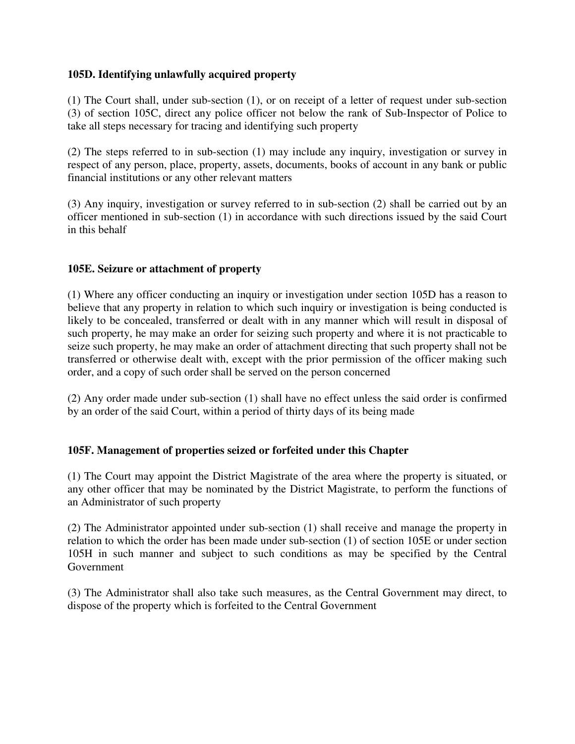**105D. Identifying unlawfully acquired property**

(1) The Court shall, under sub-section (1), or on receipt of a letter of request under sub-section (3) of section 105C, direct any police officer not below the rank of Sub-Inspector of Police to take all steps necessary for tracing and identifying such property

(2) The steps referred to in sub-section (1) may include any inquiry, investigation or survey in respect of any person, place, property, assets, documents, books of account in any bank or public financial institutions or any other relevant matters

(3) Any inquiry, investigation or survey referred to in sub-section (2) shall be carried out by an officer mentioned in sub-section (1) in accordance with such directions issued by the said Court in this behalf

**105E. Seizure or attachment of property**

(1) Where any officer conducting an inquiry or investigation under section 105D has a reason to believe that any property in relation to which such inquiry or investigation is being conducted is likely to be concealed, transferred or dealt with in any manner which will result in disposal of such property, he may make an order for seizing such property and where it is not practicable to seize such property, he may make an order of attachment directing that such property shall not be transferred or otherwise dealt with, except with the prior permission of the officer making such order, and a copy of such order shall be served on the person concerned

(2) Any order made under sub-section (1) shall have no effect unless the said order is confirmed by an order of the said Court, within a period of thirty days of its being made

**105F. Management of properties seized or forfeited under this Chapter**

(1) The Court may appoint the District Magistrate of the area where the property is situated, or any other officer that may be nominated by the District Magistrate, to perform the functions of an Administrator of such property

(2) The Administrator appointed under sub-section (1) shall receive and manage the property in relation to which the order has been made under sub-section (1) of section 105E or under section 105H in such manner and subject to such conditions as may be specified by the Central Government

(3) The Administrator shall also take such measures, as the Central Government may direct, to dispose of the property which is forfeited to the Central Government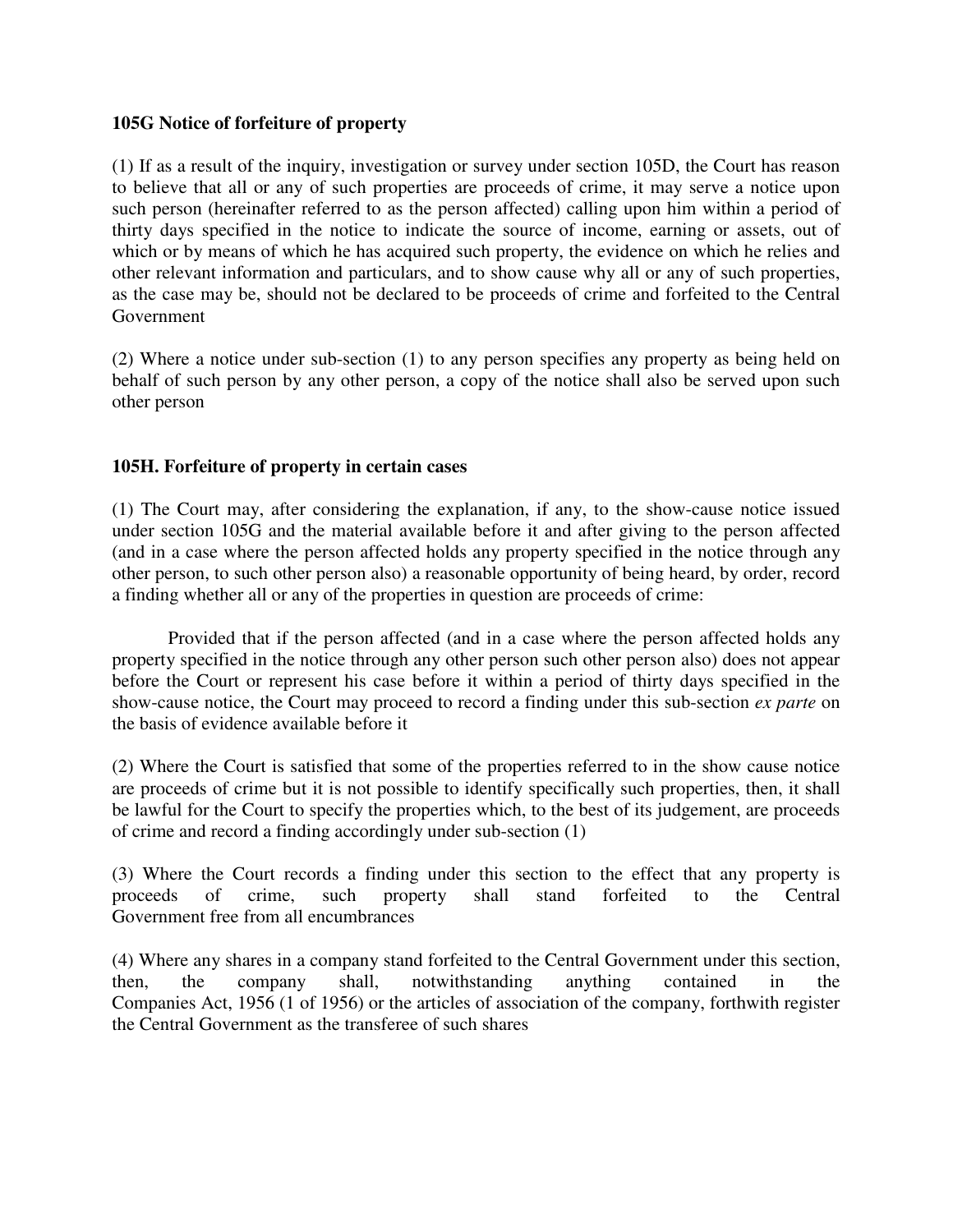### 105G Notice of forfeiture of property

(1) If as a result of the inquiry, investigation or survey under section 105D, the Court has reason to believe that all or any of such properties are proceeds of crime, it may serve a notice upon such person (hereinafter referred to as the person affected) calling upon him within a period of thirty days specified in the notice to indicate the source of income, earning or assets, out of which or by means of which he has acquired such property, the evidence on which he relies and other relevant information and particulars, and to show cause why all or any of such properties, as the case may be, should not be declared to be proceeds of crime and forfeited to the Central Government

(2) Where a notice under sub-section (1) to any person specifies any property as being held on behalf of such person by any other person, a copy of the notice shall also be served upon such other person

### 105H. Forfeiture of property in certain cases

(1) The Court may, after considering the explanation, if any, to the show-cause notice issued under section 105G and the material available before it and after giving to the person affected (and in a case where the person affected holds any property specified in the notice through any other person, to such other person also) a reasonable opportunity of being heard, by order, record a finding whether all or any of the properties in question are proceeds of crime:

Provided that if the person affected (and in a case where the person affected holds any property specified in the notice through any other person such other person also) does not appear before the Court or represent his case before it within a period of thirty days specified in the show-cause notice, the Court may proceed to record a finding under this sub-section *ex parte* on the basis of evidence available before it

(2) Where the Court is satisfied that some of the properties referred to in the show cause notice are proceeds of crime but it is not possible to identify specifically such properties, then, it shall be lawful for the Court to specify the properties which, to the best of its judgement, are proceeds of crime and record a finding accordingly under sub-section (1)

(3) Where the Court records a finding under this section to the effect that any property is proceeds of crime, such property shall stand forfeited to the Central Government free from all encumbrances

(4) Where any shares in a company stand forfeited to the Central Government under this section, then, the company shall, notwithstanding anything contained in the Companies Act, 1956 (1 of 1956) or the articles of association of the company, forthwith register the Central Government as the transferee of such shares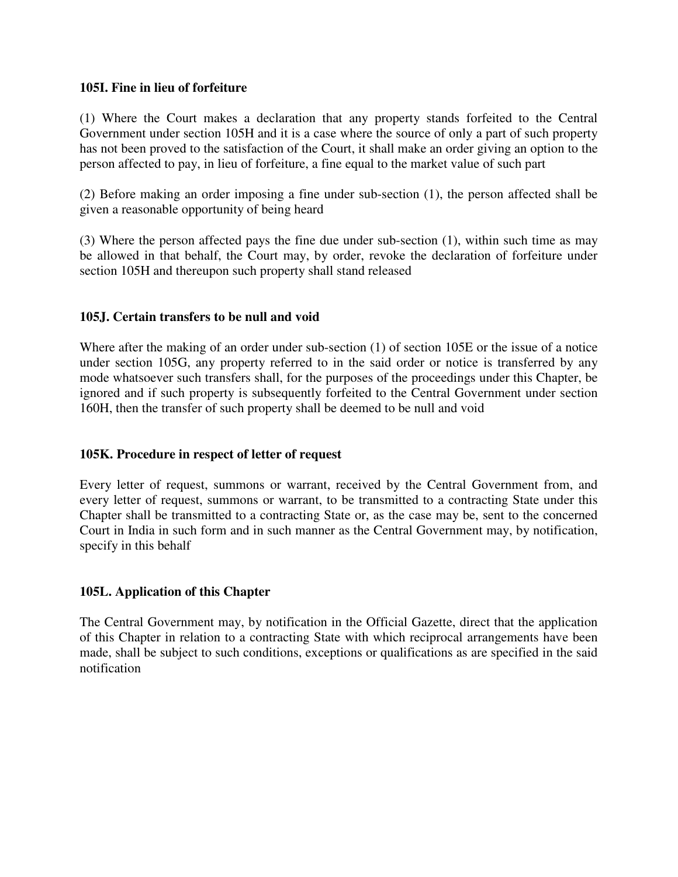**105I. Fine in lieu of forfeiture**

(1) Where the Court makes a declaration that any property stands forfeited to the Central Government under section 105H and it is a case where the source of only a part of such property has not been proved to the satisfaction of the Court, it shall make an order giving an option to the person affected to pay, in lieu of forfeiture, a fine equal to the market value of such part

(2) Before making an order imposing a fine under sub-section (1), the person affected shall be given a reasonable opportunity of being heard

(3) Where the person affected pays the fine due under sub-section (1), within such time as may be allowed in that behalf, the Court may, by order, revoke the declaration of forfeiture under section 105H and thereupon such property shall stand released

**105J. Certain transfers to be null and void**

Where after the making of an order under sub-section (1) of section 105E or the issue of a notice under section 105G, any property referred to in the said order or notice is transferred by any mode whatsoever such transfers shall, for the purposes of the proceedings under this Chapter, be ignored and if such property is subsequently forfeited to the Central Government under section 160H, then the transfer of such property shall be deemed to be null and void

**105K. Procedure in respect of letter of request**

Every letter of request, summons or warrant, received by the Central Government from, and every letter of request, summons or warrant, to be transmitted to a contracting State under this Chapter shall be transmitted to a contracting State or, as the case may be, sent to the concerned Court in India in such form and in such manner as the Central Government may, by notification, specify in this behalf

**105L. Application of this Chapter**

The Central Government may, by notification in the Official Gazette, direct that the application of this Chapter in relation to a contracting State with which reciprocal arrangements have been made, shall be subject to such conditions, exceptions or qualifications as are specified in the said notification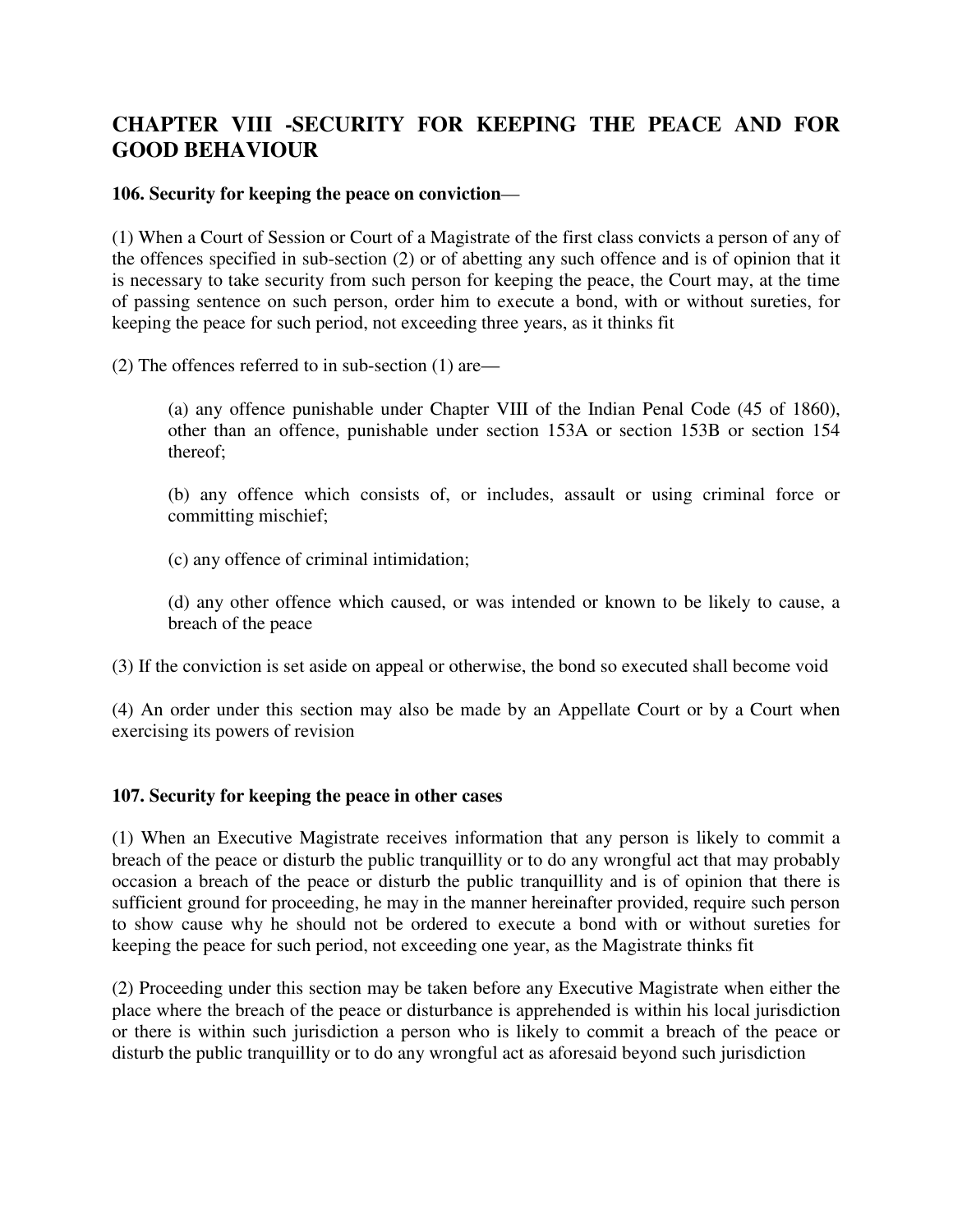## CHAPTER VIII -SECURITY FOR KEEPING THE PEACE AND FOR GOOD BEHAVIOUR

**106. Security for keeping the peace on conviction—**

(1) When a Court of Session or Court of a Magistrate of the first class convicts a person of any of the offences specified in sub-section (2) or of abetting any such offence and is of opinion that it is necessary to take security from such person for keeping the peace, the Court may, at the time of passing sentence on such person, order him to execute a bond, with or without sureties, for keeping the peace for such period, not exceeding three years, as it thinks fit

(2) The offences referred to in sub-section (1) are—

(a) any offence punishable under Chapter VIII of the Indian Penal Code (45 of 1860), other than an offence, punishable under section 153A or section 153B or section 154 thereof;

(b) any offence which consists of, or includes, assault or using criminal force or committing mischief;

(c) any offence of criminal intimidation;

(d) any other offence which caused, or was intended or known to be likely to cause, a breach of the peace

(3) If the conviction is set aside on appeal or otherwise, the bond so executed shall become void

(4) An order under this section may also be made by an Appellate Court or by a Court when exercising its powers of revision

**107. Security for keeping the peace in other cases**

(1) When an Executive Magistrate receives information that any person is likely to commit a breach of the peace or disturb the public tranquillity or to do any wrongful act that may probably occasion a breach of the peace or disturb the public tranquillity and is of opinion that there is sufficient ground for proceeding, he may in the manner hereinafter provided, require such person to show cause why he should not be ordered to execute a bond with or without sureties for keeping the peace for such period, not exceeding one year, as the Magistrate thinks fit

(2) Proceeding under this section may be taken before any Executive Magistrate when either the place where the breach of the peace or disturbance is apprehended is within his local jurisdiction or there is within such jurisdiction a person who is likely to commit a breach of the peace or disturb the public tranquillity or to do any wrongful act as aforesaid beyond such jurisdiction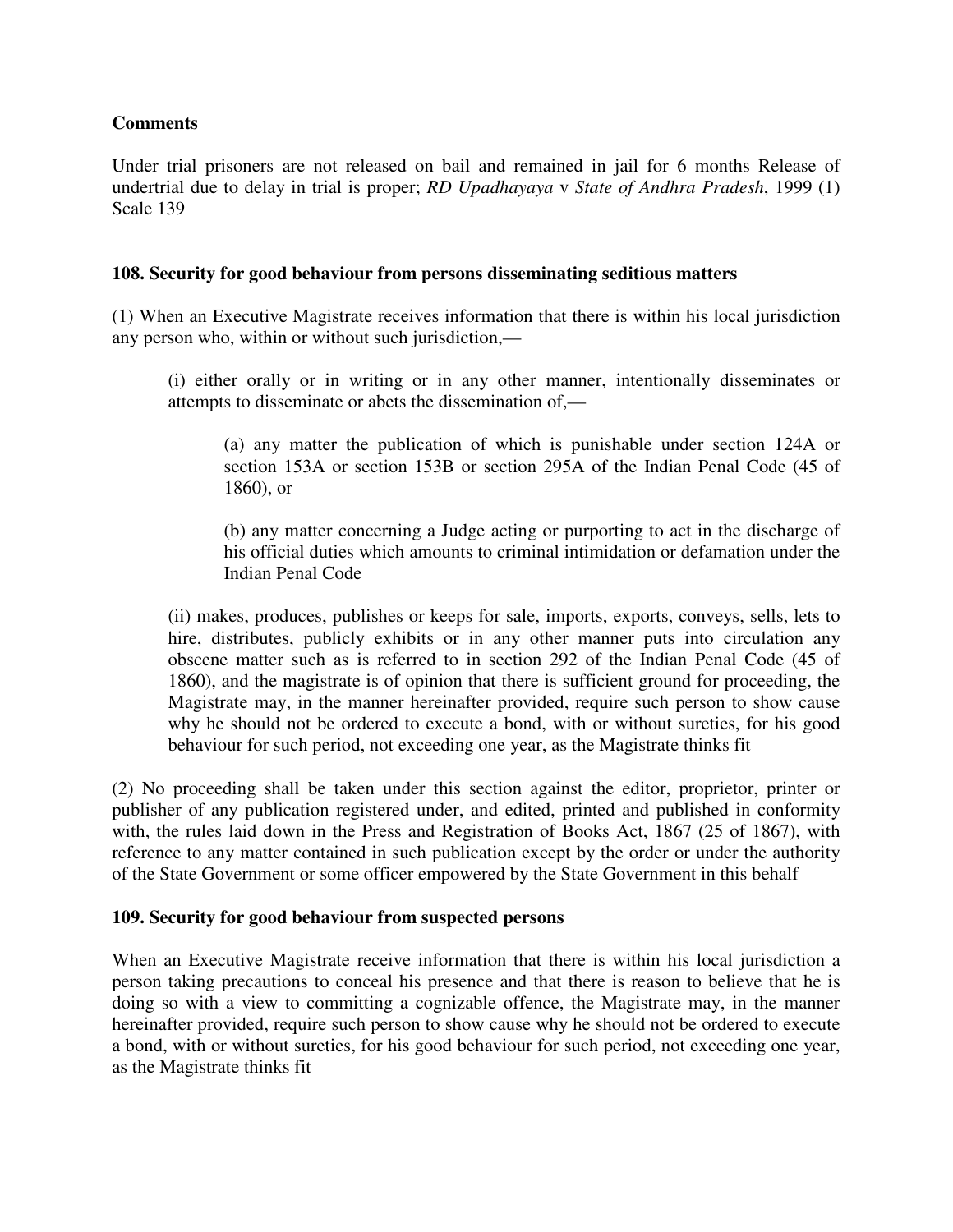**Comments**

Under trial prisoners are not released on bail and remained in jail for 6 months Release of undertrial due to delay in trial is proper; *RD Upadhayaya* v *State of Andhra Pradesh*, 1999 (1) Scale 139

**108. Security for good behaviour from persons disseminating seditious matters**

(1) When an Executive Magistrate receives information that there is within his local jurisdiction any person who, within or without such jurisdiction,—

> (i) either orally or in writing or in any other manner, intentionally disseminates or attempts to disseminate or abets the dissemination of,—
>
> > (a) any matter the publication of which is punishable under section 124A or section 153A or section 153B or section 295A of the Indian Penal Code (45 of 1860), or
> >
> > (b) any matter concerning a Judge acting or purporting to act in the discharge of his official duties which amounts to criminal intimidation or defamation under the Indian Penal Code
>
> (ii) makes, produces, publishes or keeps for sale, imports, exports, conveys, sells, lets to hire, distributes, publicly exhibits or in any other manner puts into circulation any obscene matter such as is referred to in section 292 of the Indian Penal Code (45 of 1860), and the magistrate is of opinion that there is sufficient ground for proceeding, the Magistrate may, in the manner hereinafter provided, require such person to show cause why he should not be ordered to execute a bond, with or without sureties, for his good behaviour for such period, not exceeding one year, as the Magistrate thinks fit

(2) No proceeding shall be taken under this section against the editor, proprietor, printer or publisher of any publication registered under, and edited, printed and published in conformity with, the rules laid down in the Press and Registration of Books Act, 1867 (25 of 1867), with reference to any matter contained in such publication except by the order or under the authority of the State Government or some officer empowered by the State Government in this behalf

**109. Security for good behaviour from suspected persons**

When an Executive Magistrate receive information that there is within his local jurisdiction a person taking precautions to conceal his presence and that there is reason to believe that he is doing so with a view to committing a cognizable offence, the Magistrate may, in the manner hereinafter provided, require such person to show cause why he should not be ordered to execute a bond, with or without sureties, for his good behaviour for such period, not exceeding one year, as the Magistrate thinks fit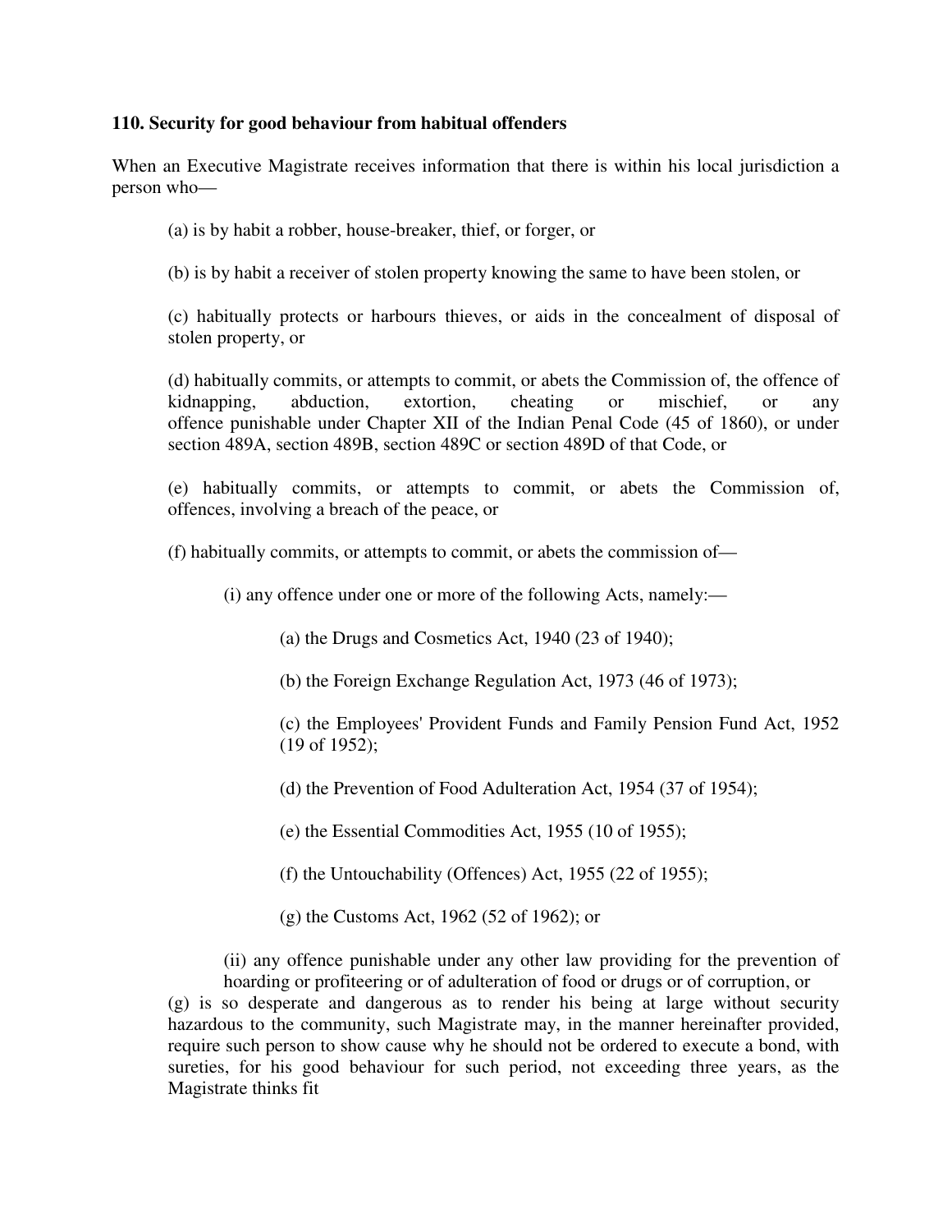**110. Security for good behaviour from habitual offenders**

When an Executive Magistrate receives information that there is within his local jurisdiction a person who—

(a) is by habit a robber, house-breaker, thief, or forger, or

(b) is by habit a receiver of stolen property knowing the same to have been stolen, or

(c) habitually protects or harbours thieves, or aids in the concealment of disposal of stolen property, or

(d) habitually commits, or attempts to commit, or abets the Commission of, the offence of kidnapping, abduction, extortion, cheating or mischief, or any offence punishable under Chapter XII of the Indian Penal Code (45 of 1860), or under section 489A, section 489B, section 489C or section 489D of that Code, or

(e) habitually commits, or attempts to commit, or abets the Commission of, offences, involving a breach of the peace, or

(f) habitually commits, or attempts to commit, or abets the commission of—

(i) any offence under one or more of the following Acts, namely:—

(a) the Drugs and Cosmetics Act, 1940 (23 of 1940);

(b) the Foreign Exchange Regulation Act, 1973 (46 of 1973);

(c) the Employees' Provident Funds and Family Pension Fund Act, 1952 (19 of 1952);

(d) the Prevention of Food Adulteration Act, 1954 (37 of 1954);

(e) the Essential Commodities Act, 1955 (10 of 1955);

(f) the Untouchability (Offences) Act, 1955 (22 of 1955);

(g) the Customs Act, 1962 (52 of 1962); or

(ii) any offence punishable under any other law providing for the prevention of hoarding or profiteering or of adulteration of food or drugs or of corruption, or

(g) is so desperate and dangerous as to render his being at large without security hazardous to the community, such Magistrate may, in the manner hereinafter provided, require such person to show cause why he should not be ordered to execute a bond, with sureties, for his good behaviour for such period, not exceeding three years, as the Magistrate thinks fit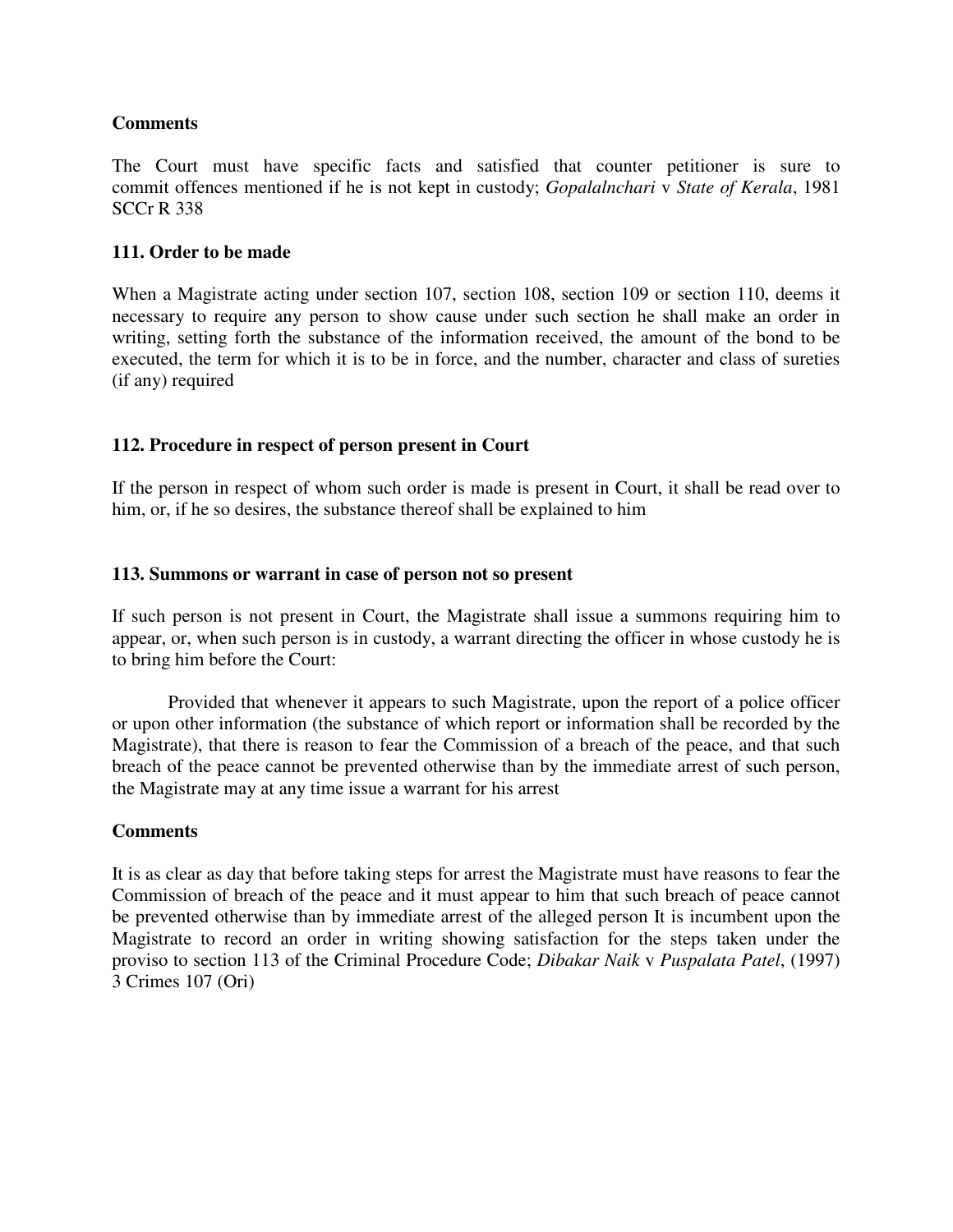**Comments**

The Court must have specific facts and satisfied that counter petitioner is sure to commit offences mentioned if he is not kept in custody; *Gopalalnchari* v *State of Kerala*, 1981 SCCr R 338

**111. Order to be made**

When a Magistrate acting under section 107, section 108, section 109 or section 110, deems it necessary to require any person to show cause under such section he shall make an order in writing, setting forth the substance of the information received, the amount of the bond to be executed, the term for which it is to be in force, and the number, character and class of sureties (if any) required

**112. Procedure in respect of person present in Court**

If the person in respect of whom such order is made is present in Court, it shall be read over to him, or, if he so desires, the substance thereof shall be explained to him

**113. Summons or warrant in case of person not so present**

If such person is not present in Court, the Magistrate shall issue a summons requiring him to appear, or, when such person is in custody, a warrant directing the officer in whose custody he is to bring him before the Court:

Provided that whenever it appears to such Magistrate, upon the report of a police officer or upon other information (the substance of which report or information shall be recorded by the Magistrate), that there is reason to fear the Commission of a breach of the peace, and that such breach of the peace cannot be prevented otherwise than by the immediate arrest of such person, the Magistrate may at any time issue a warrant for his arrest

**Comments**

It is as clear as day that before taking steps for arrest the Magistrate must have reasons to fear the Commission of breach of the peace and it must appear to him that such breach of peace cannot be prevented otherwise than by immediate arrest of the alleged person It is incumbent upon the Magistrate to record an order in writing showing satisfaction for the steps taken under the proviso to section 113 of the Criminal Procedure Code; *Dibakar Naik* v *Puspalata Patel*, (1997) 3 Crimes 107 (Ori)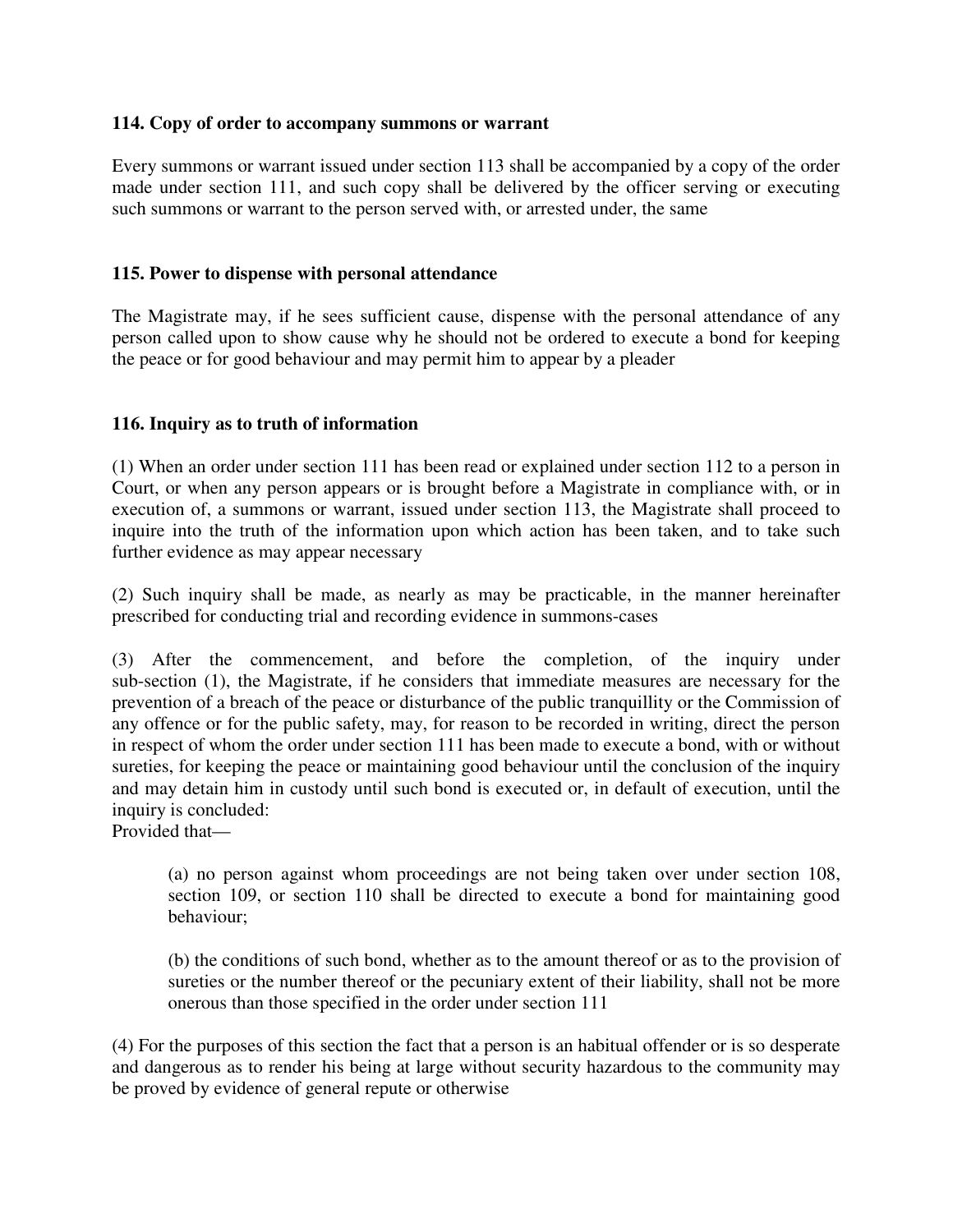### 114. Copy of order to accompany summons or warrant

Every summons or warrant issued under section 113 shall be accompanied by a copy of the order made under section 111, and such copy shall be delivered by the officer serving or executing such summons or warrant to the person served with, or arrested under, the same

### 115. Power to dispense with personal attendance

The Magistrate may, if he sees sufficient cause, dispense with the personal attendance of any person called upon to show cause why he should not be ordered to execute a bond for keeping the peace or for good behaviour and may permit him to appear by a pleader

### 116. Inquiry as to truth of information

(1) When an order under section 111 has been read or explained under section 112 to a person in Court, or when any person appears or is brought before a Magistrate in compliance with, or in execution of, a summons or warrant, issued under section 113, the Magistrate shall proceed to inquire into the truth of the information upon which action has been taken, and to take such further evidence as may appear necessary

(2) Such inquiry shall be made, as nearly as may be practicable, in the manner hereinafter prescribed for conducting trial and recording evidence in summons-cases

(3) After the commencement, and before the completion, of the inquiry under sub-section (1), the Magistrate, if he considers that immediate measures are necessary for the prevention of a breach of the peace or disturbance of the public tranquillity or the Commission of any offence or for the public safety, may, for reason to be recorded in writing, direct the person in respect of whom the order under section 111 has been made to execute a bond, with or without sureties, for keeping the peace or maintaining good behaviour until the conclusion of the inquiry and may detain him in custody until such bond is executed or, in default of execution, until the inquiry is concluded:
Provided that—

> (a) no person against whom proceedings are not being taken over under section 108, section 109, or section 110 shall be directed to execute a bond for maintaining good behaviour;
>
> (b) the conditions of such bond, whether as to the amount thereof or as to the provision of sureties or the number thereof or the pecuniary extent of their liability, shall not be more onerous than those specified in the order under section 111

(4) For the purposes of this section the fact that a person is an habitual offender or is so desperate and dangerous as to render his being at large without security hazardous to the community may be proved by evidence of general repute or otherwise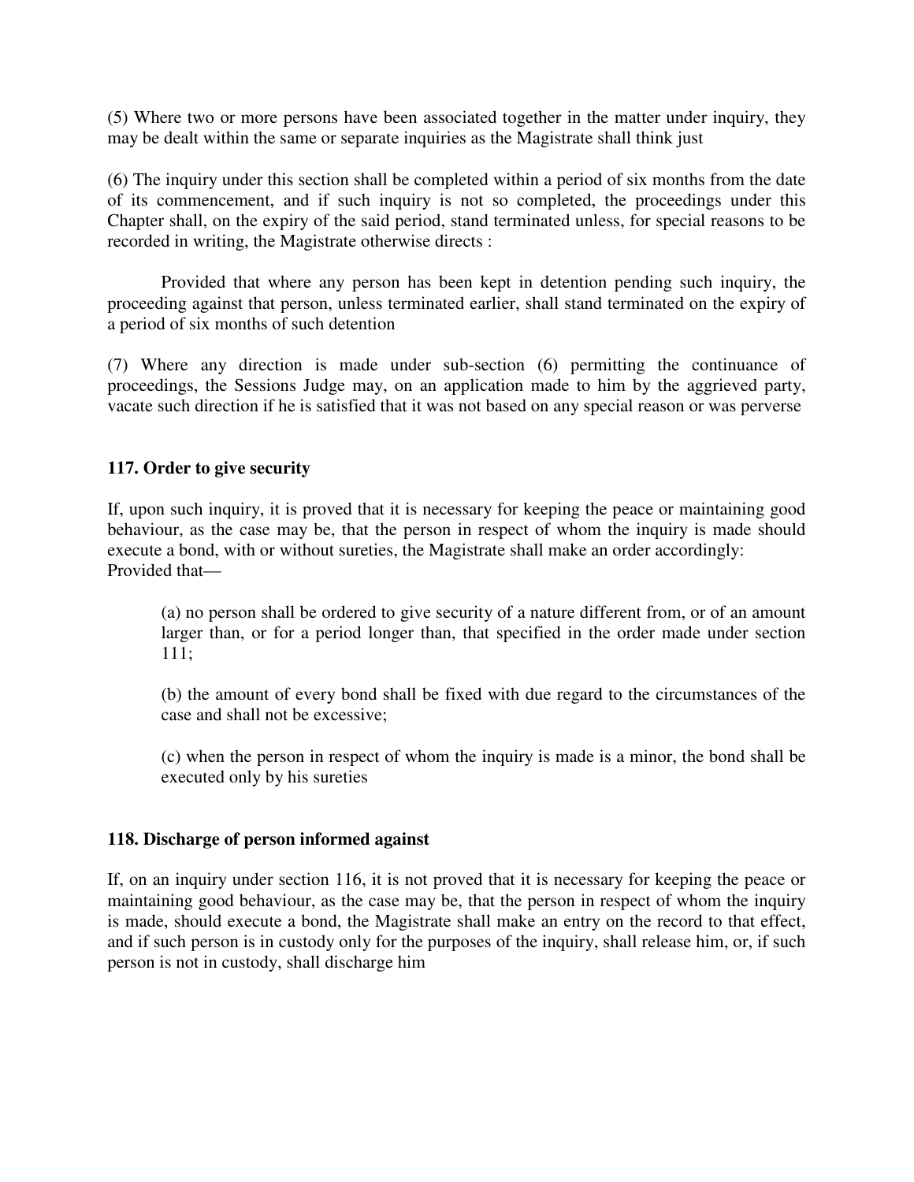(5) Where two or more persons have been associated together in the matter under inquiry, they may be dealt within the same or separate inquiries as the Magistrate shall think just

(6) The inquiry under this section shall be completed within a period of six months from the date of its commencement, and if such inquiry is not so completed, the proceedings under this Chapter shall, on the expiry of the said period, stand terminated unless, for special reasons to be recorded in writing, the Magistrate otherwise directs :

Provided that where any person has been kept in detention pending such inquiry, the proceeding against that person, unless terminated earlier, shall stand terminated on the expiry of a period of six months of such detention

(7) Where any direction is made under sub-section (6) permitting the continuance of proceedings, the Sessions Judge may, on an application made to him by the aggrieved party, vacate such direction if he is satisfied that it was not based on any special reason or was perverse

### 117. Order to give security

If, upon such inquiry, it is proved that it is necessary for keeping the peace or maintaining good behaviour, as the case may be, that the person in respect of whom the inquiry is made should execute a bond, with or without sureties, the Magistrate shall make an order accordingly:
Provided that—

(a) no person shall be ordered to give security of a nature different from, or of an amount larger than, or for a period longer than, that specified in the order made under section 111;

(b) the amount of every bond shall be fixed with due regard to the circumstances of the case and shall not be excessive;

(c) when the person in respect of whom the inquiry is made is a minor, the bond shall be executed only by his sureties

### 118. Discharge of person informed against

If, on an inquiry under section 116, it is not proved that it is necessary for keeping the peace or maintaining good behaviour, as the case may be, that the person in respect of whom the inquiry is made, should execute a bond, the Magistrate shall make an entry on the record to that effect, and if such person is in custody only for the purposes of the inquiry, shall release him, or, if such person is not in custody, shall discharge him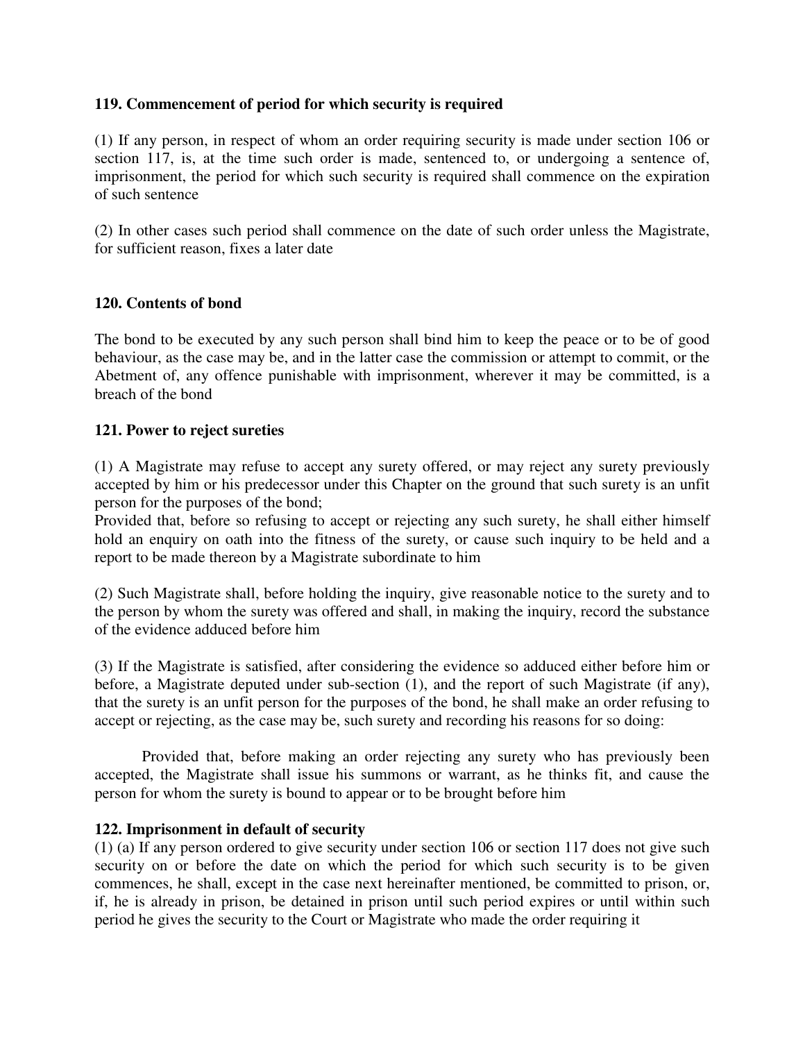**119. Commencement of period for which security is required**

(1) If any person, in respect of whom an order requiring security is made under section 106 or section 117, is, at the time such order is made, sentenced to, or undergoing a sentence of, imprisonment, the period for which such security is required shall commence on the expiration of such sentence

(2) In other cases such period shall commence on the date of such order unless the Magistrate, for sufficient reason, fixes a later date

**120. Contents of bond**

The bond to be executed by any such person shall bind him to keep the peace or to be of good behaviour, as the case may be, and in the latter case the commission or attempt to commit, or the Abetment of, any offence punishable with imprisonment, wherever it may be committed, is a breach of the bond

**121. Power to reject sureties**

(1) A Magistrate may refuse to accept any surety offered, or may reject any surety previously accepted by him or his predecessor under this Chapter on the ground that such surety is an unfit person for the purposes of the bond;
Provided that, before so refusing to accept or rejecting any such surety, he shall either himself hold an enquiry on oath into the fitness of the surety, or cause such inquiry to be held and a report to be made thereon by a Magistrate subordinate to him

(2) Such Magistrate shall, before holding the inquiry, give reasonable notice to the surety and to the person by whom the surety was offered and shall, in making the inquiry, record the substance of the evidence adduced before him

(3) If the Magistrate is satisfied, after considering the evidence so adduced either before him or before, a Magistrate deputed under sub-section (1), and the report of such Magistrate (if any), that the surety is an unfit person for the purposes of the bond, he shall make an order refusing to accept or rejecting, as the case may be, such surety and recording his reasons for so doing:

Provided that, before making an order rejecting any surety who has previously been accepted, the Magistrate shall issue his summons or warrant, as he thinks fit, and cause the person for whom the surety is bound to appear or to be brought before him

**122. Imprisonment in default of security**

(1) (a) If any person ordered to give security under section 106 or section 117 does not give such security on or before the date on which the period for which such security is to be given commences, he shall, except in the case next hereinafter mentioned, be committed to prison, or, if, he is already in prison, be detained in prison until such period expires or until within such period he gives the security to the Court or Magistrate who made the order requiring it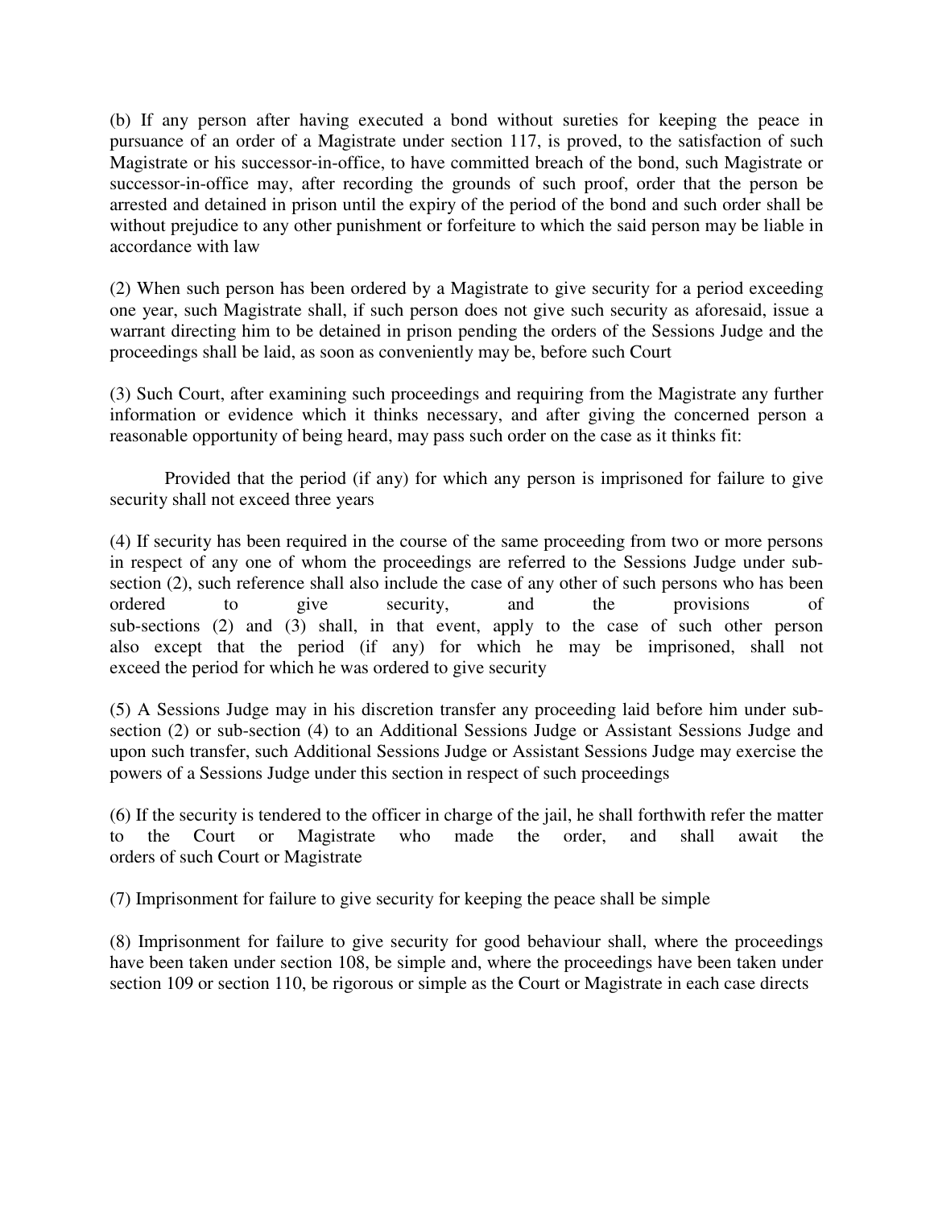(b) If any person after having executed a bond without sureties for keeping the peace in pursuance of an order of a Magistrate under section 117, is proved, to the satisfaction of such Magistrate or his successor-in-office, to have committed breach of the bond, such Magistrate or successor-in-office may, after recording the grounds of such proof, order that the person be arrested and detained in prison until the expiry of the period of the bond and such order shall be without prejudice to any other punishment or forfeiture to which the said person may be liable in accordance with law

(2) When such person has been ordered by a Magistrate to give security for a period exceeding one year, such Magistrate shall, if such person does not give such security as aforesaid, issue a warrant directing him to be detained in prison pending the orders of the Sessions Judge and the proceedings shall be laid, as soon as conveniently may be, before such Court

(3) Such Court, after examining such proceedings and requiring from the Magistrate any further information or evidence which it thinks necessary, and after giving the concerned person a reasonable opportunity of being heard, may pass such order on the case as it thinks fit:

Provided that the period (if any) for which any person is imprisoned for failure to give security shall not exceed three years

(4) If security has been required in the course of the same proceeding from two or more persons in respect of any one of whom the proceedings are referred to the Sessions Judge under sub-section (2), such reference shall also include the case of any other of such persons who has been ordered to give security, and the provisions of sub-sections (2) and (3) shall, in that event, apply to the case of such other person also except that the period (if any) for which he may be imprisoned, shall not exceed the period for which he was ordered to give security

(5) A Sessions Judge may in his discretion transfer any proceeding laid before him under sub-section (2) or sub-section (4) to an Additional Sessions Judge or Assistant Sessions Judge and upon such transfer, such Additional Sessions Judge or Assistant Sessions Judge may exercise the powers of a Sessions Judge under this section in respect of such proceedings

(6) If the security is tendered to the officer in charge of the jail, he shall forthwith refer the matter to the Court or Magistrate who made the order, and shall await the orders of such Court or Magistrate

(7) Imprisonment for failure to give security for keeping the peace shall be simple

(8) Imprisonment for failure to give security for good behaviour shall, where the proceedings have been taken under section 108, be simple and, where the proceedings have been taken under section 109 or section 110, be rigorous or simple as the Court or Magistrate in each case directs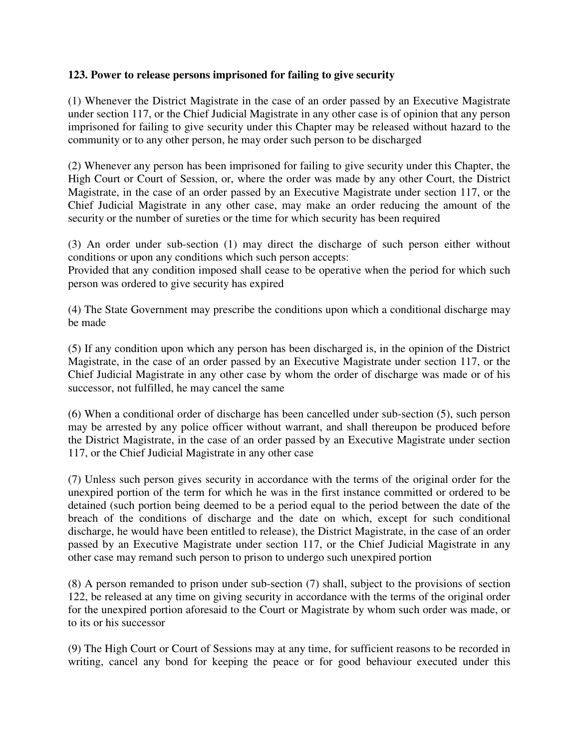**123. Power to release persons imprisoned for failing to give security**

(1) Whenever the District Magistrate in the case of an order passed by an Executive Magistrate under section 117, or the Chief Judicial Magistrate in any other case is of opinion that any person imprisoned for failing to give security under this Chapter may be released without hazard to the community or to any other person, he may order such person to be discharged

(2) Whenever any person has been imprisoned for failing to give security under this Chapter, the High Court or Court of Session, or, where the order was made by any other Court, the District Magistrate, in the case of an order passed by an Executive Magistrate under section 117, or the Chief Judicial Magistrate in any other case, may make an order reducing the amount of the security or the number of sureties or the time for which security has been required

(3) An order under sub-section (1) may direct the discharge of such person either without conditions or upon any conditions which such person accepts:
Provided that any condition imposed shall cease to be operative when the period for which such person was ordered to give security has expired

(4) The State Government may prescribe the conditions upon which a conditional discharge may be made

(5) If any condition upon which any person has been discharged is, in the opinion of the District Magistrate, in the case of an order passed by an Executive Magistrate under section 117, or the Chief Judicial Magistrate in any other case by whom the order of discharge was made or of his successor, not fulfilled, he may cancel the same

(6) When a conditional order of discharge has been cancelled under sub-section (5), such person may be arrested by any police officer without warrant, and shall thereupon be produced before the District Magistrate, in the case of an order passed by an Executive Magistrate under section 117, or the Chief Judicial Magistrate in any other case

(7) Unless such person gives security in accordance with the terms of the original order for the unexpired portion of the term for which he was in the first instance committed or ordered to be detained (such portion being deemed to be a period equal to the period between the date of the breach of the conditions of discharge and the date on which, except for such conditional discharge, he would have been entitled to release), the District Magistrate, in the case of an order passed by an Executive Magistrate under section 117, or the Chief Judicial Magistrate in any other case may remand such person to prison to undergo such unexpired portion

(8) A person remanded to prison under sub-section (7) shall, subject to the provisions of section 122, be released at any time on giving security in accordance with the terms of the original order for the unexpired portion aforesaid to the Court or Magistrate by whom such order was made, or to its or his successor

(9) The High Court or Court of Sessions may at any time, for sufficient reasons to be recorded in writing, cancel any bond for keeping the peace or for good behaviour executed under this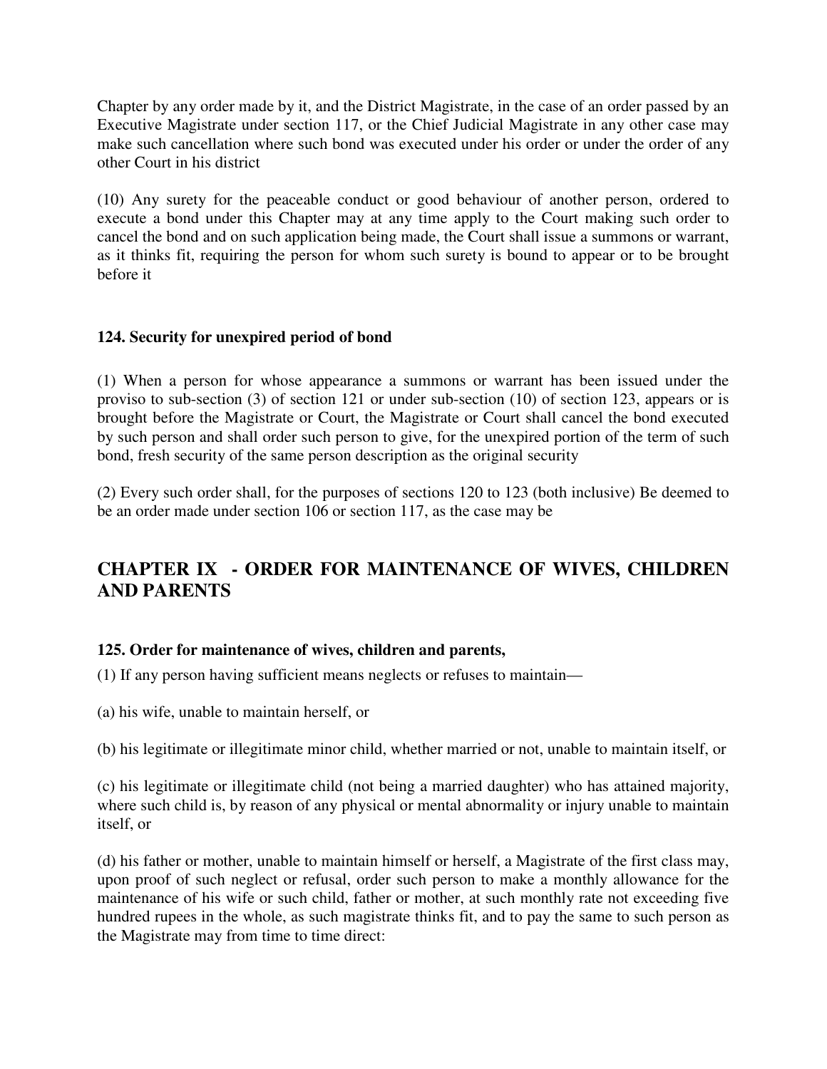Chapter by any order made by it, and the District Magistrate, in the case of an order passed by an Executive Magistrate under section 117, or the Chief Judicial Magistrate in any other case may make such cancellation where such bond was executed under his order or under the order of any other Court in his district

(10) Any surety for the peaceable conduct or good behaviour of another person, ordered to execute a bond under this Chapter may at any time apply to the Court making such order to cancel the bond and on such application being made, the Court shall issue a summons or warrant, as it thinks fit, requiring the person for whom such surety is bound to appear or to be brought before it

#### 124. Security for unexpired period of bond

(1) When a person for whose appearance a summons or warrant has been issued under the proviso to sub-section (3) of section 121 or under sub-section (10) of section 123, appears or is brought before the Magistrate or Court, the Magistrate or Court shall cancel the bond executed by such person and shall order such person to give, for the unexpired portion of the term of such bond, fresh security of the same person description as the original security

(2) Every such order shall, for the purposes of sections 120 to 123 (both inclusive) Be deemed to be an order made under section 106 or section 117, as the case may be

## CHAPTER IX - ORDER FOR MAINTENANCE OF WIVES, CHILDREN AND PARENTS

#### 125. Order for maintenance of wives, children and parents,

(1) If any person having sufficient means neglects or refuses to maintain—

(a) his wife, unable to maintain herself, or

(b) his legitimate or illegitimate minor child, whether married or not, unable to maintain itself, or

(c) his legitimate or illegitimate child (not being a married daughter) who has attained majority, where such child is, by reason of any physical or mental abnormality or injury unable to maintain itself, or

(d) his father or mother, unable to maintain himself or herself, a Magistrate of the first class may, upon proof of such neglect or refusal, order such person to make a monthly allowance for the maintenance of his wife or such child, father or mother, at such monthly rate not exceeding five hundred rupees in the whole, as such magistrate thinks fit, and to pay the same to such person as the Magistrate may from time to time direct: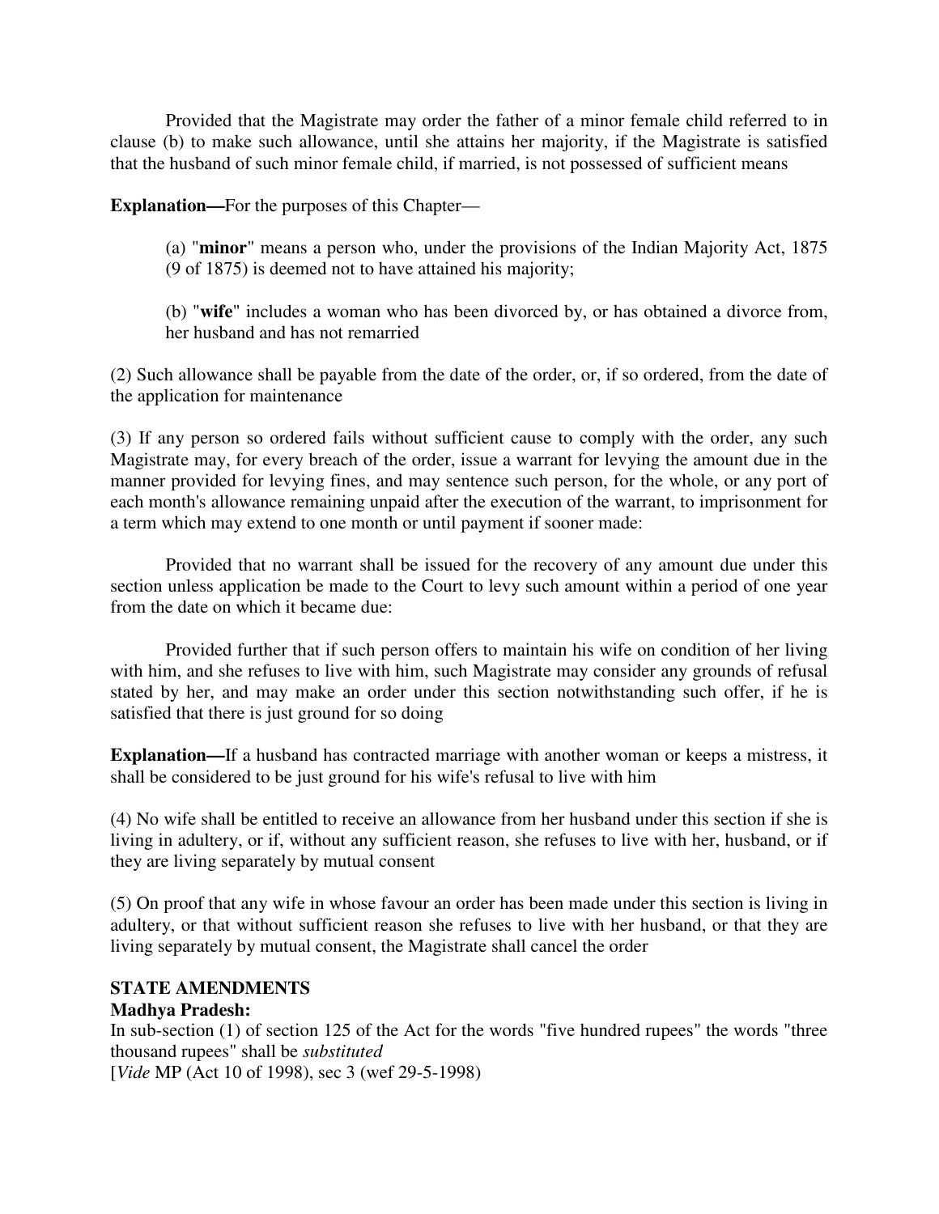Provided that the Magistrate may order the father of a minor female child referred to in clause (b) to make such allowance, until she attains her majority, if the Magistrate is satisfied that the husband of such minor female child, if married, is not possessed of sufficient means

**Explanation—**For the purposes of this Chapter—

(a) "**minor**" means a person who, under the provisions of the Indian Majority Act, 1875 (9 of 1875) is deemed not to have attained his majority;

(b) "**wife**" includes a woman who has been divorced by, or has obtained a divorce from, her husband and has not remarried

(2) Such allowance shall be payable from the date of the order, or, if so ordered, from the date of the application for maintenance

(3) If any person so ordered fails without sufficient cause to comply with the order, any such Magistrate may, for every breach of the order, issue a warrant for levying the amount due in the manner provided for levying fines, and may sentence such person, for the whole, or any port of each month's allowance remaining unpaid after the execution of the warrant, to imprisonment for a term which may extend to one month or until payment if sooner made:

Provided that no warrant shall be issued for the recovery of any amount due under this section unless application be made to the Court to levy such amount within a period of one year from the date on which it became due:

Provided further that if such person offers to maintain his wife on condition of her living with him, and she refuses to live with him, such Magistrate may consider any grounds of refusal stated by her, and may make an order under this section notwithstanding such offer, if he is satisfied that there is just ground for so doing

**Explanation—**If a husband has contracted marriage with another woman or keeps a mistress, it shall be considered to be just ground for his wife's refusal to live with him

(4) No wife shall be entitled to receive an allowance from her husband under this section if she is living in adultery, or if, without any sufficient reason, she refuses to live with her, husband, or if they are living separately by mutual consent

(5) On proof that any wife in whose favour an order has been made under this section is living in adultery, or that without sufficient reason she refuses to live with her husband, or that they are living separately by mutual consent, the Magistrate shall cancel the order

**STATE AMENDMENTS**

**Madhya Pradesh:**

In sub-section (1) of section 125 of the Act for the words "five hundred rupees" the words "three thousand rupees" shall be *substituted*

[*Vide* MP (Act 10 of 1998), sec 3 (wef 29-5-1998)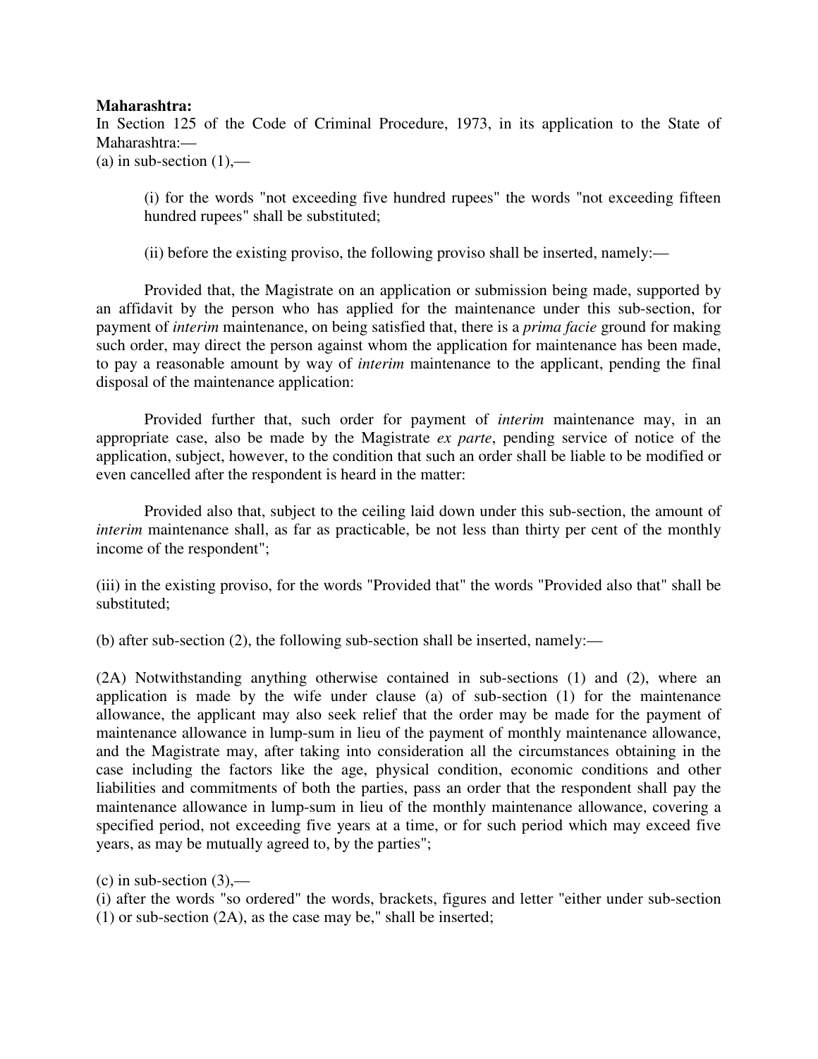**Maharashtra:**

In Section 125 of the Code of Criminal Procedure, 1973, in its application to the State of Maharashtra:—

(a) in sub-section (1),—

> (i) for the words "not exceeding five hundred rupees" the words "not exceeding fifteen hundred rupees" shall be substituted;
>
> (ii) before the existing proviso, the following proviso shall be inserted, namely:—

Provided that, the Magistrate on an application or submission being made, supported by an affidavit by the person who has applied for the maintenance under this sub-section, for payment of *interim* maintenance, on being satisfied that, there is a *prima facie* ground for making such order, may direct the person against whom the application for maintenance has been made, to pay a reasonable amount by way of *interim* maintenance to the applicant, pending the final disposal of the maintenance application:

Provided further that, such order for payment of *interim* maintenance may, in an appropriate case, also be made by the Magistrate *ex parte*, pending service of notice of the application, subject, however, to the condition that such an order shall be liable to be modified or even cancelled after the respondent is heard in the matter:

Provided also that, subject to the ceiling laid down under this sub-section, the amount of *interim* maintenance shall, as far as practicable, be not less than thirty per cent of the monthly income of the respondent";

(iii) in the existing proviso, for the words "Provided that" the words "Provided also that" shall be substituted;

(b) after sub-section (2), the following sub-section shall be inserted, namely:—

(2A) Notwithstanding anything otherwise contained in sub-sections (1) and (2), where an application is made by the wife under clause (a) of sub-section (1) for the maintenance allowance, the applicant may also seek relief that the order may be made for the payment of maintenance allowance in lump-sum in lieu of the payment of monthly maintenance allowance, and the Magistrate may, after taking into consideration all the circumstances obtaining in the case including the factors like the age, physical condition, economic conditions and other liabilities and commitments of both the parties, pass an order that the respondent shall pay the maintenance allowance in lump-sum in lieu of the monthly maintenance allowance, covering a specified period, not exceeding five years at a time, or for such period which may exceed five years, as may be mutually agreed to, by the parties";

(c) in sub-section (3),—

(i) after the words "so ordered" the words, brackets, figures and letter "either under sub-section (1) or sub-section (2A), as the case may be," shall be inserted;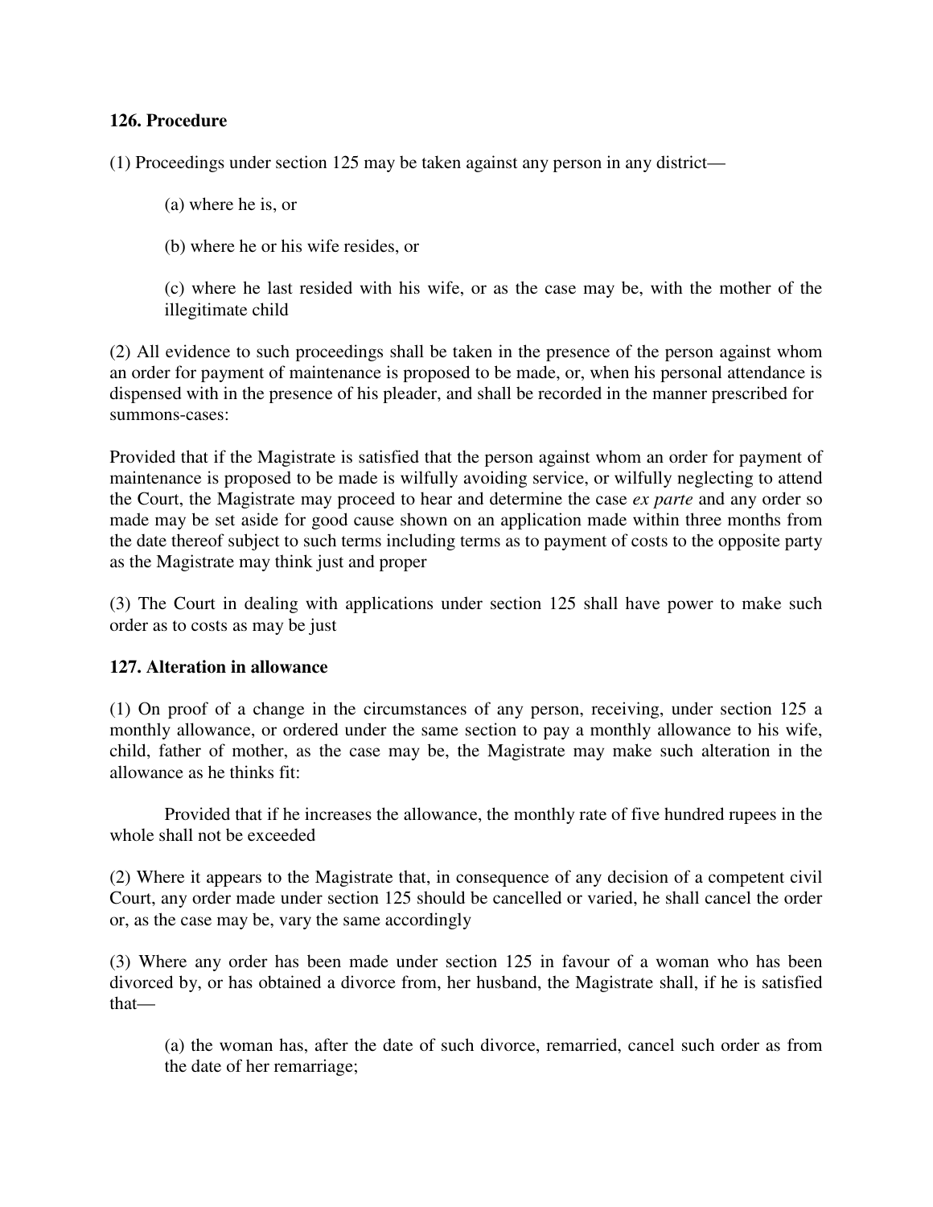**126. Procedure**

(1) Proceedings under section 125 may be taken against any person in any district—

(a) where he is, or

(b) where he or his wife resides, or

(c) where he last resided with his wife, or as the case may be, with the mother of the illegitimate child

(2) All evidence to such proceedings shall be taken in the presence of the person against whom an order for payment of maintenance is proposed to be made, or, when his personal attendance is dispensed with in the presence of his pleader, and shall be recorded in the manner prescribed for summons-cases:

Provided that if the Magistrate is satisfied that the person against whom an order for payment of maintenance is proposed to be made is wilfully avoiding service, or wilfully neglecting to attend the Court, the Magistrate may proceed to hear and determine the case *ex parte* and any order so made may be set aside for good cause shown on an application made within three months from the date thereof subject to such terms including terms as to payment of costs to the opposite party as the Magistrate may think just and proper

(3) The Court in dealing with applications under section 125 shall have power to make such order as to costs as may be just

**127. Alteration in allowance**

(1) On proof of a change in the circumstances of any person, receiving, under section 125 a monthly allowance, or ordered under the same section to pay a monthly allowance to his wife, child, father of mother, as the case may be, the Magistrate may make such alteration in the allowance as he thinks fit:

Provided that if he increases the allowance, the monthly rate of five hundred rupees in the whole shall not be exceeded

(2) Where it appears to the Magistrate that, in consequence of any decision of a competent civil Court, any order made under section 125 should be cancelled or varied, he shall cancel the order or, as the case may be, vary the same accordingly

(3) Where any order has been made under section 125 in favour of a woman who has been divorced by, or has obtained a divorce from, her husband, the Magistrate shall, if he is satisfied that—

(a) the woman has, after the date of such divorce, remarried, cancel such order as from the date of her remarriage;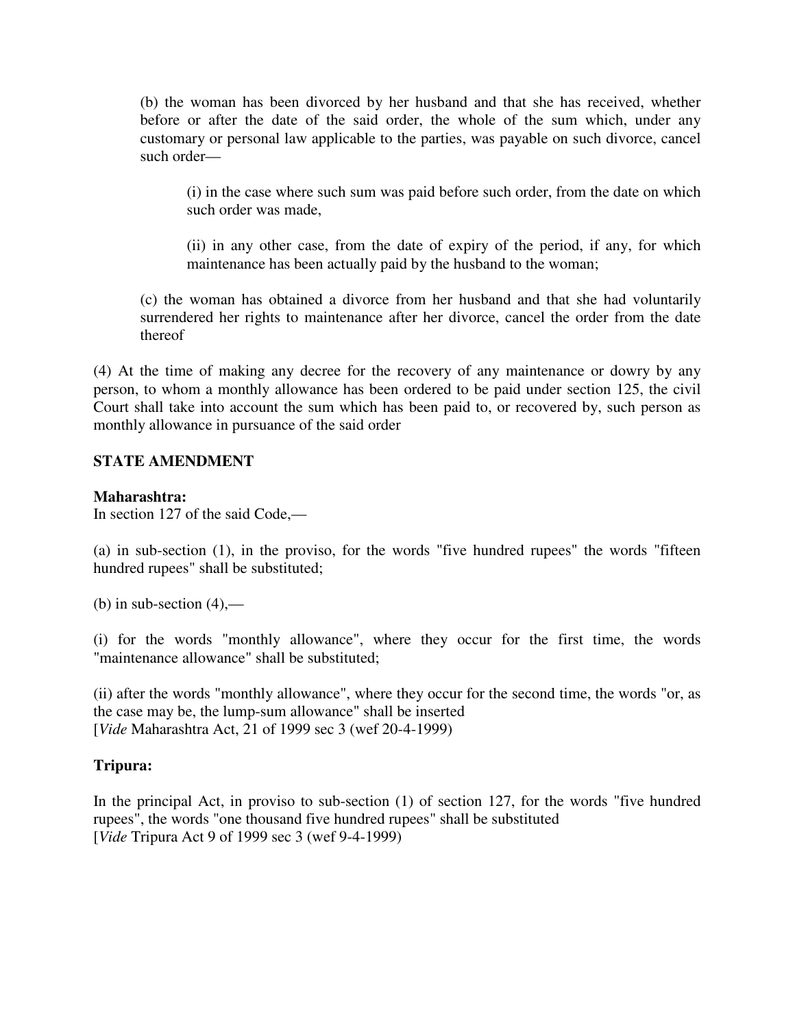(b) the woman has been divorced by her husband and that she has received, whether before or after the date of the said order, the whole of the sum which, under any customary or personal law applicable to the parties, was payable on such divorce, cancel such order—

(i) in the case where such sum was paid before such order, from the date on which such order was made,

(ii) in any other case, from the date of expiry of the period, if any, for which maintenance has been actually paid by the husband to the woman;

(c) the woman has obtained a divorce from her husband and that she had voluntarily surrendered her rights to maintenance after her divorce, cancel the order from the date thereof

(4) At the time of making any decree for the recovery of any maintenance or dowry by any person, to whom a monthly allowance has been ordered to be paid under section 125, the civil Court shall take into account the sum which has been paid to, or recovered by, such person as monthly allowance in pursuance of the said order

**STATE AMENDMENT**

**Maharashtra:**
In section 127 of the said Code,—

(a) in sub-section (1), in the proviso, for the words "five hundred rupees" the words "fifteen hundred rupees" shall be substituted;

(b) in sub-section (4),—

(i) for the words "monthly allowance", where they occur for the first time, the words "maintenance allowance" shall be substituted;

(ii) after the words "monthly allowance", where they occur for the second time, the words "or, as the case may be, the lump-sum allowance" shall be inserted
[*Vide* Maharashtra Act, 21 of 1999 sec 3 (wef 20-4-1999)

**Tripura:**

In the principal Act, in proviso to sub-section (1) of section 127, for the words "five hundred rupees", the words "one thousand five hundred rupees" shall be substituted
[*Vide* Tripura Act 9 of 1999 sec 3 (wef 9-4-1999)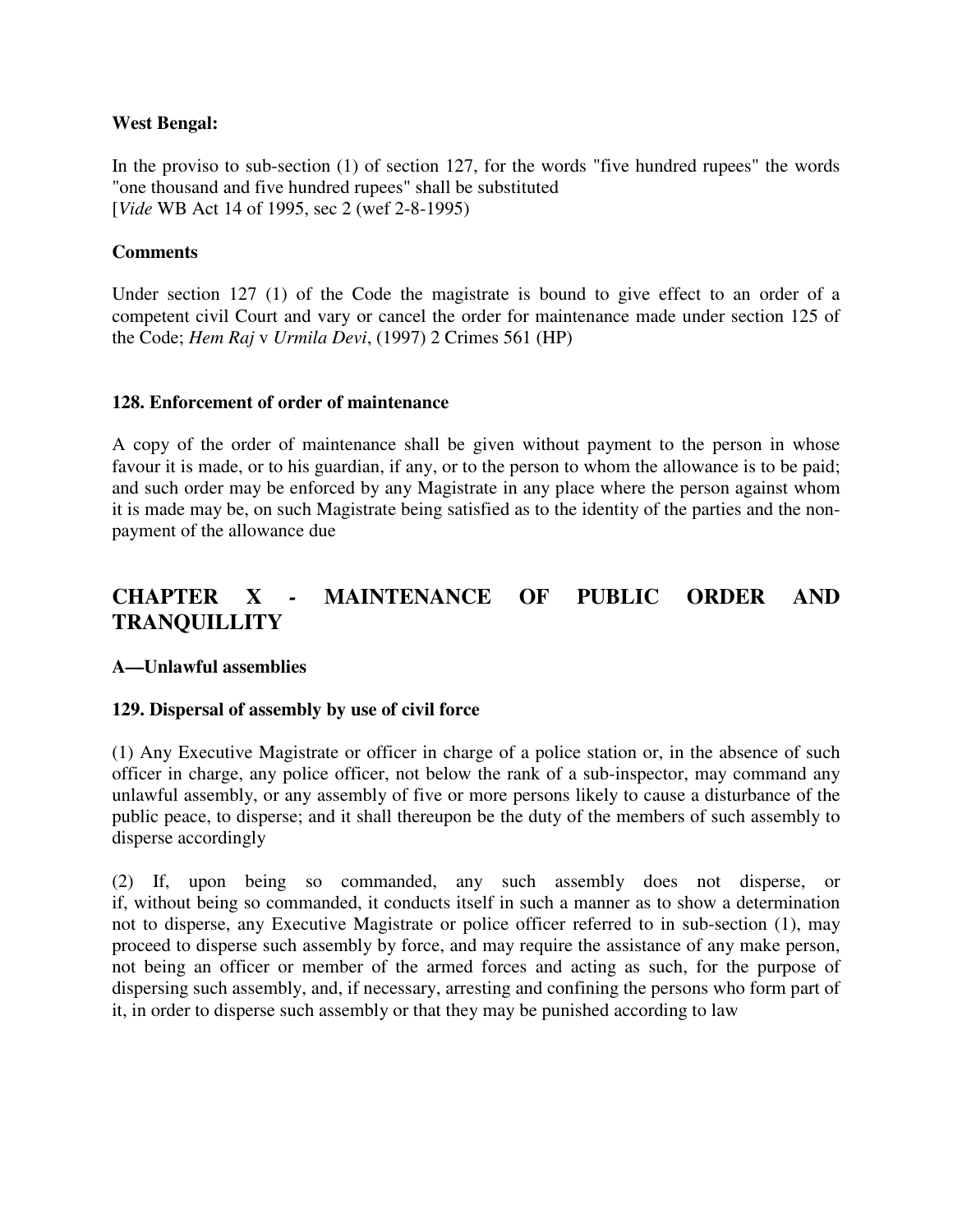**West Bengal:**

In the proviso to sub-section (1) of section 127, for the words "five hundred rupees" the words "one thousand and five hundred rupees" shall be substituted
[*Vide* WB Act 14 of 1995, sec 2 (wef 2-8-1995)

**Comments**

Under section 127 (1) of the Code the magistrate is bound to give effect to an order of a competent civil Court and vary or cancel the order for maintenance made under section 125 of the Code; *Hem Raj* v *Urmila Devi*, (1997) 2 Crimes 561 (HP)

**128. Enforcement of order of maintenance**

A copy of the order of maintenance shall be given without payment to the person in whose favour it is made, or to his guardian, if any, or to the person to whom the allowance is to be paid; and such order may be enforced by any Magistrate in any place where the person against whom it is made may be, on such Magistrate being satisfied as to the identity of the parties and the non-payment of the allowance due

## CHAPTER X - MAINTENANCE OF PUBLIC ORDER AND TRANQUILLITY

**A—Unlawful assemblies**

**129. Dispersal of assembly by use of civil force**

(1) Any Executive Magistrate or officer in charge of a police station or, in the absence of such officer in charge, any police officer, not below the rank of a sub-inspector, may command any unlawful assembly, or any assembly of five or more persons likely to cause a disturbance of the public peace, to disperse; and it shall thereupon be the duty of the members of such assembly to disperse accordingly

(2) If, upon being so commanded, any such assembly does not disperse, or if, without being so commanded, it conducts itself in such a manner as to show a determination not to disperse, any Executive Magistrate or police officer referred to in sub-section (1), may proceed to disperse such assembly by force, and may require the assistance of any make person, not being an officer or member of the armed forces and acting as such, for the purpose of dispersing such assembly, and, if necessary, arresting and confining the persons who form part of it, in order to disperse such assembly or that they may be punished according to law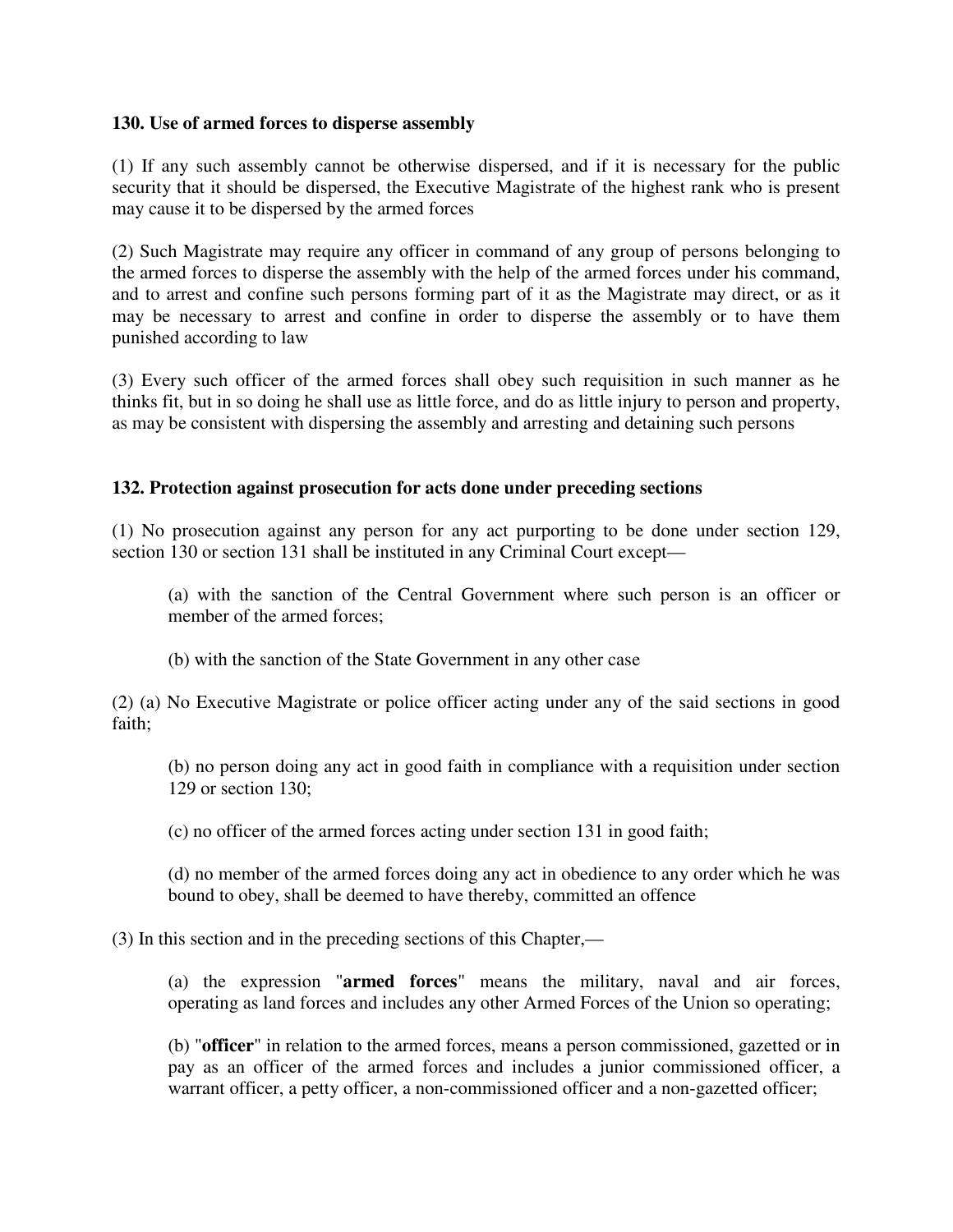### 130. Use of armed forces to disperse assembly

(1) If any such assembly cannot be otherwise dispersed, and if it is necessary for the public security that it should be dispersed, the Executive Magistrate of the highest rank who is present may cause it to be dispersed by the armed forces

(2) Such Magistrate may require any officer in command of any group of persons belonging to the armed forces to disperse the assembly with the help of the armed forces under his command, and to arrest and confine such persons forming part of it as the Magistrate may direct, or as it may be necessary to arrest and confine in order to disperse the assembly or to have them punished according to law

(3) Every such officer of the armed forces shall obey such requisition in such manner as he thinks fit, but in so doing he shall use as little force, and do as little injury to person and property, as may be consistent with dispersing the assembly and arresting and detaining such persons

### 132. Protection against prosecution for acts done under preceding sections

(1) No prosecution against any person for any act purporting to be done under section 129, section 130 or section 131 shall be instituted in any Criminal Court except—

> (a) with the sanction of the Central Government where such person is an officer or member of the armed forces;
>
> (b) with the sanction of the State Government in any other case

(2) (a) No Executive Magistrate or police officer acting under any of the said sections in good faith;

> (b) no person doing any act in good faith in compliance with a requisition under section 129 or section 130;
>
> (c) no officer of the armed forces acting under section 131 in good faith;
>
> (d) no member of the armed forces doing any act in obedience to any order which he was bound to obey, shall be deemed to have thereby, committed an offence

(3) In this section and in the preceding sections of this Chapter,—

> (a) the expression "**armed forces**" means the military, naval and air forces, operating as land forces and includes any other Armed Forces of the Union so operating;
>
> (b) "**officer**" in relation to the armed forces, means a person commissioned, gazetted or in pay as an officer of the armed forces and includes a junior commissioned officer, a warrant officer, a petty officer, a non-commissioned officer and a non-gazetted officer;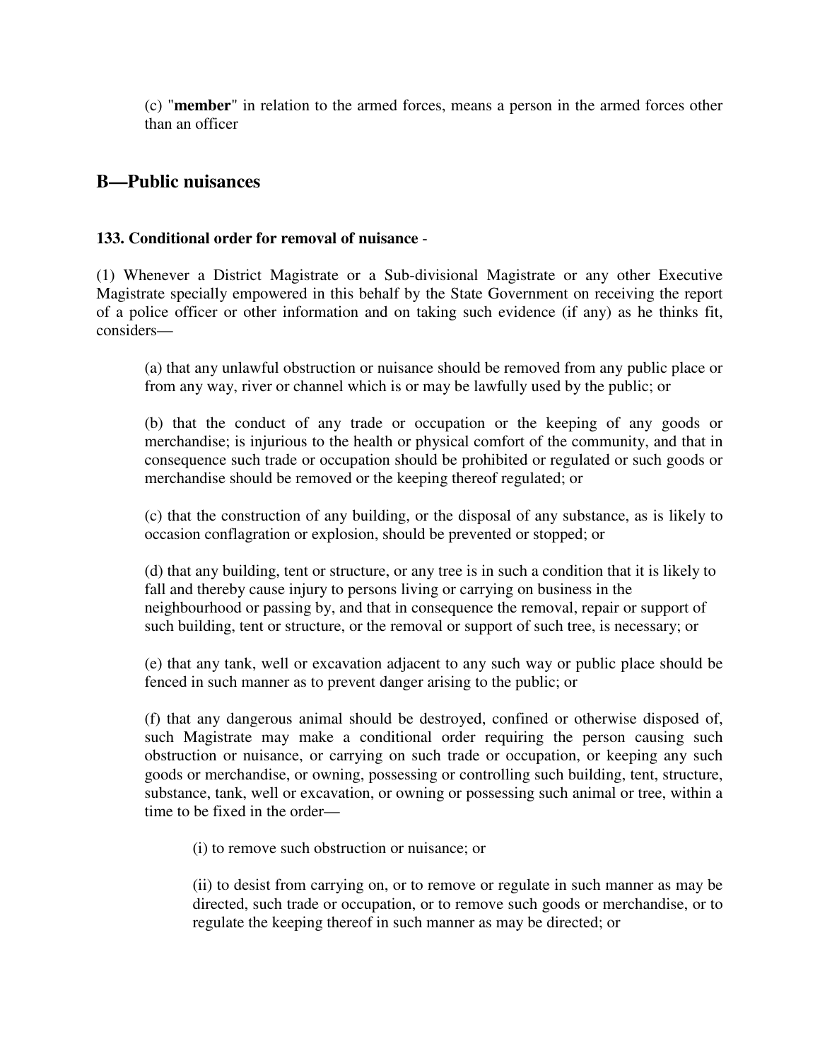(c) "**member**" in relation to the armed forces, means a person in the armed forces other than an officer

## B—Public nuisances

**133. Conditional order for removal of nuisance** -

(1) Whenever a District Magistrate or a Sub-divisional Magistrate or any other Executive Magistrate specially empowered in this behalf by the State Government on receiving the report of a police officer or other information and on taking such evidence (if any) as he thinks fit, considers—

(a) that any unlawful obstruction or nuisance should be removed from any public place or from any way, river or channel which is or may be lawfully used by the public; or

(b) that the conduct of any trade or occupation or the keeping of any goods or merchandise; is injurious to the health or physical comfort of the community, and that in consequence such trade or occupation should be prohibited or regulated or such goods or merchandise should be removed or the keeping thereof regulated; or

(c) that the construction of any building, or the disposal of any substance, as is likely to occasion conflagration or explosion, should be prevented or stopped; or

(d) that any building, tent or structure, or any tree is in such a condition that it is likely to fall and thereby cause injury to persons living or carrying on business in the neighbourhood or passing by, and that in consequence the removal, repair or support of such building, tent or structure, or the removal or support of such tree, is necessary; or

(e) that any tank, well or excavation adjacent to any such way or public place should be fenced in such manner as to prevent danger arising to the public; or

(f) that any dangerous animal should be destroyed, confined or otherwise disposed of, such Magistrate may make a conditional order requiring the person causing such obstruction or nuisance, or carrying on such trade or occupation, or keeping any such goods or merchandise, or owning, possessing or controlling such building, tent, structure, substance, tank, well or excavation, or owning or possessing such animal or tree, within a time to be fixed in the order—

(i) to remove such obstruction or nuisance; or

(ii) to desist from carrying on, or to remove or regulate in such manner as may be directed, such trade or occupation, or to remove such goods or merchandise, or to regulate the keeping thereof in such manner as may be directed; or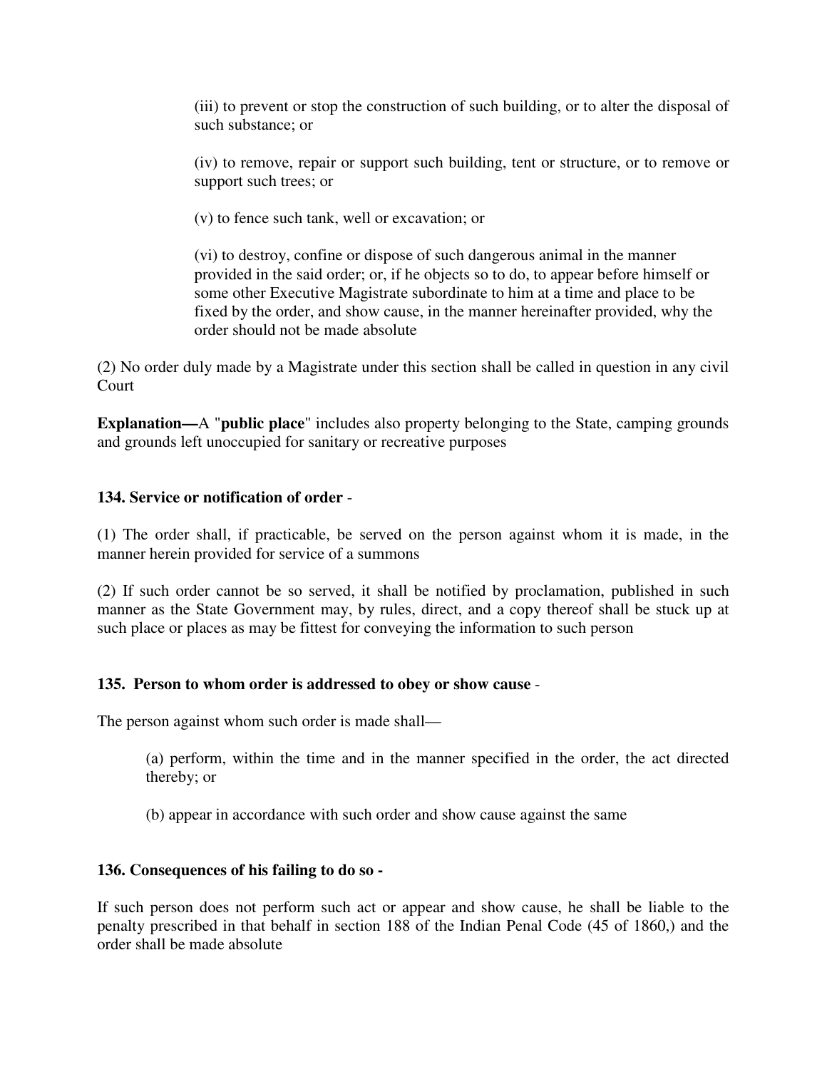(iii) to prevent or stop the construction of such building, or to alter the disposal of such substance; or

(iv) to remove, repair or support such building, tent or structure, or to remove or support such trees; or

(v) to fence such tank, well or excavation; or

(vi) to destroy, confine or dispose of such dangerous animal in the manner provided in the said order; or, if he objects so to do, to appear before himself or some other Executive Magistrate subordinate to him at a time and place to be fixed by the order, and show cause, in the manner hereinafter provided, why the order should not be made absolute

(2) No order duly made by a Magistrate under this section shall be called in question in any civil Court

**Explanation—**A "**public place**" includes also property belonging to the State, camping grounds and grounds left unoccupied for sanitary or recreative purposes

**134. Service or notification of order** -

(1) The order shall, if practicable, be served on the person against whom it is made, in the manner herein provided for service of a summons

(2) If such order cannot be so served, it shall be notified by proclamation, published in such manner as the State Government may, by rules, direct, and a copy thereof shall be stuck up at such place or places as may be fittest for conveying the information to such person

**135. Person to whom order is addressed to obey or show cause** -

The person against whom such order is made shall—

(a) perform, within the time and in the manner specified in the order, the act directed thereby; or

(b) appear in accordance with such order and show cause against the same

**136. Consequences of his failing to do so -**

If such person does not perform such act or appear and show cause, he shall be liable to the penalty prescribed in that behalf in section 188 of the Indian Penal Code (45 of 1860,) and the order shall be made absolute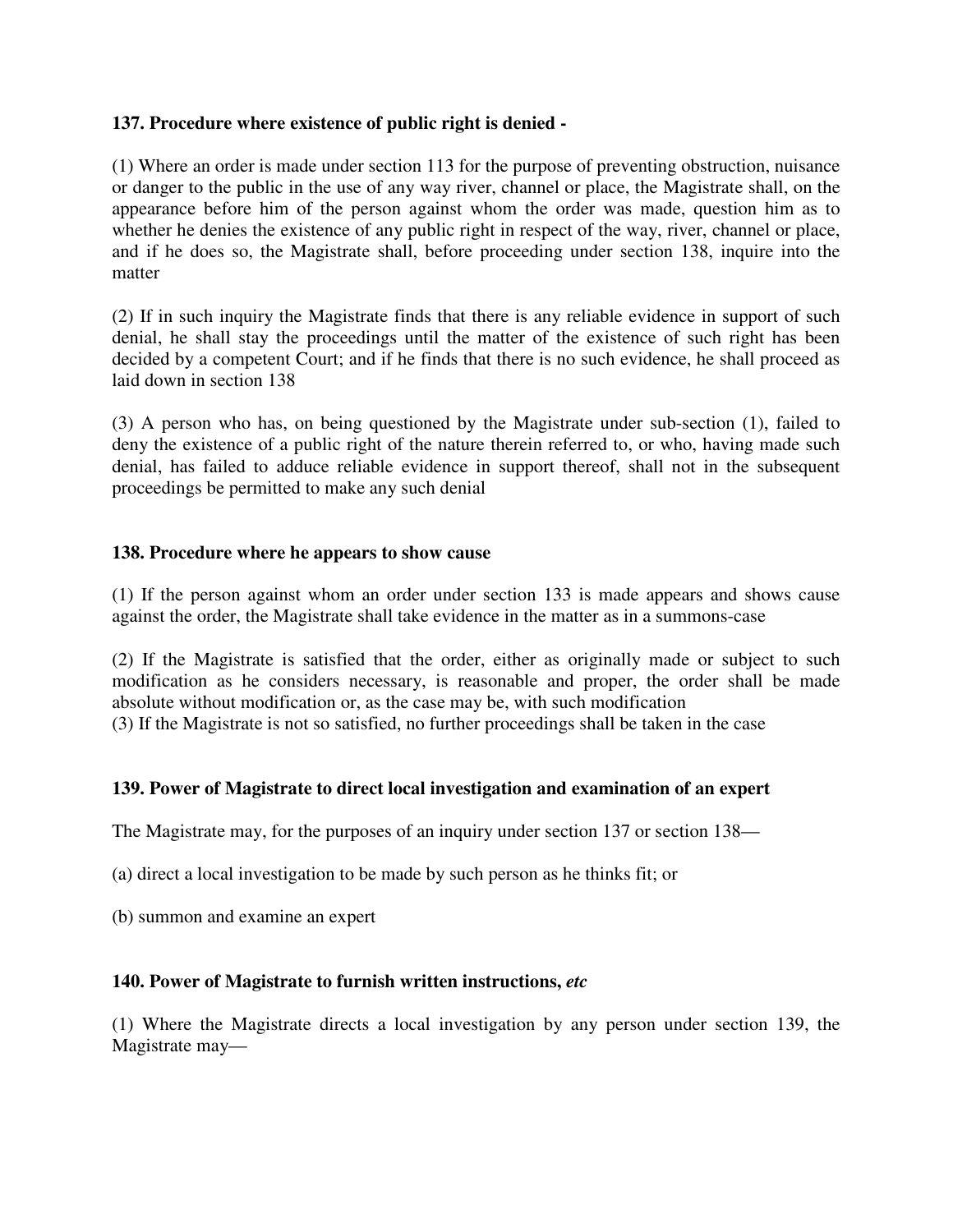**137. Procedure where existence of public right is denied -**

(1) Where an order is made under section 113 for the purpose of preventing obstruction, nuisance or danger to the public in the use of any way river, channel or place, the Magistrate shall, on the appearance before him of the person against whom the order was made, question him as to whether he denies the existence of any public right in respect of the way, river, channel or place, and if he does so, the Magistrate shall, before proceeding under section 138, inquire into the matter

(2) If in such inquiry the Magistrate finds that there is any reliable evidence in support of such denial, he shall stay the proceedings until the matter of the existence of such right has been decided by a competent Court; and if he finds that there is no such evidence, he shall proceed as laid down in section 138

(3) A person who has, on being questioned by the Magistrate under sub-section (1), failed to deny the existence of a public right of the nature therein referred to, or who, having made such denial, has failed to adduce reliable evidence in support thereof, shall not in the subsequent proceedings be permitted to make any such denial

**138. Procedure where he appears to show cause**

(1) If the person against whom an order under section 133 is made appears and shows cause against the order, the Magistrate shall take evidence in the matter as in a summons-case

(2) If the Magistrate is satisfied that the order, either as originally made or subject to such modification as he considers necessary, is reasonable and proper, the order shall be made absolute without modification or, as the case may be, with such modification

(3) If the Magistrate is not so satisfied, no further proceedings shall be taken in the case

**139. Power of Magistrate to direct local investigation and examination of an expert**

The Magistrate may, for the purposes of an inquiry under section 137 or section 138—

(a) direct a local investigation to be made by such person as he thinks fit; or

(b) summon and examine an expert

**140. Power of Magistrate to furnish written instructions, *etc***

(1) Where the Magistrate directs a local investigation by any person under section 139, the Magistrate may—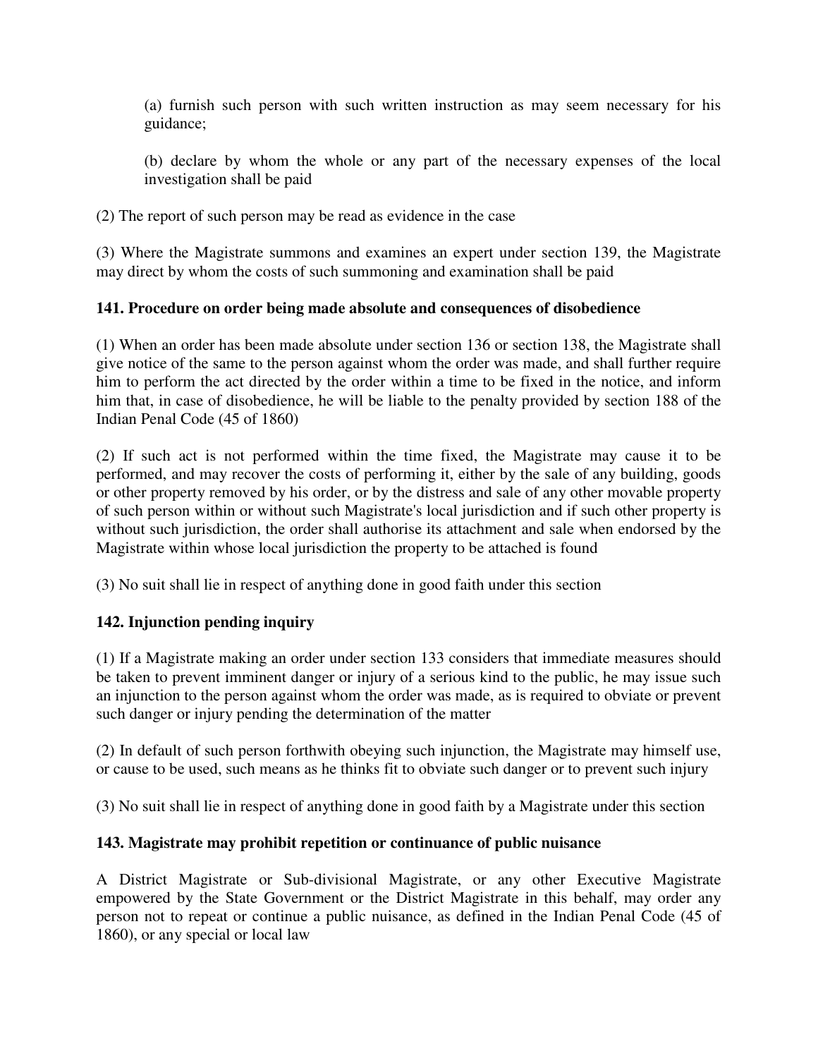(a) furnish such person with such written instruction as may seem necessary for his guidance;

(b) declare by whom the whole or any part of the necessary expenses of the local investigation shall be paid

(2) The report of such person may be read as evidence in the case

(3) Where the Magistrate summons and examines an expert under section 139, the Magistrate may direct by whom the costs of such summoning and examination shall be paid

**141. Procedure on order being made absolute and consequences of disobedience**

(1) When an order has been made absolute under section 136 or section 138, the Magistrate shall give notice of the same to the person against whom the order was made, and shall further require him to perform the act directed by the order within a time to be fixed in the notice, and inform him that, in case of disobedience, he will be liable to the penalty provided by section 188 of the Indian Penal Code (45 of 1860)

(2) If such act is not performed within the time fixed, the Magistrate may cause it to be performed, and may recover the costs of performing it, either by the sale of any building, goods or other property removed by his order, or by the distress and sale of any other movable property of such person within or without such Magistrate's local jurisdiction and if such other property is without such jurisdiction, the order shall authorise its attachment and sale when endorsed by the Magistrate within whose local jurisdiction the property to be attached is found

(3) No suit shall lie in respect of anything done in good faith under this section

**142. Injunction pending inquiry**

(1) If a Magistrate making an order under section 133 considers that immediate measures should be taken to prevent imminent danger or injury of a serious kind to the public, he may issue such an injunction to the person against whom the order was made, as is required to obviate or prevent such danger or injury pending the determination of the matter

(2) In default of such person forthwith obeying such injunction, the Magistrate may himself use, or cause to be used, such means as he thinks fit to obviate such danger or to prevent such injury

(3) No suit shall lie in respect of anything done in good faith by a Magistrate under this section

**143. Magistrate may prohibit repetition or continuance of public nuisance**

A District Magistrate or Sub-divisional Magistrate, or any other Executive Magistrate empowered by the State Government or the District Magistrate in this behalf, may order any person not to repeat or continue a public nuisance, as defined in the Indian Penal Code (45 of 1860), or any special or local law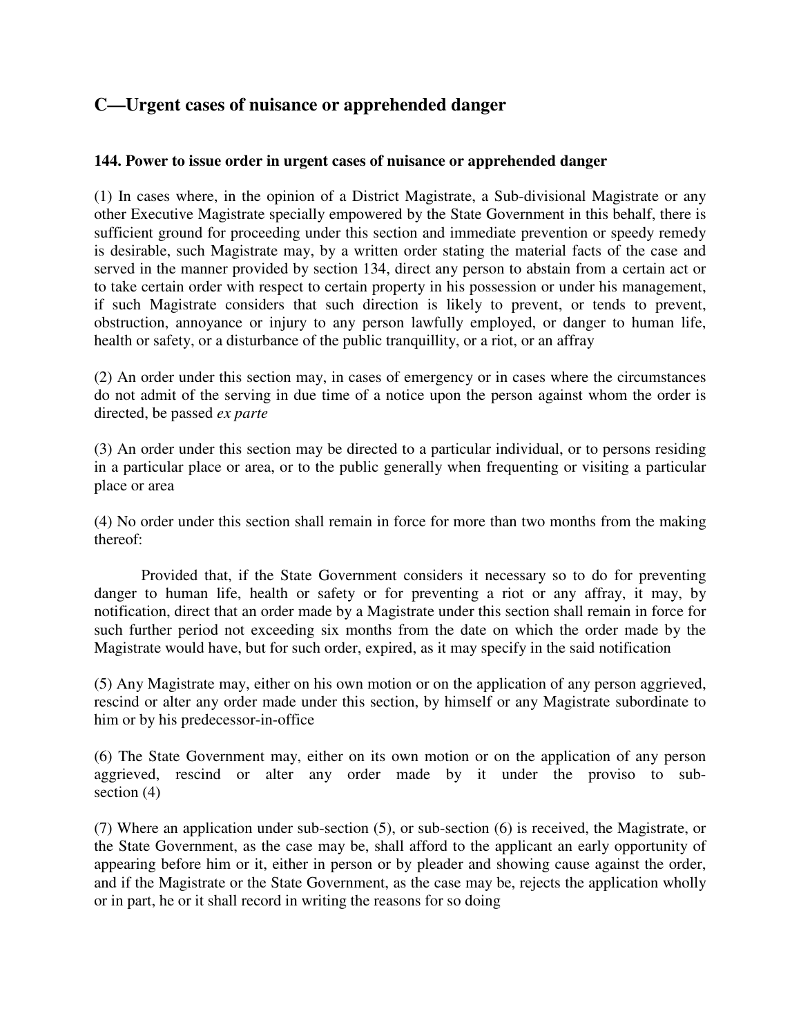## C—Urgent cases of nuisance or apprehended danger

**144. Power to issue order in urgent cases of nuisance or apprehended danger**

(1) In cases where, in the opinion of a District Magistrate, a Sub-divisional Magistrate or any other Executive Magistrate specially empowered by the State Government in this behalf, there is sufficient ground for proceeding under this section and immediate prevention or speedy remedy is desirable, such Magistrate may, by a written order stating the material facts of the case and served in the manner provided by section 134, direct any person to abstain from a certain act or to take certain order with respect to certain property in his possession or under his management, if such Magistrate considers that such direction is likely to prevent, or tends to prevent, obstruction, annoyance or injury to any person lawfully employed, or danger to human life, health or safety, or a disturbance of the public tranquillity, or a riot, or an affray

(2) An order under this section may, in cases of emergency or in cases where the circumstances do not admit of the serving in due time of a notice upon the person against whom the order is directed, be passed *ex parte*

(3) An order under this section may be directed to a particular individual, or to persons residing in a particular place or area, or to the public generally when frequenting or visiting a particular place or area

(4) No order under this section shall remain in force for more than two months from the making thereof:

Provided that, if the State Government considers it necessary so to do for preventing danger to human life, health or safety or for preventing a riot or any affray, it may, by notification, direct that an order made by a Magistrate under this section shall remain in force for such further period not exceeding six months from the date on which the order made by the Magistrate would have, but for such order, expired, as it may specify in the said notification

(5) Any Magistrate may, either on his own motion or on the application of any person aggrieved, rescind or alter any order made under this section, by himself or any Magistrate subordinate to him or by his predecessor-in-office

(6) The State Government may, either on its own motion or on the application of any person aggrieved, rescind or alter any order made by it under the proviso to sub-section (4)

(7) Where an application under sub-section (5), or sub-section (6) is received, the Magistrate, or the State Government, as the case may be, shall afford to the applicant an early opportunity of appearing before him or it, either in person or by pleader and showing cause against the order, and if the Magistrate or the State Government, as the case may be, rejects the application wholly or in part, he or it shall record in writing the reasons for so doing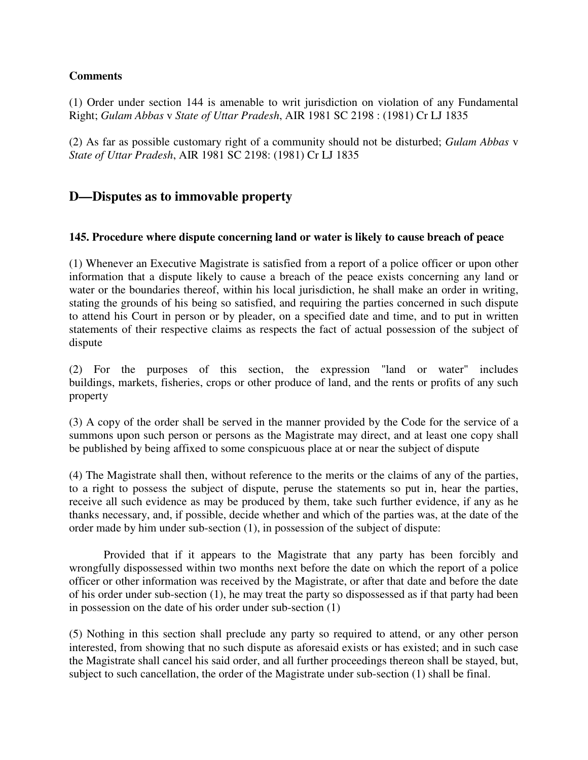**Comments**

(1) Order under section 144 is amenable to writ jurisdiction on violation of any Fundamental Right; *Gulam Abbas* v *State of Uttar Pradesh*, AIR 1981 SC 2198 : (1981) Cr LJ 1835

(2) As far as possible customary right of a community should not be disturbed; *Gulam Abbas* v *State of Uttar Pradesh*, AIR 1981 SC 2198: (1981) Cr LJ 1835

## D—Disputes as to immovable property

**145. Procedure where dispute concerning land or water is likely to cause breach of peace**

(1) Whenever an Executive Magistrate is satisfied from a report of a police officer or upon other information that a dispute likely to cause a breach of the peace exists concerning any land or water or the boundaries thereof, within his local jurisdiction, he shall make an order in writing, stating the grounds of his being so satisfied, and requiring the parties concerned in such dispute to attend his Court in person or by pleader, on a specified date and time, and to put in written statements of their respective claims as respects the fact of actual possession of the subject of dispute

(2) For the purposes of this section, the expression "land or water" includes buildings, markets, fisheries, crops or other produce of land, and the rents or profits of any such property

(3) A copy of the order shall be served in the manner provided by the Code for the service of a summons upon such person or persons as the Magistrate may direct, and at least one copy shall be published by being affixed to some conspicuous place at or near the subject of dispute

(4) The Magistrate shall then, without reference to the merits or the claims of any of the parties, to a right to possess the subject of dispute, peruse the statements so put in, hear the parties, receive all such evidence as may be produced by them, take such further evidence, if any as he thanks necessary, and, if possible, decide whether and which of the parties was, at the date of the order made by him under sub-section (1), in possession of the subject of dispute:

Provided that if it appears to the Magistrate that any party has been forcibly and wrongfully dispossessed within two months next before the date on which the report of a police officer or other information was received by the Magistrate, or after that date and before the date of his order under sub-section (1), he may treat the party so dispossessed as if that party had been in possession on the date of his order under sub-section (1)

(5) Nothing in this section shall preclude any party so required to attend, or any other person interested, from showing that no such dispute as aforesaid exists or has existed; and in such case the Magistrate shall cancel his said order, and all further proceedings thereon shall be stayed, but, subject to such cancellation, the order of the Magistrate under sub-section (1) shall be final.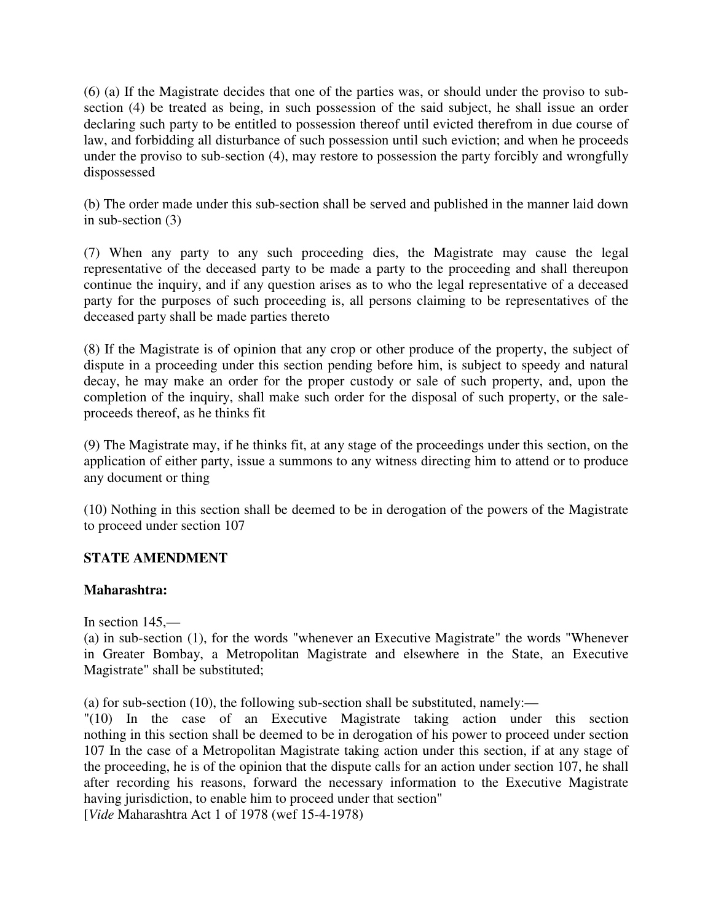(6) (a) If the Magistrate decides that one of the parties was, or should under the proviso to sub-section (4) be treated as being, in such possession of the said subject, he shall issue an order declaring such party to be entitled to possession thereof until evicted therefrom in due course of law, and forbidding all disturbance of such possession until such eviction; and when he proceeds under the proviso to sub-section (4), may restore to possession the party forcibly and wrongfully dispossessed

(b) The order made under this sub-section shall be served and published in the manner laid down in sub-section (3)

(7) When any party to any such proceeding dies, the Magistrate may cause the legal representative of the deceased party to be made a party to the proceeding and shall thereupon continue the inquiry, and if any question arises as to who the legal representative of a deceased party for the purposes of such proceeding is, all persons claiming to be representatives of the deceased party shall be made parties thereto

(8) If the Magistrate is of opinion that any crop or other produce of the property, the subject of dispute in a proceeding under this section pending before him, is subject to speedy and natural decay, he may make an order for the proper custody or sale of such property, and, upon the completion of the inquiry, shall make such order for the disposal of such property, or the sale-proceeds thereof, as he thinks fit

(9) The Magistrate may, if he thinks fit, at any stage of the proceedings under this section, on the application of either party, issue a summons to any witness directing him to attend or to produce any document or thing

(10) Nothing in this section shall be deemed to be in derogation of the powers of the Magistrate to proceed under section 107

**STATE AMENDMENT**

**Maharashtra:**

In section 145,—
(a) in sub-section (1), for the words "whenever an Executive Magistrate" the words "Whenever in Greater Bombay, a Metropolitan Magistrate and elsewhere in the State, an Executive Magistrate" shall be substituted;

(a) for sub-section (10), the following sub-section shall be substituted, namely:—
"(10) In the case of an Executive Magistrate taking action under this section nothing in this section shall be deemed to be in derogation of his power to proceed under section 107 In the case of a Metropolitan Magistrate taking action under this section, if at any stage of the proceeding, he is of the opinion that the dispute calls for an action under section 107, he shall after recording his reasons, forward the necessary information to the Executive Magistrate having jurisdiction, to enable him to proceed under that section"
[*Vide* Maharashtra Act 1 of 1978 (wef 15-4-1978)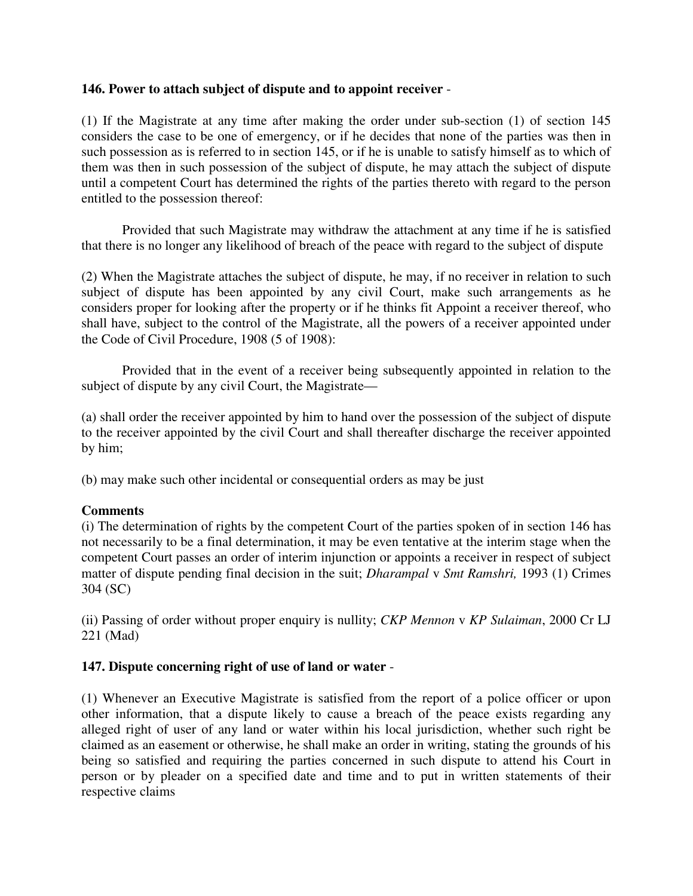**146. Power to attach subject of dispute and to appoint receiver** -

(1) If the Magistrate at any time after making the order under sub-section (1) of section 145 considers the case to be one of emergency, or if he decides that none of the parties was then in such possession as is referred to in section 145, or if he is unable to satisfy himself as to which of them was then in such possession of the subject of dispute, he may attach the subject of dispute until a competent Court has determined the rights of the parties thereto with regard to the person entitled to the possession thereof:

Provided that such Magistrate may withdraw the attachment at any time if he is satisfied that there is no longer any likelihood of breach of the peace with regard to the subject of dispute

(2) When the Magistrate attaches the subject of dispute, he may, if no receiver in relation to such subject of dispute has been appointed by any civil Court, make such arrangements as he considers proper for looking after the property or if he thinks fit Appoint a receiver thereof, who shall have, subject to the control of the Magistrate, all the powers of a receiver appointed under the Code of Civil Procedure, 1908 (5 of 1908):

Provided that in the event of a receiver being subsequently appointed in relation to the subject of dispute by any civil Court, the Magistrate—

(a) shall order the receiver appointed by him to hand over the possession of the subject of dispute to the receiver appointed by the civil Court and shall thereafter discharge the receiver appointed by him;

(b) may make such other incidental or consequential orders as may be just

**Comments**

(i) The determination of rights by the competent Court of the parties spoken of in section 146 has not necessarily to be a final determination, it may be even tentative at the interim stage when the competent Court passes an order of interim injunction or appoints a receiver in respect of subject matter of dispute pending final decision in the suit; *Dharampal* v *Smt Ramshri,* 1993 (1) Crimes 304 (SC)

(ii) Passing of order without proper enquiry is nullity; *CKP Mennon* v *KP Sulaiman*, 2000 Cr LJ 221 (Mad)

**147. Dispute concerning right of use of land or water** -

(1) Whenever an Executive Magistrate is satisfied from the report of a police officer or upon other information, that a dispute likely to cause a breach of the peace exists regarding any alleged right of user of any land or water within his local jurisdiction, whether such right be claimed as an easement or otherwise, he shall make an order in writing, stating the grounds of his being so satisfied and requiring the parties concerned in such dispute to attend his Court in person or by pleader on a specified date and time and to put in written statements of their respective claims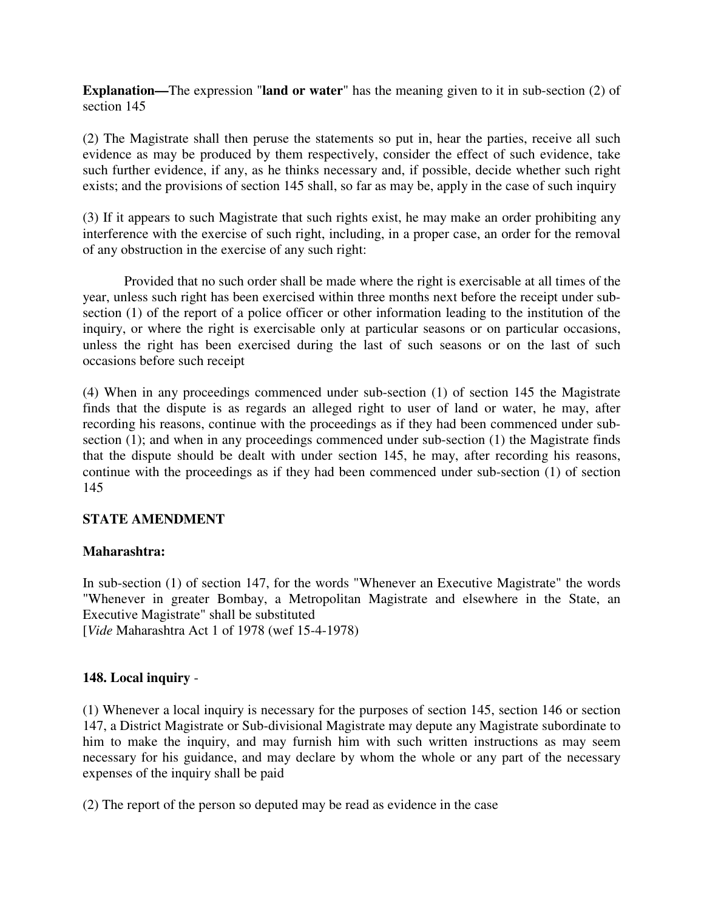**Explanation—**The expression "**land or water**" has the meaning given to it in sub-section (2) of section 145

(2) The Magistrate shall then peruse the statements so put in, hear the parties, receive all such evidence as may be produced by them respectively, consider the effect of such evidence, take such further evidence, if any, as he thinks necessary and, if possible, decide whether such right exists; and the provisions of section 145 shall, so far as may be, apply in the case of such inquiry

(3) If it appears to such Magistrate that such rights exist, he may make an order prohibiting any interference with the exercise of such right, including, in a proper case, an order for the removal of any obstruction in the exercise of any such right:

Provided that no such order shall be made where the right is exercisable at all times of the year, unless such right has been exercised within three months next before the receipt under sub-section (1) of the report of a police officer or other information leading to the institution of the inquiry, or where the right is exercisable only at particular seasons or on particular occasions, unless the right has been exercised during the last of such seasons or on the last of such occasions before such receipt

(4) When in any proceedings commenced under sub-section (1) of section 145 the Magistrate finds that the dispute is as regards an alleged right to user of land or water, he may, after recording his reasons, continue with the proceedings as if they had been commenced under sub-section (1); and when in any proceedings commenced under sub-section (1) the Magistrate finds that the dispute should be dealt with under section 145, he may, after recording his reasons, continue with the proceedings as if they had been commenced under sub-section (1) of section 145

**STATE AMENDMENT**

**Maharashtra:**

In sub-section (1) of section 147, for the words "Whenever an Executive Magistrate" the words "Whenever in greater Bombay, a Metropolitan Magistrate and elsewhere in the State, an Executive Magistrate" shall be substituted
[*Vide* Maharashtra Act 1 of 1978 (wef 15-4-1978)

**148. Local inquiry** -

(1) Whenever a local inquiry is necessary for the purposes of section 145, section 146 or section 147, a District Magistrate or Sub-divisional Magistrate may depute any Magistrate subordinate to him to make the inquiry, and may furnish him with such written instructions as may seem necessary for his guidance, and may declare by whom the whole or any part of the necessary expenses of the inquiry shall be paid

(2) The report of the person so deputed may be read as evidence in the case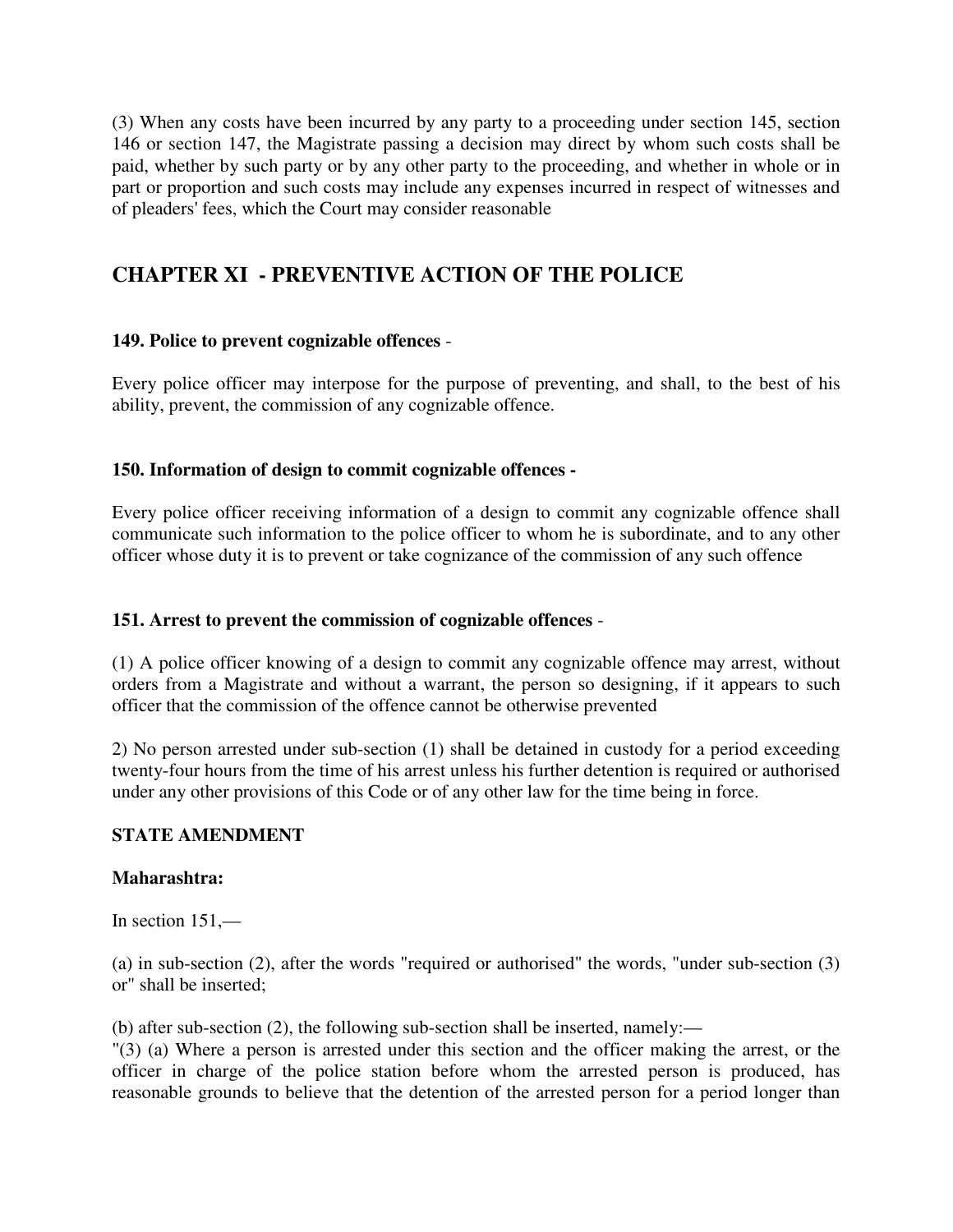(3) When any costs have been incurred by any party to a proceeding under section 145, section 146 or section 147, the Magistrate passing a decision may direct by whom such costs shall be paid, whether by such party or by any other party to the proceeding, and whether in whole or in part or proportion and such costs may include any expenses incurred in respect of witnesses and of pleaders' fees, which the Court may consider reasonable

## CHAPTER XI - PREVENTIVE ACTION OF THE POLICE

**149. Police to prevent cognizable offences** -

Every police officer may interpose for the purpose of preventing, and shall, to the best of his ability, prevent, the commission of any cognizable offence.

**150. Information of design to commit cognizable offences -**

Every police officer receiving information of a design to commit any cognizable offence shall communicate such information to the police officer to whom he is subordinate, and to any other officer whose duty it is to prevent or take cognizance of the commission of any such offence

**151. Arrest to prevent the commission of cognizable offences** -

(1) A police officer knowing of a design to commit any cognizable offence may arrest, without orders from a Magistrate and without a warrant, the person so designing, if it appears to such officer that the commission of the offence cannot be otherwise prevented

2) No person arrested under sub-section (1) shall be detained in custody for a period exceeding twenty-four hours from the time of his arrest unless his further detention is required or authorised under any other provisions of this Code or of any other law for the time being in force.

**STATE AMENDMENT**

**Maharashtra:**

In section 151,—

(a) in sub-section (2), after the words "required or authorised" the words, "under sub-section (3) or" shall be inserted;

(b) after sub-section (2), the following sub-section shall be inserted, namely:—
"(3) (a) Where a person is arrested under this section and the officer making the arrest, or the officer in charge of the police station before whom the arrested person is produced, has reasonable grounds to believe that the detention of the arrested person for a period longer than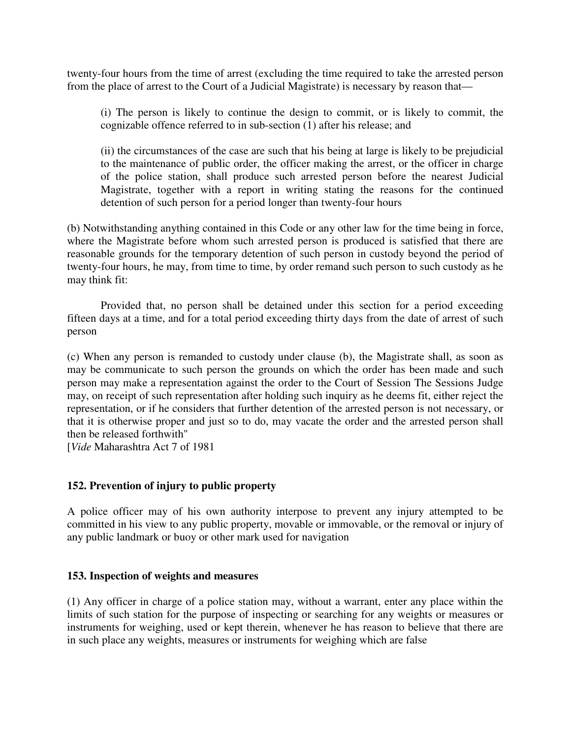twenty-four hours from the time of arrest (excluding the time required to take the arrested person from the place of arrest to the Court of a Judicial Magistrate) is necessary by reason that—

(i) The person is likely to continue the design to commit, or is likely to commit, the cognizable offence referred to in sub-section (1) after his release; and

(ii) the circumstances of the case are such that his being at large is likely to be prejudicial to the maintenance of public order, the officer making the arrest, or the officer in charge of the police station, shall produce such arrested person before the nearest Judicial Magistrate, together with a report in writing stating the reasons for the continued detention of such person for a period longer than twenty-four hours

(b) Notwithstanding anything contained in this Code or any other law for the time being in force, where the Magistrate before whom such arrested person is produced is satisfied that there are reasonable grounds for the temporary detention of such person in custody beyond the period of twenty-four hours, he may, from time to time, by order remand such person to such custody as he may think fit:

Provided that, no person shall be detained under this section for a period exceeding fifteen days at a time, and for a total period exceeding thirty days from the date of arrest of such person

(c) When any person is remanded to custody under clause (b), the Magistrate shall, as soon as may be communicate to such person the grounds on which the order has been made and such person may make a representation against the order to the Court of Session The Sessions Judge may, on receipt of such representation after holding such inquiry as he deems fit, either reject the representation, or if he considers that further detention of the arrested person is not necessary, or that it is otherwise proper and just so to do, may vacate the order and the arrested person shall then be released forthwith"

[*Vide* Maharashtra Act 7 of 1981

### 152. Prevention of injury to public property

A police officer may of his own authority interpose to prevent any injury attempted to be committed in his view to any public property, movable or immovable, or the removal or injury of any public landmark or buoy or other mark used for navigation

### 153. Inspection of weights and measures

(1) Any officer in charge of a police station may, without a warrant, enter any place within the limits of such station for the purpose of inspecting or searching for any weights or measures or instruments for weighing, used or kept therein, whenever he has reason to believe that there are in such place any weights, measures or instruments for weighing which are false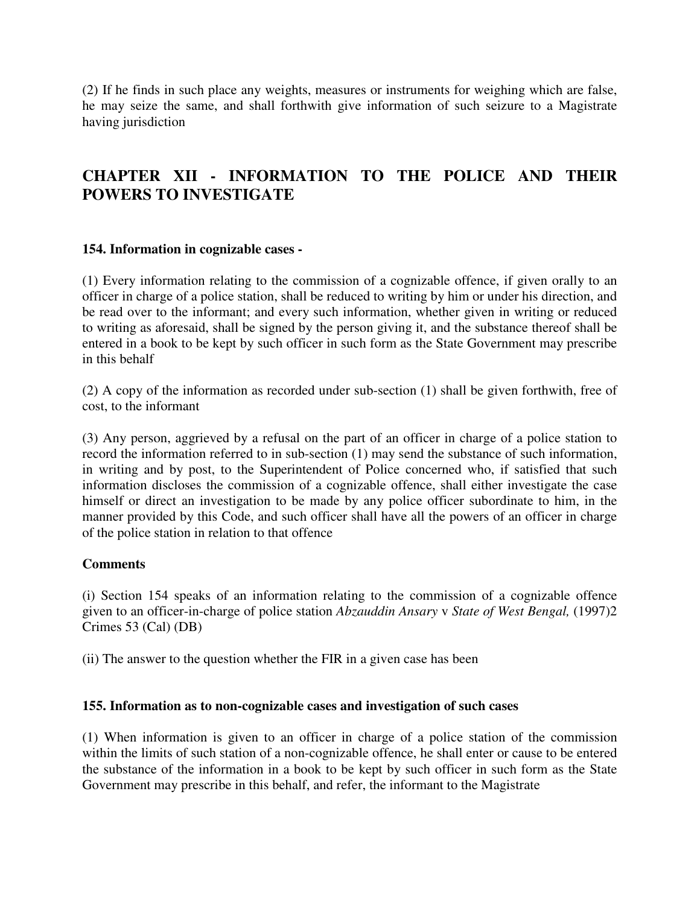(2) If he finds in such place any weights, measures or instruments for weighing which are false, he may seize the same, and shall forthwith give information of such seizure to a Magistrate having jurisdiction

## CHAPTER XII - INFORMATION TO THE POLICE AND THEIR POWERS TO INVESTIGATE

### 154. Information in cognizable cases -

(1) Every information relating to the commission of a cognizable offence, if given orally to an officer in charge of a police station, shall be reduced to writing by him or under his direction, and be read over to the informant; and every such information, whether given in writing or reduced to writing as aforesaid, shall be signed by the person giving it, and the substance thereof shall be entered in a book to be kept by such officer in such form as the State Government may prescribe in this behalf

(2) A copy of the information as recorded under sub-section (1) shall be given forthwith, free of cost, to the informant

(3) Any person, aggrieved by a refusal on the part of an officer in charge of a police station to record the information referred to in sub-section (1) may send the substance of such information, in writing and by post, to the Superintendent of Police concerned who, if satisfied that such information discloses the commission of a cognizable offence, shall either investigate the case himself or direct an investigation to be made by any police officer subordinate to him, in the manner provided by this Code, and such officer shall have all the powers of an officer in charge of the police station in relation to that offence

**Comments**

(i) Section 154 speaks of an information relating to the commission of a cognizable offence given to an officer-in-charge of police station *Abzauddin Ansary* v *State of West Bengal,* (1997)2 Crimes 53 (Cal) (DB)

(ii) The answer to the question whether the FIR in a given case has been

### 155. Information as to non-cognizable cases and investigation of such cases

(1) When information is given to an officer in charge of a police station of the commission within the limits of such station of a non-cognizable offence, he shall enter or cause to be entered the substance of the information in a book to be kept by such officer in such form as the State Government may prescribe in this behalf, and refer, the informant to the Magistrate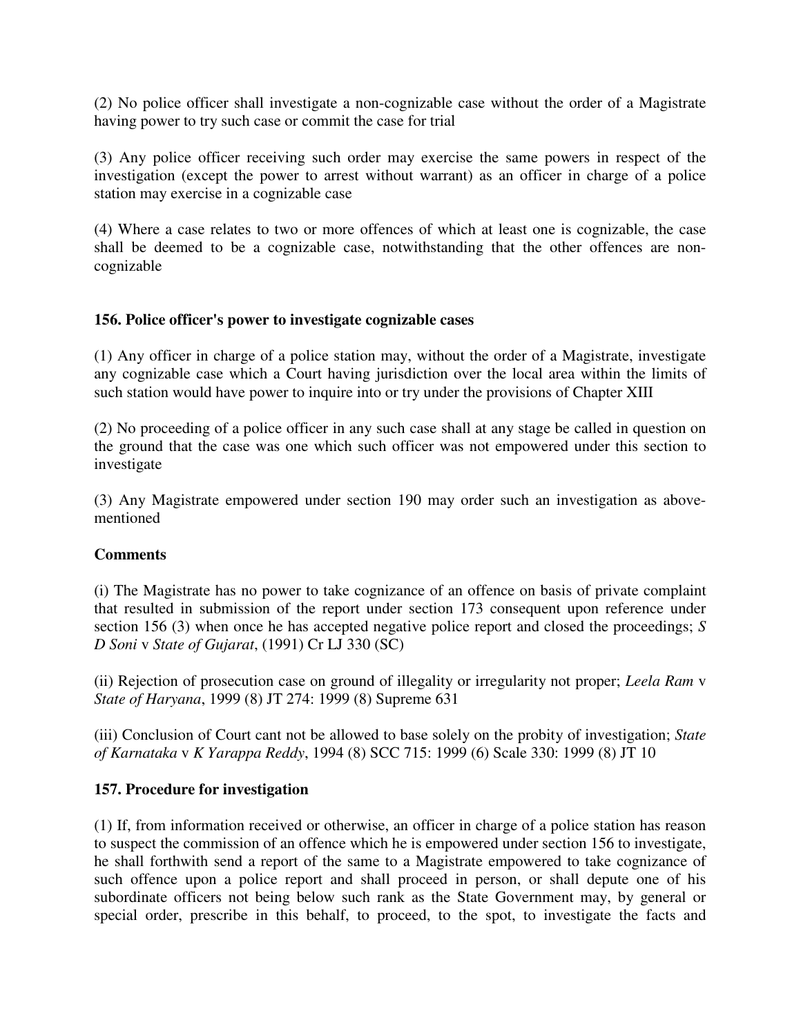(2) No police officer shall investigate a non-cognizable case without the order of a Magistrate having power to try such case or commit the case for trial

(3) Any police officer receiving such order may exercise the same powers in respect of the investigation (except the power to arrest without warrant) as an officer in charge of a police station may exercise in a cognizable case

(4) Where a case relates to two or more offences of which at least one is cognizable, the case shall be deemed to be a cognizable case, notwithstanding that the other offences are non-cognizable

**156. Police officer's power to investigate cognizable cases**

(1) Any officer in charge of a police station may, without the order of a Magistrate, investigate any cognizable case which a Court having jurisdiction over the local area within the limits of such station would have power to inquire into or try under the provisions of Chapter XIII

(2) No proceeding of a police officer in any such case shall at any stage be called in question on the ground that the case was one which such officer was not empowered under this section to investigate

(3) Any Magistrate empowered under section 190 may order such an investigation as above-mentioned

**Comments**

(i) The Magistrate has no power to take cognizance of an offence on basis of private complaint that resulted in submission of the report under section 173 consequent upon reference under section 156 (3) when once he has accepted negative police report and closed the proceedings; *S D Soni* v *State of Gujarat*, (1991) Cr LJ 330 (SC)

(ii) Rejection of prosecution case on ground of illegality or irregularity not proper; *Leela Ram* v *State of Haryana*, 1999 (8) JT 274: 1999 (8) Supreme 631

(iii) Conclusion of Court cant not be allowed to base solely on the probity of investigation; *State of Karnataka* v *K Yarappa Reddy*, 1994 (8) SCC 715: 1999 (6) Scale 330: 1999 (8) JT 10

**157. Procedure for investigation**

(1) If, from information received or otherwise, an officer in charge of a police station has reason to suspect the commission of an offence which he is empowered under section 156 to investigate, he shall forthwith send a report of the same to a Magistrate empowered to take cognizance of such offence upon a police report and shall proceed in person, or shall depute one of his subordinate officers not being below such rank as the State Government may, by general or special order, prescribe in this behalf, to proceed, to the spot, to investigate the facts and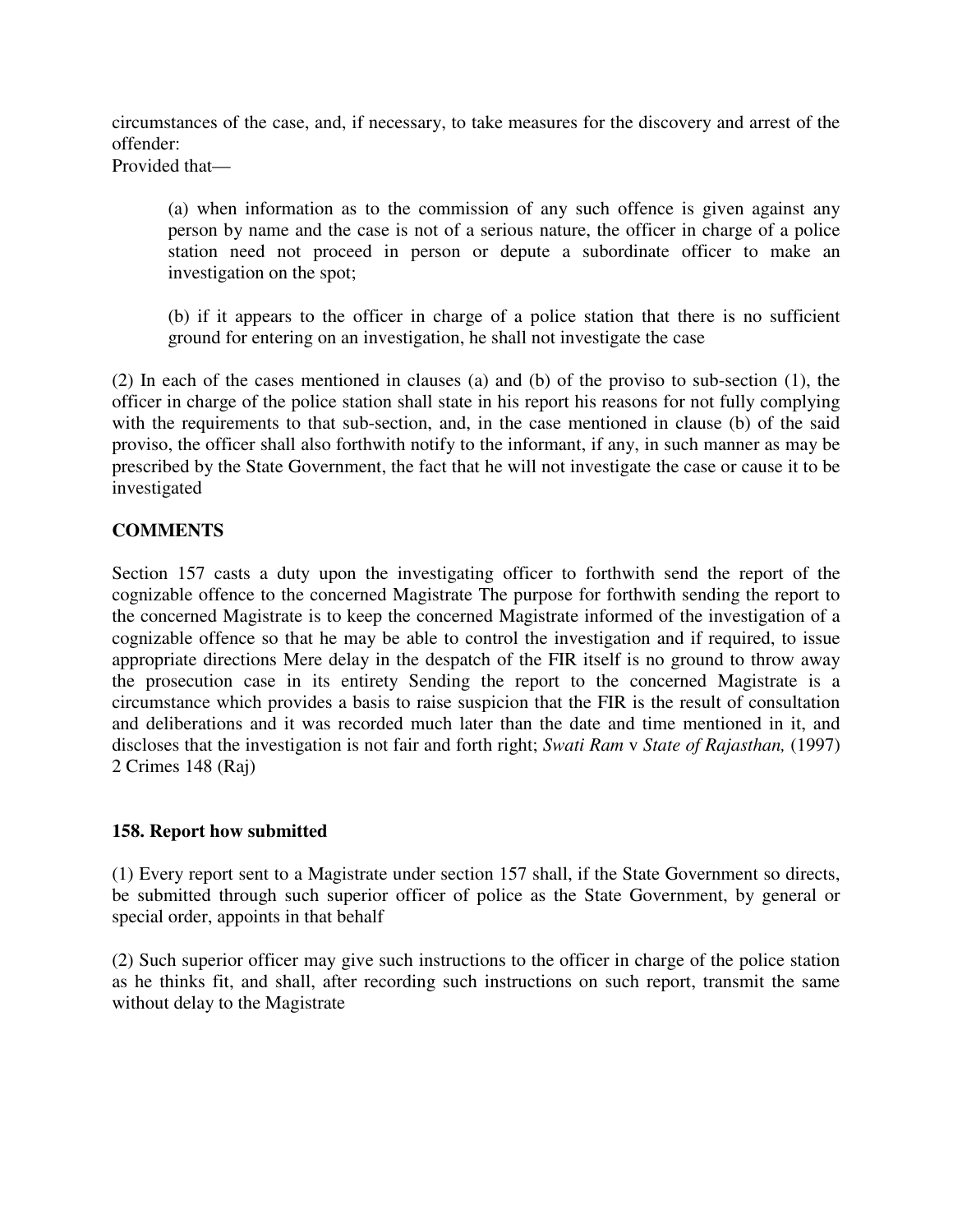circumstances of the case, and, if necessary, to take measures for the discovery and arrest of the offender:

Provided that—

> (a) when information as to the commission of any such offence is given against any person by name and the case is not of a serious nature, the officer in charge of a police station need not proceed in person or depute a subordinate officer to make an investigation on the spot;
>
> (b) if it appears to the officer in charge of a police station that there is no sufficient ground for entering on an investigation, he shall not investigate the case

(2) In each of the cases mentioned in clauses (a) and (b) of the proviso to sub-section (1), the officer in charge of the police station shall state in his report his reasons for not fully complying with the requirements to that sub-section, and, in the case mentioned in clause (b) of the said proviso, the officer shall also forthwith notify to the informant, if any, in such manner as may be prescribed by the State Government, the fact that he will not investigate the case or cause it to be investigated

**COMMENTS**

Section 157 casts a duty upon the investigating officer to forthwith send the report of the cognizable offence to the concerned Magistrate The purpose for forthwith sending the report to the concerned Magistrate is to keep the concerned Magistrate informed of the investigation of a cognizable offence so that he may be able to control the investigation and if required, to issue appropriate directions Mere delay in the despatch of the FIR itself is no ground to throw away the prosecution case in its entirety Sending the report to the concerned Magistrate is a circumstance which provides a basis to raise suspicion that the FIR is the result of consultation and deliberations and it was recorded much later than the date and time mentioned in it, and discloses that the investigation is not fair and forth right; *Swati Ram* v *State of Rajasthan,* (1997) 2 Crimes 148 (Raj)

**158. Report how submitted**

(1) Every report sent to a Magistrate under section 157 shall, if the State Government so directs, be submitted through such superior officer of police as the State Government, by general or special order, appoints in that behalf

(2) Such superior officer may give such instructions to the officer in charge of the police station as he thinks fit, and shall, after recording such instructions on such report, transmit the same without delay to the Magistrate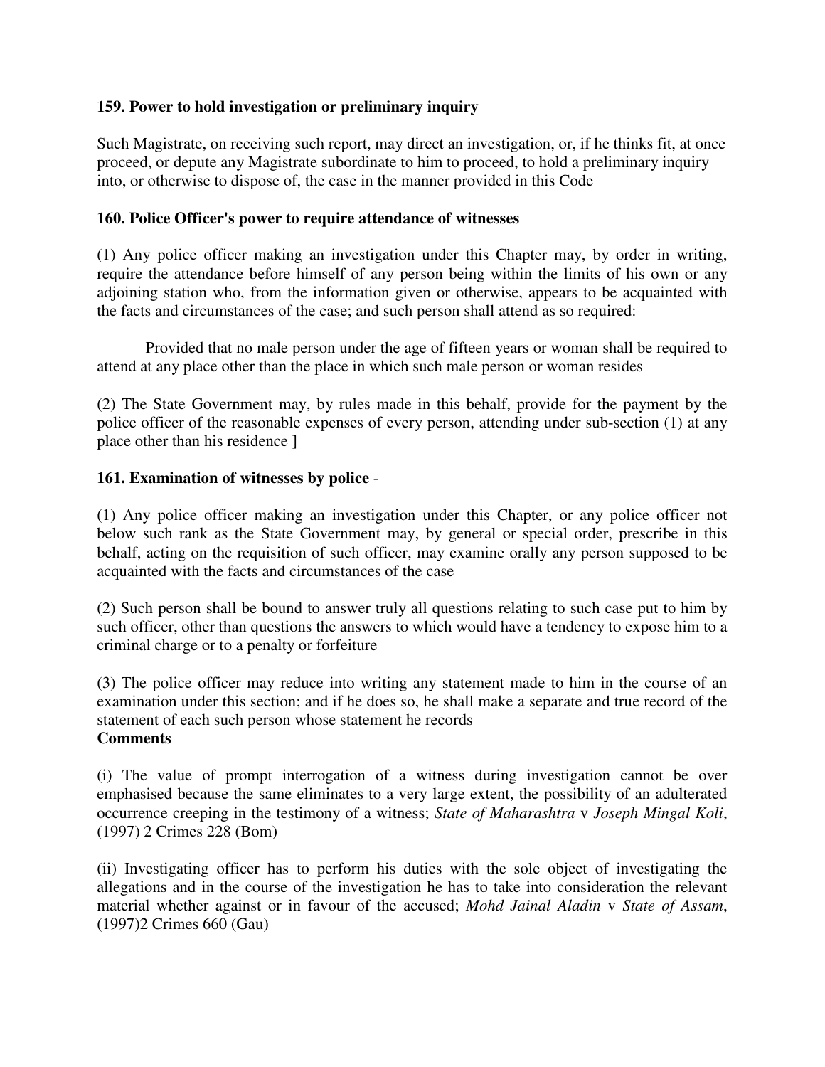**159. Power to hold investigation or preliminary inquiry**

Such Magistrate, on receiving such report, may direct an investigation, or, if he thinks fit, at once proceed, or depute any Magistrate subordinate to him to proceed, to hold a preliminary inquiry into, or otherwise to dispose of, the case in the manner provided in this Code

**160. Police Officer's power to require attendance of witnesses**

(1) Any police officer making an investigation under this Chapter may, by order in writing, require the attendance before himself of any person being within the limits of his own or any adjoining station who, from the information given or otherwise, appears to be acquainted with the facts and circumstances of the case; and such person shall attend as so required:

Provided that no male person under the age of fifteen years or woman shall be required to attend at any place other than the place in which such male person or woman resides

(2) The State Government may, by rules made in this behalf, provide for the payment by the police officer of the reasonable expenses of every person, attending under sub-section (1) at any place other than his residence ]

**161. Examination of witnesses by police** -

(1) Any police officer making an investigation under this Chapter, or any police officer not below such rank as the State Government may, by general or special order, prescribe in this behalf, acting on the requisition of such officer, may examine orally any person supposed to be acquainted with the facts and circumstances of the case

(2) Such person shall be bound to answer truly all questions relating to such case put to him by such officer, other than questions the answers to which would have a tendency to expose him to a criminal charge or to a penalty or forfeiture

(3) The police officer may reduce into writing any statement made to him in the course of an examination under this section; and if he does so, he shall make a separate and true record of the statement of each such person whose statement he records

**Comments**

(i) The value of prompt interrogation of a witness during investigation cannot be over emphasised because the same eliminates to a very large extent, the possibility of an adulterated occurrence creeping in the testimony of a witness; *State of Maharashtra* v *Joseph Mingal Koli*, (1997) 2 Crimes 228 (Bom)

(ii) Investigating officer has to perform his duties with the sole object of investigating the allegations and in the course of the investigation he has to take into consideration the relevant material whether against or in favour of the accused; *Mohd Jainal Aladin* v *State of Assam*, (1997)2 Crimes 660 (Gau)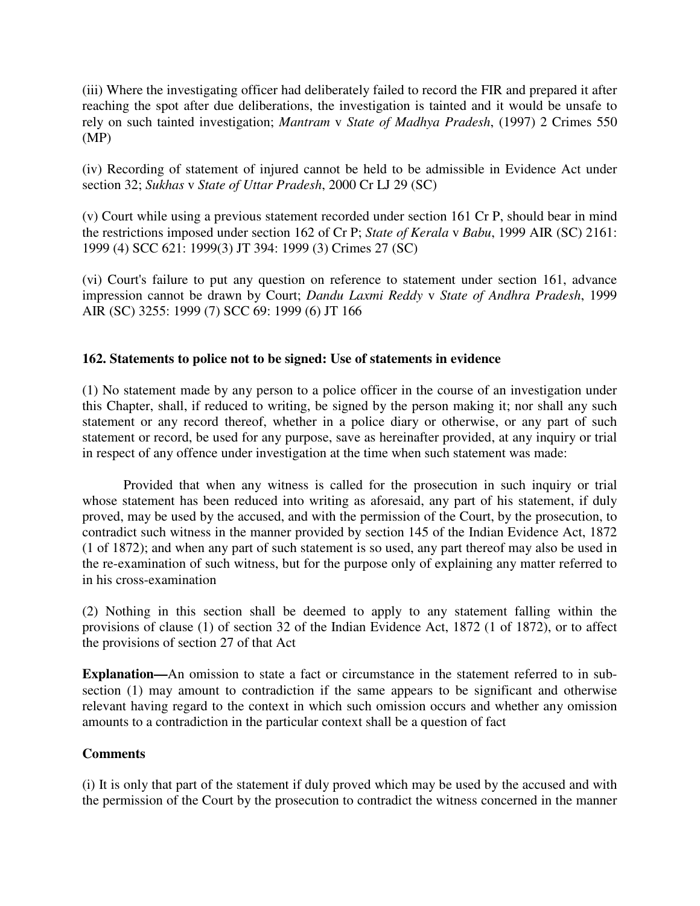(iii) Where the investigating officer had deliberately failed to record the FIR and prepared it after reaching the spot after due deliberations, the investigation is tainted and it would be unsafe to rely on such tainted investigation; *Mantram* v *State of Madhya Pradesh*, (1997) 2 Crimes 550 (MP)

(iv) Recording of statement of injured cannot be held to be admissible in Evidence Act under section 32; *Sukhas* v *State of Uttar Pradesh*, 2000 Cr LJ 29 (SC)

(v) Court while using a previous statement recorded under section 161 Cr P, should bear in mind the restrictions imposed under section 162 of Cr P; *State of Kerala* v *Babu*, 1999 AIR (SC) 2161: 1999 (4) SCC 621: 1999(3) JT 394: 1999 (3) Crimes 27 (SC)

(vi) Court's failure to put any question on reference to statement under section 161, advance impression cannot be drawn by Court; *Dandu Laxmi Reddy* v *State of Andhra Pradesh*, 1999 AIR (SC) 3255: 1999 (7) SCC 69: 1999 (6) JT 166

### 162. Statements to police not to be signed: Use of statements in evidence

(1) No statement made by any person to a police officer in the course of an investigation under this Chapter, shall, if reduced to writing, be signed by the person making it; nor shall any such statement or any record thereof, whether in a police diary or otherwise, or any part of such statement or record, be used for any purpose, save as hereinafter provided, at any inquiry or trial in respect of any offence under investigation at the time when such statement was made:

Provided that when any witness is called for the prosecution in such inquiry or trial whose statement has been reduced into writing as aforesaid, any part of his statement, if duly proved, may be used by the accused, and with the permission of the Court, by the prosecution, to contradict such witness in the manner provided by section 145 of the Indian Evidence Act, 1872 (1 of 1872); and when any part of such statement is so used, any part thereof may also be used in the re-examination of such witness, but for the purpose only of explaining any matter referred to in his cross-examination

(2) Nothing in this section shall be deemed to apply to any statement falling within the provisions of clause (1) of section 32 of the Indian Evidence Act, 1872 (1 of 1872), or to affect the provisions of section 27 of that Act

**Explanation—**An omission to state a fact or circumstance in the statement referred to in sub-section (1) may amount to contradiction if the same appears to be significant and otherwise relevant having regard to the context in which such omission occurs and whether any omission amounts to a contradiction in the particular context shall be a question of fact

**Comments**

(i) It is only that part of the statement if duly proved which may be used by the accused and with the permission of the Court by the prosecution to contradict the witness concerned in the manner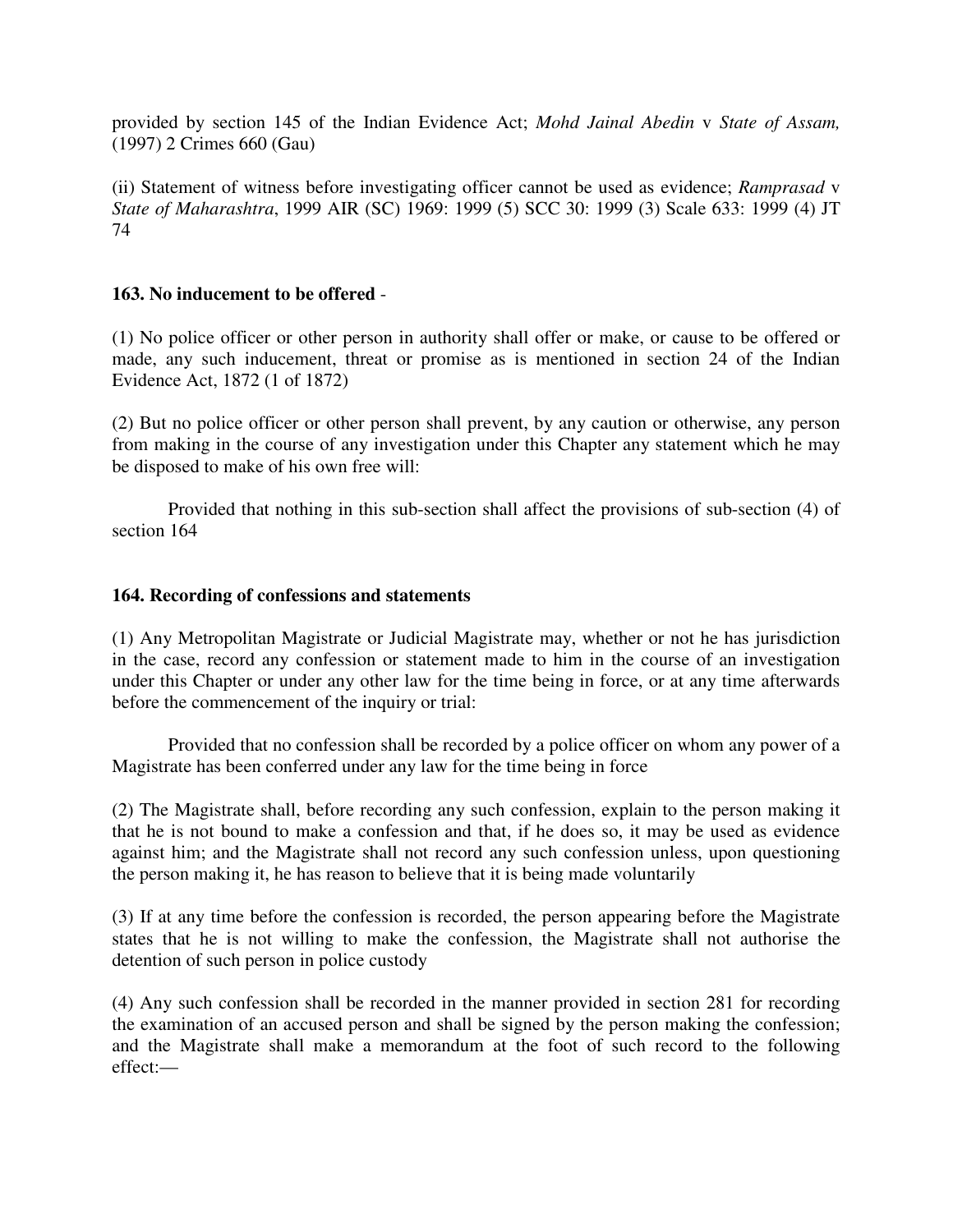provided by section 145 of the Indian Evidence Act; *Mohd Jainal Abedin* v *State of Assam,* (1997) 2 Crimes 660 (Gau)

(ii) Statement of witness before investigating officer cannot be used as evidence; *Ramprasad* v *State of Maharashtra*, 1999 AIR (SC) 1969: 1999 (5) SCC 30: 1999 (3) Scale 633: 1999 (4) JT 74

**163. No inducement to be offered** -

(1) No police officer or other person in authority shall offer or make, or cause to be offered or made, any such inducement, threat or promise as is mentioned in section 24 of the Indian Evidence Act, 1872 (1 of 1872)

(2) But no police officer or other person shall prevent, by any caution or otherwise, any person from making in the course of any investigation under this Chapter any statement which he may be disposed to make of his own free will:

Provided that nothing in this sub-section shall affect the provisions of sub-section (4) of section 164

**164. Recording of confessions and statements**

(1) Any Metropolitan Magistrate or Judicial Magistrate may, whether or not he has jurisdiction in the case, record any confession or statement made to him in the course of an investigation under this Chapter or under any other law for the time being in force, or at any time afterwards before the commencement of the inquiry or trial:

Provided that no confession shall be recorded by a police officer on whom any power of a Magistrate has been conferred under any law for the time being in force

(2) The Magistrate shall, before recording any such confession, explain to the person making it that he is not bound to make a confession and that, if he does so, it may be used as evidence against him; and the Magistrate shall not record any such confession unless, upon questioning the person making it, he has reason to believe that it is being made voluntarily

(3) If at any time before the confession is recorded, the person appearing before the Magistrate states that he is not willing to make the confession, the Magistrate shall not authorise the detention of such person in police custody

(4) Any such confession shall be recorded in the manner provided in section 281 for recording the examination of an accused person and shall be signed by the person making the confession; and the Magistrate shall make a memorandum at the foot of such record to the following effect:—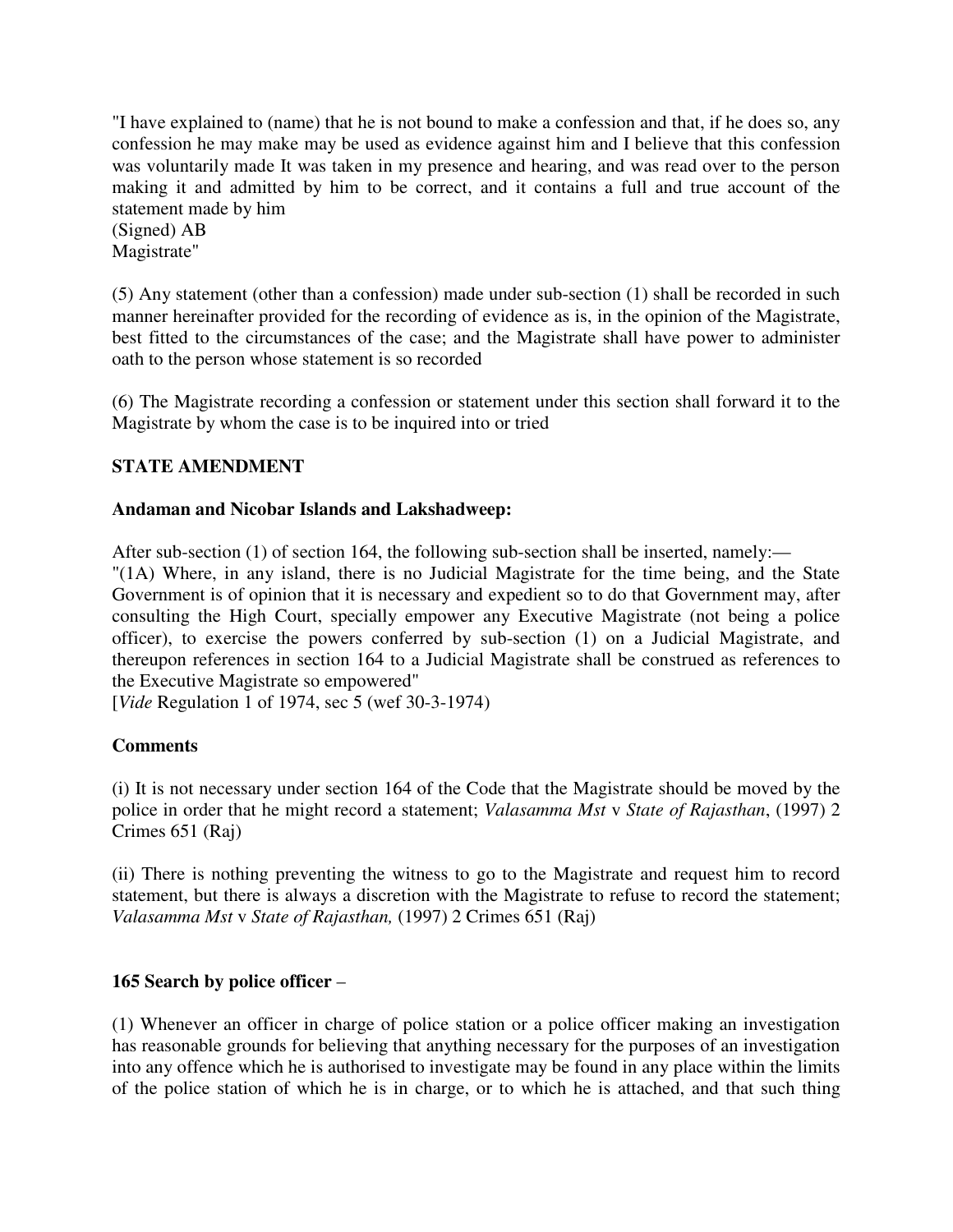"I have explained to (name) that he is not bound to make a confession and that, if he does so, any confession he may make may be used as evidence against him and I believe that this confession was voluntarily made It was taken in my presence and hearing, and was read over to the person making it and admitted by him to be correct, and it contains a full and true account of the statement made by him
(Signed) AB
Magistrate"

(5) Any statement (other than a confession) made under sub-section (1) shall be recorded in such manner hereinafter provided for the recording of evidence as is, in the opinion of the Magistrate, best fitted to the circumstances of the case; and the Magistrate shall have power to administer oath to the person whose statement is so recorded

(6) The Magistrate recording a confession or statement under this section shall forward it to the Magistrate by whom the case is to be inquired into or tried

**STATE AMENDMENT**

**Andaman and Nicobar Islands and Lakshadweep:**

After sub-section (1) of section 164, the following sub-section shall be inserted, namely:—
"(1A) Where, in any island, there is no Judicial Magistrate for the time being, and the State Government is of opinion that it is necessary and expedient so to do that Government may, after consulting the High Court, specially empower any Executive Magistrate (not being a police officer), to exercise the powers conferred by sub-section (1) on a Judicial Magistrate, and thereupon references in section 164 to a Judicial Magistrate shall be construed as references to the Executive Magistrate so empowered"
[*Vide* Regulation 1 of 1974, sec 5 (wef 30-3-1974)

**Comments**

(i) It is not necessary under section 164 of the Code that the Magistrate should be moved by the police in order that he might record a statement; *Valasamma Mst* v *State of Rajasthan*, (1997) 2 Crimes 651 (Raj)

(ii) There is nothing preventing the witness to go to the Magistrate and request him to record statement, but there is always a discretion with the Magistrate to refuse to record the statement; *Valasamma Mst* v *State of Rajasthan,* (1997) 2 Crimes 651 (Raj)

**165 Search by police officer** –

(1) Whenever an officer in charge of police station or a police officer making an investigation has reasonable grounds for believing that anything necessary for the purposes of an investigation into any offence which he is authorised to investigate may be found in any place within the limits of the police station of which he is in charge, or to which he is attached, and that such thing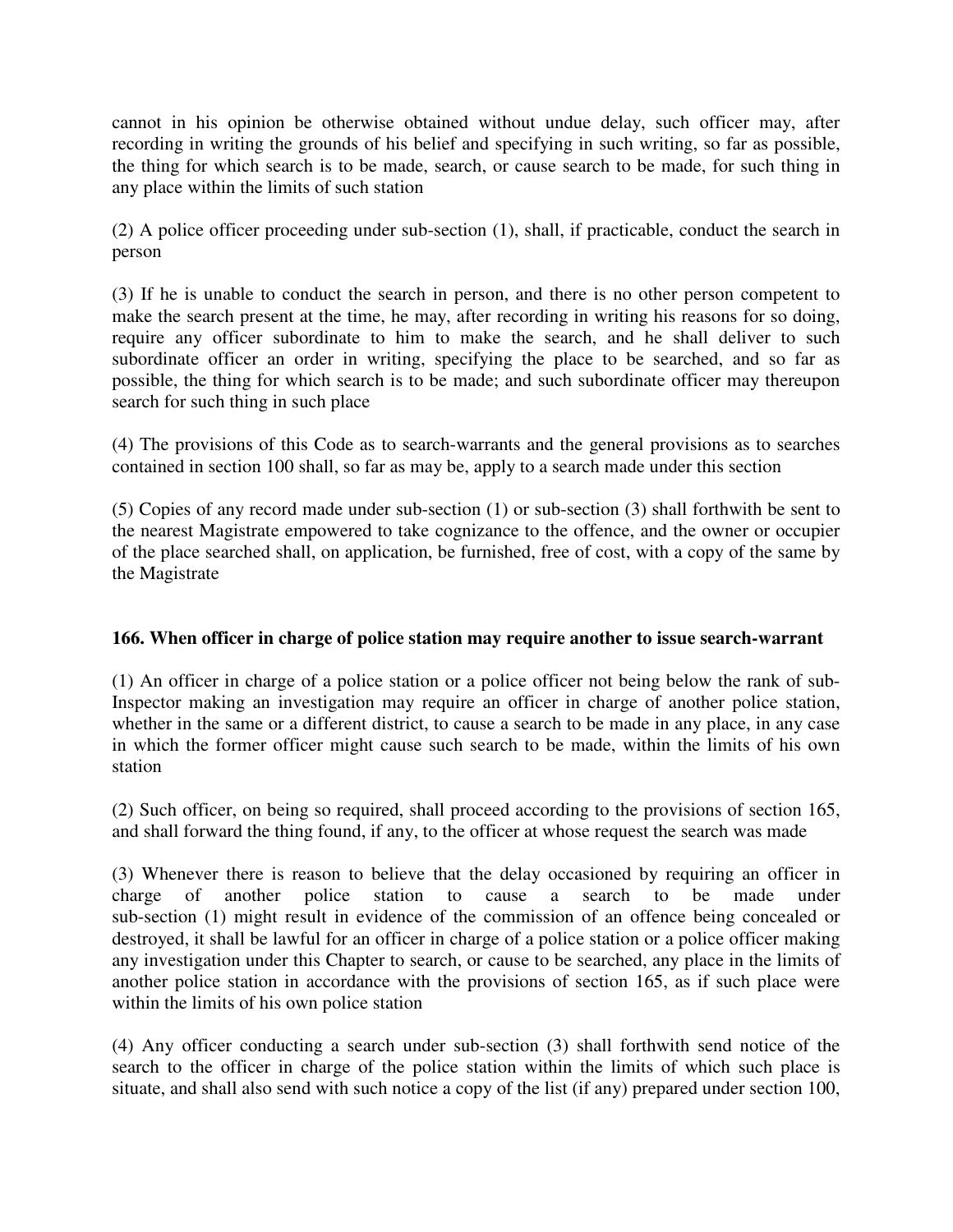cannot in his opinion be otherwise obtained without undue delay, such officer may, after recording in writing the grounds of his belief and specifying in such writing, so far as possible, the thing for which search is to be made, search, or cause search to be made, for such thing in any place within the limits of such station

(2) A police officer proceeding under sub-section (1), shall, if practicable, conduct the search in person

(3) If he is unable to conduct the search in person, and there is no other person competent to make the search present at the time, he may, after recording in writing his reasons for so doing, require any officer subordinate to him to make the search, and he shall deliver to such subordinate officer an order in writing, specifying the place to be searched, and so far as possible, the thing for which search is to be made; and such subordinate officer may thereupon search for such thing in such place

(4) The provisions of this Code as to search-warrants and the general provisions as to searches contained in section 100 shall, so far as may be, apply to a search made under this section

(5) Copies of any record made under sub-section (1) or sub-section (3) shall forthwith be sent to the nearest Magistrate empowered to take cognizance to the offence, and the owner or occupier of the place searched shall, on application, be furnished, free of cost, with a copy of the same by the Magistrate

**166. When officer in charge of police station may require another to issue search-warrant**

(1) An officer in charge of a police station or a police officer not being below the rank of sub-Inspector making an investigation may require an officer in charge of another police station, whether in the same or a different district, to cause a search to be made in any place, in any case in which the former officer might cause such search to be made, within the limits of his own station

(2) Such officer, on being so required, shall proceed according to the provisions of section 165, and shall forward the thing found, if any, to the officer at whose request the search was made

(3) Whenever there is reason to believe that the delay occasioned by requiring an officer in charge of another police station to cause a search to be made under sub-section (1) might result in evidence of the commission of an offence being concealed or destroyed, it shall be lawful for an officer in charge of a police station or a police officer making any investigation under this Chapter to search, or cause to be searched, any place in the limits of another police station in accordance with the provisions of section 165, as if such place were within the limits of his own police station

(4) Any officer conducting a search under sub-section (3) shall forthwith send notice of the search to the officer in charge of the police station within the limits of which such place is situate, and shall also send with such notice a copy of the list (if any) prepared under section 100,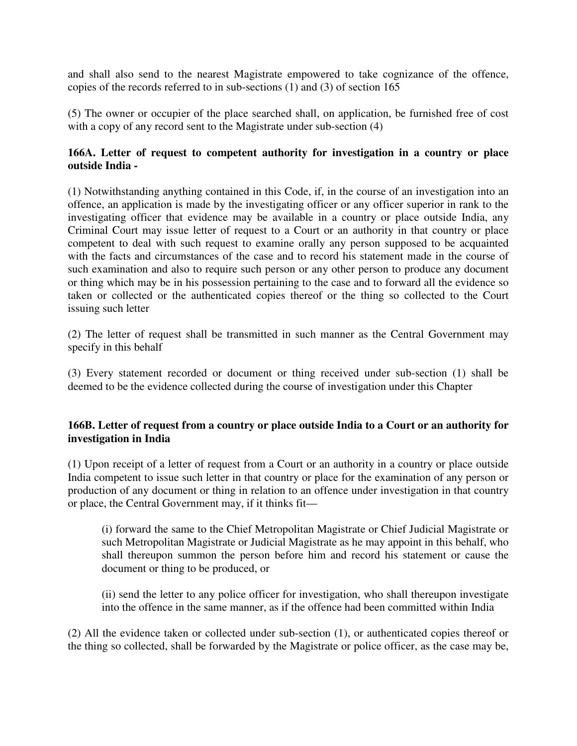and shall also send to the nearest Magistrate empowered to take cognizance of the offence, copies of the records referred to in sub-sections (1) and (3) of section 165

(5) The owner or occupier of the place searched shall, on application, be furnished free of cost with a copy of any record sent to the Magistrate under sub-section (4)

**166A. Letter of request to competent authority for investigation in a country or place outside India -**

(1) Notwithstanding anything contained in this Code, if, in the course of an investigation into an offence, an application is made by the investigating officer or any officer superior in rank to the investigating officer that evidence may be available in a country or place outside India, any Criminal Court may issue letter of request to a Court or an authority in that country or place competent to deal with such request to examine orally any person supposed to be acquainted with the facts and circumstances of the case and to record his statement made in the course of such examination and also to require such person or any other person to produce any document or thing which may be in his possession pertaining to the case and to forward all the evidence so taken or collected or the authenticated copies thereof or the thing so collected to the Court issuing such letter

(2) The letter of request shall be transmitted in such manner as the Central Government may specify in this behalf

(3) Every statement recorded or document or thing received under sub-section (1) shall be deemed to be the evidence collected during the course of investigation under this Chapter

**166B. Letter of request from a country or place outside India to a Court or an authority for investigation in India**

(1) Upon receipt of a letter of request from a Court or an authority in a country or place outside India competent to issue such letter in that country or place for the examination of any person or production of any document or thing in relation to an offence under investigation in that country or place, the Central Government may, if it thinks fit—

> (i) forward the same to the Chief Metropolitan Magistrate or Chief Judicial Magistrate or such Metropolitan Magistrate or Judicial Magistrate as he may appoint in this behalf, who shall thereupon summon the person before him and record his statement or cause the document or thing to be produced, or
>
> (ii) send the letter to any police officer for investigation, who shall thereupon investigate into the offence in the same manner, as if the offence had been committed within India

(2) All the evidence taken or collected under sub-section (1), or authenticated copies thereof or the thing so collected, shall be forwarded by the Magistrate or police officer, as the case may be,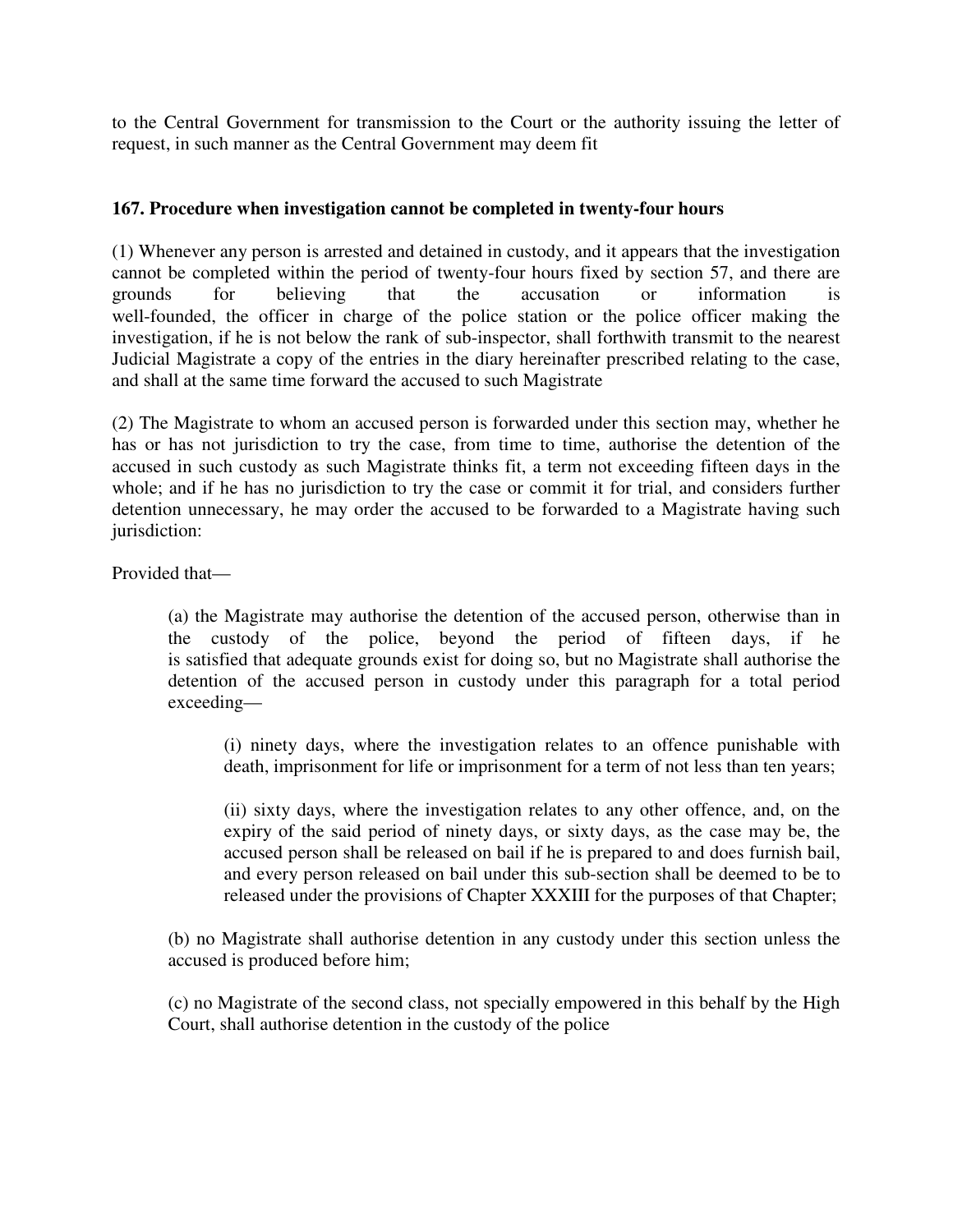to the Central Government for transmission to the Court or the authority issuing the letter of request, in such manner as the Central Government may deem fit

**167. Procedure when investigation cannot be completed in twenty-four hours**

(1) Whenever any person is arrested and detained in custody, and it appears that the investigation cannot be completed within the period of twenty-four hours fixed by section 57, and there are grounds for believing that the accusation or information is well-founded, the officer in charge of the police station or the police officer making the investigation, if he is not below the rank of sub-inspector, shall forthwith transmit to the nearest Judicial Magistrate a copy of the entries in the diary hereinafter prescribed relating to the case, and shall at the same time forward the accused to such Magistrate

(2) The Magistrate to whom an accused person is forwarded under this section may, whether he has or has not jurisdiction to try the case, from time to time, authorise the detention of the accused in such custody as such Magistrate thinks fit, a term not exceeding fifteen days in the whole; and if he has no jurisdiction to try the case or commit it for trial, and considers further detention unnecessary, he may order the accused to be forwarded to a Magistrate having such jurisdiction:

Provided that—

> (a) the Magistrate may authorise the detention of the accused person, otherwise than in the custody of the police, beyond the period of fifteen days, if he is satisfied that adequate grounds exist for doing so, but no Magistrate shall authorise the detention of the accused person in custody under this paragraph for a total period exceeding—
>
> > (i) ninety days, where the investigation relates to an offence punishable with death, imprisonment for life or imprisonment for a term of not less than ten years;
> >
> > (ii) sixty days, where the investigation relates to any other offence, and, on the expiry of the said period of ninety days, or sixty days, as the case may be, the accused person shall be released on bail if he is prepared to and does furnish bail, and every person released on bail under this sub-section shall be deemed to be to released under the provisions of Chapter XXXIII for the purposes of that Chapter;
>
> (b) no Magistrate shall authorise detention in any custody under this section unless the accused is produced before him;
>
> (c) no Magistrate of the second class, not specially empowered in this behalf by the High Court, shall authorise detention in the custody of the police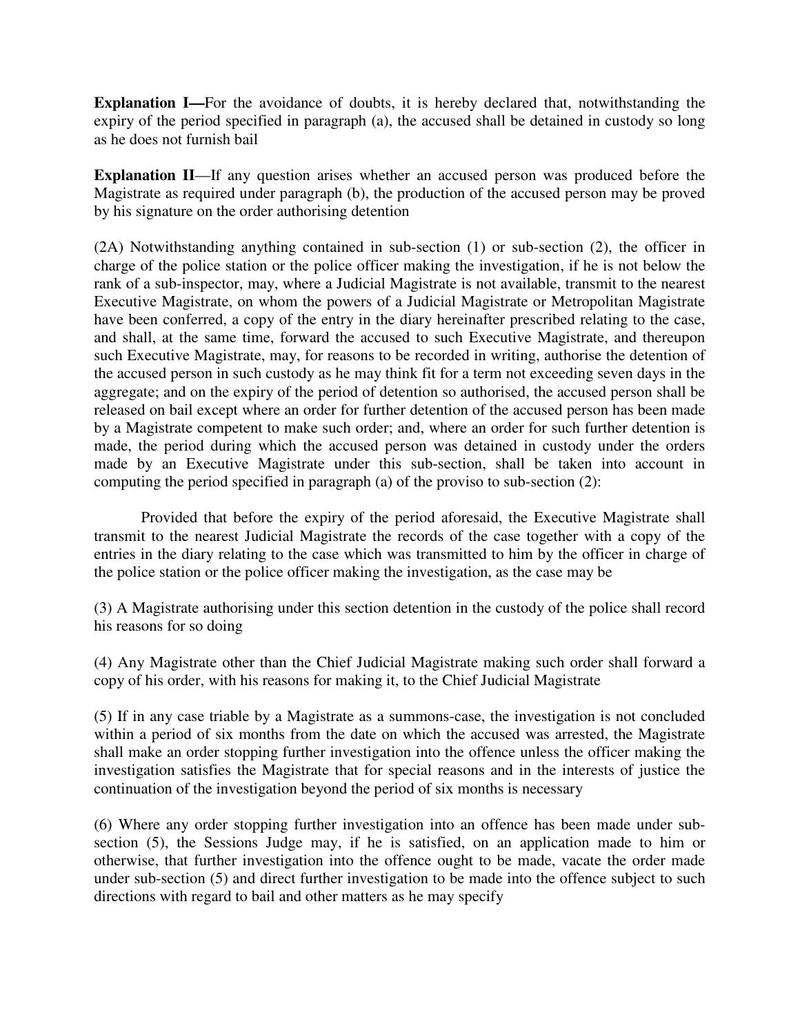**Explanation I—**For the avoidance of doubts, it is hereby declared that, notwithstanding the expiry of the period specified in paragraph (a), the accused shall be detained in custody so long as he does not furnish bail

**Explanation II**—If any question arises whether an accused person was produced before the Magistrate as required under paragraph (b), the production of the accused person may be proved by his signature on the order authorising detention

(2A) Notwithstanding anything contained in sub-section (1) or sub-section (2), the officer in charge of the police station or the police officer making the investigation, if he is not below the rank of a sub-inspector, may, where a Judicial Magistrate is not available, transmit to the nearest Executive Magistrate, on whom the powers of a Judicial Magistrate or Metropolitan Magistrate have been conferred, a copy of the entry in the diary hereinafter prescribed relating to the case, and shall, at the same time, forward the accused to such Executive Magistrate, and thereupon such Executive Magistrate, may, for reasons to be recorded in writing, authorise the detention of the accused person in such custody as he may think fit for a term not exceeding seven days in the aggregate; and on the expiry of the period of detention so authorised, the accused person shall be released on bail except where an order for further detention of the accused person has been made by a Magistrate competent to make such order; and, where an order for such further detention is made, the period during which the accused person was detained in custody under the orders made by an Executive Magistrate under this sub-section, shall be taken into account in computing the period specified in paragraph (a) of the proviso to sub-section (2):

Provided that before the expiry of the period aforesaid, the Executive Magistrate shall transmit to the nearest Judicial Magistrate the records of the case together with a copy of the entries in the diary relating to the case which was transmitted to him by the officer in charge of the police station or the police officer making the investigation, as the case may be

(3) A Magistrate authorising under this section detention in the custody of the police shall record his reasons for so doing

(4) Any Magistrate other than the Chief Judicial Magistrate making such order shall forward a copy of his order, with his reasons for making it, to the Chief Judicial Magistrate

(5) If in any case triable by a Magistrate as a summons-case, the investigation is not concluded within a period of six months from the date on which the accused was arrested, the Magistrate shall make an order stopping further investigation into the offence unless the officer making the investigation satisfies the Magistrate that for special reasons and in the interests of justice the continuation of the investigation beyond the period of six months is necessary

(6) Where any order stopping further investigation into an offence has been made under sub-section (5), the Sessions Judge may, if he is satisfied, on an application made to him or otherwise, that further investigation into the offence ought to be made, vacate the order made under sub-section (5) and direct further investigation to be made into the offence subject to such directions with regard to bail and other matters as he may specify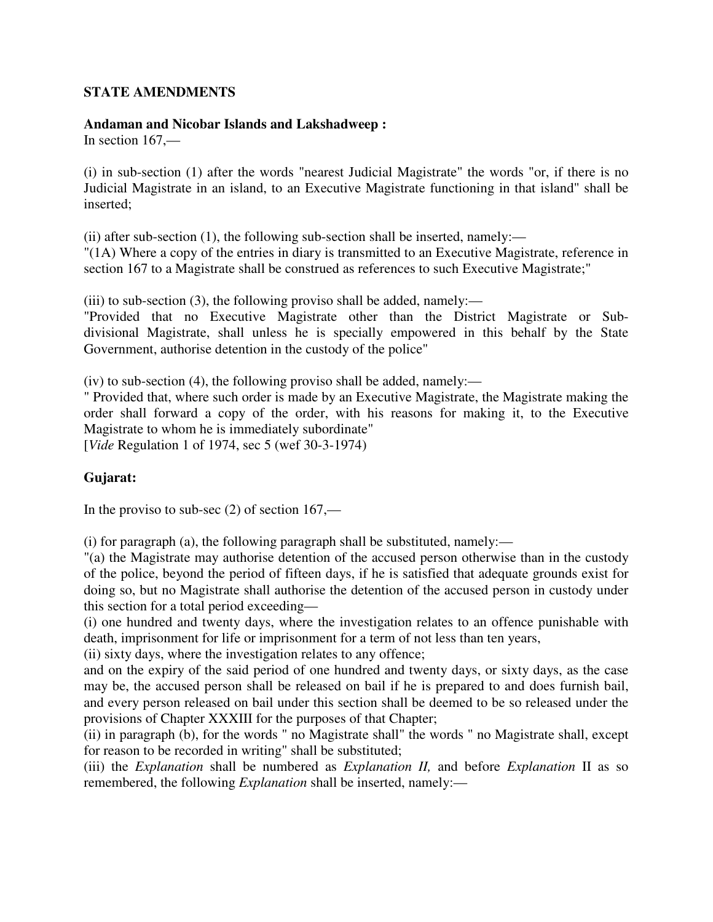**STATE AMENDMENTS**

**Andaman and Nicobar Islands and Lakshadweep :**
In section 167,—

(i) in sub-section (1) after the words "nearest Judicial Magistrate" the words "or, if there is no Judicial Magistrate in an island, to an Executive Magistrate functioning in that island" shall be inserted;

(ii) after sub-section (1), the following sub-section shall be inserted, namely:—
"(1A) Where a copy of the entries in diary is transmitted to an Executive Magistrate, reference in section 167 to a Magistrate shall be construed as references to such Executive Magistrate;"

(iii) to sub-section (3), the following proviso shall be added, namely:—
"Provided that no Executive Magistrate other than the District Magistrate or Sub-divisional Magistrate, shall unless he is specially empowered in this behalf by the State Government, authorise detention in the custody of the police"

(iv) to sub-section (4), the following proviso shall be added, namely:—
" Provided that, where such order is made by an Executive Magistrate, the Magistrate making the order shall forward a copy of the order, with his reasons for making it, to the Executive Magistrate to whom he is immediately subordinate"
[*Vide* Regulation 1 of 1974, sec 5 (wef 30-3-1974)

**Gujarat:**

In the proviso to sub-sec (2) of section 167,—

(i) for paragraph (a), the following paragraph shall be substituted, namely:—
"(a) the Magistrate may authorise detention of the accused person otherwise than in the custody of the police, beyond the period of fifteen days, if he is satisfied that adequate grounds exist for doing so, but no Magistrate shall authorise the detention of the accused person in custody under this section for a total period exceeding—
(i) one hundred and twenty days, where the investigation relates to an offence punishable with death, imprisonment for life or imprisonment for a term of not less than ten years,
(ii) sixty days, where the investigation relates to any offence;
and on the expiry of the said period of one hundred and twenty days, or sixty days, as the case may be, the accused person shall be released on bail if he is prepared to and does furnish bail, and every person released on bail under this section shall be deemed to be so released under the provisions of Chapter XXXIII for the purposes of that Chapter;
(ii) in paragraph (b), for the words " no Magistrate shall" the words " no Magistrate shall, except for reason to be recorded in writing" shall be substituted;
(iii) the *Explanation* shall be numbered as *Explanation II,* and before *Explanation* II as so remembered, the following *Explanation* shall be inserted, namely:—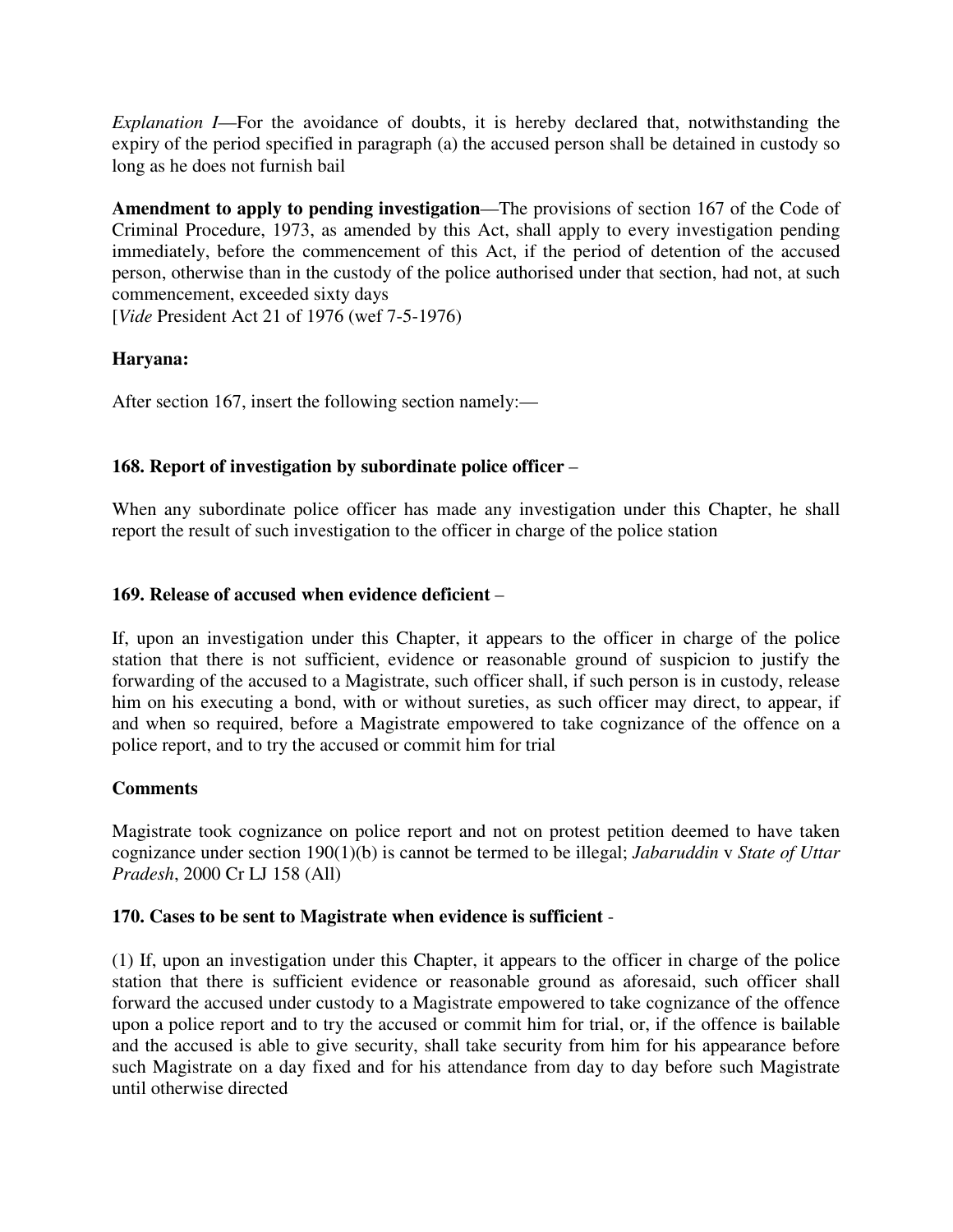*Explanation I*—For the avoidance of doubts, it is hereby declared that, notwithstanding the expiry of the period specified in paragraph (a) the accused person shall be detained in custody so long as he does not furnish bail

**Amendment to apply to pending investigation**—The provisions of section 167 of the Code of Criminal Procedure, 1973, as amended by this Act, shall apply to every investigation pending immediately, before the commencement of this Act, if the period of detention of the accused person, otherwise than in the custody of the police authorised under that section, had not, at such commencement, exceeded sixty days
[*Vide* President Act 21 of 1976 (wef 7-5-1976)

**Haryana:**

After section 167, insert the following section namely:—

**168. Report of investigation by subordinate police officer** –

When any subordinate police officer has made any investigation under this Chapter, he shall report the result of such investigation to the officer in charge of the police station

**169. Release of accused when evidence deficient** –

If, upon an investigation under this Chapter, it appears to the officer in charge of the police station that there is not sufficient, evidence or reasonable ground of suspicion to justify the forwarding of the accused to a Magistrate, such officer shall, if such person is in custody, release him on his executing a bond, with or without sureties, as such officer may direct, to appear, if and when so required, before a Magistrate empowered to take cognizance of the offence on a police report, and to try the accused or commit him for trial

**Comments**

Magistrate took cognizance on police report and not on protest petition deemed to have taken cognizance under section 190(1)(b) is cannot be termed to be illegal; *Jabaruddin* v *State of Uttar Pradesh*, 2000 Cr LJ 158 (All)

**170. Cases to be sent to Magistrate when evidence is sufficient** -

(1) If, upon an investigation under this Chapter, it appears to the officer in charge of the police station that there is sufficient evidence or reasonable ground as aforesaid, such officer shall forward the accused under custody to a Magistrate empowered to take cognizance of the offence upon a police report and to try the accused or commit him for trial, or, if the offence is bailable and the accused is able to give security, shall take security from him for his appearance before such Magistrate on a day fixed and for his attendance from day to day before such Magistrate until otherwise directed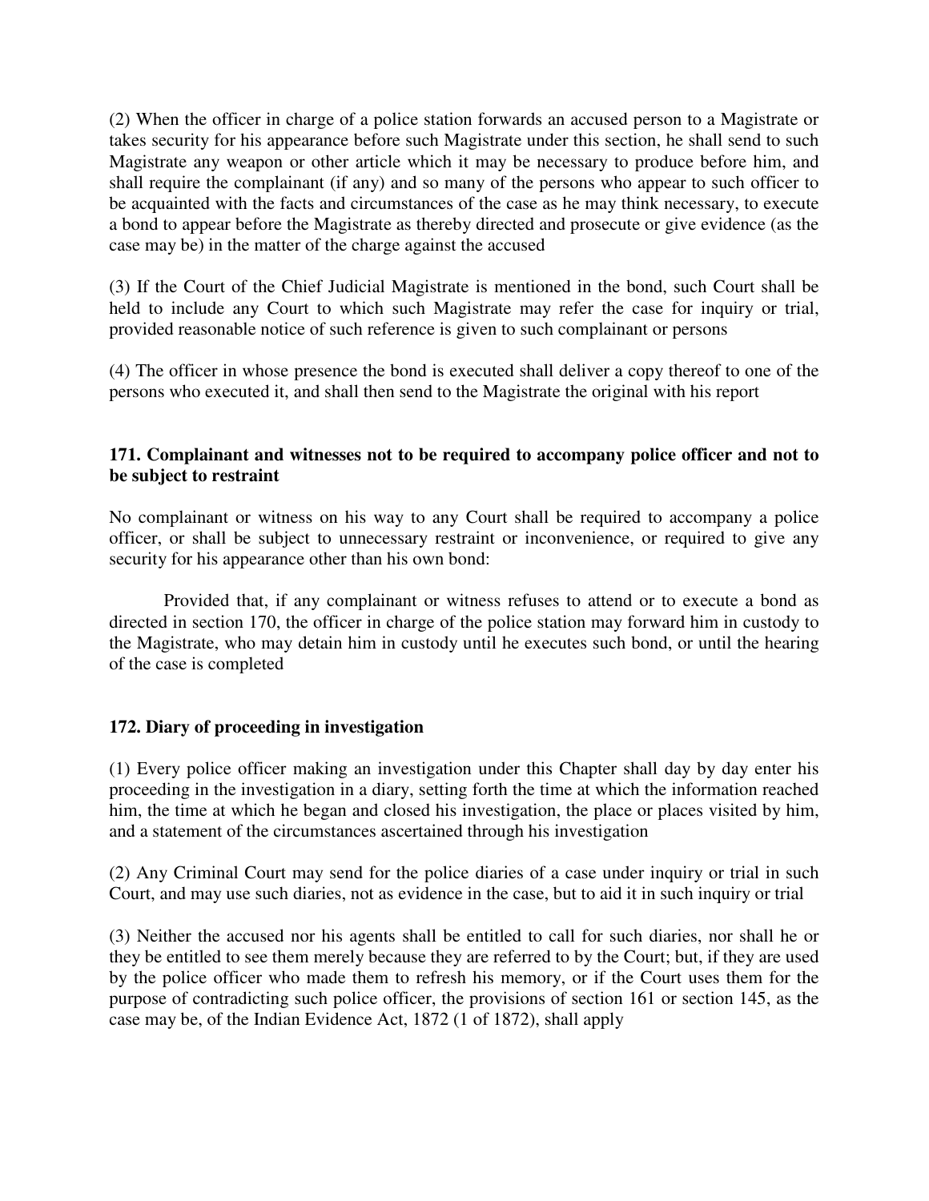(2) When the officer in charge of a police station forwards an accused person to a Magistrate or takes security for his appearance before such Magistrate under this section, he shall send to such Magistrate any weapon or other article which it may be necessary to produce before him, and shall require the complainant (if any) and so many of the persons who appear to such officer to be acquainted with the facts and circumstances of the case as he may think necessary, to execute a bond to appear before the Magistrate as thereby directed and prosecute or give evidence (as the case may be) in the matter of the charge against the accused

(3) If the Court of the Chief Judicial Magistrate is mentioned in the bond, such Court shall be held to include any Court to which such Magistrate may refer the case for inquiry or trial, provided reasonable notice of such reference is given to such complainant or persons

(4) The officer in whose presence the bond is executed shall deliver a copy thereof to one of the persons who executed it, and shall then send to the Magistrate the original with his report

**171. Complainant and witnesses not to be required to accompany police officer and not to be subject to restraint**

No complainant or witness on his way to any Court shall be required to accompany a police officer, or shall be subject to unnecessary restraint or inconvenience, or required to give any security for his appearance other than his own bond:

Provided that, if any complainant or witness refuses to attend or to execute a bond as directed in section 170, the officer in charge of the police station may forward him in custody to the Magistrate, who may detain him in custody until he executes such bond, or until the hearing of the case is completed

**172. Diary of proceeding in investigation**

(1) Every police officer making an investigation under this Chapter shall day by day enter his proceeding in the investigation in a diary, setting forth the time at which the information reached him, the time at which he began and closed his investigation, the place or places visited by him, and a statement of the circumstances ascertained through his investigation

(2) Any Criminal Court may send for the police diaries of a case under inquiry or trial in such Court, and may use such diaries, not as evidence in the case, but to aid it in such inquiry or trial

(3) Neither the accused nor his agents shall be entitled to call for such diaries, nor shall he or they be entitled to see them merely because they are referred to by the Court; but, if they are used by the police officer who made them to refresh his memory, or if the Court uses them for the purpose of contradicting such police officer, the provisions of section 161 or section 145, as the case may be, of the Indian Evidence Act, 1872 (1 of 1872), shall apply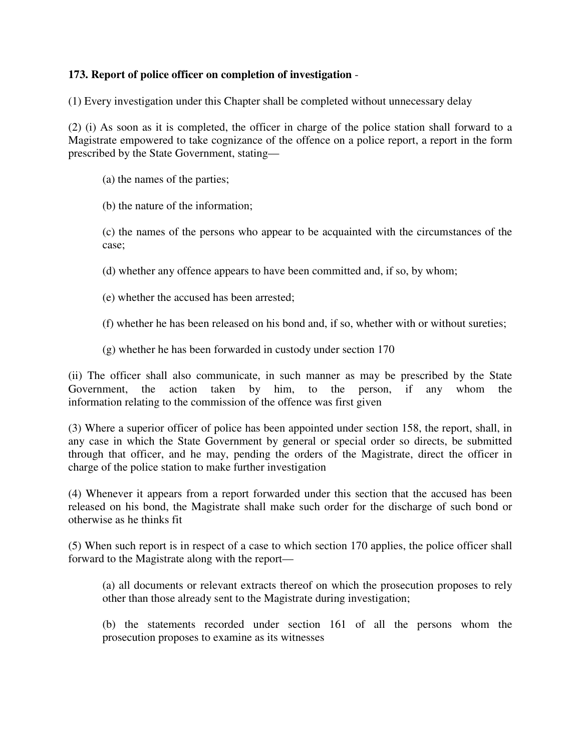**173. Report of police officer on completion of investigation** -

(1) Every investigation under this Chapter shall be completed without unnecessary delay

(2) (i) As soon as it is completed, the officer in charge of the police station shall forward to a Magistrate empowered to take cognizance of the offence on a police report, a report in the form prescribed by the State Government, stating—

> (a) the names of the parties;
>
> (b) the nature of the information;
>
> (c) the names of the persons who appear to be acquainted with the circumstances of the case;
>
> (d) whether any offence appears to have been committed and, if so, by whom;
>
> (e) whether the accused has been arrested;
>
> (f) whether he has been released on his bond and, if so, whether with or without sureties;
>
> (g) whether he has been forwarded in custody under section 170

(ii) The officer shall also communicate, in such manner as may be prescribed by the State Government, the action taken by him, to the person, if any whom the information relating to the commission of the offence was first given

(3) Where a superior officer of police has been appointed under section 158, the report, shall, in any case in which the State Government by general or special order so directs, be submitted through that officer, and he may, pending the orders of the Magistrate, direct the officer in charge of the police station to make further investigation

(4) Whenever it appears from a report forwarded under this section that the accused has been released on his bond, the Magistrate shall make such order for the discharge of such bond or otherwise as he thinks fit

(5) When such report is in respect of a case to which section 170 applies, the police officer shall forward to the Magistrate along with the report—

> (a) all documents or relevant extracts thereof on which the prosecution proposes to rely other than those already sent to the Magistrate during investigation;
>
> (b) the statements recorded under section 161 of all the persons whom the prosecution proposes to examine as its witnesses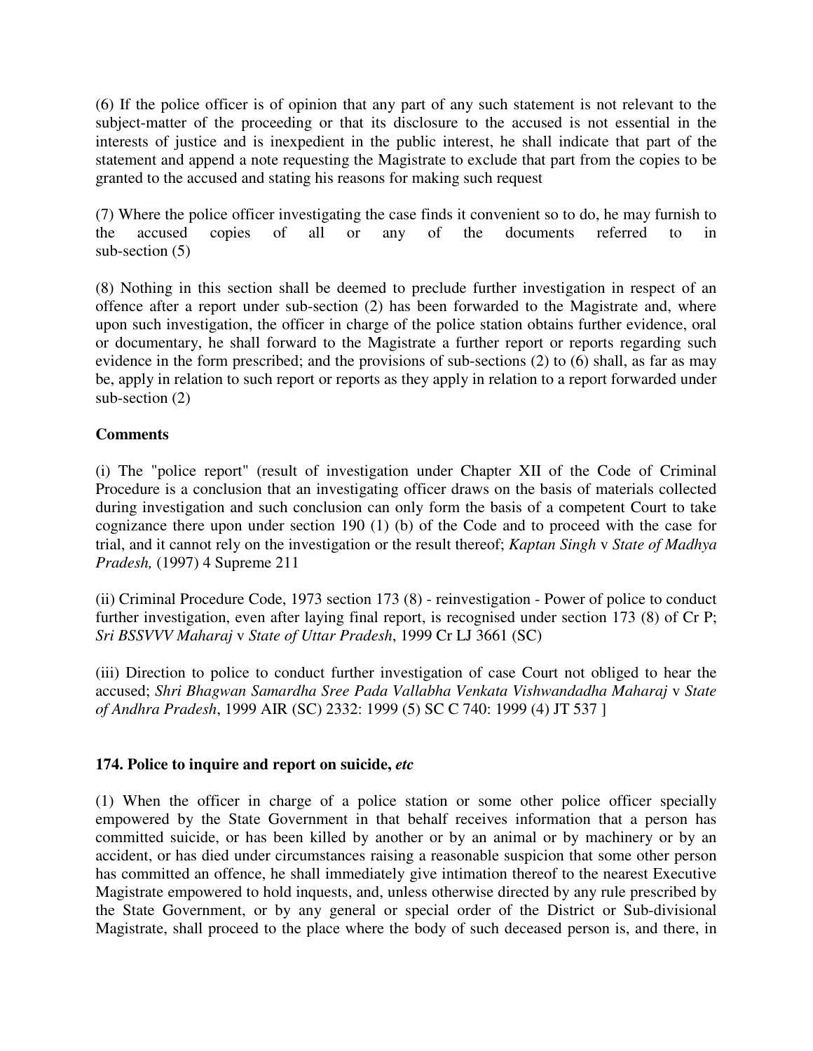(6) If the police officer is of opinion that any part of any such statement is not relevant to the subject-matter of the proceeding or that its disclosure to the accused is not essential in the interests of justice and is inexpedient in the public interest, he shall indicate that part of the statement and append a note requesting the Magistrate to exclude that part from the copies to be granted to the accused and stating his reasons for making such request

(7) Where the police officer investigating the case finds it convenient so to do, he may furnish to the accused copies of all or any of the documents referred to in sub-section (5)

(8) Nothing in this section shall be deemed to preclude further investigation in respect of an offence after a report under sub-section (2) has been forwarded to the Magistrate and, where upon such investigation, the officer in charge of the police station obtains further evidence, oral or documentary, he shall forward to the Magistrate a further report or reports regarding such evidence in the form prescribed; and the provisions of sub-sections (2) to (6) shall, as far as may be, apply in relation to such report or reports as they apply in relation to a report forwarded under sub-section (2)

**Comments**

(i) The "police report" (result of investigation under Chapter XII of the Code of Criminal Procedure is a conclusion that an investigating officer draws on the basis of materials collected during investigation and such conclusion can only form the basis of a competent Court to take cognizance there upon under section 190 (1) (b) of the Code and to proceed with the case for trial, and it cannot rely on the investigation or the result thereof; *Kaptan Singh* v *State of Madhya Pradesh,* (1997) 4 Supreme 211

(ii) Criminal Procedure Code, 1973 section 173 (8) - reinvestigation - Power of police to conduct further investigation, even after laying final report, is recognised under section 173 (8) of Cr P; *Sri BSSVVV Maharaj* v *State of Uttar Pradesh*, 1999 Cr LJ 3661 (SC)

(iii) Direction to police to conduct further investigation of case Court not obliged to hear the accused; *Shri Bhagwan Samardha Sree Pada Vallabha Venkata Vishwandadha Maharaj* v *State of Andhra Pradesh*, 1999 AIR (SC) 2332: 1999 (5) SC C 740: 1999 (4) JT 537 ]

**174. Police to inquire and report on suicide, *etc***

(1) When the officer in charge of a police station or some other police officer specially empowered by the State Government in that behalf receives information that a person has committed suicide, or has been killed by another or by an animal or by machinery or by an accident, or has died under circumstances raising a reasonable suspicion that some other person has committed an offence, he shall immediately give intimation thereof to the nearest Executive Magistrate empowered to hold inquests, and, unless otherwise directed by any rule prescribed by the State Government, or by any general or special order of the District or Sub-divisional Magistrate, shall proceed to the place where the body of such deceased person is, and there, in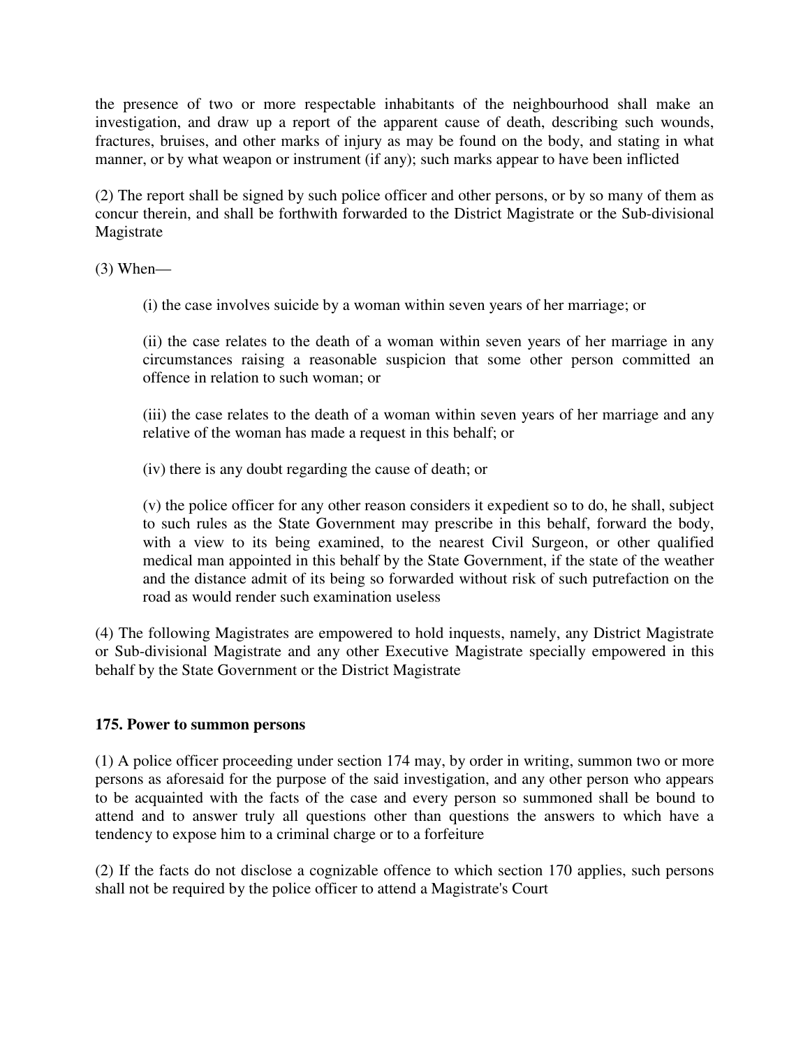the presence of two or more respectable inhabitants of the neighbourhood shall make an investigation, and draw up a report of the apparent cause of death, describing such wounds, fractures, bruises, and other marks of injury as may be found on the body, and stating in what manner, or by what weapon or instrument (if any); such marks appear to have been inflicted

(2) The report shall be signed by such police officer and other persons, or by so many of them as concur therein, and shall be forthwith forwarded to the District Magistrate or the Sub-divisional Magistrate

(3) When—

(i) the case involves suicide by a woman within seven years of her marriage; or

(ii) the case relates to the death of a woman within seven years of her marriage in any circumstances raising a reasonable suspicion that some other person committed an offence in relation to such woman; or

(iii) the case relates to the death of a woman within seven years of her marriage and any relative of the woman has made a request in this behalf; or

(iv) there is any doubt regarding the cause of death; or

(v) the police officer for any other reason considers it expedient so to do, he shall, subject to such rules as the State Government may prescribe in this behalf, forward the body, with a view to its being examined, to the nearest Civil Surgeon, or other qualified medical man appointed in this behalf by the State Government, if the state of the weather and the distance admit of its being so forwarded without risk of such putrefaction on the road as would render such examination useless

(4) The following Magistrates are empowered to hold inquests, namely, any District Magistrate or Sub-divisional Magistrate and any other Executive Magistrate specially empowered in this behalf by the State Government or the District Magistrate

**175. Power to summon persons**

(1) A police officer proceeding under section 174 may, by order in writing, summon two or more persons as aforesaid for the purpose of the said investigation, and any other person who appears to be acquainted with the facts of the case and every person so summoned shall be bound to attend and to answer truly all questions other than questions the answers to which have a tendency to expose him to a criminal charge or to a forfeiture

(2) If the facts do not disclose a cognizable offence to which section 170 applies, such persons shall not be required by the police officer to attend a Magistrate's Court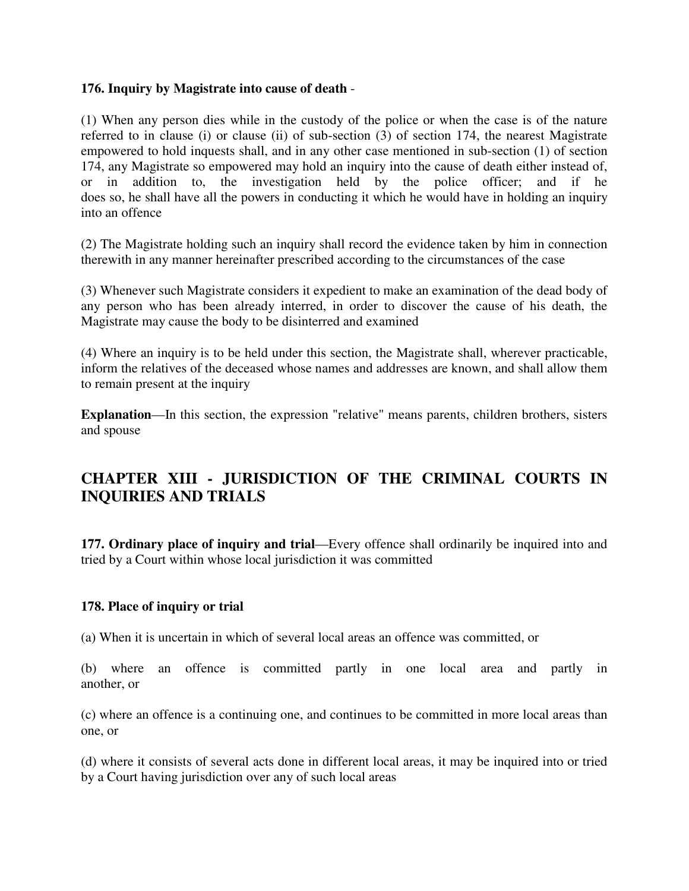**176. Inquiry by Magistrate into cause of death** -

(1) When any person dies while in the custody of the police or when the case is of the nature referred to in clause (i) or clause (ii) of sub-section (3) of section 174, the nearest Magistrate empowered to hold inquests shall, and in any other case mentioned in sub-section (1) of section 174, any Magistrate so empowered may hold an inquiry into the cause of death either instead of, or in addition to, the investigation held by the police officer; and if he does so, he shall have all the powers in conducting it which he would have in holding an inquiry into an offence

(2) The Magistrate holding such an inquiry shall record the evidence taken by him in connection therewith in any manner hereinafter prescribed according to the circumstances of the case

(3) Whenever such Magistrate considers it expedient to make an examination of the dead body of any person who has been already interred, in order to discover the cause of his death, the Magistrate may cause the body to be disinterred and examined

(4) Where an inquiry is to be held under this section, the Magistrate shall, wherever practicable, inform the relatives of the deceased whose names and addresses are known, and shall allow them to remain present at the inquiry

**Explanation**—In this section, the expression "relative" means parents, children brothers, sisters and spouse

## CHAPTER XIII - JURISDICTION OF THE CRIMINAL COURTS IN INQUIRIES AND TRIALS

**177. Ordinary place of inquiry and trial**—Every offence shall ordinarily be inquired into and tried by a Court within whose local jurisdiction it was committed

**178. Place of inquiry or trial**

(a) When it is uncertain in which of several local areas an offence was committed, or

(b) where an offence is committed partly in one local area and partly in another, or

(c) where an offence is a continuing one, and continues to be committed in more local areas than one, or

(d) where it consists of several acts done in different local areas, it may be inquired into or tried by a Court having jurisdiction over any of such local areas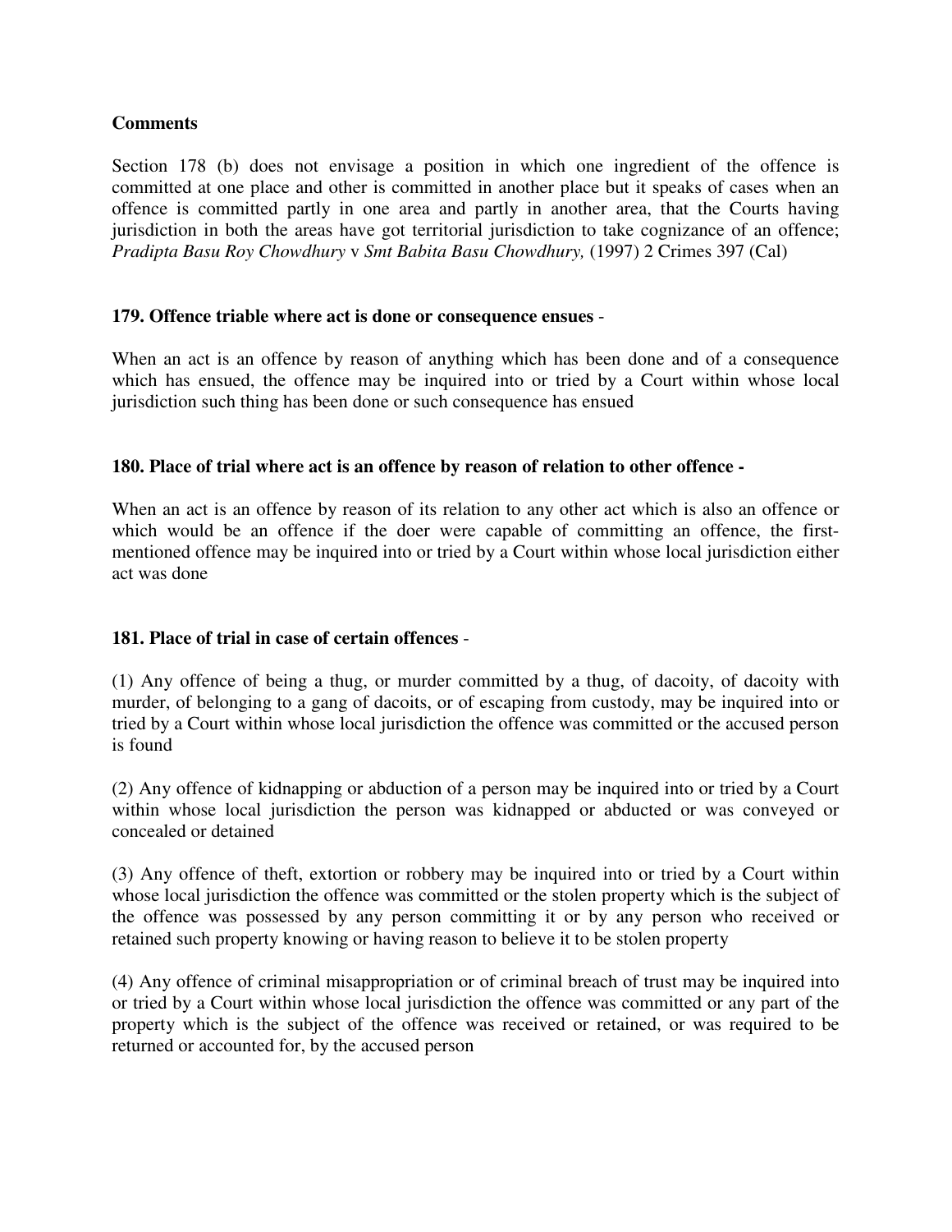**Comments**

Section 178 (b) does not envisage a position in which one ingredient of the offence is committed at one place and other is committed in another place but it speaks of cases when an offence is committed partly in one area and partly in another area, that the Courts having jurisdiction in both the areas have got territorial jurisdiction to take cognizance of an offence; *Pradipta Basu Roy Chowdhury* v *Smt Babita Basu Chowdhury,* (1997) 2 Crimes 397 (Cal)

**179. Offence triable where act is done or consequence ensues** -

When an act is an offence by reason of anything which has been done and of a consequence which has ensued, the offence may be inquired into or tried by a Court within whose local jurisdiction such thing has been done or such consequence has ensued

**180. Place of trial where act is an offence by reason of relation to other offence -**

When an act is an offence by reason of its relation to any other act which is also an offence or which would be an offence if the doer were capable of committing an offence, the first-mentioned offence may be inquired into or tried by a Court within whose local jurisdiction either act was done

**181. Place of trial in case of certain offences** -

(1) Any offence of being a thug, or murder committed by a thug, of dacoity, of dacoity with murder, of belonging to a gang of dacoits, or of escaping from custody, may be inquired into or tried by a Court within whose local jurisdiction the offence was committed or the accused person is found

(2) Any offence of kidnapping or abduction of a person may be inquired into or tried by a Court within whose local jurisdiction the person was kidnapped or abducted or was conveyed or concealed or detained

(3) Any offence of theft, extortion or robbery may be inquired into or tried by a Court within whose local jurisdiction the offence was committed or the stolen property which is the subject of the offence was possessed by any person committing it or by any person who received or retained such property knowing or having reason to believe it to be stolen property

(4) Any offence of criminal misappropriation or of criminal breach of trust may be inquired into or tried by a Court within whose local jurisdiction the offence was committed or any part of the property which is the subject of the offence was received or retained, or was required to be returned or accounted for, by the accused person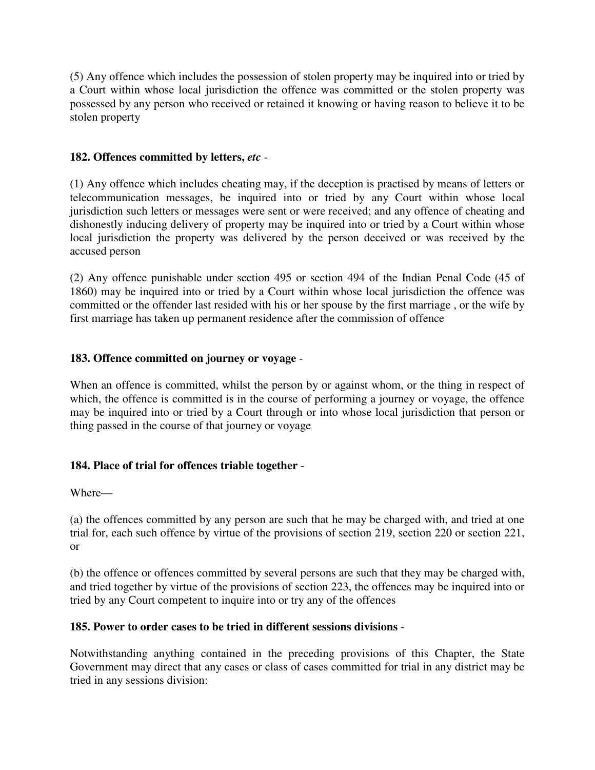(5) Any offence which includes the possession of stolen property may be inquired into or tried by a Court within whose local jurisdiction the offence was committed or the stolen property was possessed by any person who received or retained it knowing or having reason to believe it to be stolen property

**182. Offences committed by letters,** ***etc*** -

(1) Any offence which includes cheating may, if the deception is practised by means of letters or telecommunication messages, be inquired into or tried by any Court within whose local jurisdiction such letters or messages were sent or were received; and any offence of cheating and dishonestly inducing delivery of property may be inquired into or tried by a Court within whose local jurisdiction the property was delivered by the person deceived or was received by the accused person

(2) Any offence punishable under section 495 or section 494 of the Indian Penal Code (45 of 1860) may be inquired into or tried by a Court within whose local jurisdiction the offence was committed or the offender last resided with his or her spouse by the first marriage , or the wife by first marriage has taken up permanent residence after the commission of offence

**183. Offence committed on journey or voyage** -

When an offence is committed, whilst the person by or against whom, or the thing in respect of which, the offence is committed is in the course of performing a journey or voyage, the offence may be inquired into or tried by a Court through or into whose local jurisdiction that person or thing passed in the course of that journey or voyage

**184. Place of trial for offences triable together** -

Where—

(a) the offences committed by any person are such that he may be charged with, and tried at one trial for, each such offence by virtue of the provisions of section 219, section 220 or section 221, or

(b) the offence or offences committed by several persons are such that they may be charged with, and tried together by virtue of the provisions of section 223, the offences may be inquired into or tried by any Court competent to inquire into or try any of the offences

**185. Power to order cases to be tried in different sessions divisions** -

Notwithstanding anything contained in the preceding provisions of this Chapter, the State Government may direct that any cases or class of cases committed for trial in any district may be tried in any sessions division: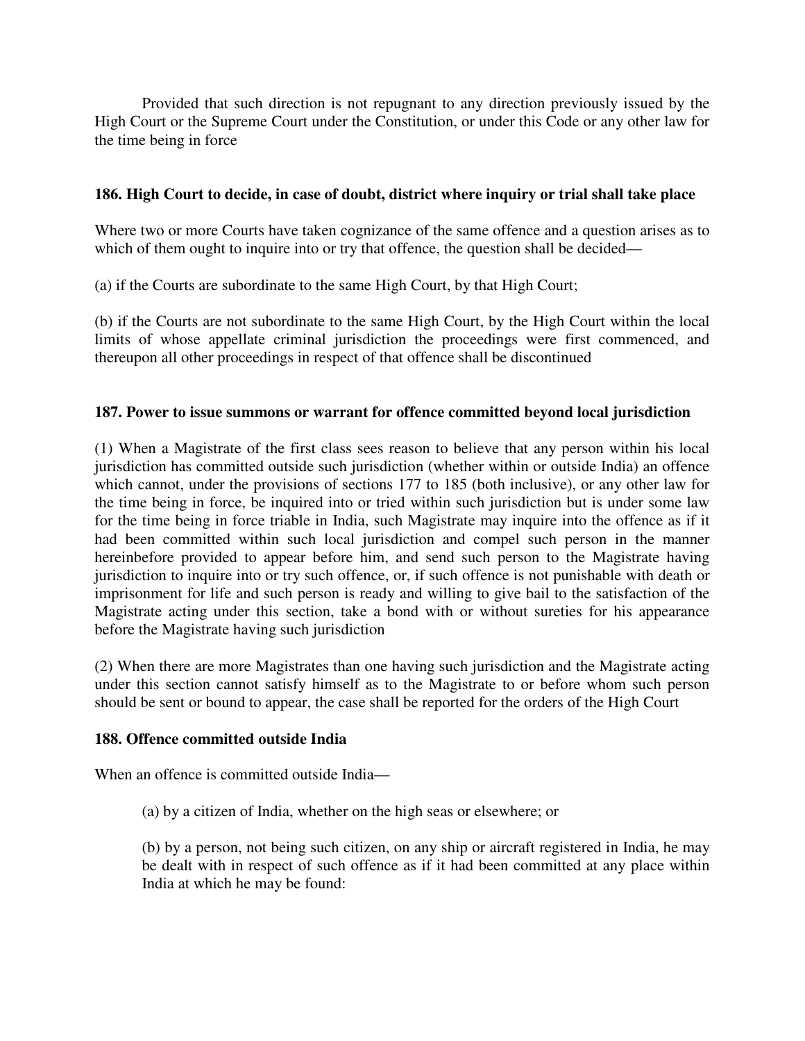Provided that such direction is not repugnant to any direction previously issued by the High Court or the Supreme Court under the Constitution, or under this Code or any other law for the time being in force

**186. High Court to decide, in case of doubt, district where inquiry or trial shall take place**

Where two or more Courts have taken cognizance of the same offence and a question arises as to which of them ought to inquire into or try that offence, the question shall be decided—

(a) if the Courts are subordinate to the same High Court, by that High Court;

(b) if the Courts are not subordinate to the same High Court, by the High Court within the local limits of whose appellate criminal jurisdiction the proceedings were first commenced, and thereupon all other proceedings in respect of that offence shall be discontinued

**187. Power to issue summons or warrant for offence committed beyond local jurisdiction**

(1) When a Magistrate of the first class sees reason to believe that any person within his local jurisdiction has committed outside such jurisdiction (whether within or outside India) an offence which cannot, under the provisions of sections 177 to 185 (both inclusive), or any other law for the time being in force, be inquired into or tried within such jurisdiction but is under some law for the time being in force triable in India, such Magistrate may inquire into the offence as if it had been committed within such local jurisdiction and compel such person in the manner hereinbefore provided to appear before him, and send such person to the Magistrate having jurisdiction to inquire into or try such offence, or, if such offence is not punishable with death or imprisonment for life and such person is ready and willing to give bail to the satisfaction of the Magistrate acting under this section, take a bond with or without sureties for his appearance before the Magistrate having such jurisdiction

(2) When there are more Magistrates than one having such jurisdiction and the Magistrate acting under this section cannot satisfy himself as to the Magistrate to or before whom such person should be sent or bound to appear, the case shall be reported for the orders of the High Court

**188. Offence committed outside India**

When an offence is committed outside India—

(a) by a citizen of India, whether on the high seas or elsewhere; or

(b) by a person, not being such citizen, on any ship or aircraft registered in India, he may be dealt with in respect of such offence as if it had been committed at any place within India at which he may be found: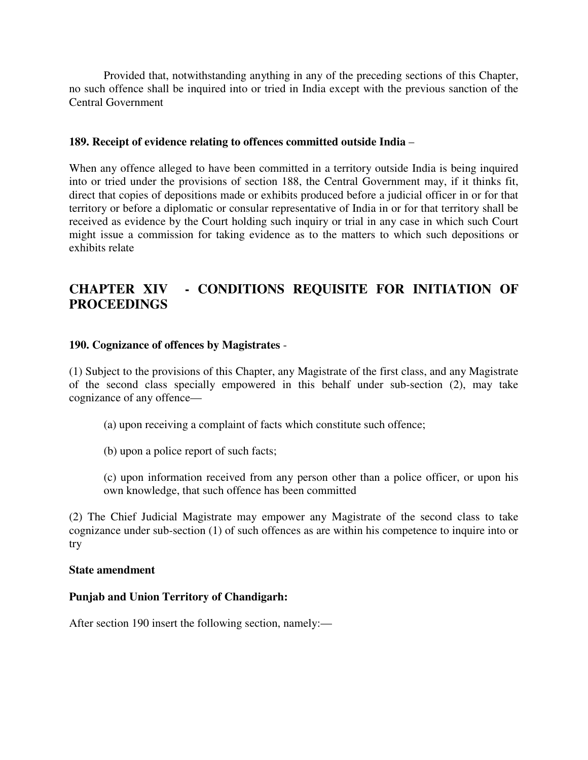Provided that, notwithstanding anything in any of the preceding sections of this Chapter, no such offence shall be inquired into or tried in India except with the previous sanction of the Central Government

**189. Receipt of evidence relating to offences committed outside India** –

When any offence alleged to have been committed in a territory outside India is being inquired into or tried under the provisions of section 188, the Central Government may, if it thinks fit, direct that copies of depositions made or exhibits produced before a judicial officer in or for that territory or before a diplomatic or consular representative of India in or for that territory shall be received as evidence by the Court holding such inquiry or trial in any case in which such Court might issue a commission for taking evidence as to the matters to which such depositions or exhibits relate

## CHAPTER XIV - CONDITIONS REQUISITE FOR INITIATION OF PROCEEDINGS

**190. Cognizance of offences by Magistrates** -

(1) Subject to the provisions of this Chapter, any Magistrate of the first class, and any Magistrate of the second class specially empowered in this behalf under sub-section (2), may take cognizance of any offence—

(a) upon receiving a complaint of facts which constitute such offence;

(b) upon a police report of such facts;

(c) upon information received from any person other than a police officer, or upon his own knowledge, that such offence has been committed

(2) The Chief Judicial Magistrate may empower any Magistrate of the second class to take cognizance under sub-section (1) of such offences as are within his competence to inquire into or try

**State amendment**

**Punjab and Union Territory of Chandigarh:**

After section 190 insert the following section, namely:—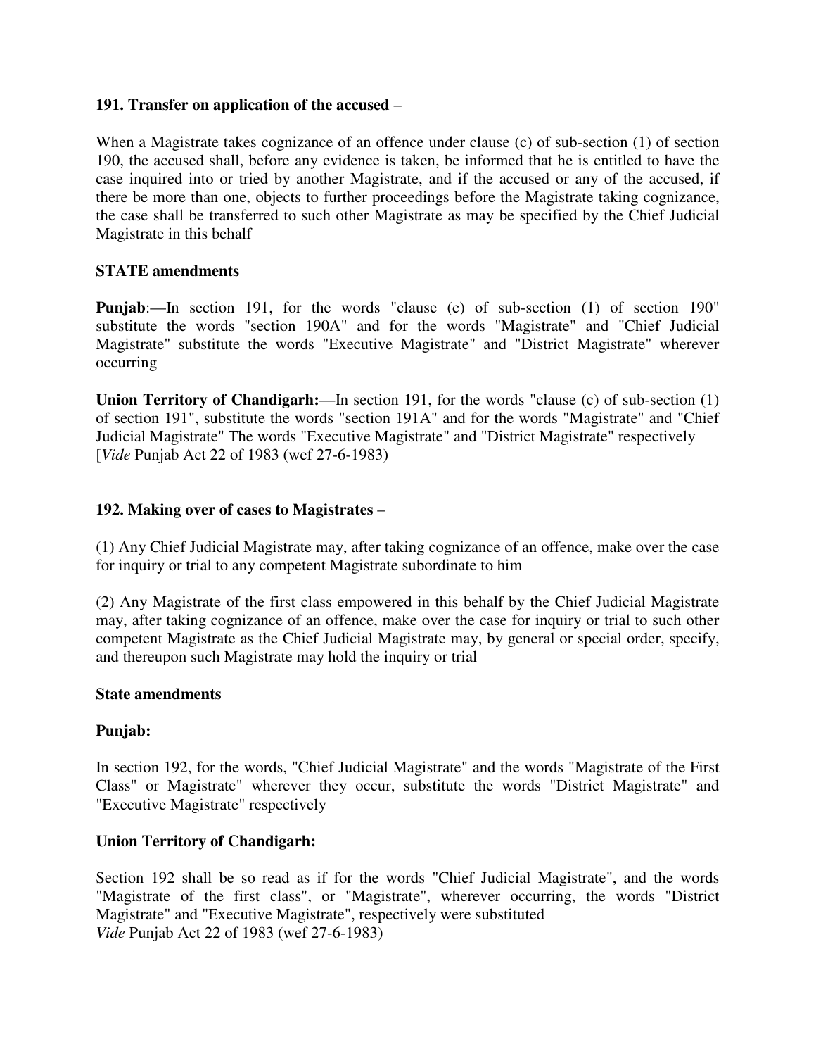**191. Transfer on application of the accused** –

When a Magistrate takes cognizance of an offence under clause (c) of sub-section (1) of section 190, the accused shall, before any evidence is taken, be informed that he is entitled to have the case inquired into or tried by another Magistrate, and if the accused or any of the accused, if there be more than one, objects to further proceedings before the Magistrate taking cognizance, the case shall be transferred to such other Magistrate as may be specified by the Chief Judicial Magistrate in this behalf

**STATE amendments**

**Punjab**:—In section 191, for the words "clause (c) of sub-section (1) of section 190" substitute the words "section 190A" and for the words "Magistrate" and "Chief Judicial Magistrate" substitute the words "Executive Magistrate" and "District Magistrate" wherever occurring

**Union Territory of Chandigarh:**—In section 191, for the words "clause (c) of sub-section (1) of section 191", substitute the words "section 191A" and for the words "Magistrate" and "Chief Judicial Magistrate" The words "Executive Magistrate" and "District Magistrate" respectively [*Vide* Punjab Act 22 of 1983 (wef 27-6-1983)

**192. Making over of cases to Magistrates** –

(1) Any Chief Judicial Magistrate may, after taking cognizance of an offence, make over the case for inquiry or trial to any competent Magistrate subordinate to him

(2) Any Magistrate of the first class empowered in this behalf by the Chief Judicial Magistrate may, after taking cognizance of an offence, make over the case for inquiry or trial to such other competent Magistrate as the Chief Judicial Magistrate may, by general or special order, specify, and thereupon such Magistrate may hold the inquiry or trial

**State amendments**

**Punjab:**

In section 192, for the words, "Chief Judicial Magistrate" and the words "Magistrate of the First Class" or Magistrate" wherever they occur, substitute the words "District Magistrate" and "Executive Magistrate" respectively

**Union Territory of Chandigarh:**

Section 192 shall be so read as if for the words "Chief Judicial Magistrate", and the words "Magistrate of the first class", or "Magistrate", wherever occurring, the words "District Magistrate" and "Executive Magistrate", respectively were substituted
*Vide* Punjab Act 22 of 1983 (wef 27-6-1983)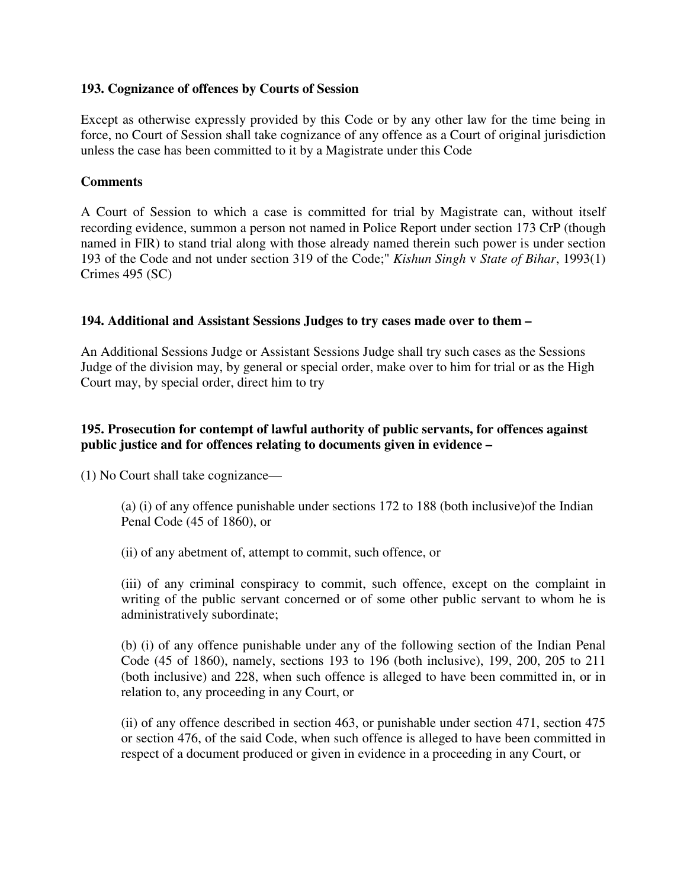**193. Cognizance of offences by Courts of Session**

Except as otherwise expressly provided by this Code or by any other law for the time being in force, no Court of Session shall take cognizance of any offence as a Court of original jurisdiction unless the case has been committed to it by a Magistrate under this Code

**Comments**

A Court of Session to which a case is committed for trial by Magistrate can, without itself recording evidence, summon a person not named in Police Report under section 173 CrP (though named in FIR) to stand trial along with those already named therein such power is under section 193 of the Code and not under section 319 of the Code;" *Kishun Singh* v *State of Bihar*, 1993(1) Crimes 495 (SC)

**194. Additional and Assistant Sessions Judges to try cases made over to them –**

An Additional Sessions Judge or Assistant Sessions Judge shall try such cases as the Sessions Judge of the division may, by general or special order, make over to him for trial or as the High Court may, by special order, direct him to try

**195. Prosecution for contempt of lawful authority of public servants, for offences against public justice and for offences relating to documents given in evidence –**

(1) No Court shall take cognizance—

(a) (i) of any offence punishable under sections 172 to 188 (both inclusive)of the Indian Penal Code (45 of 1860), or

(ii) of any abetment of, attempt to commit, such offence, or

(iii) of any criminal conspiracy to commit, such offence, except on the complaint in writing of the public servant concerned or of some other public servant to whom he is administratively subordinate;

(b) (i) of any offence punishable under any of the following section of the Indian Penal Code (45 of 1860), namely, sections 193 to 196 (both inclusive), 199, 200, 205 to 211 (both inclusive) and 228, when such offence is alleged to have been committed in, or in relation to, any proceeding in any Court, or

(ii) of any offence described in section 463, or punishable under section 471, section 475 or section 476, of the said Code, when such offence is alleged to have been committed in respect of a document produced or given in evidence in a proceeding in any Court, or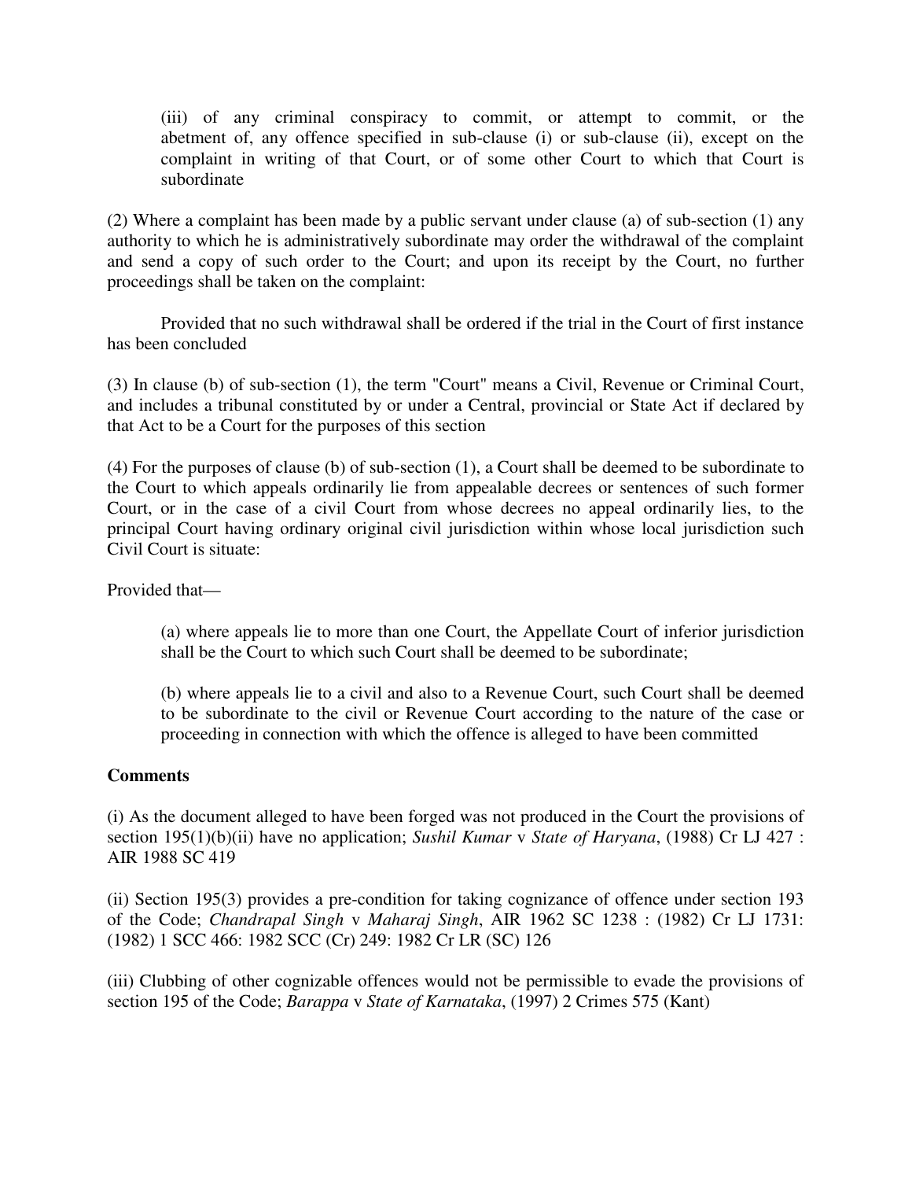(iii) of any criminal conspiracy to commit, or attempt to commit, or the abetment of, any offence specified in sub-clause (i) or sub-clause (ii), except on the complaint in writing of that Court, or of some other Court to which that Court is subordinate

(2) Where a complaint has been made by a public servant under clause (a) of sub-section (1) any authority to which he is administratively subordinate may order the withdrawal of the complaint and send a copy of such order to the Court; and upon its receipt by the Court, no further proceedings shall be taken on the complaint:

Provided that no such withdrawal shall be ordered if the trial in the Court of first instance has been concluded

(3) In clause (b) of sub-section (1), the term "Court" means a Civil, Revenue or Criminal Court, and includes a tribunal constituted by or under a Central, provincial or State Act if declared by that Act to be a Court for the purposes of this section

(4) For the purposes of clause (b) of sub-section (1), a Court shall be deemed to be subordinate to the Court to which appeals ordinarily lie from appealable decrees or sentences of such former Court, or in the case of a civil Court from whose decrees no appeal ordinarily lies, to the principal Court having ordinary original civil jurisdiction within whose local jurisdiction such Civil Court is situate:

Provided that—

(a) where appeals lie to more than one Court, the Appellate Court of inferior jurisdiction shall be the Court to which such Court shall be deemed to be subordinate;

(b) where appeals lie to a civil and also to a Revenue Court, such Court shall be deemed to be subordinate to the civil or Revenue Court according to the nature of the case or proceeding in connection with which the offence is alleged to have been committed

**Comments**

(i) As the document alleged to have been forged was not produced in the Court the provisions of section 195(1)(b)(ii) have no application; *Sushil Kumar* v *State of Haryana*, (1988) Cr LJ 427 : AIR 1988 SC 419

(ii) Section 195(3) provides a pre-condition for taking cognizance of offence under section 193 of the Code; *Chandrapal Singh* v *Maharaj Singh*, AIR 1962 SC 1238 : (1982) Cr LJ 1731: (1982) 1 SCC 466: 1982 SCC (Cr) 249: 1982 Cr LR (SC) 126

(iii) Clubbing of other cognizable offences would not be permissible to evade the provisions of section 195 of the Code; *Barappa* v *State of Karnataka*, (1997) 2 Crimes 575 (Kant)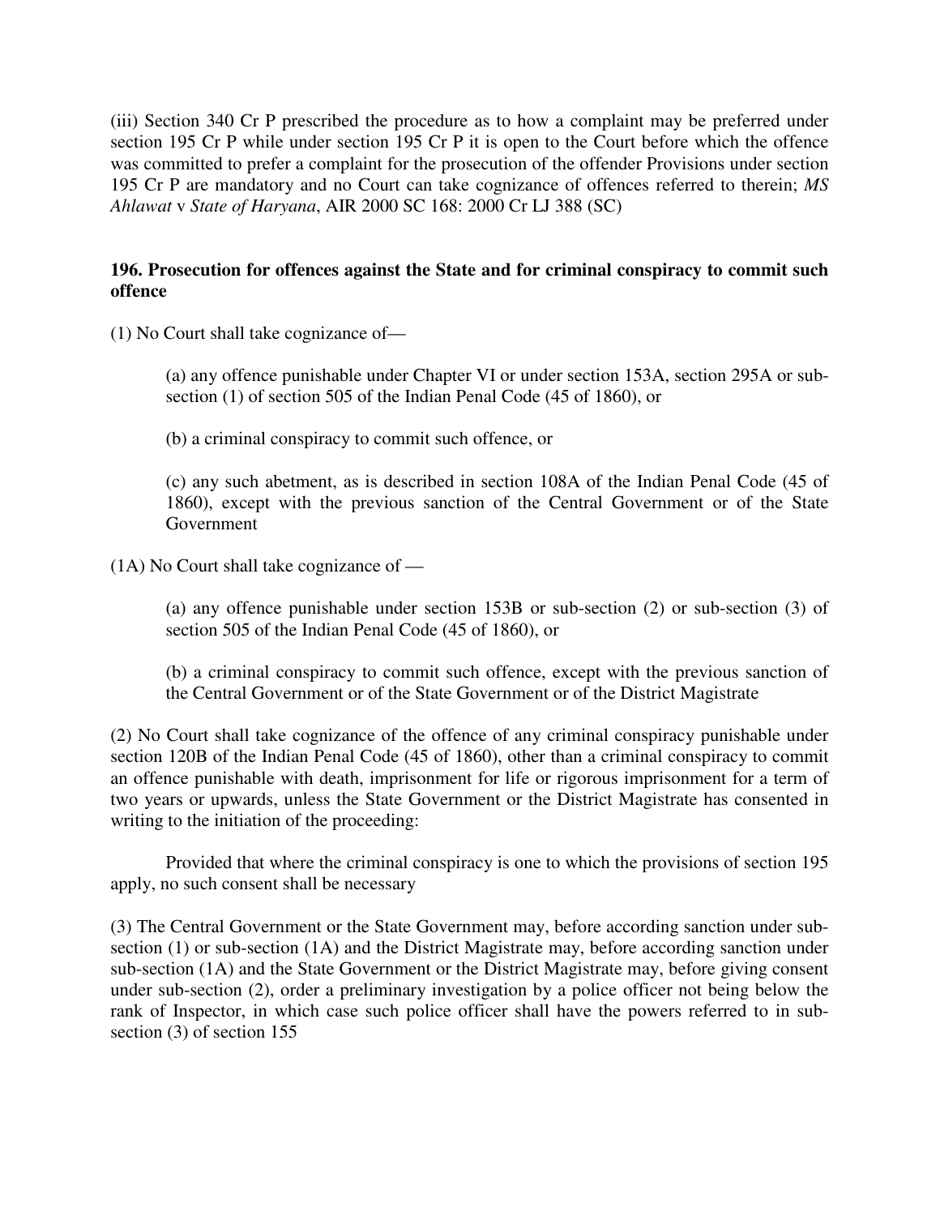(iii) Section 340 Cr P prescribed the procedure as to how a complaint may be preferred under section 195 Cr P while under section 195 Cr P it is open to the Court before which the offence was committed to prefer a complaint for the prosecution of the offender Provisions under section 195 Cr P are mandatory and no Court can take cognizance of offences referred to therein; *MS Ahlawat* v *State of Haryana*, AIR 2000 SC 168: 2000 Cr LJ 388 (SC)

**196. Prosecution for offences against the State and for criminal conspiracy to commit such offence**

(1) No Court shall take cognizance of—

> (a) any offence punishable under Chapter VI or under section 153A, section 295A or sub-section (1) of section 505 of the Indian Penal Code (45 of 1860), or
>
> (b) a criminal conspiracy to commit such offence, or
>
> (c) any such abetment, as is described in section 108A of the Indian Penal Code (45 of 1860), except with the previous sanction of the Central Government or of the State Government

(1A) No Court shall take cognizance of —

> (a) any offence punishable under section 153B or sub-section (2) or sub-section (3) of section 505 of the Indian Penal Code (45 of 1860), or
>
> (b) a criminal conspiracy to commit such offence, except with the previous sanction of the Central Government or of the State Government or of the District Magistrate

(2) No Court shall take cognizance of the offence of any criminal conspiracy punishable under section 120B of the Indian Penal Code (45 of 1860), other than a criminal conspiracy to commit an offence punishable with death, imprisonment for life or rigorous imprisonment for a term of two years or upwards, unless the State Government or the District Magistrate has consented in writing to the initiation of the proceeding:

Provided that where the criminal conspiracy is one to which the provisions of section 195 apply, no such consent shall be necessary

(3) The Central Government or the State Government may, before according sanction under sub-section (1) or sub-section (1A) and the District Magistrate may, before according sanction under sub-section (1A) and the State Government or the District Magistrate may, before giving consent under sub-section (2), order a preliminary investigation by a police officer not being below the rank of Inspector, in which case such police officer shall have the powers referred to in sub-section (3) of section 155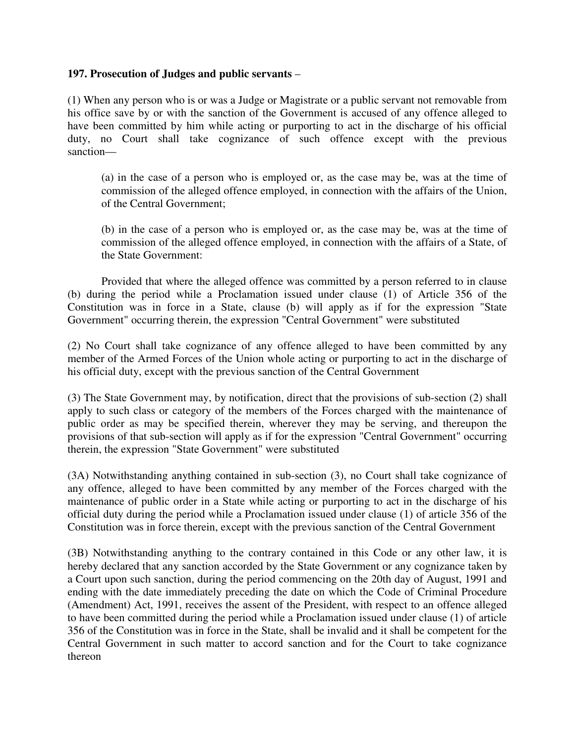**197. Prosecution of Judges and public servants** –

(1) When any person who is or was a Judge or Magistrate or a public servant not removable from his office save by or with the sanction of the Government is accused of any offence alleged to have been committed by him while acting or purporting to act in the discharge of his official duty, no Court shall take cognizance of such offence except with the previous sanction—

> (a) in the case of a person who is employed or, as the case may be, was at the time of commission of the alleged offence employed, in connection with the affairs of the Union, of the Central Government;
>
> (b) in the case of a person who is employed or, as the case may be, was at the time of commission of the alleged offence employed, in connection with the affairs of a State, of the State Government:

Provided that where the alleged offence was committed by a person referred to in clause (b) during the period while a Proclamation issued under clause (1) of Article 356 of the Constitution was in force in a State, clause (b) will apply as if for the expression "State Government" occurring therein, the expression "Central Government" were substituted

(2) No Court shall take cognizance of any offence alleged to have been committed by any member of the Armed Forces of the Union whole acting or purporting to act in the discharge of his official duty, except with the previous sanction of the Central Government

(3) The State Government may, by notification, direct that the provisions of sub-section (2) shall apply to such class or category of the members of the Forces charged with the maintenance of public order as may be specified therein, wherever they may be serving, and thereupon the provisions of that sub-section will apply as if for the expression "Central Government" occurring therein, the expression "State Government" were substituted

(3A) Notwithstanding anything contained in sub-section (3), no Court shall take cognizance of any offence, alleged to have been committed by any member of the Forces charged with the maintenance of public order in a State while acting or purporting to act in the discharge of his official duty during the period while a Proclamation issued under clause (1) of article 356 of the Constitution was in force therein, except with the previous sanction of the Central Government

(3B) Notwithstanding anything to the contrary contained in this Code or any other law, it is hereby declared that any sanction accorded by the State Government or any cognizance taken by a Court upon such sanction, during the period commencing on the 20th day of August, 1991 and ending with the date immediately preceding the date on which the Code of Criminal Procedure (Amendment) Act, 1991, receives the assent of the President, with respect to an offence alleged to have been committed during the period while a Proclamation issued under clause (1) of article 356 of the Constitution was in force in the State, shall be invalid and it shall be competent for the Central Government in such matter to accord sanction and for the Court to take cognizance thereon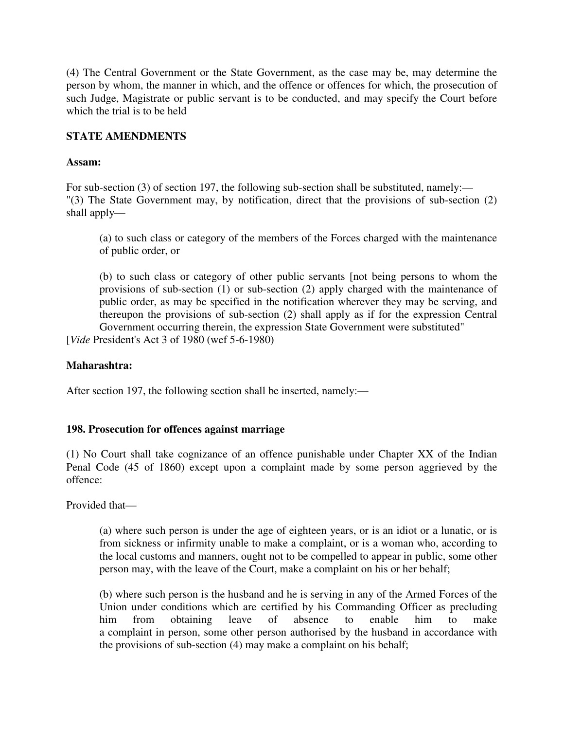(4) The Central Government or the State Government, as the case may be, may determine the person by whom, the manner in which, and the offence or offences for which, the prosecution of such Judge, Magistrate or public servant is to be conducted, and may specify the Court before which the trial is to be held

**STATE AMENDMENTS**

**Assam:**

For sub-section (3) of section 197, the following sub-section shall be substituted, namely:—
"(3) The State Government may, by notification, direct that the provisions of sub-section (2) shall apply—

> (a) to such class or category of the members of the Forces charged with the maintenance of public order, or
>
> (b) to such class or category of other public servants [not being persons to whom the provisions of sub-section (1) or sub-section (2) apply charged with the maintenance of public order, as may be specified in the notification wherever they may be serving, and thereupon the provisions of sub-section (2) shall apply as if for the expression Central Government occurring therein, the expression State Government were substituted"

[*Vide* President's Act 3 of 1980 (wef 5-6-1980)

**Maharashtra:**

After section 197, the following section shall be inserted, namely:—

**198. Prosecution for offences against marriage**

(1) No Court shall take cognizance of an offence punishable under Chapter XX of the Indian Penal Code (45 of 1860) except upon a complaint made by some person aggrieved by the offence:

Provided that—

> (a) where such person is under the age of eighteen years, or is an idiot or a lunatic, or is from sickness or infirmity unable to make a complaint, or is a woman who, according to the local customs and manners, ought not to be compelled to appear in public, some other person may, with the leave of the Court, make a complaint on his or her behalf;
>
> (b) where such person is the husband and he is serving in any of the Armed Forces of the Union under conditions which are certified by his Commanding Officer as precluding him from obtaining leave of absence to enable him to make a complaint in person, some other person authorised by the husband in accordance with the provisions of sub-section (4) may make a complaint on his behalf;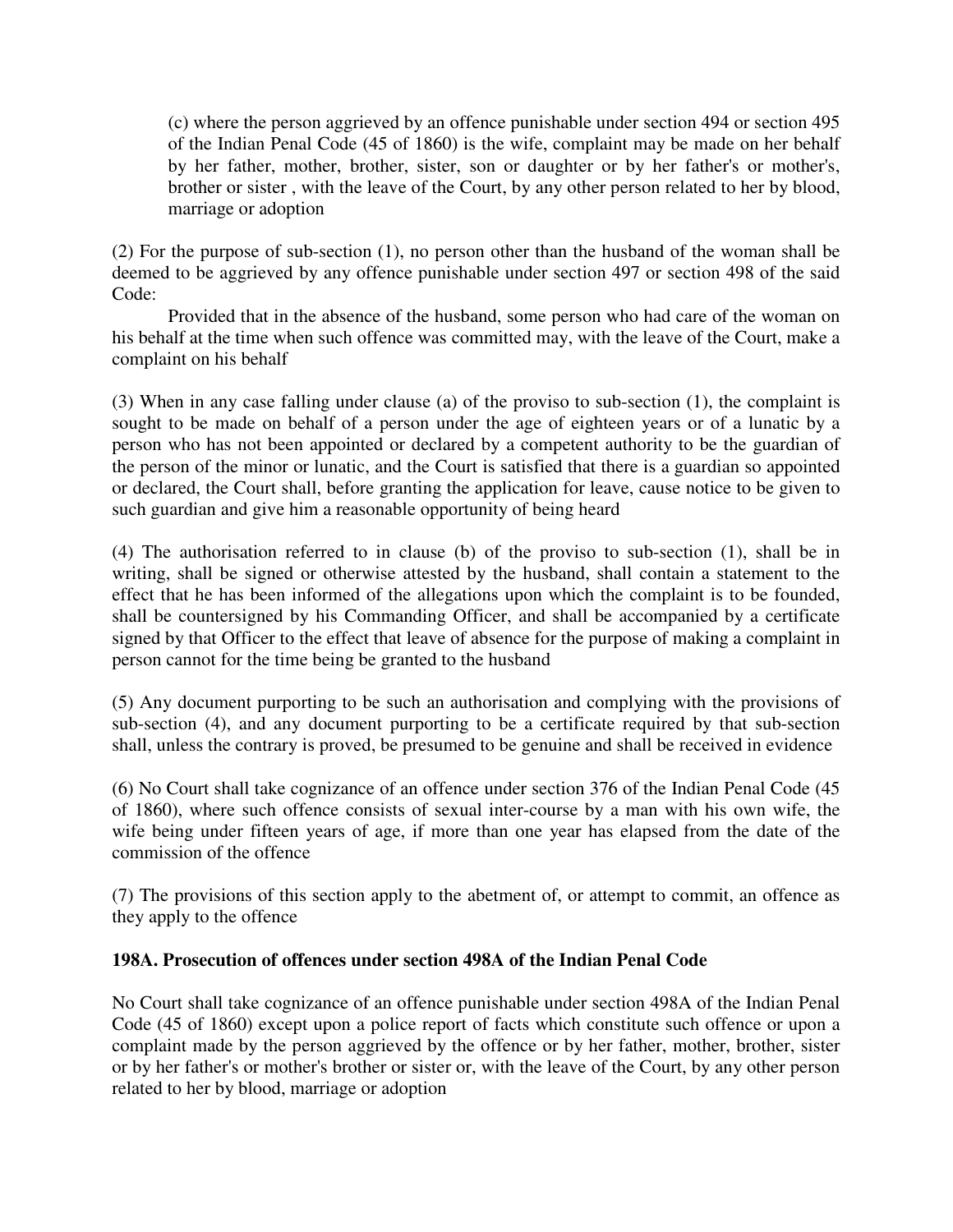(c) where the person aggrieved by an offence punishable under section 494 or section 495 of the Indian Penal Code (45 of 1860) is the wife, complaint may be made on her behalf by her father, mother, brother, sister, son or daughter or by her father's or mother's, brother or sister , with the leave of the Court, by any other person related to her by blood, marriage or adoption

(2) For the purpose of sub-section (1), no person other than the husband of the woman shall be deemed to be aggrieved by any offence punishable under section 497 or section 498 of the said Code:

Provided that in the absence of the husband, some person who had care of the woman on his behalf at the time when such offence was committed may, with the leave of the Court, make a complaint on his behalf

(3) When in any case falling under clause (a) of the proviso to sub-section (1), the complaint is sought to be made on behalf of a person under the age of eighteen years or of a lunatic by a person who has not been appointed or declared by a competent authority to be the guardian of the person of the minor or lunatic, and the Court is satisfied that there is a guardian so appointed or declared, the Court shall, before granting the application for leave, cause notice to be given to such guardian and give him a reasonable opportunity of being heard

(4) The authorisation referred to in clause (b) of the proviso to sub-section (1), shall be in writing, shall be signed or otherwise attested by the husband, shall contain a statement to the effect that he has been informed of the allegations upon which the complaint is to be founded, shall be countersigned by his Commanding Officer, and shall be accompanied by a certificate signed by that Officer to the effect that leave of absence for the purpose of making a complaint in person cannot for the time being be granted to the husband

(5) Any document purporting to be such an authorisation and complying with the provisions of sub-section (4), and any document purporting to be a certificate required by that sub-section shall, unless the contrary is proved, be presumed to be genuine and shall be received in evidence

(6) No Court shall take cognizance of an offence under section 376 of the Indian Penal Code (45 of 1860), where such offence consists of sexual inter-course by a man with his own wife, the wife being under fifteen years of age, if more than one year has elapsed from the date of the commission of the offence

(7) The provisions of this section apply to the abetment of, or attempt to commit, an offence as they apply to the offence

**198A. Prosecution of offences under section 498A of the Indian Penal Code**

No Court shall take cognizance of an offence punishable under section 498A of the Indian Penal Code (45 of 1860) except upon a police report of facts which constitute such offence or upon a complaint made by the person aggrieved by the offence or by her father, mother, brother, sister or by her father's or mother's brother or sister or, with the leave of the Court, by any other person related to her by blood, marriage or adoption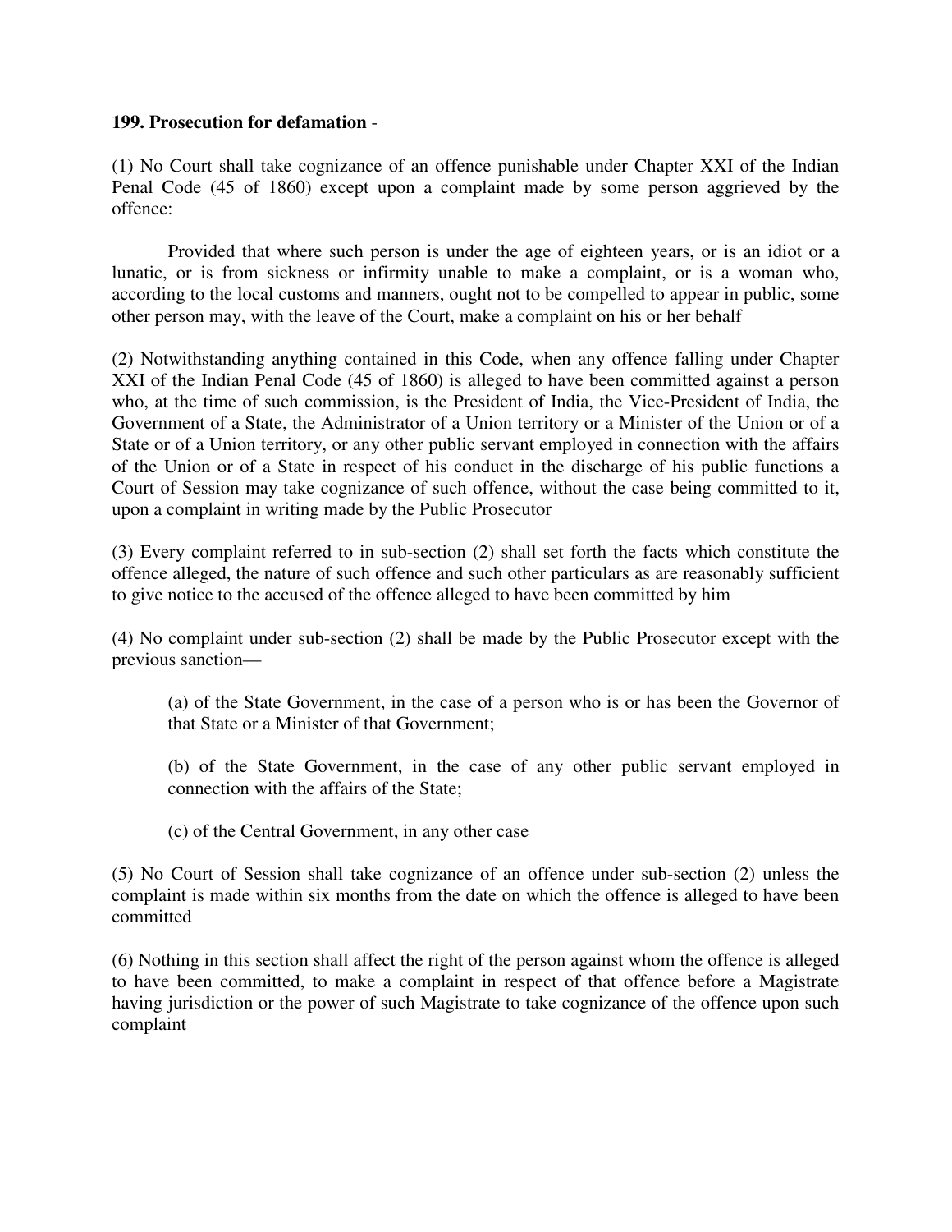**199. Prosecution for defamation** -

(1) No Court shall take cognizance of an offence punishable under Chapter XXI of the Indian Penal Code (45 of 1860) except upon a complaint made by some person aggrieved by the offence:

Provided that where such person is under the age of eighteen years, or is an idiot or a lunatic, or is from sickness or infirmity unable to make a complaint, or is a woman who, according to the local customs and manners, ought not to be compelled to appear in public, some other person may, with the leave of the Court, make a complaint on his or her behalf

(2) Notwithstanding anything contained in this Code, when any offence falling under Chapter XXI of the Indian Penal Code (45 of 1860) is alleged to have been committed against a person who, at the time of such commission, is the President of India, the Vice-President of India, the Government of a State, the Administrator of a Union territory or a Minister of the Union or of a State or of a Union territory, or any other public servant employed in connection with the affairs of the Union or of a State in respect of his conduct in the discharge of his public functions a Court of Session may take cognizance of such offence, without the case being committed to it, upon a complaint in writing made by the Public Prosecutor

(3) Every complaint referred to in sub-section (2) shall set forth the facts which constitute the offence alleged, the nature of such offence and such other particulars as are reasonably sufficient to give notice to the accused of the offence alleged to have been committed by him

(4) No complaint under sub-section (2) shall be made by the Public Prosecutor except with the previous sanction—

(a) of the State Government, in the case of a person who is or has been the Governor of that State or a Minister of that Government;

(b) of the State Government, in the case of any other public servant employed in connection with the affairs of the State;

(c) of the Central Government, in any other case

(5) No Court of Session shall take cognizance of an offence under sub-section (2) unless the complaint is made within six months from the date on which the offence is alleged to have been committed

(6) Nothing in this section shall affect the right of the person against whom the offence is alleged to have been committed, to make a complaint in respect of that offence before a Magistrate having jurisdiction or the power of such Magistrate to take cognizance of the offence upon such complaint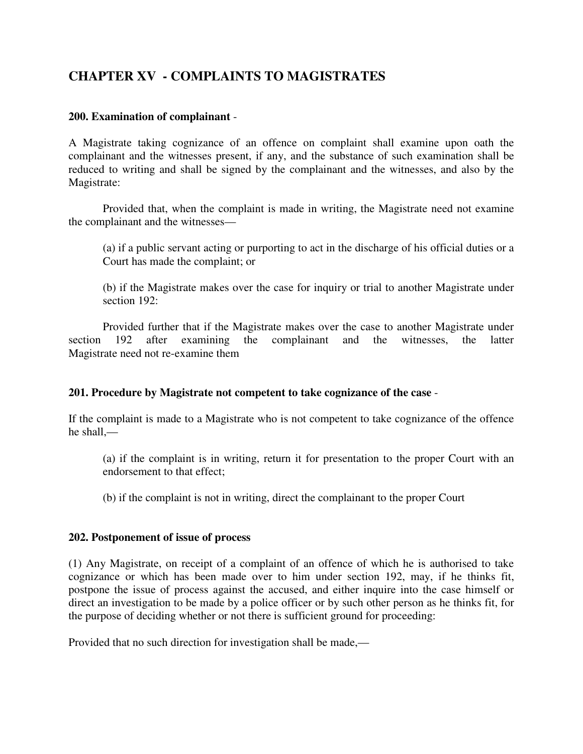## CHAPTER XV - COMPLAINTS TO MAGISTRATES

**200. Examination of complainant** -

A Magistrate taking cognizance of an offence on complaint shall examine upon oath the complainant and the witnesses present, if any, and the substance of such examination shall be reduced to writing and shall be signed by the complainant and the witnesses, and also by the Magistrate:

Provided that, when the complaint is made in writing, the Magistrate need not examine the complainant and the witnesses—

(a) if a public servant acting or purporting to act in the discharge of his official duties or a Court has made the complaint; or

(b) if the Magistrate makes over the case for inquiry or trial to another Magistrate under section 192:

Provided further that if the Magistrate makes over the case to another Magistrate under section 192 after examining the complainant and the witnesses, the latter Magistrate need not re-examine them

**201. Procedure by Magistrate not competent to take cognizance of the case** -

If the complaint is made to a Magistrate who is not competent to take cognizance of the offence he shall,—

(a) if the complaint is in writing, return it for presentation to the proper Court with an endorsement to that effect;

(b) if the complaint is not in writing, direct the complainant to the proper Court

**202. Postponement of issue of process**

(1) Any Magistrate, on receipt of a complaint of an offence of which he is authorised to take cognizance or which has been made over to him under section 192, may, if he thinks fit, postpone the issue of process against the accused, and either inquire into the case himself or direct an investigation to be made by a police officer or by such other person as he thinks fit, for the purpose of deciding whether or not there is sufficient ground for proceeding:

Provided that no such direction for investigation shall be made,—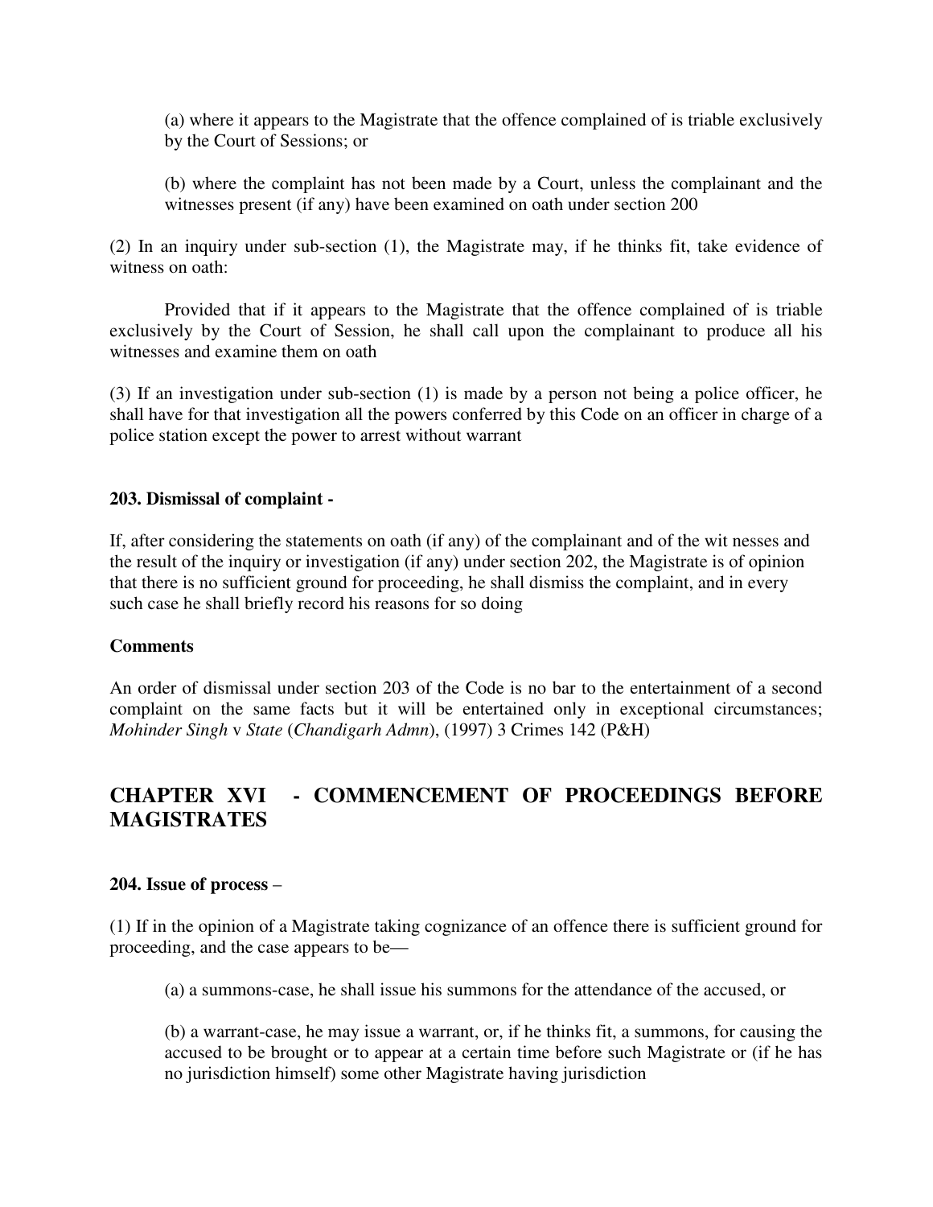(a) where it appears to the Magistrate that the offence complained of is triable exclusively by the Court of Sessions; or

(b) where the complaint has not been made by a Court, unless the complainant and the witnesses present (if any) have been examined on oath under section 200

(2) In an inquiry under sub-section (1), the Magistrate may, if he thinks fit, take evidence of witness on oath:

Provided that if it appears to the Magistrate that the offence complained of is triable exclusively by the Court of Session, he shall call upon the complainant to produce all his witnesses and examine them on oath

(3) If an investigation under sub-section (1) is made by a person not being a police officer, he shall have for that investigation all the powers conferred by this Code on an officer in charge of a police station except the power to arrest without warrant

**203. Dismissal of complaint -**

If, after considering the statements on oath (if any) of the complainant and of the wit nesses and the result of the inquiry or investigation (if any) under section 202, the Magistrate is of opinion that there is no sufficient ground for proceeding, he shall dismiss the complaint, and in every such case he shall briefly record his reasons for so doing

**Comments**

An order of dismissal under section 203 of the Code is no bar to the entertainment of a second complaint on the same facts but it will be entertained only in exceptional circumstances; *Mohinder Singh* v *State* (*Chandigarh Admn*), (1997) 3 Crimes 142 (P&H)

## CHAPTER XVI - COMMENCEMENT OF PROCEEDINGS BEFORE MAGISTRATES

**204. Issue of process** –

(1) If in the opinion of a Magistrate taking cognizance of an offence there is sufficient ground for proceeding, and the case appears to be—

(a) a summons-case, he shall issue his summons for the attendance of the accused, or

(b) a warrant-case, he may issue a warrant, or, if he thinks fit, a summons, for causing the accused to be brought or to appear at a certain time before such Magistrate or (if he has no jurisdiction himself) some other Magistrate having jurisdiction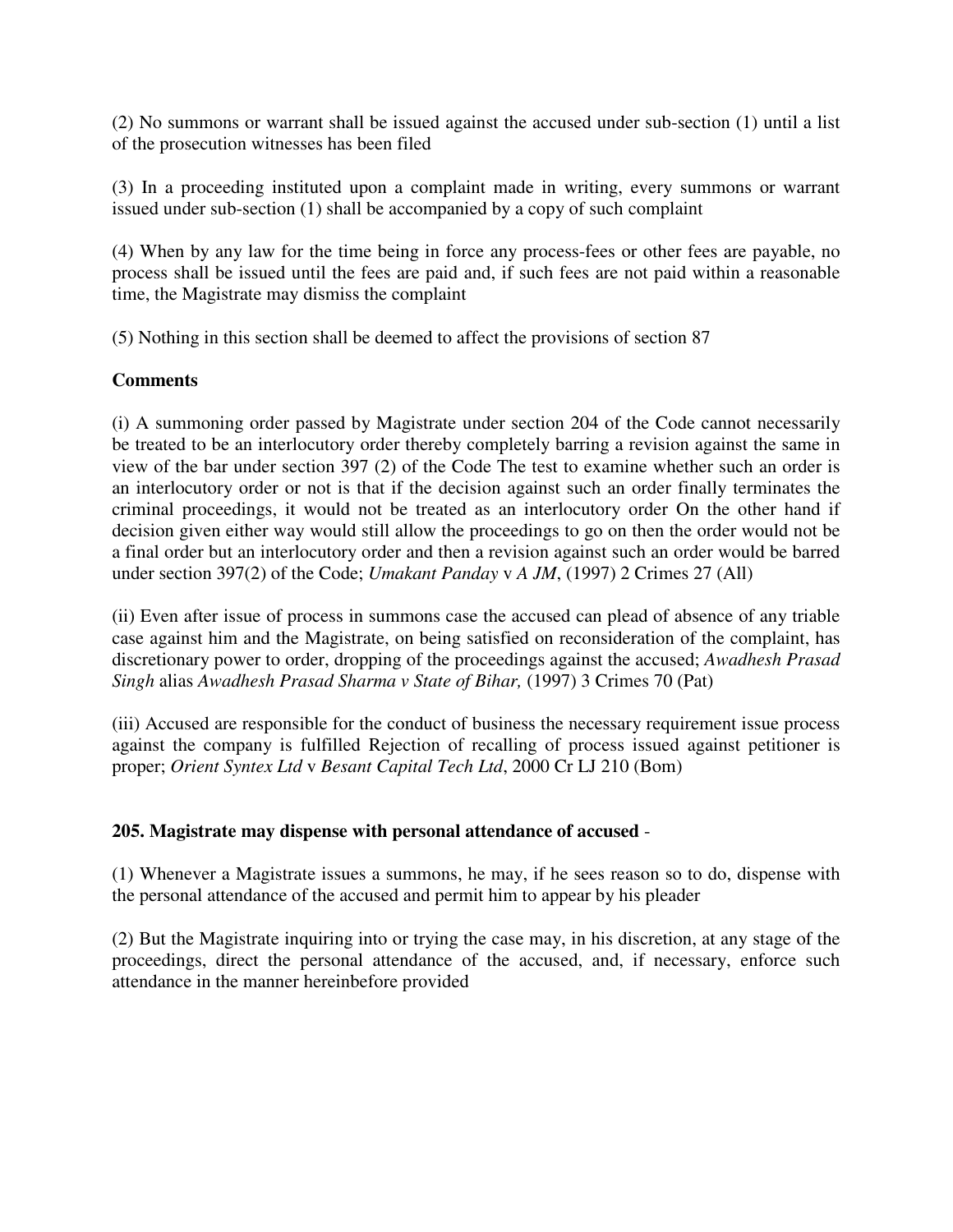(2) No summons or warrant shall be issued against the accused under sub-section (1) until a list of the prosecution witnesses has been filed

(3) In a proceeding instituted upon a complaint made in writing, every summons or warrant issued under sub-section (1) shall be accompanied by a copy of such complaint

(4) When by any law for the time being in force any process-fees or other fees are payable, no process shall be issued until the fees are paid and, if such fees are not paid within a reasonable time, the Magistrate may dismiss the complaint

(5) Nothing in this section shall be deemed to affect the provisions of section 87

**Comments**

(i) A summoning order passed by Magistrate under section 204 of the Code cannot necessarily be treated to be an interlocutory order thereby completely barring a revision against the same in view of the bar under section 397 (2) of the Code The test to examine whether such an order is an interlocutory order or not is that if the decision against such an order finally terminates the criminal proceedings, it would not be treated as an interlocutory order On the other hand if decision given either way would still allow the proceedings to go on then the order would not be a final order but an interlocutory order and then a revision against such an order would be barred under section 397(2) of the Code; *Umakant Panday* v *A JM*, (1997) 2 Crimes 27 (All)

(ii) Even after issue of process in summons case the accused can plead of absence of any triable case against him and the Magistrate, on being satisfied on reconsideration of the complaint, has discretionary power to order, dropping of the proceedings against the accused; *Awadhesh Prasad Singh* alias *Awadhesh Prasad Sharma v State of Bihar,* (1997) 3 Crimes 70 (Pat)

(iii) Accused are responsible for the conduct of business the necessary requirement issue process against the company is fulfilled Rejection of recalling of process issued against petitioner is proper; *Orient Syntex Ltd* v *Besant Capital Tech Ltd*, 2000 Cr LJ 210 (Bom)

**205. Magistrate may dispense with personal attendance of accused** -

(1) Whenever a Magistrate issues a summons, he may, if he sees reason so to do, dispense with the personal attendance of the accused and permit him to appear by his pleader

(2) But the Magistrate inquiring into or trying the case may, in his discretion, at any stage of the proceedings, direct the personal attendance of the accused, and, if necessary, enforce such attendance in the manner hereinbefore provided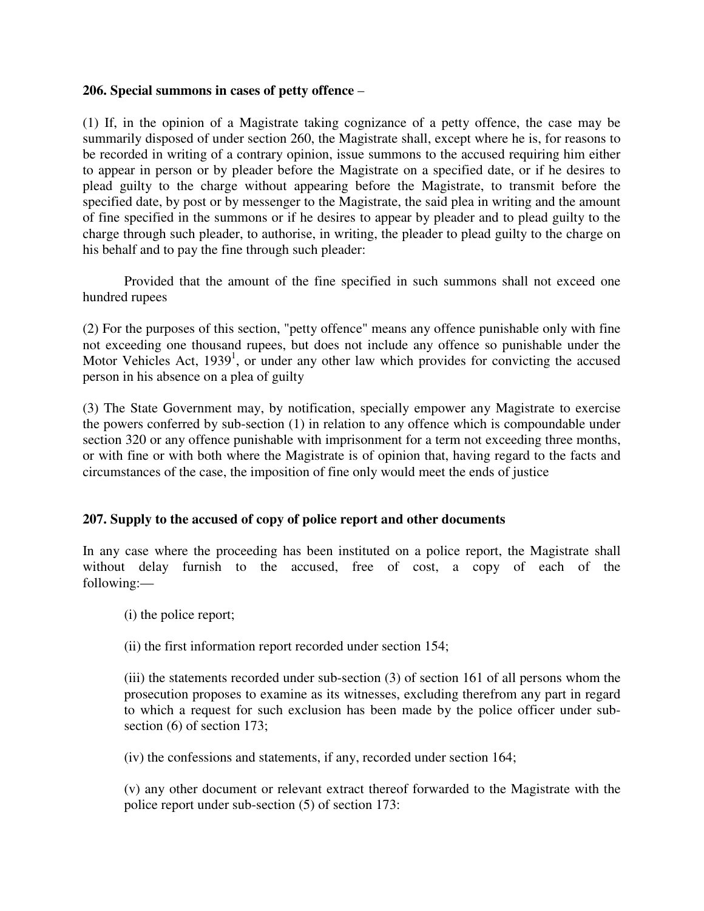**206. Special summons in cases of petty offence** –

(1) If, in the opinion of a Magistrate taking cognizance of a petty offence, the case may be summarily disposed of under section 260, the Magistrate shall, except where he is, for reasons to be recorded in writing of a contrary opinion, issue summons to the accused requiring him either to appear in person or by pleader before the Magistrate on a specified date, or if he desires to plead guilty to the charge without appearing before the Magistrate, to transmit before the specified date, by post or by messenger to the Magistrate, the said plea in writing and the amount of fine specified in the summons or if he desires to appear by pleader and to plead guilty to the charge through such pleader, to authorise, in writing, the pleader to plead guilty to the charge on his behalf and to pay the fine through such pleader:

Provided that the amount of the fine specified in such summons shall not exceed one hundred rupees

(2) For the purposes of this section, "petty offence" means any offence punishable only with fine not exceeding one thousand rupees, but does not include any offence so punishable under the Motor Vehicles Act, 1939[1], or under any other law which provides for convicting the accused person in his absence on a plea of guilty

(3) The State Government may, by notification, specially empower any Magistrate to exercise the powers conferred by sub-section (1) in relation to any offence which is compoundable under section 320 or any offence punishable with imprisonment for a term not exceeding three months, or with fine or with both where the Magistrate is of opinion that, having regard to the facts and circumstances of the case, the imposition of fine only would meet the ends of justice

**207. Supply to the accused of copy of police report and other documents**

In any case where the proceeding has been instituted on a police report, the Magistrate shall without delay furnish to the accused, free of cost, a copy of each of the following:—

(i) the police report;

(ii) the first information report recorded under section 154;

(iii) the statements recorded under sub-section (3) of section 161 of all persons whom the prosecution proposes to examine as its witnesses, excluding therefrom any part in regard to which a request for such exclusion has been made by the police officer under sub-section (6) of section 173;

(iv) the confessions and statements, if any, recorded under section 164;

(v) any other document or relevant extract thereof forwarded to the Magistrate with the police report under sub-section (5) of section 173: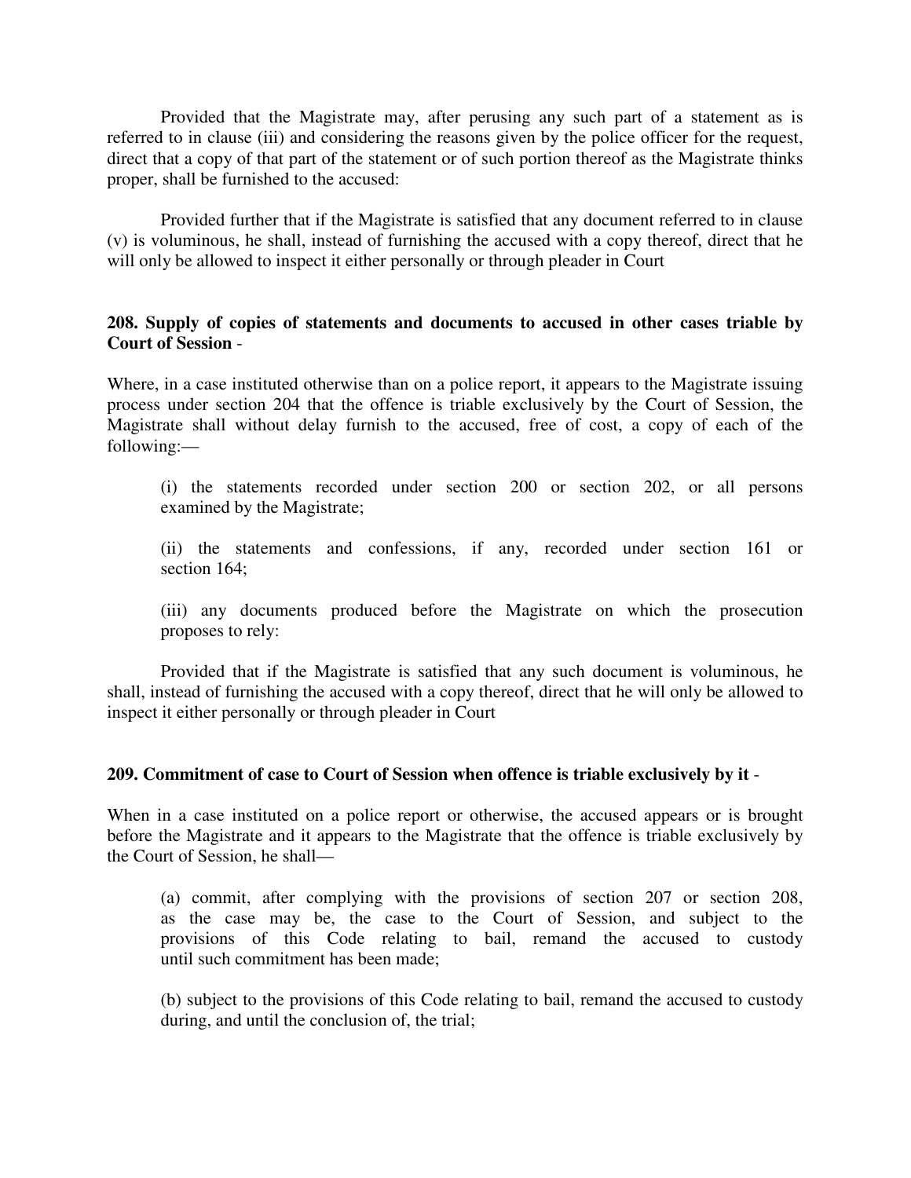Provided that the Magistrate may, after perusing any such part of a statement as is referred to in clause (iii) and considering the reasons given by the police officer for the request, direct that a copy of that part of the statement or of such portion thereof as the Magistrate thinks proper, shall be furnished to the accused:

Provided further that if the Magistrate is satisfied that any document referred to in clause (v) is voluminous, he shall, instead of furnishing the accused with a copy thereof, direct that he will only be allowed to inspect it either personally or through pleader in Court

**208. Supply of copies of statements and documents to accused in other cases triable by Court of Session** -

Where, in a case instituted otherwise than on a police report, it appears to the Magistrate issuing process under section 204 that the offence is triable exclusively by the Court of Session, the Magistrate shall without delay furnish to the accused, free of cost, a copy of each of the following:—

(i) the statements recorded under section 200 or section 202, or all persons examined by the Magistrate;

(ii) the statements and confessions, if any, recorded under section 161 or section 164;

(iii) any documents produced before the Magistrate on which the prosecution proposes to rely:

Provided that if the Magistrate is satisfied that any such document is voluminous, he shall, instead of furnishing the accused with a copy thereof, direct that he will only be allowed to inspect it either personally or through pleader in Court

**209. Commitment of case to Court of Session when offence is triable exclusively by it** -

When in a case instituted on a police report or otherwise, the accused appears or is brought before the Magistrate and it appears to the Magistrate that the offence is triable exclusively by the Court of Session, he shall—

(a) commit, after complying with the provisions of section 207 or section 208, as the case may be, the case to the Court of Session, and subject to the provisions of this Code relating to bail, remand the accused to custody until such commitment has been made;

(b) subject to the provisions of this Code relating to bail, remand the accused to custody during, and until the conclusion of, the trial;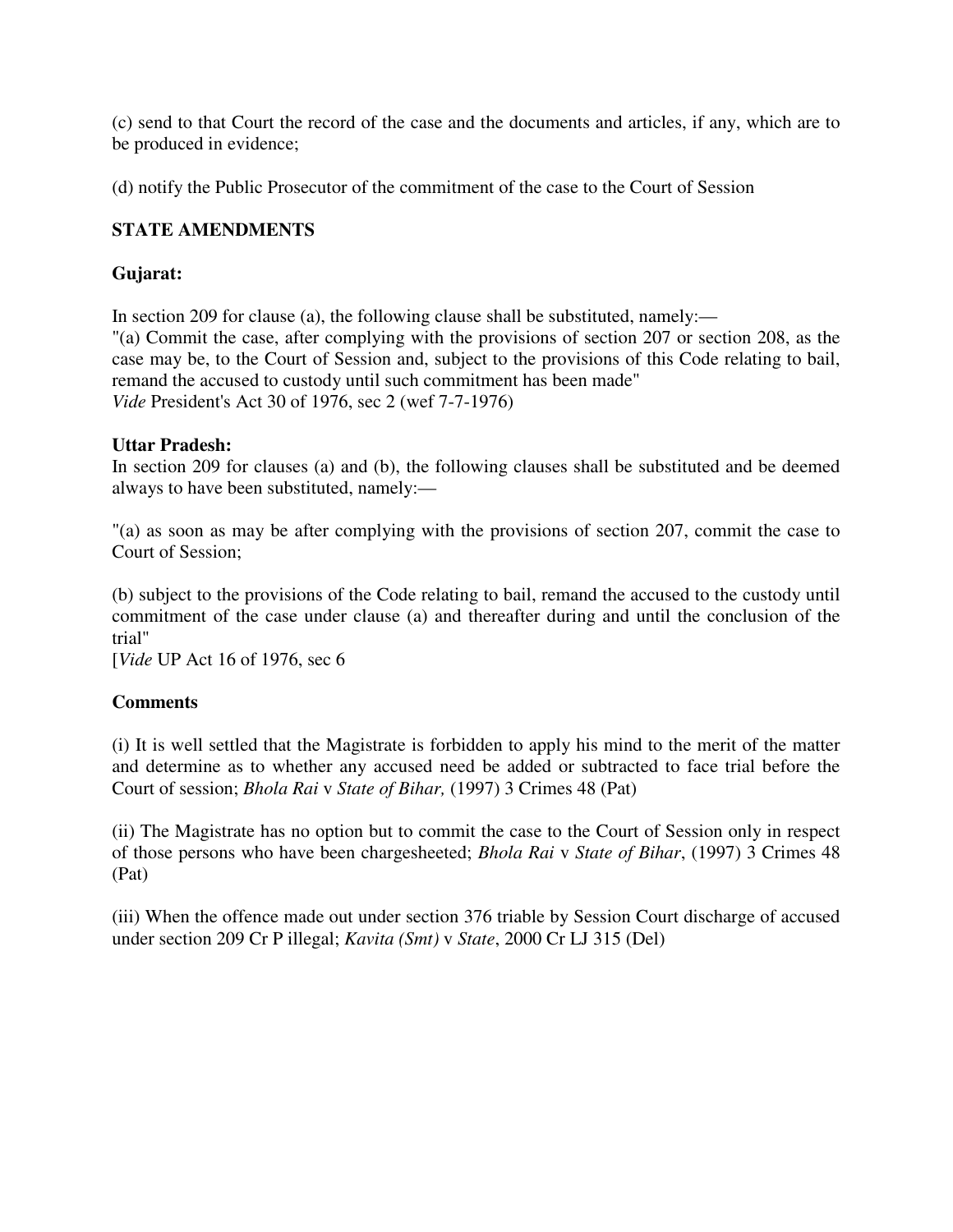(c) send to that Court the record of the case and the documents and articles, if any, which are to be produced in evidence;

(d) notify the Public Prosecutor of the commitment of the case to the Court of Session

**STATE AMENDMENTS**

**Gujarat:**

In section 209 for clause (a), the following clause shall be substituted, namely:—
"(a) Commit the case, after complying with the provisions of section 207 or section 208, as the case may be, to the Court of Session and, subject to the provisions of this Code relating to bail, remand the accused to custody until such commitment has been made"
*Vide* President's Act 30 of 1976, sec 2 (wef 7-7-1976)

**Uttar Pradesh:**
In section 209 for clauses (a) and (b), the following clauses shall be substituted and be deemed always to have been substituted, namely:—

"(a) as soon as may be after complying with the provisions of section 207, commit the case to Court of Session;

(b) subject to the provisions of the Code relating to bail, remand the accused to the custody until commitment of the case under clause (a) and thereafter during and until the conclusion of the trial"
[*Vide* UP Act 16 of 1976, sec 6

**Comments**

(i) It is well settled that the Magistrate is forbidden to apply his mind to the merit of the matter and determine as to whether any accused need be added or subtracted to face trial before the Court of session; *Bhola Rai* v *State of Bihar,* (1997) 3 Crimes 48 (Pat)

(ii) The Magistrate has no option but to commit the case to the Court of Session only in respect of those persons who have been chargesheeted; *Bhola Rai* v *State of Bihar*, (1997) 3 Crimes 48 (Pat)

(iii) When the offence made out under section 376 triable by Session Court discharge of accused under section 209 Cr P illegal; *Kavita (Smt)* v *State*, 2000 Cr LJ 315 (Del)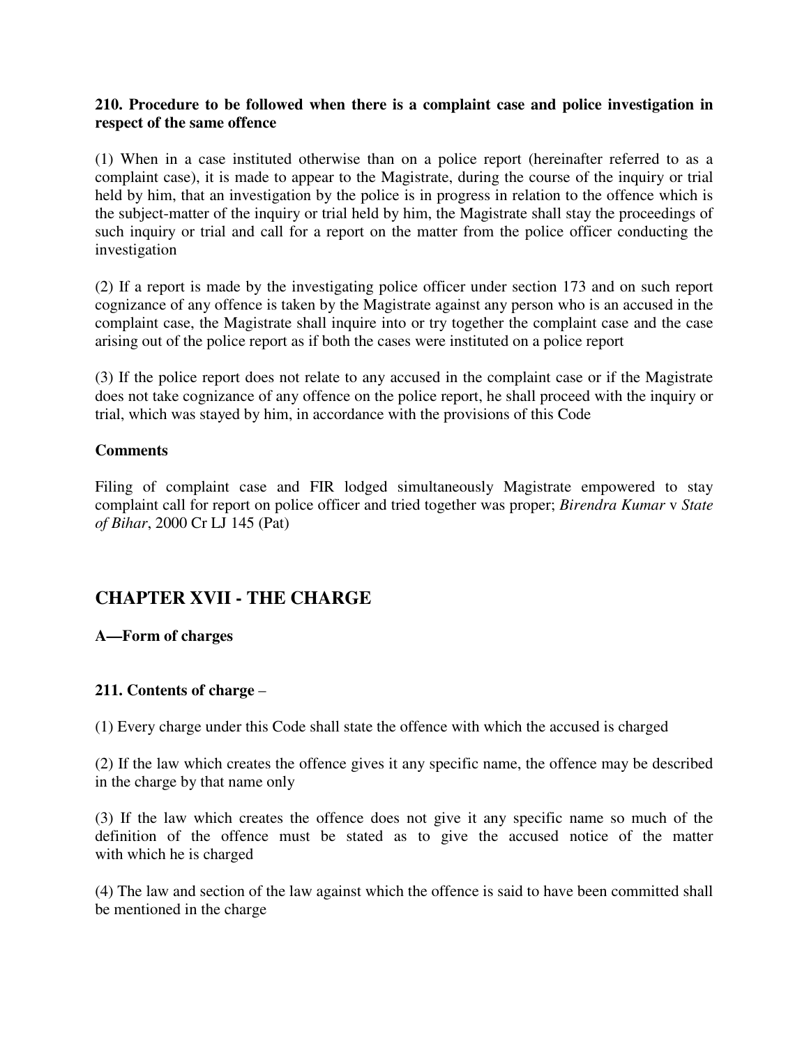**210. Procedure to be followed when there is a complaint case and police investigation in respect of the same offence**

(1) When in a case instituted otherwise than on a police report (hereinafter referred to as a complaint case), it is made to appear to the Magistrate, during the course of the inquiry or trial held by him, that an investigation by the police is in progress in relation to the offence which is the subject-matter of the inquiry or trial held by him, the Magistrate shall stay the proceedings of such inquiry or trial and call for a report on the matter from the police officer conducting the investigation

(2) If a report is made by the investigating police officer under section 173 and on such report cognizance of any offence is taken by the Magistrate against any person who is an accused in the complaint case, the Magistrate shall inquire into or try together the complaint case and the case arising out of the police report as if both the cases were instituted on a police report

(3) If the police report does not relate to any accused in the complaint case or if the Magistrate does not take cognizance of any offence on the police report, he shall proceed with the inquiry or trial, which was stayed by him, in accordance with the provisions of this Code

**Comments**

Filing of complaint case and FIR lodged simultaneously Magistrate empowered to stay complaint call for report on police officer and tried together was proper; *Birendra Kumar* v *State of Bihar*, 2000 Cr LJ 145 (Pat)

## CHAPTER XVII - THE CHARGE

**A—Form of charges**

**211. Contents of charge** –

(1) Every charge under this Code shall state the offence with which the accused is charged

(2) If the law which creates the offence gives it any specific name, the offence may be described in the charge by that name only

(3) If the law which creates the offence does not give it any specific name so much of the definition of the offence must be stated as to give the accused notice of the matter with which he is charged

(4) The law and section of the law against which the offence is said to have been committed shall be mentioned in the charge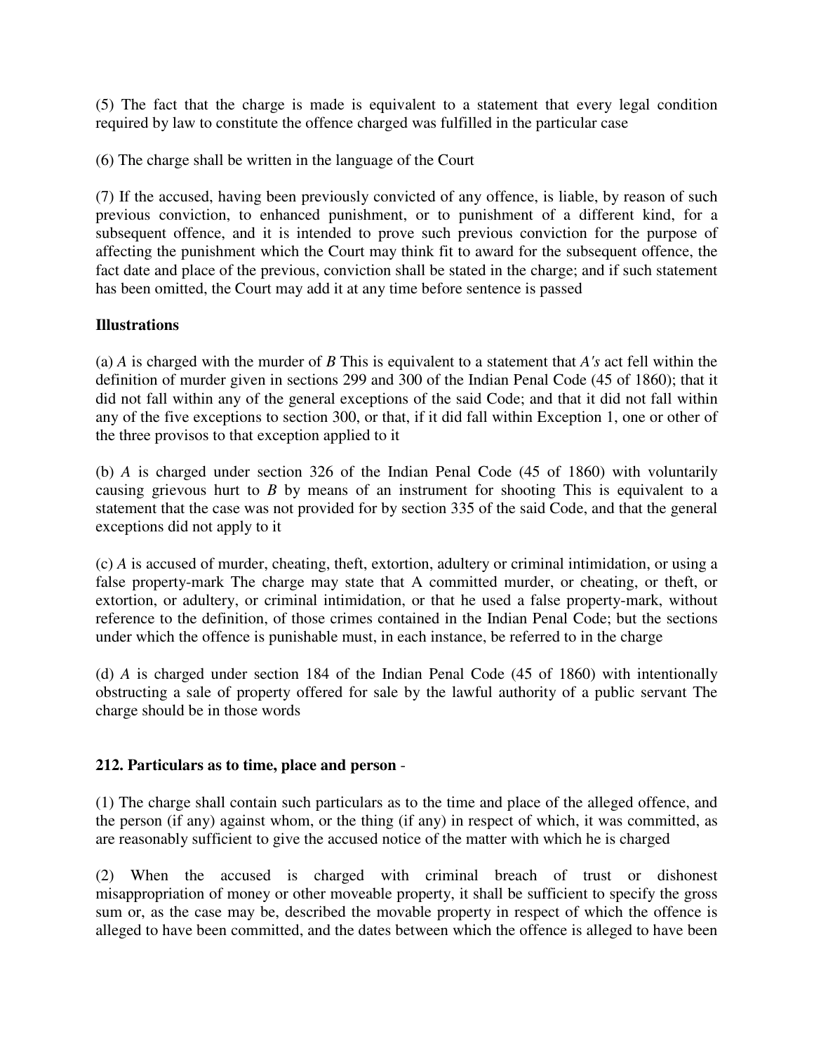(5) The fact that the charge is made is equivalent to a statement that every legal condition required by law to constitute the offence charged was fulfilled in the particular case

(6) The charge shall be written in the language of the Court

(7) If the accused, having been previously convicted of any offence, is liable, by reason of such previous conviction, to enhanced punishment, or to punishment of a different kind, for a subsequent offence, and it is intended to prove such previous conviction for the purpose of affecting the punishment which the Court may think fit to award for the subsequent offence, the fact date and place of the previous, conviction shall be stated in the charge; and if such statement has been omitted, the Court may add it at any time before sentence is passed

**Illustrations**

(a) *A* is charged with the murder of *B* This is equivalent to a statement that *A's* act fell within the definition of murder given in sections 299 and 300 of the Indian Penal Code (45 of 1860); that it did not fall within any of the general exceptions of the said Code; and that it did not fall within any of the five exceptions to section 300, or that, if it did fall within Exception 1, one or other of the three provisos to that exception applied to it

(b) *A* is charged under section 326 of the Indian Penal Code (45 of 1860) with voluntarily causing grievous hurt to *B* by means of an instrument for shooting This is equivalent to a statement that the case was not provided for by section 335 of the said Code, and that the general exceptions did not apply to it

(c) *A* is accused of murder, cheating, theft, extortion, adultery or criminal intimidation, or using a false property-mark The charge may state that A committed murder, or cheating, or theft, or extortion, or adultery, or criminal intimidation, or that he used a false property-mark, without reference to the definition, of those crimes contained in the Indian Penal Code; but the sections under which the offence is punishable must, in each instance, be referred to in the charge

(d) *A* is charged under section 184 of the Indian Penal Code (45 of 1860) with intentionally obstructing a sale of property offered for sale by the lawful authority of a public servant The charge should be in those words

**212. Particulars as to time, place and person** -

(1) The charge shall contain such particulars as to the time and place of the alleged offence, and the person (if any) against whom, or the thing (if any) in respect of which, it was committed, as are reasonably sufficient to give the accused notice of the matter with which he is charged

(2) When the accused is charged with criminal breach of trust or dishonest misappropriation of money or other moveable property, it shall be sufficient to specify the gross sum or, as the case may be, described the movable property in respect of which the offence is alleged to have been committed, and the dates between which the offence is alleged to have been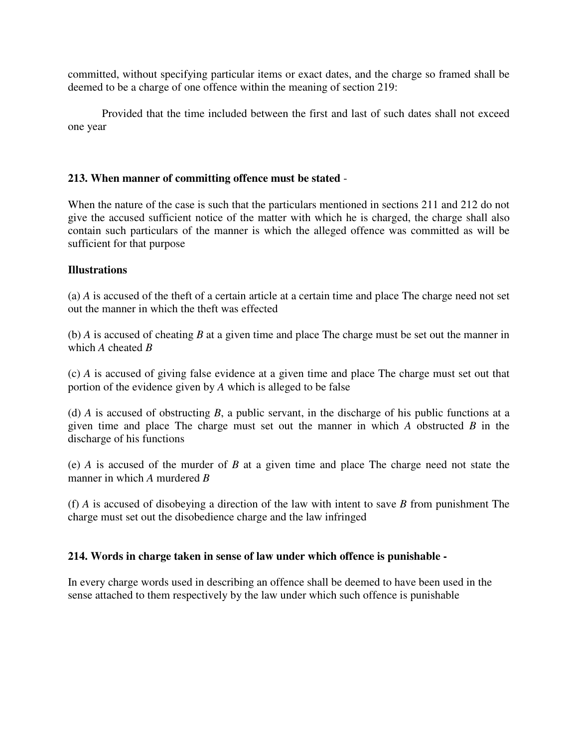committed, without specifying particular items or exact dates, and the charge so framed shall be deemed to be a charge of one offence within the meaning of section 219:

Provided that the time included between the first and last of such dates shall not exceed one year

**213. When manner of committing offence must be stated** -

When the nature of the case is such that the particulars mentioned in sections 211 and 212 do not give the accused sufficient notice of the matter with which he is charged, the charge shall also contain such particulars of the manner is which the alleged offence was committed as will be sufficient for that purpose

**Illustrations**

(a) *A* is accused of the theft of a certain article at a certain time and place The charge need not set out the manner in which the theft was effected

(b) *A* is accused of cheating *B* at a given time and place The charge must be set out the manner in which *A* cheated *B*

(c) *A* is accused of giving false evidence at a given time and place The charge must set out that portion of the evidence given by *A* which is alleged to be false

(d) *A* is accused of obstructing *B*, a public servant, in the discharge of his public functions at a given time and place The charge must set out the manner in which *A* obstructed *B* in the discharge of his functions

(e) *A* is accused of the murder of *B* at a given time and place The charge need not state the manner in which *A* murdered *B*

(f) *A* is accused of disobeying a direction of the law with intent to save *B* from punishment The charge must set out the disobedience charge and the law infringed

**214. Words in charge taken in sense of law under which offence is punishable -**

In every charge words used in describing an offence shall be deemed to have been used in the sense attached to them respectively by the law under which such offence is punishable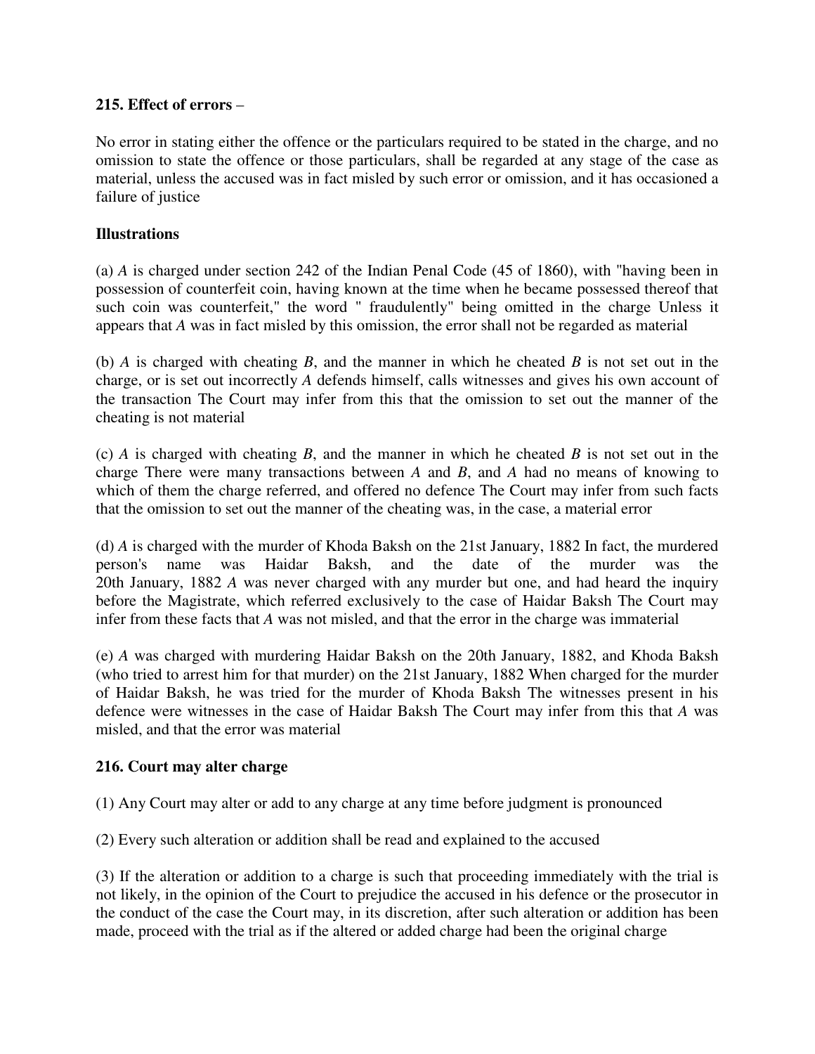**215. Effect of errors** –

No error in stating either the offence or the particulars required to be stated in the charge, and no omission to state the offence or those particulars, shall be regarded at any stage of the case as material, unless the accused was in fact misled by such error or omission, and it has occasioned a failure of justice

**Illustrations**

(a) *A* is charged under section 242 of the Indian Penal Code (45 of 1860), with "having been in possession of counterfeit coin, having known at the time when he became possessed thereof that such coin was counterfeit," the word " fraudulently" being omitted in the charge Unless it appears that *A* was in fact misled by this omission, the error shall not be regarded as material

(b) *A* is charged with cheating *B*, and the manner in which he cheated *B* is not set out in the charge, or is set out incorrectly *A* defends himself, calls witnesses and gives his own account of the transaction The Court may infer from this that the omission to set out the manner of the cheating is not material

(c) *A* is charged with cheating *B*, and the manner in which he cheated *B* is not set out in the charge There were many transactions between *A* and *B*, and *A* had no means of knowing to which of them the charge referred, and offered no defence The Court may infer from such facts that the omission to set out the manner of the cheating was, in the case, a material error

(d) *A* is charged with the murder of Khoda Baksh on the 21st January, 1882 In fact, the murdered person's name was Haidar Baksh, and the date of the murder was the 20th January, 1882 *A* was never charged with any murder but one, and had heard the inquiry before the Magistrate, which referred exclusively to the case of Haidar Baksh The Court may infer from these facts that *A* was not misled, and that the error in the charge was immaterial

(e) *A* was charged with murdering Haidar Baksh on the 20th January, 1882, and Khoda Baksh (who tried to arrest him for that murder) on the 21st January, 1882 When charged for the murder of Haidar Baksh, he was tried for the murder of Khoda Baksh The witnesses present in his defence were witnesses in the case of Haidar Baksh The Court may infer from this that *A* was misled, and that the error was material

**216. Court may alter charge**

(1) Any Court may alter or add to any charge at any time before judgment is pronounced

(2) Every such alteration or addition shall be read and explained to the accused

(3) If the alteration or addition to a charge is such that proceeding immediately with the trial is not likely, in the opinion of the Court to prejudice the accused in his defence or the prosecutor in the conduct of the case the Court may, in its discretion, after such alteration or addition has been made, proceed with the trial as if the altered or added charge had been the original charge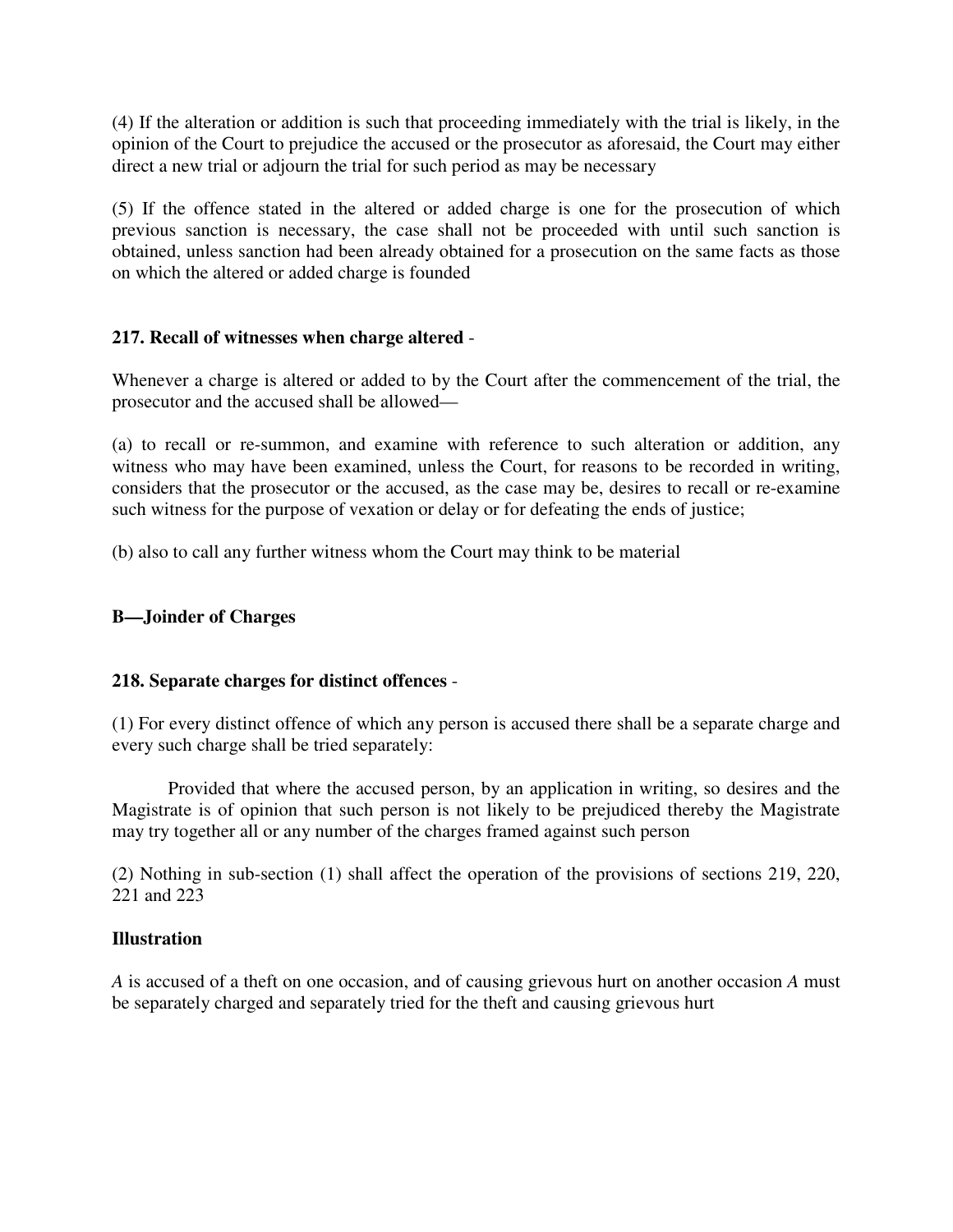(4) If the alteration or addition is such that proceeding immediately with the trial is likely, in the opinion of the Court to prejudice the accused or the prosecutor as aforesaid, the Court may either direct a new trial or adjourn the trial for such period as may be necessary

(5) If the offence stated in the altered or added charge is one for the prosecution of which previous sanction is necessary, the case shall not be proceeded with until such sanction is obtained, unless sanction had been already obtained for a prosecution on the same facts as those on which the altered or added charge is founded

**217. Recall of witnesses when charge altered** -

Whenever a charge is altered or added to by the Court after the commencement of the trial, the prosecutor and the accused shall be allowed—

(a) to recall or re-summon, and examine with reference to such alteration or addition, any witness who may have been examined, unless the Court, for reasons to be recorded in writing, considers that the prosecutor or the accused, as the case may be, desires to recall or re-examine such witness for the purpose of vexation or delay or for defeating the ends of justice;

(b) also to call any further witness whom the Court may think to be material

**B—Joinder of Charges**

**218. Separate charges for distinct offences** -

(1) For every distinct offence of which any person is accused there shall be a separate charge and every such charge shall be tried separately:

Provided that where the accused person, by an application in writing, so desires and the Magistrate is of opinion that such person is not likely to be prejudiced thereby the Magistrate may try together all or any number of the charges framed against such person

(2) Nothing in sub-section (1) shall affect the operation of the provisions of sections 219, 220, 221 and 223

**Illustration**

*A* is accused of a theft on one occasion, and of causing grievous hurt on another occasion *A* must be separately charged and separately tried for the theft and causing grievous hurt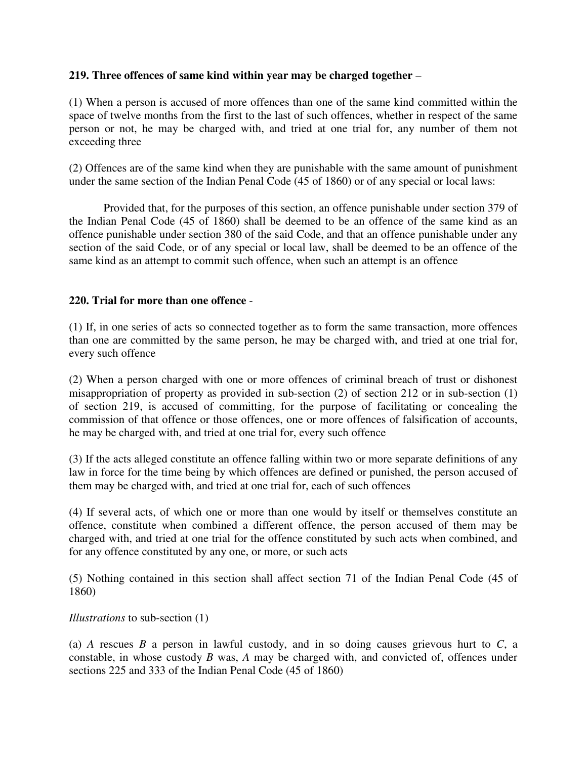**219. Three offences of same kind within year may be charged together** –

(1) When a person is accused of more offences than one of the same kind committed within the space of twelve months from the first to the last of such offences, whether in respect of the same person or not, he may be charged with, and tried at one trial for, any number of them not exceeding three

(2) Offences are of the same kind when they are punishable with the same amount of punishment under the same section of the Indian Penal Code (45 of 1860) or of any special or local laws:

Provided that, for the purposes of this section, an offence punishable under section 379 of the Indian Penal Code (45 of 1860) shall be deemed to be an offence of the same kind as an offence punishable under section 380 of the said Code, and that an offence punishable under any section of the said Code, or of any special or local law, shall be deemed to be an offence of the same kind as an attempt to commit such offence, when such an attempt is an offence

**220. Trial for more than one offence** -

(1) If, in one series of acts so connected together as to form the same transaction, more offences than one are committed by the same person, he may be charged with, and tried at one trial for, every such offence

(2) When a person charged with one or more offences of criminal breach of trust or dishonest misappropriation of property as provided in sub-section (2) of section 212 or in sub-section (1) of section 219, is accused of committing, for the purpose of facilitating or concealing the commission of that offence or those offences, one or more offences of falsification of accounts, he may be charged with, and tried at one trial for, every such offence

(3) If the acts alleged constitute an offence falling within two or more separate definitions of any law in force for the time being by which offences are defined or punished, the person accused of them may be charged with, and tried at one trial for, each of such offences

(4) If several acts, of which one or more than one would by itself or themselves constitute an offence, constitute when combined a different offence, the person accused of them may be charged with, and tried at one trial for the offence constituted by such acts when combined, and for any offence constituted by any one, or more, or such acts

(5) Nothing contained in this section shall affect section 71 of the Indian Penal Code (45 of 1860)

*Illustrations* to sub-section (1)

(a) *A* rescues *B* a person in lawful custody, and in so doing causes grievous hurt to *C*, a constable, in whose custody *B* was, *A* may be charged with, and convicted of, offences under sections 225 and 333 of the Indian Penal Code (45 of 1860)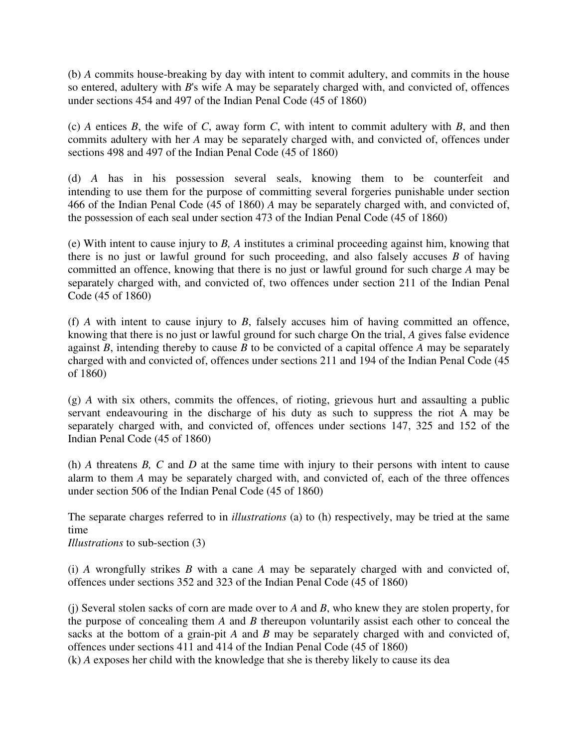(b) *A* commits house-breaking by day with intent to commit adultery, and commits in the house so entered, adultery with *B*'s wife A may be separately charged with, and convicted of, offences under sections 454 and 497 of the Indian Penal Code (45 of 1860)

(c) *A* entices *B*, the wife of *C*, away form *C*, with intent to commit adultery with *B*, and then commits adultery with her *A* may be separately charged with, and convicted of, offences under sections 498 and 497 of the Indian Penal Code (45 of 1860)

(d) *A* has in his possession several seals, knowing them to be counterfeit and intending to use them for the purpose of committing several forgeries punishable under section 466 of the Indian Penal Code (45 of 1860) *A* may be separately charged with, and convicted of, the possession of each seal under section 473 of the Indian Penal Code (45 of 1860)

(e) With intent to cause injury to *B, A* institutes a criminal proceeding against him, knowing that there is no just or lawful ground for such proceeding, and also falsely accuses *B* of having committed an offence, knowing that there is no just or lawful ground for such charge *A* may be separately charged with, and convicted of, two offences under section 211 of the Indian Penal Code (45 of 1860)

(f) *A* with intent to cause injury to *B*, falsely accuses him of having committed an offence, knowing that there is no just or lawful ground for such charge On the trial, *A* gives false evidence against *B*, intending thereby to cause *B* to be convicted of a capital offence *A* may be separately charged with and convicted of, offences under sections 211 and 194 of the Indian Penal Code (45 of 1860)

(g) *A* with six others, commits the offences, of rioting, grievous hurt and assaulting a public servant endeavouring in the discharge of his duty as such to suppress the riot A may be separately charged with, and convicted of, offences under sections 147, 325 and 152 of the Indian Penal Code (45 of 1860)

(h) *A* threatens *B, C* and *D* at the same time with injury to their persons with intent to cause alarm to them *A* may be separately charged with, and convicted of, each of the three offences under section 506 of the Indian Penal Code (45 of 1860)

The separate charges referred to in *illustrations* (a) to (h) respectively, may be tried at the same time

*Illustrations* to sub-section (3)

(i) *A* wrongfully strikes *B* with a cane *A* may be separately charged with and convicted of, offences under sections 352 and 323 of the Indian Penal Code (45 of 1860)

(j) Several stolen sacks of corn are made over to *A* and *B*, who knew they are stolen property, for the purpose of concealing them *A* and *B* thereupon voluntarily assist each other to conceal the sacks at the bottom of a grain-pit *A* and *B* may be separately charged with and convicted of, offences under sections 411 and 414 of the Indian Penal Code (45 of 1860)

(k) *A* exposes her child with the knowledge that she is thereby likely to cause its dea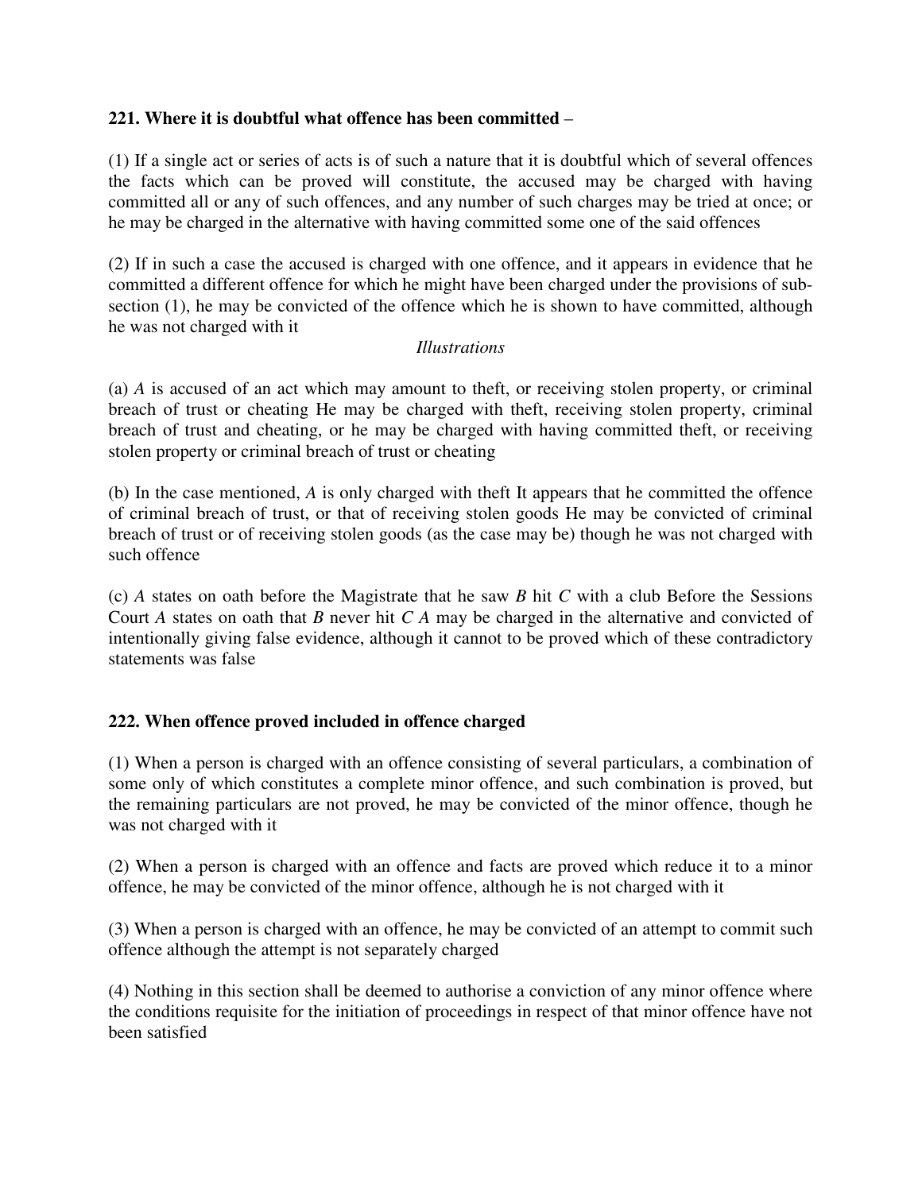**221. Where it is doubtful what offence has been committed** –

(1) If a single act or series of acts is of such a nature that it is doubtful which of several offences the facts which can be proved will constitute, the accused may be charged with having committed all or any of such offences, and any number of such charges may be tried at once; or he may be charged in the alternative with having committed some one of the said offences

(2) If in such a case the accused is charged with one offence, and it appears in evidence that he committed a different offence for which he might have been charged under the provisions of sub-section (1), he may be convicted of the offence which he is shown to have committed, although he was not charged with it

*Illustrations*

(a) *A* is accused of an act which may amount to theft, or receiving stolen property, or criminal breach of trust or cheating He may be charged with theft, receiving stolen property, criminal breach of trust and cheating, or he may be charged with having committed theft, or receiving stolen property or criminal breach of trust or cheating

(b) In the case mentioned, *A* is only charged with theft It appears that he committed the offence of criminal breach of trust, or that of receiving stolen goods He may be convicted of criminal breach of trust or of receiving stolen goods (as the case may be) though he was not charged with such offence

(c) *A* states on oath before the Magistrate that he saw *B* hit *C* with a club Before the Sessions Court *A* states on oath that *B* never hit *C A* may be charged in the alternative and convicted of intentionally giving false evidence, although it cannot to be proved which of these contradictory statements was false

**222. When offence proved included in offence charged**

(1) When a person is charged with an offence consisting of several particulars, a combination of some only of which constitutes a complete minor offence, and such combination is proved, but the remaining particulars are not proved, he may be convicted of the minor offence, though he was not charged with it

(2) When a person is charged with an offence and facts are proved which reduce it to a minor offence, he may be convicted of the minor offence, although he is not charged with it

(3) When a person is charged with an offence, he may be convicted of an attempt to commit such offence although the attempt is not separately charged

(4) Nothing in this section shall be deemed to authorise a conviction of any minor offence where the conditions requisite for the initiation of proceedings in respect of that minor offence have not been satisfied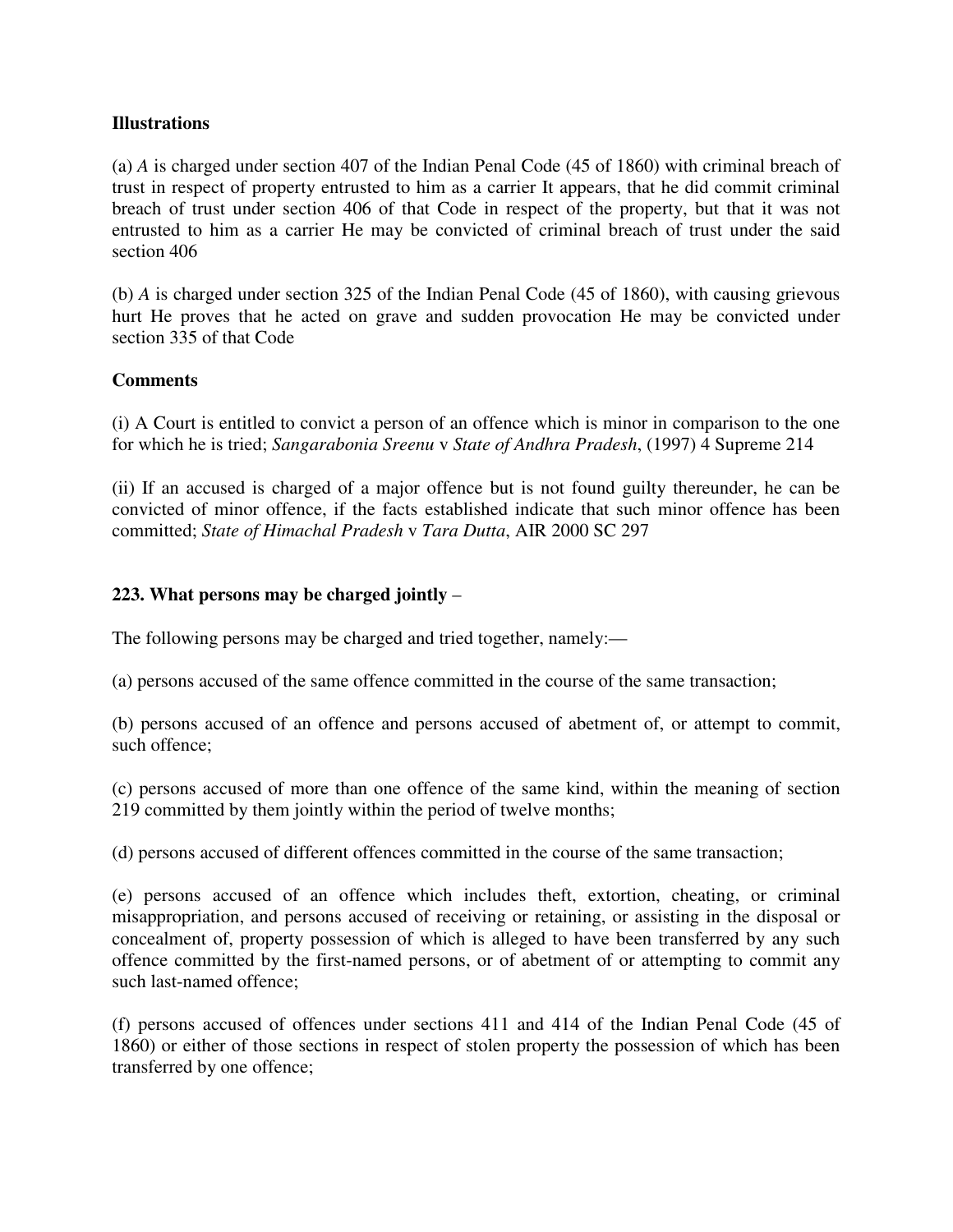**Illustrations**

(a) *A* is charged under section 407 of the Indian Penal Code (45 of 1860) with criminal breach of trust in respect of property entrusted to him as a carrier It appears, that he did commit criminal breach of trust under section 406 of that Code in respect of the property, but that it was not entrusted to him as a carrier He may be convicted of criminal breach of trust under the said section 406

(b) *A* is charged under section 325 of the Indian Penal Code (45 of 1860), with causing grievous hurt He proves that he acted on grave and sudden provocation He may be convicted under section 335 of that Code

**Comments**

(i) A Court is entitled to convict a person of an offence which is minor in comparison to the one for which he is tried; *Sangarabonia Sreenu* v *State of Andhra Pradesh*, (1997) 4 Supreme 214

(ii) If an accused is charged of a major offence but is not found guilty thereunder, he can be convicted of minor offence, if the facts established indicate that such minor offence has been committed; *State of Himachal Pradesh* v *Tara Dutta*, AIR 2000 SC 297

**223. What persons may be charged jointly** –

The following persons may be charged and tried together, namely:—

(a) persons accused of the same offence committed in the course of the same transaction;

(b) persons accused of an offence and persons accused of abetment of, or attempt to commit, such offence;

(c) persons accused of more than one offence of the same kind, within the meaning of section 219 committed by them jointly within the period of twelve months;

(d) persons accused of different offences committed in the course of the same transaction;

(e) persons accused of an offence which includes theft, extortion, cheating, or criminal misappropriation, and persons accused of receiving or retaining, or assisting in the disposal or concealment of, property possession of which is alleged to have been transferred by any such offence committed by the first-named persons, or of abetment of or attempting to commit any such last-named offence;

(f) persons accused of offences under sections 411 and 414 of the Indian Penal Code (45 of 1860) or either of those sections in respect of stolen property the possession of which has been transferred by one offence;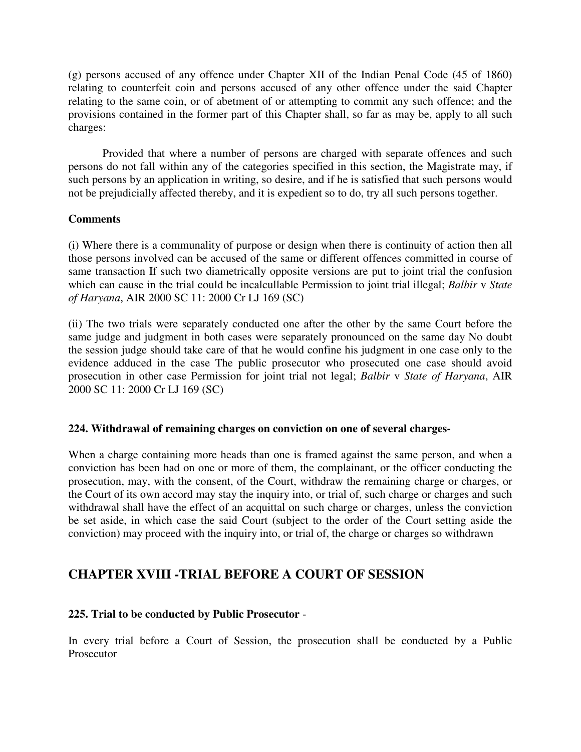(g) persons accused of any offence under Chapter XII of the Indian Penal Code (45 of 1860) relating to counterfeit coin and persons accused of any other offence under the said Chapter relating to the same coin, or of abetment of or attempting to commit any such offence; and the provisions contained in the former part of this Chapter shall, so far as may be, apply to all such charges:

Provided that where a number of persons are charged with separate offences and such persons do not fall within any of the categories specified in this section, the Magistrate may, if such persons by an application in writing, so desire, and if he is satisfied that such persons would not be prejudicially affected thereby, and it is expedient so to do, try all such persons together.

**Comments**

(i) Where there is a communality of purpose or design when there is continuity of action then all those persons involved can be accused of the same or different offences committed in course of same transaction If such two diametrically opposite versions are put to joint trial the confusion which can cause in the trial could be incalcullable Permission to joint trial illegal; *Balbir* v *State of Haryana*, AIR 2000 SC 11: 2000 Cr LJ 169 (SC)

(ii) The two trials were separately conducted one after the other by the same Court before the same judge and judgment in both cases were separately pronounced on the same day No doubt the session judge should take care of that he would confine his judgment in one case only to the evidence adduced in the case The public prosecutor who prosecuted one case should avoid prosecution in other case Permission for joint trial not legal; *Balbir* v *State of Haryana*, AIR 2000 SC 11: 2000 Cr LJ 169 (SC)

**224. Withdrawal of remaining charges on conviction on one of several charges-**

When a charge containing more heads than one is framed against the same person, and when a conviction has been had on one or more of them, the complainant, or the officer conducting the prosecution, may, with the consent, of the Court, withdraw the remaining charge or charges, or the Court of its own accord may stay the inquiry into, or trial of, such charge or charges and such withdrawal shall have the effect of an acquittal on such charge or charges, unless the conviction be set aside, in which case the said Court (subject to the order of the Court setting aside the conviction) may proceed with the inquiry into, or trial of, the charge or charges so withdrawn

## CHAPTER XVIII -TRIAL BEFORE A COURT OF SESSION

**225. Trial to be conducted by Public Prosecutor** -

In every trial before a Court of Session, the prosecution shall be conducted by a Public Prosecutor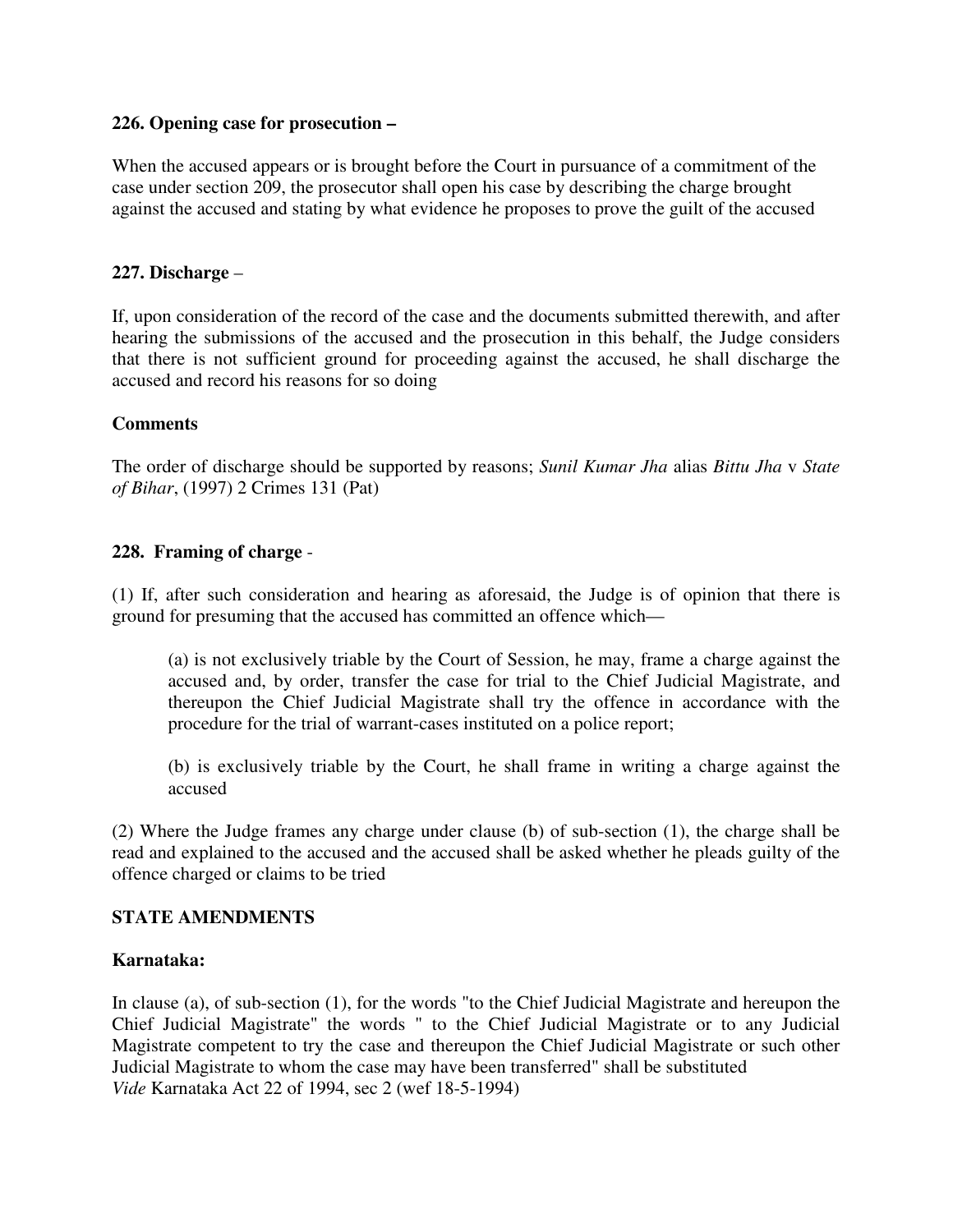**226. Opening case for prosecution –**

When the accused appears or is brought before the Court in pursuance of a commitment of the case under section 209, the prosecutor shall open his case by describing the charge brought against the accused and stating by what evidence he proposes to prove the guilt of the accused

**227. Discharge** –

If, upon consideration of the record of the case and the documents submitted therewith, and after hearing the submissions of the accused and the prosecution in this behalf, the Judge considers that there is not sufficient ground for proceeding against the accused, he shall discharge the accused and record his reasons for so doing

**Comments**

The order of discharge should be supported by reasons; *Sunil Kumar Jha* alias *Bittu Jha* v *State of Bihar*, (1997) 2 Crimes 131 (Pat)

**228. Framing of charge** -

(1) If, after such consideration and hearing as aforesaid, the Judge is of opinion that there is ground for presuming that the accused has committed an offence which—

> (a) is not exclusively triable by the Court of Session, he may, frame a charge against the accused and, by order, transfer the case for trial to the Chief Judicial Magistrate, and thereupon the Chief Judicial Magistrate shall try the offence in accordance with the procedure for the trial of warrant-cases instituted on a police report;
>
> (b) is exclusively triable by the Court, he shall frame in writing a charge against the accused

(2) Where the Judge frames any charge under clause (b) of sub-section (1), the charge shall be read and explained to the accused and the accused shall be asked whether he pleads guilty of the offence charged or claims to be tried

**STATE AMENDMENTS**

**Karnataka:**

In clause (a), of sub-section (1), for the words "to the Chief Judicial Magistrate and hereupon the Chief Judicial Magistrate" the words " to the Chief Judicial Magistrate or to any Judicial Magistrate competent to try the case and thereupon the Chief Judicial Magistrate or such other Judicial Magistrate to whom the case may have been transferred" shall be substituted
*Vide* Karnataka Act 22 of 1994, sec 2 (wef 18-5-1994)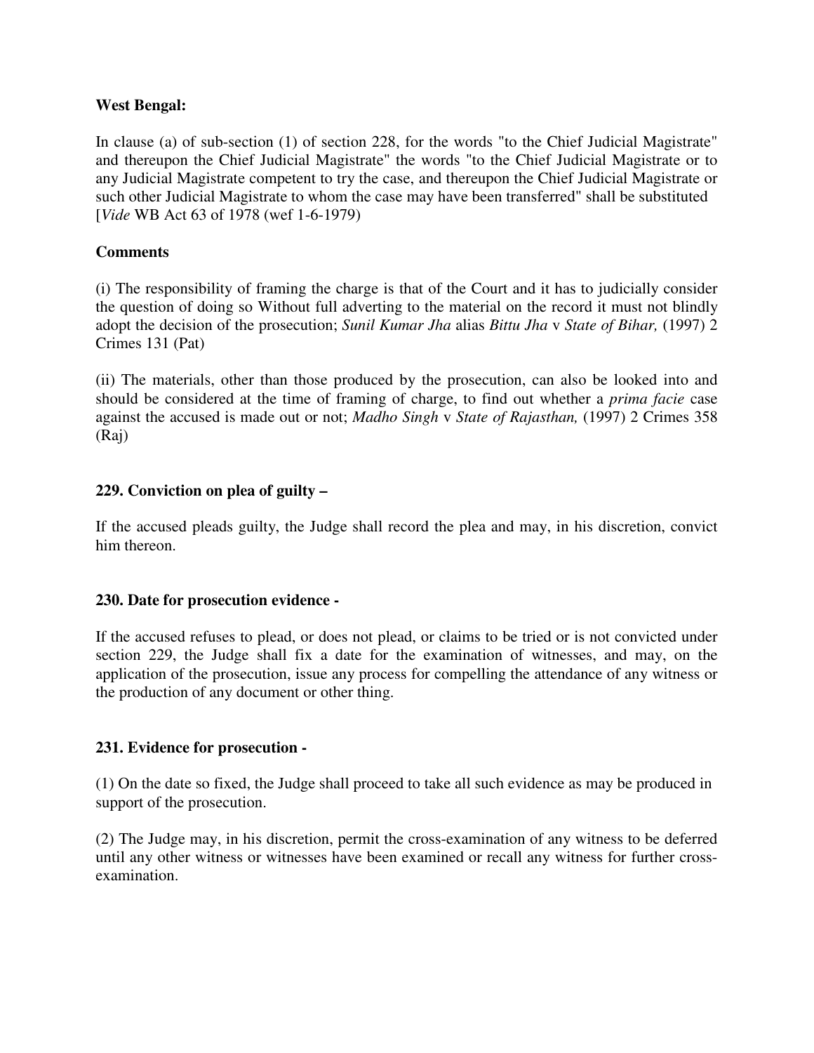**West Bengal:**

In clause (a) of sub-section (1) of section 228, for the words "to the Chief Judicial Magistrate" and thereupon the Chief Judicial Magistrate" the words "to the Chief Judicial Magistrate or to any Judicial Magistrate competent to try the case, and thereupon the Chief Judicial Magistrate or such other Judicial Magistrate to whom the case may have been transferred" shall be substituted [*Vide* WB Act 63 of 1978 (wef 1-6-1979)

**Comments**

(i) The responsibility of framing the charge is that of the Court and it has to judicially consider the question of doing so Without full adverting to the material on the record it must not blindly adopt the decision of the prosecution; *Sunil Kumar Jha* alias *Bittu Jha* v *State of Bihar,* (1997) 2 Crimes 131 (Pat)

(ii) The materials, other than those produced by the prosecution, can also be looked into and should be considered at the time of framing of charge, to find out whether a *prima facie* case against the accused is made out or not; *Madho Singh* v *State of Rajasthan,* (1997) 2 Crimes 358 (Raj)

**229. Conviction on plea of guilty –**

If the accused pleads guilty, the Judge shall record the plea and may, in his discretion, convict him thereon.

**230. Date for prosecution evidence -**

If the accused refuses to plead, or does not plead, or claims to be tried or is not convicted under section 229, the Judge shall fix a date for the examination of witnesses, and may, on the application of the prosecution, issue any process for compelling the attendance of any witness or the production of any document or other thing.

**231. Evidence for prosecution -**

(1) On the date so fixed, the Judge shall proceed to take all such evidence as may be produced in support of the prosecution.

(2) The Judge may, in his discretion, permit the cross-examination of any witness to be deferred until any other witness or witnesses have been examined or recall any witness for further cross-examination.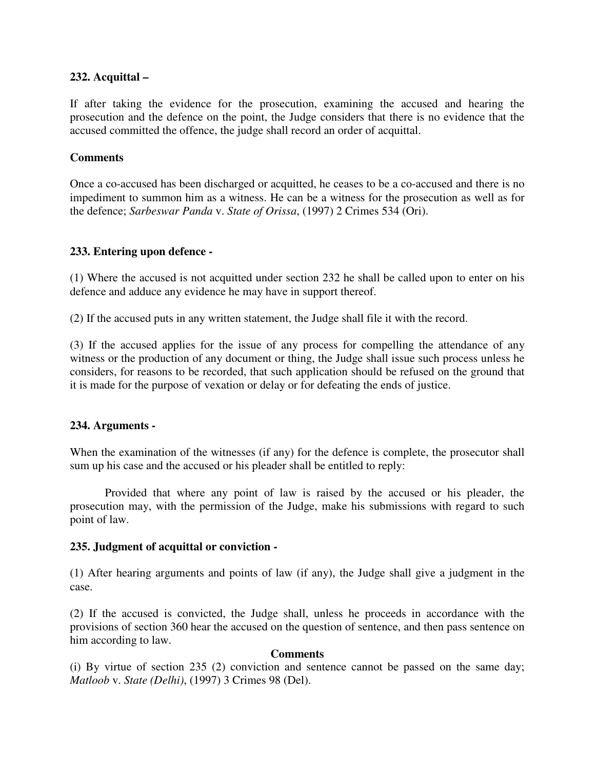**232. Acquittal –**

If after taking the evidence for the prosecution, examining the accused and hearing the prosecution and the defence on the point, the Judge considers that there is no evidence that the accused committed the offence, the judge shall record an order of acquittal.

**Comments**

Once a co-accused has been discharged or acquitted, he ceases to be a co-accused and there is no impediment to summon him as a witness. He can be a witness for the prosecution as well as for the defence; *Sarbeswar Panda* v. *State of Orissa*, (1997) 2 Crimes 534 (Ori).

**233. Entering upon defence -**

(1) Where the accused is not acquitted under section 232 he shall be called upon to enter on his defence and adduce any evidence he may have in support thereof.

(2) If the accused puts in any written statement, the Judge shall file it with the record.

(3) If the accused applies for the issue of any process for compelling the attendance of any witness or the production of any document or thing, the Judge shall issue such process unless he considers, for reasons to be recorded, that such application should be refused on the ground that it is made for the purpose of vexation or delay or for defeating the ends of justice.

**234. Arguments -**

When the examination of the witnesses (if any) for the defence is complete, the prosecutor shall sum up his case and the accused or his pleader shall be entitled to reply:

Provided that where any point of law is raised by the accused or his pleader, the prosecution may, with the permission of the Judge, make his submissions with regard to such point of law.

**235. Judgment of acquittal or conviction -**

(1) After hearing arguments and points of law (if any), the Judge shall give a judgment in the case.

(2) If the accused is convicted, the Judge shall, unless he proceeds in accordance with the provisions of section 360 hear the accused on the question of sentence, and then pass sentence on him according to law.

**Comments**

(i) By virtue of section 235 (2) conviction and sentence cannot be passed on the same day; *Matloob* v. *State (Delhi)*, (1997) 3 Crimes 98 (Del).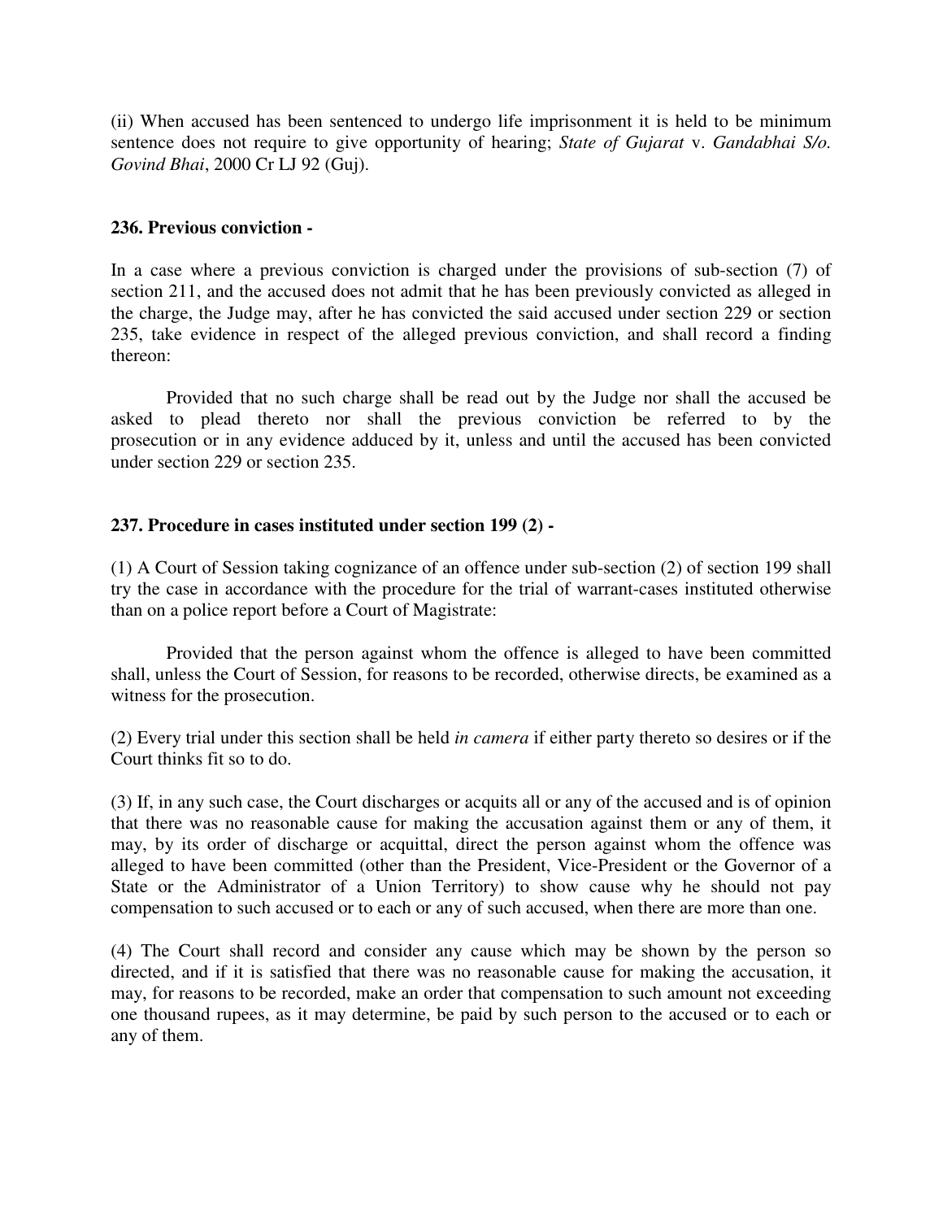(ii) When accused has been sentenced to undergo life imprisonment it is held to be minimum sentence does not require to give opportunity of hearing; *State of Gujarat* v. *Gandabhai S/o. Govind Bhai*, 2000 Cr LJ 92 (Guj).

**236. Previous conviction -**

In a case where a previous conviction is charged under the provisions of sub-section (7) of section 211, and the accused does not admit that he has been previously convicted as alleged in the charge, the Judge may, after he has convicted the said accused under section 229 or section 235, take evidence in respect of the alleged previous conviction, and shall record a finding thereon:

Provided that no such charge shall be read out by the Judge nor shall the accused be asked to plead thereto nor shall the previous conviction be referred to by the prosecution or in any evidence adduced by it, unless and until the accused has been convicted under section 229 or section 235.

**237. Procedure in cases instituted under section 199 (2) -**

(1) A Court of Session taking cognizance of an offence under sub-section (2) of section 199 shall try the case in accordance with the procedure for the trial of warrant-cases instituted otherwise than on a police report before a Court of Magistrate:

Provided that the person against whom the offence is alleged to have been committed shall, unless the Court of Session, for reasons to be recorded, otherwise directs, be examined as a witness for the prosecution.

(2) Every trial under this section shall be held *in camera* if either party thereto so desires or if the Court thinks fit so to do.

(3) If, in any such case, the Court discharges or acquits all or any of the accused and is of opinion that there was no reasonable cause for making the accusation against them or any of them, it may, by its order of discharge or acquittal, direct the person against whom the offence was alleged to have been committed (other than the President, Vice-President or the Governor of a State or the Administrator of a Union Territory) to show cause why he should not pay compensation to such accused or to each or any of such accused, when there are more than one.

(4) The Court shall record and consider any cause which may be shown by the person so directed, and if it is satisfied that there was no reasonable cause for making the accusation, it may, for reasons to be recorded, make an order that compensation to such amount not exceeding one thousand rupees, as it may determine, be paid by such person to the accused or to each or any of them.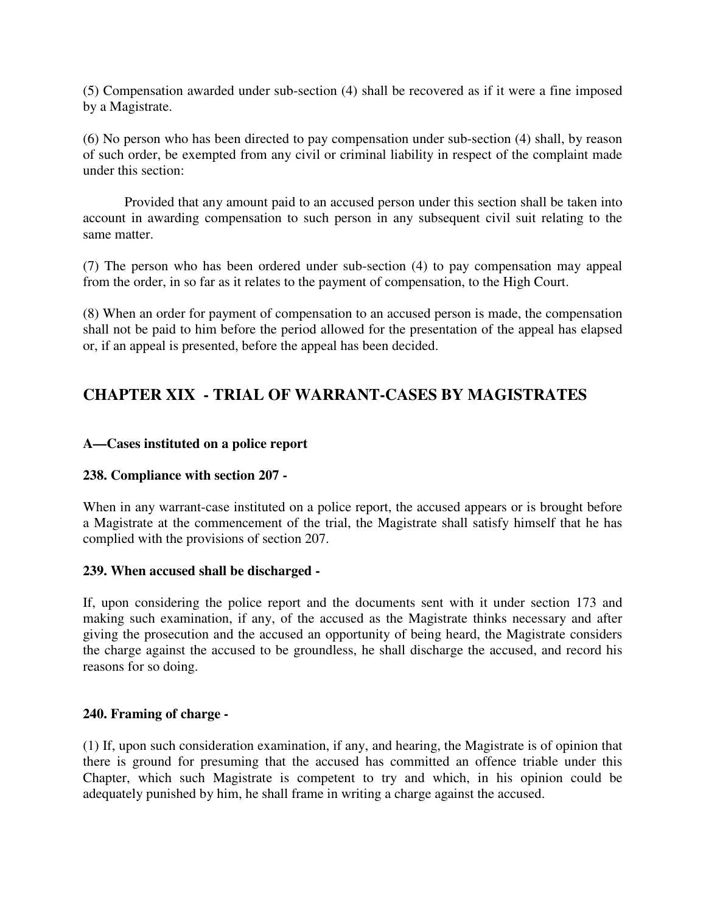(5) Compensation awarded under sub-section (4) shall be recovered as if it were a fine imposed by a Magistrate.

(6) No person who has been directed to pay compensation under sub-section (4) shall, by reason of such order, be exempted from any civil or criminal liability in respect of the complaint made under this section:

Provided that any amount paid to an accused person under this section shall be taken into account in awarding compensation to such person in any subsequent civil suit relating to the same matter.

(7) The person who has been ordered under sub-section (4) to pay compensation may appeal from the order, in so far as it relates to the payment of compensation, to the High Court.

(8) When an order for payment of compensation to an accused person is made, the compensation shall not be paid to him before the period allowed for the presentation of the appeal has elapsed or, if an appeal is presented, before the appeal has been decided.

## CHAPTER XIX - TRIAL OF WARRANT-CASES BY MAGISTRATES

**A—Cases instituted on a police report**

**238. Compliance with section 207 -**

When in any warrant-case instituted on a police report, the accused appears or is brought before a Magistrate at the commencement of the trial, the Magistrate shall satisfy himself that he has complied with the provisions of section 207.

**239. When accused shall be discharged -**

If, upon considering the police report and the documents sent with it under section 173 and making such examination, if any, of the accused as the Magistrate thinks necessary and after giving the prosecution and the accused an opportunity of being heard, the Magistrate considers the charge against the accused to be groundless, he shall discharge the accused, and record his reasons for so doing.

**240. Framing of charge -**

(1) If, upon such consideration examination, if any, and hearing, the Magistrate is of opinion that there is ground for presuming that the accused has committed an offence triable under this Chapter, which such Magistrate is competent to try and which, in his opinion could be adequately punished by him, he shall frame in writing a charge against the accused.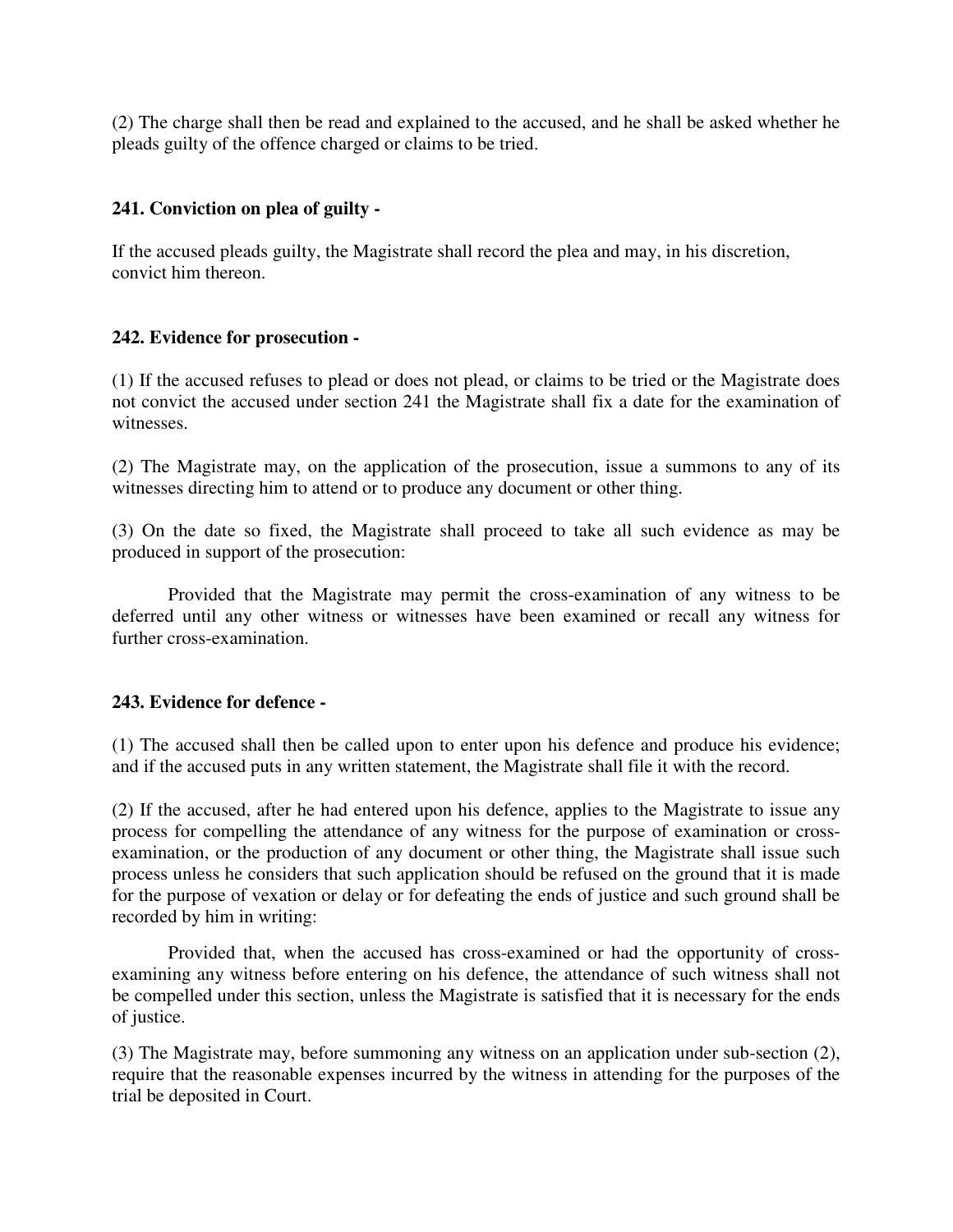(2) The charge shall then be read and explained to the accused, and he shall be asked whether he pleads guilty of the offence charged or claims to be tried.

**241. Conviction on plea of guilty -**

If the accused pleads guilty, the Magistrate shall record the plea and may, in his discretion, convict him thereon.

**242. Evidence for prosecution -**

(1) If the accused refuses to plead or does not plead, or claims to be tried or the Magistrate does not convict the accused under section 241 the Magistrate shall fix a date for the examination of witnesses.

(2) The Magistrate may, on the application of the prosecution, issue a summons to any of its witnesses directing him to attend or to produce any document or other thing.

(3) On the date so fixed, the Magistrate shall proceed to take all such evidence as may be produced in support of the prosecution:

Provided that the Magistrate may permit the cross-examination of any witness to be deferred until any other witness or witnesses have been examined or recall any witness for further cross-examination.

**243. Evidence for defence -**

(1) The accused shall then be called upon to enter upon his defence and produce his evidence; and if the accused puts in any written statement, the Magistrate shall file it with the record.

(2) If the accused, after he had entered upon his defence, applies to the Magistrate to issue any process for compelling the attendance of any witness for the purpose of examination or cross-examination, or the production of any document or other thing, the Magistrate shall issue such process unless he considers that such application should be refused on the ground that it is made for the purpose of vexation or delay or for defeating the ends of justice and such ground shall be recorded by him in writing:

Provided that, when the accused has cross-examined or had the opportunity of cross-examining any witness before entering on his defence, the attendance of such witness shall not be compelled under this section, unless the Magistrate is satisfied that it is necessary for the ends of justice.

(3) The Magistrate may, before summoning any witness on an application under sub-section (2), require that the reasonable expenses incurred by the witness in attending for the purposes of the trial be deposited in Court.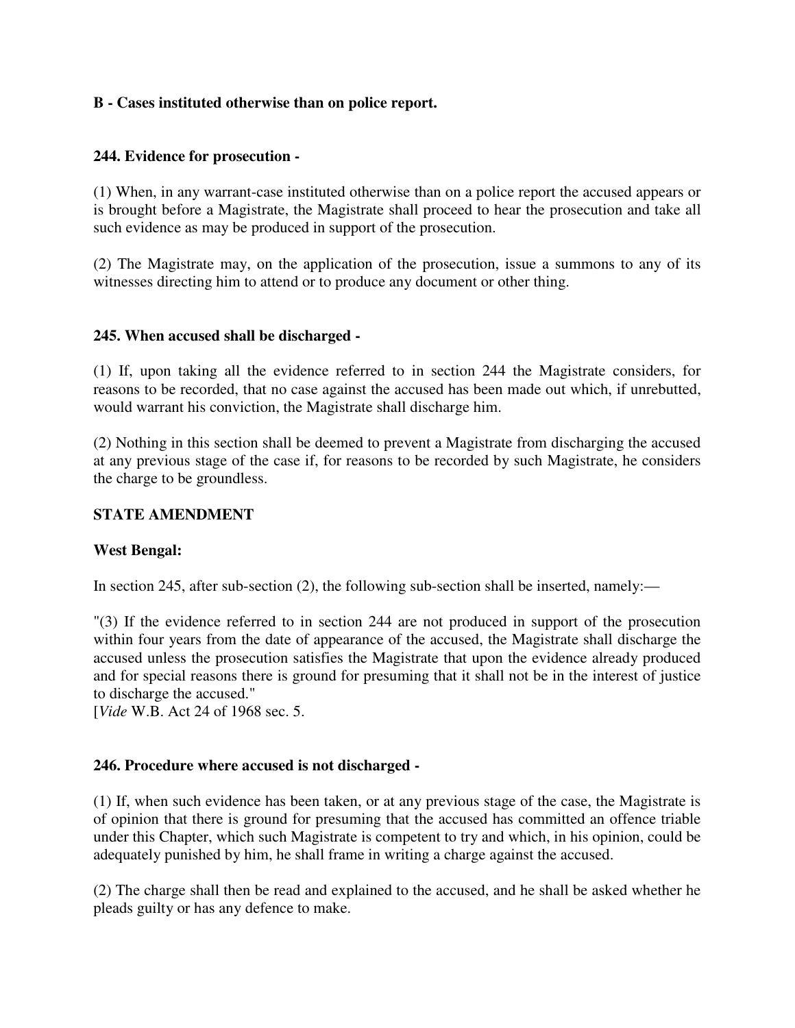**B - Cases instituted otherwise than on police report.**

**244. Evidence for prosecution -**

(1) When, in any warrant-case instituted otherwise than on a police report the accused appears or is brought before a Magistrate, the Magistrate shall proceed to hear the prosecution and take all such evidence as may be produced in support of the prosecution.

(2) The Magistrate may, on the application of the prosecution, issue a summons to any of its witnesses directing him to attend or to produce any document or other thing.

**245. When accused shall be discharged -**

(1) If, upon taking all the evidence referred to in section 244 the Magistrate considers, for reasons to be recorded, that no case against the accused has been made out which, if unrebutted, would warrant his conviction, the Magistrate shall discharge him.

(2) Nothing in this section shall be deemed to prevent a Magistrate from discharging the accused at any previous stage of the case if, for reasons to be recorded by such Magistrate, he considers the charge to be groundless.

**STATE AMENDMENT**

**West Bengal:**

In section 245, after sub-section (2), the following sub-section shall be inserted, namely:—

"(3) If the evidence referred to in section 244 are not produced in support of the prosecution within four years from the date of appearance of the accused, the Magistrate shall discharge the accused unless the prosecution satisfies the Magistrate that upon the evidence already produced and for special reasons there is ground for presuming that it shall not be in the interest of justice to discharge the accused."
[*Vide* W.B. Act 24 of 1968 sec. 5.

**246. Procedure where accused is not discharged -**

(1) If, when such evidence has been taken, or at any previous stage of the case, the Magistrate is of opinion that there is ground for presuming that the accused has committed an offence triable under this Chapter, which such Magistrate is competent to try and which, in his opinion, could be adequately punished by him, he shall frame in writing a charge against the accused.

(2) The charge shall then be read and explained to the accused, and he shall be asked whether he pleads guilty or has any defence to make.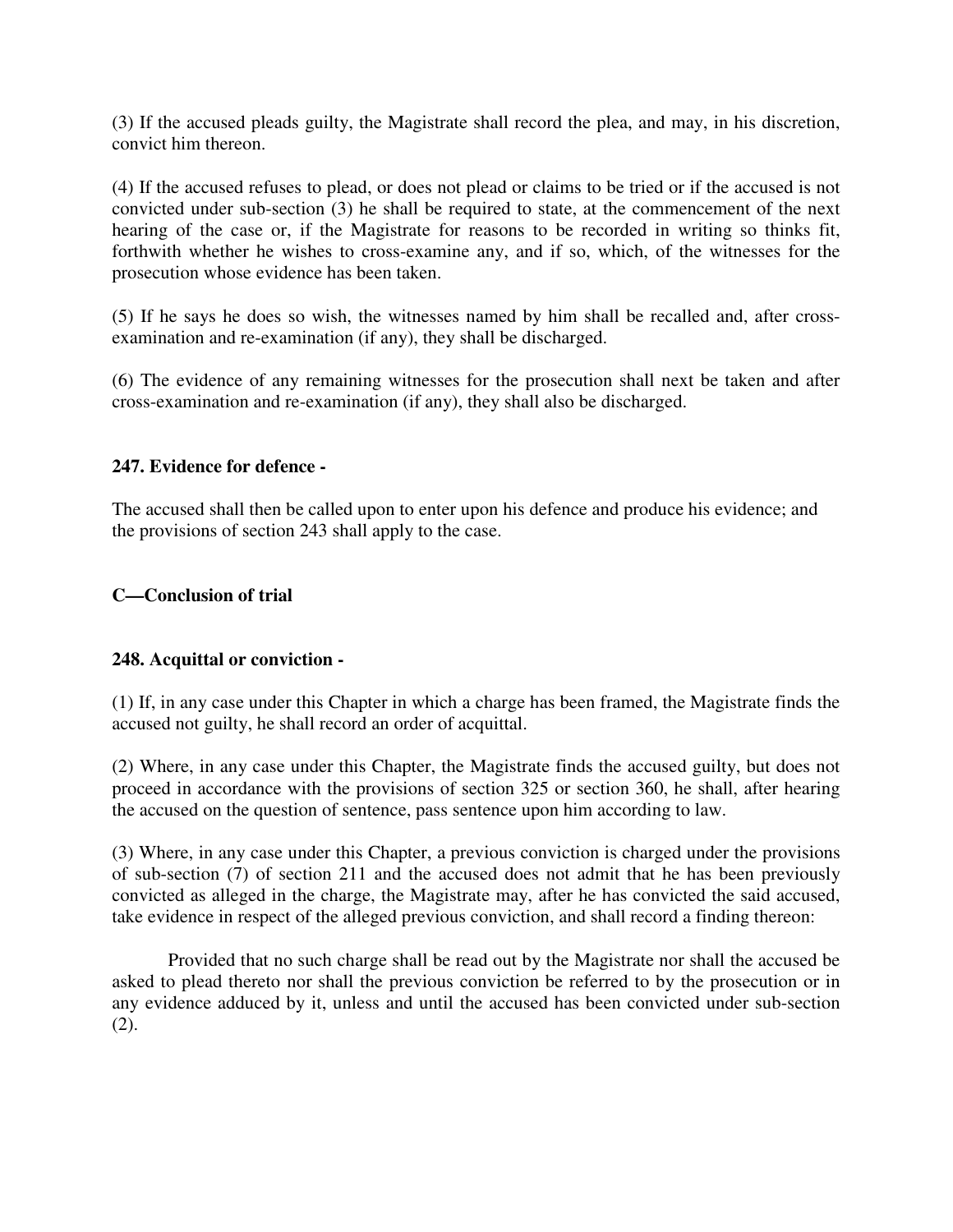(3) If the accused pleads guilty, the Magistrate shall record the plea, and may, in his discretion, convict him thereon.

(4) If the accused refuses to plead, or does not plead or claims to be tried or if the accused is not convicted under sub-section (3) he shall be required to state, at the commencement of the next hearing of the case or, if the Magistrate for reasons to be recorded in writing so thinks fit, forthwith whether he wishes to cross-examine any, and if so, which, of the witnesses for the prosecution whose evidence has been taken.

(5) If he says he does so wish, the witnesses named by him shall be recalled and, after cross-examination and re-examination (if any), they shall be discharged.

(6) The evidence of any remaining witnesses for the prosecution shall next be taken and after cross-examination and re-examination (if any), they shall also be discharged.

**247. Evidence for defence -**

The accused shall then be called upon to enter upon his defence and produce his evidence; and the provisions of section 243 shall apply to the case.

**C—Conclusion of trial**

**248. Acquittal or conviction -**

(1) If, in any case under this Chapter in which a charge has been framed, the Magistrate finds the accused not guilty, he shall record an order of acquittal.

(2) Where, in any case under this Chapter, the Magistrate finds the accused guilty, but does not proceed in accordance with the provisions of section 325 or section 360, he shall, after hearing the accused on the question of sentence, pass sentence upon him according to law.

(3) Where, in any case under this Chapter, a previous conviction is charged under the provisions of sub-section (7) of section 211 and the accused does not admit that he has been previously convicted as alleged in the charge, the Magistrate may, after he has convicted the said accused, take evidence in respect of the alleged previous conviction, and shall record a finding thereon:

Provided that no such charge shall be read out by the Magistrate nor shall the accused be asked to plead thereto nor shall the previous conviction be referred to by the prosecution or in any evidence adduced by it, unless and until the accused has been convicted under sub-section (2).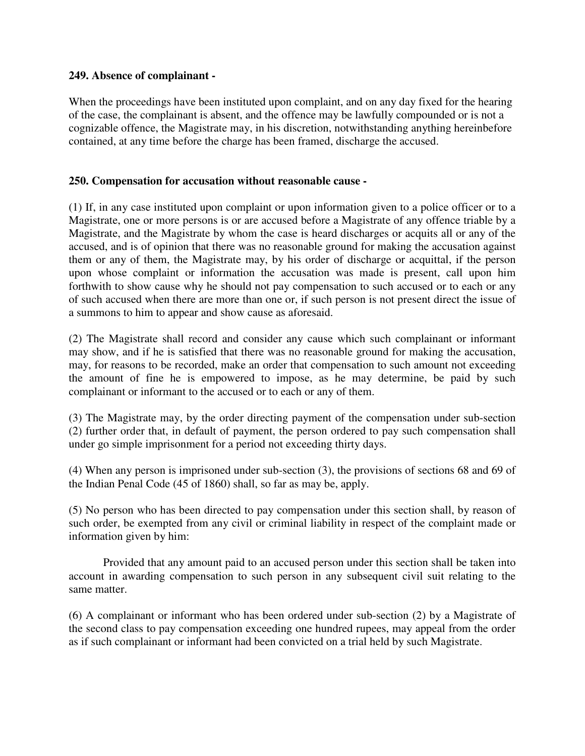**249. Absence of complainant -**

When the proceedings have been instituted upon complaint, and on any day fixed for the hearing of the case, the complainant is absent, and the offence may be lawfully compounded or is not a cognizable offence, the Magistrate may, in his discretion, notwithstanding anything hereinbefore contained, at any time before the charge has been framed, discharge the accused.

**250. Compensation for accusation without reasonable cause -**

(1) If, in any case instituted upon complaint or upon information given to a police officer or to a Magistrate, one or more persons is or are accused before a Magistrate of any offence triable by a Magistrate, and the Magistrate by whom the case is heard discharges or acquits all or any of the accused, and is of opinion that there was no reasonable ground for making the accusation against them or any of them, the Magistrate may, by his order of discharge or acquittal, if the person upon whose complaint or information the accusation was made is present, call upon him forthwith to show cause why he should not pay compensation to such accused or to each or any of such accused when there are more than one or, if such person is not present direct the issue of a summons to him to appear and show cause as aforesaid.

(2) The Magistrate shall record and consider any cause which such complainant or informant may show, and if he is satisfied that there was no reasonable ground for making the accusation, may, for reasons to be recorded, make an order that compensation to such amount not exceeding the amount of fine he is empowered to impose, as he may determine, be paid by such complainant or informant to the accused or to each or any of them.

(3) The Magistrate may, by the order directing payment of the compensation under sub-section (2) further order that, in default of payment, the person ordered to pay such compensation shall under go simple imprisonment for a period not exceeding thirty days.

(4) When any person is imprisoned under sub-section (3), the provisions of sections 68 and 69 of the Indian Penal Code (45 of 1860) shall, so far as may be, apply.

(5) No person who has been directed to pay compensation under this section shall, by reason of such order, be exempted from any civil or criminal liability in respect of the complaint made or information given by him:

Provided that any amount paid to an accused person under this section shall be taken into account in awarding compensation to such person in any subsequent civil suit relating to the same matter.

(6) A complainant or informant who has been ordered under sub-section (2) by a Magistrate of the second class to pay compensation exceeding one hundred rupees, may appeal from the order as if such complainant or informant had been convicted on a trial held by such Magistrate.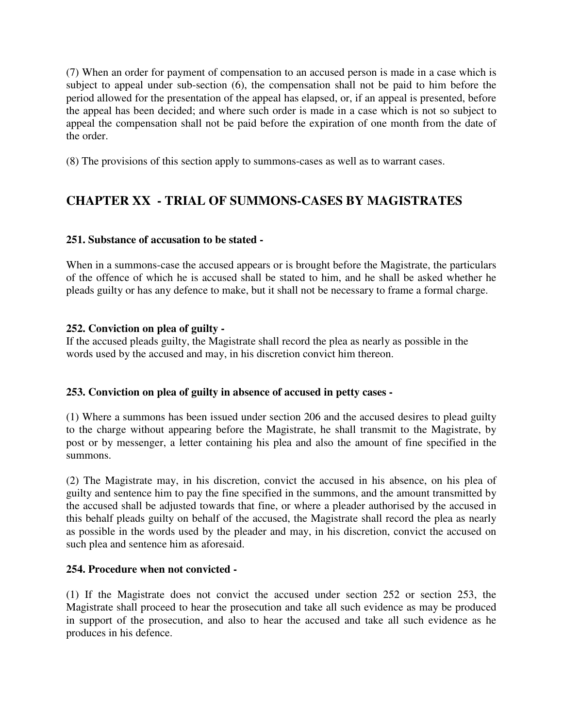(7) When an order for payment of compensation to an accused person is made in a case which is subject to appeal under sub-section (6), the compensation shall not be paid to him before the period allowed for the presentation of the appeal has elapsed, or, if an appeal is presented, before the appeal has been decided; and where such order is made in a case which is not so subject to appeal the compensation shall not be paid before the expiration of one month from the date of the order.

(8) The provisions of this section apply to summons-cases as well as to warrant cases.

## CHAPTER XX - TRIAL OF SUMMONS-CASES BY MAGISTRATES

**251. Substance of accusation to be stated -**

When in a summons-case the accused appears or is brought before the Magistrate, the particulars of the offence of which he is accused shall be stated to him, and he shall be asked whether he pleads guilty or has any defence to make, but it shall not be necessary to frame a formal charge.

**252. Conviction on plea of guilty -**

If the accused pleads guilty, the Magistrate shall record the plea as nearly as possible in the words used by the accused and may, in his discretion convict him thereon.

**253. Conviction on plea of guilty in absence of accused in petty cases -**

(1) Where a summons has been issued under section 206 and the accused desires to plead guilty to the charge without appearing before the Magistrate, he shall transmit to the Magistrate, by post or by messenger, a letter containing his plea and also the amount of fine specified in the summons.

(2) The Magistrate may, in his discretion, convict the accused in his absence, on his plea of guilty and sentence him to pay the fine specified in the summons, and the amount transmitted by the accused shall be adjusted towards that fine, or where a pleader authorised by the accused in this behalf pleads guilty on behalf of the accused, the Magistrate shall record the plea as nearly as possible in the words used by the pleader and may, in his discretion, convict the accused on such plea and sentence him as aforesaid.

**254. Procedure when not convicted -**

(1) If the Magistrate does not convict the accused under section 252 or section 253, the Magistrate shall proceed to hear the prosecution and take all such evidence as may be produced in support of the prosecution, and also to hear the accused and take all such evidence as he produces in his defence.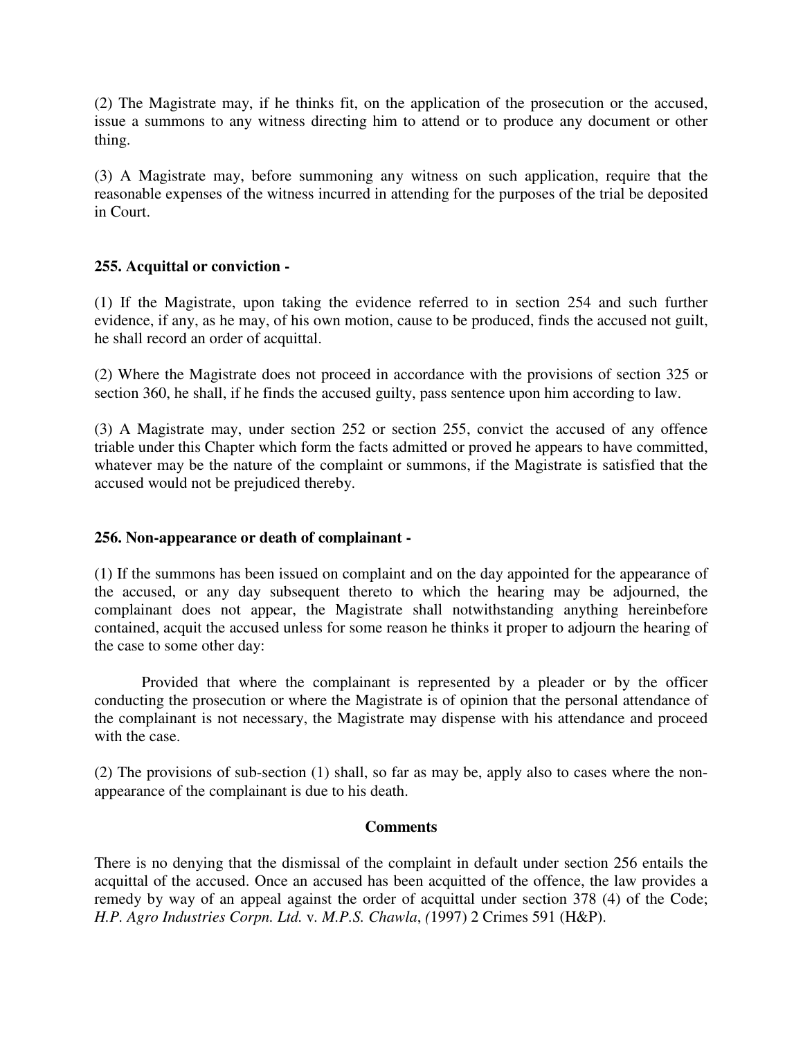(2) The Magistrate may, if he thinks fit, on the application of the prosecution or the accused, issue a summons to any witness directing him to attend or to produce any document or other thing.

(3) A Magistrate may, before summoning any witness on such application, require that the reasonable expenses of the witness incurred in attending for the purposes of the trial be deposited in Court.

**255. Acquittal or conviction -**

(1) If the Magistrate, upon taking the evidence referred to in section 254 and such further evidence, if any, as he may, of his own motion, cause to be produced, finds the accused not guilt, he shall record an order of acquittal.

(2) Where the Magistrate does not proceed in accordance with the provisions of section 325 or section 360, he shall, if he finds the accused guilty, pass sentence upon him according to law.

(3) A Magistrate may, under section 252 or section 255, convict the accused of any offence triable under this Chapter which form the facts admitted or proved he appears to have committed, whatever may be the nature of the complaint or summons, if the Magistrate is satisfied that the accused would not be prejudiced thereby.

**256. Non-appearance or death of complainant -**

(1) If the summons has been issued on complaint and on the day appointed for the appearance of the accused, or any day subsequent thereto to which the hearing may be adjourned, the complainant does not appear, the Magistrate shall notwithstanding anything hereinbefore contained, acquit the accused unless for some reason he thinks it proper to adjourn the hearing of the case to some other day:

Provided that where the complainant is represented by a pleader or by the officer conducting the prosecution or where the Magistrate is of opinion that the personal attendance of the complainant is not necessary, the Magistrate may dispense with his attendance and proceed with the case.

(2) The provisions of sub-section (1) shall, so far as may be, apply also to cases where the non-appearance of the complainant is due to his death.

**Comments**

There is no denying that the dismissal of the complaint in default under section 256 entails the acquittal of the accused. Once an accused has been acquitted of the offence, the law provides a remedy by way of an appeal against the order of acquittal under section 378 (4) of the Code; *H.P. Agro Industries Corpn. Ltd.* v. *M.P.S. Chawla*, (1997) 2 Crimes 591 (H&P).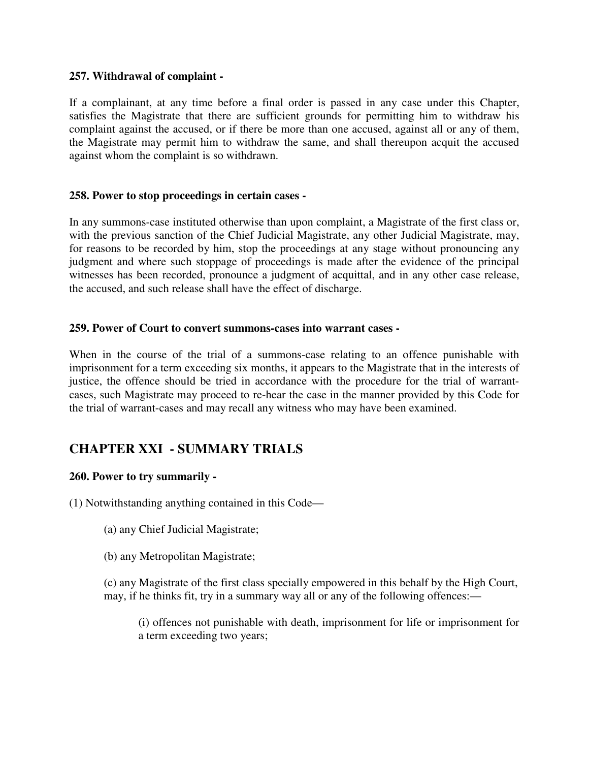**257. Withdrawal of complaint -**

If a complainant, at any time before a final order is passed in any case under this Chapter, satisfies the Magistrate that there are sufficient grounds for permitting him to withdraw his complaint against the accused, or if there be more than one accused, against all or any of them, the Magistrate may permit him to withdraw the same, and shall thereupon acquit the accused against whom the complaint is so withdrawn.

**258. Power to stop proceedings in certain cases -**

In any summons-case instituted otherwise than upon complaint, a Magistrate of the first class or, with the previous sanction of the Chief Judicial Magistrate, any other Judicial Magistrate, may, for reasons to be recorded by him, stop the proceedings at any stage without pronouncing any judgment and where such stoppage of proceedings is made after the evidence of the principal witnesses has been recorded, pronounce a judgment of acquittal, and in any other case release, the accused, and such release shall have the effect of discharge.

**259. Power of Court to convert summons-cases into warrant cases -**

When in the course of the trial of a summons-case relating to an offence punishable with imprisonment for a term exceeding six months, it appears to the Magistrate that in the interests of justice, the offence should be tried in accordance with the procedure for the trial of warrant-cases, such Magistrate may proceed to re-hear the case in the manner provided by this Code for the trial of warrant-cases and may recall any witness who may have been examined.

## CHAPTER XXI - SUMMARY TRIALS

**260. Power to try summarily -**

(1) Notwithstanding anything contained in this Code—

(a) any Chief Judicial Magistrate;

(b) any Metropolitan Magistrate;

(c) any Magistrate of the first class specially empowered in this behalf by the High Court, may, if he thinks fit, try in a summary way all or any of the following offences:—

(i) offences not punishable with death, imprisonment for life or imprisonment for a term exceeding two years;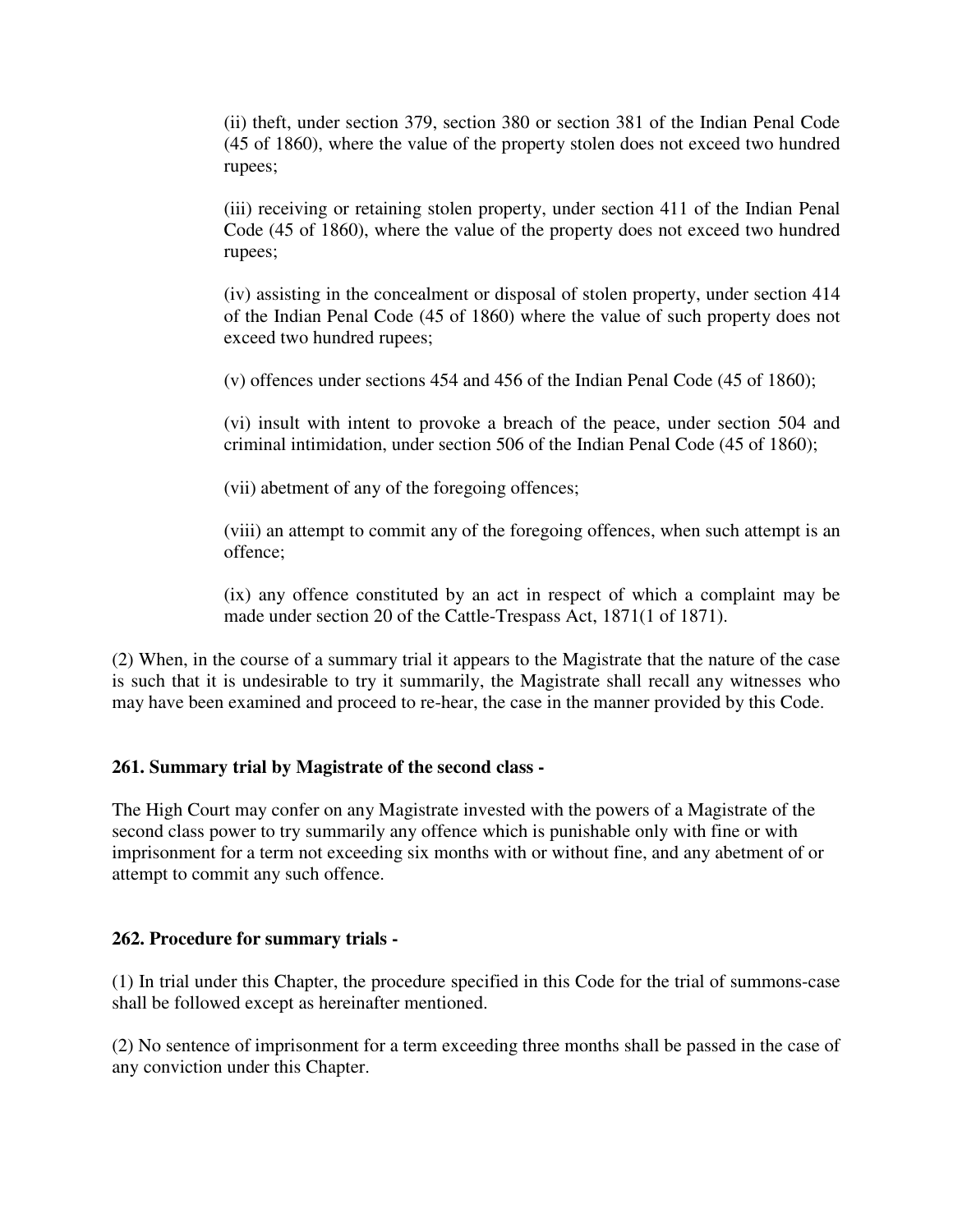(ii) theft, under section 379, section 380 or section 381 of the Indian Penal Code (45 of 1860), where the value of the property stolen does not exceed two hundred rupees;

(iii) receiving or retaining stolen property, under section 411 of the Indian Penal Code (45 of 1860), where the value of the property does not exceed two hundred rupees;

(iv) assisting in the concealment or disposal of stolen property, under section 414 of the Indian Penal Code (45 of 1860) where the value of such property does not exceed two hundred rupees;

(v) offences under sections 454 and 456 of the Indian Penal Code (45 of 1860);

(vi) insult with intent to provoke a breach of the peace, under section 504 and criminal intimidation, under section 506 of the Indian Penal Code (45 of 1860);

(vii) abetment of any of the foregoing offences;

(viii) an attempt to commit any of the foregoing offences, when such attempt is an offence;

(ix) any offence constituted by an act in respect of which a complaint may be made under section 20 of the Cattle-Trespass Act, 1871(1 of 1871).

(2) When, in the course of a summary trial it appears to the Magistrate that the nature of the case is such that it is undesirable to try it summarily, the Magistrate shall recall any witnesses who may have been examined and proceed to re-hear, the case in the manner provided by this Code.

### 261. Summary trial by Magistrate of the second class -

The High Court may confer on any Magistrate invested with the powers of a Magistrate of the second class power to try summarily any offence which is punishable only with fine or with imprisonment for a term not exceeding six months with or without fine, and any abetment of or attempt to commit any such offence.

### 262. Procedure for summary trials -

(1) In trial under this Chapter, the procedure specified in this Code for the trial of summons-case shall be followed except as hereinafter mentioned.

(2) No sentence of imprisonment for a term exceeding three months shall be passed in the case of any conviction under this Chapter.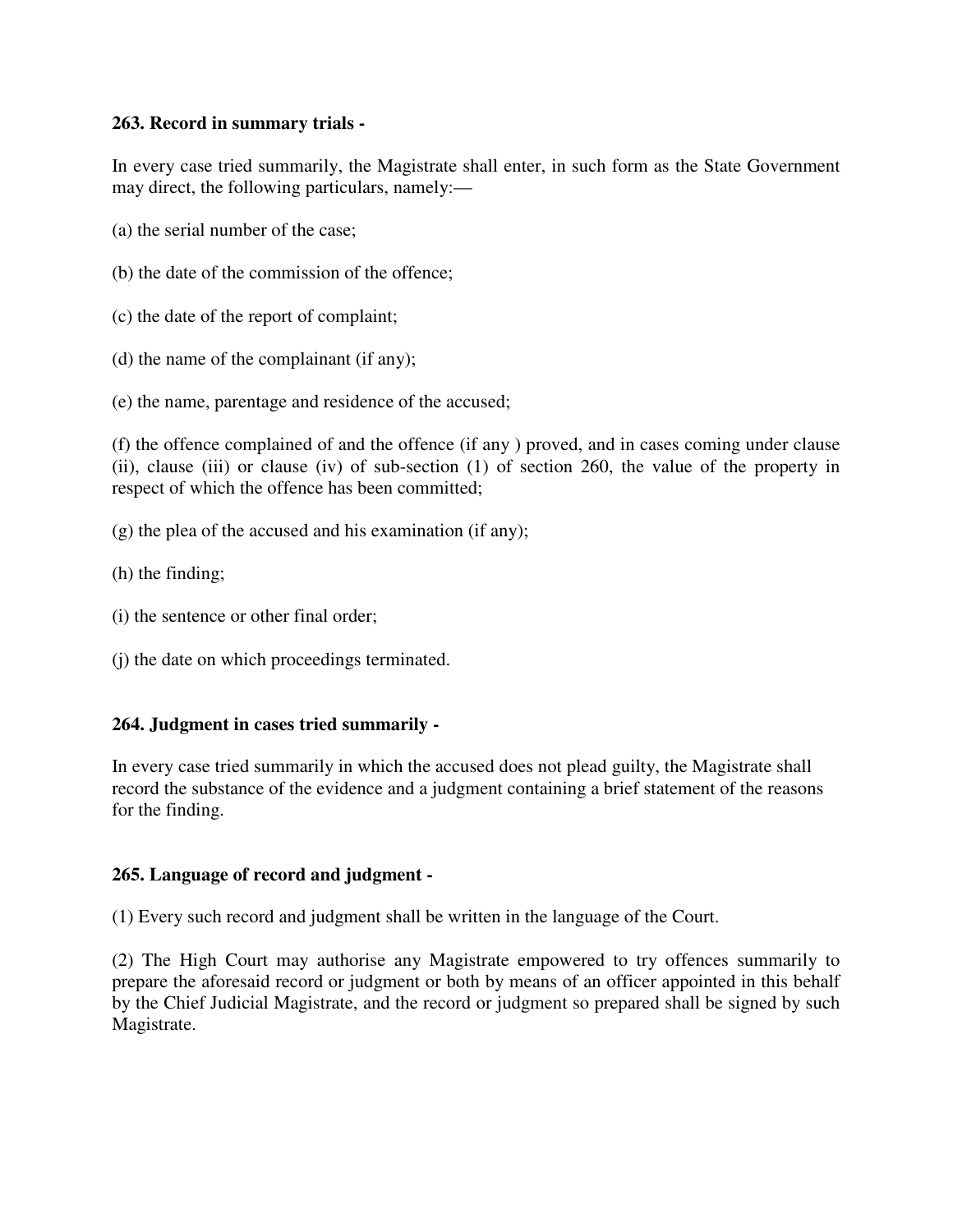**263. Record in summary trials -**

In every case tried summarily, the Magistrate shall enter, in such form as the State Government may direct, the following particulars, namely:—

(a) the serial number of the case;

(b) the date of the commission of the offence;

(c) the date of the report of complaint;

(d) the name of the complainant (if any);

(e) the name, parentage and residence of the accused;

(f) the offence complained of and the offence (if any ) proved, and in cases coming under clause (ii), clause (iii) or clause (iv) of sub-section (1) of section 260, the value of the property in respect of which the offence has been committed;

(g) the plea of the accused and his examination (if any);

(h) the finding;

(i) the sentence or other final order;

(j) the date on which proceedings terminated.

**264. Judgment in cases tried summarily -**

In every case tried summarily in which the accused does not plead guilty, the Magistrate shall record the substance of the evidence and a judgment containing a brief statement of the reasons for the finding.

**265. Language of record and judgment -**

(1) Every such record and judgment shall be written in the language of the Court.

(2) The High Court may authorise any Magistrate empowered to try offences summarily to prepare the aforesaid record or judgment or both by means of an officer appointed in this behalf by the Chief Judicial Magistrate, and the record or judgment so prepared shall be signed by such Magistrate.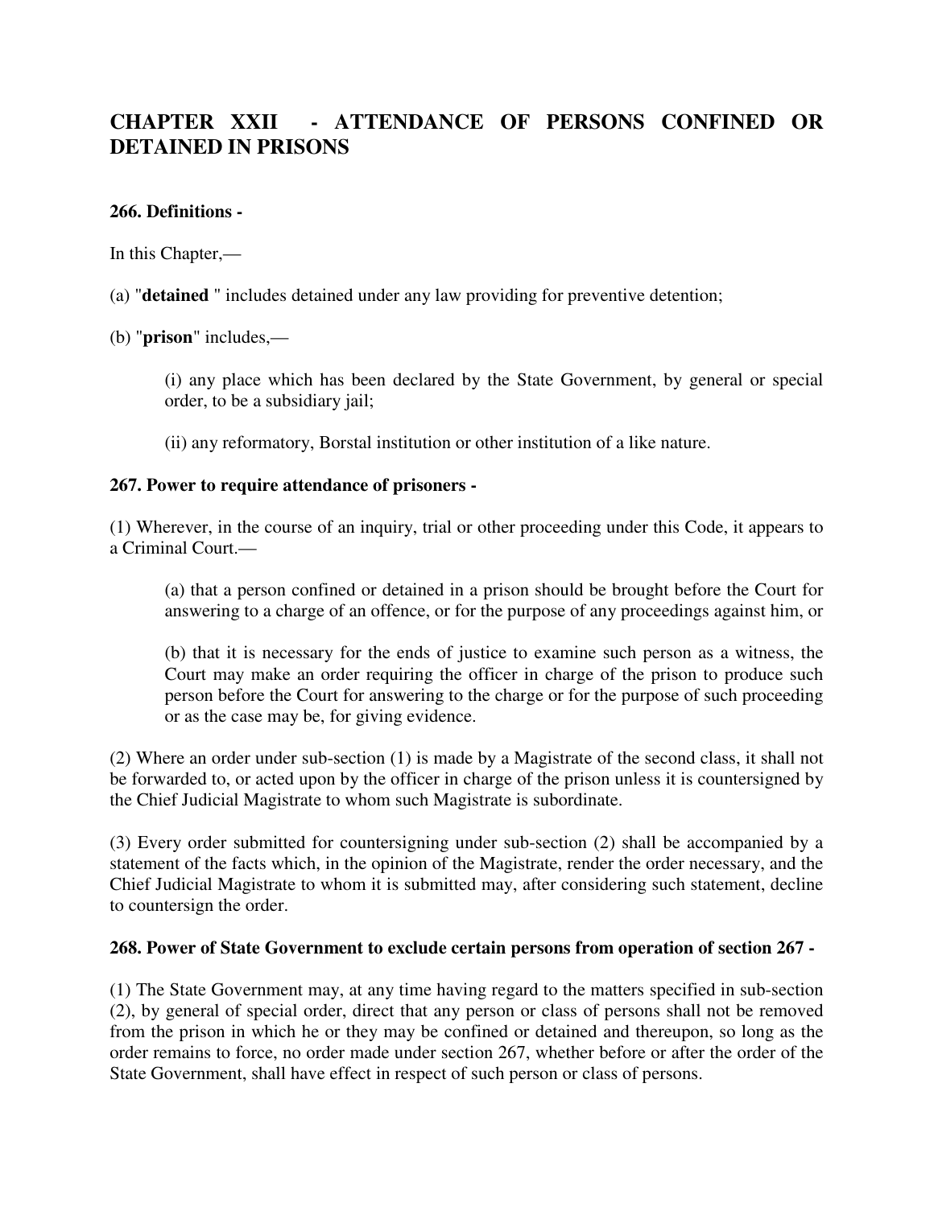## CHAPTER XXII - ATTENDANCE OF PERSONS CONFINED OR DETAINED IN PRISONS

**266. Definitions -**

In this Chapter,—

(a) "**detained** " includes detained under any law providing for preventive detention;

(b) "**prison**" includes,—

(i) any place which has been declared by the State Government, by general or special order, to be a subsidiary jail;

(ii) any reformatory, Borstal institution or other institution of a like nature.

**267. Power to require attendance of prisoners -**

(1) Wherever, in the course of an inquiry, trial or other proceeding under this Code, it appears to a Criminal Court.—

(a) that a person confined or detained in a prison should be brought before the Court for answering to a charge of an offence, or for the purpose of any proceedings against him, or

(b) that it is necessary for the ends of justice to examine such person as a witness, the Court may make an order requiring the officer in charge of the prison to produce such person before the Court for answering to the charge or for the purpose of such proceeding or as the case may be, for giving evidence.

(2) Where an order under sub-section (1) is made by a Magistrate of the second class, it shall not be forwarded to, or acted upon by the officer in charge of the prison unless it is countersigned by the Chief Judicial Magistrate to whom such Magistrate is subordinate.

(3) Every order submitted for countersigning under sub-section (2) shall be accompanied by a statement of the facts which, in the opinion of the Magistrate, render the order necessary, and the Chief Judicial Magistrate to whom it is submitted may, after considering such statement, decline to countersign the order.

**268. Power of State Government to exclude certain persons from operation of section 267 -**

(1) The State Government may, at any time having regard to the matters specified in sub-section (2), by general of special order, direct that any person or class of persons shall not be removed from the prison in which he or they may be confined or detained and thereupon, so long as the order remains to force, no order made under section 267, whether before or after the order of the State Government, shall have effect in respect of such person or class of persons.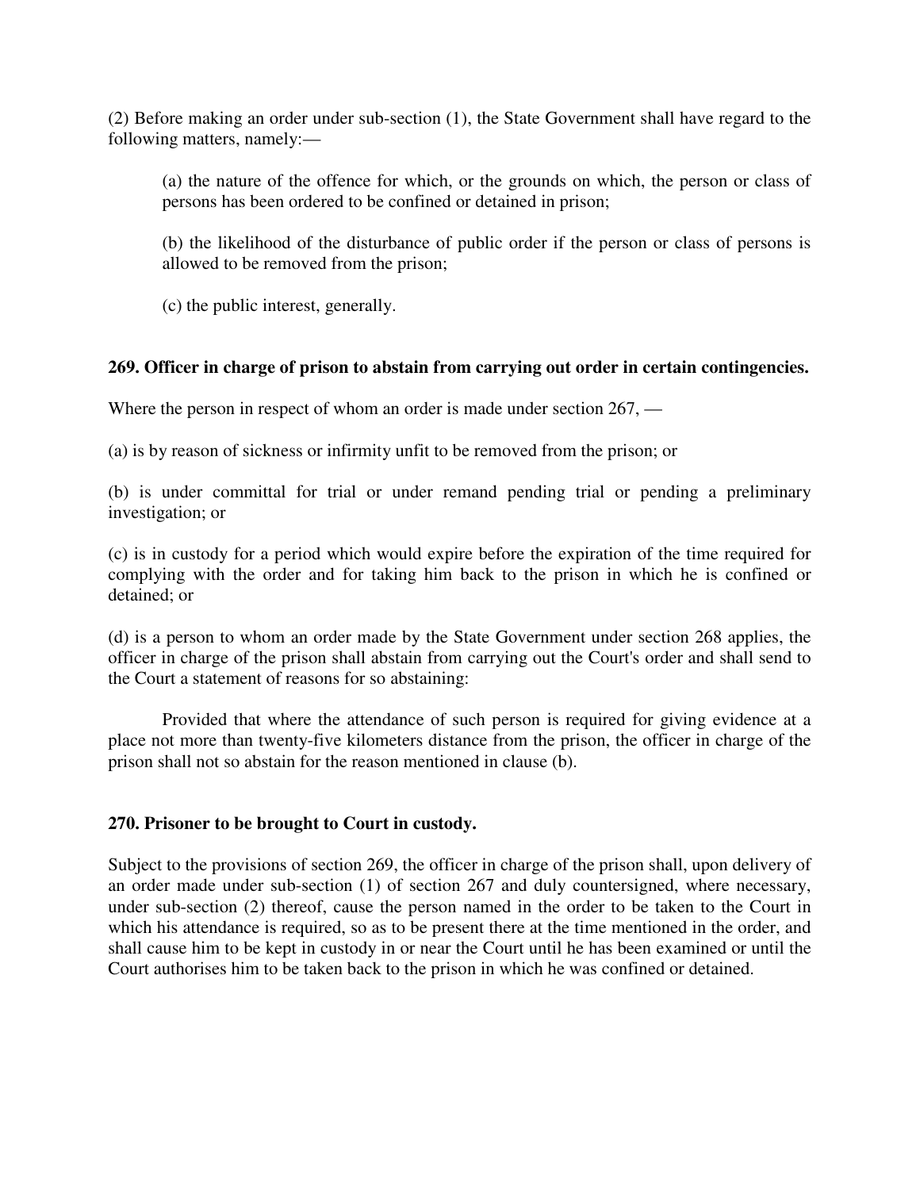(2) Before making an order under sub-section (1), the State Government shall have regard to the following matters, namely:—

(a) the nature of the offence for which, or the grounds on which, the person or class of persons has been ordered to be confined or detained in prison;

(b) the likelihood of the disturbance of public order if the person or class of persons is allowed to be removed from the prison;

(c) the public interest, generally.

**269. Officer in charge of prison to abstain from carrying out order in certain contingencies.**

Where the person in respect of whom an order is made under section 267, —

(a) is by reason of sickness or infirmity unfit to be removed from the prison; or

(b) is under committal for trial or under remand pending trial or pending a preliminary investigation; or

(c) is in custody for a period which would expire before the expiration of the time required for complying with the order and for taking him back to the prison in which he is confined or detained; or

(d) is a person to whom an order made by the State Government under section 268 applies, the officer in charge of the prison shall abstain from carrying out the Court's order and shall send to the Court a statement of reasons for so abstaining:

Provided that where the attendance of such person is required for giving evidence at a place not more than twenty-five kilometers distance from the prison, the officer in charge of the prison shall not so abstain for the reason mentioned in clause (b).

**270. Prisoner to be brought to Court in custody.**

Subject to the provisions of section 269, the officer in charge of the prison shall, upon delivery of an order made under sub-section (1) of section 267 and duly countersigned, where necessary, under sub-section (2) thereof, cause the person named in the order to be taken to the Court in which his attendance is required, so as to be present there at the time mentioned in the order, and shall cause him to be kept in custody in or near the Court until he has been examined or until the Court authorises him to be taken back to the prison in which he was confined or detained.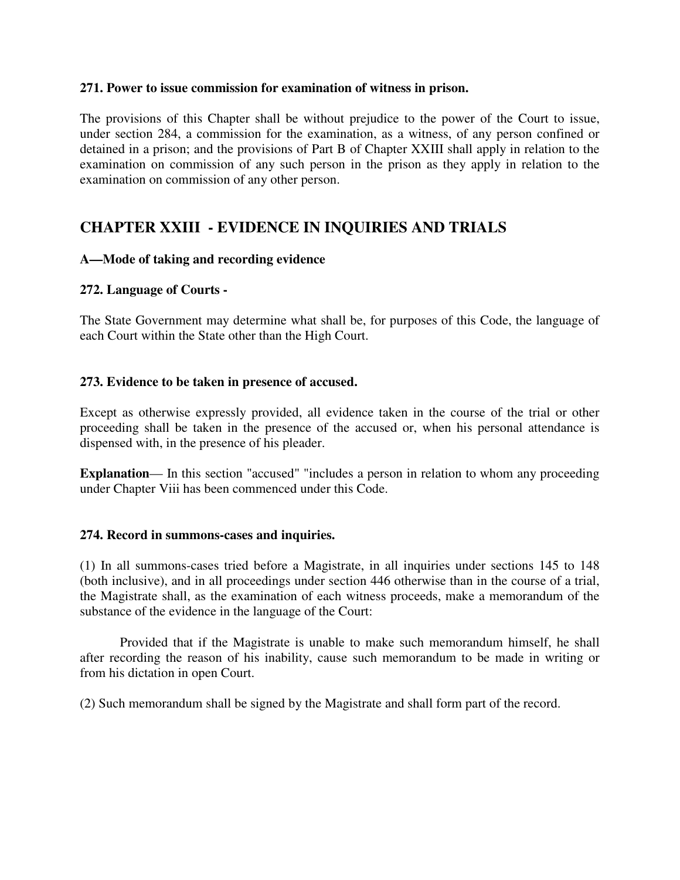**271. Power to issue commission for examination of witness in prison.**

The provisions of this Chapter shall be without prejudice to the power of the Court to issue, under section 284, a commission for the examination, as a witness, of any person confined or detained in a prison; and the provisions of Part B of Chapter XXIII shall apply in relation to the examination on commission of any such person in the prison as they apply in relation to the examination on commission of any other person.

## CHAPTER XXIII - EVIDENCE IN INQUIRIES AND TRIALS

**A—Mode of taking and recording evidence**

**272. Language of Courts -**

The State Government may determine what shall be, for purposes of this Code, the language of each Court within the State other than the High Court.

**273. Evidence to be taken in presence of accused.**

Except as otherwise expressly provided, all evidence taken in the course of the trial or other proceeding shall be taken in the presence of the accused or, when his personal attendance is dispensed with, in the presence of his pleader.

**Explanation**— In this section "accused" "includes a person in relation to whom any proceeding under Chapter Viii has been commenced under this Code.

**274. Record in summons-cases and inquiries.**

(1) In all summons-cases tried before a Magistrate, in all inquiries under sections 145 to 148 (both inclusive), and in all proceedings under section 446 otherwise than in the course of a trial, the Magistrate shall, as the examination of each witness proceeds, make a memorandum of the substance of the evidence in the language of the Court:

Provided that if the Magistrate is unable to make such memorandum himself, he shall after recording the reason of his inability, cause such memorandum to be made in writing or from his dictation in open Court.

(2) Such memorandum shall be signed by the Magistrate and shall form part of the record.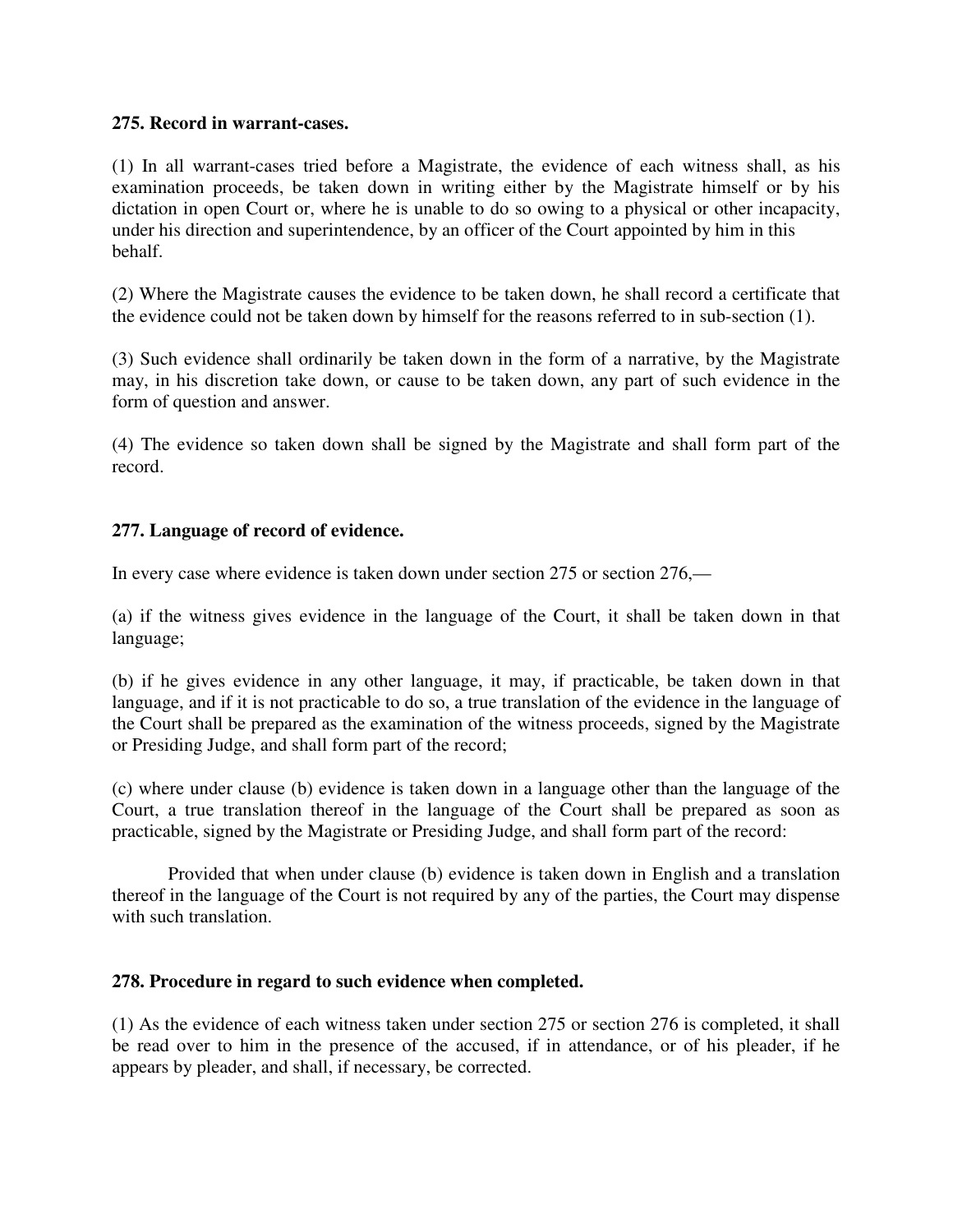**275. Record in warrant-cases.**

(1) In all warrant-cases tried before a Magistrate, the evidence of each witness shall, as his examination proceeds, be taken down in writing either by the Magistrate himself or by his dictation in open Court or, where he is unable to do so owing to a physical or other incapacity, under his direction and superintendence, by an officer of the Court appointed by him in this behalf.

(2) Where the Magistrate causes the evidence to be taken down, he shall record a certificate that the evidence could not be taken down by himself for the reasons referred to in sub-section (1).

(3) Such evidence shall ordinarily be taken down in the form of a narrative, by the Magistrate may, in his discretion take down, or cause to be taken down, any part of such evidence in the form of question and answer.

(4) The evidence so taken down shall be signed by the Magistrate and shall form part of the record.

**277. Language of record of evidence.**

In every case where evidence is taken down under section 275 or section 276,—

(a) if the witness gives evidence in the language of the Court, it shall be taken down in that language;

(b) if he gives evidence in any other language, it may, if practicable, be taken down in that language, and if it is not practicable to do so, a true translation of the evidence in the language of the Court shall be prepared as the examination of the witness proceeds, signed by the Magistrate or Presiding Judge, and shall form part of the record;

(c) where under clause (b) evidence is taken down in a language other than the language of the Court, a true translation thereof in the language of the Court shall be prepared as soon as practicable, signed by the Magistrate or Presiding Judge, and shall form part of the record:

Provided that when under clause (b) evidence is taken down in English and a translation thereof in the language of the Court is not required by any of the parties, the Court may dispense with such translation.

**278. Procedure in regard to such evidence when completed.**

(1) As the evidence of each witness taken under section 275 or section 276 is completed, it shall be read over to him in the presence of the accused, if in attendance, or of his pleader, if he appears by pleader, and shall, if necessary, be corrected.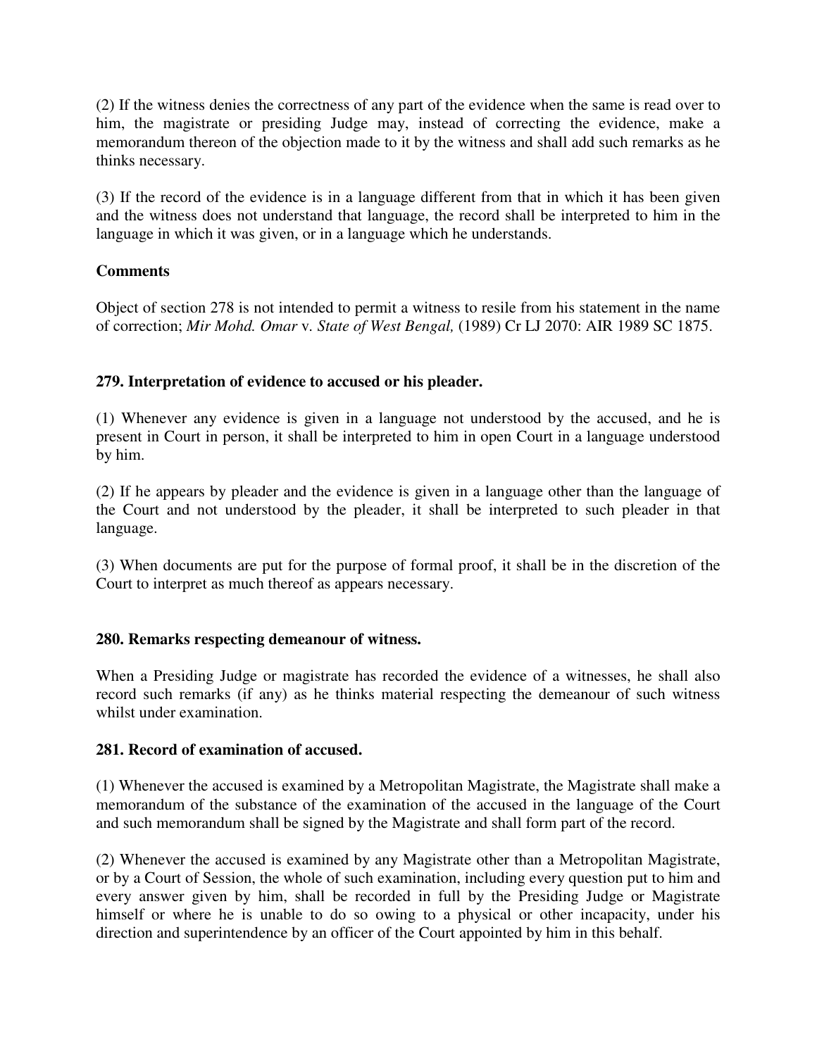(2) If the witness denies the correctness of any part of the evidence when the same is read over to him, the magistrate or presiding Judge may, instead of correcting the evidence, make a memorandum thereon of the objection made to it by the witness and shall add such remarks as he thinks necessary.

(3) If the record of the evidence is in a language different from that in which it has been given and the witness does not understand that language, the record shall be interpreted to him in the language in which it was given, or in a language which he understands.

**Comments**

Object of section 278 is not intended to permit a witness to resile from his statement in the name of correction; *Mir Mohd. Omar* v. *State of West Bengal,* (1989) Cr LJ 2070: AIR 1989 SC 1875.

**279. Interpretation of evidence to accused or his pleader.**

(1) Whenever any evidence is given in a language not understood by the accused, and he is present in Court in person, it shall be interpreted to him in open Court in a language understood by him.

(2) If he appears by pleader and the evidence is given in a language other than the language of the Court and not understood by the pleader, it shall be interpreted to such pleader in that language.

(3) When documents are put for the purpose of formal proof, it shall be in the discretion of the Court to interpret as much thereof as appears necessary.

**280. Remarks respecting demeanour of witness.**

When a Presiding Judge or magistrate has recorded the evidence of a witnesses, he shall also record such remarks (if any) as he thinks material respecting the demeanour of such witness whilst under examination.

**281. Record of examination of accused.**

(1) Whenever the accused is examined by a Metropolitan Magistrate, the Magistrate shall make a memorandum of the substance of the examination of the accused in the language of the Court and such memorandum shall be signed by the Magistrate and shall form part of the record.

(2) Whenever the accused is examined by any Magistrate other than a Metropolitan Magistrate, or by a Court of Session, the whole of such examination, including every question put to him and every answer given by him, shall be recorded in full by the Presiding Judge or Magistrate himself or where he is unable to do so owing to a physical or other incapacity, under his direction and superintendence by an officer of the Court appointed by him in this behalf.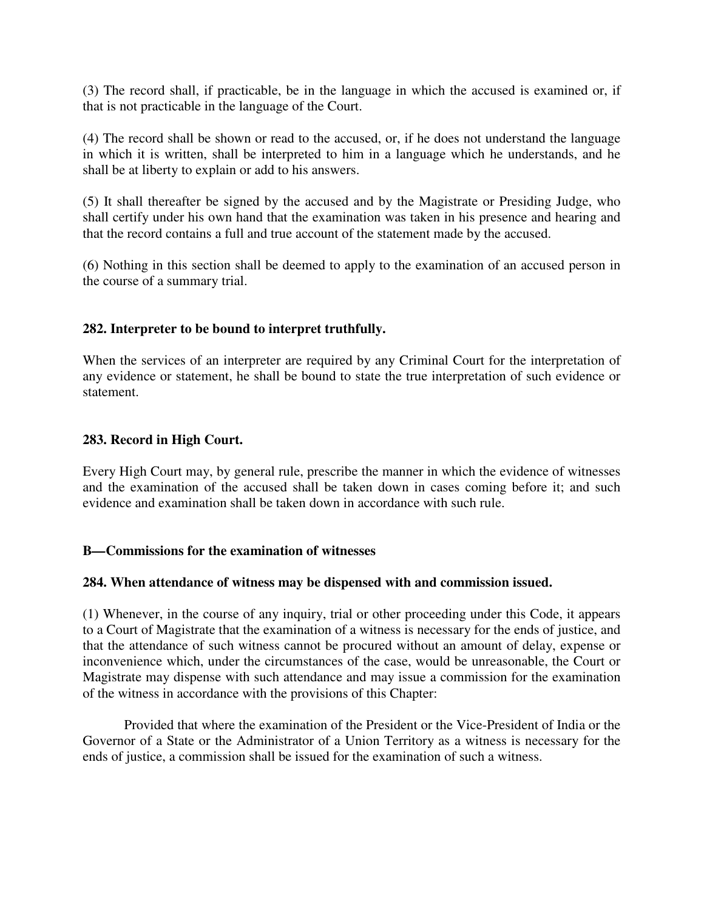(3) The record shall, if practicable, be in the language in which the accused is examined or, if that is not practicable in the language of the Court.

(4) The record shall be shown or read to the accused, or, if he does not understand the language in which it is written, shall be interpreted to him in a language which he understands, and he shall be at liberty to explain or add to his answers.

(5) It shall thereafter be signed by the accused and by the Magistrate or Presiding Judge, who shall certify under his own hand that the examination was taken in his presence and hearing and that the record contains a full and true account of the statement made by the accused.

(6) Nothing in this section shall be deemed to apply to the examination of an accused person in the course of a summary trial.

**282. Interpreter to be bound to interpret truthfully.**

When the services of an interpreter are required by any Criminal Court for the interpretation of any evidence or statement, he shall be bound to state the true interpretation of such evidence or statement.

**283. Record in High Court.**

Every High Court may, by general rule, prescribe the manner in which the evidence of witnesses and the examination of the accused shall be taken down in cases coming before it; and such evidence and examination shall be taken down in accordance with such rule.

**B—Commissions for the examination of witnesses**

**284. When attendance of witness may be dispensed with and commission issued.**

(1) Whenever, in the course of any inquiry, trial or other proceeding under this Code, it appears to a Court of Magistrate that the examination of a witness is necessary for the ends of justice, and that the attendance of such witness cannot be procured without an amount of delay, expense or inconvenience which, under the circumstances of the case, would be unreasonable, the Court or Magistrate may dispense with such attendance and may issue a commission for the examination of the witness in accordance with the provisions of this Chapter:

Provided that where the examination of the President or the Vice-President of India or the Governor of a State or the Administrator of a Union Territory as a witness is necessary for the ends of justice, a commission shall be issued for the examination of such a witness.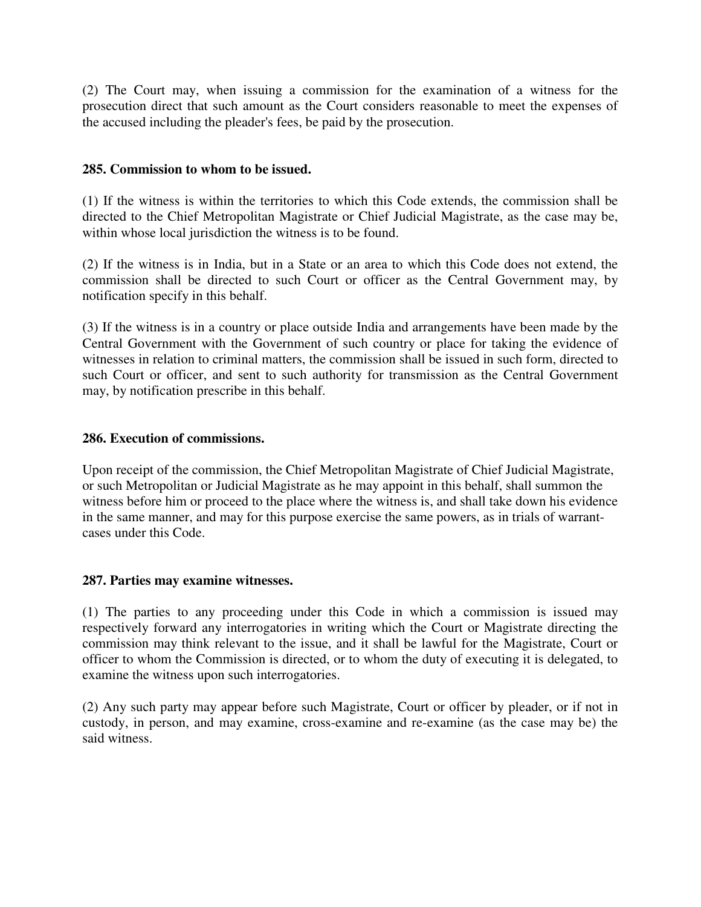(2) The Court may, when issuing a commission for the examination of a witness for the prosecution direct that such amount as the Court considers reasonable to meet the expenses of the accused including the pleader's fees, be paid by the prosecution.

**285. Commission to whom to be issued.**

(1) If the witness is within the territories to which this Code extends, the commission shall be directed to the Chief Metropolitan Magistrate or Chief Judicial Magistrate, as the case may be, within whose local jurisdiction the witness is to be found.

(2) If the witness is in India, but in a State or an area to which this Code does not extend, the commission shall be directed to such Court or officer as the Central Government may, by notification specify in this behalf.

(3) If the witness is in a country or place outside India and arrangements have been made by the Central Government with the Government of such country or place for taking the evidence of witnesses in relation to criminal matters, the commission shall be issued in such form, directed to such Court or officer, and sent to such authority for transmission as the Central Government may, by notification prescribe in this behalf.

**286. Execution of commissions.**

Upon receipt of the commission, the Chief Metropolitan Magistrate of Chief Judicial Magistrate, or such Metropolitan or Judicial Magistrate as he may appoint in this behalf, shall summon the witness before him or proceed to the place where the witness is, and shall take down his evidence in the same manner, and may for this purpose exercise the same powers, as in trials of warrant-cases under this Code.

**287. Parties may examine witnesses.**

(1) The parties to any proceeding under this Code in which a commission is issued may respectively forward any interrogatories in writing which the Court or Magistrate directing the commission may think relevant to the issue, and it shall be lawful for the Magistrate, Court or officer to whom the Commission is directed, or to whom the duty of executing it is delegated, to examine the witness upon such interrogatories.

(2) Any such party may appear before such Magistrate, Court or officer by pleader, or if not in custody, in person, and may examine, cross-examine and re-examine (as the case may be) the said witness.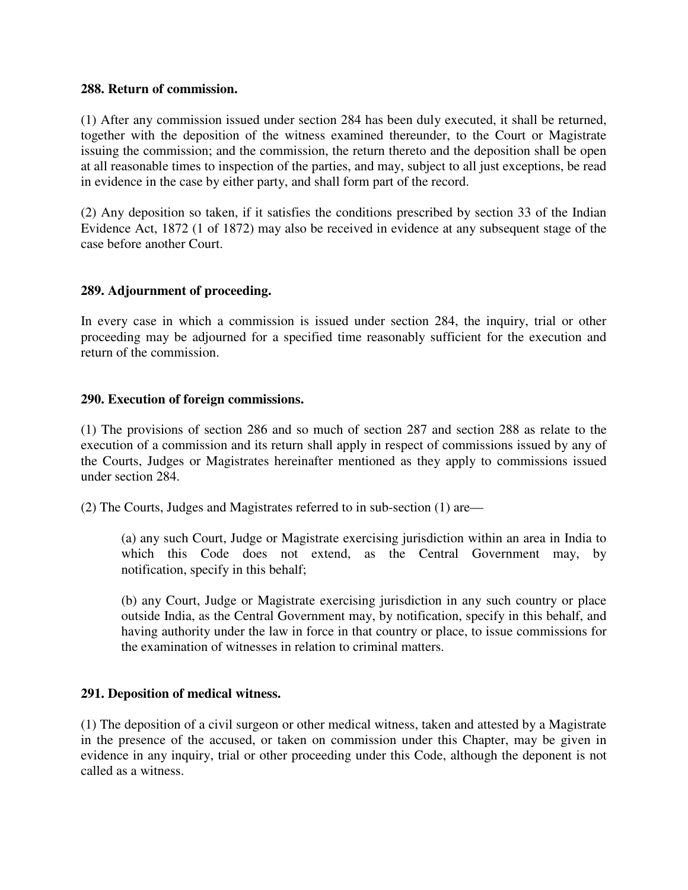**288. Return of commission.**

(1) After any commission issued under section 284 has been duly executed, it shall be returned, together with the deposition of the witness examined thereunder, to the Court or Magistrate issuing the commission; and the commission, the return thereto and the deposition shall be open at all reasonable times to inspection of the parties, and may, subject to all just exceptions, be read in evidence in the case by either party, and shall form part of the record.

(2) Any deposition so taken, if it satisfies the conditions prescribed by section 33 of the Indian Evidence Act, 1872 (1 of 1872) may also be received in evidence at any subsequent stage of the case before another Court.

**289. Adjournment of proceeding.**

In every case in which a commission is issued under section 284, the inquiry, trial or other proceeding may be adjourned for a specified time reasonably sufficient for the execution and return of the commission.

**290. Execution of foreign commissions.**

(1) The provisions of section 286 and so much of section 287 and section 288 as relate to the execution of a commission and its return shall apply in respect of commissions issued by any of the Courts, Judges or Magistrates hereinafter mentioned as they apply to commissions issued under section 284.

(2) The Courts, Judges and Magistrates referred to in sub-section (1) are—

> (a) any such Court, Judge or Magistrate exercising jurisdiction within an area in India to which this Code does not extend, as the Central Government may, by notification, specify in this behalf;
>
> (b) any Court, Judge or Magistrate exercising jurisdiction in any such country or place outside India, as the Central Government may, by notification, specify in this behalf, and having authority under the law in force in that country or place, to issue commissions for the examination of witnesses in relation to criminal matters.

**291. Deposition of medical witness.**

(1) The deposition of a civil surgeon or other medical witness, taken and attested by a Magistrate in the presence of the accused, or taken on commission under this Chapter, may be given in evidence in any inquiry, trial or other proceeding under this Code, although the deponent is not called as a witness.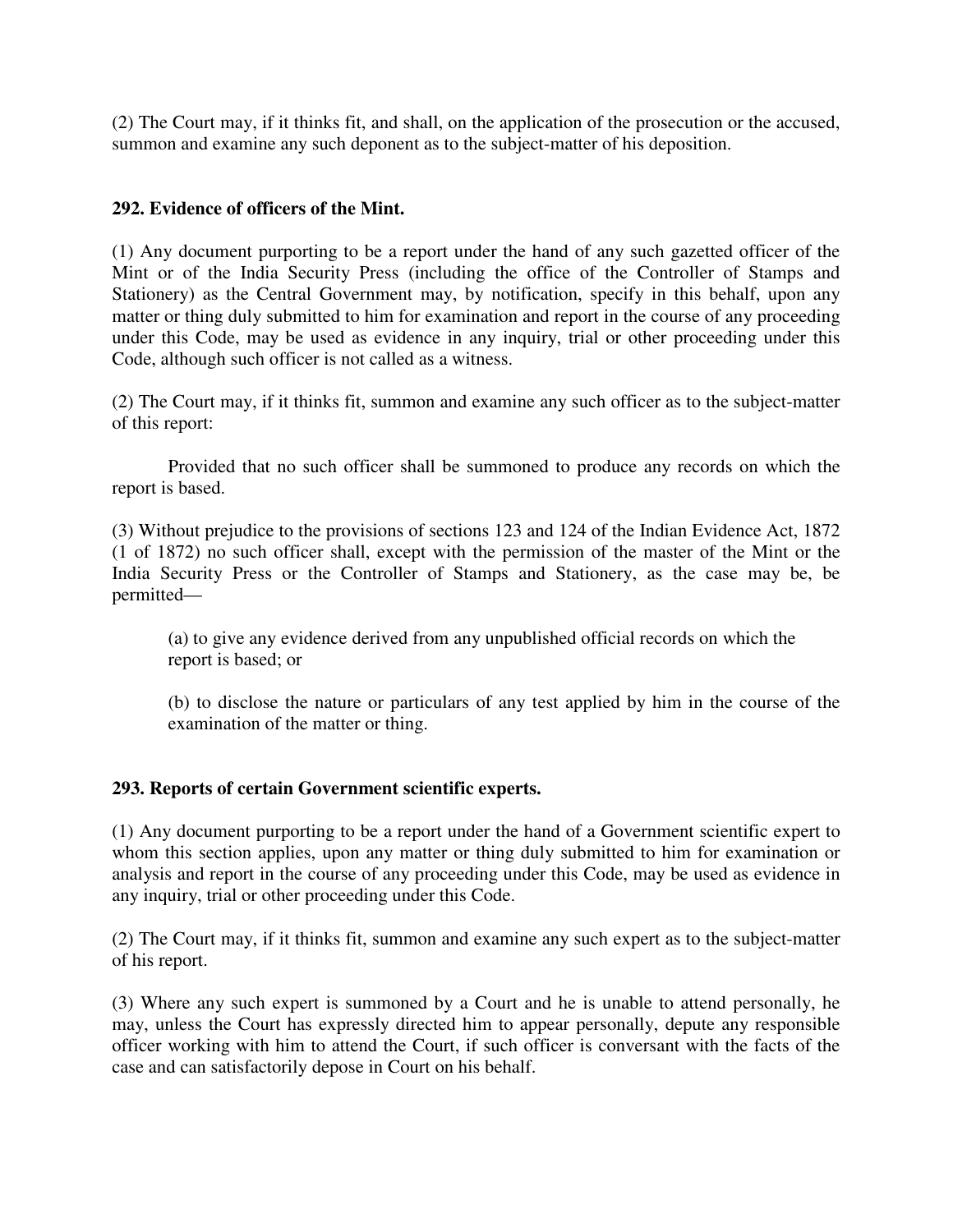(2) The Court may, if it thinks fit, and shall, on the application of the prosecution or the accused, summon and examine any such deponent as to the subject-matter of his deposition.

**292. Evidence of officers of the Mint.**

(1) Any document purporting to be a report under the hand of any such gazetted officer of the Mint or of the India Security Press (including the office of the Controller of Stamps and Stationery) as the Central Government may, by notification, specify in this behalf, upon any matter or thing duly submitted to him for examination and report in the course of any proceeding under this Code, may be used as evidence in any inquiry, trial or other proceeding under this Code, although such officer is not called as a witness.

(2) The Court may, if it thinks fit, summon and examine any such officer as to the subject-matter of this report:

Provided that no such officer shall be summoned to produce any records on which the report is based.

(3) Without prejudice to the provisions of sections 123 and 124 of the Indian Evidence Act, 1872 (1 of 1872) no such officer shall, except with the permission of the master of the Mint or the India Security Press or the Controller of Stamps and Stationery, as the case may be, be permitted—

(a) to give any evidence derived from any unpublished official records on which the report is based; or

(b) to disclose the nature or particulars of any test applied by him in the course of the examination of the matter or thing.

**293. Reports of certain Government scientific experts.**

(1) Any document purporting to be a report under the hand of a Government scientific expert to whom this section applies, upon any matter or thing duly submitted to him for examination or analysis and report in the course of any proceeding under this Code, may be used as evidence in any inquiry, trial or other proceeding under this Code.

(2) The Court may, if it thinks fit, summon and examine any such expert as to the subject-matter of his report.

(3) Where any such expert is summoned by a Court and he is unable to attend personally, he may, unless the Court has expressly directed him to appear personally, depute any responsible officer working with him to attend the Court, if such officer is conversant with the facts of the case and can satisfactorily depose in Court on his behalf.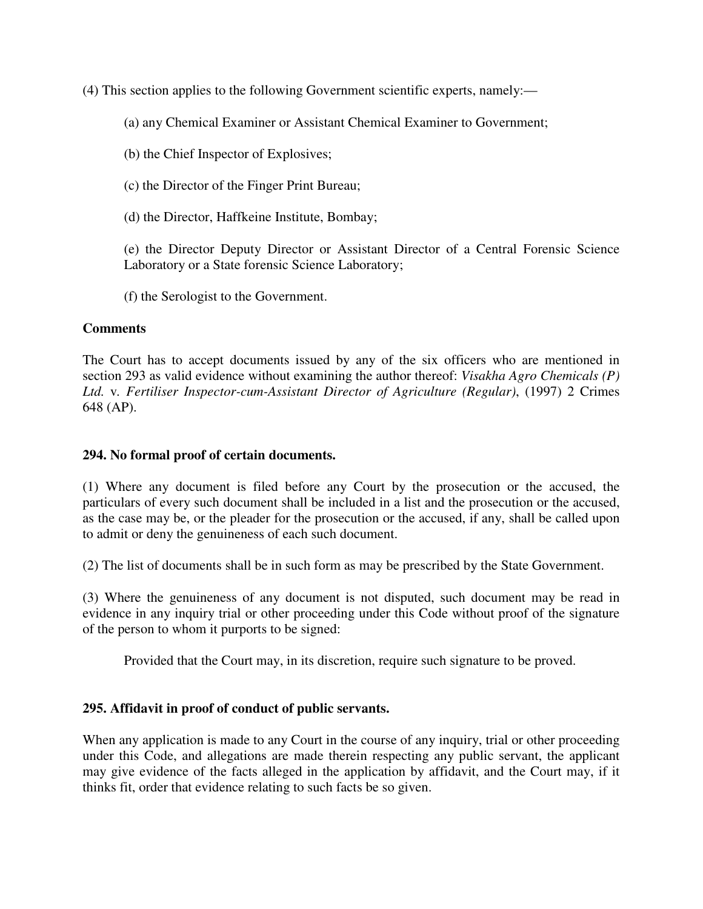(4) This section applies to the following Government scientific experts, namely:—

(a) any Chemical Examiner or Assistant Chemical Examiner to Government;

(b) the Chief Inspector of Explosives;

(c) the Director of the Finger Print Bureau;

(d) the Director, Haffkeine Institute, Bombay;

(e) the Director Deputy Director or Assistant Director of a Central Forensic Science Laboratory or a State forensic Science Laboratory;

(f) the Serologist to the Government.

**Comments**

The Court has to accept documents issued by any of the six officers who are mentioned in section 293 as valid evidence without examining the author thereof: *Visakha Agro Chemicals (P) Ltd.* v. *Fertiliser Inspector-cum-Assistant Director of Agriculture (Regular)*, (1997) 2 Crimes 648 (AP).

**294. No formal proof of certain documents.**

(1) Where any document is filed before any Court by the prosecution or the accused, the particulars of every such document shall be included in a list and the prosecution or the accused, as the case may be, or the pleader for the prosecution or the accused, if any, shall be called upon to admit or deny the genuineness of each such document.

(2) The list of documents shall be in such form as may be prescribed by the State Government.

(3) Where the genuineness of any document is not disputed, such document may be read in evidence in any inquiry trial or other proceeding under this Code without proof of the signature of the person to whom it purports to be signed:

Provided that the Court may, in its discretion, require such signature to be proved.

**295. Affidavit in proof of conduct of public servants.**

When any application is made to any Court in the course of any inquiry, trial or other proceeding under this Code, and allegations are made therein respecting any public servant, the applicant may give evidence of the facts alleged in the application by affidavit, and the Court may, if it thinks fit, order that evidence relating to such facts be so given.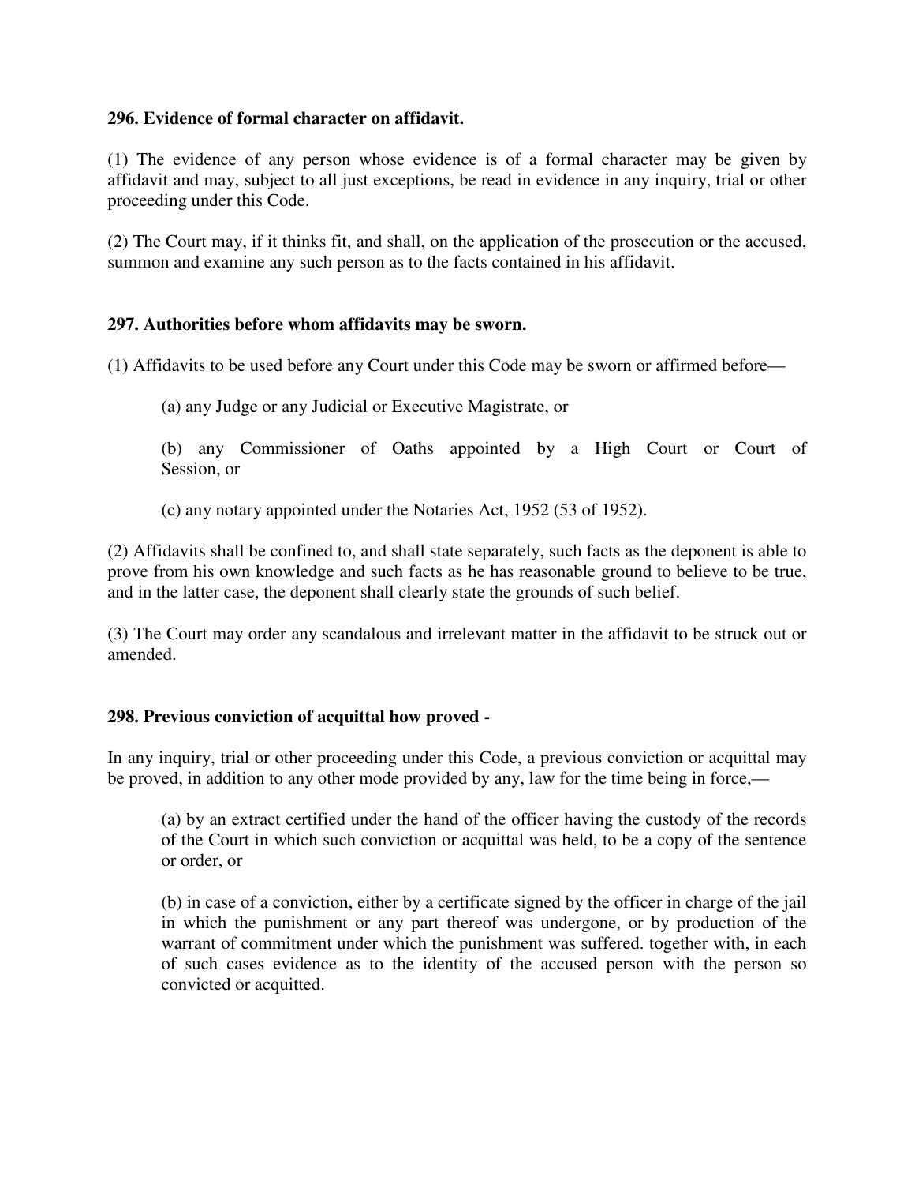**296. Evidence of formal character on affidavit.**

(1) The evidence of any person whose evidence is of a formal character may be given by affidavit and may, subject to all just exceptions, be read in evidence in any inquiry, trial or other proceeding under this Code.

(2) The Court may, if it thinks fit, and shall, on the application of the prosecution or the accused, summon and examine any such person as to the facts contained in his affidavit.

**297. Authorities before whom affidavits may be sworn.**

(1) Affidavits to be used before any Court under this Code may be sworn or affirmed before—

(a) any Judge or any Judicial or Executive Magistrate, or

(b) any Commissioner of Oaths appointed by a High Court or Court of Session, or

(c) any notary appointed under the Notaries Act, 1952 (53 of 1952).

(2) Affidavits shall be confined to, and shall state separately, such facts as the deponent is able to prove from his own knowledge and such facts as he has reasonable ground to believe to be true, and in the latter case, the deponent shall clearly state the grounds of such belief.

(3) The Court may order any scandalous and irrelevant matter in the affidavit to be struck out or amended.

**298. Previous conviction of acquittal how proved -**

In any inquiry, trial or other proceeding under this Code, a previous conviction or acquittal may be proved, in addition to any other mode provided by any, law for the time being in force,—

(a) by an extract certified under the hand of the officer having the custody of the records of the Court in which such conviction or acquittal was held, to be a copy of the sentence or order, or

(b) in case of a conviction, either by a certificate signed by the officer in charge of the jail in which the punishment or any part thereof was undergone, or by production of the warrant of commitment under which the punishment was suffered. together with, in each of such cases evidence as to the identity of the accused person with the person so convicted or acquitted.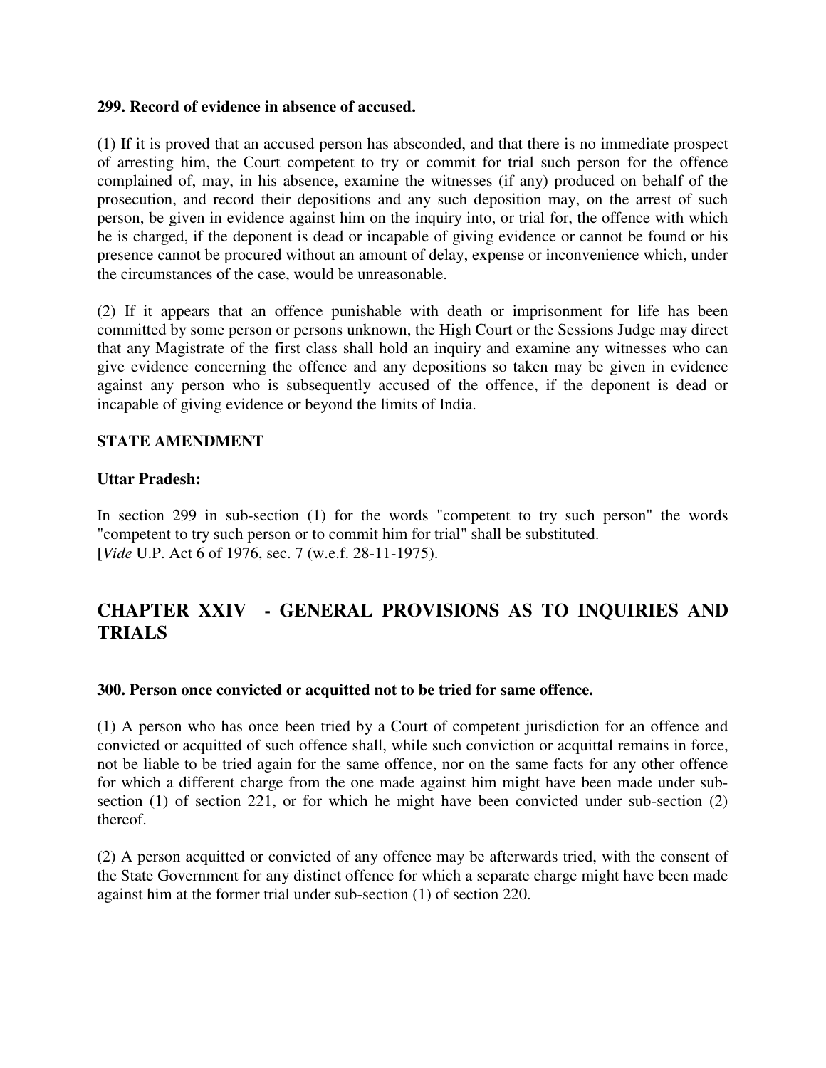**299. Record of evidence in absence of accused.**

(1) If it is proved that an accused person has absconded, and that there is no immediate prospect of arresting him, the Court competent to try or commit for trial such person for the offence complained of, may, in his absence, examine the witnesses (if any) produced on behalf of the prosecution, and record their depositions and any such deposition may, on the arrest of such person, be given in evidence against him on the inquiry into, or trial for, the offence with which he is charged, if the deponent is dead or incapable of giving evidence or cannot be found or his presence cannot be procured without an amount of delay, expense or inconvenience which, under the circumstances of the case, would be unreasonable.

(2) If it appears that an offence punishable with death or imprisonment for life has been committed by some person or persons unknown, the High Court or the Sessions Judge may direct that any Magistrate of the first class shall hold an inquiry and examine any witnesses who can give evidence concerning the offence and any depositions so taken may be given in evidence against any person who is subsequently accused of the offence, if the deponent is dead or incapable of giving evidence or beyond the limits of India.

**STATE AMENDMENT**

**Uttar Pradesh:**

In section 299 in sub-section (1) for the words "competent to try such person" the words "competent to try such person or to commit him for trial" shall be substituted.
[*Vide* U.P. Act 6 of 1976, sec. 7 (w.e.f. 28-11-1975).

## CHAPTER XXIV - GENERAL PROVISIONS AS TO INQUIRIES AND TRIALS

**300. Person once convicted or acquitted not to be tried for same offence.**

(1) A person who has once been tried by a Court of competent jurisdiction for an offence and convicted or acquitted of such offence shall, while such conviction or acquittal remains in force, not be liable to be tried again for the same offence, nor on the same facts for any other offence for which a different charge from the one made against him might have been made under sub-section (1) of section 221, or for which he might have been convicted under sub-section (2) thereof.

(2) A person acquitted or convicted of any offence may be afterwards tried, with the consent of the State Government for any distinct offence for which a separate charge might have been made against him at the former trial under sub-section (1) of section 220.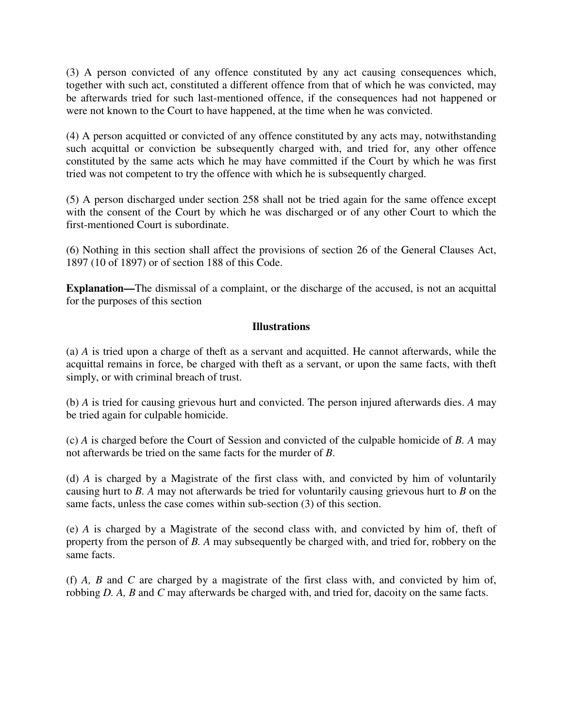(3) A person convicted of any offence constituted by any act causing consequences which, together with such act, constituted a different offence from that of which he was convicted, may be afterwards tried for such last-mentioned offence, if the consequences had not happened or were not known to the Court to have happened, at the time when he was convicted.

(4) A person acquitted or convicted of any offence constituted by any acts may, notwithstanding such acquittal or conviction be subsequently charged with, and tried for, any other offence constituted by the same acts which he may have committed if the Court by which he was first tried was not competent to try the offence with which he is subsequently charged.

(5) A person discharged under section 258 shall not be tried again for the same offence except with the consent of the Court by which he was discharged or of any other Court to which the first-mentioned Court is subordinate.

(6) Nothing in this section shall affect the provisions of section 26 of the General Clauses Act, 1897 (10 of 1897) or of section 188 of this Code.

**Explanation—**The dismissal of a complaint, or the discharge of the accused, is not an acquittal for the purposes of this section

**Illustrations**

(a) *A* is tried upon a charge of theft as a servant and acquitted. He cannot afterwards, while the acquittal remains in force, be charged with theft as a servant, or upon the same facts, with theft simply, or with criminal breach of trust.

(b) *A* is tried for causing grievous hurt and convicted. The person injured afterwards dies. *A* may be tried again for culpable homicide.

(c) *A* is charged before the Court of Session and convicted of the culpable homicide of *B*. *A* may not afterwards be tried on the same facts for the murder of *B*.

(d) *A* is charged by a Magistrate of the first class with, and convicted by him of voluntarily causing hurt to *B*. *A* may not afterwards be tried for voluntarily causing grievous hurt to *B* on the same facts, unless the case comes within sub-section (3) of this section.

(e) *A* is charged by a Magistrate of the second class with, and convicted by him of, theft of property from the person of *B*. *A* may subsequently be charged with, and tried for, robbery on the same facts.

(f) *A, B* and *C* are charged by a magistrate of the first class with, and convicted by him of, robbing *D*. *A, B* and *C* may afterwards be charged with, and tried for, dacoity on the same facts.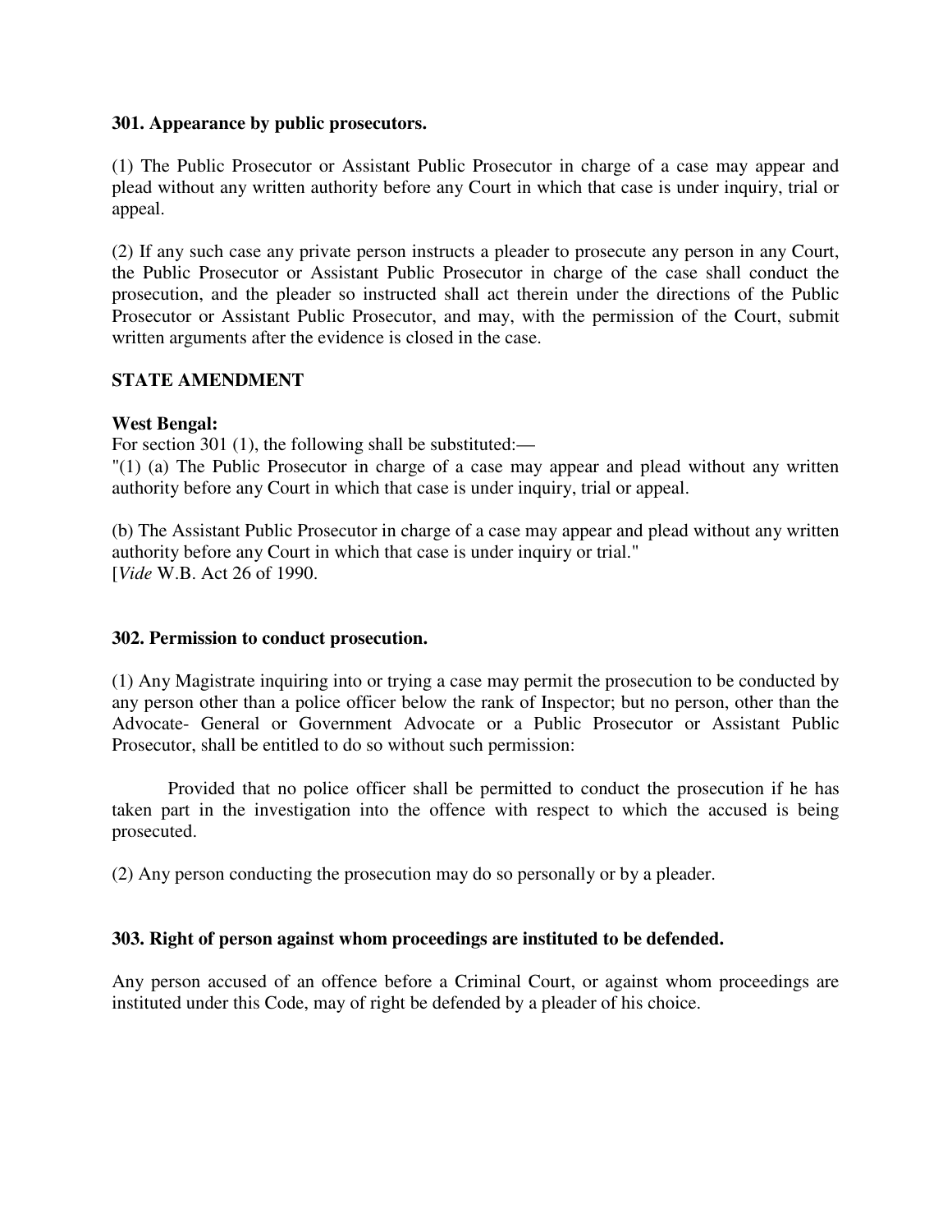**301. Appearance by public prosecutors.**

(1) The Public Prosecutor or Assistant Public Prosecutor in charge of a case may appear and plead without any written authority before any Court in which that case is under inquiry, trial or appeal.

(2) If any such case any private person instructs a pleader to prosecute any person in any Court, the Public Prosecutor or Assistant Public Prosecutor in charge of the case shall conduct the prosecution, and the pleader so instructed shall act therein under the directions of the Public Prosecutor or Assistant Public Prosecutor, and may, with the permission of the Court, submit written arguments after the evidence is closed in the case.

**STATE AMENDMENT**

**West Bengal:**
For section 301 (1), the following shall be substituted:—
"(1) (a) The Public Prosecutor in charge of a case may appear and plead without any written authority before any Court in which that case is under inquiry, trial or appeal.

(b) The Assistant Public Prosecutor in charge of a case may appear and plead without any written authority before any Court in which that case is under inquiry or trial."
[*Vide* W.B. Act 26 of 1990.

**302. Permission to conduct prosecution.**

(1) Any Magistrate inquiring into or trying a case may permit the prosecution to be conducted by any person other than a police officer below the rank of Inspector; but no person, other than the Advocate- General or Government Advocate or a Public Prosecutor or Assistant Public Prosecutor, shall be entitled to do so without such permission:

Provided that no police officer shall be permitted to conduct the prosecution if he has taken part in the investigation into the offence with respect to which the accused is being prosecuted.

(2) Any person conducting the prosecution may do so personally or by a pleader.

**303. Right of person against whom proceedings are instituted to be defended.**

Any person accused of an offence before a Criminal Court, or against whom proceedings are instituted under this Code, may of right be defended by a pleader of his choice.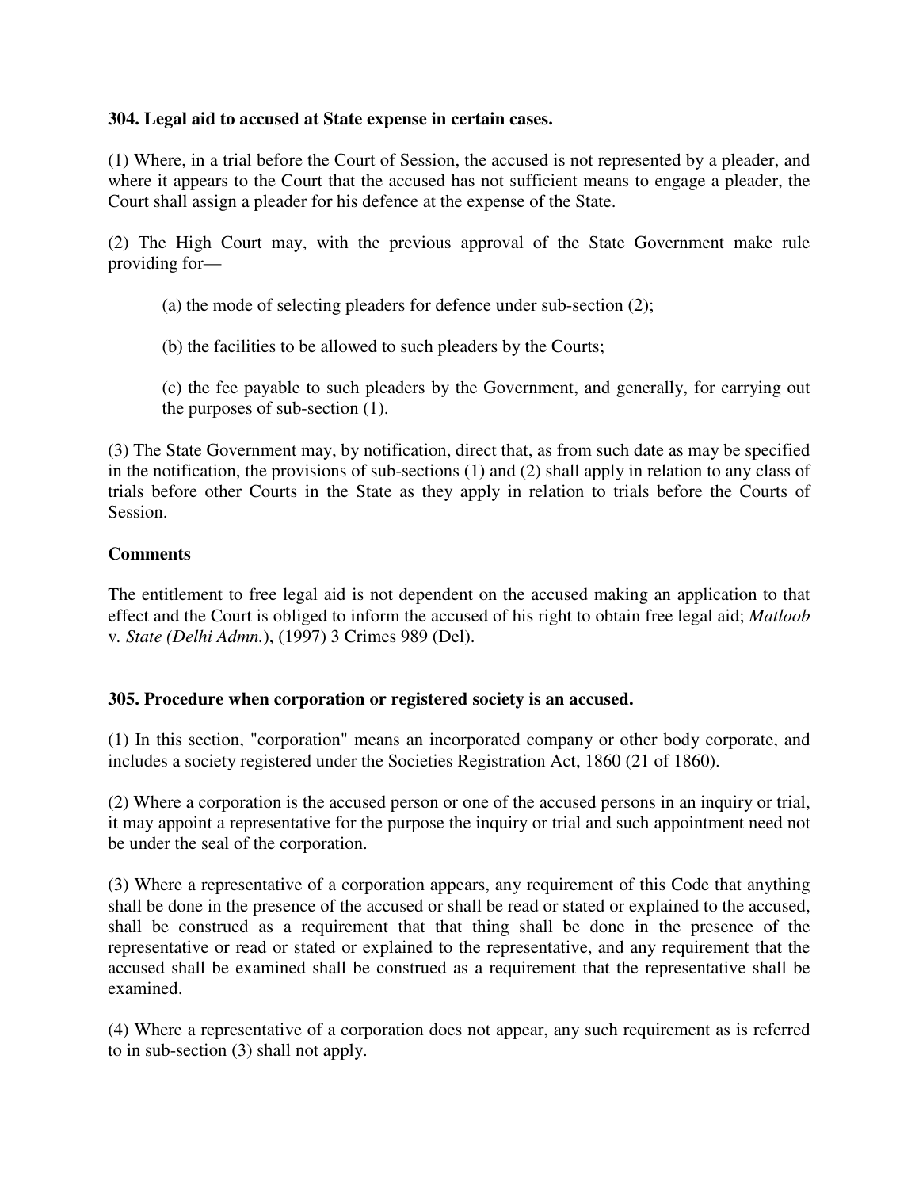**304. Legal aid to accused at State expense in certain cases.**

(1) Where, in a trial before the Court of Session, the accused is not represented by a pleader, and where it appears to the Court that the accused has not sufficient means to engage a pleader, the Court shall assign a pleader for his defence at the expense of the State.

(2) The High Court may, with the previous approval of the State Government make rule providing for—

> (a) the mode of selecting pleaders for defence under sub-section (2);
>
> (b) the facilities to be allowed to such pleaders by the Courts;
>
> (c) the fee payable to such pleaders by the Government, and generally, for carrying out the purposes of sub-section (1).

(3) The State Government may, by notification, direct that, as from such date as may be specified in the notification, the provisions of sub-sections (1) and (2) shall apply in relation to any class of trials before other Courts in the State as they apply in relation to trials before the Courts of Session.

**Comments**

The entitlement to free legal aid is not dependent on the accused making an application to that effect and the Court is obliged to inform the accused of his right to obtain free legal aid; *Matloob* v. *State (Delhi Admn.*), (1997) 3 Crimes 989 (Del).

**305. Procedure when corporation or registered society is an accused.**

(1) In this section, "corporation" means an incorporated company or other body corporate, and includes a society registered under the Societies Registration Act, 1860 (21 of 1860).

(2) Where a corporation is the accused person or one of the accused persons in an inquiry or trial, it may appoint a representative for the purpose the inquiry or trial and such appointment need not be under the seal of the corporation.

(3) Where a representative of a corporation appears, any requirement of this Code that anything shall be done in the presence of the accused or shall be read or stated or explained to the accused, shall be construed as a requirement that that thing shall be done in the presence of the representative or read or stated or explained to the representative, and any requirement that the accused shall be examined shall be construed as a requirement that the representative shall be examined.

(4) Where a representative of a corporation does not appear, any such requirement as is referred to in sub-section (3) shall not apply.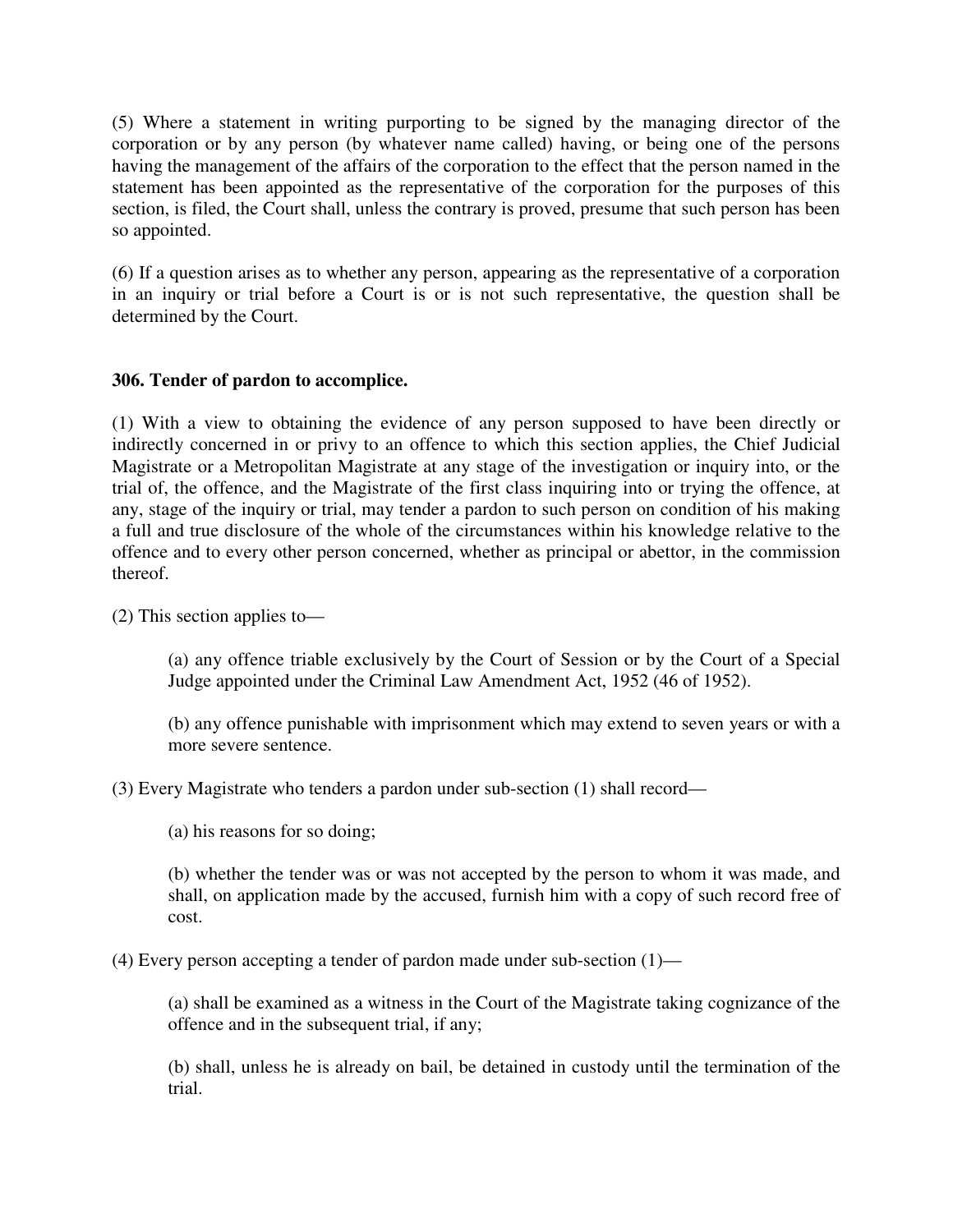(5) Where a statement in writing purporting to be signed by the managing director of the corporation or by any person (by whatever name called) having, or being one of the persons having the management of the affairs of the corporation to the effect that the person named in the statement has been appointed as the representative of the corporation for the purposes of this section, is filed, the Court shall, unless the contrary is proved, presume that such person has been so appointed.

(6) If a question arises as to whether any person, appearing as the representative of a corporation in an inquiry or trial before a Court is or is not such representative, the question shall be determined by the Court.

**306. Tender of pardon to accomplice.**

(1) With a view to obtaining the evidence of any person supposed to have been directly or indirectly concerned in or privy to an offence to which this section applies, the Chief Judicial Magistrate or a Metropolitan Magistrate at any stage of the investigation or inquiry into, or the trial of, the offence, and the Magistrate of the first class inquiring into or trying the offence, at any, stage of the inquiry or trial, may tender a pardon to such person on condition of his making a full and true disclosure of the whole of the circumstances within his knowledge relative to the offence and to every other person concerned, whether as principal or abettor, in the commission thereof.

(2) This section applies to—

> (a) any offence triable exclusively by the Court of Session or by the Court of a Special Judge appointed under the Criminal Law Amendment Act, 1952 (46 of 1952).
>
> (b) any offence punishable with imprisonment which may extend to seven years or with a more severe sentence.

(3) Every Magistrate who tenders a pardon under sub-section (1) shall record—

> (a) his reasons for so doing;
>
> (b) whether the tender was or was not accepted by the person to whom it was made, and shall, on application made by the accused, furnish him with a copy of such record free of cost.

(4) Every person accepting a tender of pardon made under sub-section (1)—

> (a) shall be examined as a witness in the Court of the Magistrate taking cognizance of the offence and in the subsequent trial, if any;
>
> (b) shall, unless he is already on bail, be detained in custody until the termination of the trial.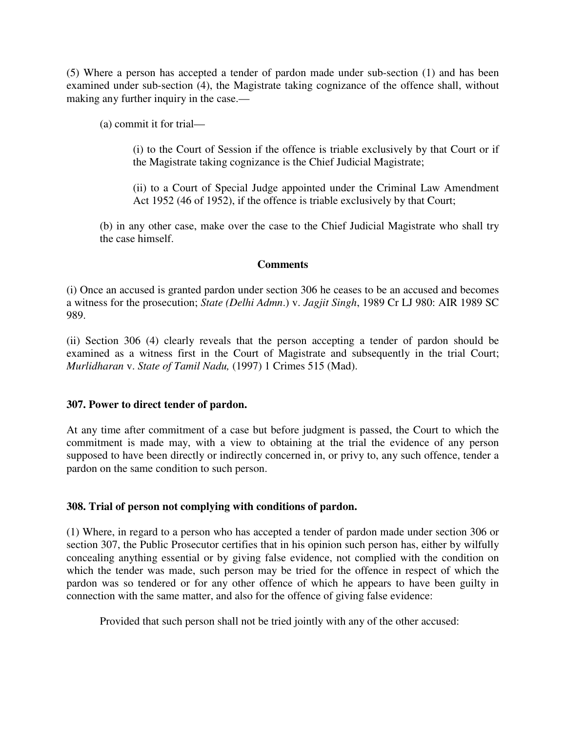(5) Where a person has accepted a tender of pardon made under sub-section (1) and has been examined under sub-section (4), the Magistrate taking cognizance of the offence shall, without making any further inquiry in the case.—

(a) commit it for trial—

(i) to the Court of Session if the offence is triable exclusively by that Court or if the Magistrate taking cognizance is the Chief Judicial Magistrate;

(ii) to a Court of Special Judge appointed under the Criminal Law Amendment Act 1952 (46 of 1952), if the offence is triable exclusively by that Court;

(b) in any other case, make over the case to the Chief Judicial Magistrate who shall try the case himself.

**Comments**

(i) Once an accused is granted pardon under section 306 he ceases to be an accused and becomes a witness for the prosecution; *State (Delhi Admn.)* v. *Jagjit Singh*, 1989 Cr LJ 980: AIR 1989 SC 989.

(ii) Section 306 (4) clearly reveals that the person accepting a tender of pardon should be examined as a witness first in the Court of Magistrate and subsequently in the trial Court; *Murlidharan* v. *State of Tamil Nadu,* (1997) 1 Crimes 515 (Mad).

**307. Power to direct tender of pardon.**

At any time after commitment of a case but before judgment is passed, the Court to which the commitment is made may, with a view to obtaining at the trial the evidence of any person supposed to have been directly or indirectly concerned in, or privy to, any such offence, tender a pardon on the same condition to such person.

**308. Trial of person not complying with conditions of pardon.**

(1) Where, in regard to a person who has accepted a tender of pardon made under section 306 or section 307, the Public Prosecutor certifies that in his opinion such person has, either by wilfully concealing anything essential or by giving false evidence, not complied with the condition on which the tender was made, such person may be tried for the offence in respect of which the pardon was so tendered or for any other offence of which he appears to have been guilty in connection with the same matter, and also for the offence of giving false evidence:

Provided that such person shall not be tried jointly with any of the other accused: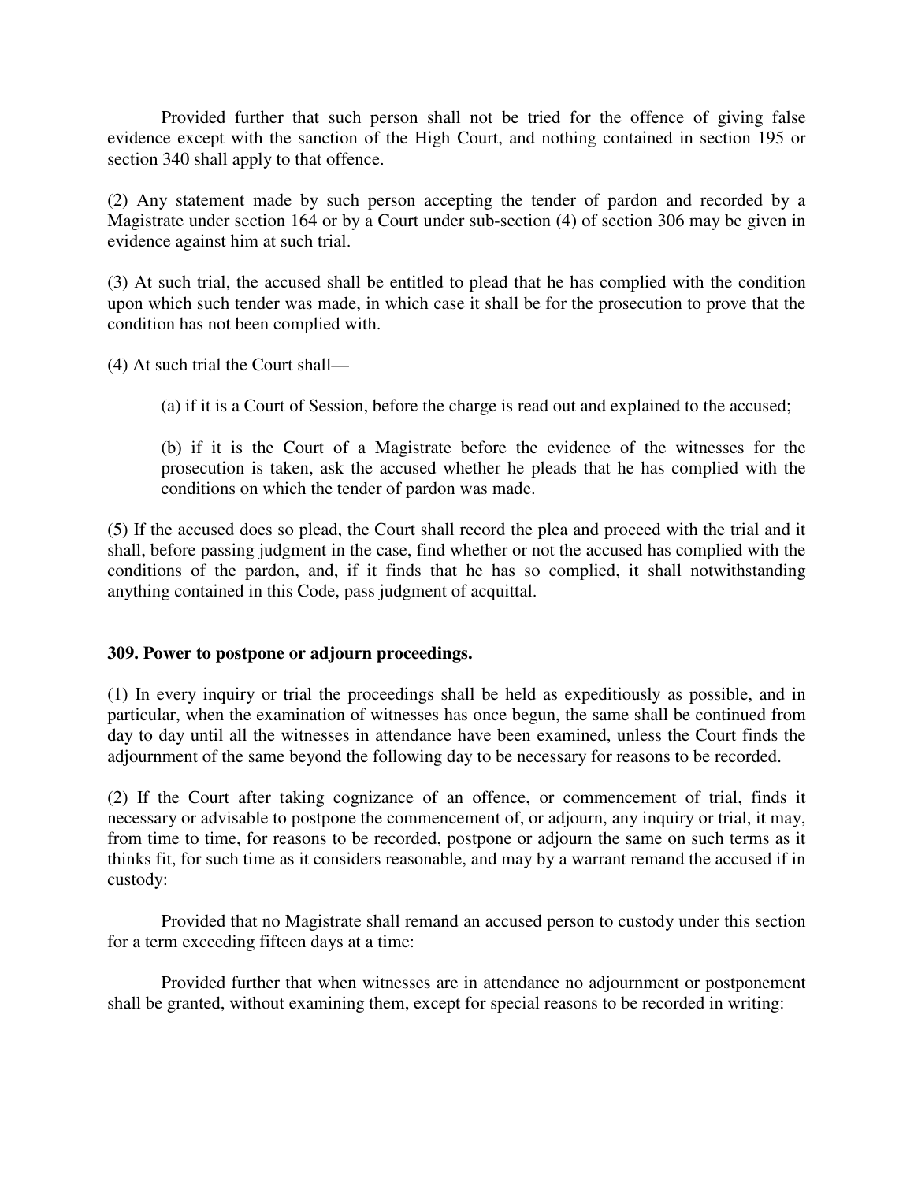Provided further that such person shall not be tried for the offence of giving false evidence except with the sanction of the High Court, and nothing contained in section 195 or section 340 shall apply to that offence.

(2) Any statement made by such person accepting the tender of pardon and recorded by a Magistrate under section 164 or by a Court under sub-section (4) of section 306 may be given in evidence against him at such trial.

(3) At such trial, the accused shall be entitled to plead that he has complied with the condition upon which such tender was made, in which case it shall be for the prosecution to prove that the condition has not been complied with.

(4) At such trial the Court shall—

(a) if it is a Court of Session, before the charge is read out and explained to the accused;

(b) if it is the Court of a Magistrate before the evidence of the witnesses for the prosecution is taken, ask the accused whether he pleads that he has complied with the conditions on which the tender of pardon was made.

(5) If the accused does so plead, the Court shall record the plea and proceed with the trial and it shall, before passing judgment in the case, find whether or not the accused has complied with the conditions of the pardon, and, if it finds that he has so complied, it shall notwithstanding anything contained in this Code, pass judgment of acquittal.

**309. Power to postpone or adjourn proceedings.**

(1) In every inquiry or trial the proceedings shall be held as expeditiously as possible, and in particular, when the examination of witnesses has once begun, the same shall be continued from day to day until all the witnesses in attendance have been examined, unless the Court finds the adjournment of the same beyond the following day to be necessary for reasons to be recorded.

(2) If the Court after taking cognizance of an offence, or commencement of trial, finds it necessary or advisable to postpone the commencement of, or adjourn, any inquiry or trial, it may, from time to time, for reasons to be recorded, postpone or adjourn the same on such terms as it thinks fit, for such time as it considers reasonable, and may by a warrant remand the accused if in custody:

Provided that no Magistrate shall remand an accused person to custody under this section for a term exceeding fifteen days at a time:

Provided further that when witnesses are in attendance no adjournment or postponement shall be granted, without examining them, except for special reasons to be recorded in writing: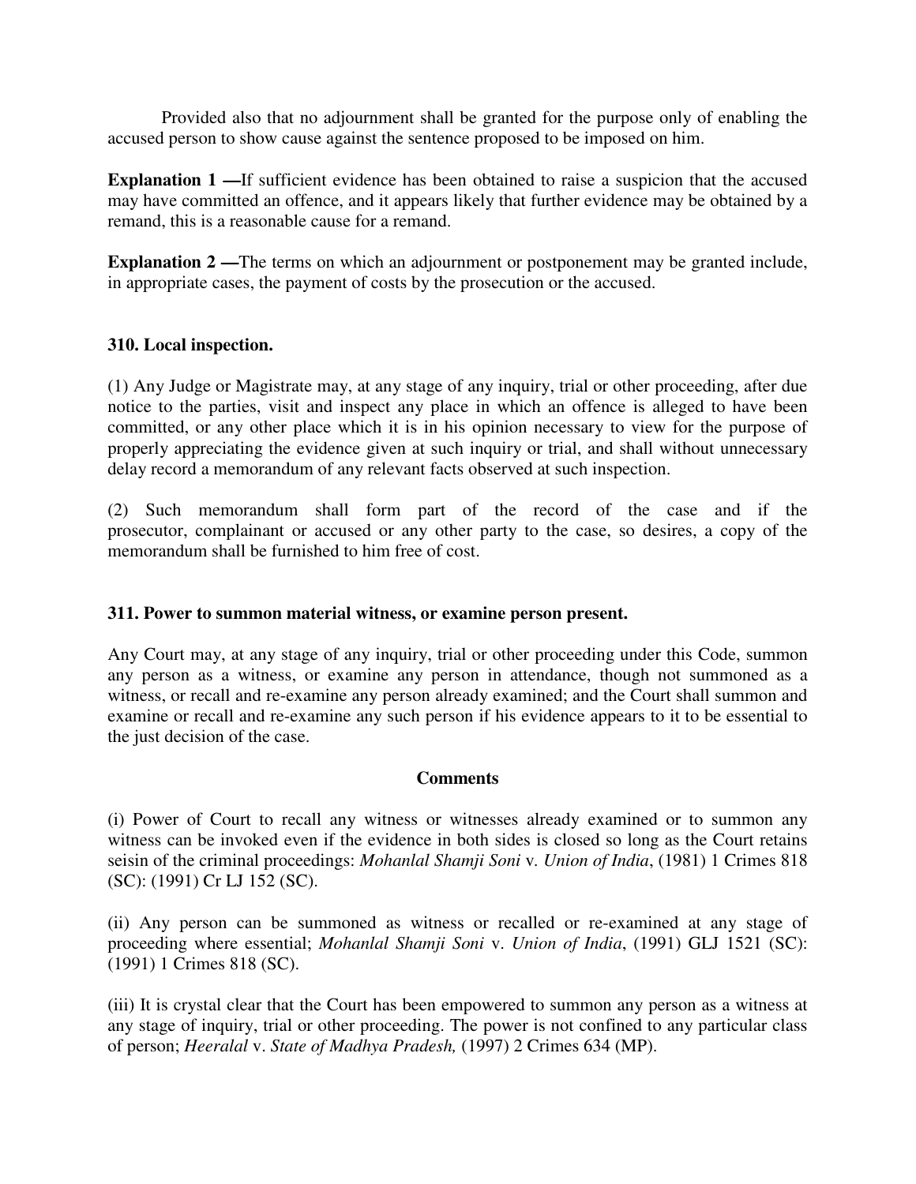Provided also that no adjournment shall be granted for the purpose only of enabling the accused person to show cause against the sentence proposed to be imposed on him.

**Explanation 1 —**If sufficient evidence has been obtained to raise a suspicion that the accused may have committed an offence, and it appears likely that further evidence may be obtained by a remand, this is a reasonable cause for a remand.

**Explanation 2 —**The terms on which an adjournment or postponement may be granted include, in appropriate cases, the payment of costs by the prosecution or the accused.

### 310. Local inspection.

(1) Any Judge or Magistrate may, at any stage of any inquiry, trial or other proceeding, after due notice to the parties, visit and inspect any place in which an offence is alleged to have been committed, or any other place which it is in his opinion necessary to view for the purpose of properly appreciating the evidence given at such inquiry or trial, and shall without unnecessary delay record a memorandum of any relevant facts observed at such inspection.

(2) Such memorandum shall form part of the record of the case and if the prosecutor, complainant or accused or any other party to the case, so desires, a copy of the memorandum shall be furnished to him free of cost.

### 311. Power to summon material witness, or examine person present.

Any Court may, at any stage of any inquiry, trial or other proceeding under this Code, summon any person as a witness, or examine any person in attendance, though not summoned as a witness, or recall and re-examine any person already examined; and the Court shall summon and examine or recall and re-examine any such person if his evidence appears to it to be essential to the just decision of the case.

**Comments**

(i) Power of Court to recall any witness or witnesses already examined or to summon any witness can be invoked even if the evidence in both sides is closed so long as the Court retains seisin of the criminal proceedings: *Mohanlal Shamji Soni* v. *Union of India*, (1981) 1 Crimes 818 (SC): (1991) Cr LJ 152 (SC).

(ii) Any person can be summoned as witness or recalled or re-examined at any stage of proceeding where essential; *Mohanlal Shamji Soni* v. *Union of India*, (1991) GLJ 1521 (SC): (1991) 1 Crimes 818 (SC).

(iii) It is crystal clear that the Court has been empowered to summon any person as a witness at any stage of inquiry, trial or other proceeding. The power is not confined to any particular class of person; *Heeralal* v. *State of Madhya Pradesh,* (1997) 2 Crimes 634 (MP).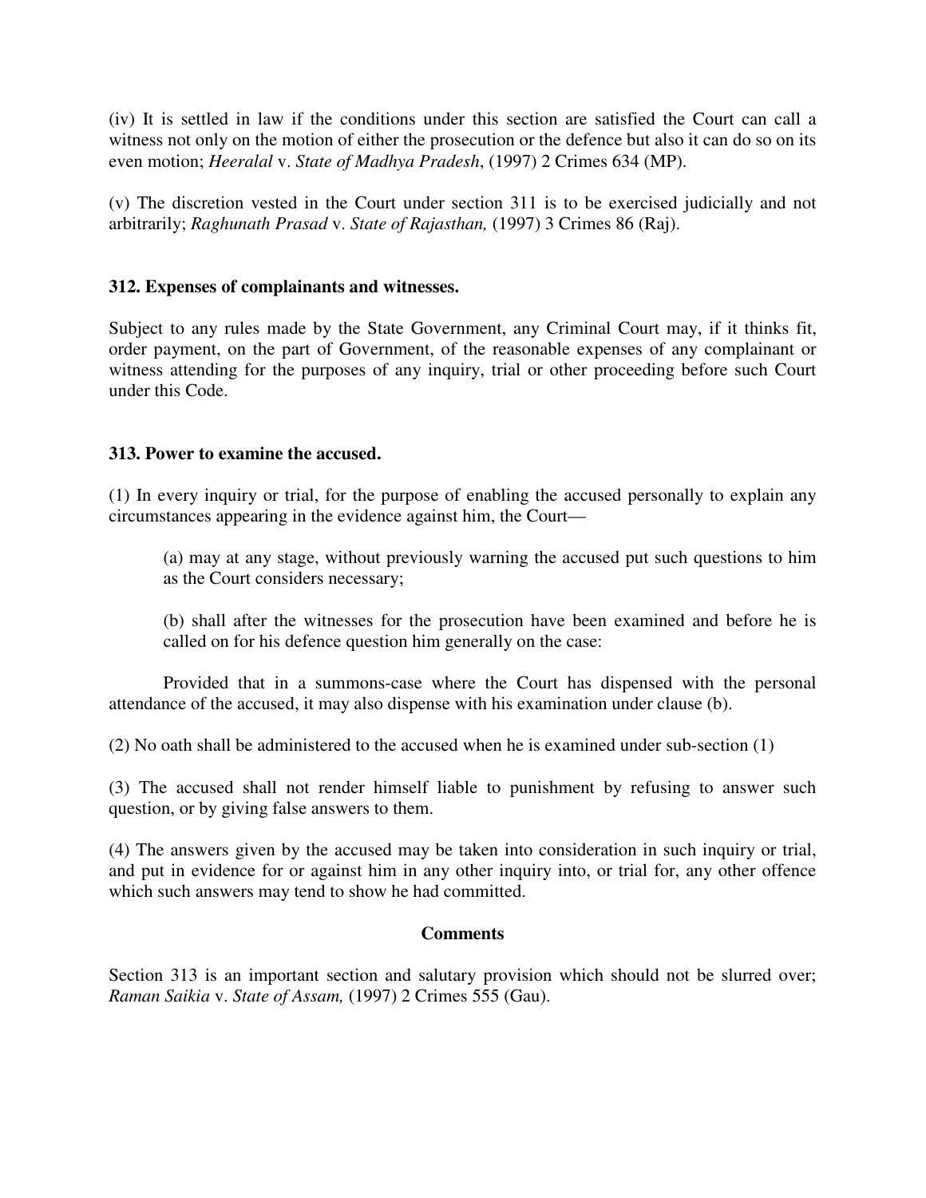(iv) It is settled in law if the conditions under this section are satisfied the Court can call a witness not only on the motion of either the prosecution or the defence but also it can do so on its even motion; *Heeralal* v. *State of Madhya Pradesh*, (1997) 2 Crimes 634 (MP).

(v) The discretion vested in the Court under section 311 is to be exercised judicially and not arbitrarily; *Raghunath Prasad* v. *State of Rajasthan,* (1997) 3 Crimes 86 (Raj).

**312. Expenses of complainants and witnesses.**

Subject to any rules made by the State Government, any Criminal Court may, if it thinks fit, order payment, on the part of Government, of the reasonable expenses of any complainant or witness attending for the purposes of any inquiry, trial or other proceeding before such Court under this Code.

**313. Power to examine the accused.**

(1) In every inquiry or trial, for the purpose of enabling the accused personally to explain any circumstances appearing in the evidence against him, the Court—

> (a) may at any stage, without previously warning the accused put such questions to him as the Court considers necessary;
>
> (b) shall after the witnesses for the prosecution have been examined and before he is called on for his defence question him generally on the case:

Provided that in a summons-case where the Court has dispensed with the personal attendance of the accused, it may also dispense with his examination under clause (b).

(2) No oath shall be administered to the accused when he is examined under sub-section (1)

(3) The accused shall not render himself liable to punishment by refusing to answer such question, or by giving false answers to them.

(4) The answers given by the accused may be taken into consideration in such inquiry or trial, and put in evidence for or against him in any other inquiry into, or trial for, any other offence which such answers may tend to show he had committed.

**Comments**

Section 313 is an important section and salutary provision which should not be slurred over; *Raman Saikia* v. *State of Assam,* (1997) 2 Crimes 555 (Gau).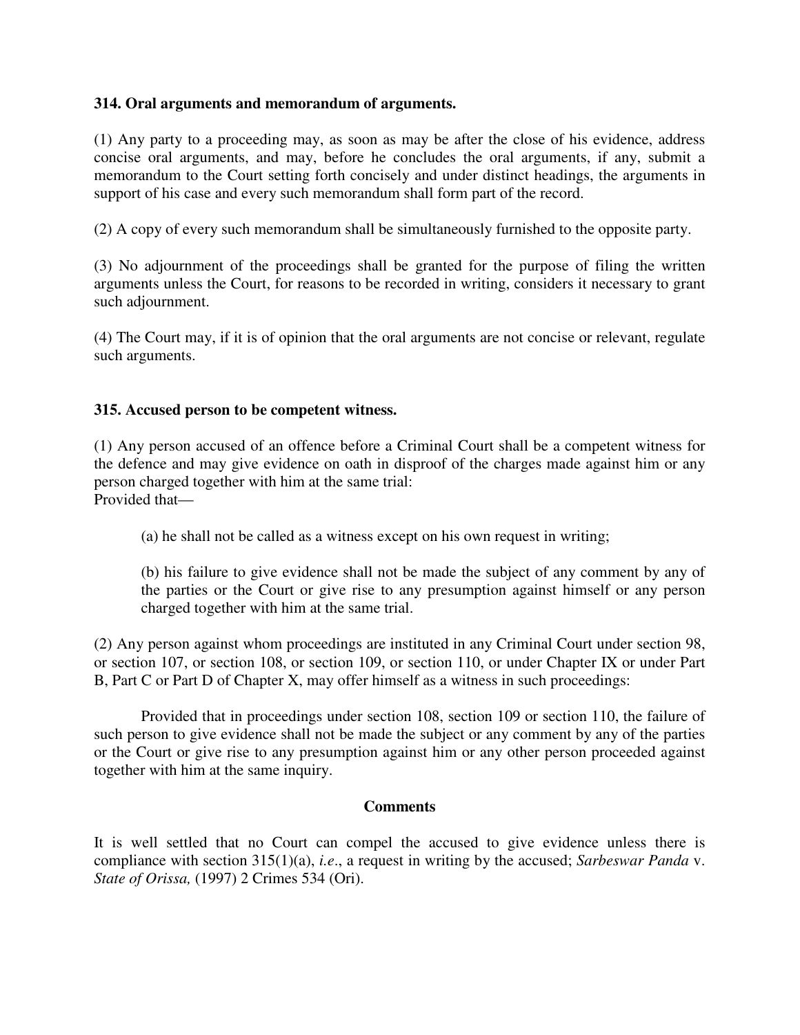### 314. Oral arguments and memorandum of arguments.

(1) Any party to a proceeding may, as soon as may be after the close of his evidence, address concise oral arguments, and may, before he concludes the oral arguments, if any, submit a memorandum to the Court setting forth concisely and under distinct headings, the arguments in support of his case and every such memorandum shall form part of the record.

(2) A copy of every such memorandum shall be simultaneously furnished to the opposite party.

(3) No adjournment of the proceedings shall be granted for the purpose of filing the written arguments unless the Court, for reasons to be recorded in writing, considers it necessary to grant such adjournment.

(4) The Court may, if it is of opinion that the oral arguments are not concise or relevant, regulate such arguments.

### 315. Accused person to be competent witness.

(1) Any person accused of an offence before a Criminal Court shall be a competent witness for the defence and may give evidence on oath in disproof of the charges made against him or any person charged together with him at the same trial:
Provided that—

> (a) he shall not be called as a witness except on his own request in writing;
>
> (b) his failure to give evidence shall not be made the subject of any comment by any of the parties or the Court or give rise to any presumption against himself or any person charged together with him at the same trial.

(2) Any person against whom proceedings are instituted in any Criminal Court under section 98, or section 107, or section 108, or section 109, or section 110, or under Chapter IX or under Part B, Part C or Part D of Chapter X, may offer himself as a witness in such proceedings:

Provided that in proceedings under section 108, section 109 or section 110, the failure of such person to give evidence shall not be made the subject or any comment by any of the parties or the Court or give rise to any presumption against him or any other person proceeded against together with him at the same inquiry.

**Comments**

It is well settled that no Court can compel the accused to give evidence unless there is compliance with section 315(1)(a), *i.e*., a request in writing by the accused; *Sarbeswar Panda* v. *State of Orissa,* (1997) 2 Crimes 534 (Ori).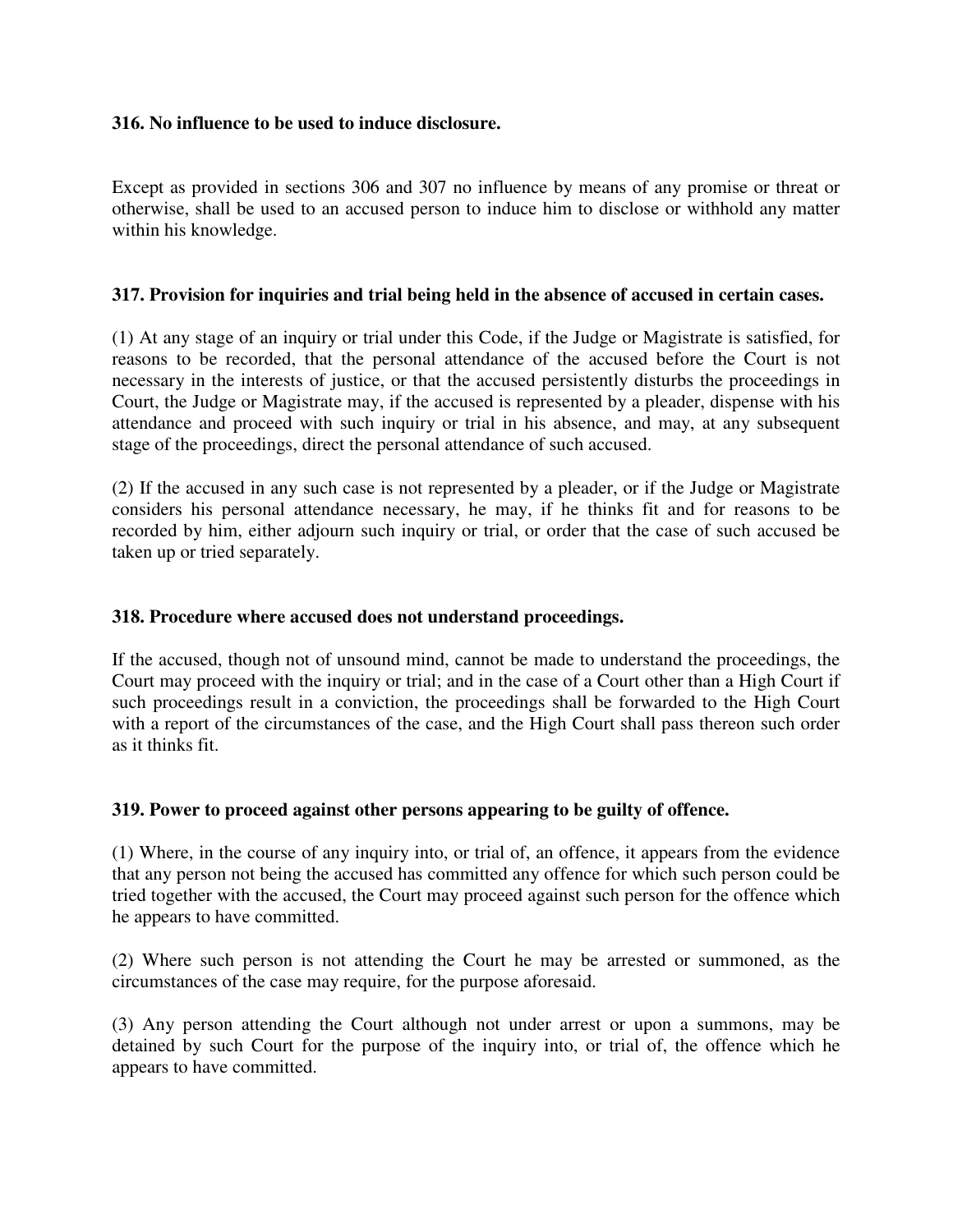**316. No influence to be used to induce disclosure.**

Except as provided in sections 306 and 307 no influence by means of any promise or threat or otherwise, shall be used to an accused person to induce him to disclose or withhold any matter within his knowledge.

**317. Provision for inquiries and trial being held in the absence of accused in certain cases.**

(1) At any stage of an inquiry or trial under this Code, if the Judge or Magistrate is satisfied, for reasons to be recorded, that the personal attendance of the accused before the Court is not necessary in the interests of justice, or that the accused persistently disturbs the proceedings in Court, the Judge or Magistrate may, if the accused is represented by a pleader, dispense with his attendance and proceed with such inquiry or trial in his absence, and may, at any subsequent stage of the proceedings, direct the personal attendance of such accused.

(2) If the accused in any such case is not represented by a pleader, or if the Judge or Magistrate considers his personal attendance necessary, he may, if he thinks fit and for reasons to be recorded by him, either adjourn such inquiry or trial, or order that the case of such accused be taken up or tried separately.

**318. Procedure where accused does not understand proceedings.**

If the accused, though not of unsound mind, cannot be made to understand the proceedings, the Court may proceed with the inquiry or trial; and in the case of a Court other than a High Court if such proceedings result in a conviction, the proceedings shall be forwarded to the High Court with a report of the circumstances of the case, and the High Court shall pass thereon such order as it thinks fit.

**319. Power to proceed against other persons appearing to be guilty of offence.**

(1) Where, in the course of any inquiry into, or trial of, an offence, it appears from the evidence that any person not being the accused has committed any offence for which such person could be tried together with the accused, the Court may proceed against such person for the offence which he appears to have committed.

(2) Where such person is not attending the Court he may be arrested or summoned, as the circumstances of the case may require, for the purpose aforesaid.

(3) Any person attending the Court although not under arrest or upon a summons, may be detained by such Court for the purpose of the inquiry into, or trial of, the offence which he appears to have committed.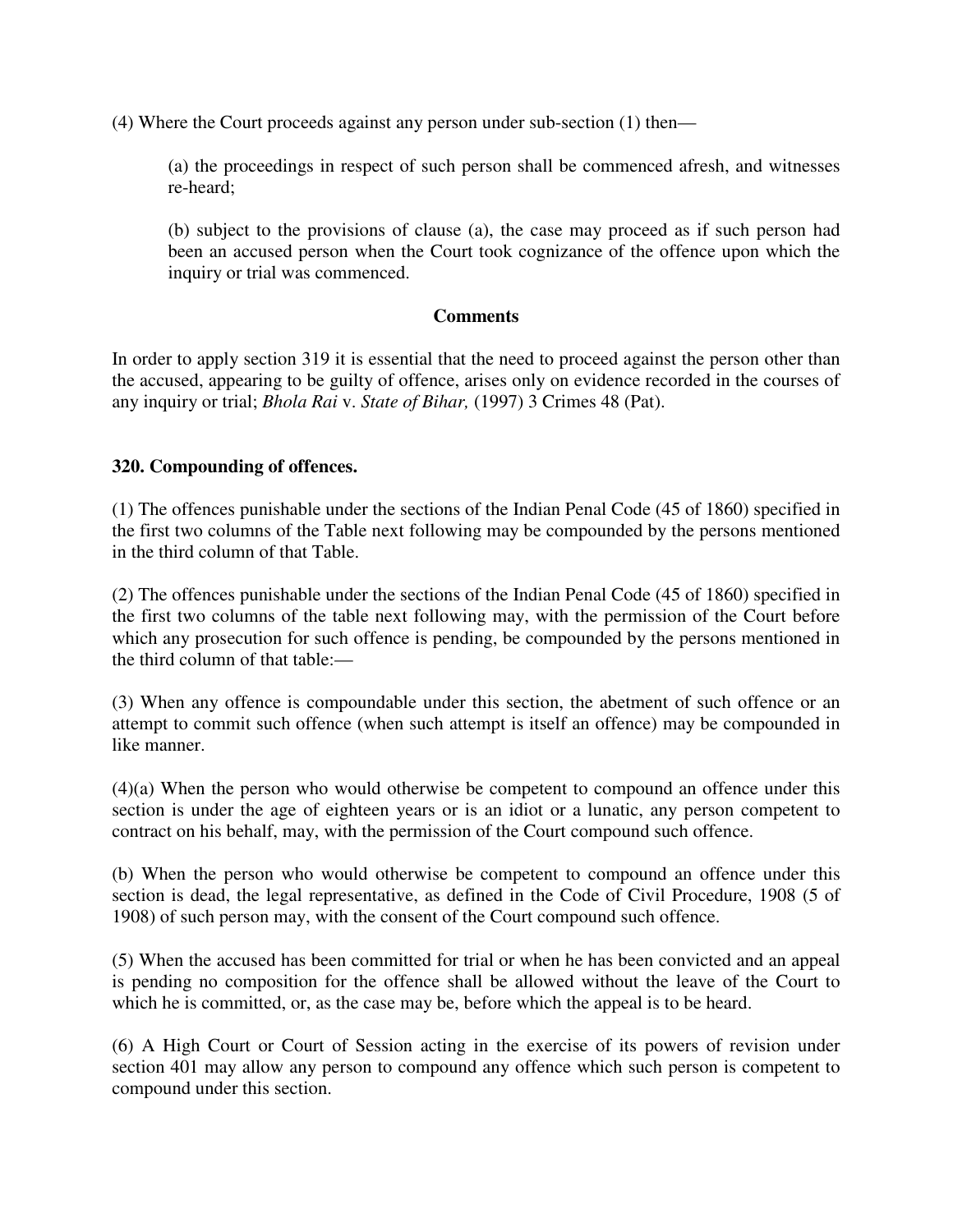(4) Where the Court proceeds against any person under sub-section (1) then—

> (a) the proceedings in respect of such person shall be commenced afresh, and witnesses re-heard;
>
> (b) subject to the provisions of clause (a), the case may proceed as if such person had been an accused person when the Court took cognizance of the offence upon which the inquiry or trial was commenced.

**Comments**

In order to apply section 319 it is essential that the need to proceed against the person other than the accused, appearing to be guilty of offence, arises only on evidence recorded in the courses of any inquiry or trial; *Bhola Rai* v. *State of Bihar,* (1997) 3 Crimes 48 (Pat).

**320. Compounding of offences.**

(1) The offences punishable under the sections of the Indian Penal Code (45 of 1860) specified in the first two columns of the Table next following may be compounded by the persons mentioned in the third column of that Table.

(2) The offences punishable under the sections of the Indian Penal Code (45 of 1860) specified in the first two columns of the table next following may, with the permission of the Court before which any prosecution for such offence is pending, be compounded by the persons mentioned in the third column of that table:—

(3) When any offence is compoundable under this section, the abetment of such offence or an attempt to commit such offence (when such attempt is itself an offence) may be compounded in like manner.

(4)(a) When the person who would otherwise be competent to compound an offence under this section is under the age of eighteen years or is an idiot or a lunatic, any person competent to contract on his behalf, may, with the permission of the Court compound such offence.

(b) When the person who would otherwise be competent to compound an offence under this section is dead, the legal representative, as defined in the Code of Civil Procedure, 1908 (5 of 1908) of such person may, with the consent of the Court compound such offence.

(5) When the accused has been committed for trial or when he has been convicted and an appeal is pending no composition for the offence shall be allowed without the leave of the Court to which he is committed, or, as the case may be, before which the appeal is to be heard.

(6) A High Court or Court of Session acting in the exercise of its powers of revision under section 401 may allow any person to compound any offence which such person is competent to compound under this section.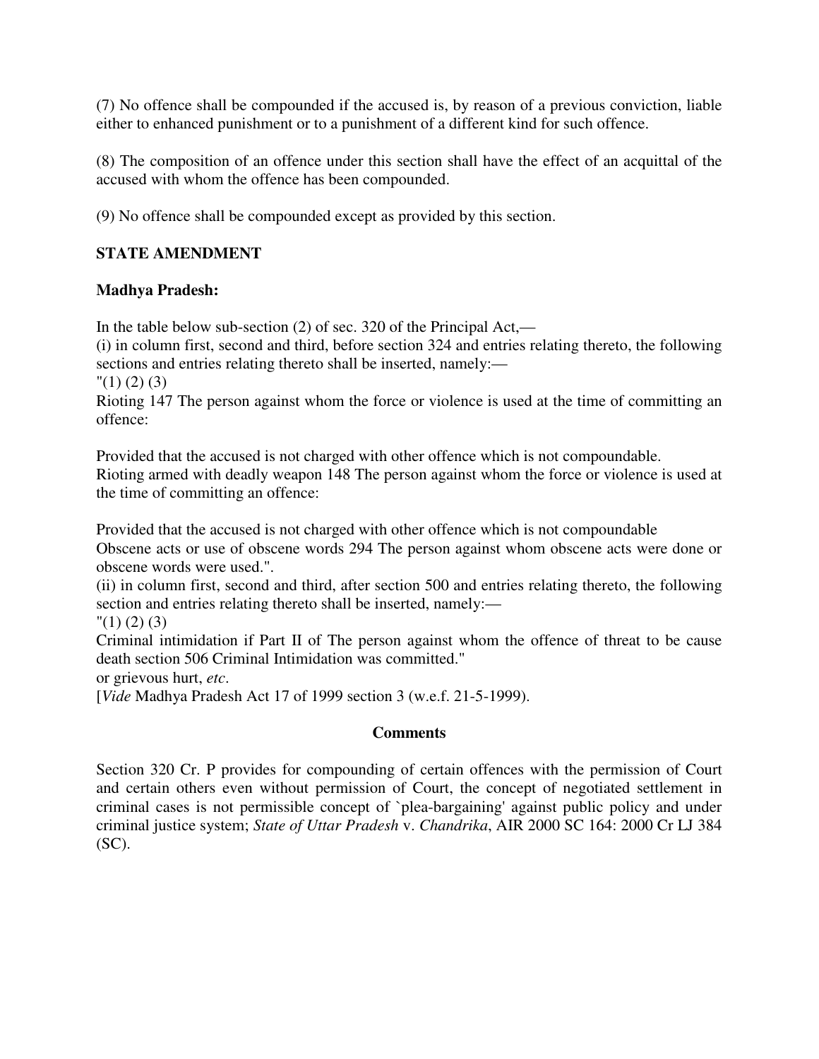(7) No offence shall be compounded if the accused is, by reason of a previous conviction, liable either to enhanced punishment or to a punishment of a different kind for such offence.

(8) The composition of an offence under this section shall have the effect of an acquittal of the accused with whom the offence has been compounded.

(9) No offence shall be compounded except as provided by this section.

**STATE AMENDMENT**

**Madhya Pradesh:**

In the table below sub-section (2) of sec. 320 of the Principal Act,—
(i) in column first, second and third, before section 324 and entries relating thereto, the following sections and entries relating thereto shall be inserted, namely:—
"(1) (2) (3)
Rioting 147 The person against whom the force or violence is used at the time of committing an offence:

Provided that the accused is not charged with other offence which is not compoundable.
Rioting armed with deadly weapon 148 The person against whom the force or violence is used at the time of committing an offence:

Provided that the accused is not charged with other offence which is not compoundable
Obscene acts or use of obscene words 294 The person against whom obscene acts were done or obscene words were used.".
(ii) in column first, second and third, after section 500 and entries relating thereto, the following section and entries relating thereto shall be inserted, namely:—
"(1) (2) (3)
Criminal intimidation if Part II of The person against whom the offence of threat to be cause death section 506 Criminal Intimidation was committed."
or grievous hurt, *etc*.
[*Vide* Madhya Pradesh Act 17 of 1999 section 3 (w.e.f. 21-5-1999).

**Comments**

Section 320 Cr. P provides for compounding of certain offences with the permission of Court and certain others even without permission of Court, the concept of negotiated settlement in criminal cases is not permissible concept of `plea-bargaining' against public policy and under criminal justice system; *State of Uttar Pradesh* v. *Chandrika*, AIR 2000 SC 164: 2000 Cr LJ 384 (SC).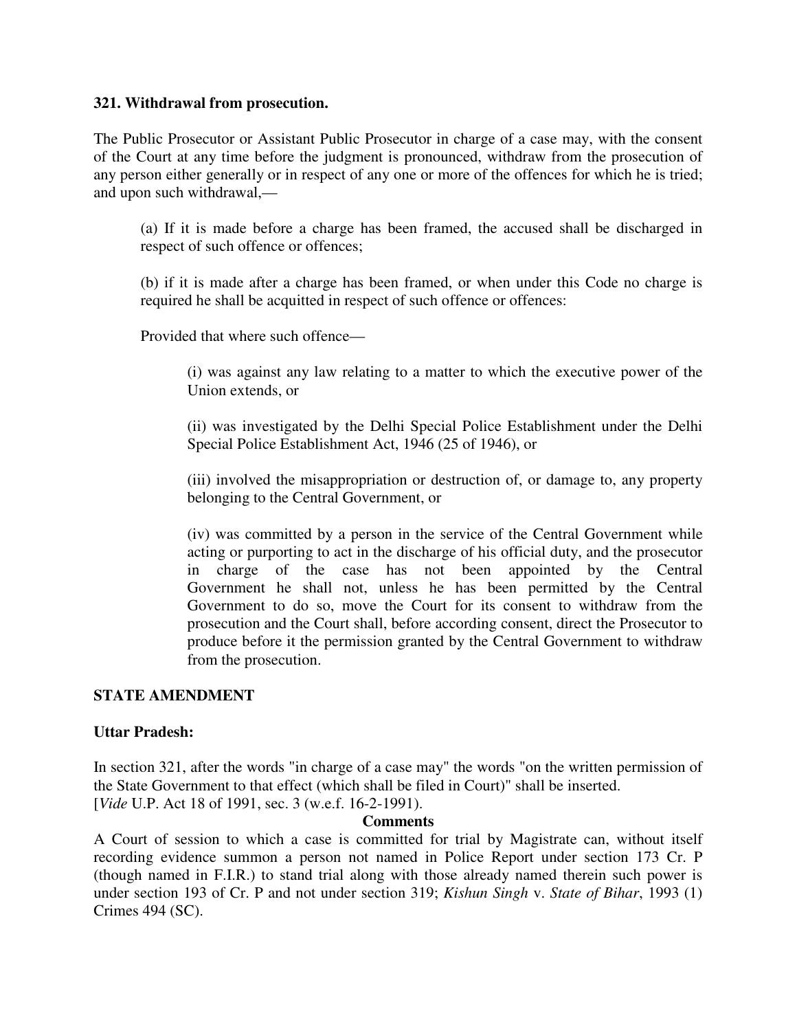**321. Withdrawal from prosecution.**

The Public Prosecutor or Assistant Public Prosecutor in charge of a case may, with the consent of the Court at any time before the judgment is pronounced, withdraw from the prosecution of any person either generally or in respect of any one or more of the offences for which he is tried; and upon such withdrawal,—

(a) If it is made before a charge has been framed, the accused shall be discharged in respect of such offence or offences;

(b) if it is made after a charge has been framed, or when under this Code no charge is required he shall be acquitted in respect of such offence or offences:

Provided that where such offence—

(i) was against any law relating to a matter to which the executive power of the Union extends, or

(ii) was investigated by the Delhi Special Police Establishment under the Delhi Special Police Establishment Act, 1946 (25 of 1946), or

(iii) involved the misappropriation or destruction of, or damage to, any property belonging to the Central Government, or

(iv) was committed by a person in the service of the Central Government while acting or purporting to act in the discharge of his official duty, and the prosecutor in charge of the case has not been appointed by the Central Government he shall not, unless he has been permitted by the Central Government to do so, move the Court for its consent to withdraw from the prosecution and the Court shall, before according consent, direct the Prosecutor to produce before it the permission granted by the Central Government to withdraw from the prosecution.

**STATE AMENDMENT**

**Uttar Pradesh:**

In section 321, after the words "in charge of a case may" the words "on the written permission of the State Government to that effect (which shall be filed in Court)" shall be inserted.
[*Vide* U.P. Act 18 of 1991, sec. 3 (w.e.f. 16-2-1991).

**Comments**

A Court of session to which a case is committed for trial by Magistrate can, without itself recording evidence summon a person not named in Police Report under section 173 Cr. P (though named in F.I.R.) to stand trial along with those already named therein such power is under section 193 of Cr. P and not under section 319; *Kishun Singh* v. *State of Bihar*, 1993 (1) Crimes 494 (SC).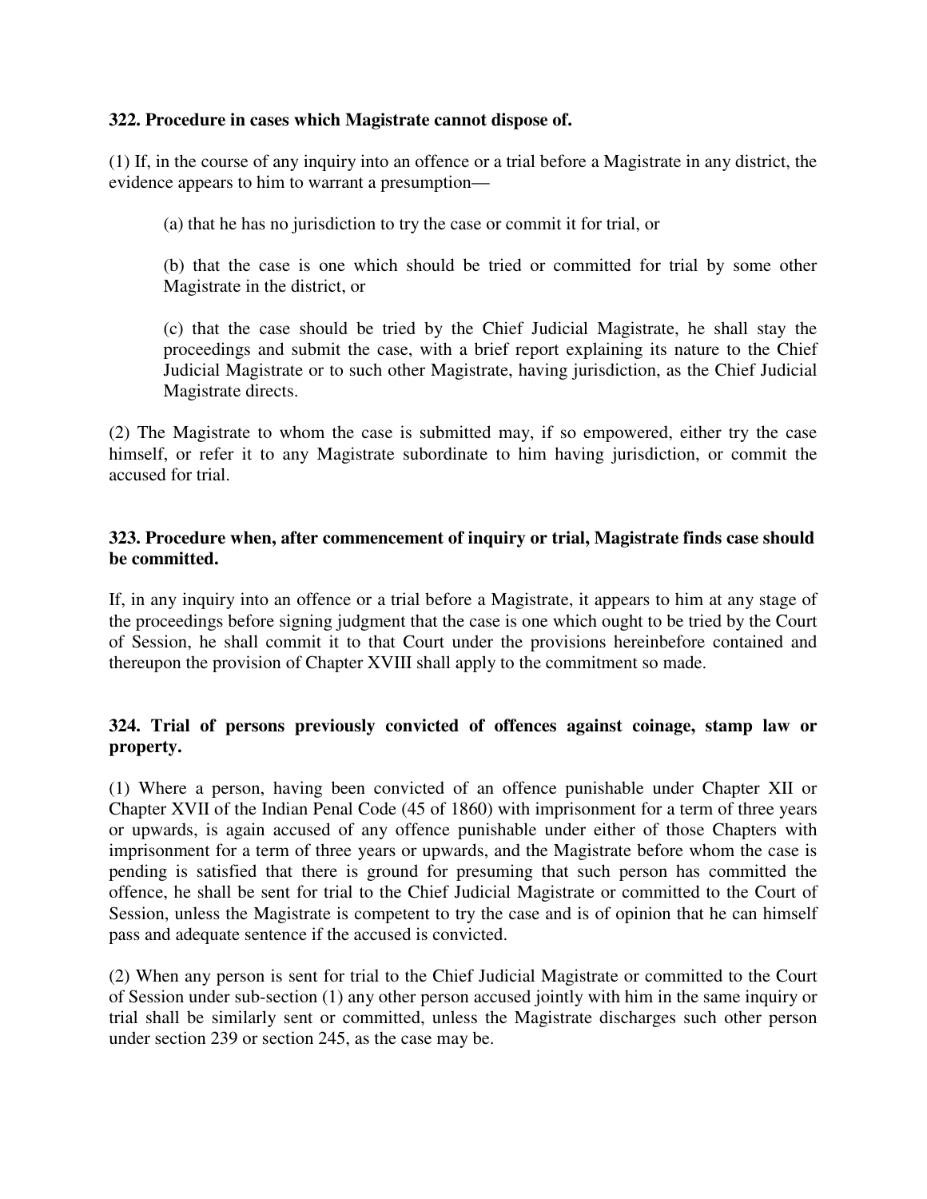**322. Procedure in cases which Magistrate cannot dispose of.**

(1) If, in the course of any inquiry into an offence or a trial before a Magistrate in any district, the evidence appears to him to warrant a presumption—

(a) that he has no jurisdiction to try the case or commit it for trial, or

(b) that the case is one which should be tried or committed for trial by some other Magistrate in the district, or

(c) that the case should be tried by the Chief Judicial Magistrate, he shall stay the proceedings and submit the case, with a brief report explaining its nature to the Chief Judicial Magistrate or to such other Magistrate, having jurisdiction, as the Chief Judicial Magistrate directs.

(2) The Magistrate to whom the case is submitted may, if so empowered, either try the case himself, or refer it to any Magistrate subordinate to him having jurisdiction, or commit the accused for trial.

**323. Procedure when, after commencement of inquiry or trial, Magistrate finds case should be committed.**

If, in any inquiry into an offence or a trial before a Magistrate, it appears to him at any stage of the proceedings before signing judgment that the case is one which ought to be tried by the Court of Session, he shall commit it to that Court under the provisions hereinbefore contained and thereupon the provision of Chapter XVIII shall apply to the commitment so made.

**324. Trial of persons previously convicted of offences against coinage, stamp law or property.**

(1) Where a person, having been convicted of an offence punishable under Chapter XII or Chapter XVII of the Indian Penal Code (45 of 1860) with imprisonment for a term of three years or upwards, is again accused of any offence punishable under either of those Chapters with imprisonment for a term of three years or upwards, and the Magistrate before whom the case is pending is satisfied that there is ground for presuming that such person has committed the offence, he shall be sent for trial to the Chief Judicial Magistrate or committed to the Court of Session, unless the Magistrate is competent to try the case and is of opinion that he can himself pass and adequate sentence if the accused is convicted.

(2) When any person is sent for trial to the Chief Judicial Magistrate or committed to the Court of Session under sub-section (1) any other person accused jointly with him in the same inquiry or trial shall be similarly sent or committed, unless the Magistrate discharges such other person under section 239 or section 245, as the case may be.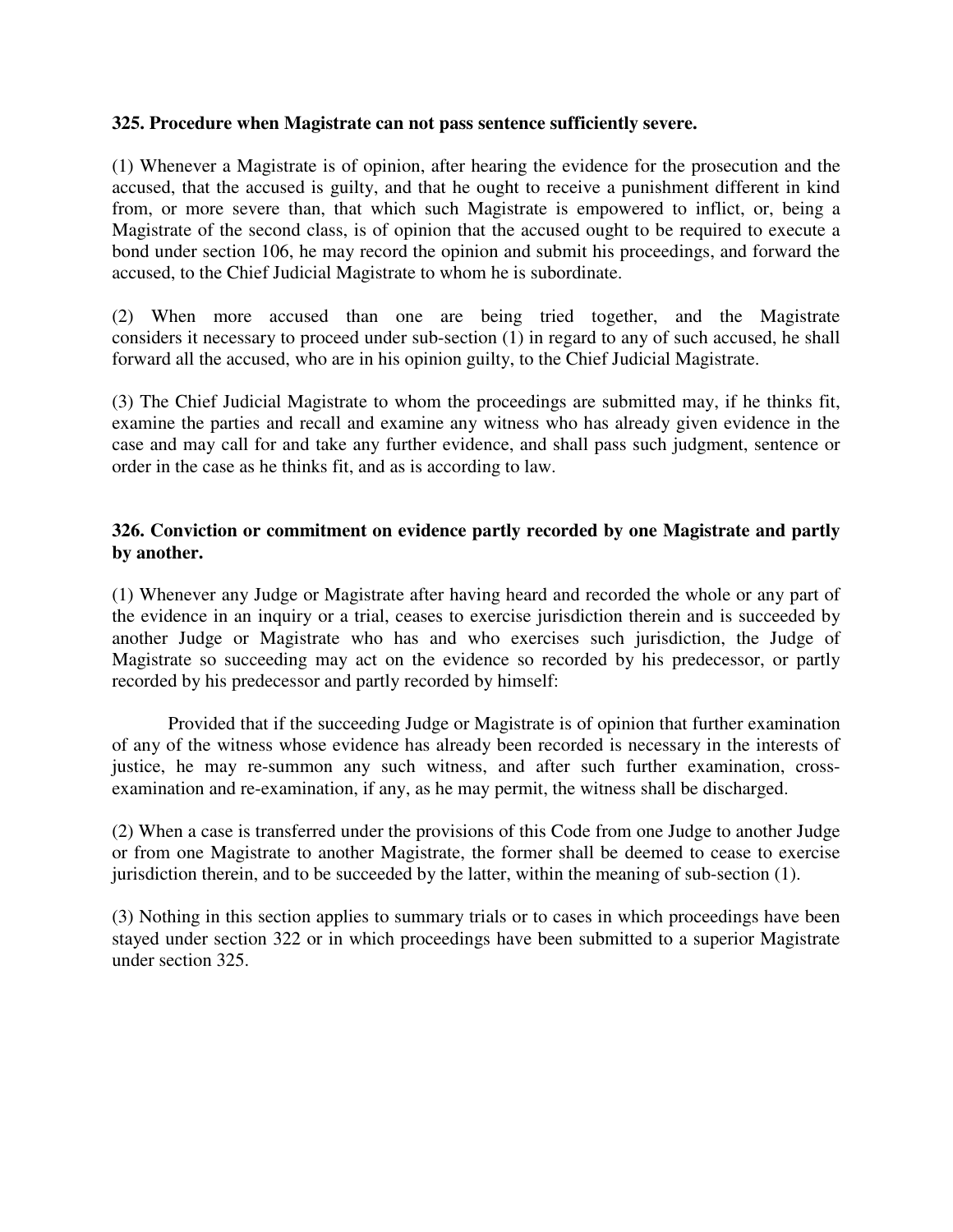**325. Procedure when Magistrate can not pass sentence sufficiently severe.**

(1) Whenever a Magistrate is of opinion, after hearing the evidence for the prosecution and the accused, that the accused is guilty, and that he ought to receive a punishment different in kind from, or more severe than, that which such Magistrate is empowered to inflict, or, being a Magistrate of the second class, is of opinion that the accused ought to be required to execute a bond under section 106, he may record the opinion and submit his proceedings, and forward the accused, to the Chief Judicial Magistrate to whom he is subordinate.

(2) When more accused than one are being tried together, and the Magistrate considers it necessary to proceed under sub-section (1) in regard to any of such accused, he shall forward all the accused, who are in his opinion guilty, to the Chief Judicial Magistrate.

(3) The Chief Judicial Magistrate to whom the proceedings are submitted may, if he thinks fit, examine the parties and recall and examine any witness who has already given evidence in the case and may call for and take any further evidence, and shall pass such judgment, sentence or order in the case as he thinks fit, and as is according to law.

**326. Conviction or commitment on evidence partly recorded by one Magistrate and partly by another.**

(1) Whenever any Judge or Magistrate after having heard and recorded the whole or any part of the evidence in an inquiry or a trial, ceases to exercise jurisdiction therein and is succeeded by another Judge or Magistrate who has and who exercises such jurisdiction, the Judge of Magistrate so succeeding may act on the evidence so recorded by his predecessor, or partly recorded by his predecessor and partly recorded by himself:

Provided that if the succeeding Judge or Magistrate is of opinion that further examination of any of the witness whose evidence has already been recorded is necessary in the interests of justice, he may re-summon any such witness, and after such further examination, cross-examination and re-examination, if any, as he may permit, the witness shall be discharged.

(2) When a case is transferred under the provisions of this Code from one Judge to another Judge or from one Magistrate to another Magistrate, the former shall be deemed to cease to exercise jurisdiction therein, and to be succeeded by the latter, within the meaning of sub-section (1).

(3) Nothing in this section applies to summary trials or to cases in which proceedings have been stayed under section 322 or in which proceedings have been submitted to a superior Magistrate under section 325.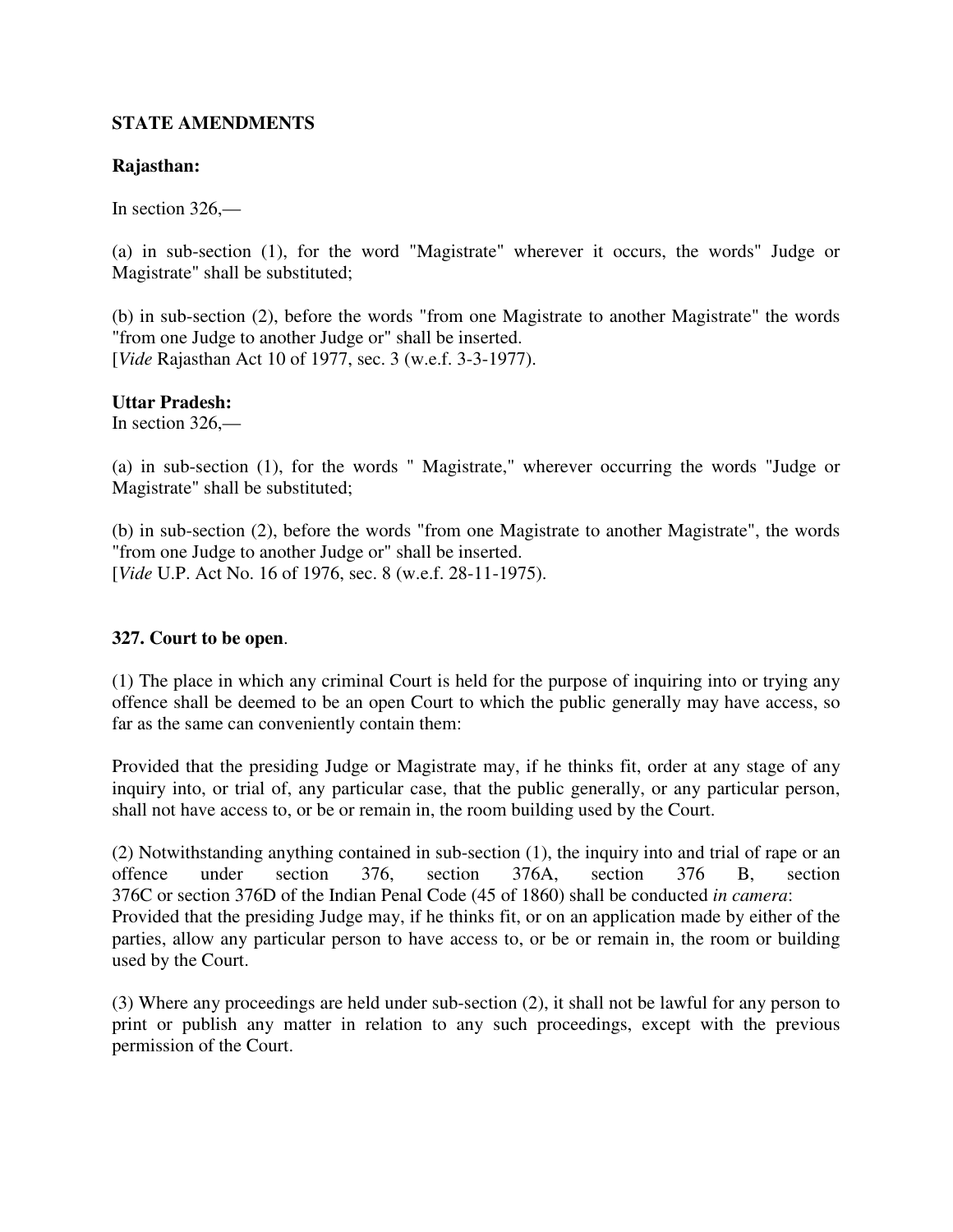**STATE AMENDMENTS**

**Rajasthan:**

In section 326,—

(a) in sub-section (1), for the word "Magistrate" wherever it occurs, the words" Judge or Magistrate" shall be substituted;

(b) in sub-section (2), before the words "from one Magistrate to another Magistrate" the words "from one Judge to another Judge or" shall be inserted.
[*Vide* Rajasthan Act 10 of 1977, sec. 3 (w.e.f. 3-3-1977).

**Uttar Pradesh:**
In section 326,—

(a) in sub-section (1), for the words " Magistrate," wherever occurring the words "Judge or Magistrate" shall be substituted;

(b) in sub-section (2), before the words "from one Magistrate to another Magistrate", the words "from one Judge to another Judge or" shall be inserted.
[*Vide* U.P. Act No. 16 of 1976, sec. 8 (w.e.f. 28-11-1975).

**327. Court to be open**.

(1) The place in which any criminal Court is held for the purpose of inquiring into or trying any offence shall be deemed to be an open Court to which the public generally may have access, so far as the same can conveniently contain them:

Provided that the presiding Judge or Magistrate may, if he thinks fit, order at any stage of any inquiry into, or trial of, any particular case, that the public generally, or any particular person, shall not have access to, or be or remain in, the room building used by the Court.

(2) Notwithstanding anything contained in sub-section (1), the inquiry into and trial of rape or an offence under section 376, section 376A, section 376 B, section 376C or section 376D of the Indian Penal Code (45 of 1860) shall be conducted *in camera*:
Provided that the presiding Judge may, if he thinks fit, or on an application made by either of the parties, allow any particular person to have access to, or be or remain in, the room or building used by the Court.

(3) Where any proceedings are held under sub-section (2), it shall not be lawful for any person to print or publish any matter in relation to any such proceedings, except with the previous permission of the Court.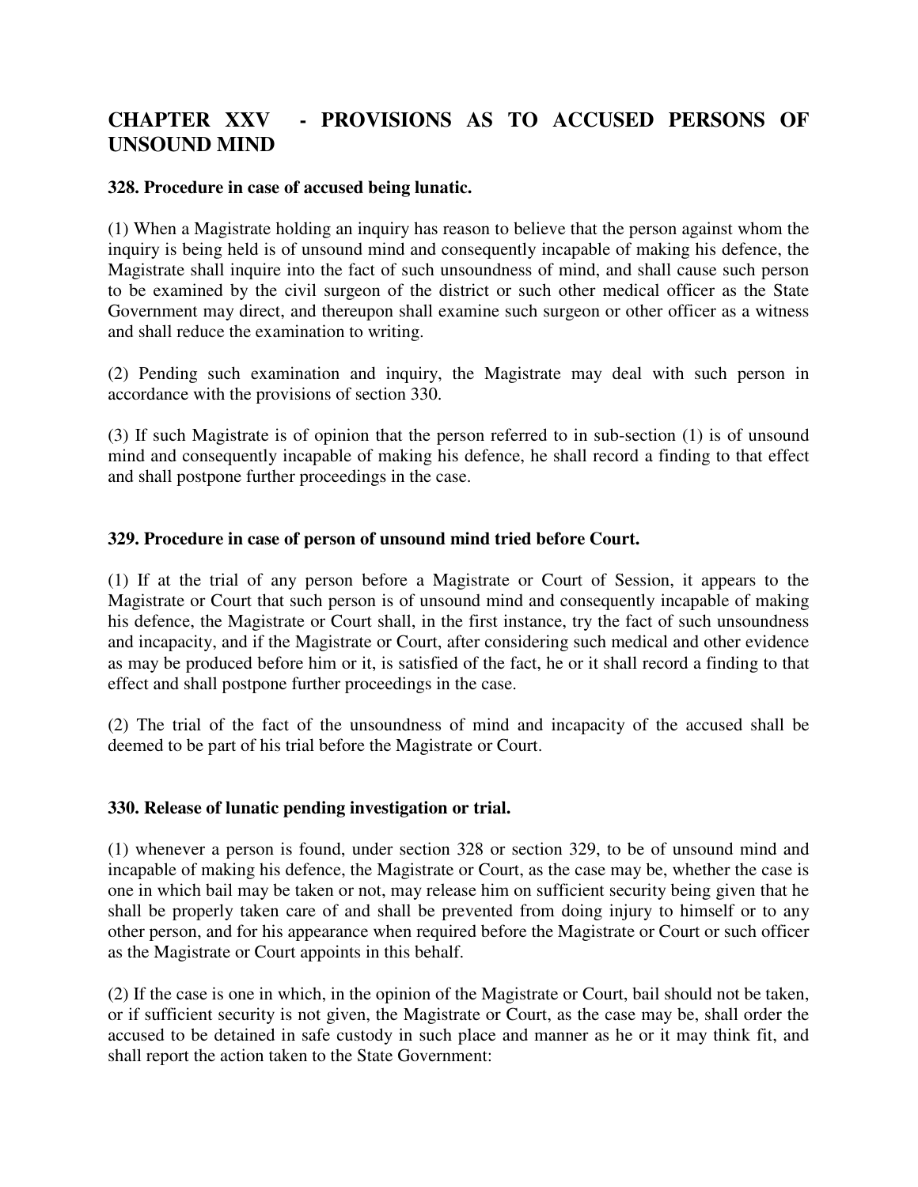## CHAPTER XXV - PROVISIONS AS TO ACCUSED PERSONS OF UNSOUND MIND

### 328. Procedure in case of accused being lunatic.

(1) When a Magistrate holding an inquiry has reason to believe that the person against whom the inquiry is being held is of unsound mind and consequently incapable of making his defence, the Magistrate shall inquire into the fact of such unsoundness of mind, and shall cause such person to be examined by the civil surgeon of the district or such other medical officer as the State Government may direct, and thereupon shall examine such surgeon or other officer as a witness and shall reduce the examination to writing.

(2) Pending such examination and inquiry, the Magistrate may deal with such person in accordance with the provisions of section 330.

(3) If such Magistrate is of opinion that the person referred to in sub-section (1) is of unsound mind and consequently incapable of making his defence, he shall record a finding to that effect and shall postpone further proceedings in the case.

### 329. Procedure in case of person of unsound mind tried before Court.

(1) If at the trial of any person before a Magistrate or Court of Session, it appears to the Magistrate or Court that such person is of unsound mind and consequently incapable of making his defence, the Magistrate or Court shall, in the first instance, try the fact of such unsoundness and incapacity, and if the Magistrate or Court, after considering such medical and other evidence as may be produced before him or it, is satisfied of the fact, he or it shall record a finding to that effect and shall postpone further proceedings in the case.

(2) The trial of the fact of the unsoundness of mind and incapacity of the accused shall be deemed to be part of his trial before the Magistrate or Court.

### 330. Release of lunatic pending investigation or trial.

(1) whenever a person is found, under section 328 or section 329, to be of unsound mind and incapable of making his defence, the Magistrate or Court, as the case may be, whether the case is one in which bail may be taken or not, may release him on sufficient security being given that he shall be properly taken care of and shall be prevented from doing injury to himself or to any other person, and for his appearance when required before the Magistrate or Court or such officer as the Magistrate or Court appoints in this behalf.

(2) If the case is one in which, in the opinion of the Magistrate or Court, bail should not be taken, or if sufficient security is not given, the Magistrate or Court, as the case may be, shall order the accused to be detained in safe custody in such place and manner as he or it may think fit, and shall report the action taken to the State Government: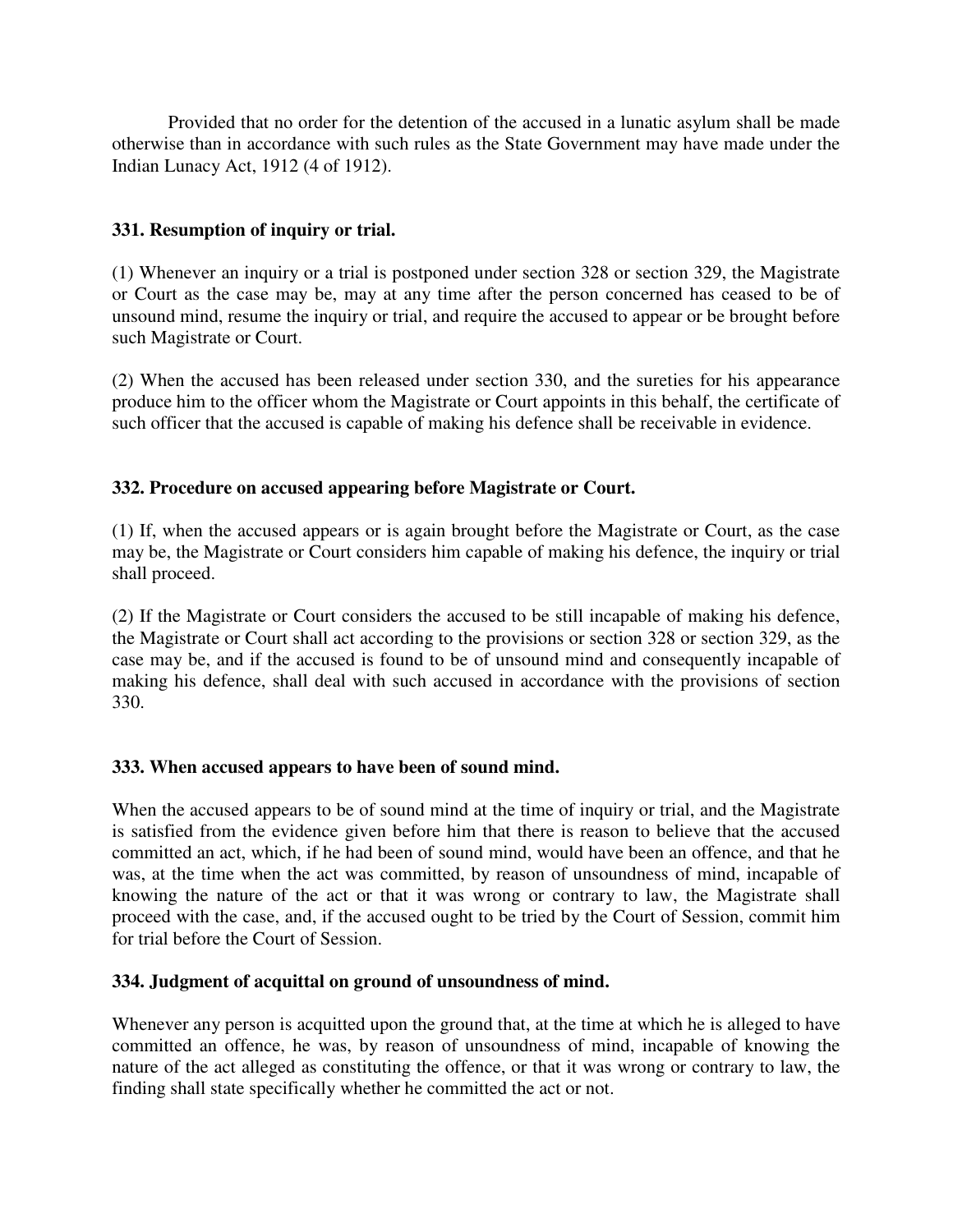Provided that no order for the detention of the accused in a lunatic asylum shall be made otherwise than in accordance with such rules as the State Government may have made under the Indian Lunacy Act, 1912 (4 of 1912).

**331. Resumption of inquiry or trial.**

(1) Whenever an inquiry or a trial is postponed under section 328 or section 329, the Magistrate or Court as the case may be, may at any time after the person concerned has ceased to be of unsound mind, resume the inquiry or trial, and require the accused to appear or be brought before such Magistrate or Court.

(2) When the accused has been released under section 330, and the sureties for his appearance produce him to the officer whom the Magistrate or Court appoints in this behalf, the certificate of such officer that the accused is capable of making his defence shall be receivable in evidence.

**332. Procedure on accused appearing before Magistrate or Court.**

(1) If, when the accused appears or is again brought before the Magistrate or Court, as the case may be, the Magistrate or Court considers him capable of making his defence, the inquiry or trial shall proceed.

(2) If the Magistrate or Court considers the accused to be still incapable of making his defence, the Magistrate or Court shall act according to the provisions or section 328 or section 329, as the case may be, and if the accused is found to be of unsound mind and consequently incapable of making his defence, shall deal with such accused in accordance with the provisions of section 330.

**333. When accused appears to have been of sound mind.**

When the accused appears to be of sound mind at the time of inquiry or trial, and the Magistrate is satisfied from the evidence given before him that there is reason to believe that the accused committed an act, which, if he had been of sound mind, would have been an offence, and that he was, at the time when the act was committed, by reason of unsoundness of mind, incapable of knowing the nature of the act or that it was wrong or contrary to law, the Magistrate shall proceed with the case, and, if the accused ought to be tried by the Court of Session, commit him for trial before the Court of Session.

**334. Judgment of acquittal on ground of unsoundness of mind.**

Whenever any person is acquitted upon the ground that, at the time at which he is alleged to have committed an offence, he was, by reason of unsoundness of mind, incapable of knowing the nature of the act alleged as constituting the offence, or that it was wrong or contrary to law, the finding shall state specifically whether he committed the act or not.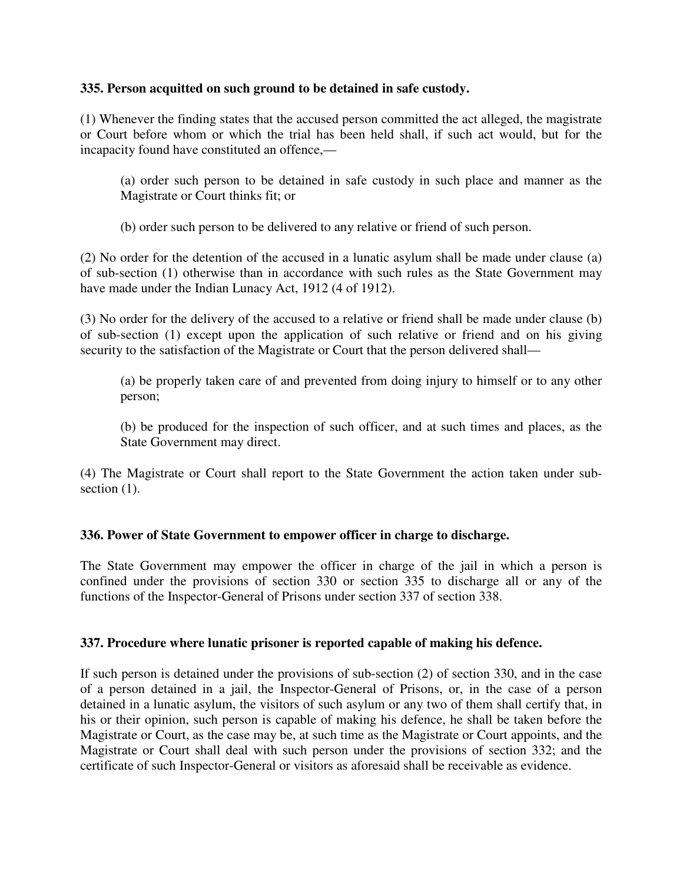**335. Person acquitted on such ground to be detained in safe custody.**

(1) Whenever the finding states that the accused person committed the act alleged, the magistrate or Court before whom or which the trial has been held shall, if such act would, but for the incapacity found have constituted an offence,—

> (a) order such person to be detained in safe custody in such place and manner as the Magistrate or Court thinks fit; or
>
> (b) order such person to be delivered to any relative or friend of such person.

(2) No order for the detention of the accused in a lunatic asylum shall be made under clause (a) of sub-section (1) otherwise than in accordance with such rules as the State Government may have made under the Indian Lunacy Act, 1912 (4 of 1912).

(3) No order for the delivery of the accused to a relative or friend shall be made under clause (b) of sub-section (1) except upon the application of such relative or friend and on his giving security to the satisfaction of the Magistrate or Court that the person delivered shall—

> (a) be properly taken care of and prevented from doing injury to himself or to any other person;
>
> (b) be produced for the inspection of such officer, and at such times and places, as the State Government may direct.

(4) The Magistrate or Court shall report to the State Government the action taken under sub-section (1).

**336. Power of State Government to empower officer in charge to discharge.**

The State Government may empower the officer in charge of the jail in which a person is confined under the provisions of section 330 or section 335 to discharge all or any of the functions of the Inspector-General of Prisons under section 337 of section 338.

**337. Procedure where lunatic prisoner is reported capable of making his defence.**

If such person is detained under the provisions of sub-section (2) of section 330, and in the case of a person detained in a jail, the Inspector-General of Prisons, or, in the case of a person detained in a lunatic asylum, the visitors of such asylum or any two of them shall certify that, in his or their opinion, such person is capable of making his defence, he shall be taken before the Magistrate or Court, as the case may be, at such time as the Magistrate or Court appoints, and the Magistrate or Court shall deal with such person under the provisions of section 332; and the certificate of such Inspector-General or visitors as aforesaid shall be receivable as evidence.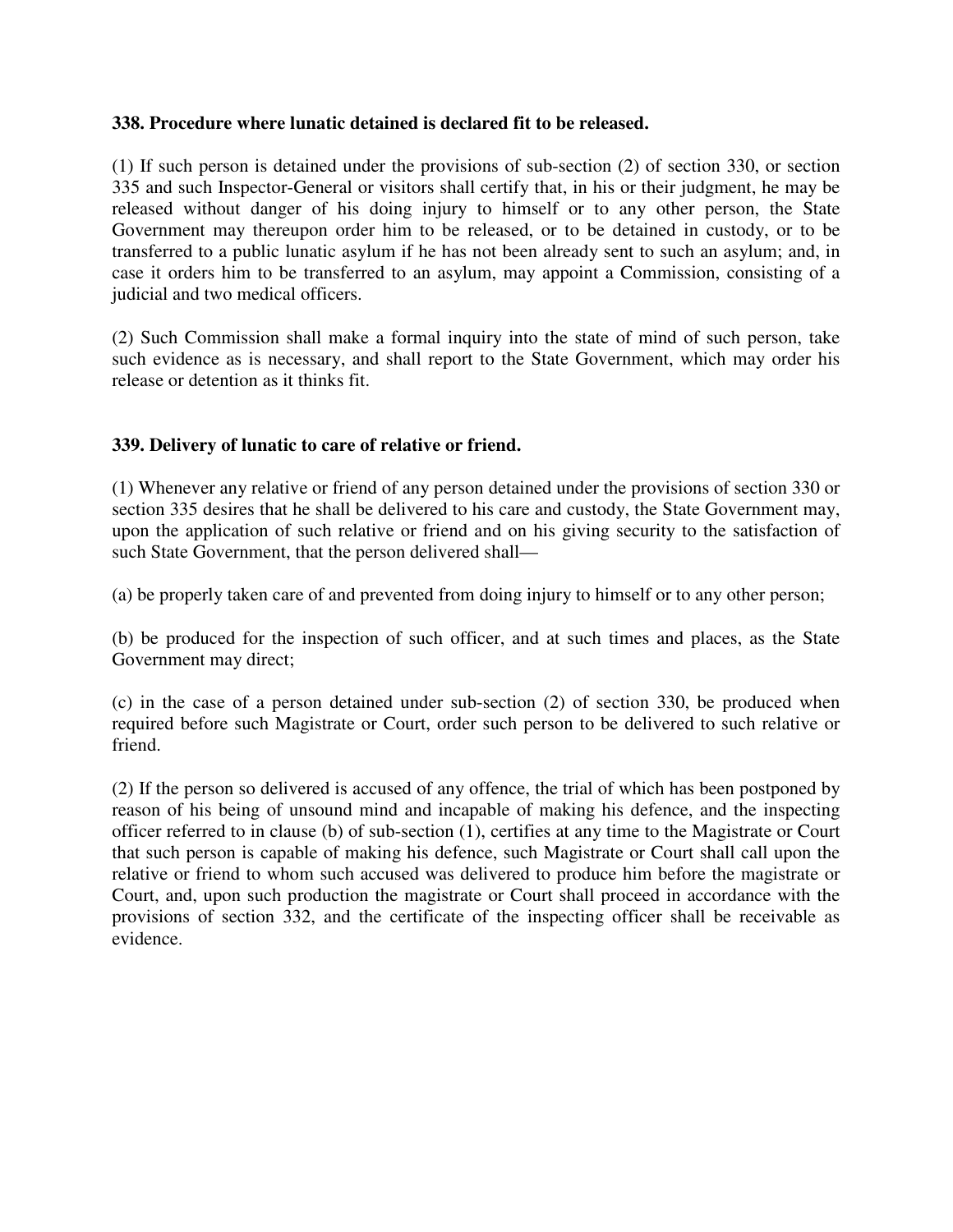**338. Procedure where lunatic detained is declared fit to be released.**

(1) If such person is detained under the provisions of sub-section (2) of section 330, or section 335 and such Inspector-General or visitors shall certify that, in his or their judgment, he may be released without danger of his doing injury to himself or to any other person, the State Government may thereupon order him to be released, or to be detained in custody, or to be transferred to a public lunatic asylum if he has not been already sent to such an asylum; and, in case it orders him to be transferred to an asylum, may appoint a Commission, consisting of a judicial and two medical officers.

(2) Such Commission shall make a formal inquiry into the state of mind of such person, take such evidence as is necessary, and shall report to the State Government, which may order his release or detention as it thinks fit.

**339. Delivery of lunatic to care of relative or friend.**

(1) Whenever any relative or friend of any person detained under the provisions of section 330 or section 335 desires that he shall be delivered to his care and custody, the State Government may, upon the application of such relative or friend and on his giving security to the satisfaction of such State Government, that the person delivered shall—

(a) be properly taken care of and prevented from doing injury to himself or to any other person;

(b) be produced for the inspection of such officer, and at such times and places, as the State Government may direct;

(c) in the case of a person detained under sub-section (2) of section 330, be produced when required before such Magistrate or Court, order such person to be delivered to such relative or friend.

(2) If the person so delivered is accused of any offence, the trial of which has been postponed by reason of his being of unsound mind and incapable of making his defence, and the inspecting officer referred to in clause (b) of sub-section (1), certifies at any time to the Magistrate or Court that such person is capable of making his defence, such Magistrate or Court shall call upon the relative or friend to whom such accused was delivered to produce him before the magistrate or Court, and, upon such production the magistrate or Court shall proceed in accordance with the provisions of section 332, and the certificate of the inspecting officer shall be receivable as evidence.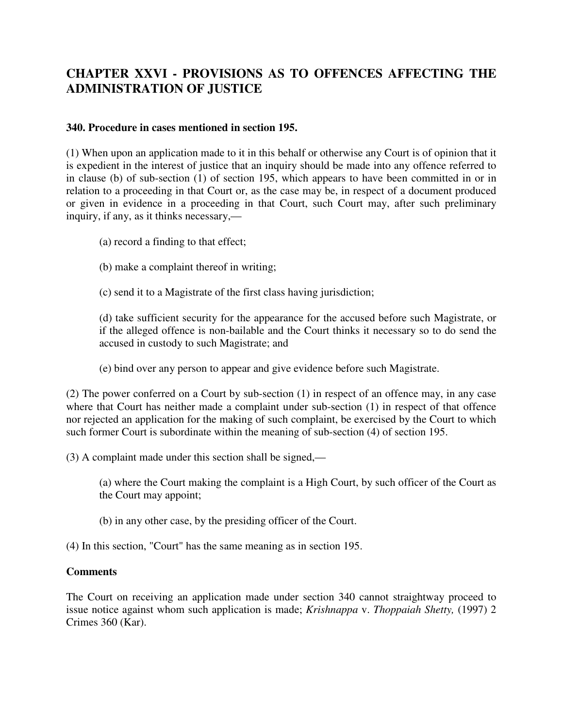## CHAPTER XXVI - PROVISIONS AS TO OFFENCES AFFECTING THE ADMINISTRATION OF JUSTICE

**340. Procedure in cases mentioned in section 195.**

(1) When upon an application made to it in this behalf or otherwise any Court is of opinion that it is expedient in the interest of justice that an inquiry should be made into any offence referred to in clause (b) of sub-section (1) of section 195, which appears to have been committed in or in relation to a proceeding in that Court or, as the case may be, in respect of a document produced or given in evidence in a proceeding in that Court, such Court may, after such preliminary inquiry, if any, as it thinks necessary,—

> (a) record a finding to that effect;
>
> (b) make a complaint thereof in writing;
>
> (c) send it to a Magistrate of the first class having jurisdiction;
>
> (d) take sufficient security for the appearance for the accused before such Magistrate, or if the alleged offence is non-bailable and the Court thinks it necessary so to do send the accused in custody to such Magistrate; and
>
> (e) bind over any person to appear and give evidence before such Magistrate.

(2) The power conferred on a Court by sub-section (1) in respect of an offence may, in any case where that Court has neither made a complaint under sub-section (1) in respect of that offence nor rejected an application for the making of such complaint, be exercised by the Court to which such former Court is subordinate within the meaning of sub-section (4) of section 195.

(3) A complaint made under this section shall be signed,—

> (a) where the Court making the complaint is a High Court, by such officer of the Court as the Court may appoint;
>
> (b) in any other case, by the presiding officer of the Court.

(4) In this section, "Court" has the same meaning as in section 195.

**Comments**

The Court on receiving an application made under section 340 cannot straightway proceed to issue notice against whom such application is made; *Krishnappa* v. *Thoppaiah Shetty,* (1997) 2 Crimes 360 (Kar).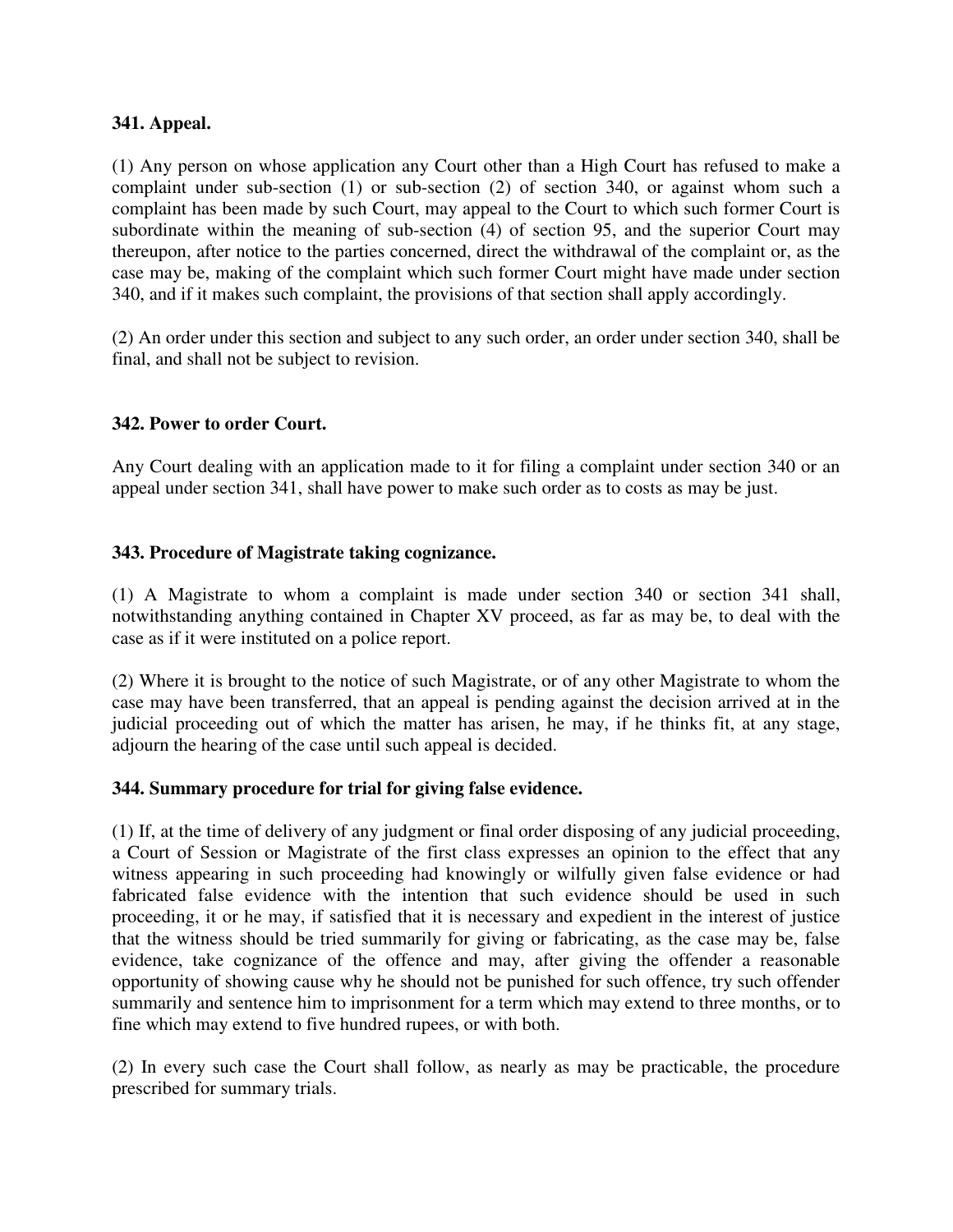**341. Appeal.**

(1) Any person on whose application any Court other than a High Court has refused to make a complaint under sub-section (1) or sub-section (2) of section 340, or against whom such a complaint has been made by such Court, may appeal to the Court to which such former Court is subordinate within the meaning of sub-section (4) of section 95, and the superior Court may thereupon, after notice to the parties concerned, direct the withdrawal of the complaint or, as the case may be, making of the complaint which such former Court might have made under section 340, and if it makes such complaint, the provisions of that section shall apply accordingly.

(2) An order under this section and subject to any such order, an order under section 340, shall be final, and shall not be subject to revision.

**342. Power to order Court.**

Any Court dealing with an application made to it for filing a complaint under section 340 or an appeal under section 341, shall have power to make such order as to costs as may be just.

**343. Procedure of Magistrate taking cognizance.**

(1) A Magistrate to whom a complaint is made under section 340 or section 341 shall, notwithstanding anything contained in Chapter XV proceed, as far as may be, to deal with the case as if it were instituted on a police report.

(2) Where it is brought to the notice of such Magistrate, or of any other Magistrate to whom the case may have been transferred, that an appeal is pending against the decision arrived at in the judicial proceeding out of which the matter has arisen, he may, if he thinks fit, at any stage, adjourn the hearing of the case until such appeal is decided.

**344. Summary procedure for trial for giving false evidence.**

(1) If, at the time of delivery of any judgment or final order disposing of any judicial proceeding, a Court of Session or Magistrate of the first class expresses an opinion to the effect that any witness appearing in such proceeding had knowingly or wilfully given false evidence or had fabricated false evidence with the intention that such evidence should be used in such proceeding, it or he may, if satisfied that it is necessary and expedient in the interest of justice that the witness should be tried summarily for giving or fabricating, as the case may be, false evidence, take cognizance of the offence and may, after giving the offender a reasonable opportunity of showing cause why he should not be punished for such offence, try such offender summarily and sentence him to imprisonment for a term which may extend to three months, or to fine which may extend to five hundred rupees, or with both.

(2) In every such case the Court shall follow, as nearly as may be practicable, the procedure prescribed for summary trials.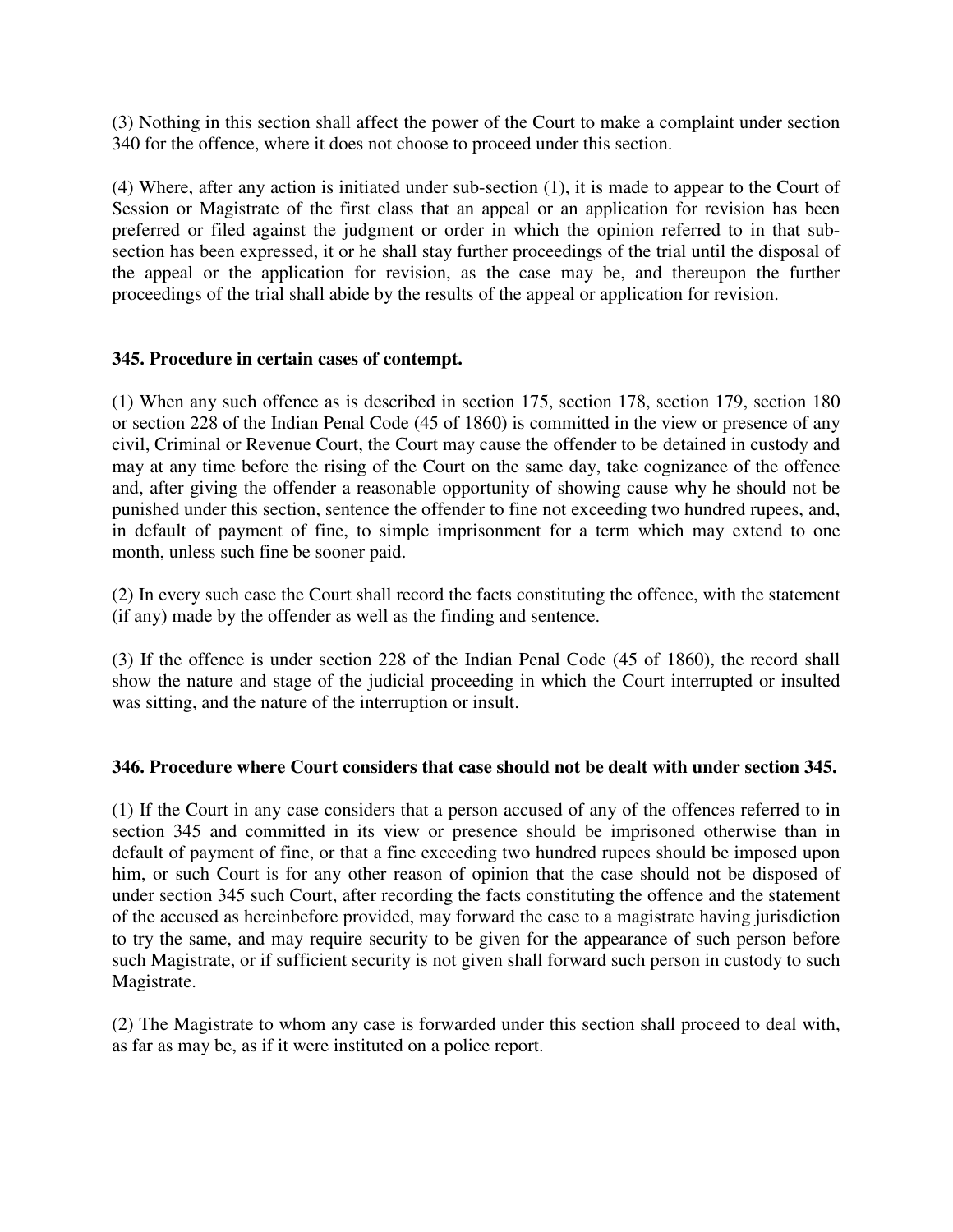(3) Nothing in this section shall affect the power of the Court to make a complaint under section 340 for the offence, where it does not choose to proceed under this section.

(4) Where, after any action is initiated under sub-section (1), it is made to appear to the Court of Session or Magistrate of the first class that an appeal or an application for revision has been preferred or filed against the judgment or order in which the opinion referred to in that sub-section has been expressed, it or he shall stay further proceedings of the trial until the disposal of the appeal or the application for revision, as the case may be, and thereupon the further proceedings of the trial shall abide by the results of the appeal or application for revision.

**345. Procedure in certain cases of contempt.**

(1) When any such offence as is described in section 175, section 178, section 179, section 180 or section 228 of the Indian Penal Code (45 of 1860) is committed in the view or presence of any civil, Criminal or Revenue Court, the Court may cause the offender to be detained in custody and may at any time before the rising of the Court on the same day, take cognizance of the offence and, after giving the offender a reasonable opportunity of showing cause why he should not be punished under this section, sentence the offender to fine not exceeding two hundred rupees, and, in default of payment of fine, to simple imprisonment for a term which may extend to one month, unless such fine be sooner paid.

(2) In every such case the Court shall record the facts constituting the offence, with the statement (if any) made by the offender as well as the finding and sentence.

(3) If the offence is under section 228 of the Indian Penal Code (45 of 1860), the record shall show the nature and stage of the judicial proceeding in which the Court interrupted or insulted was sitting, and the nature of the interruption or insult.

**346. Procedure where Court considers that case should not be dealt with under section 345.**

(1) If the Court in any case considers that a person accused of any of the offences referred to in section 345 and committed in its view or presence should be imprisoned otherwise than in default of payment of fine, or that a fine exceeding two hundred rupees should be imposed upon him, or such Court is for any other reason of opinion that the case should not be disposed of under section 345 such Court, after recording the facts constituting the offence and the statement of the accused as hereinbefore provided, may forward the case to a magistrate having jurisdiction to try the same, and may require security to be given for the appearance of such person before such Magistrate, or if sufficient security is not given shall forward such person in custody to such Magistrate.

(2) The Magistrate to whom any case is forwarded under this section shall proceed to deal with, as far as may be, as if it were instituted on a police report.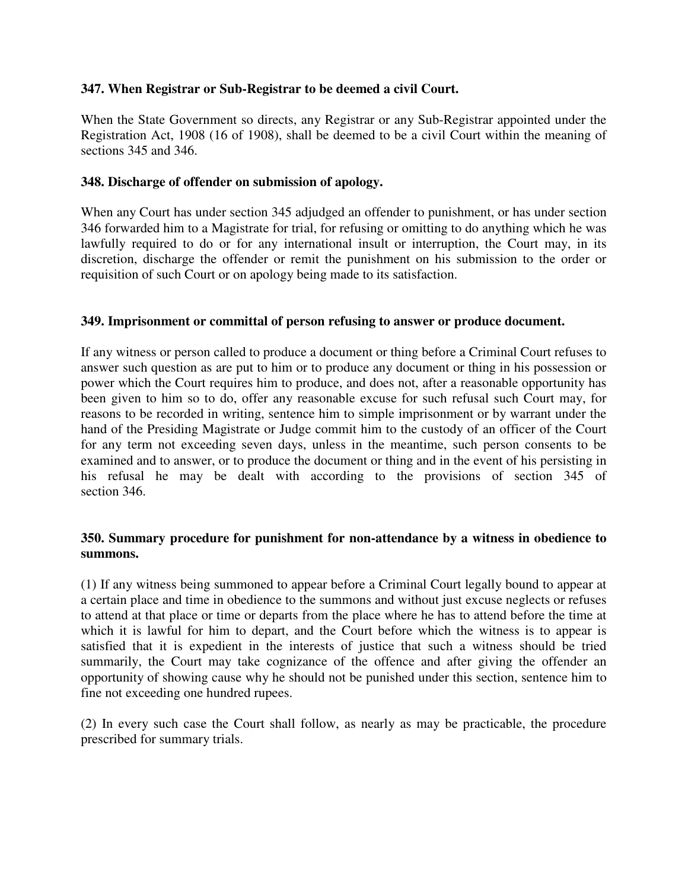**347. When Registrar or Sub-Registrar to be deemed a civil Court.**

When the State Government so directs, any Registrar or any Sub-Registrar appointed under the Registration Act, 1908 (16 of 1908), shall be deemed to be a civil Court within the meaning of sections 345 and 346.

**348. Discharge of offender on submission of apology.**

When any Court has under section 345 adjudged an offender to punishment, or has under section 346 forwarded him to a Magistrate for trial, for refusing or omitting to do anything which he was lawfully required to do or for any international insult or interruption, the Court may, in its discretion, discharge the offender or remit the punishment on his submission to the order or requisition of such Court or on apology being made to its satisfaction.

**349. Imprisonment or committal of person refusing to answer or produce document.**

If any witness or person called to produce a document or thing before a Criminal Court refuses to answer such question as are put to him or to produce any document or thing in his possession or power which the Court requires him to produce, and does not, after a reasonable opportunity has been given to him so to do, offer any reasonable excuse for such refusal such Court may, for reasons to be recorded in writing, sentence him to simple imprisonment or by warrant under the hand of the Presiding Magistrate or Judge commit him to the custody of an officer of the Court for any term not exceeding seven days, unless in the meantime, such person consents to be examined and to answer, or to produce the document or thing and in the event of his persisting in his refusal he may be dealt with according to the provisions of section 345 of section 346.

**350. Summary procedure for punishment for non-attendance by a witness in obedience to summons.**

(1) If any witness being summoned to appear before a Criminal Court legally bound to appear at a certain place and time in obedience to the summons and without just excuse neglects or refuses to attend at that place or time or departs from the place where he has to attend before the time at which it is lawful for him to depart, and the Court before which the witness is to appear is satisfied that it is expedient in the interests of justice that such a witness should be tried summarily, the Court may take cognizance of the offence and after giving the offender an opportunity of showing cause why he should not be punished under this section, sentence him to fine not exceeding one hundred rupees.

(2) In every such case the Court shall follow, as nearly as may be practicable, the procedure prescribed for summary trials.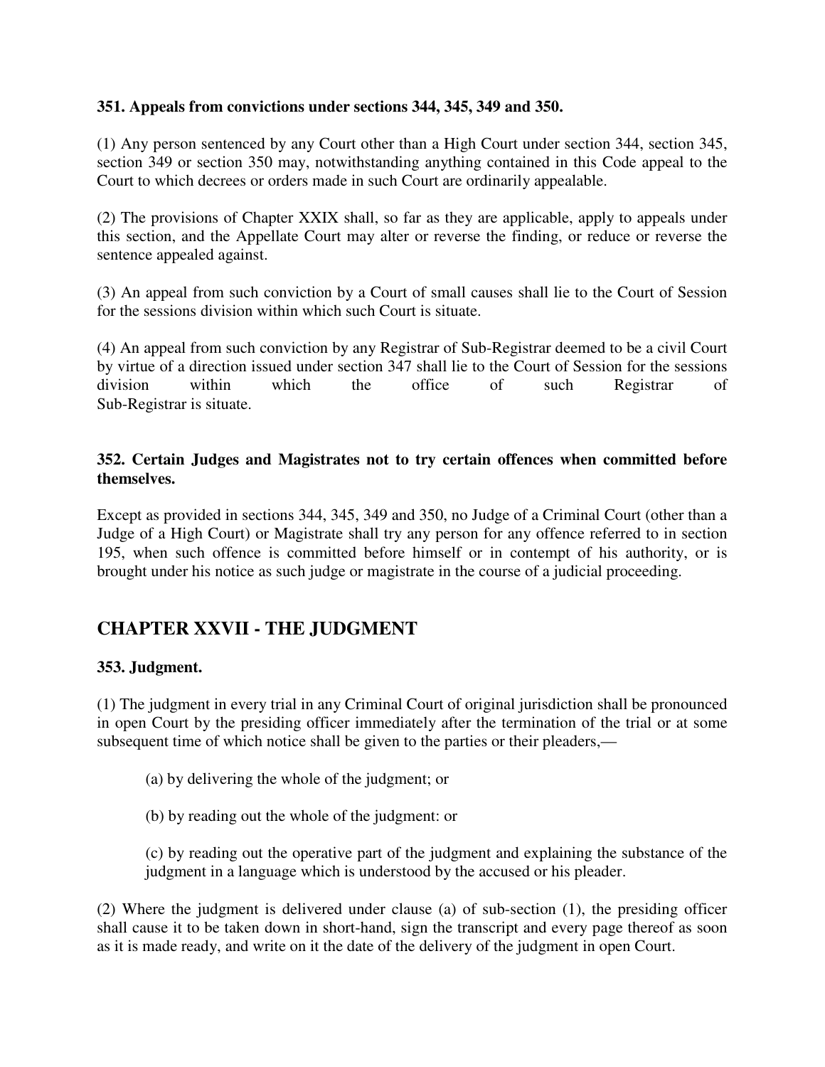**351. Appeals from convictions under sections 344, 345, 349 and 350.**

(1) Any person sentenced by any Court other than a High Court under section 344, section 345, section 349 or section 350 may, notwithstanding anything contained in this Code appeal to the Court to which decrees or orders made in such Court are ordinarily appealable.

(2) The provisions of Chapter XXIX shall, so far as they are applicable, apply to appeals under this section, and the Appellate Court may alter or reverse the finding, or reduce or reverse the sentence appealed against.

(3) An appeal from such conviction by a Court of small causes shall lie to the Court of Session for the sessions division within which such Court is situate.

(4) An appeal from such conviction by any Registrar of Sub-Registrar deemed to be a civil Court by virtue of a direction issued under section 347 shall lie to the Court of Session for the sessions division within which the office of such Registrar of Sub-Registrar is situate.

**352. Certain Judges and Magistrates not to try certain offences when committed before themselves.**

Except as provided in sections 344, 345, 349 and 350, no Judge of a Criminal Court (other than a Judge of a High Court) or Magistrate shall try any person for any offence referred to in section 195, when such offence is committed before himself or in contempt of his authority, or is brought under his notice as such judge or magistrate in the course of a judicial proceeding.

## CHAPTER XXVII - THE JUDGMENT

**353. Judgment.**

(1) The judgment in every trial in any Criminal Court of original jurisdiction shall be pronounced in open Court by the presiding officer immediately after the termination of the trial or at some subsequent time of which notice shall be given to the parties or their pleaders,—

(a) by delivering the whole of the judgment; or

(b) by reading out the whole of the judgment: or

(c) by reading out the operative part of the judgment and explaining the substance of the judgment in a language which is understood by the accused or his pleader.

(2) Where the judgment is delivered under clause (a) of sub-section (1), the presiding officer shall cause it to be taken down in short-hand, sign the transcript and every page thereof as soon as it is made ready, and write on it the date of the delivery of the judgment in open Court.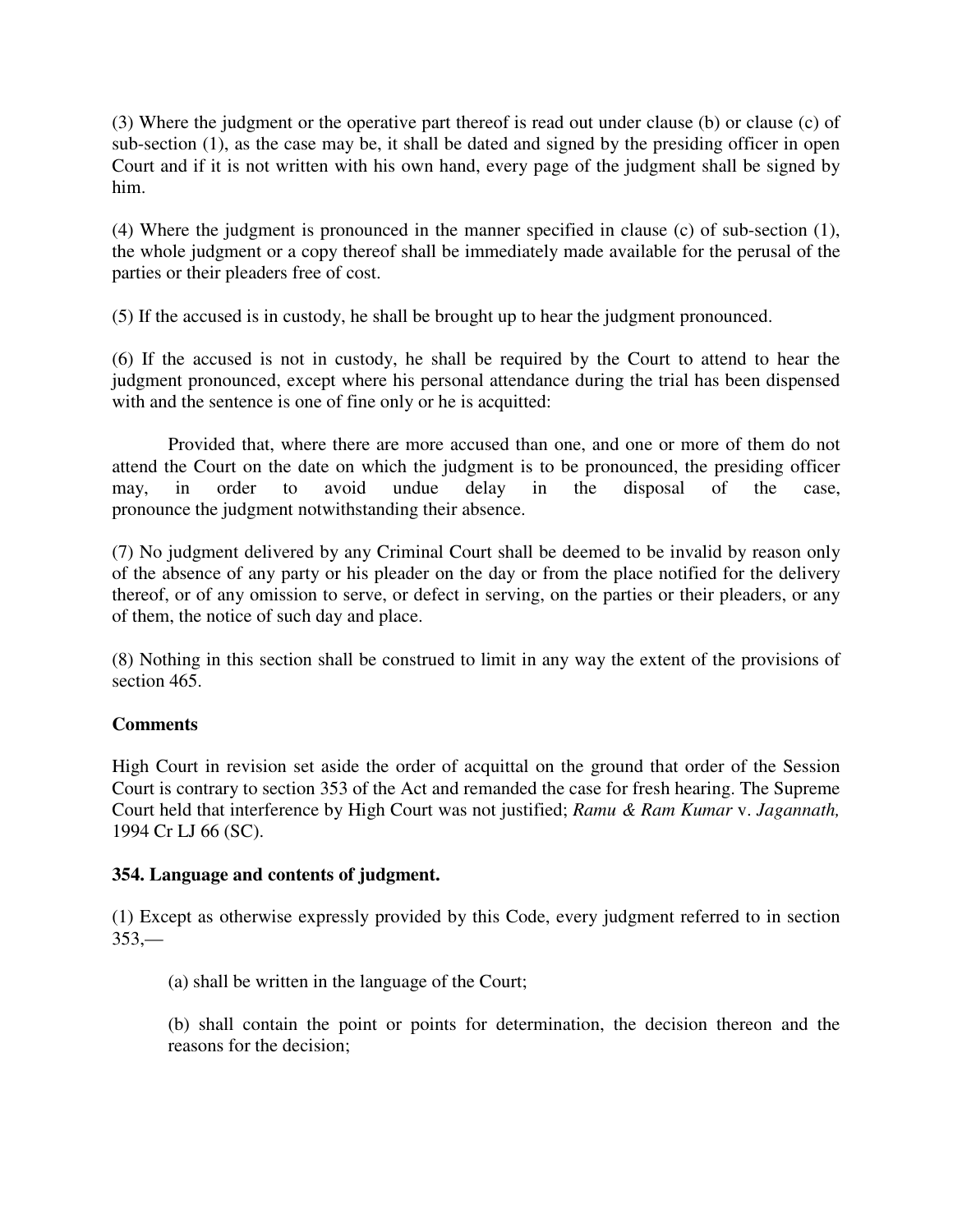(3) Where the judgment or the operative part thereof is read out under clause (b) or clause (c) of sub-section (1), as the case may be, it shall be dated and signed by the presiding officer in open Court and if it is not written with his own hand, every page of the judgment shall be signed by him.

(4) Where the judgment is pronounced in the manner specified in clause (c) of sub-section (1), the whole judgment or a copy thereof shall be immediately made available for the perusal of the parties or their pleaders free of cost.

(5) If the accused is in custody, he shall be brought up to hear the judgment pronounced.

(6) If the accused is not in custody, he shall be required by the Court to attend to hear the judgment pronounced, except where his personal attendance during the trial has been dispensed with and the sentence is one of fine only or he is acquitted:

Provided that, where there are more accused than one, and one or more of them do not attend the Court on the date on which the judgment is to be pronounced, the presiding officer may, in order to avoid undue delay in the disposal of the case, pronounce the judgment notwithstanding their absence.

(7) No judgment delivered by any Criminal Court shall be deemed to be invalid by reason only of the absence of any party or his pleader on the day or from the place notified for the delivery thereof, or of any omission to serve, or defect in serving, on the parties or their pleaders, or any of them, the notice of such day and place.

(8) Nothing in this section shall be construed to limit in any way the extent of the provisions of section 465.

**Comments**

High Court in revision set aside the order of acquittal on the ground that order of the Session Court is contrary to section 353 of the Act and remanded the case for fresh hearing. The Supreme Court held that interference by High Court was not justified; *Ramu & Ram Kumar* v. *Jagannath,* 1994 Cr LJ 66 (SC).

**354. Language and contents of judgment.**

(1) Except as otherwise expressly provided by this Code, every judgment referred to in section 353,—

(a) shall be written in the language of the Court;

(b) shall contain the point or points for determination, the decision thereon and the reasons for the decision;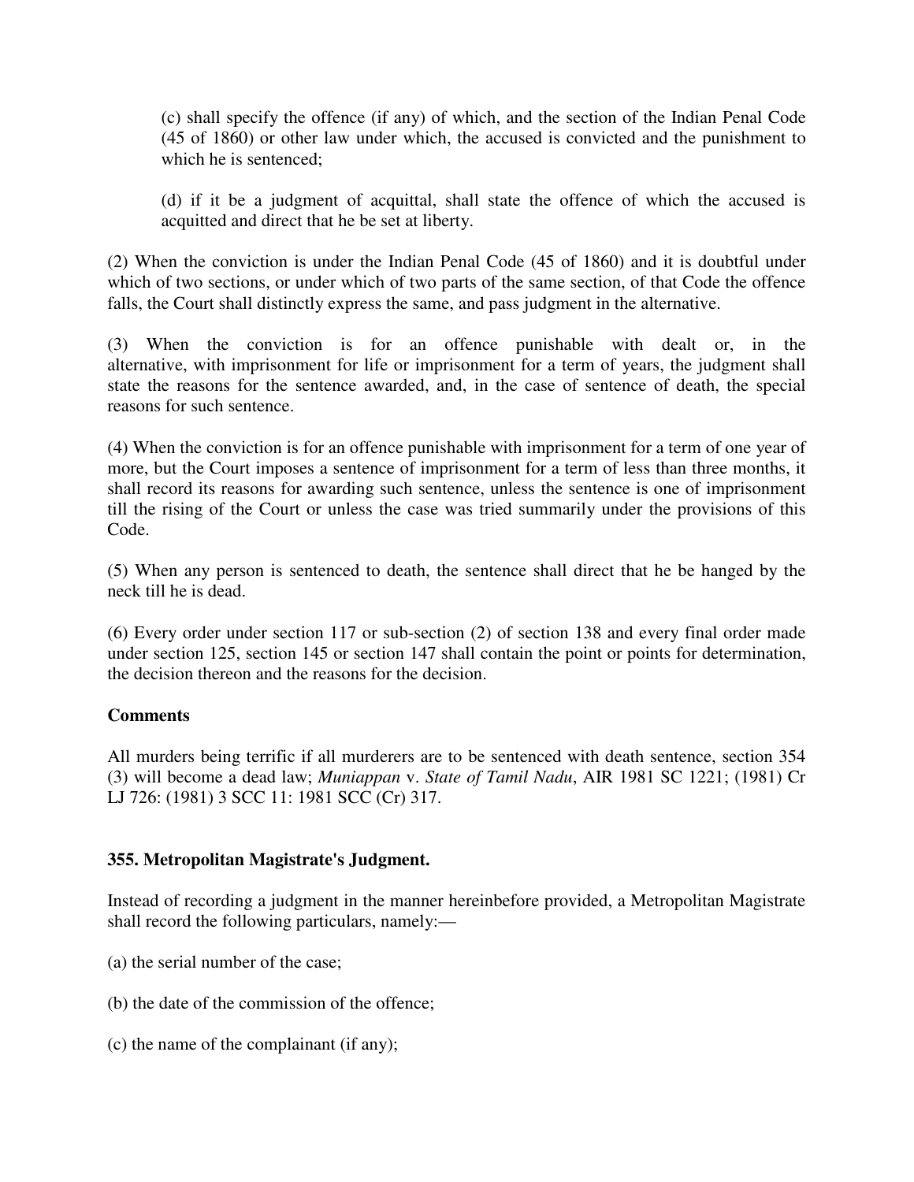(c) shall specify the offence (if any) of which, and the section of the Indian Penal Code (45 of 1860) or other law under which, the accused is convicted and the punishment to which he is sentenced;

(d) if it be a judgment of acquittal, shall state the offence of which the accused is acquitted and direct that he be set at liberty.

(2) When the conviction is under the Indian Penal Code (45 of 1860) and it is doubtful under which of two sections, or under which of two parts of the same section, of that Code the offence falls, the Court shall distinctly express the same, and pass judgment in the alternative.

(3) When the conviction is for an offence punishable with dealt or, in the alternative, with imprisonment for life or imprisonment for a term of years, the judgment shall state the reasons for the sentence awarded, and, in the case of sentence of death, the special reasons for such sentence.

(4) When the conviction is for an offence punishable with imprisonment for a term of one year of more, but the Court imposes a sentence of imprisonment for a term of less than three months, it shall record its reasons for awarding such sentence, unless the sentence is one of imprisonment till the rising of the Court or unless the case was tried summarily under the provisions of this Code.

(5) When any person is sentenced to death, the sentence shall direct that he be hanged by the neck till he is dead.

(6) Every order under section 117 or sub-section (2) of section 138 and every final order made under section 125, section 145 or section 147 shall contain the point or points for determination, the decision thereon and the reasons for the decision.

**Comments**

All murders being terrific if all murderers are to be sentenced with death sentence, section 354 (3) will become a dead law; *Muniappan* v. *State of Tamil Nadu*, AIR 1981 SC 1221; (1981) Cr LJ 726: (1981) 3 SCC 11: 1981 SCC (Cr) 317.

**355. Metropolitan Magistrate's Judgment.**

Instead of recording a judgment in the manner hereinbefore provided, a Metropolitan Magistrate shall record the following particulars, namely:—

(a) the serial number of the case;

(b) the date of the commission of the offence;

(c) the name of the complainant (if any);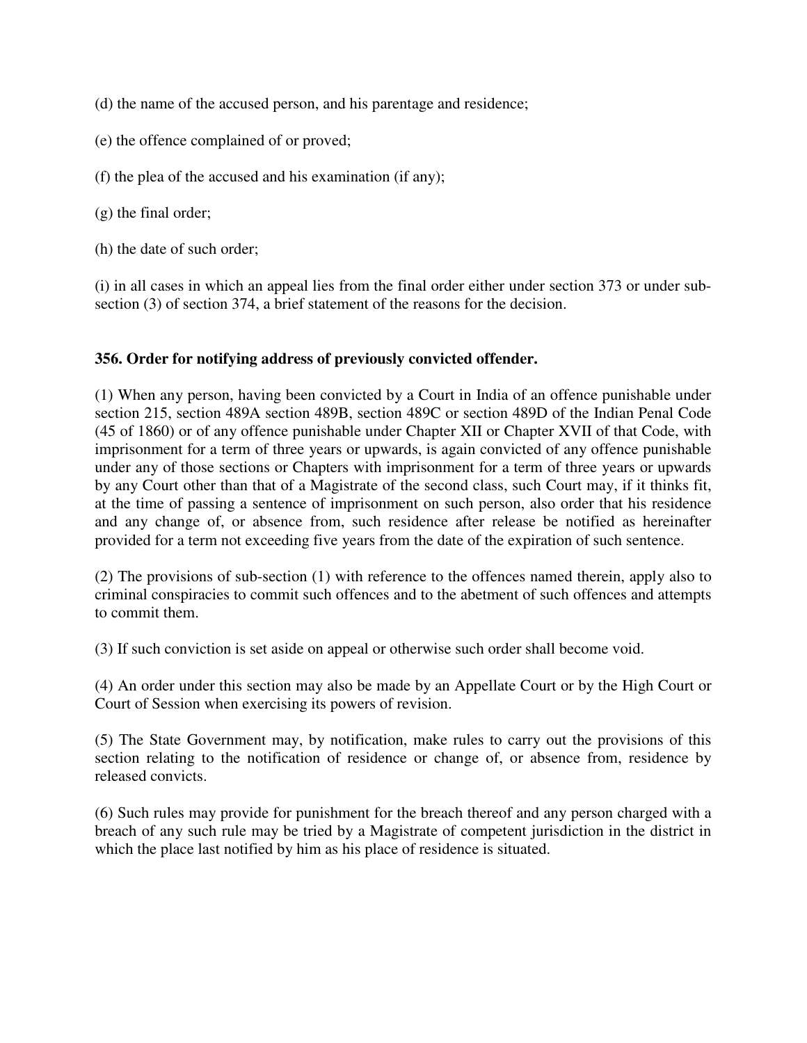(d) the name of the accused person, and his parentage and residence;

(e) the offence complained of or proved;

(f) the plea of the accused and his examination (if any);

(g) the final order;

(h) the date of such order;

(i) in all cases in which an appeal lies from the final order either under section 373 or under sub-section (3) of section 374, a brief statement of the reasons for the decision.

**356. Order for notifying address of previously convicted offender.**

(1) When any person, having been convicted by a Court in India of an offence punishable under section 215, section 489A section 489B, section 489C or section 489D of the Indian Penal Code (45 of 1860) or of any offence punishable under Chapter XII or Chapter XVII of that Code, with imprisonment for a term of three years or upwards, is again convicted of any offence punishable under any of those sections or Chapters with imprisonment for a term of three years or upwards by any Court other than that of a Magistrate of the second class, such Court may, if it thinks fit, at the time of passing a sentence of imprisonment on such person, also order that his residence and any change of, or absence from, such residence after release be notified as hereinafter provided for a term not exceeding five years from the date of the expiration of such sentence.

(2) The provisions of sub-section (1) with reference to the offences named therein, apply also to criminal conspiracies to commit such offences and to the abetment of such offences and attempts to commit them.

(3) If such conviction is set aside on appeal or otherwise such order shall become void.

(4) An order under this section may also be made by an Appellate Court or by the High Court or Court of Session when exercising its powers of revision.

(5) The State Government may, by notification, make rules to carry out the provisions of this section relating to the notification of residence or change of, or absence from, residence by released convicts.

(6) Such rules may provide for punishment for the breach thereof and any person charged with a breach of any such rule may be tried by a Magistrate of competent jurisdiction in the district in which the place last notified by him as his place of residence is situated.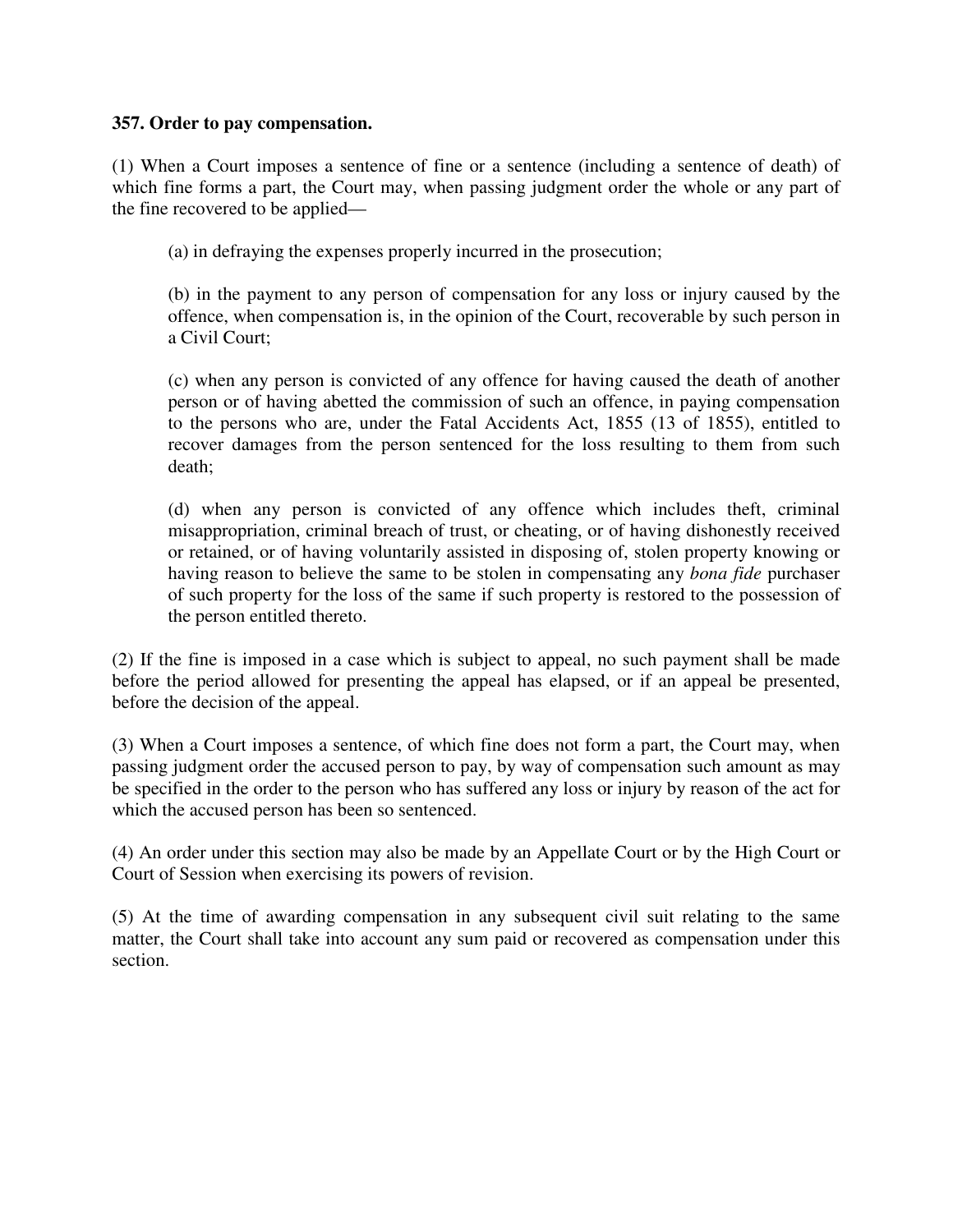**357. Order to pay compensation.**

(1) When a Court imposes a sentence of fine or a sentence (including a sentence of death) of which fine forms a part, the Court may, when passing judgment order the whole or any part of the fine recovered to be applied—

(a) in defraying the expenses properly incurred in the prosecution;

(b) in the payment to any person of compensation for any loss or injury caused by the offence, when compensation is, in the opinion of the Court, recoverable by such person in a Civil Court;

(c) when any person is convicted of any offence for having caused the death of another person or of having abetted the commission of such an offence, in paying compensation to the persons who are, under the Fatal Accidents Act, 1855 (13 of 1855), entitled to recover damages from the person sentenced for the loss resulting to them from such death;

(d) when any person is convicted of any offence which includes theft, criminal misappropriation, criminal breach of trust, or cheating, or of having dishonestly received or retained, or of having voluntarily assisted in disposing of, stolen property knowing or having reason to believe the same to be stolen in compensating any *bona fide* purchaser of such property for the loss of the same if such property is restored to the possession of the person entitled thereto.

(2) If the fine is imposed in a case which is subject to appeal, no such payment shall be made before the period allowed for presenting the appeal has elapsed, or if an appeal be presented, before the decision of the appeal.

(3) When a Court imposes a sentence, of which fine does not form a part, the Court may, when passing judgment order the accused person to pay, by way of compensation such amount as may be specified in the order to the person who has suffered any loss or injury by reason of the act for which the accused person has been so sentenced.

(4) An order under this section may also be made by an Appellate Court or by the High Court or Court of Session when exercising its powers of revision.

(5) At the time of awarding compensation in any subsequent civil suit relating to the same matter, the Court shall take into account any sum paid or recovered as compensation under this section.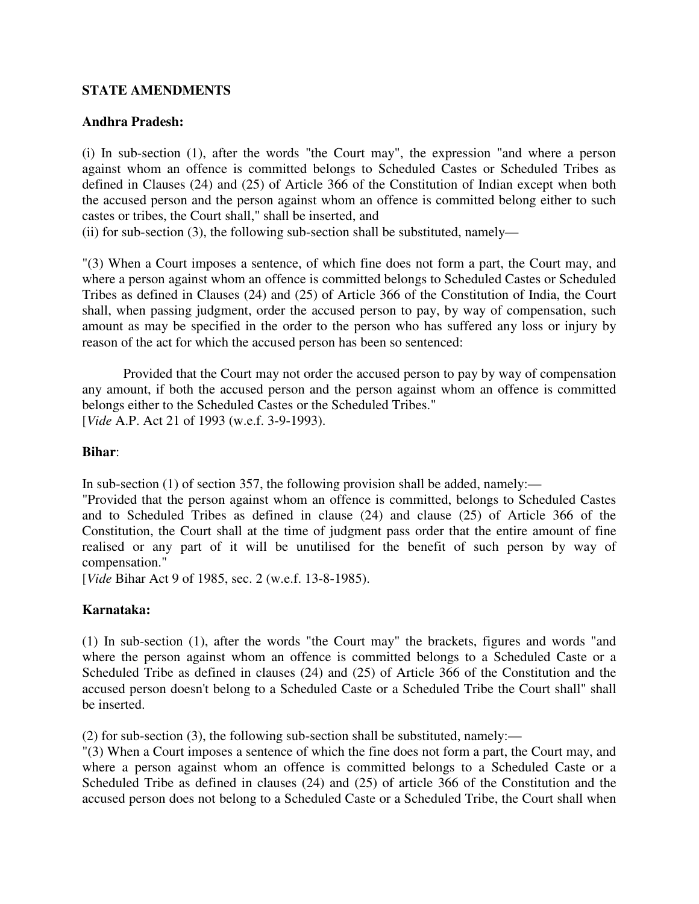**STATE AMENDMENTS**

**Andhra Pradesh:**

(i) In sub-section (1), after the words "the Court may", the expression "and where a person against whom an offence is committed belongs to Scheduled Castes or Scheduled Tribes as defined in Clauses (24) and (25) of Article 366 of the Constitution of Indian except when both the accused person and the person against whom an offence is committed belong either to such castes or tribes, the Court shall," shall be inserted, and

(ii) for sub-section (3), the following sub-section shall be substituted, namely—

"(3) When a Court imposes a sentence, of which fine does not form a part, the Court may, and where a person against whom an offence is committed belongs to Scheduled Castes or Scheduled Tribes as defined in Clauses (24) and (25) of Article 366 of the Constitution of India, the Court shall, when passing judgment, order the accused person to pay, by way of compensation, such amount as may be specified in the order to the person who has suffered any loss or injury by reason of the act for which the accused person has been so sentenced:

Provided that the Court may not order the accused person to pay by way of compensation any amount, if both the accused person and the person against whom an offence is committed belongs either to the Scheduled Castes or the Scheduled Tribes."
[*Vide* A.P. Act 21 of 1993 (w.e.f. 3-9-1993).

**Bihar**:

In sub-section (1) of section 357, the following provision shall be added, namely:—
"Provided that the person against whom an offence is committed, belongs to Scheduled Castes and to Scheduled Tribes as defined in clause (24) and clause (25) of Article 366 of the Constitution, the Court shall at the time of judgment pass order that the entire amount of fine realised or any part of it will be unutilised for the benefit of such person by way of compensation."
[*Vide* Bihar Act 9 of 1985, sec. 2 (w.e.f. 13-8-1985).

**Karnataka:**

(1) In sub-section (1), after the words "the Court may" the brackets, figures and words "and where the person against whom an offence is committed belongs to a Scheduled Caste or a Scheduled Tribe as defined in clauses (24) and (25) of Article 366 of the Constitution and the accused person doesn't belong to a Scheduled Caste or a Scheduled Tribe the Court shall" shall be inserted.

(2) for sub-section (3), the following sub-section shall be substituted, namely:—
"(3) When a Court imposes a sentence of which the fine does not form a part, the Court may, and where a person against whom an offence is committed belongs to a Scheduled Caste or a Scheduled Tribe as defined in clauses (24) and (25) of article 366 of the Constitution and the accused person does not belong to a Scheduled Caste or a Scheduled Tribe, the Court shall when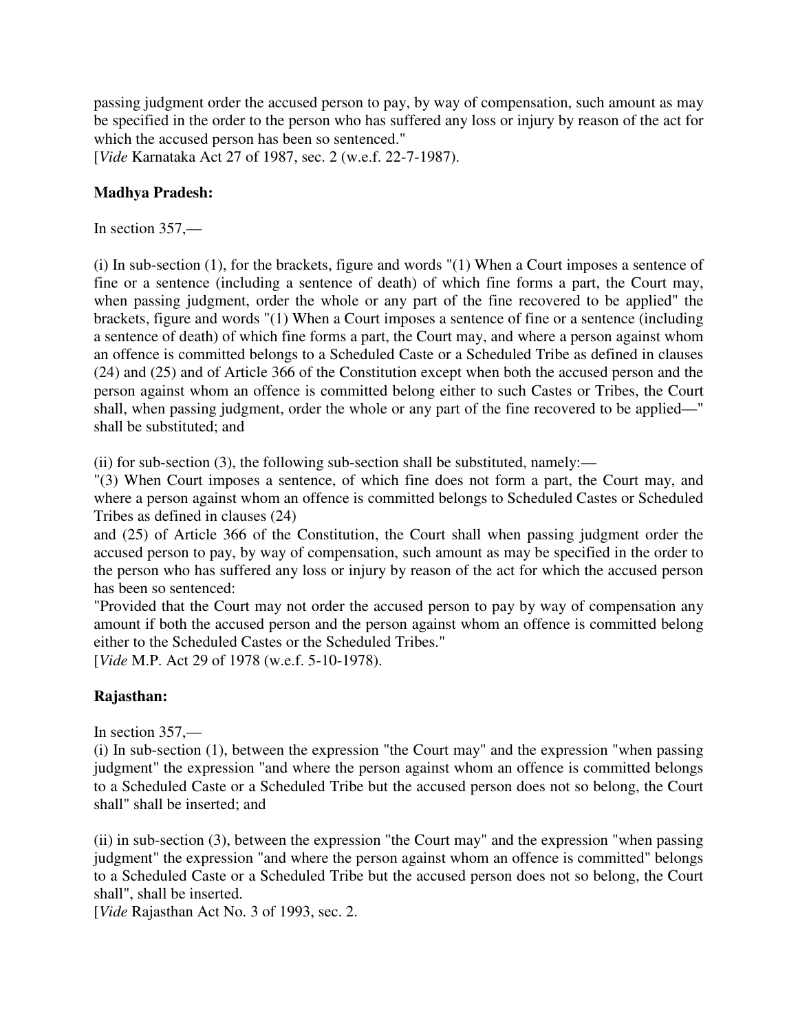passing judgment order the accused person to pay, by way of compensation, such amount as may be specified in the order to the person who has suffered any loss or injury by reason of the act for which the accused person has been so sentenced."
[*Vide* Karnataka Act 27 of 1987, sec. 2 (w.e.f. 22-7-1987).

**Madhya Pradesh:**

In section 357,—

(i) In sub-section (1), for the brackets, figure and words "(1) When a Court imposes a sentence of fine or a sentence (including a sentence of death) of which fine forms a part, the Court may, when passing judgment, order the whole or any part of the fine recovered to be applied" the brackets, figure and words "(1) When a Court imposes a sentence of fine or a sentence (including a sentence of death) of which fine forms a part, the Court may, and where a person against whom an offence is committed belongs to a Scheduled Caste or a Scheduled Tribe as defined in clauses (24) and (25) and of Article 366 of the Constitution except when both the accused person and the person against whom an offence is committed belong either to such Castes or Tribes, the Court shall, when passing judgment, order the whole or any part of the fine recovered to be applied—" shall be substituted; and

(ii) for sub-section (3), the following sub-section shall be substituted, namely:—
"(3) When Court imposes a sentence, of which fine does not form a part, the Court may, and where a person against whom an offence is committed belongs to Scheduled Castes or Scheduled Tribes as defined in clauses (24)
and (25) of Article 366 of the Constitution, the Court shall when passing judgment order the accused person to pay, by way of compensation, such amount as may be specified in the order to the person who has suffered any loss or injury by reason of the act for which the accused person has been so sentenced:
"Provided that the Court may not order the accused person to pay by way of compensation any amount if both the accused person and the person against whom an offence is committed belong either to the Scheduled Castes or the Scheduled Tribes."
[*Vide* M.P. Act 29 of 1978 (w.e.f. 5-10-1978).

**Rajasthan:**

In section 357,—
(i) In sub-section (1), between the expression "the Court may" and the expression "when passing judgment" the expression "and where the person against whom an offence is committed belongs to a Scheduled Caste or a Scheduled Tribe but the accused person does not so belong, the Court shall" shall be inserted; and

(ii) in sub-section (3), between the expression "the Court may" and the expression "when passing judgment" the expression "and where the person against whom an offence is committed" belongs to a Scheduled Caste or a Scheduled Tribe but the accused person does not so belong, the Court shall", shall be inserted.
[*Vide* Rajasthan Act No. 3 of 1993, sec. 2.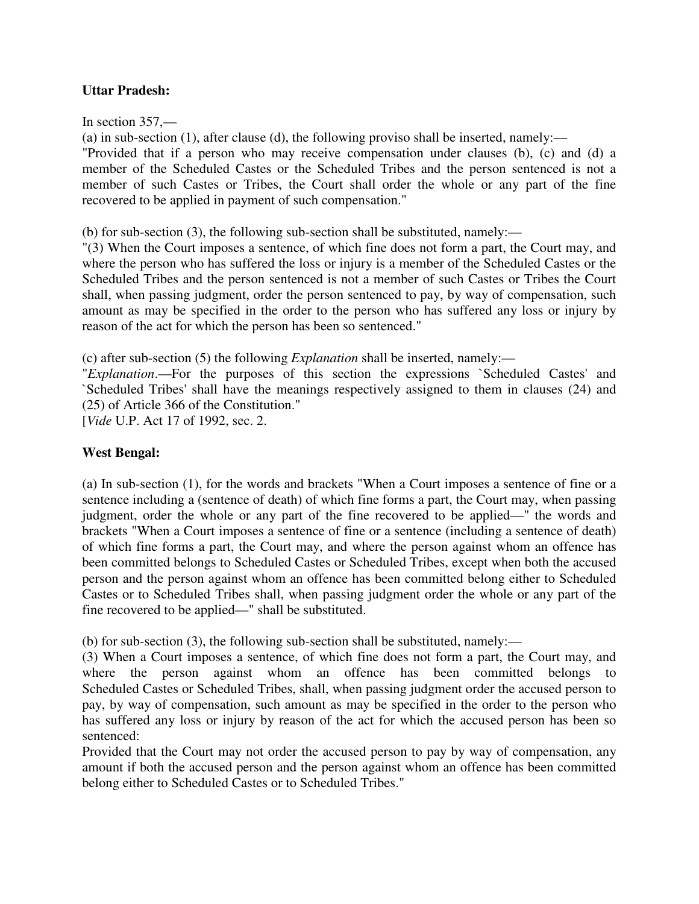**Uttar Pradesh:**

In section 357,—

(a) in sub-section (1), after clause (d), the following proviso shall be inserted, namely:—

"Provided that if a person who may receive compensation under clauses (b), (c) and (d) a member of the Scheduled Castes or the Scheduled Tribes and the person sentenced is not a member of such Castes or Tribes, the Court shall order the whole or any part of the fine recovered to be applied in payment of such compensation."

(b) for sub-section (3), the following sub-section shall be substituted, namely:—

"(3) When the Court imposes a sentence, of which fine does not form a part, the Court may, and where the person who has suffered the loss or injury is a member of the Scheduled Castes or the Scheduled Tribes and the person sentenced is not a member of such Castes or Tribes the Court shall, when passing judgment, order the person sentenced to pay, by way of compensation, such amount as may be specified in the order to the person who has suffered any loss or injury by reason of the act for which the person has been so sentenced."

(c) after sub-section (5) the following *Explanation* shall be inserted, namely:—

"*Explanation*.—For the purposes of this section the expressions `Scheduled Castes' and `Scheduled Tribes' shall have the meanings respectively assigned to them in clauses (24) and (25) of Article 366 of the Constitution."

[*Vide* U.P. Act 17 of 1992, sec. 2.

**West Bengal:**

(a) In sub-section (1), for the words and brackets "When a Court imposes a sentence of fine or a sentence including a (sentence of death) of which fine forms a part, the Court may, when passing judgment, order the whole or any part of the fine recovered to be applied—" the words and brackets "When a Court imposes a sentence of fine or a sentence (including a sentence of death) of which fine forms a part, the Court may, and where the person against whom an offence has been committed belongs to Scheduled Castes or Scheduled Tribes, except when both the accused person and the person against whom an offence has been committed belong either to Scheduled Castes or to Scheduled Tribes shall, when passing judgment order the whole or any part of the fine recovered to be applied—" shall be substituted.

(b) for sub-section (3), the following sub-section shall be substituted, namely:—

(3) When a Court imposes a sentence, of which fine does not form a part, the Court may, and where the person against whom an offence has been committed belongs to Scheduled Castes or Scheduled Tribes, shall, when passing judgment order the accused person to pay, by way of compensation, such amount as may be specified in the order to the person who has suffered any loss or injury by reason of the act for which the accused person has been so sentenced:

Provided that the Court may not order the accused person to pay by way of compensation, any amount if both the accused person and the person against whom an offence has been committed belong either to Scheduled Castes or to Scheduled Tribes."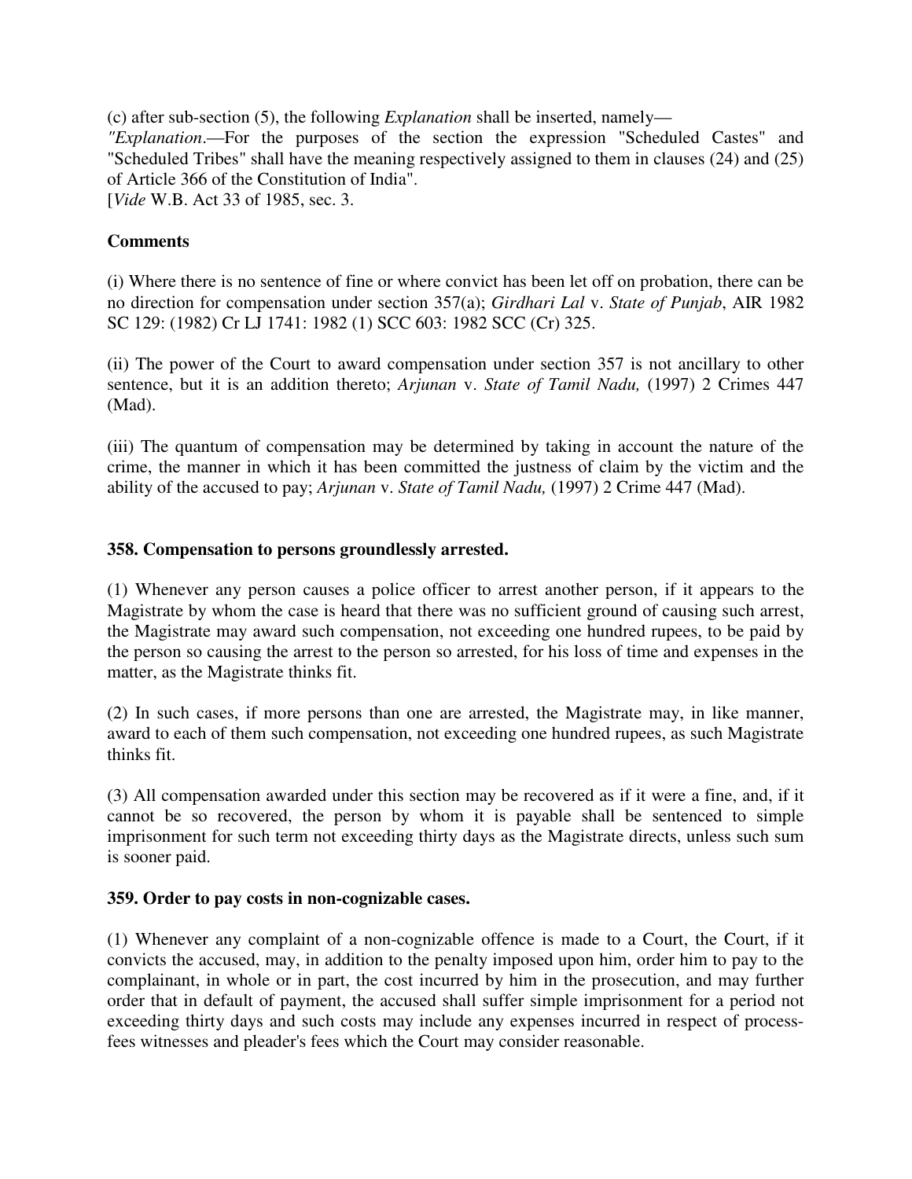(c) after sub-section (5), the following *Explanation* shall be inserted, namely—

*"Explanation*.—For the purposes of the section the expression "Scheduled Castes" and "Scheduled Tribes" shall have the meaning respectively assigned to them in clauses (24) and (25) of Article 366 of the Constitution of India".

[*Vide* W.B. Act 33 of 1985, sec. 3.

**Comments**

(i) Where there is no sentence of fine or where convict has been let off on probation, there can be no direction for compensation under section 357(a); *Girdhari Lal* v. *State of Punjab*, AIR 1982 SC 129: (1982) Cr LJ 1741: 1982 (1) SCC 603: 1982 SCC (Cr) 325.

(ii) The power of the Court to award compensation under section 357 is not ancillary to other sentence, but it is an addition thereto; *Arjunan* v. *State of Tamil Nadu,* (1997) 2 Crimes 447 (Mad).

(iii) The quantum of compensation may be determined by taking in account the nature of the crime, the manner in which it has been committed the justness of claim by the victim and the ability of the accused to pay; *Arjunan* v. *State of Tamil Nadu,* (1997) 2 Crime 447 (Mad).

**358. Compensation to persons groundlessly arrested.**

(1) Whenever any person causes a police officer to arrest another person, if it appears to the Magistrate by whom the case is heard that there was no sufficient ground of causing such arrest, the Magistrate may award such compensation, not exceeding one hundred rupees, to be paid by the person so causing the arrest to the person so arrested, for his loss of time and expenses in the matter, as the Magistrate thinks fit.

(2) In such cases, if more persons than one are arrested, the Magistrate may, in like manner, award to each of them such compensation, not exceeding one hundred rupees, as such Magistrate thinks fit.

(3) All compensation awarded under this section may be recovered as if it were a fine, and, if it cannot be so recovered, the person by whom it is payable shall be sentenced to simple imprisonment for such term not exceeding thirty days as the Magistrate directs, unless such sum is sooner paid.

**359. Order to pay costs in non-cognizable cases.**

(1) Whenever any complaint of a non-cognizable offence is made to a Court, the Court, if it convicts the accused, may, in addition to the penalty imposed upon him, order him to pay to the complainant, in whole or in part, the cost incurred by him in the prosecution, and may further order that in default of payment, the accused shall suffer simple imprisonment for a period not exceeding thirty days and such costs may include any expenses incurred in respect of process-fees witnesses and pleader's fees which the Court may consider reasonable.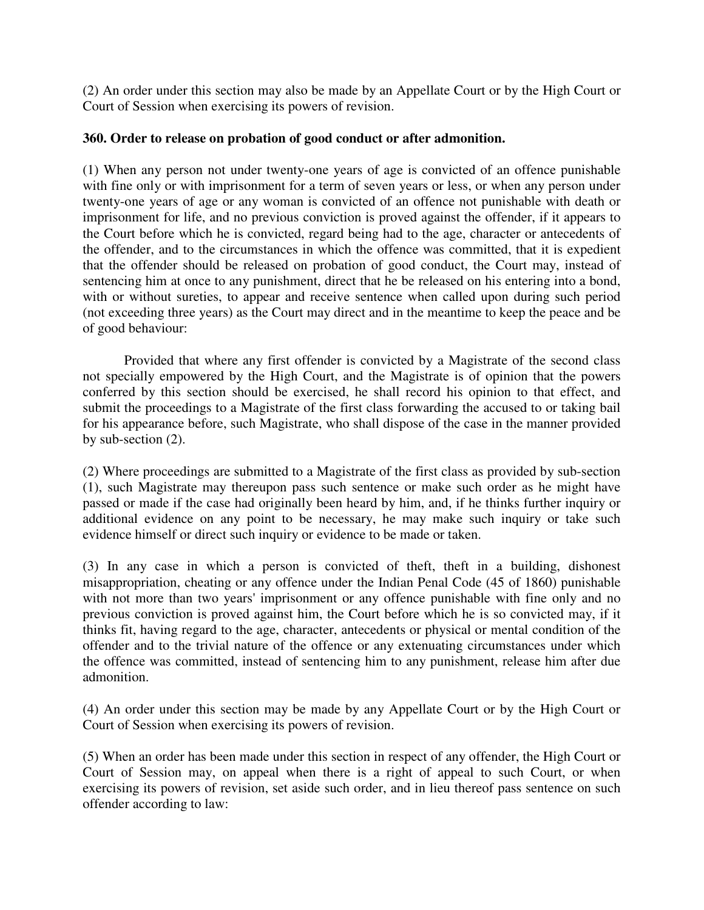(2) An order under this section may also be made by an Appellate Court or by the High Court or Court of Session when exercising its powers of revision.

**360. Order to release on probation of good conduct or after admonition.**

(1) When any person not under twenty-one years of age is convicted of an offence punishable with fine only or with imprisonment for a term of seven years or less, or when any person under twenty-one years of age or any woman is convicted of an offence not punishable with death or imprisonment for life, and no previous conviction is proved against the offender, if it appears to the Court before which he is convicted, regard being had to the age, character or antecedents of the offender, and to the circumstances in which the offence was committed, that it is expedient that the offender should be released on probation of good conduct, the Court may, instead of sentencing him at once to any punishment, direct that he be released on his entering into a bond, with or without sureties, to appear and receive sentence when called upon during such period (not exceeding three years) as the Court may direct and in the meantime to keep the peace and be of good behaviour:

Provided that where any first offender is convicted by a Magistrate of the second class not specially empowered by the High Court, and the Magistrate is of opinion that the powers conferred by this section should be exercised, he shall record his opinion to that effect, and submit the proceedings to a Magistrate of the first class forwarding the accused to or taking bail for his appearance before, such Magistrate, who shall dispose of the case in the manner provided by sub-section (2).

(2) Where proceedings are submitted to a Magistrate of the first class as provided by sub-section (1), such Magistrate may thereupon pass such sentence or make such order as he might have passed or made if the case had originally been heard by him, and, if he thinks further inquiry or additional evidence on any point to be necessary, he may make such inquiry or take such evidence himself or direct such inquiry or evidence to be made or taken.

(3) In any case in which a person is convicted of theft, theft in a building, dishonest misappropriation, cheating or any offence under the Indian Penal Code (45 of 1860) punishable with not more than two years' imprisonment or any offence punishable with fine only and no previous conviction is proved against him, the Court before which he is so convicted may, if it thinks fit, having regard to the age, character, antecedents or physical or mental condition of the offender and to the trivial nature of the offence or any extenuating circumstances under which the offence was committed, instead of sentencing him to any punishment, release him after due admonition.

(4) An order under this section may be made by any Appellate Court or by the High Court or Court of Session when exercising its powers of revision.

(5) When an order has been made under this section in respect of any offender, the High Court or Court of Session may, on appeal when there is a right of appeal to such Court, or when exercising its powers of revision, set aside such order, and in lieu thereof pass sentence on such offender according to law: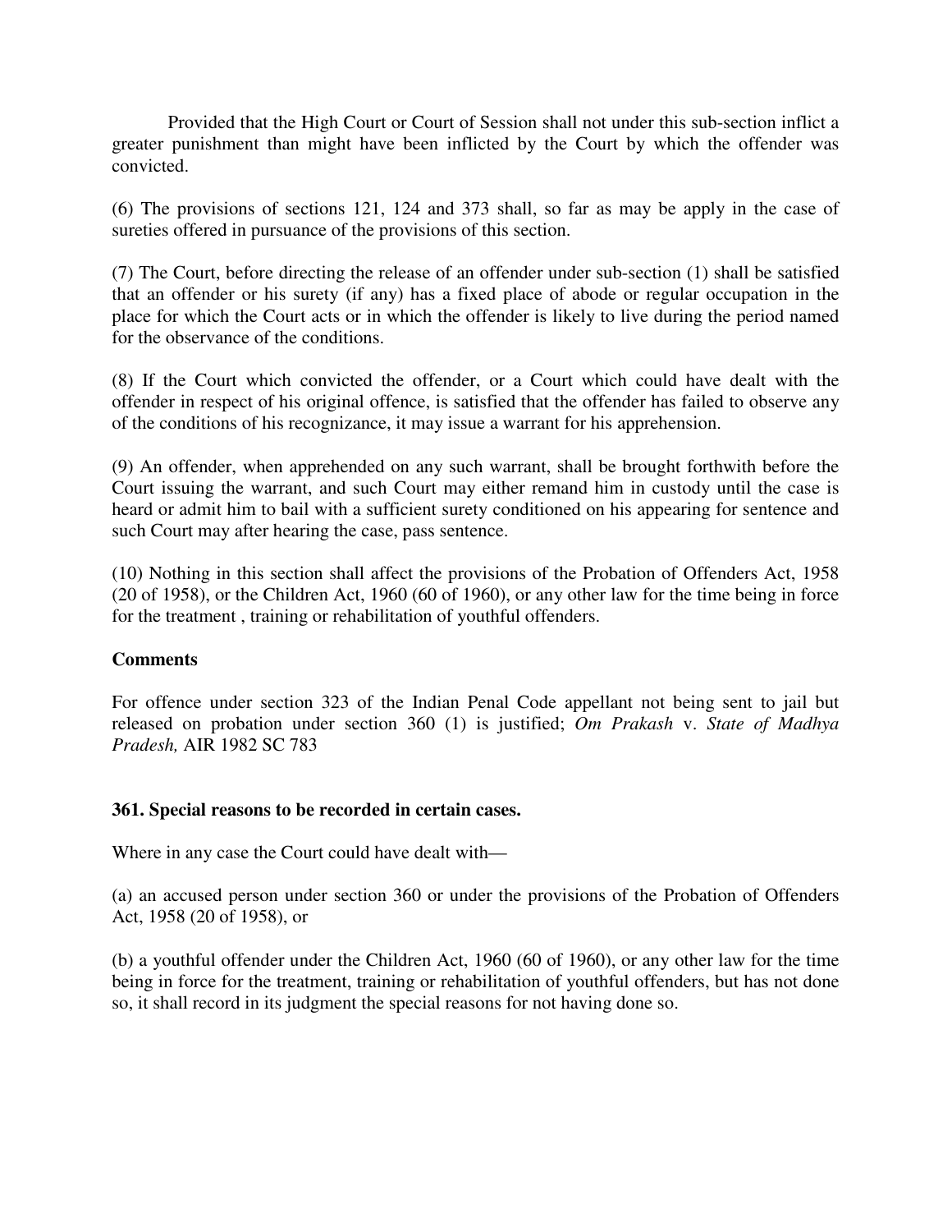Provided that the High Court or Court of Session shall not under this sub-section inflict a greater punishment than might have been inflicted by the Court by which the offender was convicted.

(6) The provisions of sections 121, 124 and 373 shall, so far as may be apply in the case of sureties offered in pursuance of the provisions of this section.

(7) The Court, before directing the release of an offender under sub-section (1) shall be satisfied that an offender or his surety (if any) has a fixed place of abode or regular occupation in the place for which the Court acts or in which the offender is likely to live during the period named for the observance of the conditions.

(8) If the Court which convicted the offender, or a Court which could have dealt with the offender in respect of his original offence, is satisfied that the offender has failed to observe any of the conditions of his recognizance, it may issue a warrant for his apprehension.

(9) An offender, when apprehended on any such warrant, shall be brought forthwith before the Court issuing the warrant, and such Court may either remand him in custody until the case is heard or admit him to bail with a sufficient surety conditioned on his appearing for sentence and such Court may after hearing the case, pass sentence.

(10) Nothing in this section shall affect the provisions of the Probation of Offenders Act, 1958 (20 of 1958), or the Children Act, 1960 (60 of 1960), or any other law for the time being in force for the treatment , training or rehabilitation of youthful offenders.

**Comments**

For offence under section 323 of the Indian Penal Code appellant not being sent to jail but released on probation under section 360 (1) is justified; *Om Prakash* v. *State of Madhya Pradesh,* AIR 1982 SC 783

**361. Special reasons to be recorded in certain cases.**

Where in any case the Court could have dealt with—

(a) an accused person under section 360 or under the provisions of the Probation of Offenders Act, 1958 (20 of 1958), or

(b) a youthful offender under the Children Act, 1960 (60 of 1960), or any other law for the time being in force for the treatment, training or rehabilitation of youthful offenders, but has not done so, it shall record in its judgment the special reasons for not having done so.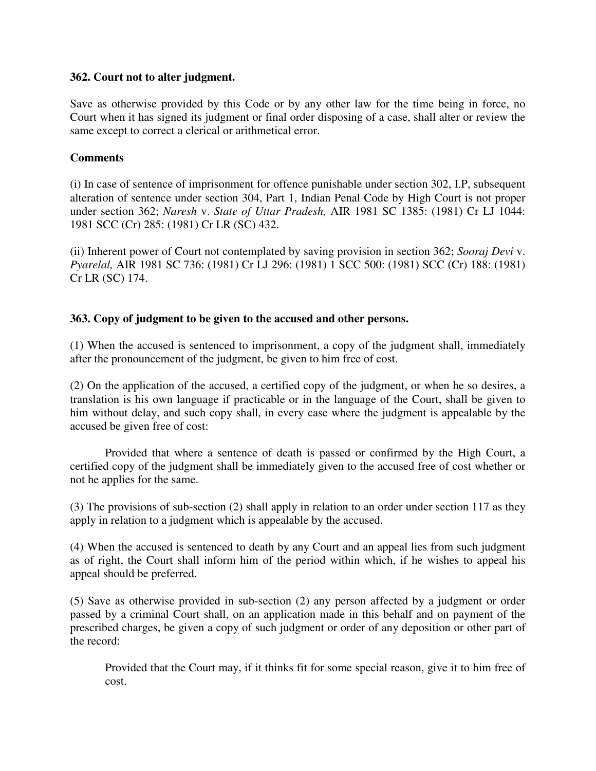**362. Court not to alter judgment.**

Save as otherwise provided by this Code or by any other law for the time being in force, no Court when it has signed its judgment or final order disposing of a case, shall alter or review the same except to correct a clerical or arithmetical error.

**Comments**

(i) In case of sentence of imprisonment for offence punishable under section 302, I.P, subsequent alteration of sentence under section 304, Part 1, Indian Penal Code by High Court is not proper under section 362; *Naresh* v. *State of Uttar Pradesh,* AIR 1981 SC 1385: (1981) Cr LJ 1044: 1981 SCC (Cr) 285: (1981) Cr LR (SC) 432.

(ii) Inherent power of Court not contemplated by saving provision in section 362; *Sooraj Devi* v. *Pyarelal,* AIR 1981 SC 736: (1981) Cr LJ 296: (1981) 1 SCC 500: (1981) SCC (Cr) 188: (1981) Cr LR (SC) 174.

**363. Copy of judgment to be given to the accused and other persons.**

(1) When the accused is sentenced to imprisonment, a copy of the judgment shall, immediately after the pronouncement of the judgment, be given to him free of cost.

(2) On the application of the accused, a certified copy of the judgment, or when he so desires, a translation is his own language if practicable or in the language of the Court, shall be given to him without delay, and such copy shall, in every case where the judgment is appealable by the accused be given free of cost:

Provided that where a sentence of death is passed or confirmed by the High Court, a certified copy of the judgment shall be immediately given to the accused free of cost whether or not he applies for the same.

(3) The provisions of sub-section (2) shall apply in relation to an order under section 117 as they apply in relation to a judgment which is appealable by the accused.

(4) When the accused is sentenced to death by any Court and an appeal lies from such judgment as of right, the Court shall inform him of the period within which, if he wishes to appeal his appeal should be preferred.

(5) Save as otherwise provided in sub-section (2) any person affected by a judgment or order passed by a criminal Court shall, on an application made in this behalf and on payment of the prescribed charges, be given a copy of such judgment or order of any deposition or other part of the record:

Provided that the Court may, if it thinks fit for some special reason, give it to him free of cost.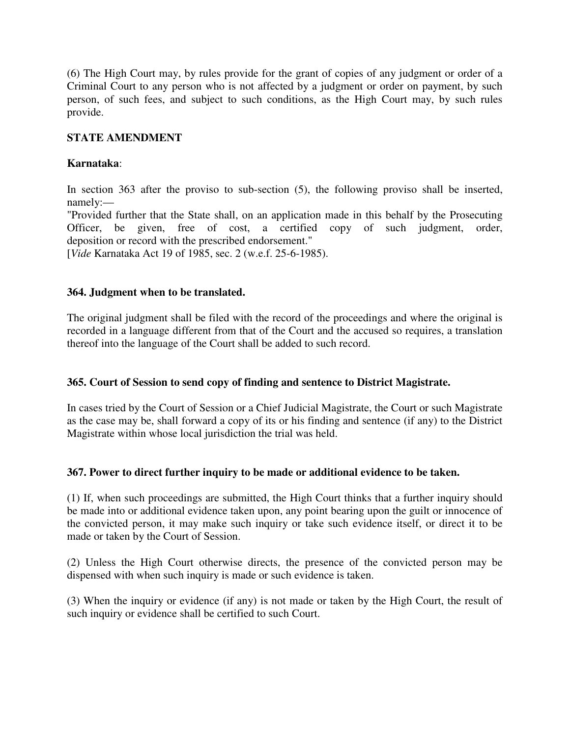(6) The High Court may, by rules provide for the grant of copies of any judgment or order of a Criminal Court to any person who is not affected by a judgment or order on payment, by such person, of such fees, and subject to such conditions, as the High Court may, by such rules provide.

**STATE AMENDMENT**

**Karnataka**:

In section 363 after the proviso to sub-section (5), the following proviso shall be inserted, namely:—

"Provided further that the State shall, on an application made in this behalf by the Prosecuting Officer, be given, free of cost, a certified copy of such judgment, order, deposition or record with the prescribed endorsement."

[*Vide* Karnataka Act 19 of 1985, sec. 2 (w.e.f. 25-6-1985).

**364. Judgment when to be translated.**

The original judgment shall be filed with the record of the proceedings and where the original is recorded in a language different from that of the Court and the accused so requires, a translation thereof into the language of the Court shall be added to such record.

**365. Court of Session to send copy of finding and sentence to District Magistrate.**

In cases tried by the Court of Session or a Chief Judicial Magistrate, the Court or such Magistrate as the case may be, shall forward a copy of its or his finding and sentence (if any) to the District Magistrate within whose local jurisdiction the trial was held.

**367. Power to direct further inquiry to be made or additional evidence to be taken.**

(1) If, when such proceedings are submitted, the High Court thinks that a further inquiry should be made into or additional evidence taken upon, any point bearing upon the guilt or innocence of the convicted person, it may make such inquiry or take such evidence itself, or direct it to be made or taken by the Court of Session.

(2) Unless the High Court otherwise directs, the presence of the convicted person may be dispensed with when such inquiry is made or such evidence is taken.

(3) When the inquiry or evidence (if any) is not made or taken by the High Court, the result of such inquiry or evidence shall be certified to such Court.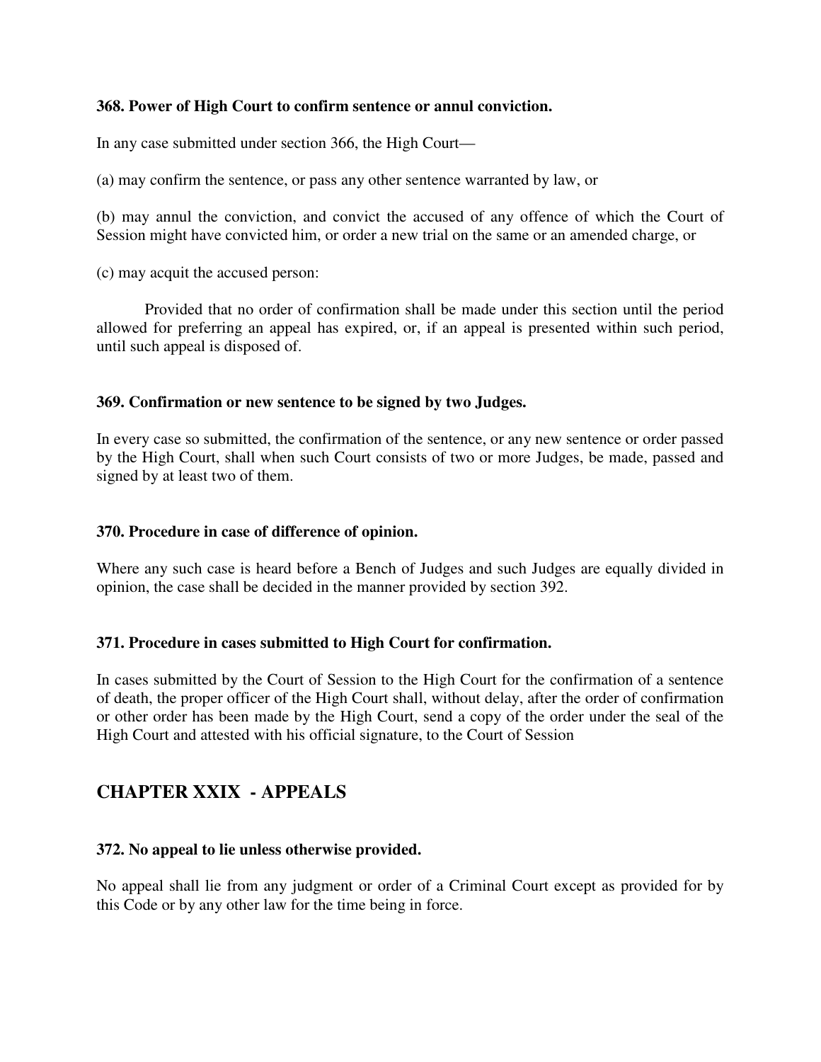**368. Power of High Court to confirm sentence or annul conviction.**

In any case submitted under section 366, the High Court—

(a) may confirm the sentence, or pass any other sentence warranted by law, or

(b) may annul the conviction, and convict the accused of any offence of which the Court of Session might have convicted him, or order a new trial on the same or an amended charge, or

(c) may acquit the accused person:

Provided that no order of confirmation shall be made under this section until the period allowed for preferring an appeal has expired, or, if an appeal is presented within such period, until such appeal is disposed of.

**369. Confirmation or new sentence to be signed by two Judges.**

In every case so submitted, the confirmation of the sentence, or any new sentence or order passed by the High Court, shall when such Court consists of two or more Judges, be made, passed and signed by at least two of them.

**370. Procedure in case of difference of opinion.**

Where any such case is heard before a Bench of Judges and such Judges are equally divided in opinion, the case shall be decided in the manner provided by section 392.

**371. Procedure in cases submitted to High Court for confirmation.**

In cases submitted by the Court of Session to the High Court for the confirmation of a sentence of death, the proper officer of the High Court shall, without delay, after the order of confirmation or other order has been made by the High Court, send a copy of the order under the seal of the High Court and attested with his official signature, to the Court of Session

## CHAPTER XXIX - APPEALS

**372. No appeal to lie unless otherwise provided.**

No appeal shall lie from any judgment or order of a Criminal Court except as provided for by this Code or by any other law for the time being in force.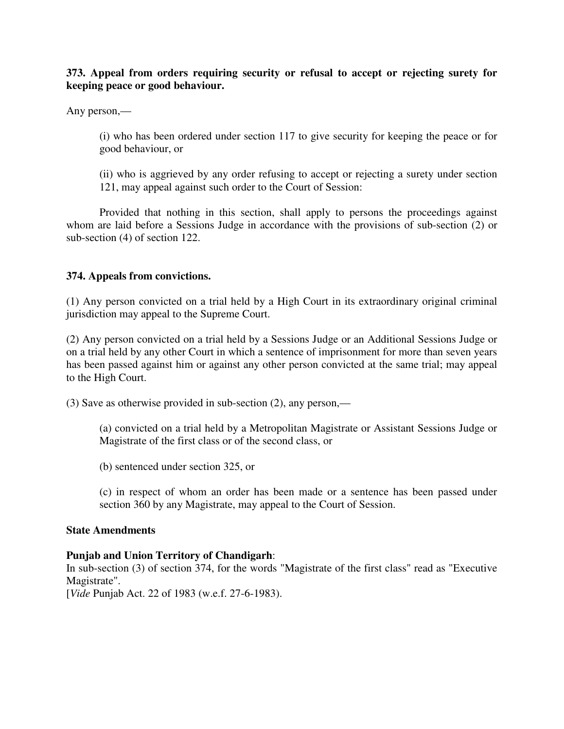**373. Appeal from orders requiring security or refusal to accept or rejecting surety for keeping peace or good behaviour.**

Any person,—

(i) who has been ordered under section 117 to give security for keeping the peace or for good behaviour, or

(ii) who is aggrieved by any order refusing to accept or rejecting a surety under section 121, may appeal against such order to the Court of Session:

Provided that nothing in this section, shall apply to persons the proceedings against whom are laid before a Sessions Judge in accordance with the provisions of sub-section (2) or sub-section (4) of section 122.

**374. Appeals from convictions.**

(1) Any person convicted on a trial held by a High Court in its extraordinary original criminal jurisdiction may appeal to the Supreme Court.

(2) Any person convicted on a trial held by a Sessions Judge or an Additional Sessions Judge or on a trial held by any other Court in which a sentence of imprisonment for more than seven years has been passed against him or against any other person convicted at the same trial; may appeal to the High Court.

(3) Save as otherwise provided in sub-section (2), any person,—

(a) convicted on a trial held by a Metropolitan Magistrate or Assistant Sessions Judge or Magistrate of the first class or of the second class, or

(b) sentenced under section 325, or

(c) in respect of whom an order has been made or a sentence has been passed under section 360 by any Magistrate, may appeal to the Court of Session.

**State Amendments**

**Punjab and Union Territory of Chandigarh**:
In sub-section (3) of section 374, for the words "Magistrate of the first class" read as "Executive Magistrate".
[*Vide* Punjab Act. 22 of 1983 (w.e.f. 27-6-1983).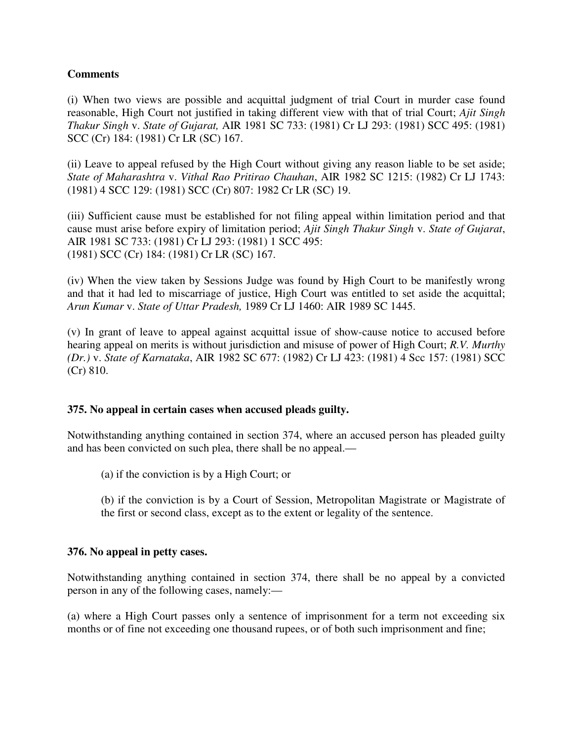**Comments**

(i) When two views are possible and acquittal judgment of trial Court in murder case found reasonable, High Court not justified in taking different view with that of trial Court; *Ajit Singh Thakur Singh* v. *State of Gujarat,* AIR 1981 SC 733: (1981) Cr LJ 293: (1981) SCC 495: (1981) SCC (Cr) 184: (1981) Cr LR (SC) 167.

(ii) Leave to appeal refused by the High Court without giving any reason liable to be set aside; *State of Maharashtra* v. *Vithal Rao Pritirao Chauhan*, AIR 1982 SC 1215: (1982) Cr LJ 1743: (1981) 4 SCC 129: (1981) SCC (Cr) 807: 1982 Cr LR (SC) 19.

(iii) Sufficient cause must be established for not filing appeal within limitation period and that cause must arise before expiry of limitation period; *Ajit Singh Thakur Singh* v. *State of Gujarat*, AIR 1981 SC 733: (1981) Cr LJ 293: (1981) 1 SCC 495: (1981) SCC (Cr) 184: (1981) Cr LR (SC) 167.

(iv) When the view taken by Sessions Judge was found by High Court to be manifestly wrong and that it had led to miscarriage of justice, High Court was entitled to set aside the acquittal; *Arun Kumar* v. *State of Uttar Pradesh,* 1989 Cr LJ 1460: AIR 1989 SC 1445.

(v) In grant of leave to appeal against acquittal issue of show-cause notice to accused before hearing appeal on merits is without jurisdiction and misuse of power of High Court; *R.V. Murthy (Dr.)* v. *State of Karnataka*, AIR 1982 SC 677: (1982) Cr LJ 423: (1981) 4 Scc 157: (1981) SCC (Cr) 810.

**375. No appeal in certain cases when accused pleads guilty.**

Notwithstanding anything contained in section 374, where an accused person has pleaded guilty and has been convicted on such plea, there shall be no appeal.—

(a) if the conviction is by a High Court; or

(b) if the conviction is by a Court of Session, Metropolitan Magistrate or Magistrate of the first or second class, except as to the extent or legality of the sentence.

**376. No appeal in petty cases.**

Notwithstanding anything contained in section 374, there shall be no appeal by a convicted person in any of the following cases, namely:—

(a) where a High Court passes only a sentence of imprisonment for a term not exceeding six months or of fine not exceeding one thousand rupees, or of both such imprisonment and fine;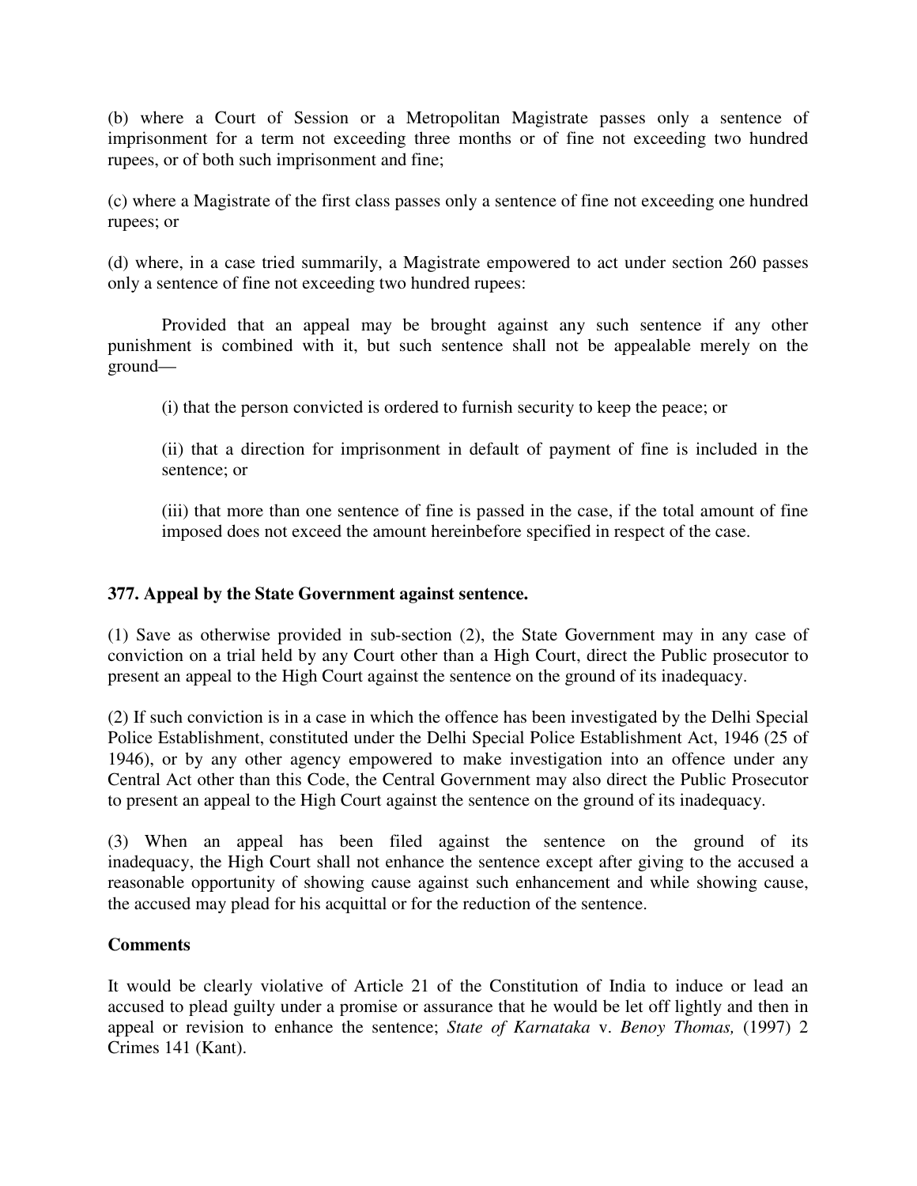(b) where a Court of Session or a Metropolitan Magistrate passes only a sentence of imprisonment for a term not exceeding three months or of fine not exceeding two hundred rupees, or of both such imprisonment and fine;

(c) where a Magistrate of the first class passes only a sentence of fine not exceeding one hundred rupees; or

(d) where, in a case tried summarily, a Magistrate empowered to act under section 260 passes only a sentence of fine not exceeding two hundred rupees:

Provided that an appeal may be brought against any such sentence if any other punishment is combined with it, but such sentence shall not be appealable merely on the ground—

(i) that the person convicted is ordered to furnish security to keep the peace; or

(ii) that a direction for imprisonment in default of payment of fine is included in the sentence; or

(iii) that more than one sentence of fine is passed in the case, if the total amount of fine imposed does not exceed the amount hereinbefore specified in respect of the case.

**377. Appeal by the State Government against sentence.**

(1) Save as otherwise provided in sub-section (2), the State Government may in any case of conviction on a trial held by any Court other than a High Court, direct the Public prosecutor to present an appeal to the High Court against the sentence on the ground of its inadequacy.

(2) If such conviction is in a case in which the offence has been investigated by the Delhi Special Police Establishment, constituted under the Delhi Special Police Establishment Act, 1946 (25 of 1946), or by any other agency empowered to make investigation into an offence under any Central Act other than this Code, the Central Government may also direct the Public Prosecutor to present an appeal to the High Court against the sentence on the ground of its inadequacy.

(3) When an appeal has been filed against the sentence on the ground of its inadequacy, the High Court shall not enhance the sentence except after giving to the accused a reasonable opportunity of showing cause against such enhancement and while showing cause, the accused may plead for his acquittal or for the reduction of the sentence.

**Comments**

It would be clearly violative of Article 21 of the Constitution of India to induce or lead an accused to plead guilty under a promise or assurance that he would be let off lightly and then in appeal or revision to enhance the sentence; *State of Karnataka* v. *Benoy Thomas,* (1997) 2 Crimes 141 (Kant).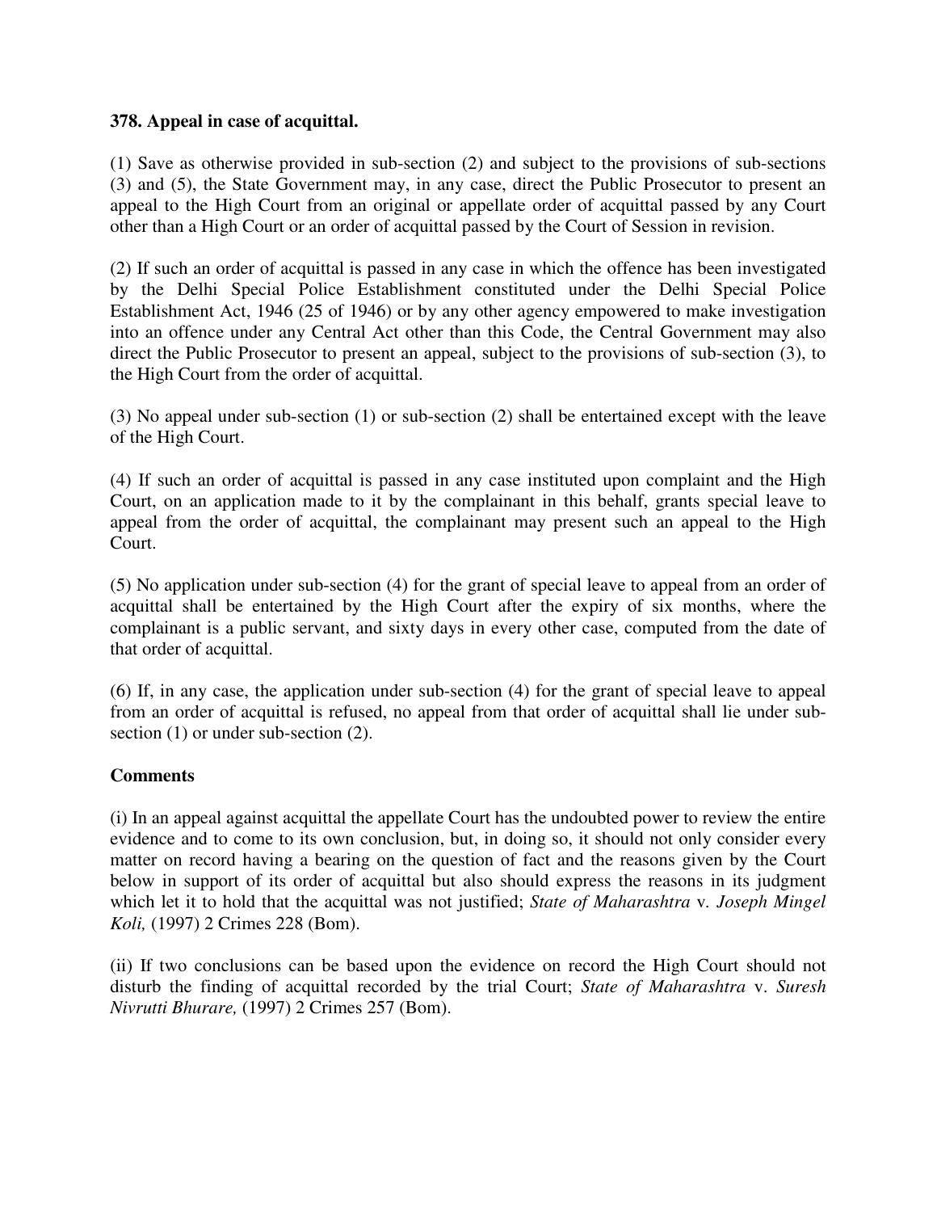### 378. Appeal in case of acquittal.

(1) Save as otherwise provided in sub-section (2) and subject to the provisions of sub-sections (3) and (5), the State Government may, in any case, direct the Public Prosecutor to present an appeal to the High Court from an original or appellate order of acquittal passed by any Court other than a High Court or an order of acquittal passed by the Court of Session in revision.

(2) If such an order of acquittal is passed in any case in which the offence has been investigated by the Delhi Special Police Establishment constituted under the Delhi Special Police Establishment Act, 1946 (25 of 1946) or by any other agency empowered to make investigation into an offence under any Central Act other than this Code, the Central Government may also direct the Public Prosecutor to present an appeal, subject to the provisions of sub-section (3), to the High Court from the order of acquittal.

(3) No appeal under sub-section (1) or sub-section (2) shall be entertained except with the leave of the High Court.

(4) If such an order of acquittal is passed in any case instituted upon complaint and the High Court, on an application made to it by the complainant in this behalf, grants special leave to appeal from the order of acquittal, the complainant may present such an appeal to the High Court.

(5) No application under sub-section (4) for the grant of special leave to appeal from an order of acquittal shall be entertained by the High Court after the expiry of six months, where the complainant is a public servant, and sixty days in every other case, computed from the date of that order of acquittal.

(6) If, in any case, the application under sub-section (4) for the grant of special leave to appeal from an order of acquittal is refused, no appeal from that order of acquittal shall lie under sub-section (1) or under sub-section (2).

**Comments**

(i) In an appeal against acquittal the appellate Court has the undoubted power to review the entire evidence and to come to its own conclusion, but, in doing so, it should not only consider every matter on record having a bearing on the question of fact and the reasons given by the Court below in support of its order of acquittal but also should express the reasons in its judgment which let it to hold that the acquittal was not justified; *State of Maharashtra* v. *Joseph Mingel Koli,* (1997) 2 Crimes 228 (Bom).

(ii) If two conclusions can be based upon the evidence on record the High Court should not disturb the finding of acquittal recorded by the trial Court; *State of Maharashtra* v. *Suresh Nivrutti Bhurare,* (1997) 2 Crimes 257 (Bom).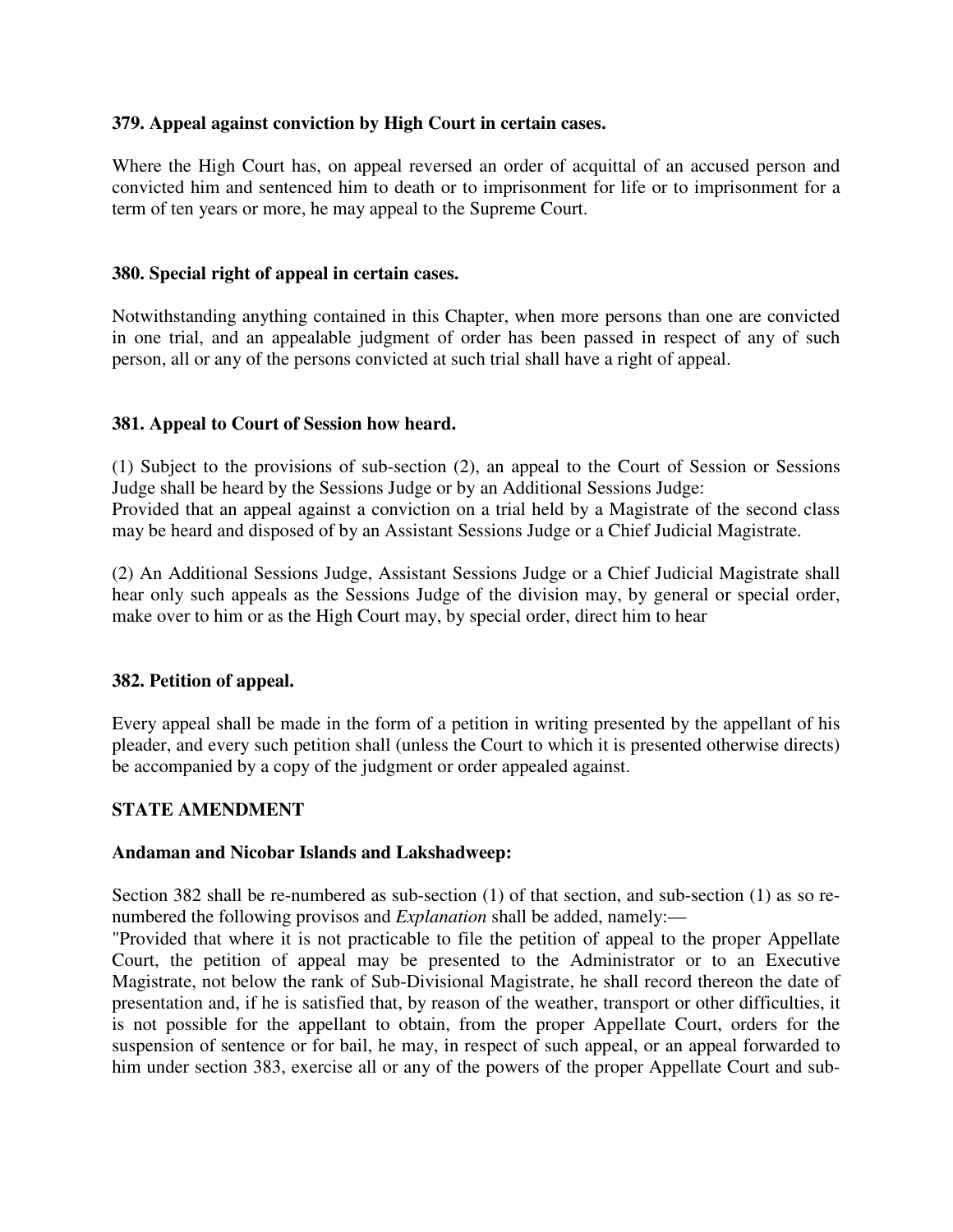**379. Appeal against conviction by High Court in certain cases.**

Where the High Court has, on appeal reversed an order of acquittal of an accused person and convicted him and sentenced him to death or to imprisonment for life or to imprisonment for a term of ten years or more, he may appeal to the Supreme Court.

**380. Special right of appeal in certain cases.**

Notwithstanding anything contained in this Chapter, when more persons than one are convicted in one trial, and an appealable judgment of order has been passed in respect of any of such person, all or any of the persons convicted at such trial shall have a right of appeal.

**381. Appeal to Court of Session how heard.**

(1) Subject to the provisions of sub-section (2), an appeal to the Court of Session or Sessions Judge shall be heard by the Sessions Judge or by an Additional Sessions Judge:
Provided that an appeal against a conviction on a trial held by a Magistrate of the second class may be heard and disposed of by an Assistant Sessions Judge or a Chief Judicial Magistrate.

(2) An Additional Sessions Judge, Assistant Sessions Judge or a Chief Judicial Magistrate shall hear only such appeals as the Sessions Judge of the division may, by general or special order, make over to him or as the High Court may, by special order, direct him to hear

**382. Petition of appeal.**

Every appeal shall be made in the form of a petition in writing presented by the appellant of his pleader, and every such petition shall (unless the Court to which it is presented otherwise directs) be accompanied by a copy of the judgment or order appealed against.

**STATE AMENDMENT**

**Andaman and Nicobar Islands and Lakshadweep:**

Section 382 shall be re-numbered as sub-section (1) of that section, and sub-section (1) as so re-numbered the following provisos and *Explanation* shall be added, namely:—
"Provided that where it is not practicable to file the petition of appeal to the proper Appellate Court, the petition of appeal may be presented to the Administrator or to an Executive Magistrate, not below the rank of Sub-Divisional Magistrate, he shall record thereon the date of presentation and, if he is satisfied that, by reason of the weather, transport or other difficulties, it is not possible for the appellant to obtain, from the proper Appellate Court, orders for the suspension of sentence or for bail, he may, in respect of such appeal, or an appeal forwarded to him under section 383, exercise all or any of the powers of the proper Appellate Court and sub-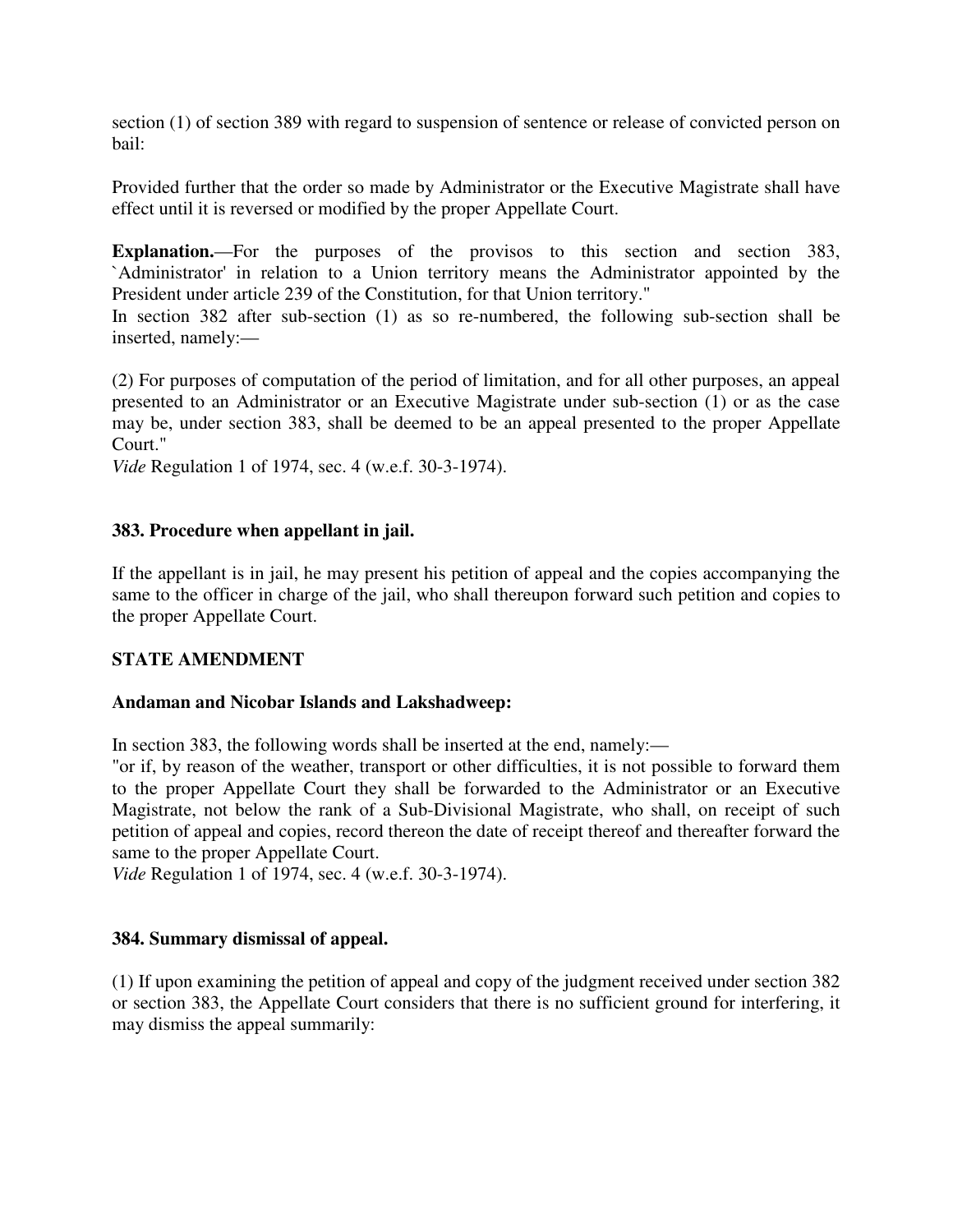section (1) of section 389 with regard to suspension of sentence or release of convicted person on bail:

Provided further that the order so made by Administrator or the Executive Magistrate shall have effect until it is reversed or modified by the proper Appellate Court.

**Explanation.**—For the purposes of the provisos to this section and section 383, `Administrator' in relation to a Union territory means the Administrator appointed by the President under article 239 of the Constitution, for that Union territory."

In section 382 after sub-section (1) as so re-numbered, the following sub-section shall be inserted, namely:—

(2) For purposes of computation of the period of limitation, and for all other purposes, an appeal presented to an Administrator or an Executive Magistrate under sub-section (1) or as the case may be, under section 383, shall be deemed to be an appeal presented to the proper Appellate Court."

*Vide* Regulation 1 of 1974, sec. 4 (w.e.f. 30-3-1974).

**383. Procedure when appellant in jail.**

If the appellant is in jail, he may present his petition of appeal and the copies accompanying the same to the officer in charge of the jail, who shall thereupon forward such petition and copies to the proper Appellate Court.

**STATE AMENDMENT**

**Andaman and Nicobar Islands and Lakshadweep:**

In section 383, the following words shall be inserted at the end, namely:—

"or if, by reason of the weather, transport or other difficulties, it is not possible to forward them to the proper Appellate Court they shall be forwarded to the Administrator or an Executive Magistrate, not below the rank of a Sub-Divisional Magistrate, who shall, on receipt of such petition of appeal and copies, record thereon the date of receipt thereof and thereafter forward the same to the proper Appellate Court.

*Vide* Regulation 1 of 1974, sec. 4 (w.e.f. 30-3-1974).

**384. Summary dismissal of appeal.**

(1) If upon examining the petition of appeal and copy of the judgment received under section 382 or section 383, the Appellate Court considers that there is no sufficient ground for interfering, it may dismiss the appeal summarily: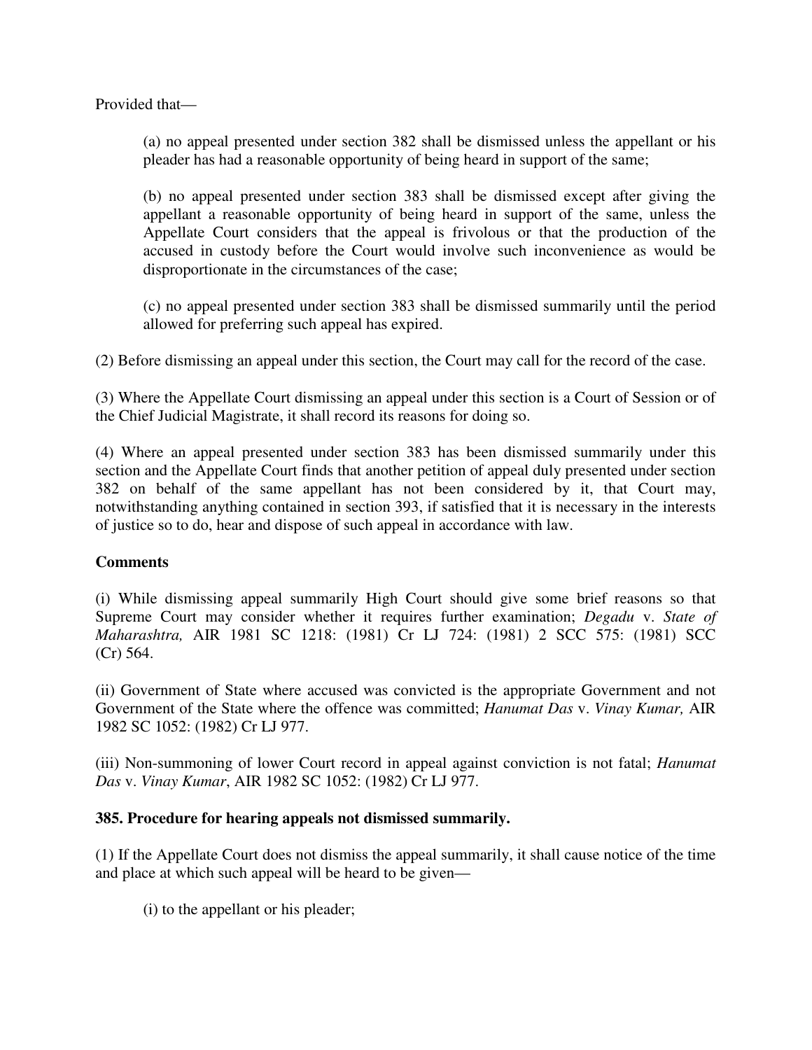Provided that—

(a) no appeal presented under section 382 shall be dismissed unless the appellant or his pleader has had a reasonable opportunity of being heard in support of the same;

(b) no appeal presented under section 383 shall be dismissed except after giving the appellant a reasonable opportunity of being heard in support of the same, unless the Appellate Court considers that the appeal is frivolous or that the production of the accused in custody before the Court would involve such inconvenience as would be disproportionate in the circumstances of the case;

(c) no appeal presented under section 383 shall be dismissed summarily until the period allowed for preferring such appeal has expired.

(2) Before dismissing an appeal under this section, the Court may call for the record of the case.

(3) Where the Appellate Court dismissing an appeal under this section is a Court of Session or of the Chief Judicial Magistrate, it shall record its reasons for doing so.

(4) Where an appeal presented under section 383 has been dismissed summarily under this section and the Appellate Court finds that another petition of appeal duly presented under section 382 on behalf of the same appellant has not been considered by it, that Court may, notwithstanding anything contained in section 393, if satisfied that it is necessary in the interests of justice so to do, hear and dispose of such appeal in accordance with law.

**Comments**

(i) While dismissing appeal summarily High Court should give some brief reasons so that Supreme Court may consider whether it requires further examination; *Degadu* v. *State of Maharashtra,* AIR 1981 SC 1218: (1981) Cr LJ 724: (1981) 2 SCC 575: (1981) SCC (Cr) 564.

(ii) Government of State where accused was convicted is the appropriate Government and not Government of the State where the offence was committed; *Hanumat Das* v. *Vinay Kumar,* AIR 1982 SC 1052: (1982) Cr LJ 977.

(iii) Non-summoning of lower Court record in appeal against conviction is not fatal; *Hanumat Das* v. *Vinay Kumar*, AIR 1982 SC 1052: (1982) Cr LJ 977.

**385. Procedure for hearing appeals not dismissed summarily.**

(1) If the Appellate Court does not dismiss the appeal summarily, it shall cause notice of the time and place at which such appeal will be heard to be given—

(i) to the appellant or his pleader;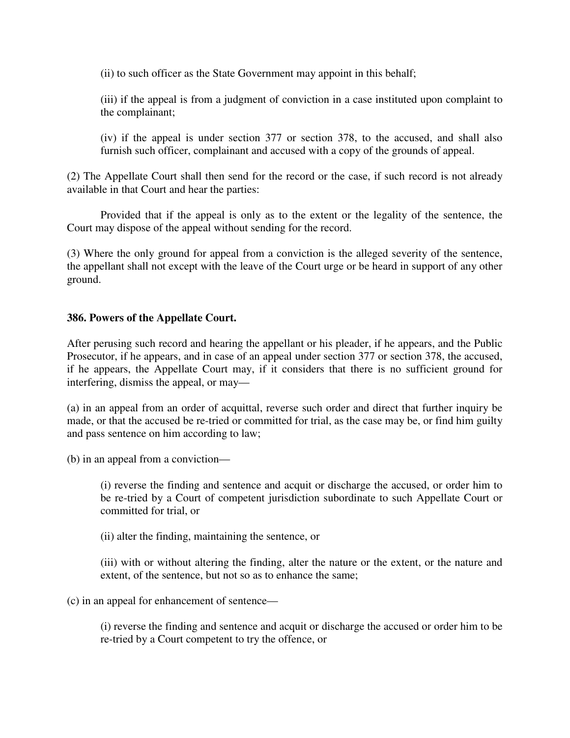(ii) to such officer as the State Government may appoint in this behalf;

(iii) if the appeal is from a judgment of conviction in a case instituted upon complaint to the complainant;

(iv) if the appeal is under section 377 or section 378, to the accused, and shall also furnish such officer, complainant and accused with a copy of the grounds of appeal.

(2) The Appellate Court shall then send for the record or the case, if such record is not already available in that Court and hear the parties:

Provided that if the appeal is only as to the extent or the legality of the sentence, the Court may dispose of the appeal without sending for the record.

(3) Where the only ground for appeal from a conviction is the alleged severity of the sentence, the appellant shall not except with the leave of the Court urge or be heard in support of any other ground.

**386. Powers of the Appellate Court.**

After perusing such record and hearing the appellant or his pleader, if he appears, and the Public Prosecutor, if he appears, and in case of an appeal under section 377 or section 378, the accused, if he appears, the Appellate Court may, if it considers that there is no sufficient ground for interfering, dismiss the appeal, or may—

(a) in an appeal from an order of acquittal, reverse such order and direct that further inquiry be made, or that the accused be re-tried or committed for trial, as the case may be, or find him guilty and pass sentence on him according to law;

(b) in an appeal from a conviction—

(i) reverse the finding and sentence and acquit or discharge the accused, or order him to be re-tried by a Court of competent jurisdiction subordinate to such Appellate Court or committed for trial, or

(ii) alter the finding, maintaining the sentence, or

(iii) with or without altering the finding, alter the nature or the extent, or the nature and extent, of the sentence, but not so as to enhance the same;

(c) in an appeal for enhancement of sentence—

(i) reverse the finding and sentence and acquit or discharge the accused or order him to be re-tried by a Court competent to try the offence, or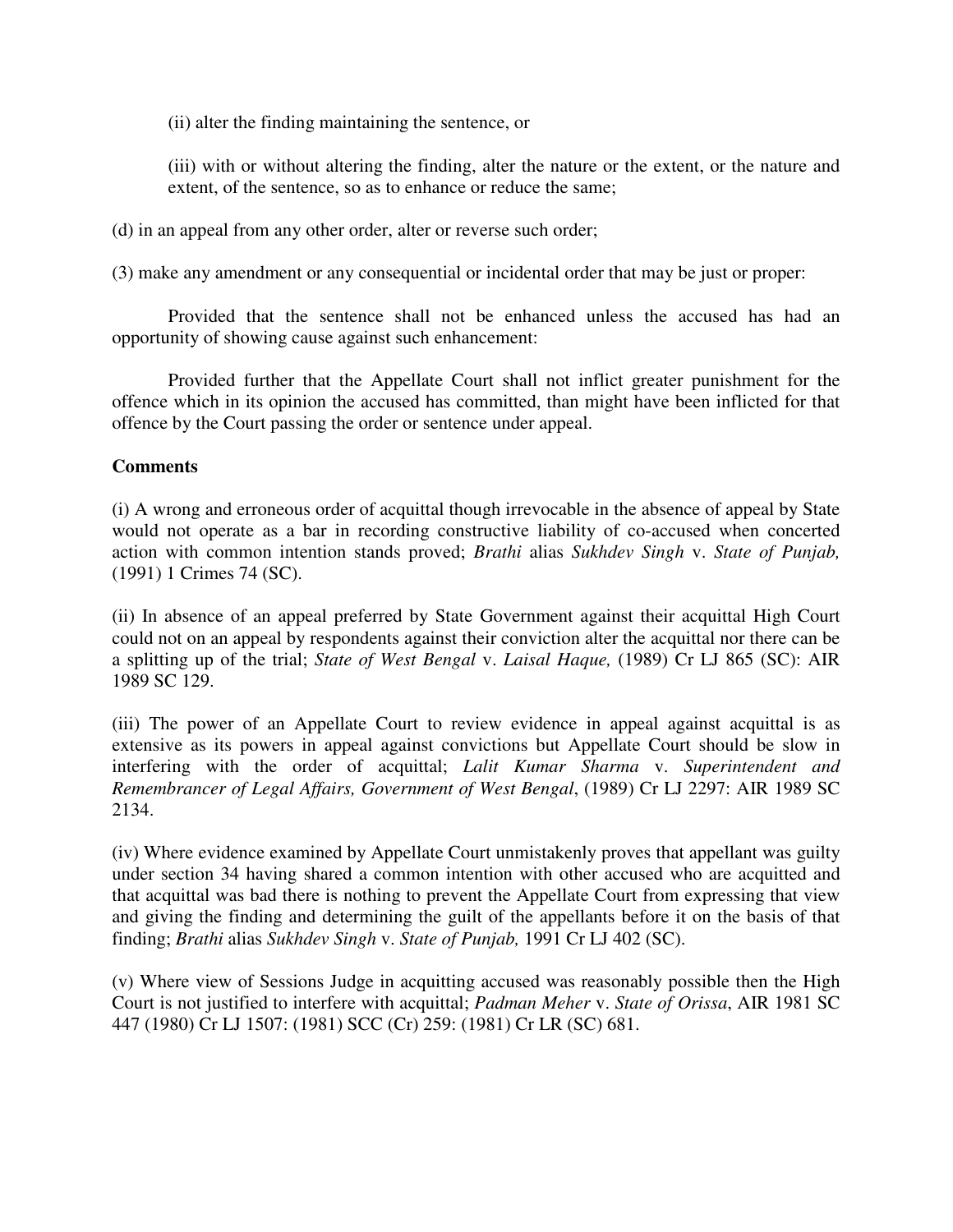(ii) alter the finding maintaining the sentence, or

(iii) with or without altering the finding, alter the nature or the extent, or the nature and extent, of the sentence, so as to enhance or reduce the same;

(d) in an appeal from any other order, alter or reverse such order;

(3) make any amendment or any consequential or incidental order that may be just or proper:

Provided that the sentence shall not be enhanced unless the accused has had an opportunity of showing cause against such enhancement:

Provided further that the Appellate Court shall not inflict greater punishment for the offence which in its opinion the accused has committed, than might have been inflicted for that offence by the Court passing the order or sentence under appeal.

**Comments**

(i) A wrong and erroneous order of acquittal though irrevocable in the absence of appeal by State would not operate as a bar in recording constructive liability of co-accused when concerted action with common intention stands proved; *Brathi* alias *Sukhdev Singh* v. *State of Punjab,* (1991) 1 Crimes 74 (SC).

(ii) In absence of an appeal preferred by State Government against their acquittal High Court could not on an appeal by respondents against their conviction alter the acquittal nor there can be a splitting up of the trial; *State of West Bengal* v. *Laisal Haque,* (1989) Cr LJ 865 (SC): AIR 1989 SC 129.

(iii) The power of an Appellate Court to review evidence in appeal against acquittal is as extensive as its powers in appeal against convictions but Appellate Court should be slow in interfering with the order of acquittal; *Lalit Kumar Sharma* v. *Superintendent and Remembrancer of Legal Affairs, Government of West Bengal*, (1989) Cr LJ 2297: AIR 1989 SC 2134.

(iv) Where evidence examined by Appellate Court unmistakenly proves that appellant was guilty under section 34 having shared a common intention with other accused who are acquitted and that acquittal was bad there is nothing to prevent the Appellate Court from expressing that view and giving the finding and determining the guilt of the appellants before it on the basis of that finding; *Brathi* alias *Sukhdev Singh* v. *State of Punjab,* 1991 Cr LJ 402 (SC).

(v) Where view of Sessions Judge in acquitting accused was reasonably possible then the High Court is not justified to interfere with acquittal; *Padman Meher* v. *State of Orissa*, AIR 1981 SC 447 (1980) Cr LJ 1507: (1981) SCC (Cr) 259: (1981) Cr LR (SC) 681.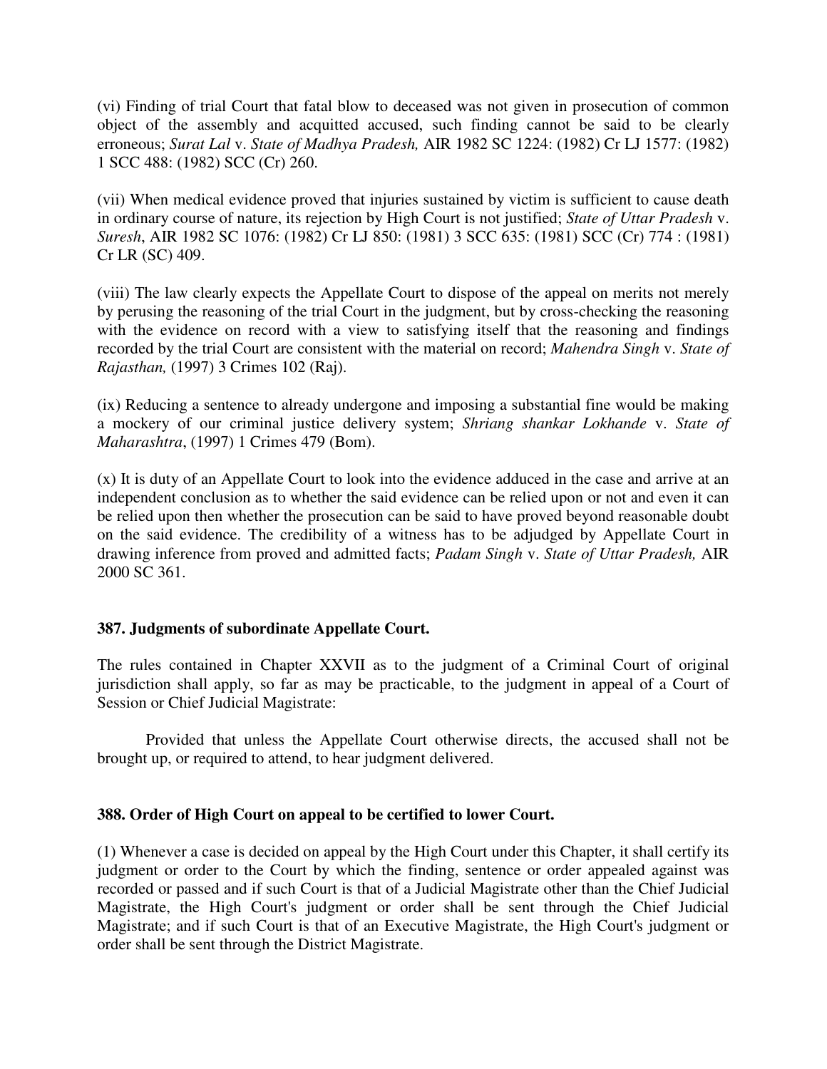(vi) Finding of trial Court that fatal blow to deceased was not given in prosecution of common object of the assembly and acquitted accused, such finding cannot be said to be clearly erroneous; *Surat Lal* v. *State of Madhya Pradesh,* AIR 1982 SC 1224: (1982) Cr LJ 1577: (1982) 1 SCC 488: (1982) SCC (Cr) 260.

(vii) When medical evidence proved that injuries sustained by victim is sufficient to cause death in ordinary course of nature, its rejection by High Court is not justified; *State of Uttar Pradesh* v. *Suresh*, AIR 1982 SC 1076: (1982) Cr LJ 850: (1981) 3 SCC 635: (1981) SCC (Cr) 774 : (1981) Cr LR (SC) 409.

(viii) The law clearly expects the Appellate Court to dispose of the appeal on merits not merely by perusing the reasoning of the trial Court in the judgment, but by cross-checking the reasoning with the evidence on record with a view to satisfying itself that the reasoning and findings recorded by the trial Court are consistent with the material on record; *Mahendra Singh* v. *State of Rajasthan,* (1997) 3 Crimes 102 (Raj).

(ix) Reducing a sentence to already undergone and imposing a substantial fine would be making a mockery of our criminal justice delivery system; *Shriang shankar Lokhande* v. *State of Maharashtra*, (1997) 1 Crimes 479 (Bom).

(x) It is duty of an Appellate Court to look into the evidence adduced in the case and arrive at an independent conclusion as to whether the said evidence can be relied upon or not and even it can be relied upon then whether the prosecution can be said to have proved beyond reasonable doubt on the said evidence. The credibility of a witness has to be adjudged by Appellate Court in drawing inference from proved and admitted facts; *Padam Singh* v. *State of Uttar Pradesh,* AIR 2000 SC 361.

**387. Judgments of subordinate Appellate Court.**

The rules contained in Chapter XXVII as to the judgment of a Criminal Court of original jurisdiction shall apply, so far as may be practicable, to the judgment in appeal of a Court of Session or Chief Judicial Magistrate:

Provided that unless the Appellate Court otherwise directs, the accused shall not be brought up, or required to attend, to hear judgment delivered.

**388. Order of High Court on appeal to be certified to lower Court.**

(1) Whenever a case is decided on appeal by the High Court under this Chapter, it shall certify its judgment or order to the Court by which the finding, sentence or order appealed against was recorded or passed and if such Court is that of a Judicial Magistrate other than the Chief Judicial Magistrate, the High Court's judgment or order shall be sent through the Chief Judicial Magistrate; and if such Court is that of an Executive Magistrate, the High Court's judgment or order shall be sent through the District Magistrate.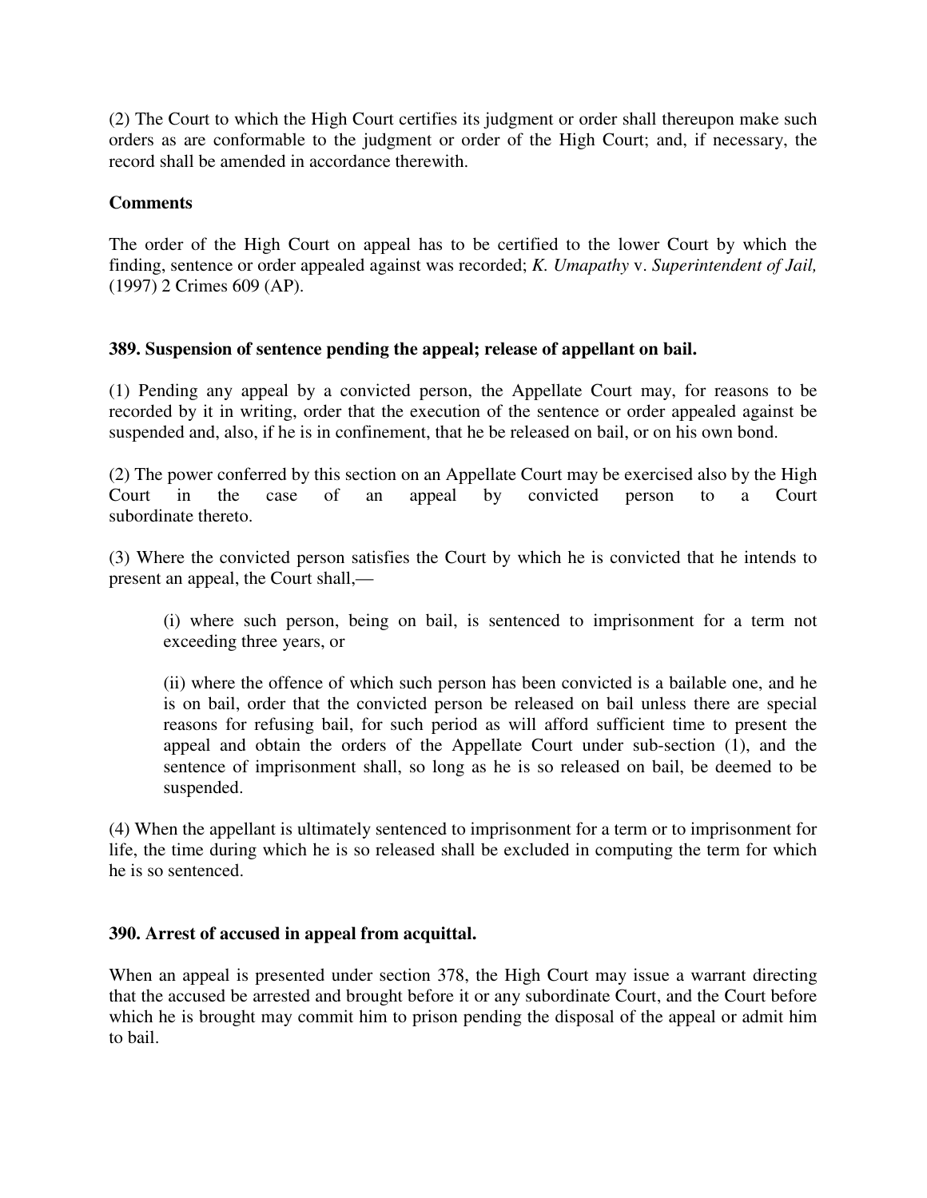(2) The Court to which the High Court certifies its judgment or order shall thereupon make such orders as are conformable to the judgment or order of the High Court; and, if necessary, the record shall be amended in accordance therewith.

**Comments**

The order of the High Court on appeal has to be certified to the lower Court by which the finding, sentence or order appealed against was recorded; *K. Umapathy* v. *Superintendent of Jail,* (1997) 2 Crimes 609 (AP).

**389. Suspension of sentence pending the appeal; release of appellant on bail.**

(1) Pending any appeal by a convicted person, the Appellate Court may, for reasons to be recorded by it in writing, order that the execution of the sentence or order appealed against be suspended and, also, if he is in confinement, that he be released on bail, or on his own bond.

(2) The power conferred by this section on an Appellate Court may be exercised also by the High Court in the case of an appeal by convicted person to a Court subordinate thereto.

(3) Where the convicted person satisfies the Court by which he is convicted that he intends to present an appeal, the Court shall,—

> (i) where such person, being on bail, is sentenced to imprisonment for a term not exceeding three years, or
>
> (ii) where the offence of which such person has been convicted is a bailable one, and he is on bail, order that the convicted person be released on bail unless there are special reasons for refusing bail, for such period as will afford sufficient time to present the appeal and obtain the orders of the Appellate Court under sub-section (1), and the sentence of imprisonment shall, so long as he is so released on bail, be deemed to be suspended.

(4) When the appellant is ultimately sentenced to imprisonment for a term or to imprisonment for life, the time during which he is so released shall be excluded in computing the term for which he is so sentenced.

**390. Arrest of accused in appeal from acquittal.**

When an appeal is presented under section 378, the High Court may issue a warrant directing that the accused be arrested and brought before it or any subordinate Court, and the Court before which he is brought may commit him to prison pending the disposal of the appeal or admit him to bail.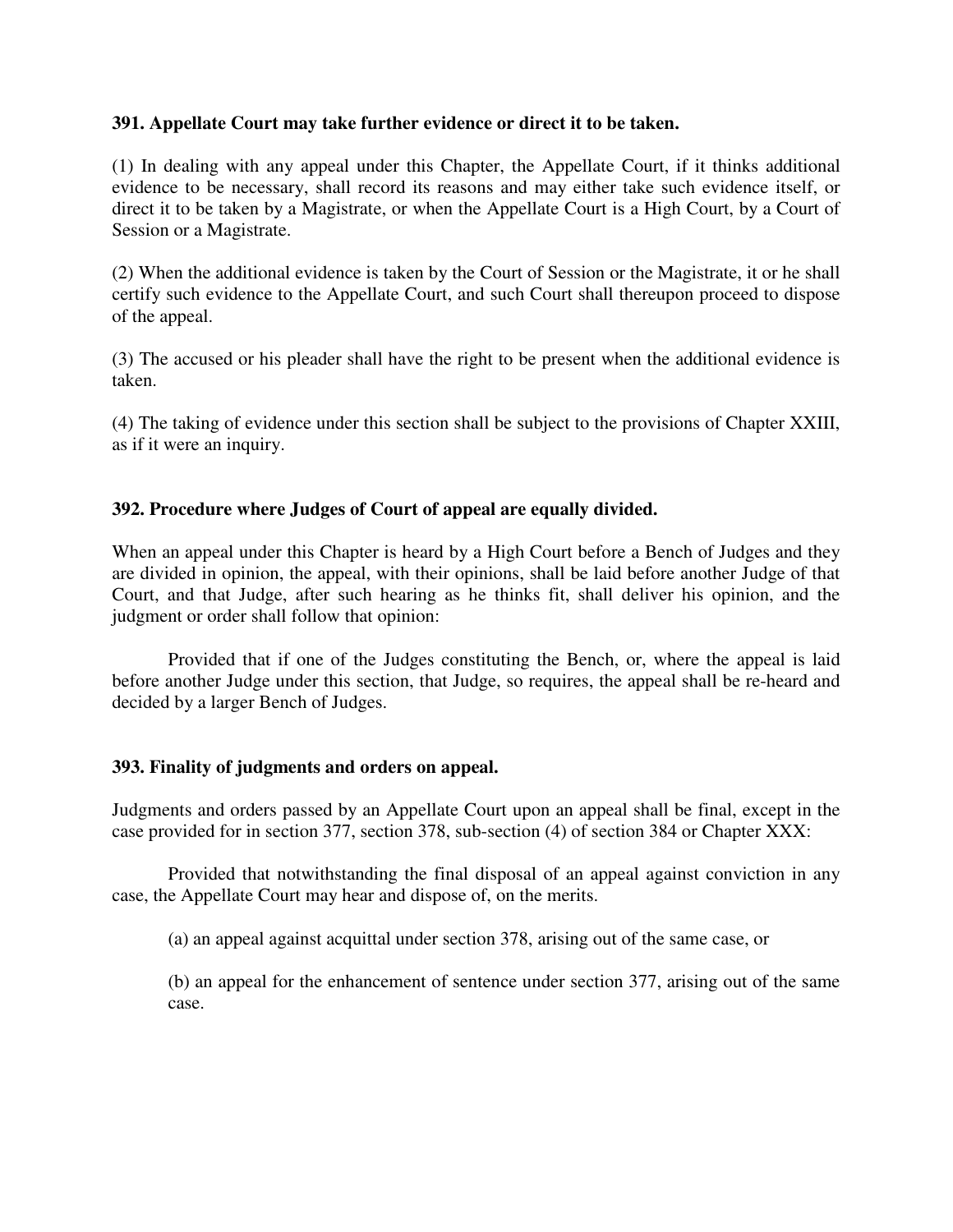**391. Appellate Court may take further evidence or direct it to be taken.**

(1) In dealing with any appeal under this Chapter, the Appellate Court, if it thinks additional evidence to be necessary, shall record its reasons and may either take such evidence itself, or direct it to be taken by a Magistrate, or when the Appellate Court is a High Court, by a Court of Session or a Magistrate.

(2) When the additional evidence is taken by the Court of Session or the Magistrate, it or he shall certify such evidence to the Appellate Court, and such Court shall thereupon proceed to dispose of the appeal.

(3) The accused or his pleader shall have the right to be present when the additional evidence is taken.

(4) The taking of evidence under this section shall be subject to the provisions of Chapter XXIII, as if it were an inquiry.

**392. Procedure where Judges of Court of appeal are equally divided.**

When an appeal under this Chapter is heard by a High Court before a Bench of Judges and they are divided in opinion, the appeal, with their opinions, shall be laid before another Judge of that Court, and that Judge, after such hearing as he thinks fit, shall deliver his opinion, and the judgment or order shall follow that opinion:

Provided that if one of the Judges constituting the Bench, or, where the appeal is laid before another Judge under this section, that Judge, so requires, the appeal shall be re-heard and decided by a larger Bench of Judges.

**393. Finality of judgments and orders on appeal.**

Judgments and orders passed by an Appellate Court upon an appeal shall be final, except in the case provided for in section 377, section 378, sub-section (4) of section 384 or Chapter XXX:

Provided that notwithstanding the final disposal of an appeal against conviction in any case, the Appellate Court may hear and dispose of, on the merits.

(a) an appeal against acquittal under section 378, arising out of the same case, or

(b) an appeal for the enhancement of sentence under section 377, arising out of the same case.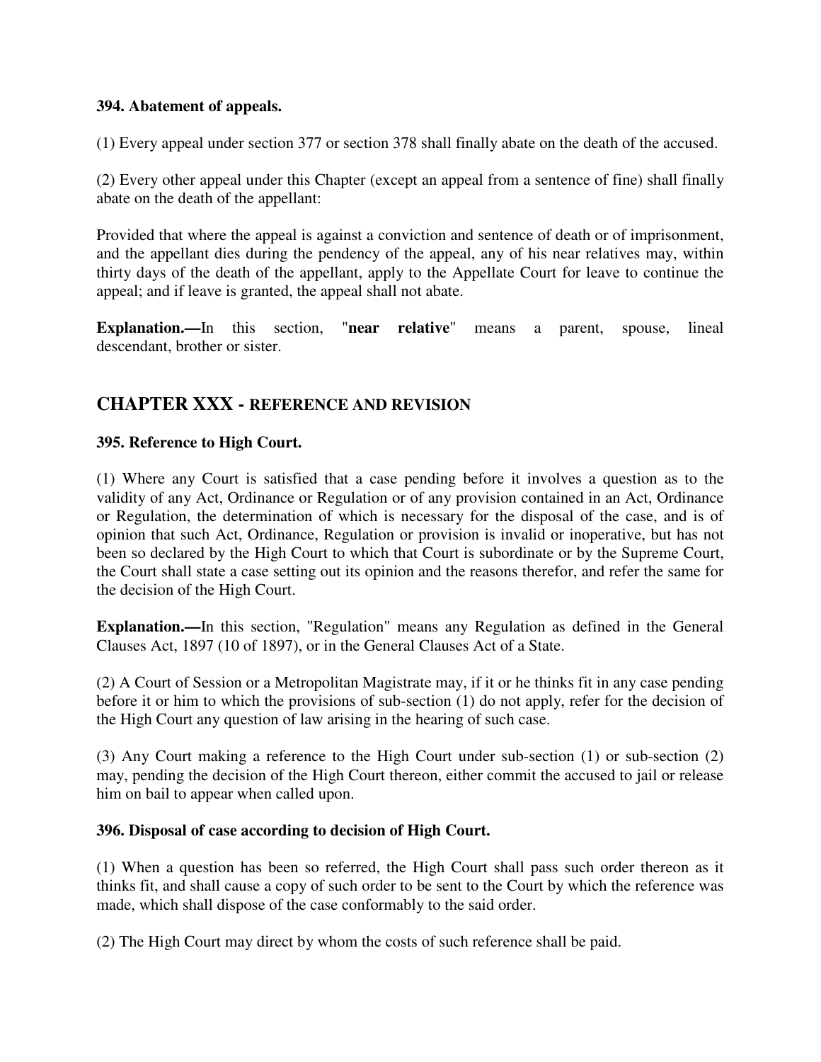### 394. Abatement of appeals.

(1) Every appeal under section 377 or section 378 shall finally abate on the death of the accused.

(2) Every other appeal under this Chapter (except an appeal from a sentence of fine) shall finally abate on the death of the appellant:

Provided that where the appeal is against a conviction and sentence of death or of imprisonment, and the appellant dies during the pendency of the appeal, any of his near relatives may, within thirty days of the death of the appellant, apply to the Appellate Court for leave to continue the appeal; and if leave is granted, the appeal shall not abate.

**Explanation.—**In this section, "**near relative**" means a parent, spouse, lineal descendant, brother or sister.

## CHAPTER XXX - REFERENCE AND REVISION

### 395. Reference to High Court.

(1) Where any Court is satisfied that a case pending before it involves a question as to the validity of any Act, Ordinance or Regulation or of any provision contained in an Act, Ordinance or Regulation, the determination of which is necessary for the disposal of the case, and is of opinion that such Act, Ordinance, Regulation or provision is invalid or inoperative, but has not been so declared by the High Court to which that Court is subordinate or by the Supreme Court, the Court shall state a case setting out its opinion and the reasons therefor, and refer the same for the decision of the High Court.

**Explanation.—**In this section, "Regulation" means any Regulation as defined in the General Clauses Act, 1897 (10 of 1897), or in the General Clauses Act of a State.

(2) A Court of Session or a Metropolitan Magistrate may, if it or he thinks fit in any case pending before it or him to which the provisions of sub-section (1) do not apply, refer for the decision of the High Court any question of law arising in the hearing of such case.

(3) Any Court making a reference to the High Court under sub-section (1) or sub-section (2) may, pending the decision of the High Court thereon, either commit the accused to jail or release him on bail to appear when called upon.

### 396. Disposal of case according to decision of High Court.

(1) When a question has been so referred, the High Court shall pass such order thereon as it thinks fit, and shall cause a copy of such order to be sent to the Court by which the reference was made, which shall dispose of the case conformably to the said order.

(2) The High Court may direct by whom the costs of such reference shall be paid.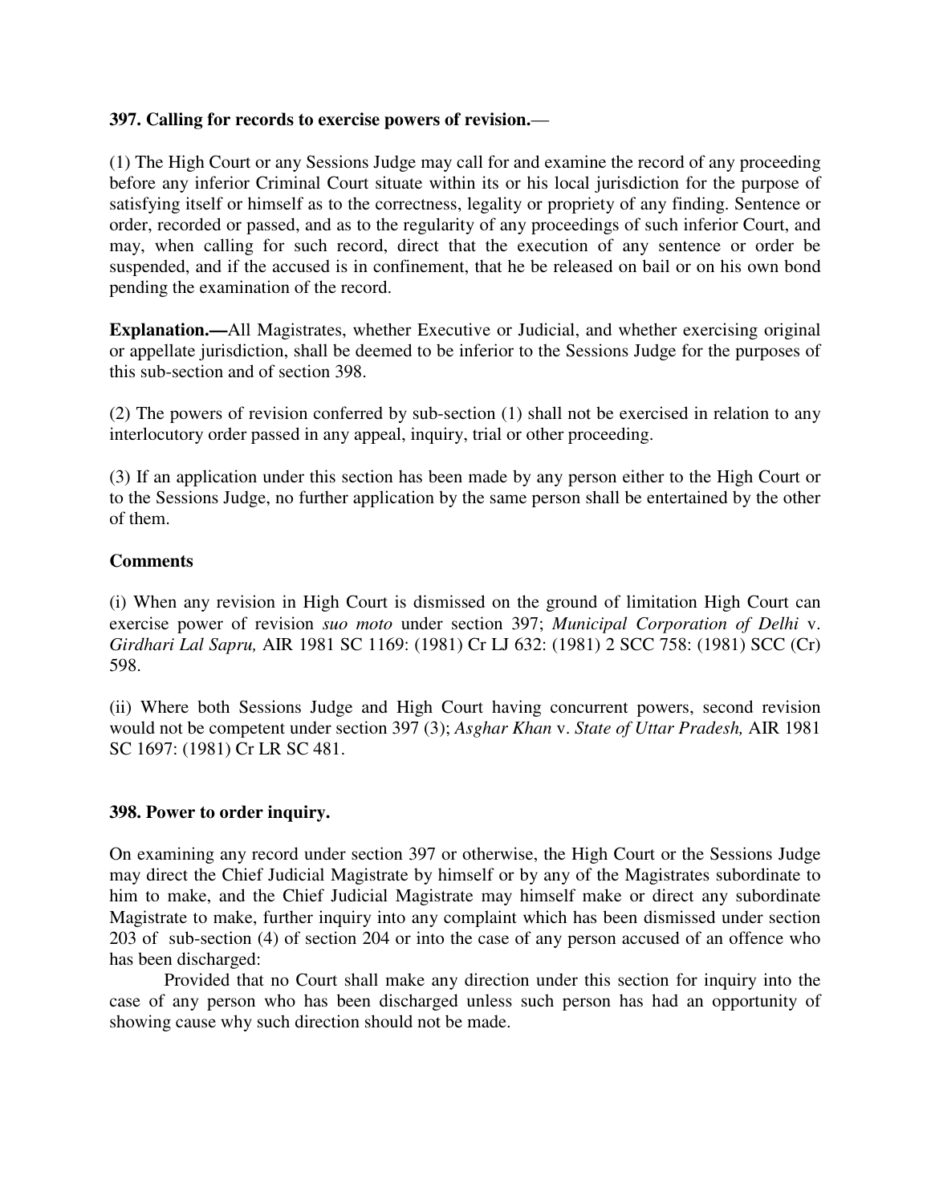**397. Calling for records to exercise powers of revision.**—

(1) The High Court or any Sessions Judge may call for and examine the record of any proceeding before any inferior Criminal Court situate within its or his local jurisdiction for the purpose of satisfying itself or himself as to the correctness, legality or propriety of any finding. Sentence or order, recorded or passed, and as to the regularity of any proceedings of such inferior Court, and may, when calling for such record, direct that the execution of any sentence or order be suspended, and if the accused is in confinement, that he be released on bail or on his own bond pending the examination of the record.

**Explanation.—**All Magistrates, whether Executive or Judicial, and whether exercising original or appellate jurisdiction, shall be deemed to be inferior to the Sessions Judge for the purposes of this sub-section and of section 398.

(2) The powers of revision conferred by sub-section (1) shall not be exercised in relation to any interlocutory order passed in any appeal, inquiry, trial or other proceeding.

(3) If an application under this section has been made by any person either to the High Court or to the Sessions Judge, no further application by the same person shall be entertained by the other of them.

**Comments**

(i) When any revision in High Court is dismissed on the ground of limitation High Court can exercise power of revision *suo moto* under section 397; *Municipal Corporation of Delhi* v. *Girdhari Lal Sapru,* AIR 1981 SC 1169: (1981) Cr LJ 632: (1981) 2 SCC 758: (1981) SCC (Cr) 598.

(ii) Where both Sessions Judge and High Court having concurrent powers, second revision would not be competent under section 397 (3); *Asghar Khan* v. *State of Uttar Pradesh,* AIR 1981 SC 1697: (1981) Cr LR SC 481.

**398. Power to order inquiry.**

On examining any record under section 397 or otherwise, the High Court or the Sessions Judge may direct the Chief Judicial Magistrate by himself or by any of the Magistrates subordinate to him to make, and the Chief Judicial Magistrate may himself make or direct any subordinate Magistrate to make, further inquiry into any complaint which has been dismissed under section 203 of sub-section (4) of section 204 or into the case of any person accused of an offence who has been discharged:

Provided that no Court shall make any direction under this section for inquiry into the case of any person who has been discharged unless such person has had an opportunity of showing cause why such direction should not be made.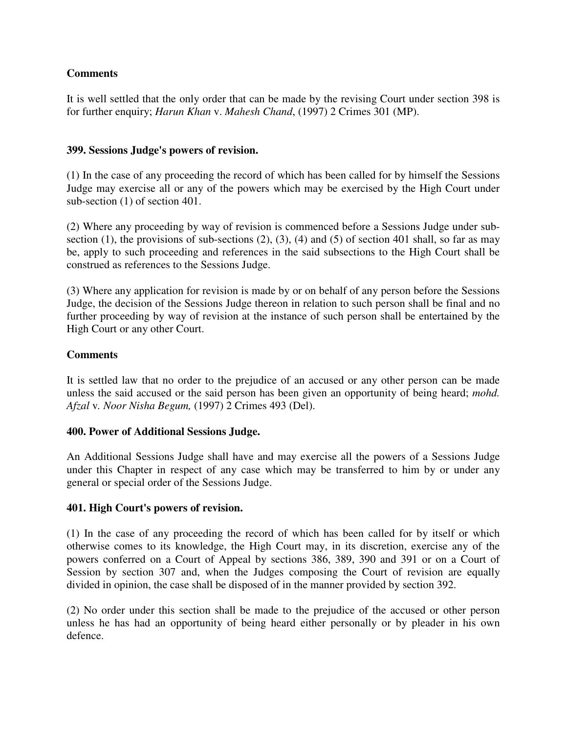**Comments**

It is well settled that the only order that can be made by the revising Court under section 398 is for further enquiry; *Harun Khan* v. *Mahesh Chand*, (1997) 2 Crimes 301 (MP).

**399. Sessions Judge's powers of revision.**

(1) In the case of any proceeding the record of which has been called for by himself the Sessions Judge may exercise all or any of the powers which may be exercised by the High Court under sub-section (1) of section 401.

(2) Where any proceeding by way of revision is commenced before a Sessions Judge under sub-section (1), the provisions of sub-sections (2), (3), (4) and (5) of section 401 shall, so far as may be, apply to such proceeding and references in the said subsections to the High Court shall be construed as references to the Sessions Judge.

(3) Where any application for revision is made by or on behalf of any person before the Sessions Judge, the decision of the Sessions Judge thereon in relation to such person shall be final and no further proceeding by way of revision at the instance of such person shall be entertained by the High Court or any other Court.

**Comments**

It is settled law that no order to the prejudice of an accused or any other person can be made unless the said accused or the said person has been given an opportunity of being heard; *mohd. Afzal* v. *Noor Nisha Begum,* (1997) 2 Crimes 493 (Del).

**400. Power of Additional Sessions Judge.**

An Additional Sessions Judge shall have and may exercise all the powers of a Sessions Judge under this Chapter in respect of any case which may be transferred to him by or under any general or special order of the Sessions Judge.

**401. High Court's powers of revision.**

(1) In the case of any proceeding the record of which has been called for by itself or which otherwise comes to its knowledge, the High Court may, in its discretion, exercise any of the powers conferred on a Court of Appeal by sections 386, 389, 390 and 391 or on a Court of Session by section 307 and, when the Judges composing the Court of revision are equally divided in opinion, the case shall be disposed of in the manner provided by section 392.

(2) No order under this section shall be made to the prejudice of the accused or other person unless he has had an opportunity of being heard either personally or by pleader in his own defence.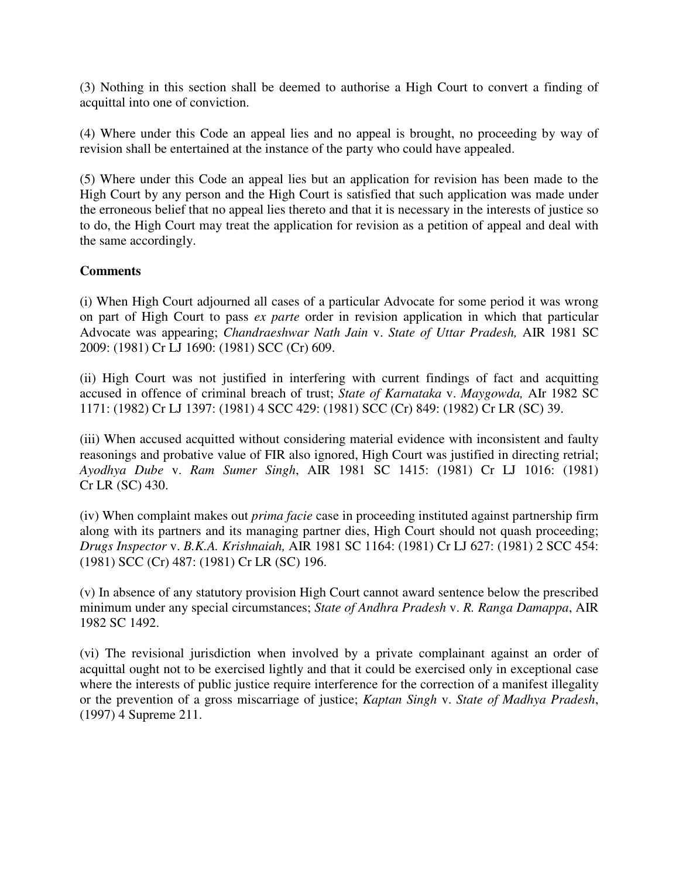(3) Nothing in this section shall be deemed to authorise a High Court to convert a finding of acquittal into one of conviction.

(4) Where under this Code an appeal lies and no appeal is brought, no proceeding by way of revision shall be entertained at the instance of the party who could have appealed.

(5) Where under this Code an appeal lies but an application for revision has been made to the High Court by any person and the High Court is satisfied that such application was made under the erroneous belief that no appeal lies thereto and that it is necessary in the interests of justice so to do, the High Court may treat the application for revision as a petition of appeal and deal with the same accordingly.

**Comments**

(i) When High Court adjourned all cases of a particular Advocate for some period it was wrong on part of High Court to pass *ex parte* order in revision application in which that particular Advocate was appearing; *Chandraeshwar Nath Jain* v. *State of Uttar Pradesh,* AIR 1981 SC 2009: (1981) Cr LJ 1690: (1981) SCC (Cr) 609.

(ii) High Court was not justified in interfering with current findings of fact and acquitting accused in offence of criminal breach of trust; *State of Karnataka* v. *Maygowda,* AIr 1982 SC 1171: (1982) Cr LJ 1397: (1981) 4 SCC 429: (1981) SCC (Cr) 849: (1982) Cr LR (SC) 39.

(iii) When accused acquitted without considering material evidence with inconsistent and faulty reasonings and probative value of FIR also ignored, High Court was justified in directing retrial; *Ayodhya Dube* v. *Ram Sumer Singh*, AIR 1981 SC 1415: (1981) Cr LJ 1016: (1981) Cr LR (SC) 430.

(iv) When complaint makes out *prima facie* case in proceeding instituted against partnership firm along with its partners and its managing partner dies, High Court should not quash proceeding; *Drugs Inspector* v. *B.K.A. Krishnaiah,* AIR 1981 SC 1164: (1981) Cr LJ 627: (1981) 2 SCC 454: (1981) SCC (Cr) 487: (1981) Cr LR (SC) 196.

(v) In absence of any statutory provision High Court cannot award sentence below the prescribed minimum under any special circumstances; *State of Andhra Pradesh* v. *R. Ranga Damappa*, AIR 1982 SC 1492.

(vi) The revisional jurisdiction when involved by a private complainant against an order of acquittal ought not to be exercised lightly and that it could be exercised only in exceptional case where the interests of public justice require interference for the correction of a manifest illegality or the prevention of a gross miscarriage of justice; *Kaptan Singh* v. *State of Madhya Pradesh*, (1997) 4 Supreme 211.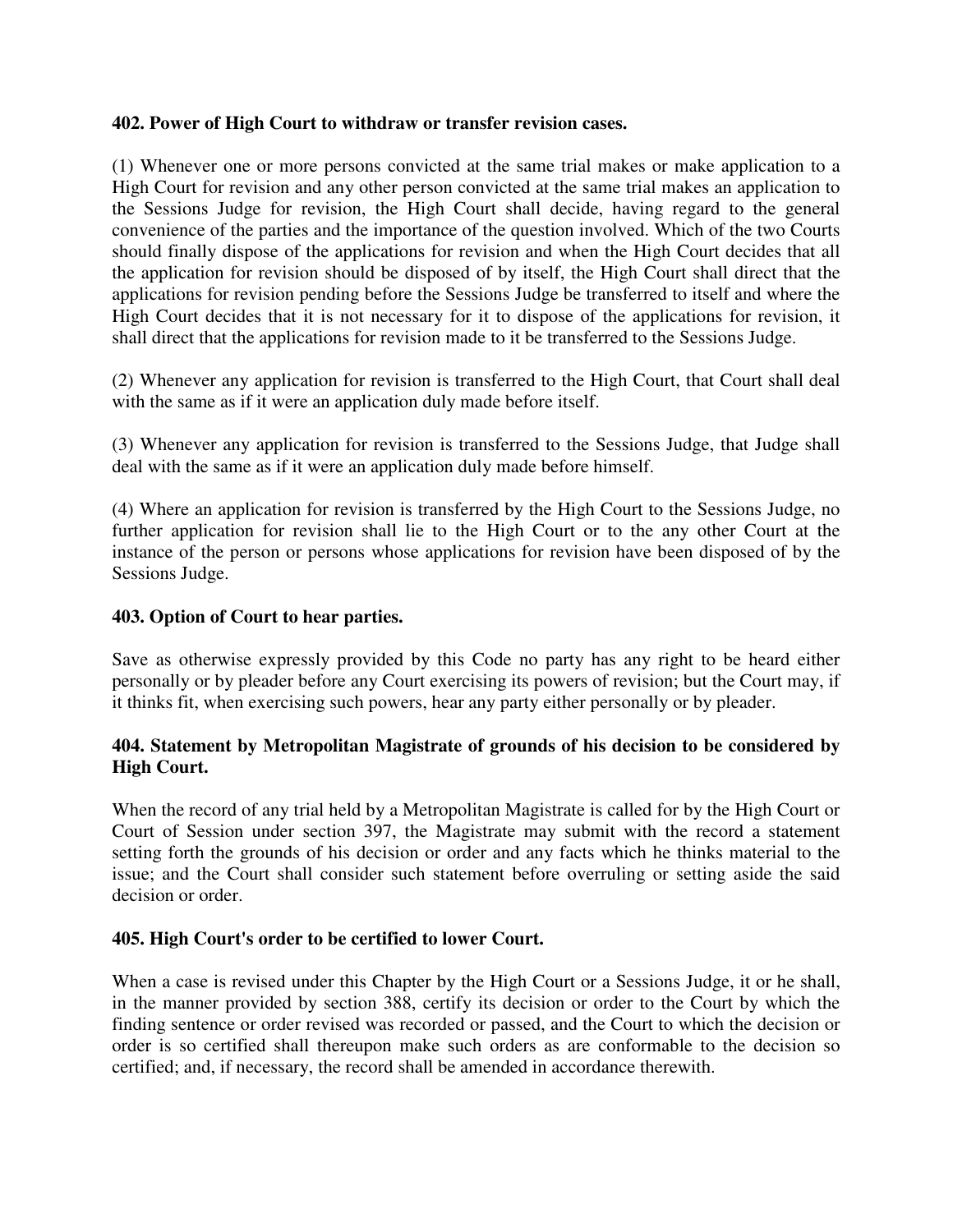**402. Power of High Court to withdraw or transfer revision cases.**

(1) Whenever one or more persons convicted at the same trial makes or make application to a High Court for revision and any other person convicted at the same trial makes an application to the Sessions Judge for revision, the High Court shall decide, having regard to the general convenience of the parties and the importance of the question involved. Which of the two Courts should finally dispose of the applications for revision and when the High Court decides that all the application for revision should be disposed of by itself, the High Court shall direct that the applications for revision pending before the Sessions Judge be transferred to itself and where the High Court decides that it is not necessary for it to dispose of the applications for revision, it shall direct that the applications for revision made to it be transferred to the Sessions Judge.

(2) Whenever any application for revision is transferred to the High Court, that Court shall deal with the same as if it were an application duly made before itself.

(3) Whenever any application for revision is transferred to the Sessions Judge, that Judge shall deal with the same as if it were an application duly made before himself.

(4) Where an application for revision is transferred by the High Court to the Sessions Judge, no further application for revision shall lie to the High Court or to the any other Court at the instance of the person or persons whose applications for revision have been disposed of by the Sessions Judge.

**403. Option of Court to hear parties.**

Save as otherwise expressly provided by this Code no party has any right to be heard either personally or by pleader before any Court exercising its powers of revision; but the Court may, if it thinks fit, when exercising such powers, hear any party either personally or by pleader.

**404. Statement by Metropolitan Magistrate of grounds of his decision to be considered by High Court.**

When the record of any trial held by a Metropolitan Magistrate is called for by the High Court or Court of Session under section 397, the Magistrate may submit with the record a statement setting forth the grounds of his decision or order and any facts which he thinks material to the issue; and the Court shall consider such statement before overruling or setting aside the said decision or order.

**405. High Court's order to be certified to lower Court.**

When a case is revised under this Chapter by the High Court or a Sessions Judge, it or he shall, in the manner provided by section 388, certify its decision or order to the Court by which the finding sentence or order revised was recorded or passed, and the Court to which the decision or order is so certified shall thereupon make such orders as are conformable to the decision so certified; and, if necessary, the record shall be amended in accordance therewith.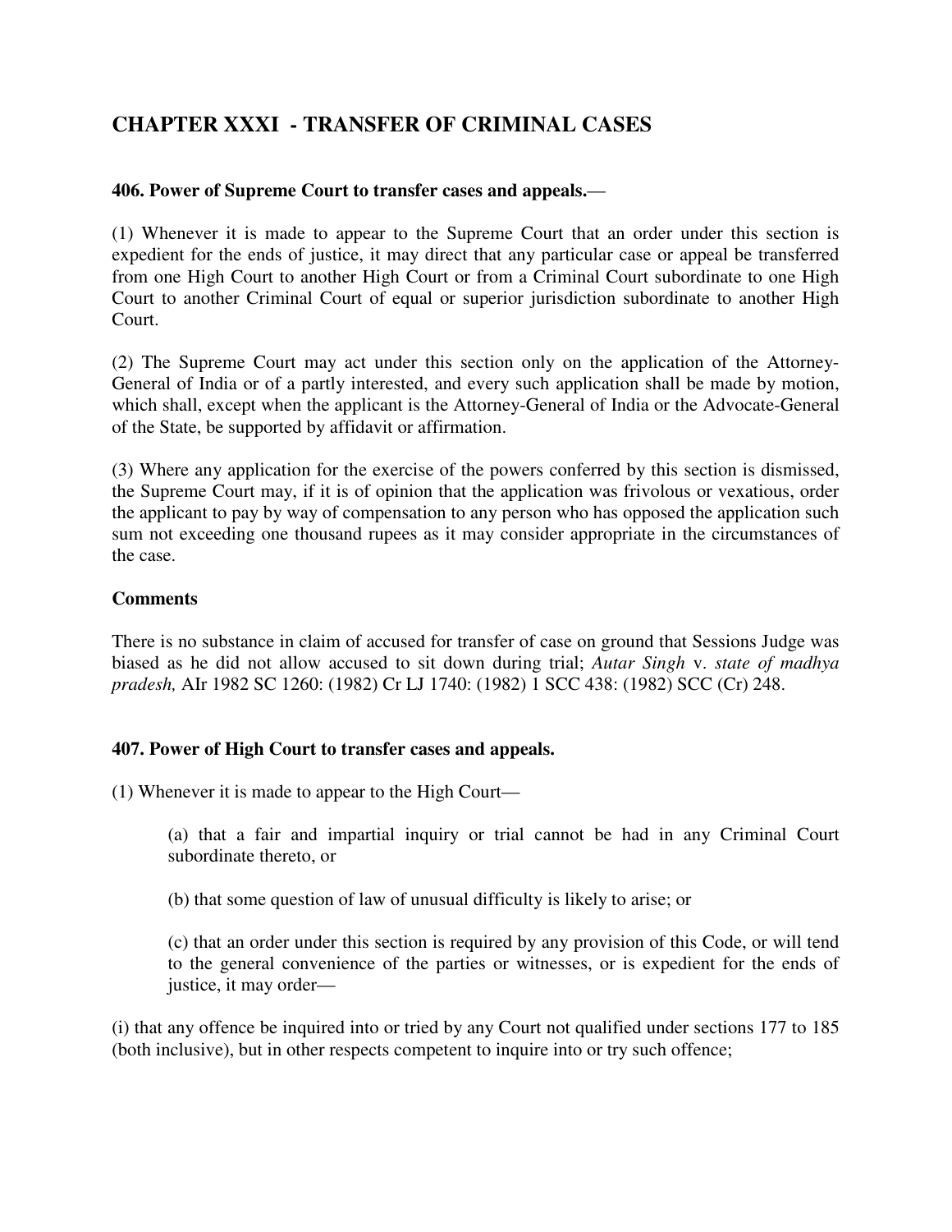# CHAPTER XXXI - TRANSFER OF CRIMINAL CASES

**406. Power of Supreme Court to transfer cases and appeals.**—

(1) Whenever it is made to appear to the Supreme Court that an order under this section is expedient for the ends of justice, it may direct that any particular case or appeal be transferred from one High Court to another High Court or from a Criminal Court subordinate to one High Court to another Criminal Court of equal or superior jurisdiction subordinate to another High Court.

(2) The Supreme Court may act under this section only on the application of the Attorney-General of India or of a partly interested, and every such application shall be made by motion, which shall, except when the applicant is the Attorney-General of India or the Advocate-General of the State, be supported by affidavit or affirmation.

(3) Where any application for the exercise of the powers conferred by this section is dismissed, the Supreme Court may, if it is of opinion that the application was frivolous or vexatious, order the applicant to pay by way of compensation to any person who has opposed the application such sum not exceeding one thousand rupees as it may consider appropriate in the circumstances of the case.

**Comments**

There is no substance in claim of accused for transfer of case on ground that Sessions Judge was biased as he did not allow accused to sit down during trial; *Autar Singh* v. *state of madhya pradesh,* AIr 1982 SC 1260: (1982) Cr LJ 1740: (1982) 1 SCC 438: (1982) SCC (Cr) 248.

**407. Power of High Court to transfer cases and appeals.**

(1) Whenever it is made to appear to the High Court—

> (a) that a fair and impartial inquiry or trial cannot be had in any Criminal Court subordinate thereto, or
>
> (b) that some question of law of unusual difficulty is likely to arise; or
>
> (c) that an order under this section is required by any provision of this Code, or will tend to the general convenience of the parties or witnesses, or is expedient for the ends of justice, it may order—

(i) that any offence be inquired into or tried by any Court not qualified under sections 177 to 185 (both inclusive), but in other respects competent to inquire into or try such offence;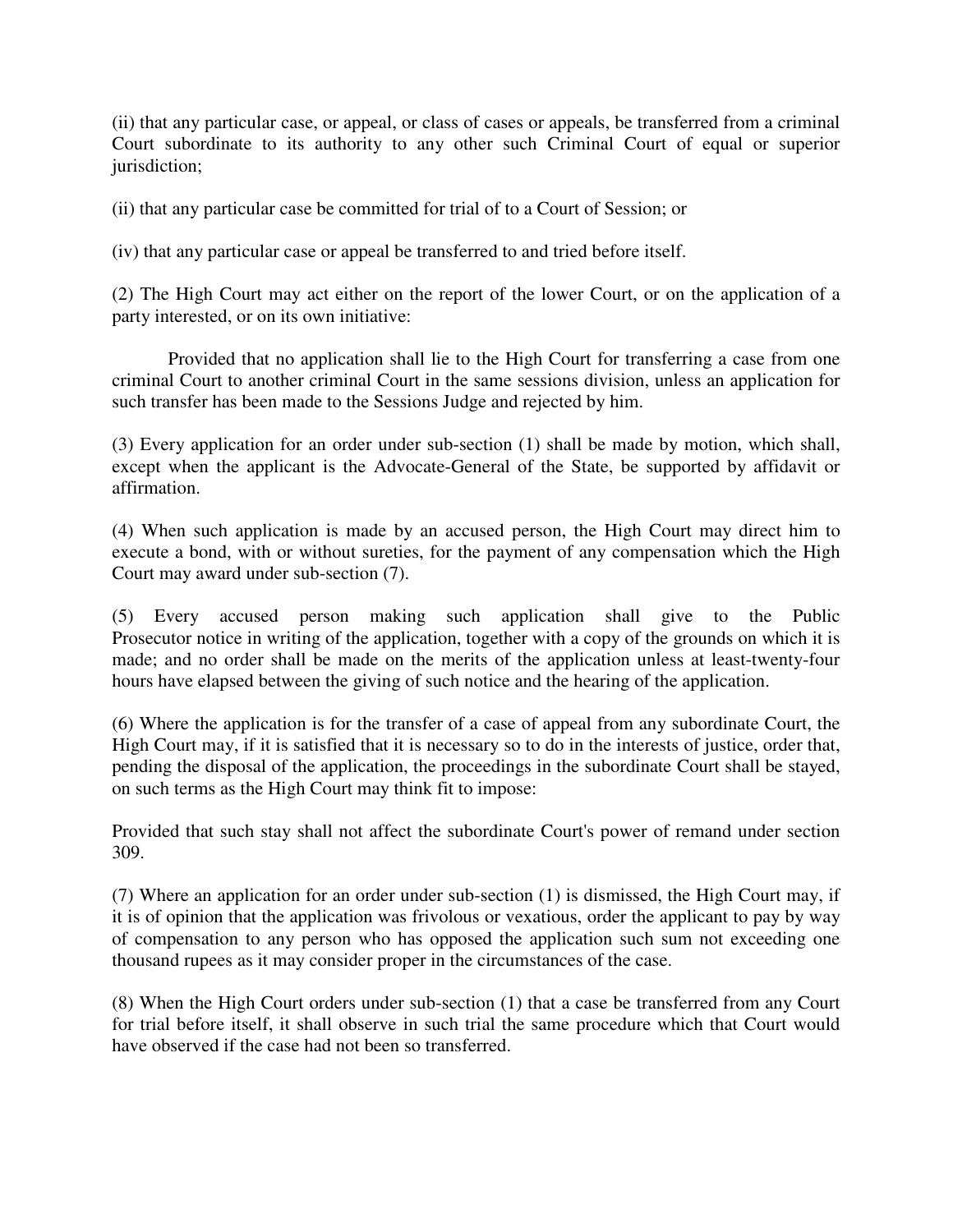(ii) that any particular case, or appeal, or class of cases or appeals, be transferred from a criminal Court subordinate to its authority to any other such Criminal Court of equal or superior jurisdiction;

(ii) that any particular case be committed for trial of to a Court of Session; or

(iv) that any particular case or appeal be transferred to and tried before itself.

(2) The High Court may act either on the report of the lower Court, or on the application of a party interested, or on its own initiative:

Provided that no application shall lie to the High Court for transferring a case from one criminal Court to another criminal Court in the same sessions division, unless an application for such transfer has been made to the Sessions Judge and rejected by him.

(3) Every application for an order under sub-section (1) shall be made by motion, which shall, except when the applicant is the Advocate-General of the State, be supported by affidavit or affirmation.

(4) When such application is made by an accused person, the High Court may direct him to execute a bond, with or without sureties, for the payment of any compensation which the High Court may award under sub-section (7).

(5) Every accused person making such application shall give to the Public Prosecutor notice in writing of the application, together with a copy of the grounds on which it is made; and no order shall be made on the merits of the application unless at least-twenty-four hours have elapsed between the giving of such notice and the hearing of the application.

(6) Where the application is for the transfer of a case of appeal from any subordinate Court, the High Court may, if it is satisfied that it is necessary so to do in the interests of justice, order that, pending the disposal of the application, the proceedings in the subordinate Court shall be stayed, on such terms as the High Court may think fit to impose:

Provided that such stay shall not affect the subordinate Court's power of remand under section 309.

(7) Where an application for an order under sub-section (1) is dismissed, the High Court may, if it is of opinion that the application was frivolous or vexatious, order the applicant to pay by way of compensation to any person who has opposed the application such sum not exceeding one thousand rupees as it may consider proper in the circumstances of the case.

(8) When the High Court orders under sub-section (1) that a case be transferred from any Court for trial before itself, it shall observe in such trial the same procedure which that Court would have observed if the case had not been so transferred.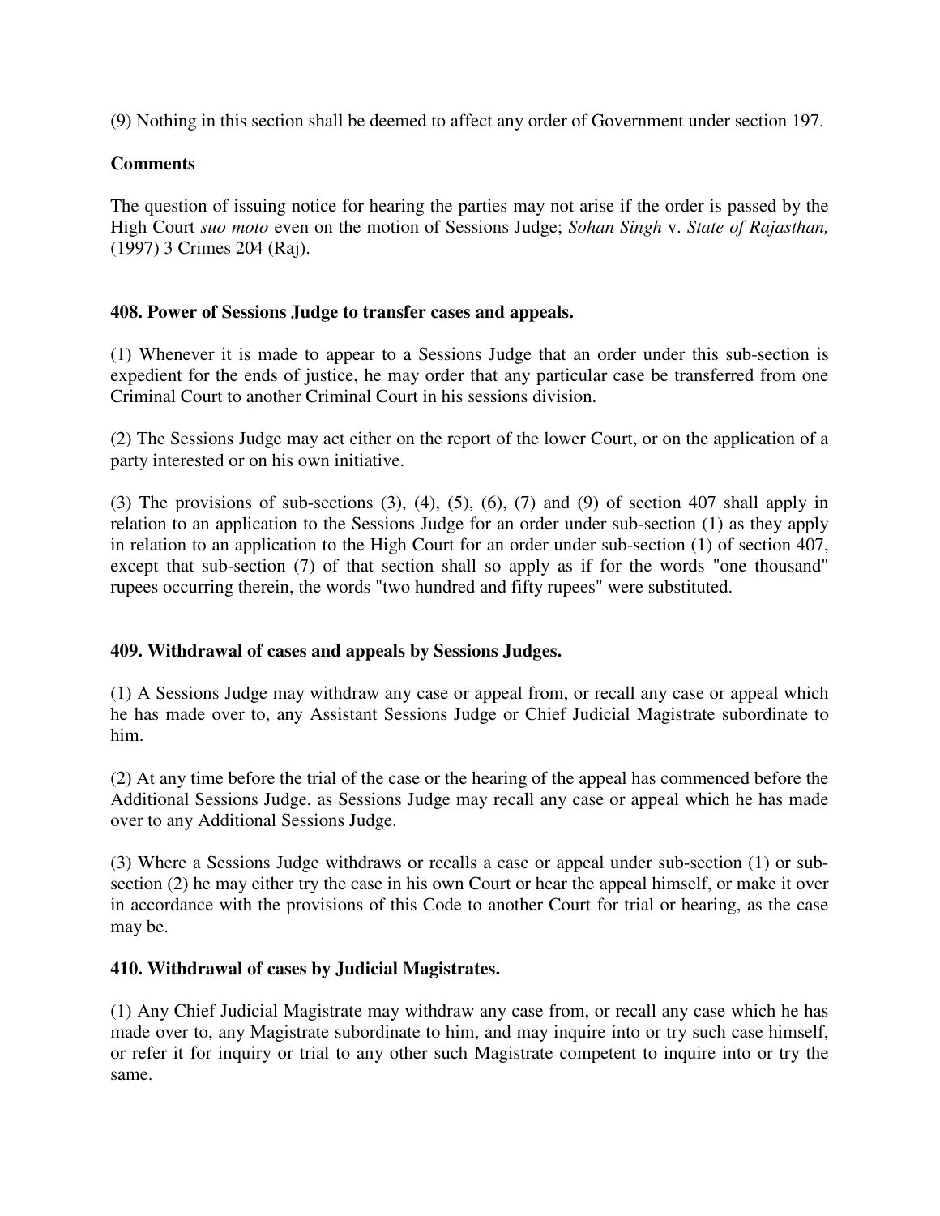(9) Nothing in this section shall be deemed to affect any order of Government under section 197.

**Comments**

The question of issuing notice for hearing the parties may not arise if the order is passed by the High Court *suo moto* even on the motion of Sessions Judge; *Sohan Singh* v. *State of Rajasthan,* (1997) 3 Crimes 204 (Raj).

**408. Power of Sessions Judge to transfer cases and appeals.**

(1) Whenever it is made to appear to a Sessions Judge that an order under this sub-section is expedient for the ends of justice, he may order that any particular case be transferred from one Criminal Court to another Criminal Court in his sessions division.

(2) The Sessions Judge may act either on the report of the lower Court, or on the application of a party interested or on his own initiative.

(3) The provisions of sub-sections (3), (4), (5), (6), (7) and (9) of section 407 shall apply in relation to an application to the Sessions Judge for an order under sub-section (1) as they apply in relation to an application to the High Court for an order under sub-section (1) of section 407, except that sub-section (7) of that section shall so apply as if for the words "one thousand" rupees occurring therein, the words "two hundred and fifty rupees" were substituted.

**409. Withdrawal of cases and appeals by Sessions Judges.**

(1) A Sessions Judge may withdraw any case or appeal from, or recall any case or appeal which he has made over to, any Assistant Sessions Judge or Chief Judicial Magistrate subordinate to him.

(2) At any time before the trial of the case or the hearing of the appeal has commenced before the Additional Sessions Judge, as Sessions Judge may recall any case or appeal which he has made over to any Additional Sessions Judge.

(3) Where a Sessions Judge withdraws or recalls a case or appeal under sub-section (1) or sub-section (2) he may either try the case in his own Court or hear the appeal himself, or make it over in accordance with the provisions of this Code to another Court for trial or hearing, as the case may be.

**410. Withdrawal of cases by Judicial Magistrates.**

(1) Any Chief Judicial Magistrate may withdraw any case from, or recall any case which he has made over to, any Magistrate subordinate to him, and may inquire into or try such case himself, or refer it for inquiry or trial to any other such Magistrate competent to inquire into or try the same.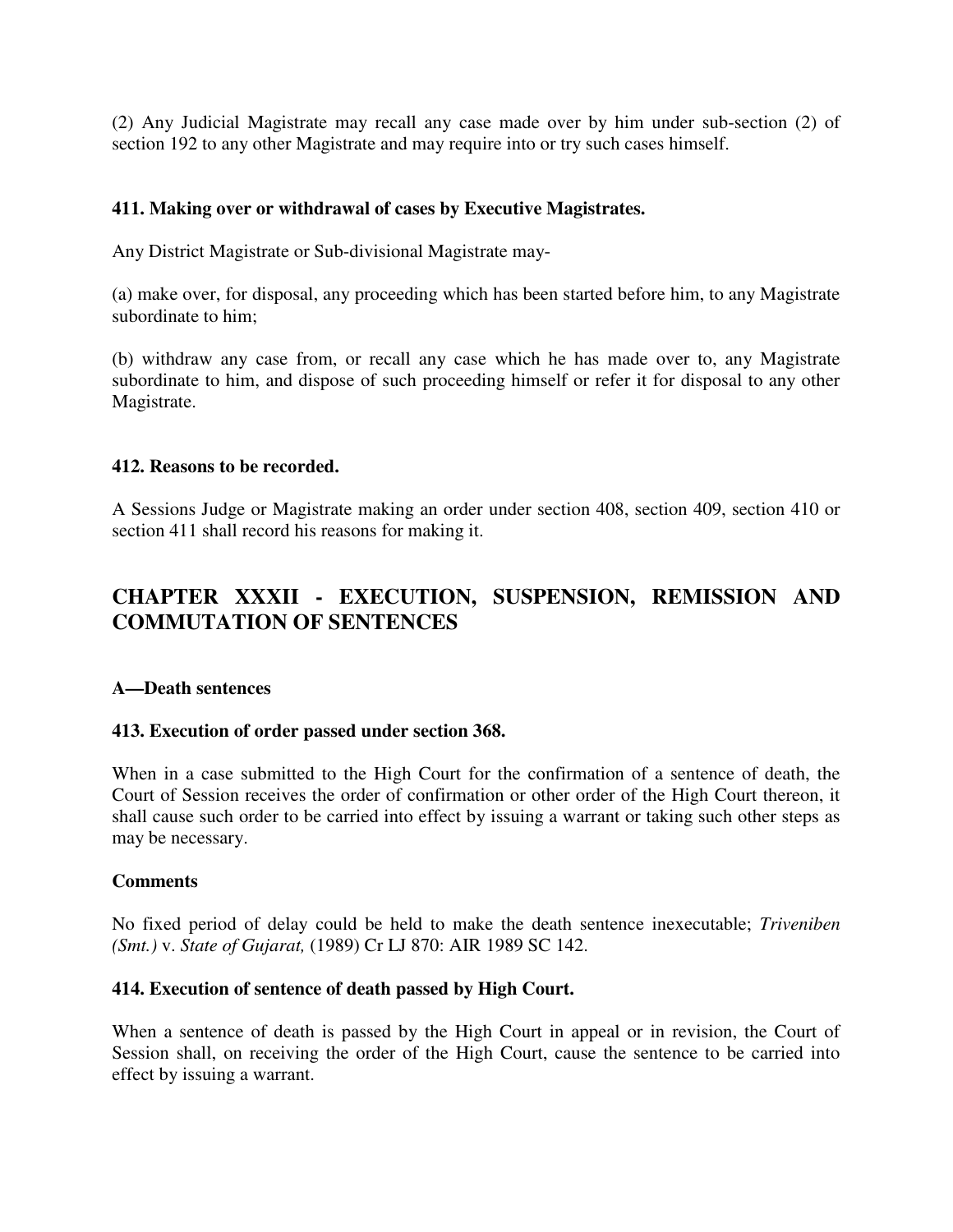(2) Any Judicial Magistrate may recall any case made over by him under sub-section (2) of section 192 to any other Magistrate and may require into or try such cases himself.

**411. Making over or withdrawal of cases by Executive Magistrates.**

Any District Magistrate or Sub-divisional Magistrate may-

(a) make over, for disposal, any proceeding which has been started before him, to any Magistrate subordinate to him;

(b) withdraw any case from, or recall any case which he has made over to, any Magistrate subordinate to him, and dispose of such proceeding himself or refer it for disposal to any other Magistrate.

**412. Reasons to be recorded.**

A Sessions Judge or Magistrate making an order under section 408, section 409, section 410 or section 411 shall record his reasons for making it.

## CHAPTER XXXII - EXECUTION, SUSPENSION, REMISSION AND COMMUTATION OF SENTENCES

**A—Death sentences**

**413. Execution of order passed under section 368.**

When in a case submitted to the High Court for the confirmation of a sentence of death, the Court of Session receives the order of confirmation or other order of the High Court thereon, it shall cause such order to be carried into effect by issuing a warrant or taking such other steps as may be necessary.

**Comments**

No fixed period of delay could be held to make the death sentence inexecutable; *Triveniben (Smt.)* v. *State of Gujarat,* (1989) Cr LJ 870: AIR 1989 SC 142.

**414. Execution of sentence of death passed by High Court.**

When a sentence of death is passed by the High Court in appeal or in revision, the Court of Session shall, on receiving the order of the High Court, cause the sentence to be carried into effect by issuing a warrant.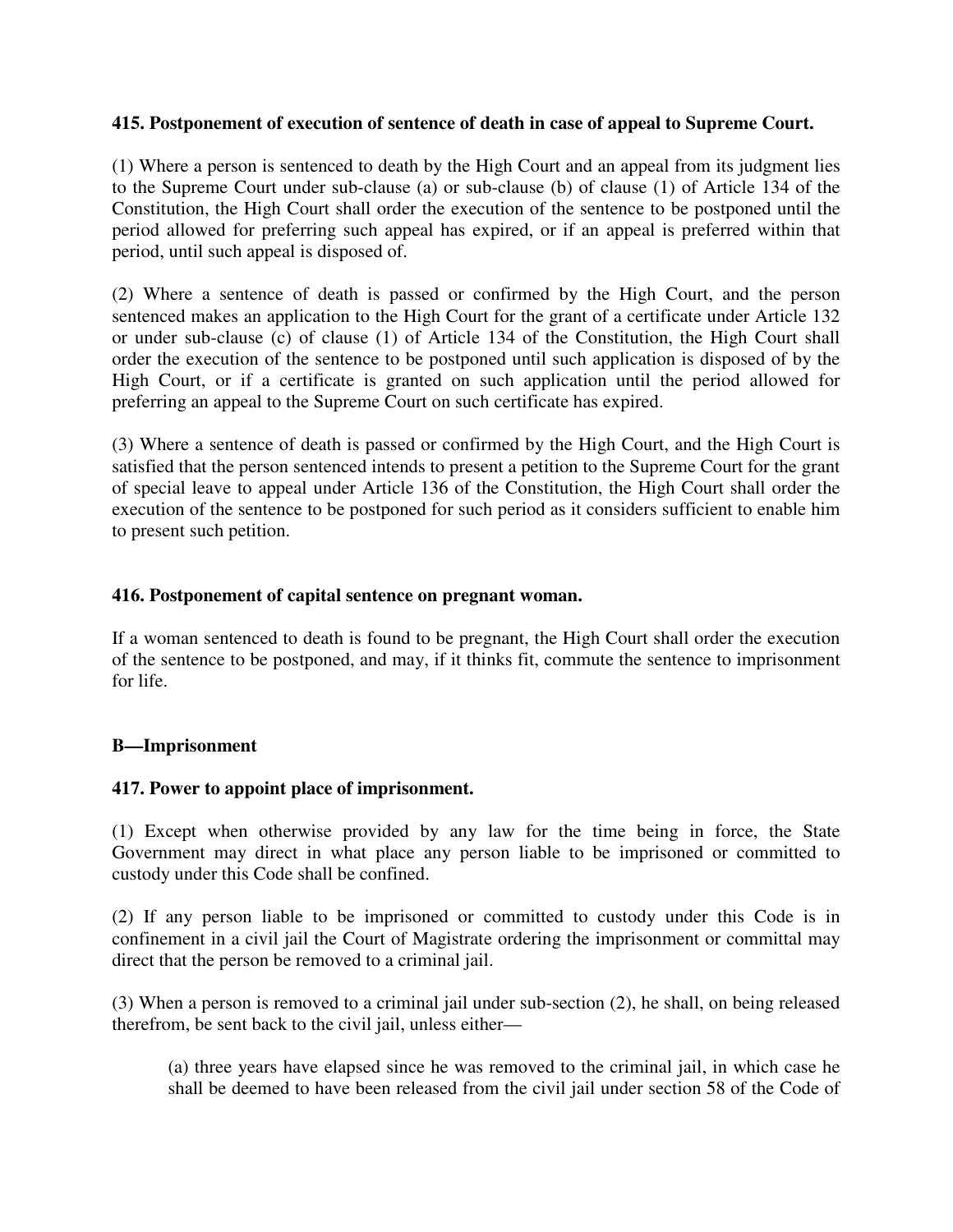**415. Postponement of execution of sentence of death in case of appeal to Supreme Court.**

(1) Where a person is sentenced to death by the High Court and an appeal from its judgment lies to the Supreme Court under sub-clause (a) or sub-clause (b) of clause (1) of Article 134 of the Constitution, the High Court shall order the execution of the sentence to be postponed until the period allowed for preferring such appeal has expired, or if an appeal is preferred within that period, until such appeal is disposed of.

(2) Where a sentence of death is passed or confirmed by the High Court, and the person sentenced makes an application to the High Court for the grant of a certificate under Article 132 or under sub-clause (c) of clause (1) of Article 134 of the Constitution, the High Court shall order the execution of the sentence to be postponed until such application is disposed of by the High Court, or if a certificate is granted on such application until the period allowed for preferring an appeal to the Supreme Court on such certificate has expired.

(3) Where a sentence of death is passed or confirmed by the High Court, and the High Court is satisfied that the person sentenced intends to present a petition to the Supreme Court for the grant of special leave to appeal under Article 136 of the Constitution, the High Court shall order the execution of the sentence to be postponed for such period as it considers sufficient to enable him to present such petition.

**416. Postponement of capital sentence on pregnant woman.**

If a woman sentenced to death is found to be pregnant, the High Court shall order the execution of the sentence to be postponed, and may, if it thinks fit, commute the sentence to imprisonment for life.

**B—Imprisonment**

**417. Power to appoint place of imprisonment.**

(1) Except when otherwise provided by any law for the time being in force, the State Government may direct in what place any person liable to be imprisoned or committed to custody under this Code shall be confined.

(2) If any person liable to be imprisoned or committed to custody under this Code is in confinement in a civil jail the Court of Magistrate ordering the imprisonment or committal may direct that the person be removed to a criminal jail.

(3) When a person is removed to a criminal jail under sub-section (2), he shall, on being released therefrom, be sent back to the civil jail, unless either—

> (a) three years have elapsed since he was removed to the criminal jail, in which case he shall be deemed to have been released from the civil jail under section 58 of the Code of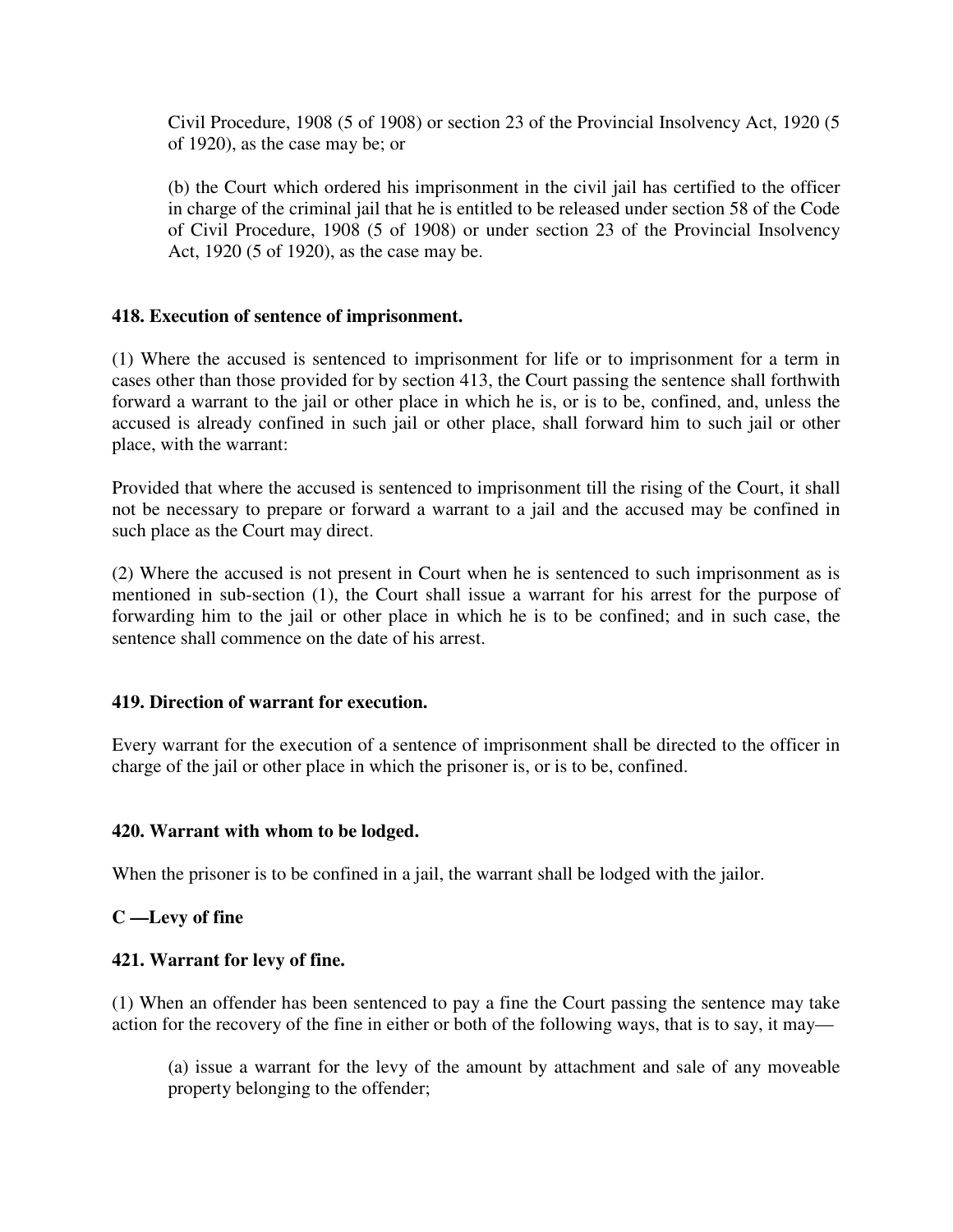Civil Procedure, 1908 (5 of 1908) or section 23 of the Provincial Insolvency Act, 1920 (5 of 1920), as the case may be; or

(b) the Court which ordered his imprisonment in the civil jail has certified to the officer in charge of the criminal jail that he is entitled to be released under section 58 of the Code of Civil Procedure, 1908 (5 of 1908) or under section 23 of the Provincial Insolvency Act, 1920 (5 of 1920), as the case may be.

**418. Execution of sentence of imprisonment.**

(1) Where the accused is sentenced to imprisonment for life or to imprisonment for a term in cases other than those provided for by section 413, the Court passing the sentence shall forthwith forward a warrant to the jail or other place in which he is, or is to be, confined, and, unless the accused is already confined in such jail or other place, shall forward him to such jail or other place, with the warrant:

Provided that where the accused is sentenced to imprisonment till the rising of the Court, it shall not be necessary to prepare or forward a warrant to a jail and the accused may be confined in such place as the Court may direct.

(2) Where the accused is not present in Court when he is sentenced to such imprisonment as is mentioned in sub-section (1), the Court shall issue a warrant for his arrest for the purpose of forwarding him to the jail or other place in which he is to be confined; and in such case, the sentence shall commence on the date of his arrest.

**419. Direction of warrant for execution.**

Every warrant for the execution of a sentence of imprisonment shall be directed to the officer in charge of the jail or other place in which the prisoner is, or is to be, confined.

**420. Warrant with whom to be lodged.**

When the prisoner is to be confined in a jail, the warrant shall be lodged with the jailor.

**C —Levy of fine**

**421. Warrant for levy of fine.**

(1) When an offender has been sentenced to pay a fine the Court passing the sentence may take action for the recovery of the fine in either or both of the following ways, that is to say, it may—

(a) issue a warrant for the levy of the amount by attachment and sale of any moveable property belonging to the offender;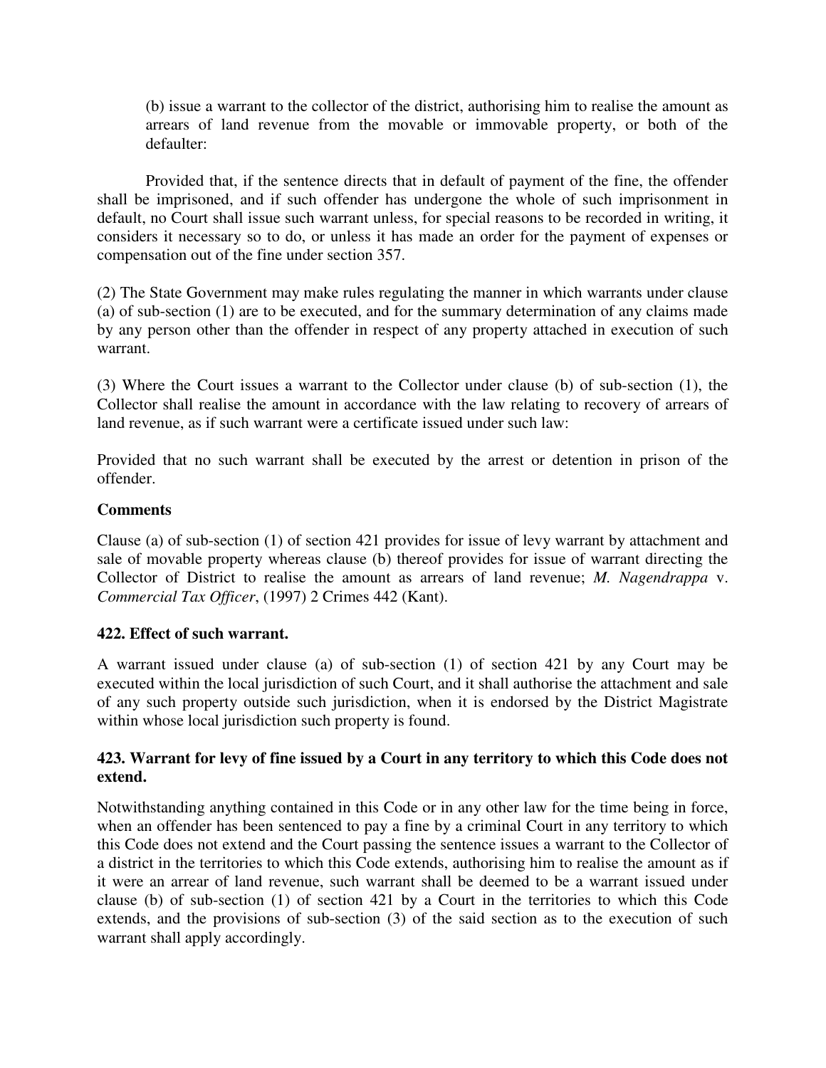(b) issue a warrant to the collector of the district, authorising him to realise the amount as arrears of land revenue from the movable or immovable property, or both of the defaulter:

Provided that, if the sentence directs that in default of payment of the fine, the offender shall be imprisoned, and if such offender has undergone the whole of such imprisonment in default, no Court shall issue such warrant unless, for special reasons to be recorded in writing, it considers it necessary so to do, or unless it has made an order for the payment of expenses or compensation out of the fine under section 357.

(2) The State Government may make rules regulating the manner in which warrants under clause (a) of sub-section (1) are to be executed, and for the summary determination of any claims made by any person other than the offender in respect of any property attached in execution of such warrant.

(3) Where the Court issues a warrant to the Collector under clause (b) of sub-section (1), the Collector shall realise the amount in accordance with the law relating to recovery of arrears of land revenue, as if such warrant were a certificate issued under such law:

Provided that no such warrant shall be executed by the arrest or detention in prison of the offender.

**Comments**

Clause (a) of sub-section (1) of section 421 provides for issue of levy warrant by attachment and sale of movable property whereas clause (b) thereof provides for issue of warrant directing the Collector of District to realise the amount as arrears of land revenue; *M. Nagendrappa* v. *Commercial Tax Officer*, (1997) 2 Crimes 442 (Kant).

**422. Effect of such warrant.**

A warrant issued under clause (a) of sub-section (1) of section 421 by any Court may be executed within the local jurisdiction of such Court, and it shall authorise the attachment and sale of any such property outside such jurisdiction, when it is endorsed by the District Magistrate within whose local jurisdiction such property is found.

**423. Warrant for levy of fine issued by a Court in any territory to which this Code does not extend.**

Notwithstanding anything contained in this Code or in any other law for the time being in force, when an offender has been sentenced to pay a fine by a criminal Court in any territory to which this Code does not extend and the Court passing the sentence issues a warrant to the Collector of a district in the territories to which this Code extends, authorising him to realise the amount as if it were an arrear of land revenue, such warrant shall be deemed to be a warrant issued under clause (b) of sub-section (1) of section 421 by a Court in the territories to which this Code extends, and the provisions of sub-section (3) of the said section as to the execution of such warrant shall apply accordingly.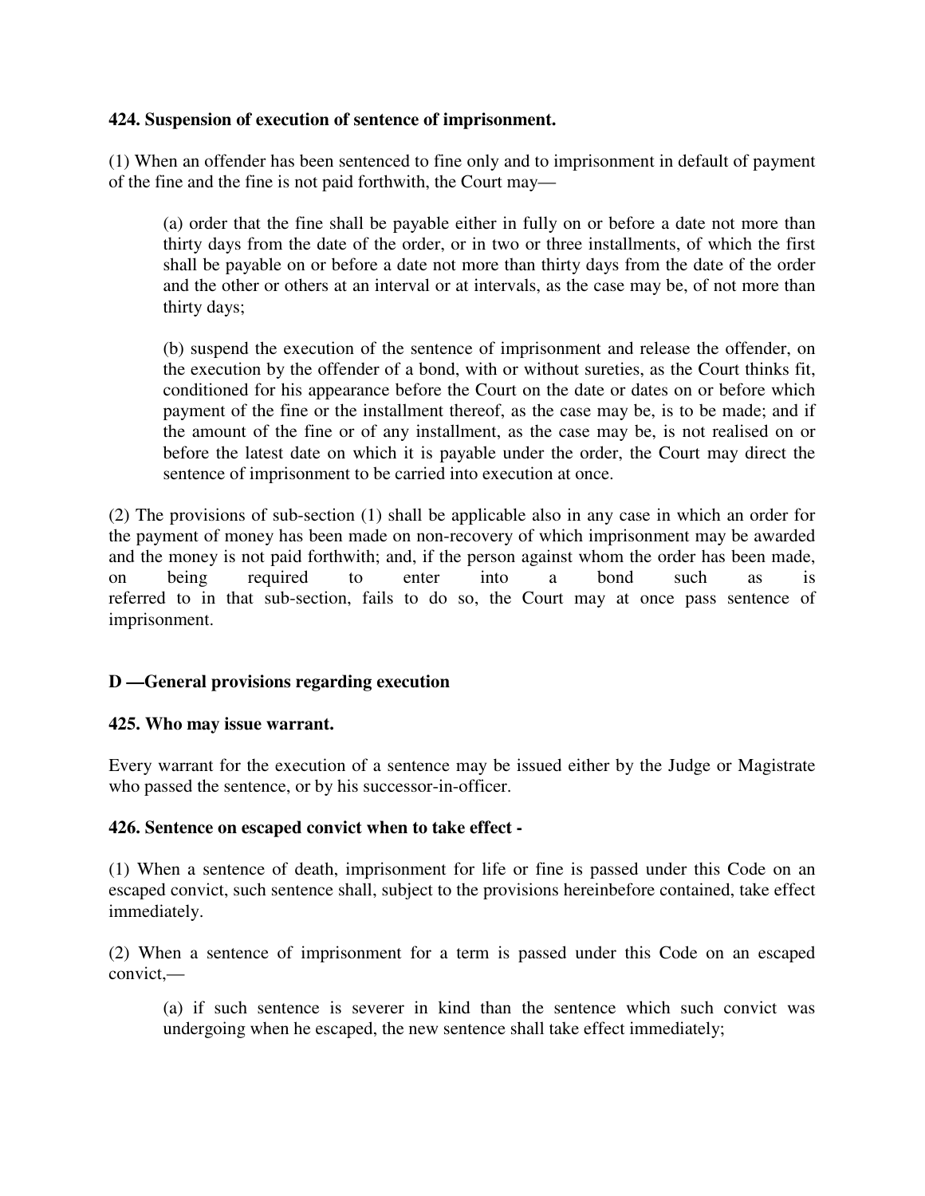**424. Suspension of execution of sentence of imprisonment.**

(1) When an offender has been sentenced to fine only and to imprisonment in default of payment of the fine and the fine is not paid forthwith, the Court may—

(a) order that the fine shall be payable either in fully on or before a date not more than thirty days from the date of the order, or in two or three installments, of which the first shall be payable on or before a date not more than thirty days from the date of the order and the other or others at an interval or at intervals, as the case may be, of not more than thirty days;

(b) suspend the execution of the sentence of imprisonment and release the offender, on the execution by the offender of a bond, with or without sureties, as the Court thinks fit, conditioned for his appearance before the Court on the date or dates on or before which payment of the fine or the installment thereof, as the case may be, is to be made; and if the amount of the fine or of any installment, as the case may be, is not realised on or before the latest date on which it is payable under the order, the Court may direct the sentence of imprisonment to be carried into execution at once.

(2) The provisions of sub-section (1) shall be applicable also in any case in which an order for the payment of money has been made on non-recovery of which imprisonment may be awarded and the money is not paid forthwith; and, if the person against whom the order has been made, on being required to enter into a bond such as is referred to in that sub-section, fails to do so, the Court may at once pass sentence of imprisonment.

**D —General provisions regarding execution**

**425. Who may issue warrant.**

Every warrant for the execution of a sentence may be issued either by the Judge or Magistrate who passed the sentence, or by his successor-in-officer.

**426. Sentence on escaped convict when to take effect -**

(1) When a sentence of death, imprisonment for life or fine is passed under this Code on an escaped convict, such sentence shall, subject to the provisions hereinbefore contained, take effect immediately.

(2) When a sentence of imprisonment for a term is passed under this Code on an escaped convict,—

(a) if such sentence is severer in kind than the sentence which such convict was undergoing when he escaped, the new sentence shall take effect immediately;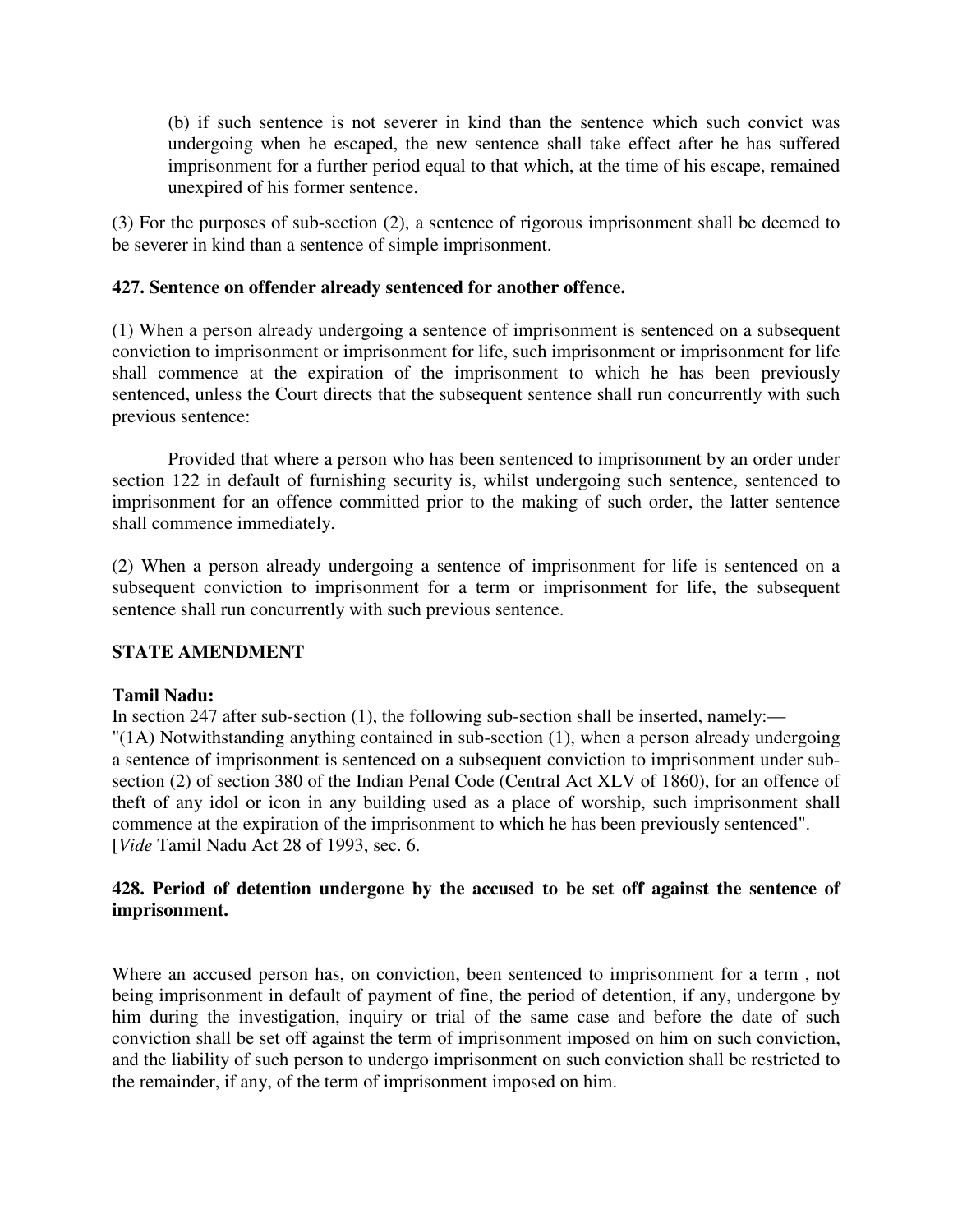(b) if such sentence is not severer in kind than the sentence which such convict was undergoing when he escaped, the new sentence shall take effect after he has suffered imprisonment for a further period equal to that which, at the time of his escape, remained unexpired of his former sentence.

(3) For the purposes of sub-section (2), a sentence of rigorous imprisonment shall be deemed to be severer in kind than a sentence of simple imprisonment.

**427. Sentence on offender already sentenced for another offence.**

(1) When a person already undergoing a sentence of imprisonment is sentenced on a subsequent conviction to imprisonment or imprisonment for life, such imprisonment or imprisonment for life shall commence at the expiration of the imprisonment to which he has been previously sentenced, unless the Court directs that the subsequent sentence shall run concurrently with such previous sentence:

Provided that where a person who has been sentenced to imprisonment by an order under section 122 in default of furnishing security is, whilst undergoing such sentence, sentenced to imprisonment for an offence committed prior to the making of such order, the latter sentence shall commence immediately.

(2) When a person already undergoing a sentence of imprisonment for life is sentenced on a subsequent conviction to imprisonment for a term or imprisonment for life, the subsequent sentence shall run concurrently with such previous sentence.

**STATE AMENDMENT**

**Tamil Nadu:**
In section 247 after sub-section (1), the following sub-section shall be inserted, namely:—
"(1A) Notwithstanding anything contained in sub-section (1), when a person already undergoing a sentence of imprisonment is sentenced on a subsequent conviction to imprisonment under sub-section (2) of section 380 of the Indian Penal Code (Central Act XLV of 1860), for an offence of theft of any idol or icon in any building used as a place of worship, such imprisonment shall commence at the expiration of the imprisonment to which he has been previously sentenced".
[*Vide* Tamil Nadu Act 28 of 1993, sec. 6.

**428. Period of detention undergone by the accused to be set off against the sentence of imprisonment.**

Where an accused person has, on conviction, been sentenced to imprisonment for a term , not being imprisonment in default of payment of fine, the period of detention, if any, undergone by him during the investigation, inquiry or trial of the same case and before the date of such conviction shall be set off against the term of imprisonment imposed on him on such conviction, and the liability of such person to undergo imprisonment on such conviction shall be restricted to the remainder, if any, of the term of imprisonment imposed on him.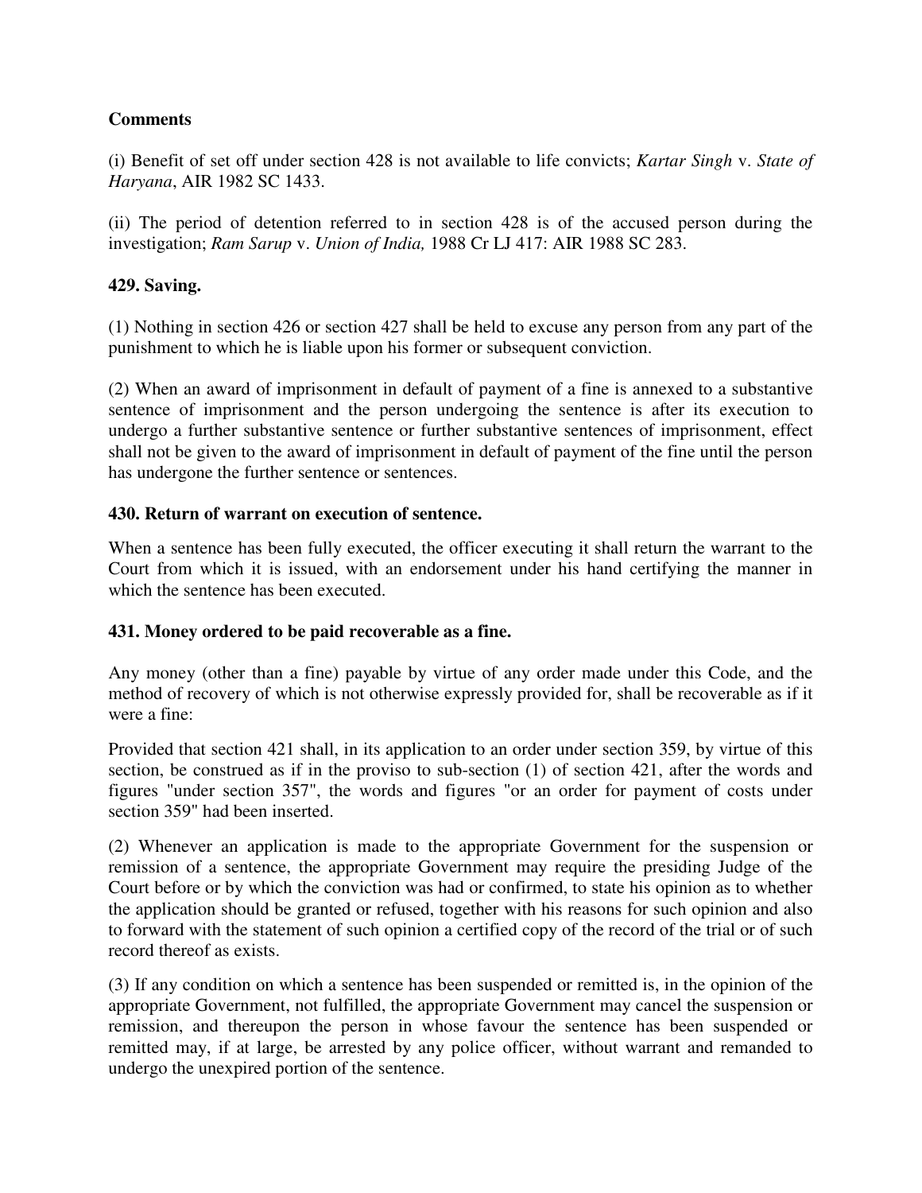**Comments**

(i) Benefit of set off under section 428 is not available to life convicts; *Kartar Singh* v. *State of Haryana*, AIR 1982 SC 1433.

(ii) The period of detention referred to in section 428 is of the accused person during the investigation; *Ram Sarup* v. *Union of India,* 1988 Cr LJ 417: AIR 1988 SC 283.

**429. Saving.**

(1) Nothing in section 426 or section 427 shall be held to excuse any person from any part of the punishment to which he is liable upon his former or subsequent conviction.

(2) When an award of imprisonment in default of payment of a fine is annexed to a substantive sentence of imprisonment and the person undergoing the sentence is after its execution to undergo a further substantive sentence or further substantive sentences of imprisonment, effect shall not be given to the award of imprisonment in default of payment of the fine until the person has undergone the further sentence or sentences.

**430. Return of warrant on execution of sentence.**

When a sentence has been fully executed, the officer executing it shall return the warrant to the Court from which it is issued, with an endorsement under his hand certifying the manner in which the sentence has been executed.

**431. Money ordered to be paid recoverable as a fine.**

Any money (other than a fine) payable by virtue of any order made under this Code, and the method of recovery of which is not otherwise expressly provided for, shall be recoverable as if it were a fine:

Provided that section 421 shall, in its application to an order under section 359, by virtue of this section, be construed as if in the proviso to sub-section (1) of section 421, after the words and figures "under section 357", the words and figures "or an order for payment of costs under section 359" had been inserted.

(2) Whenever an application is made to the appropriate Government for the suspension or remission of a sentence, the appropriate Government may require the presiding Judge of the Court before or by which the conviction was had or confirmed, to state his opinion as to whether the application should be granted or refused, together with his reasons for such opinion and also to forward with the statement of such opinion a certified copy of the record of the trial or of such record thereof as exists.

(3) If any condition on which a sentence has been suspended or remitted is, in the opinion of the appropriate Government, not fulfilled, the appropriate Government may cancel the suspension or remission, and thereupon the person in whose favour the sentence has been suspended or remitted may, if at large, be arrested by any police officer, without warrant and remanded to undergo the unexpired portion of the sentence.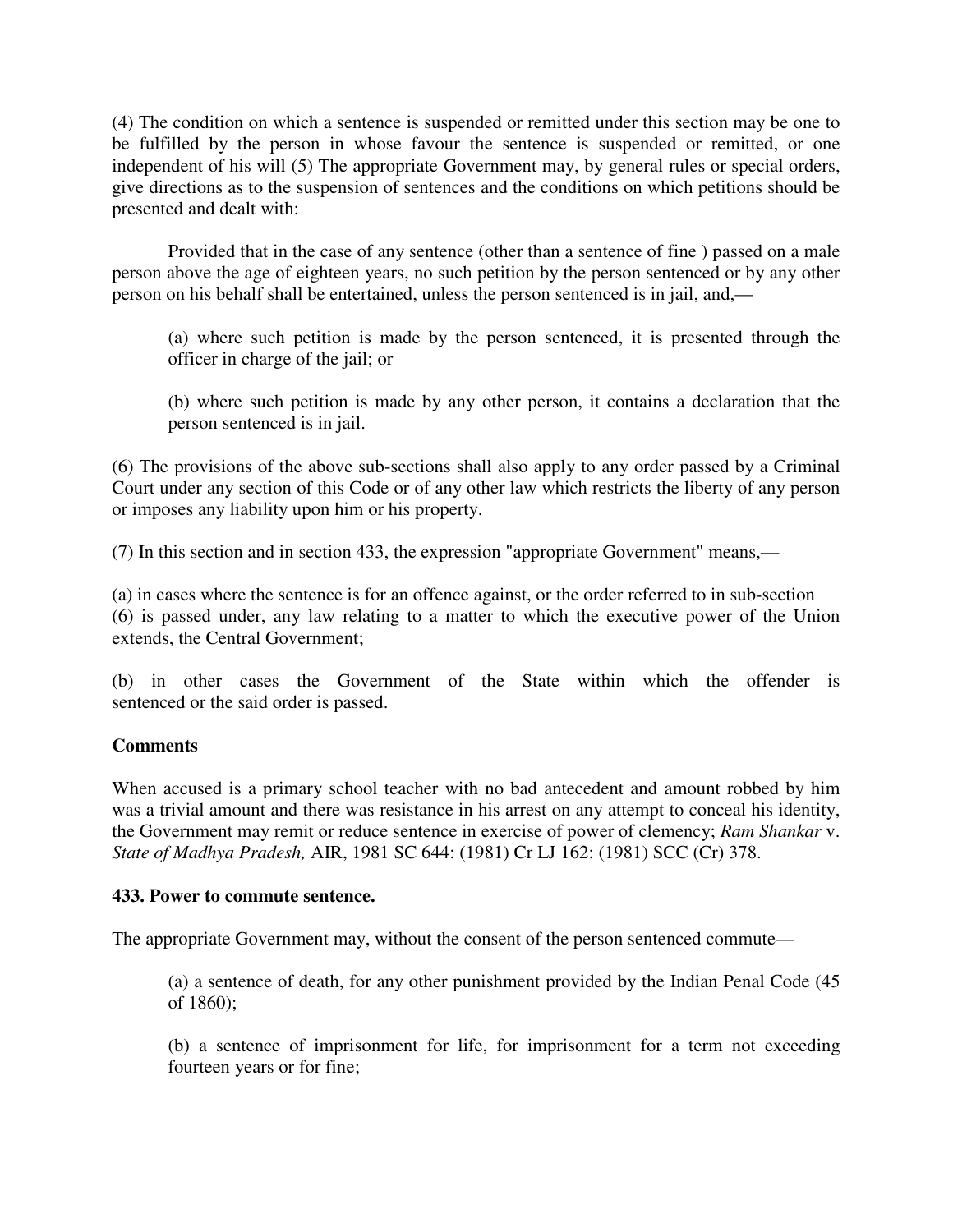(4) The condition on which a sentence is suspended or remitted under this section may be one to be fulfilled by the person in whose favour the sentence is suspended or remitted, or one independent of his will (5) The appropriate Government may, by general rules or special orders, give directions as to the suspension of sentences and the conditions on which petitions should be presented and dealt with:

Provided that in the case of any sentence (other than a sentence of fine ) passed on a male person above the age of eighteen years, no such petition by the person sentenced or by any other person on his behalf shall be entertained, unless the person sentenced is in jail, and,—

(a) where such petition is made by the person sentenced, it is presented through the officer in charge of the jail; or

(b) where such petition is made by any other person, it contains a declaration that the person sentenced is in jail.

(6) The provisions of the above sub-sections shall also apply to any order passed by a Criminal Court under any section of this Code or of any other law which restricts the liberty of any person or imposes any liability upon him or his property.

(7) In this section and in section 433, the expression "appropriate Government" means,—

(a) in cases where the sentence is for an offence against, or the order referred to in sub-section (6) is passed under, any law relating to a matter to which the executive power of the Union extends, the Central Government;

(b) in other cases the Government of the State within which the offender is sentenced or the said order is passed.

**Comments**

When accused is a primary school teacher with no bad antecedent and amount robbed by him was a trivial amount and there was resistance in his arrest on any attempt to conceal his identity, the Government may remit or reduce sentence in exercise of power of clemency; *Ram Shankar* v. *State of Madhya Pradesh,* AIR, 1981 SC 644: (1981) Cr LJ 162: (1981) SCC (Cr) 378.

**433. Power to commute sentence.**

The appropriate Government may, without the consent of the person sentenced commute—

(a) a sentence of death, for any other punishment provided by the Indian Penal Code (45 of 1860);

(b) a sentence of imprisonment for life, for imprisonment for a term not exceeding fourteen years or for fine;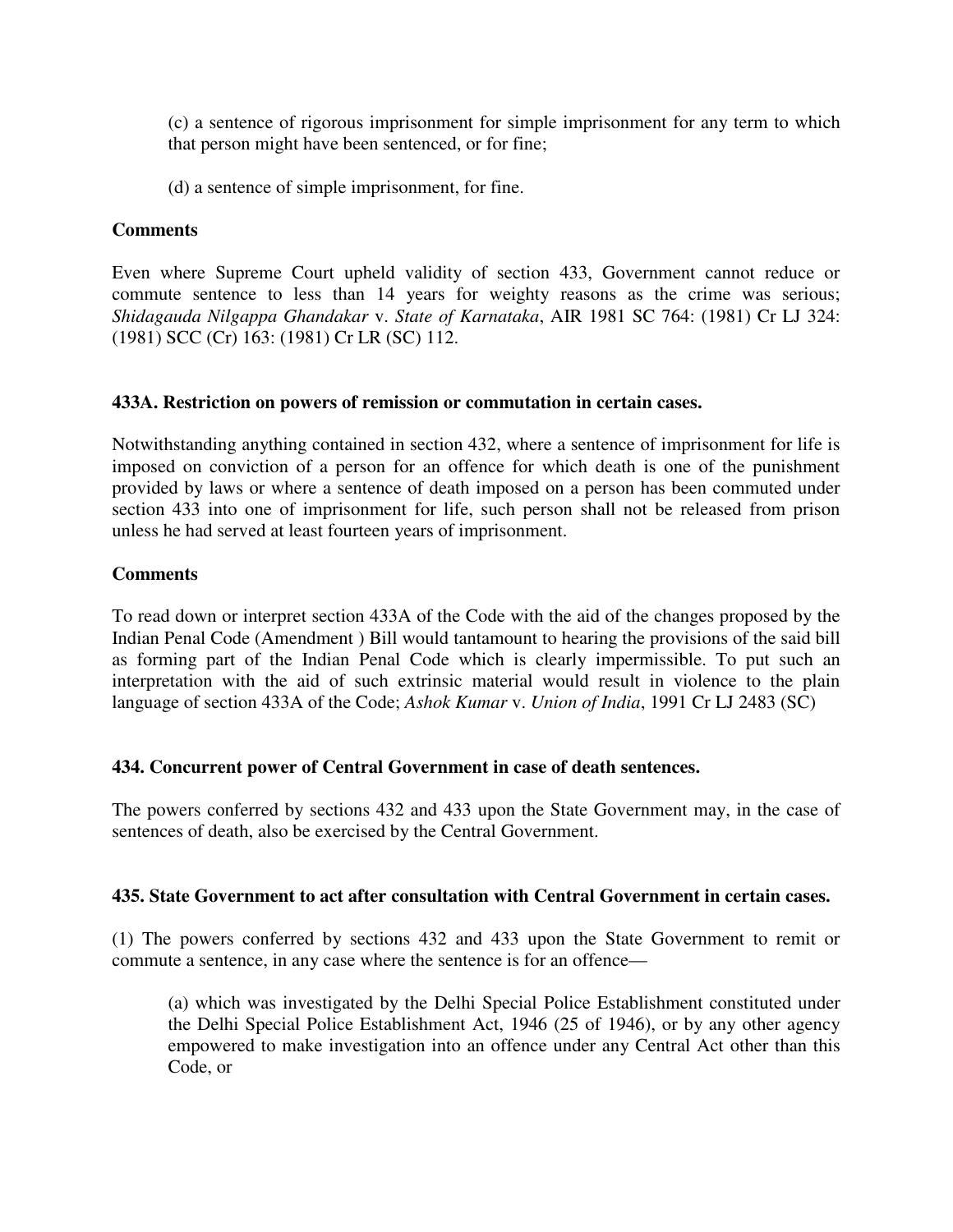(c) a sentence of rigorous imprisonment for simple imprisonment for any term to which that person might have been sentenced, or for fine;

(d) a sentence of simple imprisonment, for fine.

**Comments**

Even where Supreme Court upheld validity of section 433, Government cannot reduce or commute sentence to less than 14 years for weighty reasons as the crime was serious; *Shidagauda Nilgappa Ghandakar* v. *State of Karnataka*, AIR 1981 SC 764: (1981) Cr LJ 324: (1981) SCC (Cr) 163: (1981) Cr LR (SC) 112.

**433A. Restriction on powers of remission or commutation in certain cases.**

Notwithstanding anything contained in section 432, where a sentence of imprisonment for life is imposed on conviction of a person for an offence for which death is one of the punishment provided by laws or where a sentence of death imposed on a person has been commuted under section 433 into one of imprisonment for life, such person shall not be released from prison unless he had served at least fourteen years of imprisonment.

**Comments**

To read down or interpret section 433A of the Code with the aid of the changes proposed by the Indian Penal Code (Amendment ) Bill would tantamount to hearing the provisions of the said bill as forming part of the Indian Penal Code which is clearly impermissible. To put such an interpretation with the aid of such extrinsic material would result in violence to the plain language of section 433A of the Code; *Ashok Kumar* v. *Union of India*, 1991 Cr LJ 2483 (SC)

**434. Concurrent power of Central Government in case of death sentences.**

The powers conferred by sections 432 and 433 upon the State Government may, in the case of sentences of death, also be exercised by the Central Government.

**435. State Government to act after consultation with Central Government in certain cases.**

(1) The powers conferred by sections 432 and 433 upon the State Government to remit or commute a sentence, in any case where the sentence is for an offence—

(a) which was investigated by the Delhi Special Police Establishment constituted under the Delhi Special Police Establishment Act, 1946 (25 of 1946), or by any other agency empowered to make investigation into an offence under any Central Act other than this Code, or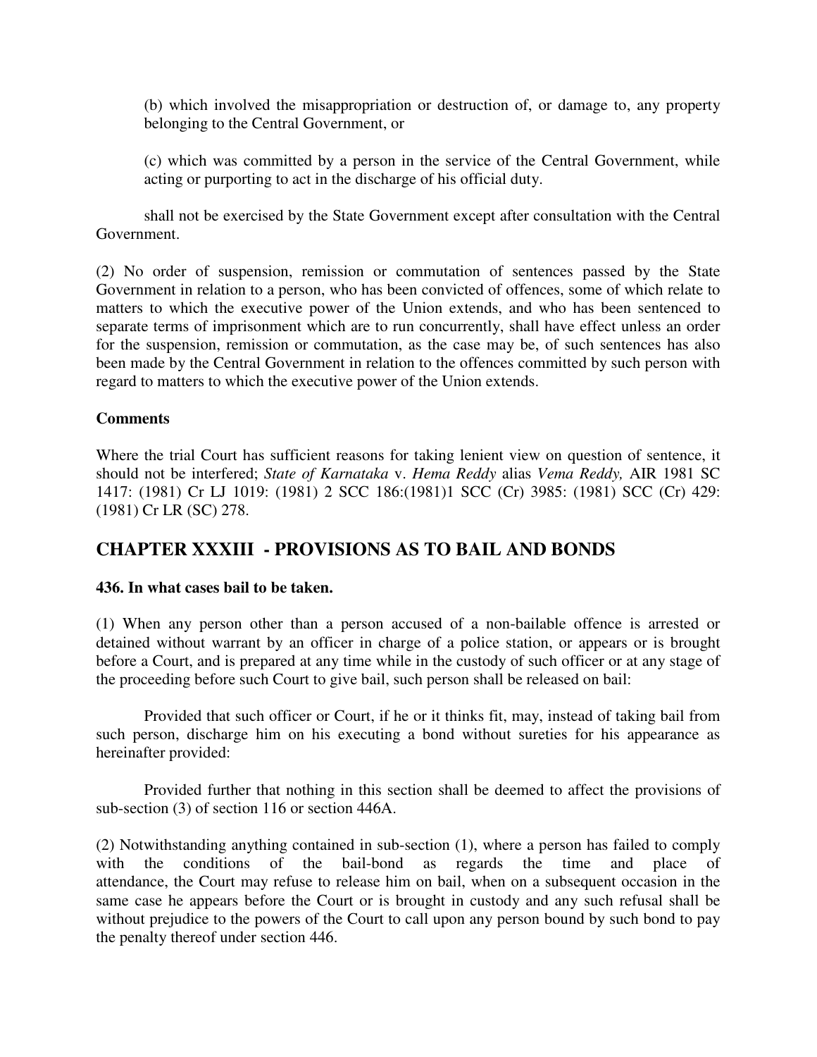(b) which involved the misappropriation or destruction of, or damage to, any property belonging to the Central Government, or

(c) which was committed by a person in the service of the Central Government, while acting or purporting to act in the discharge of his official duty.

shall not be exercised by the State Government except after consultation with the Central Government.

(2) No order of suspension, remission or commutation of sentences passed by the State Government in relation to a person, who has been convicted of offences, some of which relate to matters to which the executive power of the Union extends, and who has been sentenced to separate terms of imprisonment which are to run concurrently, shall have effect unless an order for the suspension, remission or commutation, as the case may be, of such sentences has also been made by the Central Government in relation to the offences committed by such person with regard to matters to which the executive power of the Union extends.

**Comments**

Where the trial Court has sufficient reasons for taking lenient view on question of sentence, it should not be interfered; *State of Karnataka* v. *Hema Reddy* alias *Vema Reddy,* AIR 1981 SC 1417: (1981) Cr LJ 1019: (1981) 2 SCC 186:(1981)1 SCC (Cr) 3985: (1981) SCC (Cr) 429: (1981) Cr LR (SC) 278.

## CHAPTER XXXIII - PROVISIONS AS TO BAIL AND BONDS

**436. In what cases bail to be taken.**

(1) When any person other than a person accused of a non-bailable offence is arrested or detained without warrant by an officer in charge of a police station, or appears or is brought before a Court, and is prepared at any time while in the custody of such officer or at any stage of the proceeding before such Court to give bail, such person shall be released on bail:

Provided that such officer or Court, if he or it thinks fit, may, instead of taking bail from such person, discharge him on his executing a bond without sureties for his appearance as hereinafter provided:

Provided further that nothing in this section shall be deemed to affect the provisions of sub-section (3) of section 116 or section 446A.

(2) Notwithstanding anything contained in sub-section (1), where a person has failed to comply with the conditions of the bail-bond as regards the time and place of attendance, the Court may refuse to release him on bail, when on a subsequent occasion in the same case he appears before the Court or is brought in custody and any such refusal shall be without prejudice to the powers of the Court to call upon any person bound by such bond to pay the penalty thereof under section 446.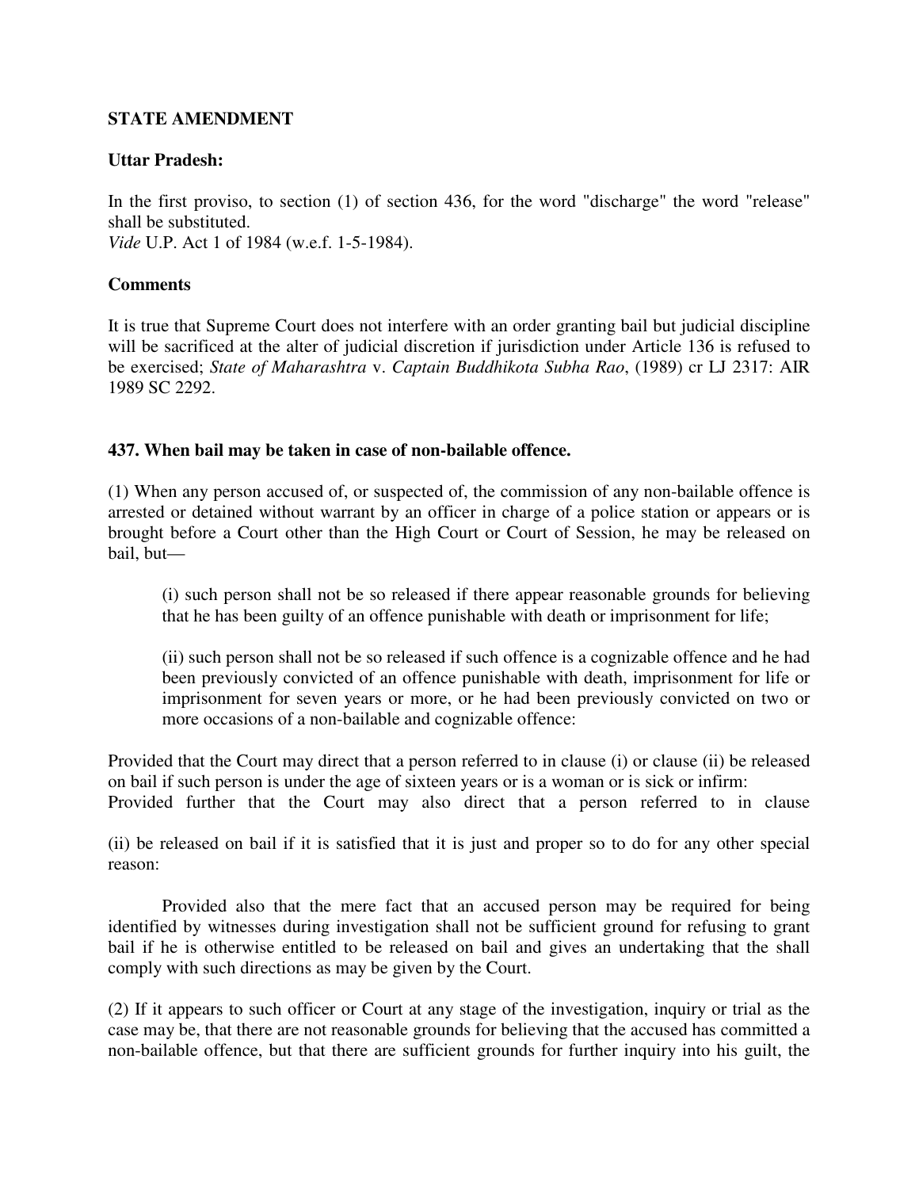**STATE AMENDMENT**

**Uttar Pradesh:**

In the first proviso, to section (1) of section 436, for the word "discharge" the word "release" shall be substituted.
*Vide* U.P. Act 1 of 1984 (w.e.f. 1-5-1984).

**Comments**

It is true that Supreme Court does not interfere with an order granting bail but judicial discipline will be sacrificed at the alter of judicial discretion if jurisdiction under Article 136 is refused to be exercised; *State of Maharashtra* v. *Captain Buddhikota Subha Rao*, (1989) cr LJ 2317: AIR 1989 SC 2292.

**437. When bail may be taken in case of non-bailable offence.**

(1) When any person accused of, or suspected of, the commission of any non-bailable offence is arrested or detained without warrant by an officer in charge of a police station or appears or is brought before a Court other than the High Court or Court of Session, he may be released on bail, but—

> (i) such person shall not be so released if there appear reasonable grounds for believing that he has been guilty of an offence punishable with death or imprisonment for life;
>
> (ii) such person shall not be so released if such offence is a cognizable offence and he had been previously convicted of an offence punishable with death, imprisonment for life or imprisonment for seven years or more, or he had been previously convicted on two or more occasions of a non-bailable and cognizable offence:

Provided that the Court may direct that a person referred to in clause (i) or clause (ii) be released on bail if such person is under the age of sixteen years or is a woman or is sick or infirm:
Provided further that the Court may also direct that a person referred to in clause

(ii) be released on bail if it is satisfied that it is just and proper so to do for any other special reason:

Provided also that the mere fact that an accused person may be required for being identified by witnesses during investigation shall not be sufficient ground for refusing to grant bail if he is otherwise entitled to be released on bail and gives an undertaking that the shall comply with such directions as may be given by the Court.

(2) If it appears to such officer or Court at any stage of the investigation, inquiry or trial as the case may be, that there are not reasonable grounds for believing that the accused has committed a non-bailable offence, but that there are sufficient grounds for further inquiry into his guilt, the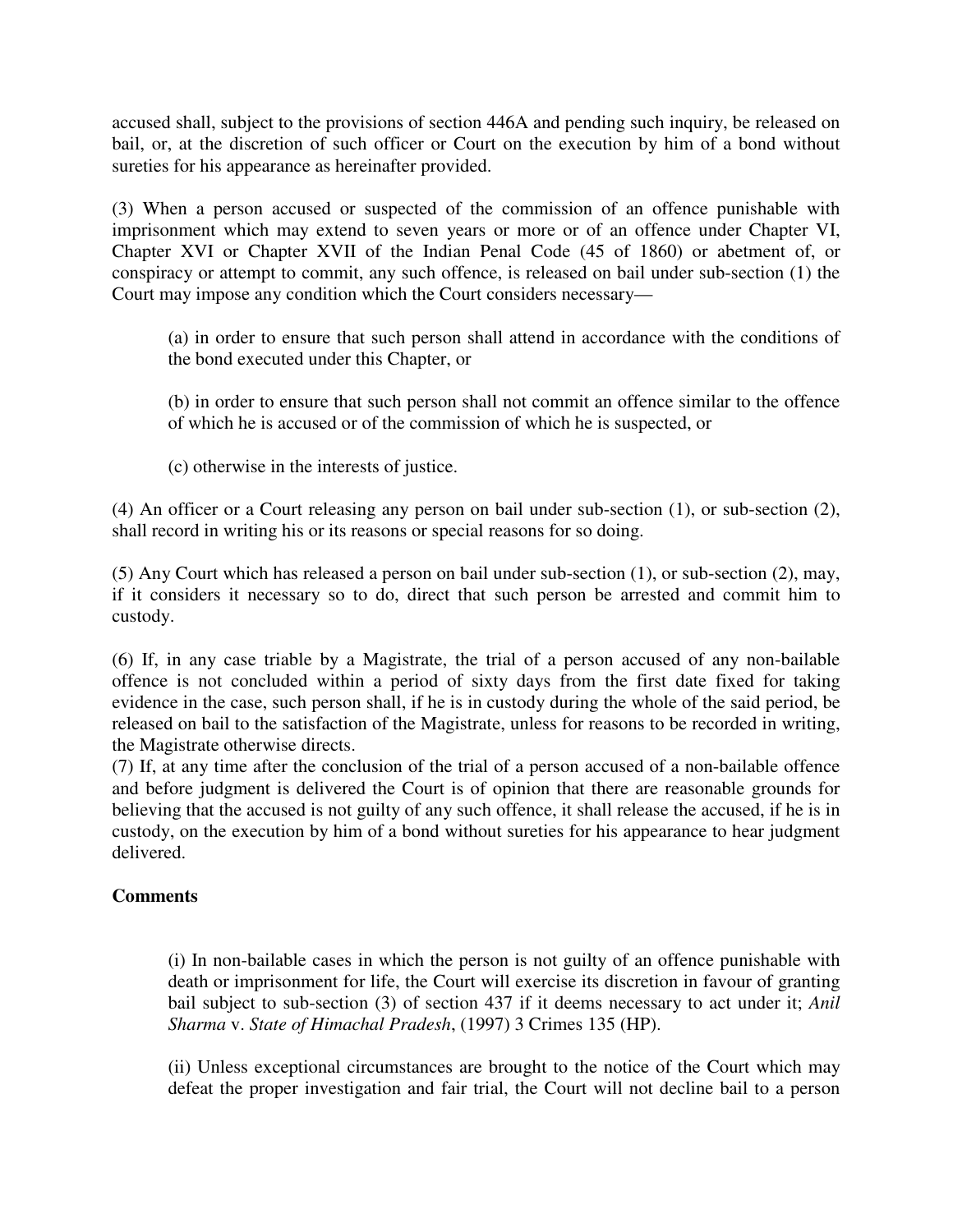accused shall, subject to the provisions of section 446A and pending such inquiry, be released on bail, or, at the discretion of such officer or Court on the execution by him of a bond without sureties for his appearance as hereinafter provided.

(3) When a person accused or suspected of the commission of an offence punishable with imprisonment which may extend to seven years or more or of an offence under Chapter VI, Chapter XVI or Chapter XVII of the Indian Penal Code (45 of 1860) or abetment of, or conspiracy or attempt to commit, any such offence, is released on bail under sub-section (1) the Court may impose any condition which the Court considers necessary—

> (a) in order to ensure that such person shall attend in accordance with the conditions of the bond executed under this Chapter, or
>
> (b) in order to ensure that such person shall not commit an offence similar to the offence of which he is accused or of the commission of which he is suspected, or
>
> (c) otherwise in the interests of justice.

(4) An officer or a Court releasing any person on bail under sub-section (1), or sub-section (2), shall record in writing his or its reasons or special reasons for so doing.

(5) Any Court which has released a person on bail under sub-section (1), or sub-section (2), may, if it considers it necessary so to do, direct that such person be arrested and commit him to custody.

(6) If, in any case triable by a Magistrate, the trial of a person accused of any non-bailable offence is not concluded within a period of sixty days from the first date fixed for taking evidence in the case, such person shall, if he is in custody during the whole of the said period, be released on bail to the satisfaction of the Magistrate, unless for reasons to be recorded in writing, the Magistrate otherwise directs.

(7) If, at any time after the conclusion of the trial of a person accused of a non-bailable offence and before judgment is delivered the Court is of opinion that there are reasonable grounds for believing that the accused is not guilty of any such offence, it shall release the accused, if he is in custody, on the execution by him of a bond without sureties for his appearance to hear judgment delivered.

**Comments**

> (i) In non-bailable cases in which the person is not guilty of an offence punishable with death or imprisonment for life, the Court will exercise its discretion in favour of granting bail subject to sub-section (3) of section 437 if it deems necessary to act under it; *Anil Sharma* v. *State of Himachal Pradesh*, (1997) 3 Crimes 135 (HP).
>
> (ii) Unless exceptional circumstances are brought to the notice of the Court which may defeat the proper investigation and fair trial, the Court will not decline bail to a person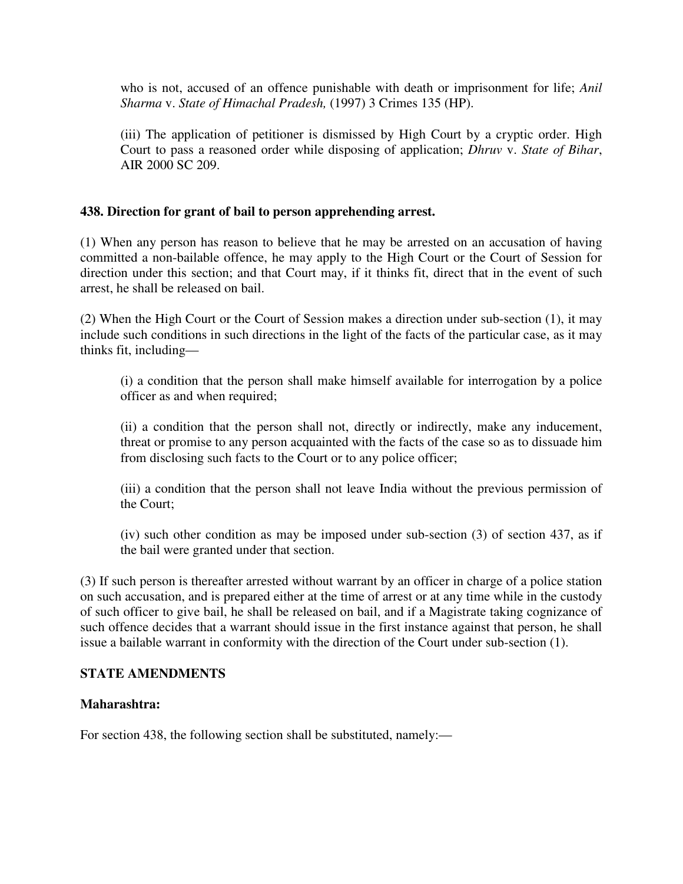who is not, accused of an offence punishable with death or imprisonment for life; *Anil Sharma* v. *State of Himachal Pradesh,* (1997) 3 Crimes 135 (HP).

(iii) The application of petitioner is dismissed by High Court by a cryptic order. High Court to pass a reasoned order while disposing of application; *Dhruv* v. *State of Bihar*, AIR 2000 SC 209.

**438. Direction for grant of bail to person apprehending arrest.**

(1) When any person has reason to believe that he may be arrested on an accusation of having committed a non-bailable offence, he may apply to the High Court or the Court of Session for direction under this section; and that Court may, if it thinks fit, direct that in the event of such arrest, he shall be released on bail.

(2) When the High Court or the Court of Session makes a direction under sub-section (1), it may include such conditions in such directions in the light of the facts of the particular case, as it may thinks fit, including—

(i) a condition that the person shall make himself available for interrogation by a police officer as and when required;

(ii) a condition that the person shall not, directly or indirectly, make any inducement, threat or promise to any person acquainted with the facts of the case so as to dissuade him from disclosing such facts to the Court or to any police officer;

(iii) a condition that the person shall not leave India without the previous permission of the Court;

(iv) such other condition as may be imposed under sub-section (3) of section 437, as if the bail were granted under that section.

(3) If such person is thereafter arrested without warrant by an officer in charge of a police station on such accusation, and is prepared either at the time of arrest or at any time while in the custody of such officer to give bail, he shall be released on bail, and if a Magistrate taking cognizance of such offence decides that a warrant should issue in the first instance against that person, he shall issue a bailable warrant in conformity with the direction of the Court under sub-section (1).

**STATE AMENDMENTS**

**Maharashtra:**

For section 438, the following section shall be substituted, namely:—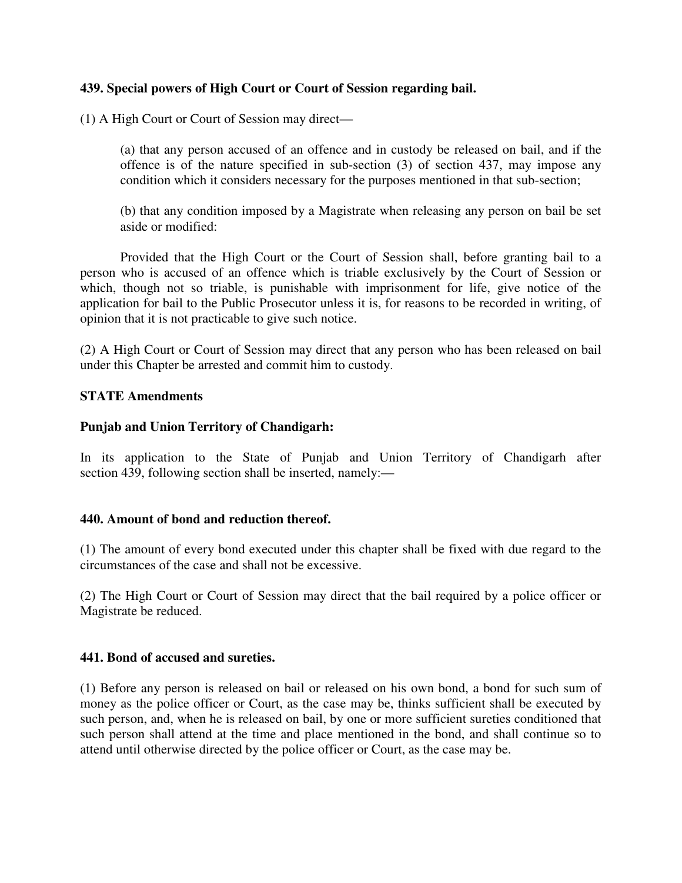**439. Special powers of High Court or Court of Session regarding bail.**

(1) A High Court or Court of Session may direct—

> (a) that any person accused of an offence and in custody be released on bail, and if the offence is of the nature specified in sub-section (3) of section 437, may impose any condition which it considers necessary for the purposes mentioned in that sub-section;
>
> (b) that any condition imposed by a Magistrate when releasing any person on bail be set aside or modified:

Provided that the High Court or the Court of Session shall, before granting bail to a person who is accused of an offence which is triable exclusively by the Court of Session or which, though not so triable, is punishable with imprisonment for life, give notice of the application for bail to the Public Prosecutor unless it is, for reasons to be recorded in writing, of opinion that it is not practicable to give such notice.

(2) A High Court or Court of Session may direct that any person who has been released on bail under this Chapter be arrested and commit him to custody.

**STATE Amendments**

**Punjab and Union Territory of Chandigarh:**

In its application to the State of Punjab and Union Territory of Chandigarh after section 439, following section shall be inserted, namely:—

**440. Amount of bond and reduction thereof.**

(1) The amount of every bond executed under this chapter shall be fixed with due regard to the circumstances of the case and shall not be excessive.

(2) The High Court or Court of Session may direct that the bail required by a police officer or Magistrate be reduced.

**441. Bond of accused and sureties.**

(1) Before any person is released on bail or released on his own bond, a bond for such sum of money as the police officer or Court, as the case may be, thinks sufficient shall be executed by such person, and, when he is released on bail, by one or more sufficient sureties conditioned that such person shall attend at the time and place mentioned in the bond, and shall continue so to attend until otherwise directed by the police officer or Court, as the case may be.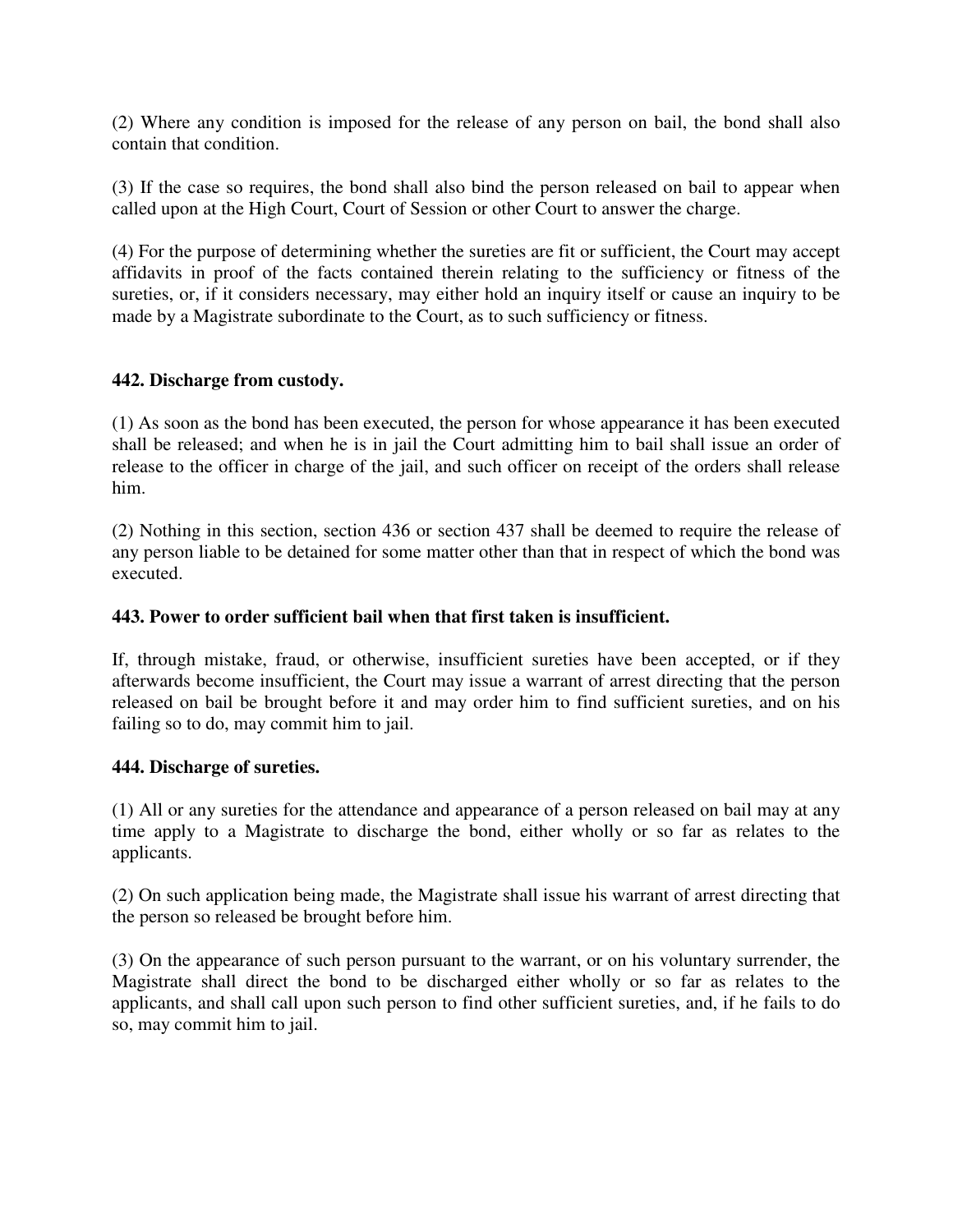(2) Where any condition is imposed for the release of any person on bail, the bond shall also contain that condition.

(3) If the case so requires, the bond shall also bind the person released on bail to appear when called upon at the High Court, Court of Session or other Court to answer the charge.

(4) For the purpose of determining whether the sureties are fit or sufficient, the Court may accept affidavits in proof of the facts contained therein relating to the sufficiency or fitness of the sureties, or, if it considers necessary, may either hold an inquiry itself or cause an inquiry to be made by a Magistrate subordinate to the Court, as to such sufficiency or fitness.

**442. Discharge from custody.**

(1) As soon as the bond has been executed, the person for whose appearance it has been executed shall be released; and when he is in jail the Court admitting him to bail shall issue an order of release to the officer in charge of the jail, and such officer on receipt of the orders shall release him.

(2) Nothing in this section, section 436 or section 437 shall be deemed to require the release of any person liable to be detained for some matter other than that in respect of which the bond was executed.

**443. Power to order sufficient bail when that first taken is insufficient.**

If, through mistake, fraud, or otherwise, insufficient sureties have been accepted, or if they afterwards become insufficient, the Court may issue a warrant of arrest directing that the person released on bail be brought before it and may order him to find sufficient sureties, and on his failing so to do, may commit him to jail.

**444. Discharge of sureties.**

(1) All or any sureties for the attendance and appearance of a person released on bail may at any time apply to a Magistrate to discharge the bond, either wholly or so far as relates to the applicants.

(2) On such application being made, the Magistrate shall issue his warrant of arrest directing that the person so released be brought before him.

(3) On the appearance of such person pursuant to the warrant, or on his voluntary surrender, the Magistrate shall direct the bond to be discharged either wholly or so far as relates to the applicants, and shall call upon such person to find other sufficient sureties, and, if he fails to do so, may commit him to jail.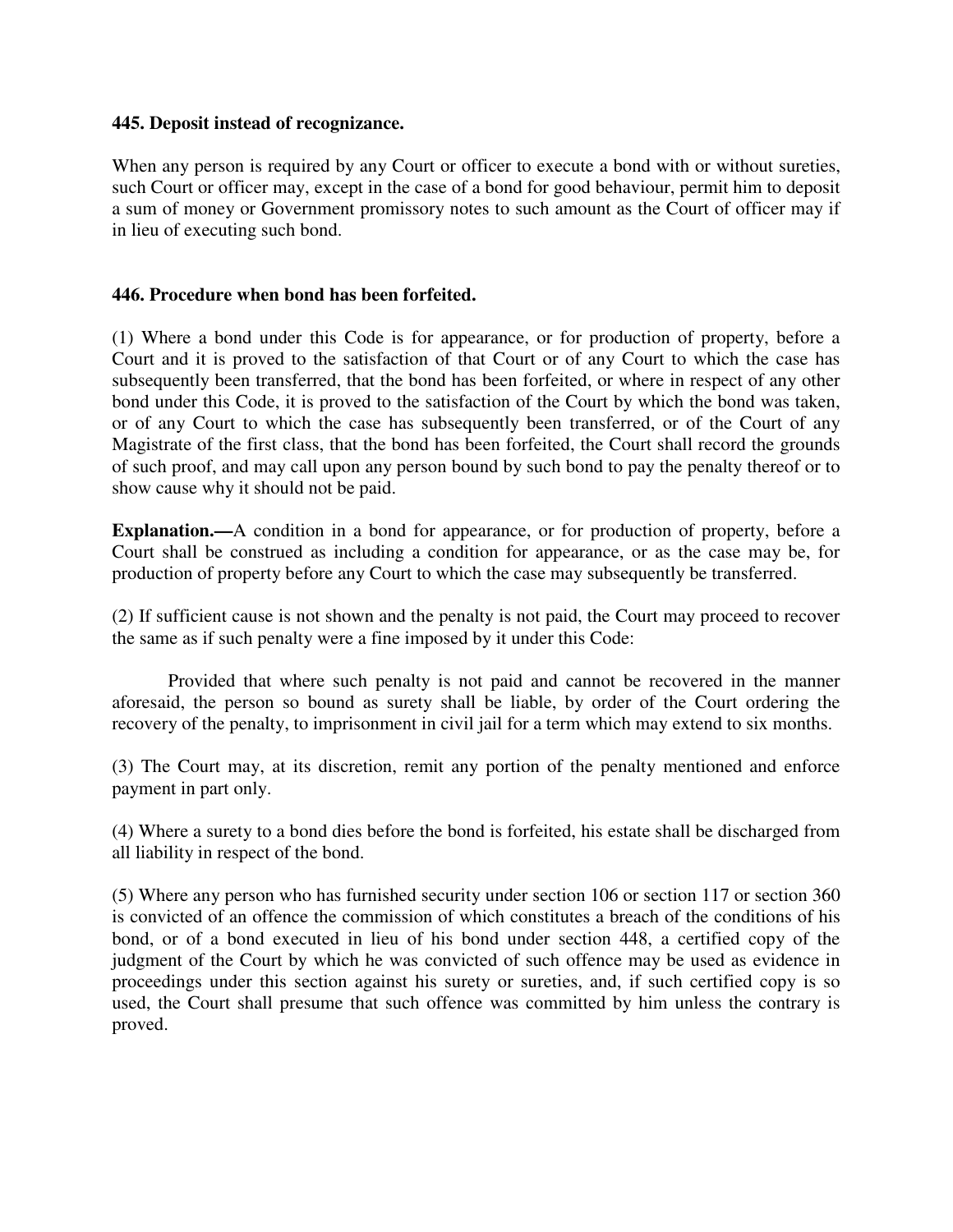**445. Deposit instead of recognizance.**

When any person is required by any Court or officer to execute a bond with or without sureties, such Court or officer may, except in the case of a bond for good behaviour, permit him to deposit a sum of money or Government promissory notes to such amount as the Court of officer may if in lieu of executing such bond.

**446. Procedure when bond has been forfeited.**

(1) Where a bond under this Code is for appearance, or for production of property, before a Court and it is proved to the satisfaction of that Court or of any Court to which the case has subsequently been transferred, that the bond has been forfeited, or where in respect of any other bond under this Code, it is proved to the satisfaction of the Court by which the bond was taken, or of any Court to which the case has subsequently been transferred, or of the Court of any Magistrate of the first class, that the bond has been forfeited, the Court shall record the grounds of such proof, and may call upon any person bound by such bond to pay the penalty thereof or to show cause why it should not be paid.

**Explanation.—**A condition in a bond for appearance, or for production of property, before a Court shall be construed as including a condition for appearance, or as the case may be, for production of property before any Court to which the case may subsequently be transferred.

(2) If sufficient cause is not shown and the penalty is not paid, the Court may proceed to recover the same as if such penalty were a fine imposed by it under this Code:

Provided that where such penalty is not paid and cannot be recovered in the manner aforesaid, the person so bound as surety shall be liable, by order of the Court ordering the recovery of the penalty, to imprisonment in civil jail for a term which may extend to six months.

(3) The Court may, at its discretion, remit any portion of the penalty mentioned and enforce payment in part only.

(4) Where a surety to a bond dies before the bond is forfeited, his estate shall be discharged from all liability in respect of the bond.

(5) Where any person who has furnished security under section 106 or section 117 or section 360 is convicted of an offence the commission of which constitutes a breach of the conditions of his bond, or of a bond executed in lieu of his bond under section 448, a certified copy of the judgment of the Court by which he was convicted of such offence may be used as evidence in proceedings under this section against his surety or sureties, and, if such certified copy is so used, the Court shall presume that such offence was committed by him unless the contrary is proved.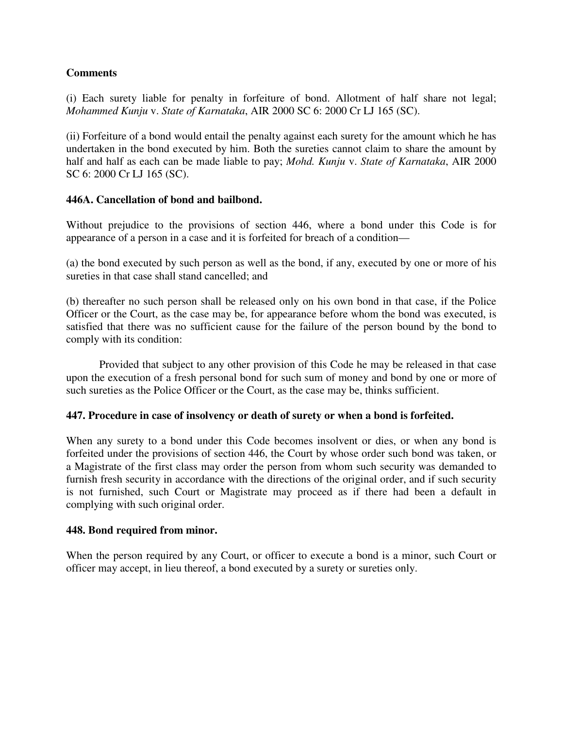**Comments**

(i) Each surety liable for penalty in forfeiture of bond. Allotment of half share not legal; *Mohammed Kunju* v. *State of Karnataka*, AIR 2000 SC 6: 2000 Cr LJ 165 (SC).

(ii) Forfeiture of a bond would entail the penalty against each surety for the amount which he has undertaken in the bond executed by him. Both the sureties cannot claim to share the amount by half and half as each can be made liable to pay; *Mohd. Kunju* v. *State of Karnataka*, AIR 2000 SC 6: 2000 Cr LJ 165 (SC).

**446A. Cancellation of bond and bailbond.**

Without prejudice to the provisions of section 446, where a bond under this Code is for appearance of a person in a case and it is forfeited for breach of a condition—

(a) the bond executed by such person as well as the bond, if any, executed by one or more of his sureties in that case shall stand cancelled; and

(b) thereafter no such person shall be released only on his own bond in that case, if the Police Officer or the Court, as the case may be, for appearance before whom the bond was executed, is satisfied that there was no sufficient cause for the failure of the person bound by the bond to comply with its condition:

Provided that subject to any other provision of this Code he may be released in that case upon the execution of a fresh personal bond for such sum of money and bond by one or more of such sureties as the Police Officer or the Court, as the case may be, thinks sufficient.

**447. Procedure in case of insolvency or death of surety or when a bond is forfeited.**

When any surety to a bond under this Code becomes insolvent or dies, or when any bond is forfeited under the provisions of section 446, the Court by whose order such bond was taken, or a Magistrate of the first class may order the person from whom such security was demanded to furnish fresh security in accordance with the directions of the original order, and if such security is not furnished, such Court or Magistrate may proceed as if there had been a default in complying with such original order.

**448. Bond required from minor.**

When the person required by any Court, or officer to execute a bond is a minor, such Court or officer may accept, in lieu thereof, a bond executed by a surety or sureties only.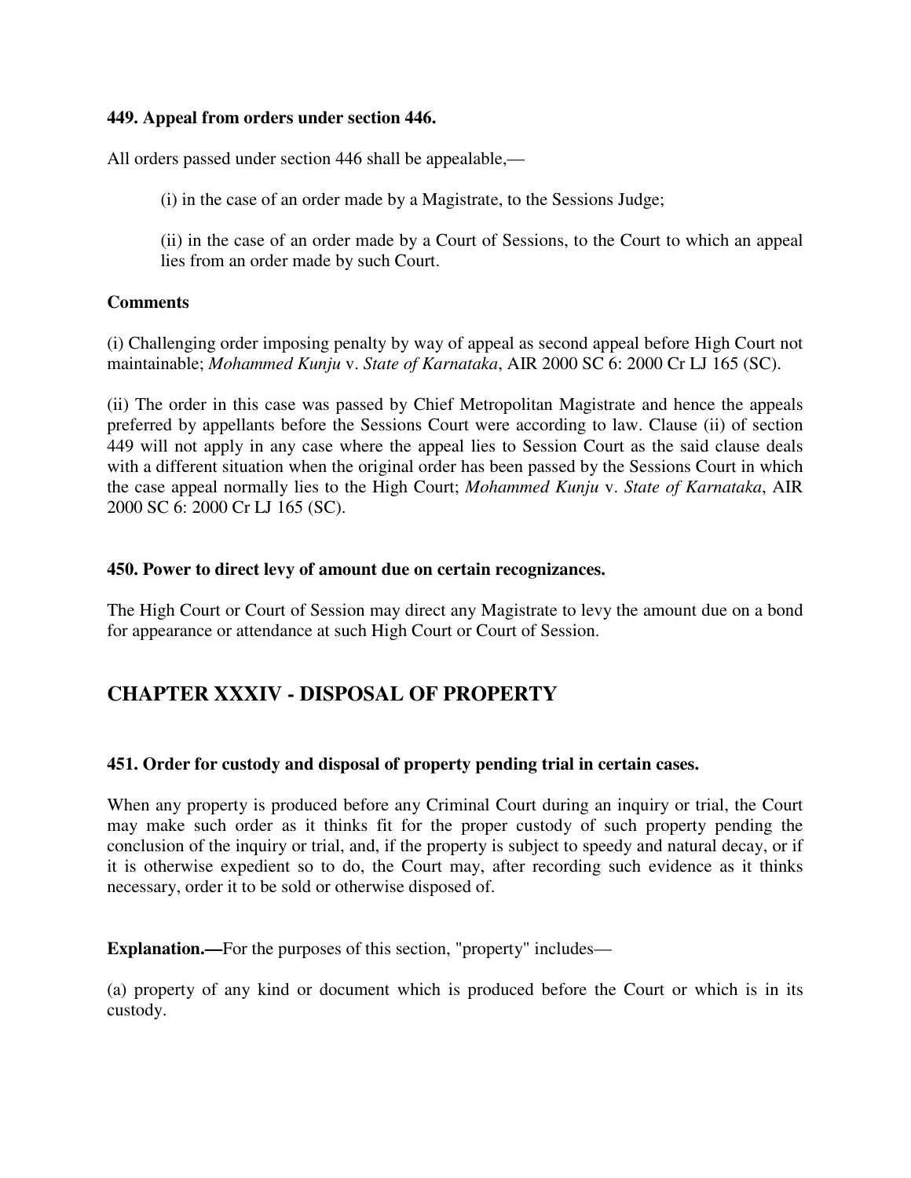**449. Appeal from orders under section 446.**

All orders passed under section 446 shall be appealable,—

(i) in the case of an order made by a Magistrate, to the Sessions Judge;

(ii) in the case of an order made by a Court of Sessions, to the Court to which an appeal lies from an order made by such Court.

**Comments**

(i) Challenging order imposing penalty by way of appeal as second appeal before High Court not maintainable; *Mohammed Kunju* v. *State of Karnataka*, AIR 2000 SC 6: 2000 Cr LJ 165 (SC).

(ii) The order in this case was passed by Chief Metropolitan Magistrate and hence the appeals preferred by appellants before the Sessions Court were according to law. Clause (ii) of section 449 will not apply in any case where the appeal lies to Session Court as the said clause deals with a different situation when the original order has been passed by the Sessions Court in which the case appeal normally lies to the High Court; *Mohammed Kunju* v. *State of Karnataka*, AIR 2000 SC 6: 2000 Cr LJ 165 (SC).

**450. Power to direct levy of amount due on certain recognizances.**

The High Court or Court of Session may direct any Magistrate to levy the amount due on a bond for appearance or attendance at such High Court or Court of Session.

## CHAPTER XXXIV - DISPOSAL OF PROPERTY

**451. Order for custody and disposal of property pending trial in certain cases.**

When any property is produced before any Criminal Court during an inquiry or trial, the Court may make such order as it thinks fit for the proper custody of such property pending the conclusion of the inquiry or trial, and, if the property is subject to speedy and natural decay, or if it is otherwise expedient so to do, the Court may, after recording such evidence as it thinks necessary, order it to be sold or otherwise disposed of.

**Explanation.—**For the purposes of this section, "property" includes—

(a) property of any kind or document which is produced before the Court or which is in its custody.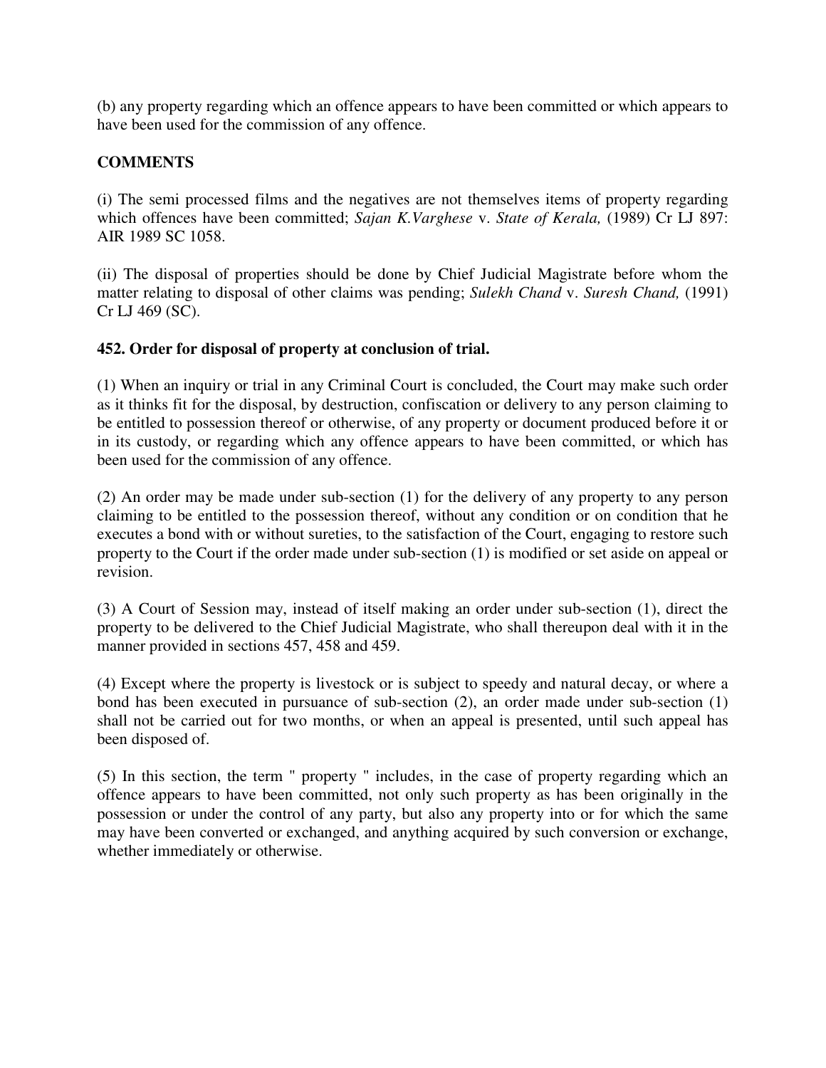(b) any property regarding which an offence appears to have been committed or which appears to have been used for the commission of any offence.

**COMMENTS**

(i) The semi processed films and the negatives are not themselves items of property regarding which offences have been committed; *Sajan K.Varghese* v. *State of Kerala,* (1989) Cr LJ 897: AIR 1989 SC 1058.

(ii) The disposal of properties should be done by Chief Judicial Magistrate before whom the matter relating to disposal of other claims was pending; *Sulekh Chand* v. *Suresh Chand,* (1991) Cr LJ 469 (SC).

**452. Order for disposal of property at conclusion of trial.**

(1) When an inquiry or trial in any Criminal Court is concluded, the Court may make such order as it thinks fit for the disposal, by destruction, confiscation or delivery to any person claiming to be entitled to possession thereof or otherwise, of any property or document produced before it or in its custody, or regarding which any offence appears to have been committed, or which has been used for the commission of any offence.

(2) An order may be made under sub-section (1) for the delivery of any property to any person claiming to be entitled to the possession thereof, without any condition or on condition that he executes a bond with or without sureties, to the satisfaction of the Court, engaging to restore such property to the Court if the order made under sub-section (1) is modified or set aside on appeal or revision.

(3) A Court of Session may, instead of itself making an order under sub-section (1), direct the property to be delivered to the Chief Judicial Magistrate, who shall thereupon deal with it in the manner provided in sections 457, 458 and 459.

(4) Except where the property is livestock or is subject to speedy and natural decay, or where a bond has been executed in pursuance of sub-section (2), an order made under sub-section (1) shall not be carried out for two months, or when an appeal is presented, until such appeal has been disposed of.

(5) In this section, the term " property " includes, in the case of property regarding which an offence appears to have been committed, not only such property as has been originally in the possession or under the control of any party, but also any property into or for which the same may have been converted or exchanged, and anything acquired by such conversion or exchange, whether immediately or otherwise.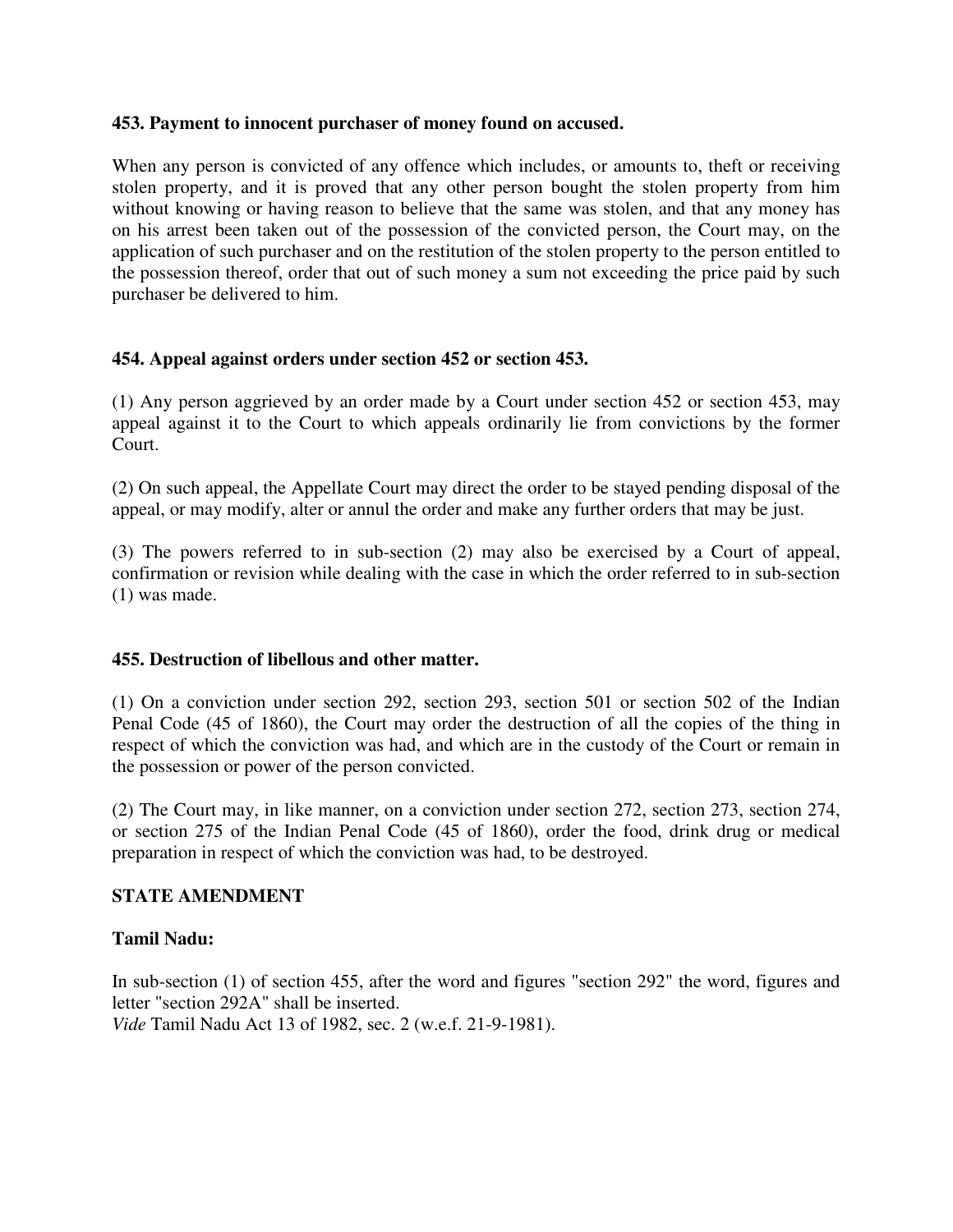**453. Payment to innocent purchaser of money found on accused.**

When any person is convicted of any offence which includes, or amounts to, theft or receiving stolen property, and it is proved that any other person bought the stolen property from him without knowing or having reason to believe that the same was stolen, and that any money has on his arrest been taken out of the possession of the convicted person, the Court may, on the application of such purchaser and on the restitution of the stolen property to the person entitled to the possession thereof, order that out of such money a sum not exceeding the price paid by such purchaser be delivered to him.

**454. Appeal against orders under section 452 or section 453.**

(1) Any person aggrieved by an order made by a Court under section 452 or section 453, may appeal against it to the Court to which appeals ordinarily lie from convictions by the former Court.

(2) On such appeal, the Appellate Court may direct the order to be stayed pending disposal of the appeal, or may modify, alter or annul the order and make any further orders that may be just.

(3) The powers referred to in sub-section (2) may also be exercised by a Court of appeal, confirmation or revision while dealing with the case in which the order referred to in sub-section (1) was made.

**455. Destruction of libellous and other matter.**

(1) On a conviction under section 292, section 293, section 501 or section 502 of the Indian Penal Code (45 of 1860), the Court may order the destruction of all the copies of the thing in respect of which the conviction was had, and which are in the custody of the Court or remain in the possession or power of the person convicted.

(2) The Court may, in like manner, on a conviction under section 272, section 273, section 274, or section 275 of the Indian Penal Code (45 of 1860), order the food, drink drug or medical preparation in respect of which the conviction was had, to be destroyed.

**STATE AMENDMENT**

**Tamil Nadu:**

In sub-section (1) of section 455, after the word and figures "section 292" the word, figures and letter "section 292A" shall be inserted.
*Vide* Tamil Nadu Act 13 of 1982, sec. 2 (w.e.f. 21-9-1981).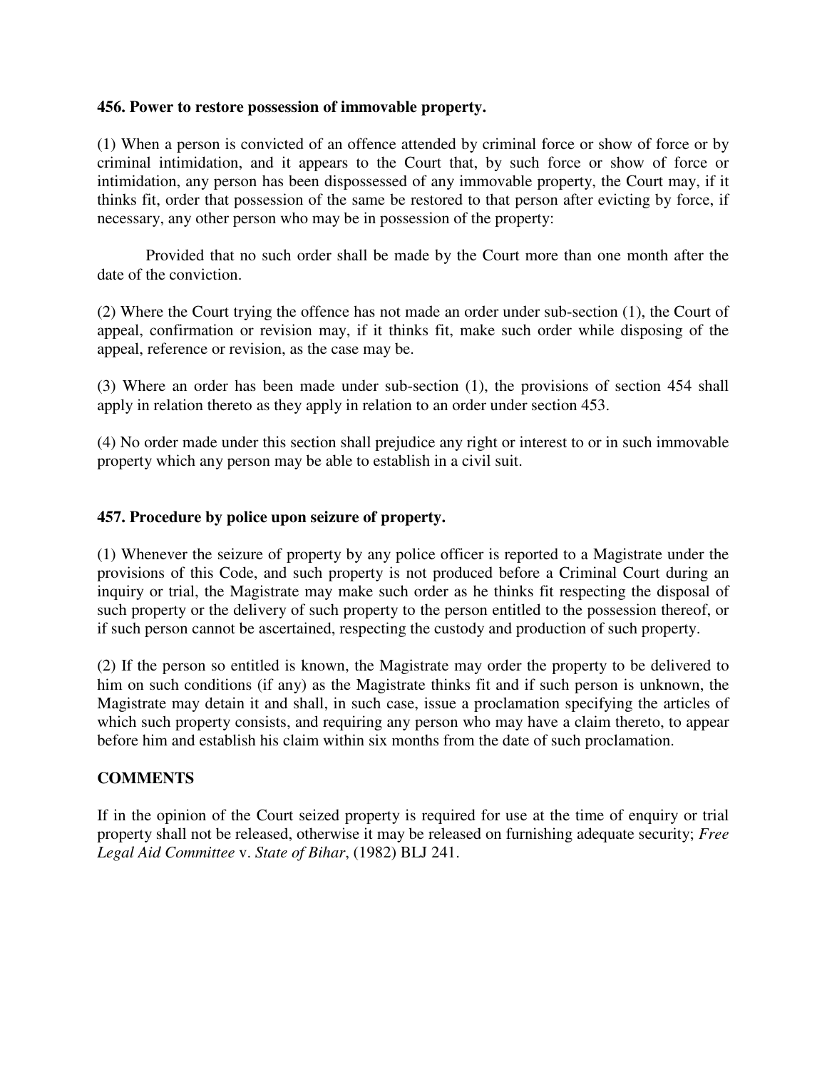**456. Power to restore possession of immovable property.**

(1) When a person is convicted of an offence attended by criminal force or show of force or by criminal intimidation, and it appears to the Court that, by such force or show of force or intimidation, any person has been dispossessed of any immovable property, the Court may, if it thinks fit, order that possession of the same be restored to that person after evicting by force, if necessary, any other person who may be in possession of the property:

Provided that no such order shall be made by the Court more than one month after the date of the conviction.

(2) Where the Court trying the offence has not made an order under sub-section (1), the Court of appeal, confirmation or revision may, if it thinks fit, make such order while disposing of the appeal, reference or revision, as the case may be.

(3) Where an order has been made under sub-section (1), the provisions of section 454 shall apply in relation thereto as they apply in relation to an order under section 453.

(4) No order made under this section shall prejudice any right or interest to or in such immovable property which any person may be able to establish in a civil suit.

**457. Procedure by police upon seizure of property.**

(1) Whenever the seizure of property by any police officer is reported to a Magistrate under the provisions of this Code, and such property is not produced before a Criminal Court during an inquiry or trial, the Magistrate may make such order as he thinks fit respecting the disposal of such property or the delivery of such property to the person entitled to the possession thereof, or if such person cannot be ascertained, respecting the custody and production of such property.

(2) If the person so entitled is known, the Magistrate may order the property to be delivered to him on such conditions (if any) as the Magistrate thinks fit and if such person is unknown, the Magistrate may detain it and shall, in such case, issue a proclamation specifying the articles of which such property consists, and requiring any person who may have a claim thereto, to appear before him and establish his claim within six months from the date of such proclamation.

**COMMENTS**

If in the opinion of the Court seized property is required for use at the time of enquiry or trial property shall not be released, otherwise it may be released on furnishing adequate security; *Free Legal Aid Committee* v. *State of Bihar*, (1982) BLJ 241.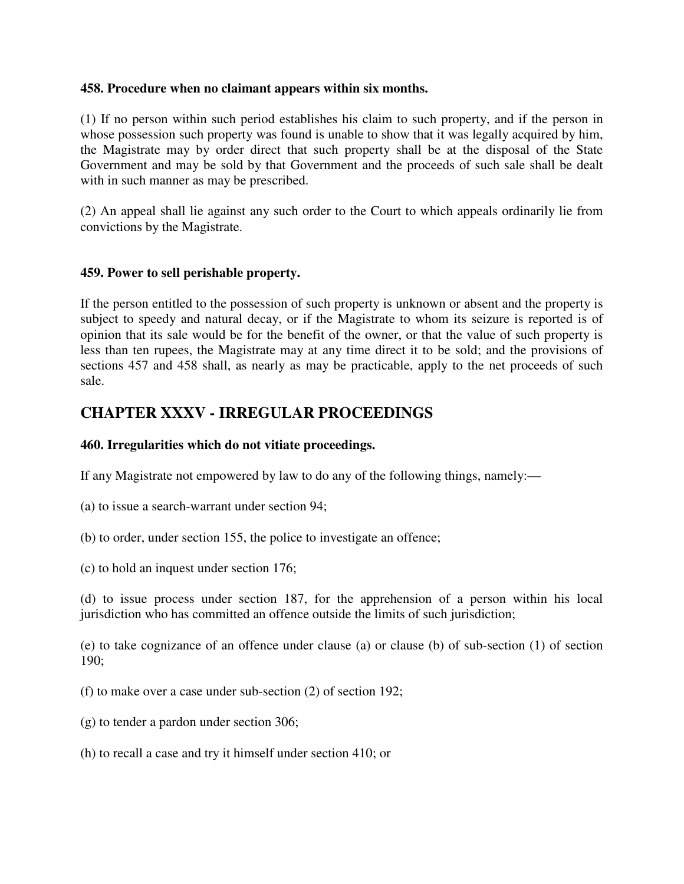**458. Procedure when no claimant appears within six months.**

(1) If no person within such period establishes his claim to such property, and if the person in whose possession such property was found is unable to show that it was legally acquired by him, the Magistrate may by order direct that such property shall be at the disposal of the State Government and may be sold by that Government and the proceeds of such sale shall be dealt with in such manner as may be prescribed.

(2) An appeal shall lie against any such order to the Court to which appeals ordinarily lie from convictions by the Magistrate.

**459. Power to sell perishable property.**

If the person entitled to the possession of such property is unknown or absent and the property is subject to speedy and natural decay, or if the Magistrate to whom its seizure is reported is of opinion that its sale would be for the benefit of the owner, or that the value of such property is less than ten rupees, the Magistrate may at any time direct it to be sold; and the provisions of sections 457 and 458 shall, as nearly as may be practicable, apply to the net proceeds of such sale.

## CHAPTER XXXV - IRREGULAR PROCEEDINGS

**460. Irregularities which do not vitiate proceedings.**

If any Magistrate not empowered by law to do any of the following things, namely:—

(a) to issue a search-warrant under section 94;

(b) to order, under section 155, the police to investigate an offence;

(c) to hold an inquest under section 176;

(d) to issue process under section 187, for the apprehension of a person within his local jurisdiction who has committed an offence outside the limits of such jurisdiction;

(e) to take cognizance of an offence under clause (a) or clause (b) of sub-section (1) of section 190;

(f) to make over a case under sub-section (2) of section 192;

(g) to tender a pardon under section 306;

(h) to recall a case and try it himself under section 410; or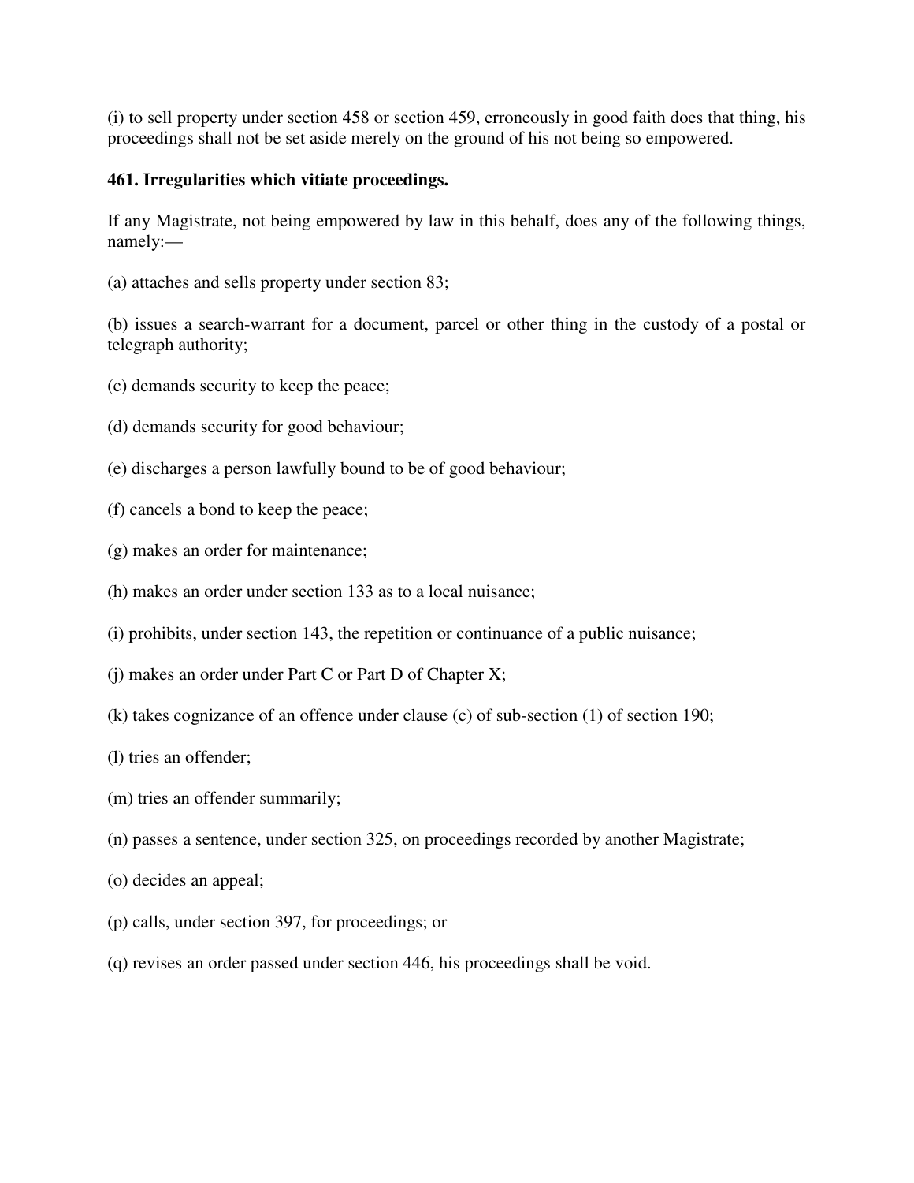(i) to sell property under section 458 or section 459, erroneously in good faith does that thing, his proceedings shall not be set aside merely on the ground of his not being so empowered.

**461. Irregularities which vitiate proceedings.**

If any Magistrate, not being empowered by law in this behalf, does any of the following things, namely:—

(a) attaches and sells property under section 83;

(b) issues a search-warrant for a document, parcel or other thing in the custody of a postal or telegraph authority;

(c) demands security to keep the peace;

(d) demands security for good behaviour;

(e) discharges a person lawfully bound to be of good behaviour;

(f) cancels a bond to keep the peace;

(g) makes an order for maintenance;

(h) makes an order under section 133 as to a local nuisance;

(i) prohibits, under section 143, the repetition or continuance of a public nuisance;

(j) makes an order under Part C or Part D of Chapter X;

(k) takes cognizance of an offence under clause (c) of sub-section (1) of section 190;

(l) tries an offender;

(m) tries an offender summarily;

(n) passes a sentence, under section 325, on proceedings recorded by another Magistrate;

(o) decides an appeal;

(p) calls, under section 397, for proceedings; or

(q) revises an order passed under section 446, his proceedings shall be void.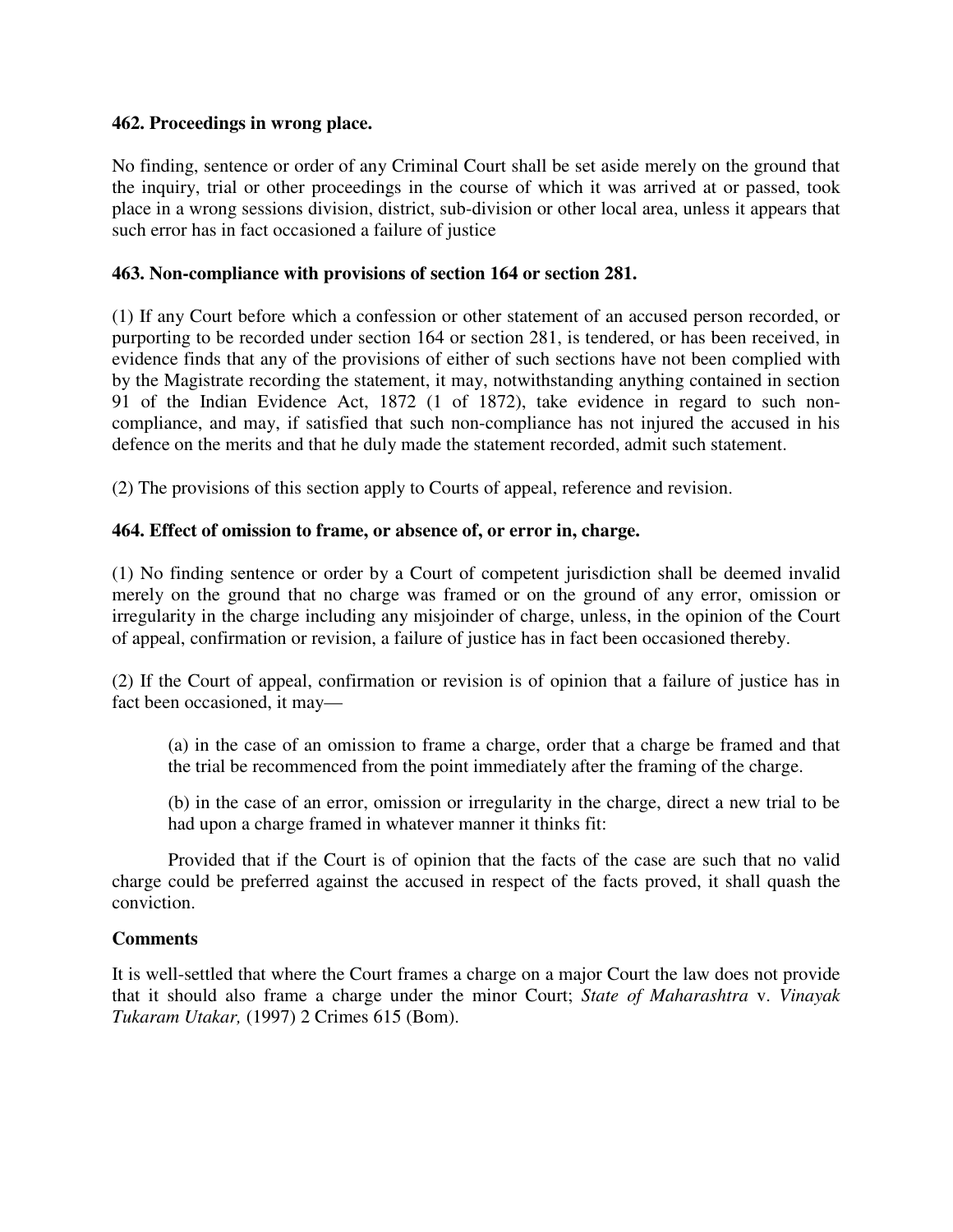**462. Proceedings in wrong place.**

No finding, sentence or order of any Criminal Court shall be set aside merely on the ground that the inquiry, trial or other proceedings in the course of which it was arrived at or passed, took place in a wrong sessions division, district, sub-division or other local area, unless it appears that such error has in fact occasioned a failure of justice

**463. Non-compliance with provisions of section 164 or section 281.**

(1) If any Court before which a confession or other statement of an accused person recorded, or purporting to be recorded under section 164 or section 281, is tendered, or has been received, in evidence finds that any of the provisions of either of such sections have not been complied with by the Magistrate recording the statement, it may, notwithstanding anything contained in section 91 of the Indian Evidence Act, 1872 (1 of 1872), take evidence in regard to such non-compliance, and may, if satisfied that such non-compliance has not injured the accused in his defence on the merits and that he duly made the statement recorded, admit such statement.

(2) The provisions of this section apply to Courts of appeal, reference and revision.

**464. Effect of omission to frame, or absence of, or error in, charge.**

(1) No finding sentence or order by a Court of competent jurisdiction shall be deemed invalid merely on the ground that no charge was framed or on the ground of any error, omission or irregularity in the charge including any misjoinder of charge, unless, in the opinion of the Court of appeal, confirmation or revision, a failure of justice has in fact been occasioned thereby.

(2) If the Court of appeal, confirmation or revision is of opinion that a failure of justice has in fact been occasioned, it may—

> (a) in the case of an omission to frame a charge, order that a charge be framed and that the trial be recommenced from the point immediately after the framing of the charge.
>
> (b) in the case of an error, omission or irregularity in the charge, direct a new trial to be had upon a charge framed in whatever manner it thinks fit:

Provided that if the Court is of opinion that the facts of the case are such that no valid charge could be preferred against the accused in respect of the facts proved, it shall quash the conviction.

**Comments**

It is well-settled that where the Court frames a charge on a major Court the law does not provide that it should also frame a charge under the minor Court; *State of Maharashtra* v. *Vinayak Tukaram Utakar,* (1997) 2 Crimes 615 (Bom).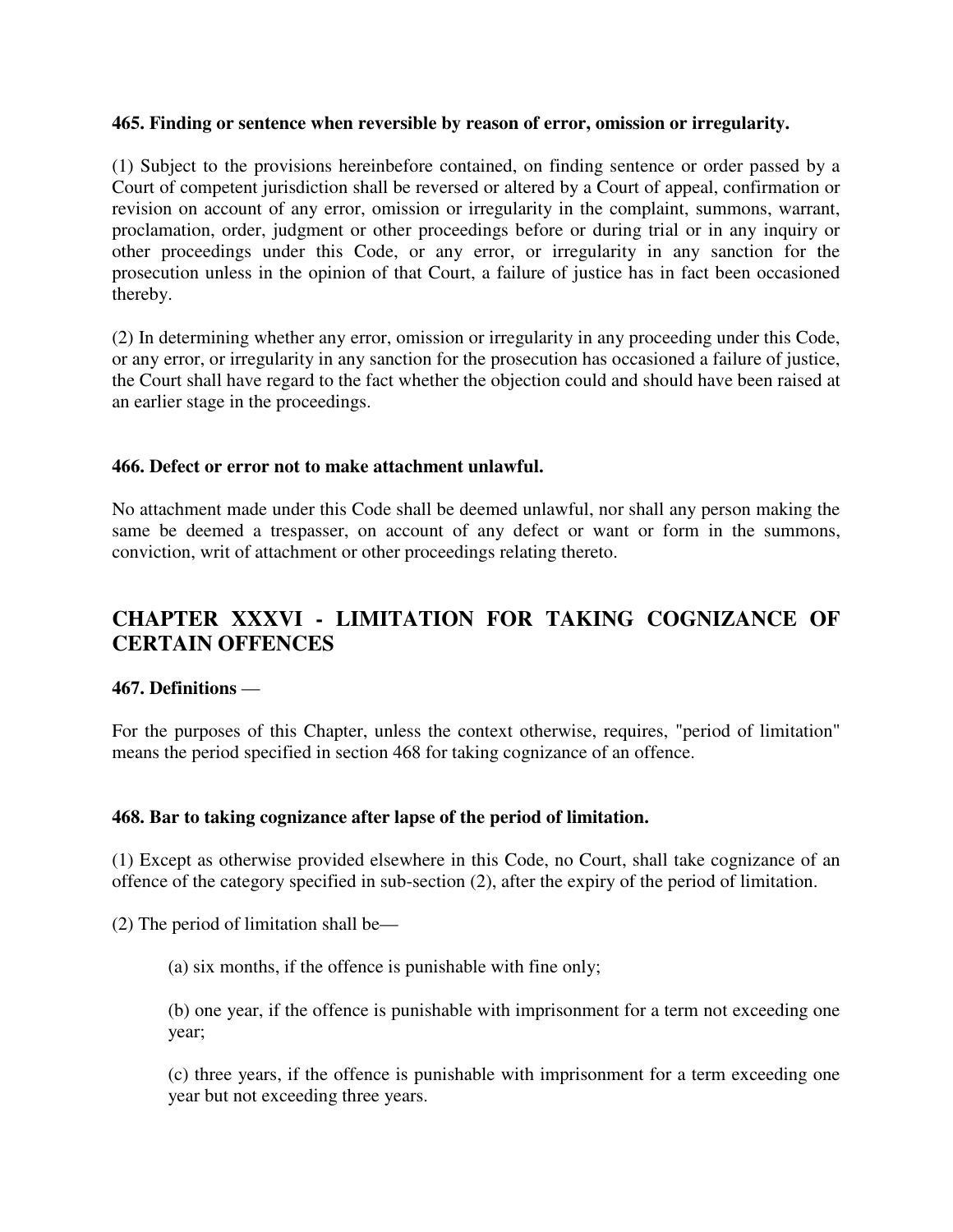**465. Finding or sentence when reversible by reason of error, omission or irregularity.**

(1) Subject to the provisions hereinbefore contained, on finding sentence or order passed by a Court of competent jurisdiction shall be reversed or altered by a Court of appeal, confirmation or revision on account of any error, omission or irregularity in the complaint, summons, warrant, proclamation, order, judgment or other proceedings before or during trial or in any inquiry or other proceedings under this Code, or any error, or irregularity in any sanction for the prosecution unless in the opinion of that Court, a failure of justice has in fact been occasioned thereby.

(2) In determining whether any error, omission or irregularity in any proceeding under this Code, or any error, or irregularity in any sanction for the prosecution has occasioned a failure of justice, the Court shall have regard to the fact whether the objection could and should have been raised at an earlier stage in the proceedings.

**466. Defect or error not to make attachment unlawful.**

No attachment made under this Code shall be deemed unlawful, nor shall any person making the same be deemed a trespasser, on account of any defect or want or form in the summons, conviction, writ of attachment or other proceedings relating thereto.

## CHAPTER XXXVI - LIMITATION FOR TAKING COGNIZANCE OF CERTAIN OFFENCES

**467. Definitions** —

For the purposes of this Chapter, unless the context otherwise, requires, "period of limitation" means the period specified in section 468 for taking cognizance of an offence.

**468. Bar to taking cognizance after lapse of the period of limitation.**

(1) Except as otherwise provided elsewhere in this Code, no Court, shall take cognizance of an offence of the category specified in sub-section (2), after the expiry of the period of limitation.

(2) The period of limitation shall be—

(a) six months, if the offence is punishable with fine only;

(b) one year, if the offence is punishable with imprisonment for a term not exceeding one year;

(c) three years, if the offence is punishable with imprisonment for a term exceeding one year but not exceeding three years.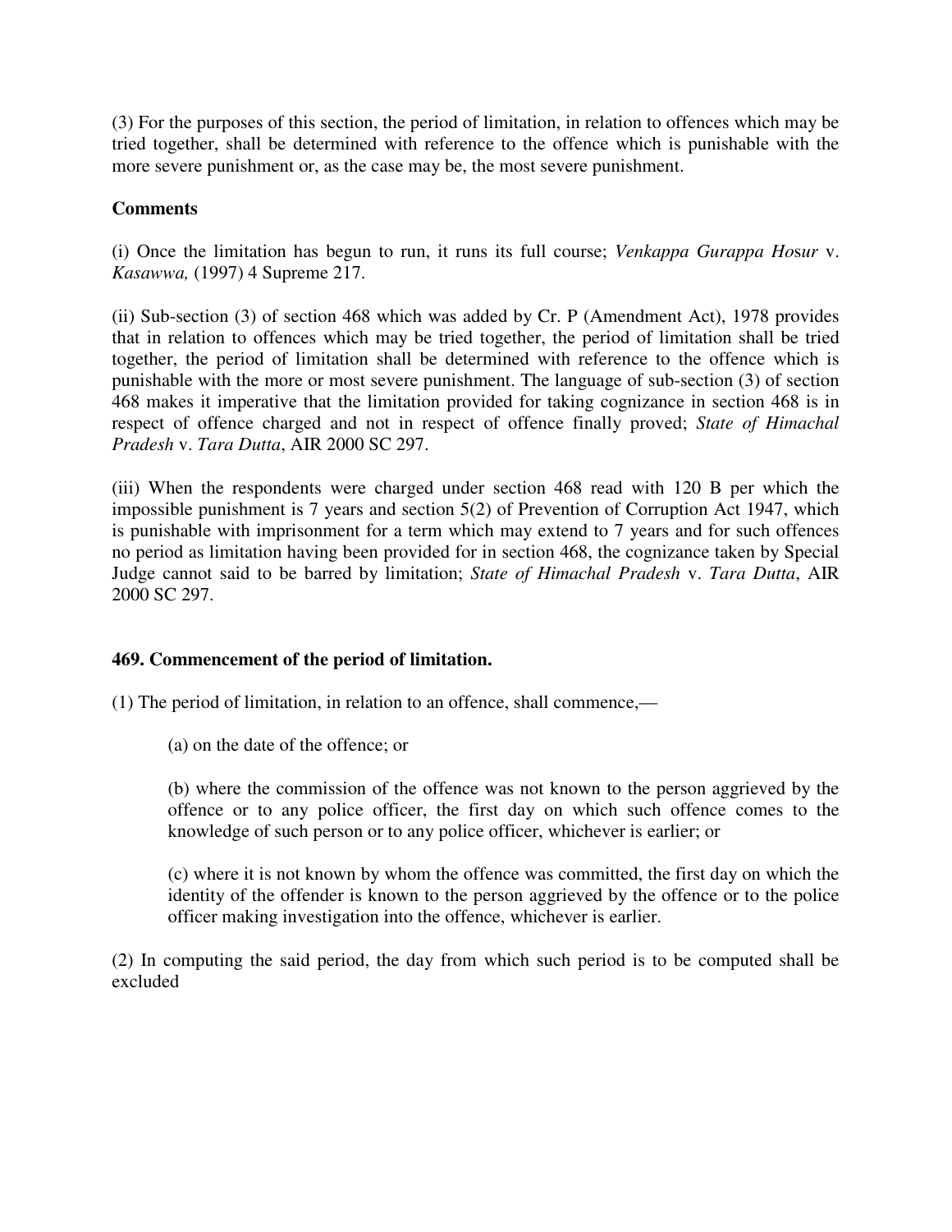(3) For the purposes of this section, the period of limitation, in relation to offences which may be tried together, shall be determined with reference to the offence which is punishable with the more severe punishment or, as the case may be, the most severe punishment.

**Comments**

(i) Once the limitation has begun to run, it runs its full course; *Venkappa Gurappa Hosur* v. *Kasawwa,* (1997) 4 Supreme 217.

(ii) Sub-section (3) of section 468 which was added by Cr. P (Amendment Act), 1978 provides that in relation to offences which may be tried together, the period of limitation shall be tried together, the period of limitation shall be determined with reference to the offence which is punishable with the more or most severe punishment. The language of sub-section (3) of section 468 makes it imperative that the limitation provided for taking cognizance in section 468 is in respect of offence charged and not in respect of offence finally proved; *State of Himachal Pradesh* v. *Tara Dutta*, AIR 2000 SC 297.

(iii) When the respondents were charged under section 468 read with 120 B per which the impossible punishment is 7 years and section 5(2) of Prevention of Corruption Act 1947, which is punishable with imprisonment for a term which may extend to 7 years and for such offences no period as limitation having been provided for in section 468, the cognizance taken by Special Judge cannot said to be barred by limitation; *State of Himachal Pradesh* v. *Tara Dutta*, AIR 2000 SC 297.

**469. Commencement of the period of limitation.**

(1) The period of limitation, in relation to an offence, shall commence,—

(a) on the date of the offence; or

(b) where the commission of the offence was not known to the person aggrieved by the offence or to any police officer, the first day on which such offence comes to the knowledge of such person or to any police officer, whichever is earlier; or

(c) where it is not known by whom the offence was committed, the first day on which the identity of the offender is known to the person aggrieved by the offence or to the police officer making investigation into the offence, whichever is earlier.

(2) In computing the said period, the day from which such period is to be computed shall be excluded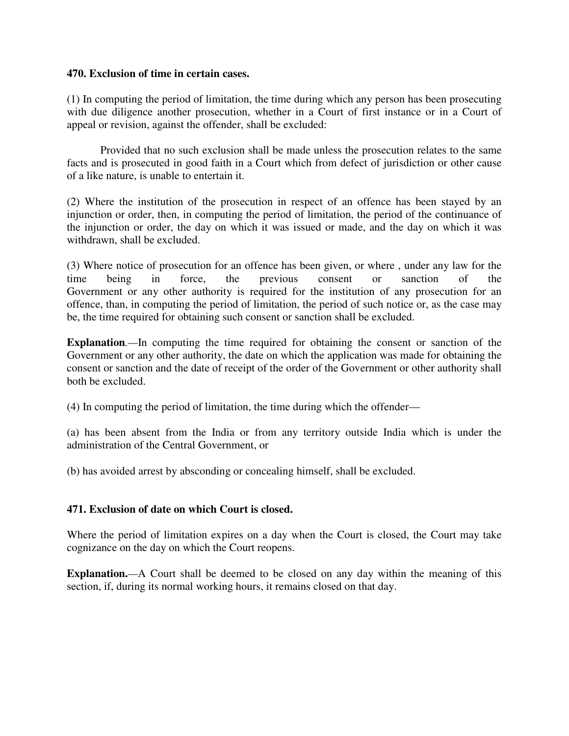### 470. Exclusion of time in certain cases.

(1) In computing the period of limitation, the time during which any person has been prosecuting with due diligence another prosecution, whether in a Court of first instance or in a Court of appeal or revision, against the offender, shall be excluded:

Provided that no such exclusion shall be made unless the prosecution relates to the same facts and is prosecuted in good faith in a Court which from defect of jurisdiction or other cause of a like nature, is unable to entertain it.

(2) Where the institution of the prosecution in respect of an offence has been stayed by an injunction or order, then, in computing the period of limitation, the period of the continuance of the injunction or order, the day on which it was issued or made, and the day on which it was withdrawn, shall be excluded.

(3) Where notice of prosecution for an offence has been given, or where , under any law for the time being in force, the previous consent or sanction of the Government or any other authority is required for the institution of any prosecution for an offence, than, in computing the period of limitation, the period of such notice or, as the case may be, the time required for obtaining such consent or sanction shall be excluded.

**Explanation**.—In computing the time required for obtaining the consent or sanction of the Government or any other authority, the date on which the application was made for obtaining the consent or sanction and the date of receipt of the order of the Government or other authority shall both be excluded.

(4) In computing the period of limitation, the time during which the offender—

(a) has been absent from the India or from any territory outside India which is under the administration of the Central Government, or

(b) has avoided arrest by absconding or concealing himself, shall be excluded.

### 471. Exclusion of date on which Court is closed.

Where the period of limitation expires on a day when the Court is closed, the Court may take cognizance on the day on which the Court reopens.

**Explanation.**—A Court shall be deemed to be closed on any day within the meaning of this section, if, during its normal working hours, it remains closed on that day.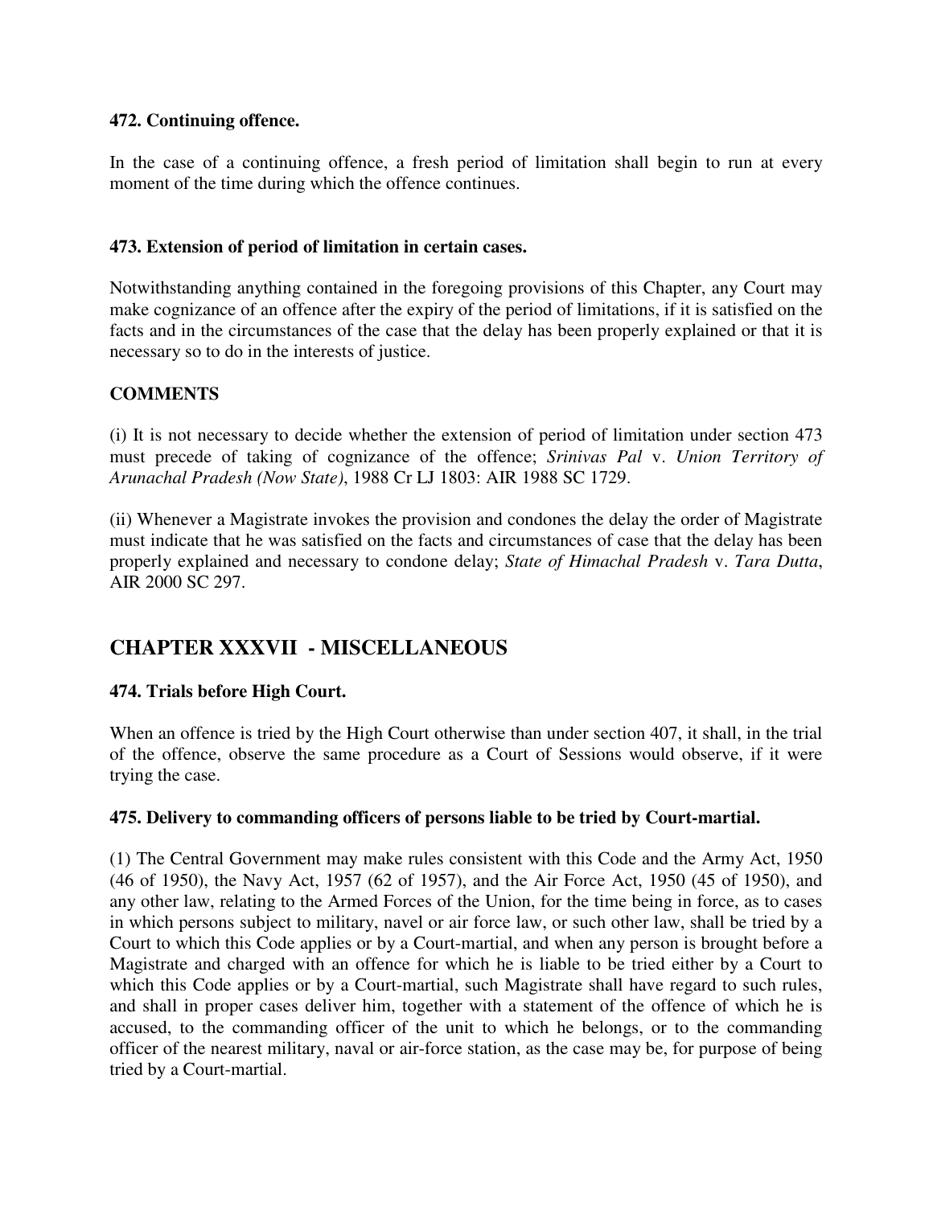**472. Continuing offence.**

In the case of a continuing offence, a fresh period of limitation shall begin to run at every moment of the time during which the offence continues.

**473. Extension of period of limitation in certain cases.**

Notwithstanding anything contained in the foregoing provisions of this Chapter, any Court may make cognizance of an offence after the expiry of the period of limitations, if it is satisfied on the facts and in the circumstances of the case that the delay has been properly explained or that it is necessary so to do in the interests of justice.

**COMMENTS**

(i) It is not necessary to decide whether the extension of period of limitation under section 473 must precede of taking of cognizance of the offence; *Srinivas Pal* v. *Union Territory of Arunachal Pradesh (Now State)*, 1988 Cr LJ 1803: AIR 1988 SC 1729.

(ii) Whenever a Magistrate invokes the provision and condones the delay the order of Magistrate must indicate that he was satisfied on the facts and circumstances of case that the delay has been properly explained and necessary to condone delay; *State of Himachal Pradesh* v. *Tara Dutta*, AIR 2000 SC 297.

## CHAPTER XXXVII - MISCELLANEOUS

**474. Trials before High Court.**

When an offence is tried by the High Court otherwise than under section 407, it shall, in the trial of the offence, observe the same procedure as a Court of Sessions would observe, if it were trying the case.

**475. Delivery to commanding officers of persons liable to be tried by Court-martial.**

(1) The Central Government may make rules consistent with this Code and the Army Act, 1950 (46 of 1950), the Navy Act, 1957 (62 of 1957), and the Air Force Act, 1950 (45 of 1950), and any other law, relating to the Armed Forces of the Union, for the time being in force, as to cases in which persons subject to military, navel or air force law, or such other law, shall be tried by a Court to which this Code applies or by a Court-martial, and when any person is brought before a Magistrate and charged with an offence for which he is liable to be tried either by a Court to which this Code applies or by a Court-martial, such Magistrate shall have regard to such rules, and shall in proper cases deliver him, together with a statement of the offence of which he is accused, to the commanding officer of the unit to which he belongs, or to the commanding officer of the nearest military, naval or air-force station, as the case may be, for purpose of being tried by a Court-martial.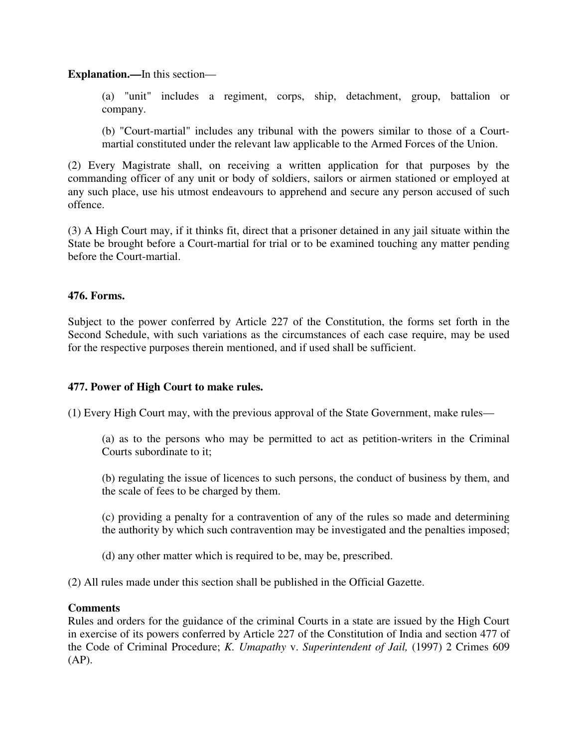**Explanation.—**In this section—

(a) "unit" includes a regiment, corps, ship, detachment, group, battalion or company.

(b) "Court-martial" includes any tribunal with the powers similar to those of a Court-martial constituted under the relevant law applicable to the Armed Forces of the Union.

(2) Every Magistrate shall, on receiving a written application for that purposes by the commanding officer of any unit or body of soldiers, sailors or airmen stationed or employed at any such place, use his utmost endeavours to apprehend and secure any person accused of such offence.

(3) A High Court may, if it thinks fit, direct that a prisoner detained in any jail situate within the State be brought before a Court-martial for trial or to be examined touching any matter pending before the Court-martial.

**476. Forms.**

Subject to the power conferred by Article 227 of the Constitution, the forms set forth in the Second Schedule, with such variations as the circumstances of each case require, may be used for the respective purposes therein mentioned, and if used shall be sufficient.

**477. Power of High Court to make rules.**

(1) Every High Court may, with the previous approval of the State Government, make rules—

(a) as to the persons who may be permitted to act as petition-writers in the Criminal Courts subordinate to it;

(b) regulating the issue of licences to such persons, the conduct of business by them, and the scale of fees to be charged by them.

(c) providing a penalty for a contravention of any of the rules so made and determining the authority by which such contravention may be investigated and the penalties imposed;

(d) any other matter which is required to be, may be, prescribed.

(2) All rules made under this section shall be published in the Official Gazette.

**Comments**

Rules and orders for the guidance of the criminal Courts in a state are issued by the High Court in exercise of its powers conferred by Article 227 of the Constitution of India and section 477 of the Code of Criminal Procedure; *K. Umapathy* v. *Superintendent of Jail,* (1997) 2 Crimes 609 (AP).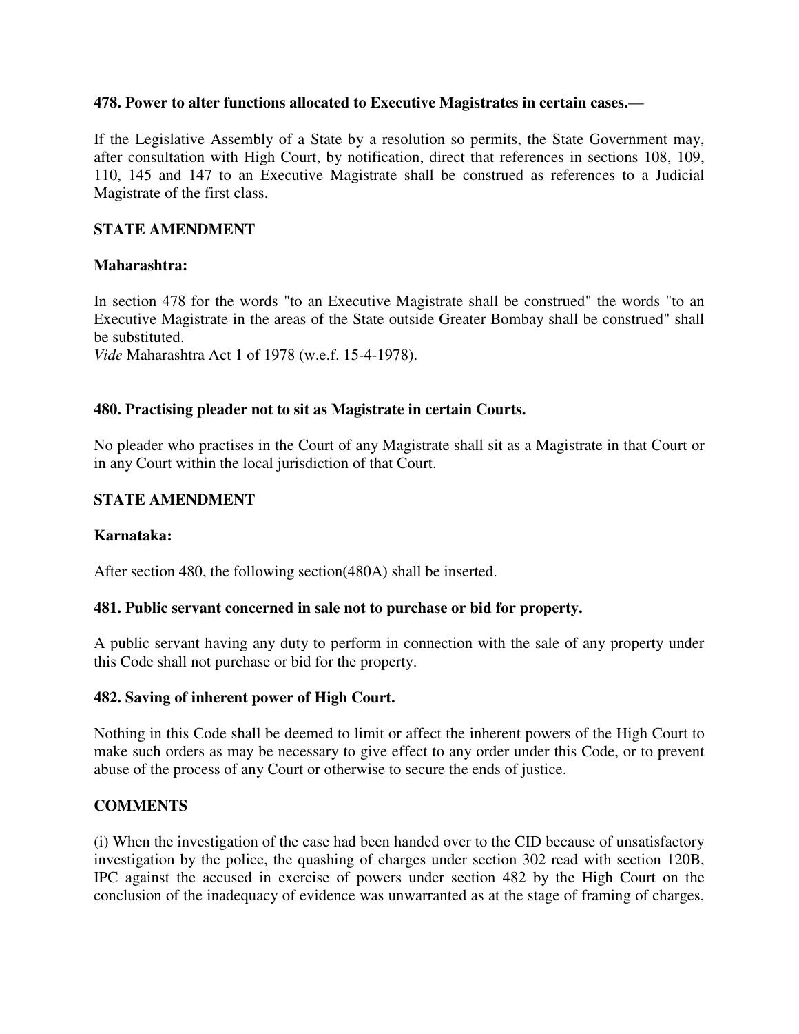**478. Power to alter functions allocated to Executive Magistrates in certain cases.**—

If the Legislative Assembly of a State by a resolution so permits, the State Government may, after consultation with High Court, by notification, direct that references in sections 108, 109, 110, 145 and 147 to an Executive Magistrate shall be construed as references to a Judicial Magistrate of the first class.

**STATE AMENDMENT**

**Maharashtra:**

In section 478 for the words "to an Executive Magistrate shall be construed" the words "to an Executive Magistrate in the areas of the State outside Greater Bombay shall be construed" shall be substituted.
*Vide* Maharashtra Act 1 of 1978 (w.e.f. 15-4-1978).

**480. Practising pleader not to sit as Magistrate in certain Courts.**

No pleader who practises in the Court of any Magistrate shall sit as a Magistrate in that Court or in any Court within the local jurisdiction of that Court.

**STATE AMENDMENT**

**Karnataka:**

After section 480, the following section(480A) shall be inserted.

**481. Public servant concerned in sale not to purchase or bid for property.**

A public servant having any duty to perform in connection with the sale of any property under this Code shall not purchase or bid for the property.

**482. Saving of inherent power of High Court.**

Nothing in this Code shall be deemed to limit or affect the inherent powers of the High Court to make such orders as may be necessary to give effect to any order under this Code, or to prevent abuse of the process of any Court or otherwise to secure the ends of justice.

**COMMENTS**

(i) When the investigation of the case had been handed over to the CID because of unsatisfactory investigation by the police, the quashing of charges under section 302 read with section 120B, IPC against the accused in exercise of powers under section 482 by the High Court on the conclusion of the inadequacy of evidence was unwarranted as at the stage of framing of charges,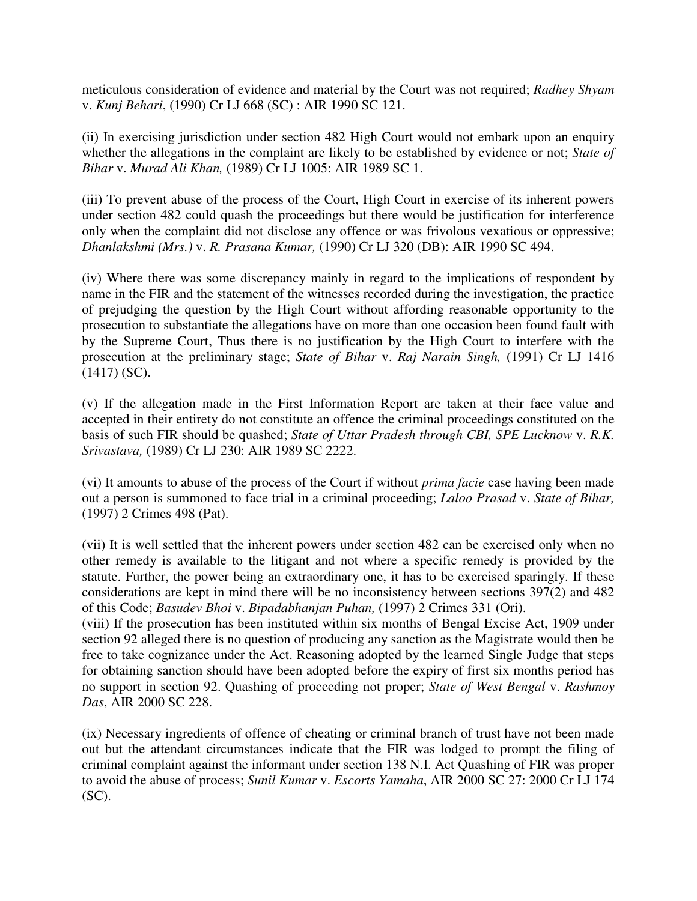meticulous consideration of evidence and material by the Court was not required; *Radhey Shyam* v. *Kunj Behari*, (1990) Cr LJ 668 (SC) : AIR 1990 SC 121.

(ii) In exercising jurisdiction under section 482 High Court would not embark upon an enquiry whether the allegations in the complaint are likely to be established by evidence or not; *State of Bihar* v. *Murad Ali Khan,* (1989) Cr LJ 1005: AIR 1989 SC 1.

(iii) To prevent abuse of the process of the Court, High Court in exercise of its inherent powers under section 482 could quash the proceedings but there would be justification for interference only when the complaint did not disclose any offence or was frivolous vexatious or oppressive; *Dhanlakshmi (Mrs.)* v. *R. Prasana Kumar,* (1990) Cr LJ 320 (DB): AIR 1990 SC 494.

(iv) Where there was some discrepancy mainly in regard to the implications of respondent by name in the FIR and the statement of the witnesses recorded during the investigation, the practice of prejudging the question by the High Court without affording reasonable opportunity to the prosecution to substantiate the allegations have on more than one occasion been found fault with by the Supreme Court, Thus there is no justification by the High Court to interfere with the prosecution at the preliminary stage; *State of Bihar* v. *Raj Narain Singh,* (1991) Cr LJ 1416 (1417) (SC).

(v) If the allegation made in the First Information Report are taken at their face value and accepted in their entirety do not constitute an offence the criminal proceedings constituted on the basis of such FIR should be quashed; *State of Uttar Pradesh through CBI, SPE Lucknow* v. *R.K. Srivastava,* (1989) Cr LJ 230: AIR 1989 SC 2222.

(vi) It amounts to abuse of the process of the Court if without *prima facie* case having been made out a person is summoned to face trial in a criminal proceeding; *Laloo Prasad* v. *State of Bihar,* (1997) 2 Crimes 498 (Pat).

(vii) It is well settled that the inherent powers under section 482 can be exercised only when no other remedy is available to the litigant and not where a specific remedy is provided by the statute. Further, the power being an extraordinary one, it has to be exercised sparingly. If these considerations are kept in mind there will be no inconsistency between sections 397(2) and 482 of this Code; *Basudev Bhoi* v. *Bipadabhanjan Puhan,* (1997) 2 Crimes 331 (Ori).

(viii) If the prosecution has been instituted within six months of Bengal Excise Act, 1909 under section 92 alleged there is no question of producing any sanction as the Magistrate would then be free to take cognizance under the Act. Reasoning adopted by the learned Single Judge that steps for obtaining sanction should have been adopted before the expiry of first six months period has no support in section 92. Quashing of proceeding not proper; *State of West Bengal* v. *Rashmoy Das*, AIR 2000 SC 228.

(ix) Necessary ingredients of offence of cheating or criminal branch of trust have not been made out but the attendant circumstances indicate that the FIR was lodged to prompt the filing of criminal complaint against the informant under section 138 N.I. Act Quashing of FIR was proper to avoid the abuse of process; *Sunil Kumar* v. *Escorts Yamaha*, AIR 2000 SC 27: 2000 Cr LJ 174 (SC).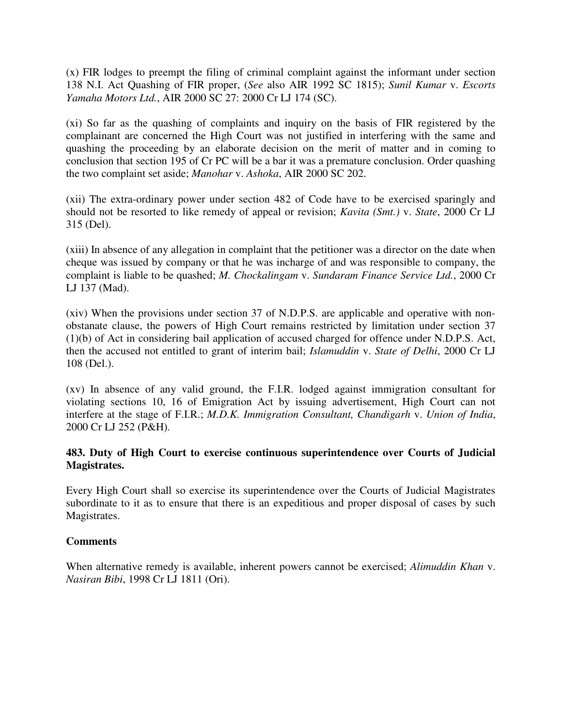(x) FIR lodges to preempt the filing of criminal complaint against the informant under section 138 N.I. Act Quashing of FIR proper, (*See* also AIR 1992 SC 1815); *Sunil Kumar* v. *Escorts Yamaha Motors Ltd.*, AIR 2000 SC 27: 2000 Cr LJ 174 (SC).

(xi) So far as the quashing of complaints and inquiry on the basis of FIR registered by the complainant are concerned the High Court was not justified in interfering with the same and quashing the proceeding by an elaborate decision on the merit of matter and in coming to conclusion that section 195 of Cr PC will be a bar it was a premature conclusion. Order quashing the two complaint set aside; *Manohar* v. *Ashoka*, AIR 2000 SC 202.

(xii) The extra-ordinary power under section 482 of Code have to be exercised sparingly and should not be resorted to like remedy of appeal or revision; *Kavita (Smt.)* v. *State*, 2000 Cr LJ 315 (Del).

(xiii) In absence of any allegation in complaint that the petitioner was a director on the date when cheque was issued by company or that he was incharge of and was responsible to company, the complaint is liable to be quashed; *M. Chockalingam* v. *Sundaram Finance Service Ltd.*, 2000 Cr LJ 137 (Mad).

(xiv) When the provisions under section 37 of N.D.P.S. are applicable and operative with non-obstanate clause, the powers of High Court remains restricted by limitation under section 37 (1)(b) of Act in considering bail application of accused charged for offence under N.D.P.S. Act, then the accused not entitled to grant of interim bail; *Islamuddin* v. *State of Delhi*, 2000 Cr LJ 108 (Del.).

(xv) In absence of any valid ground, the F.I.R. lodged against immigration consultant for violating sections 10, 16 of Emigration Act by issuing advertisement, High Court can not interfere at the stage of F.I.R.; *M.D.K. Immigration Consultant, Chandigarh* v. *Union of India*, 2000 Cr LJ 252 (P&H).

**483. Duty of High Court to exercise continuous superintendence over Courts of Judicial Magistrates.**

Every High Court shall so exercise its superintendence over the Courts of Judicial Magistrates subordinate to it as to ensure that there is an expeditious and proper disposal of cases by such Magistrates.

**Comments**

When alternative remedy is available, inherent powers cannot be exercised; *Alimuddin Khan* v. *Nasiran Bibi*, 1998 Cr LJ 1811 (Ori).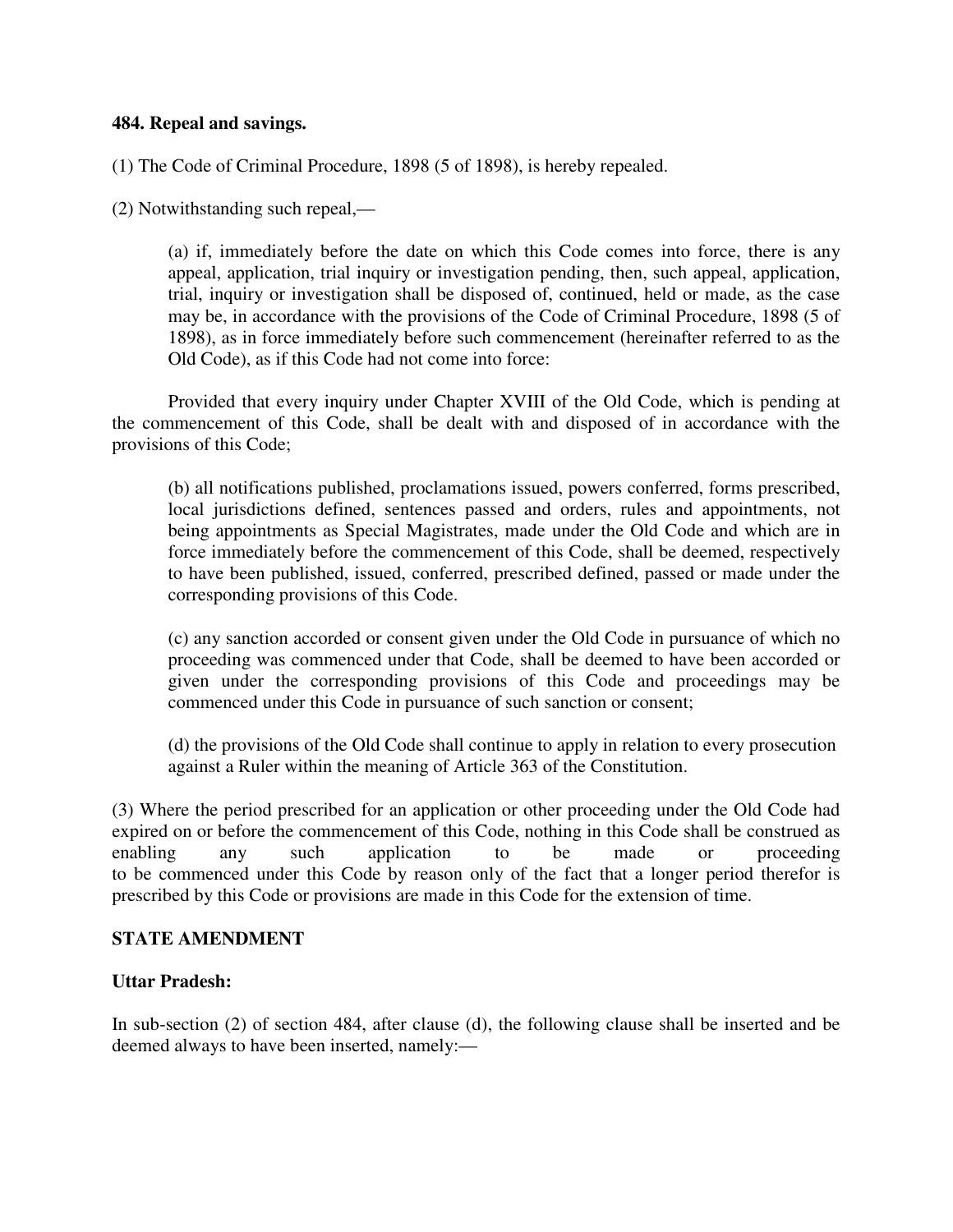**484. Repeal and savings.**

(1) The Code of Criminal Procedure, 1898 (5 of 1898), is hereby repealed.

(2) Notwithstanding such repeal,—

(a) if, immediately before the date on which this Code comes into force, there is any appeal, application, trial inquiry or investigation pending, then, such appeal, application, trial, inquiry or investigation shall be disposed of, continued, held or made, as the case may be, in accordance with the provisions of the Code of Criminal Procedure, 1898 (5 of 1898), as in force immediately before such commencement (hereinafter referred to as the Old Code), as if this Code had not come into force:

Provided that every inquiry under Chapter XVIII of the Old Code, which is pending at the commencement of this Code, shall be dealt with and disposed of in accordance with the provisions of this Code;

(b) all notifications published, proclamations issued, powers conferred, forms prescribed, local jurisdictions defined, sentences passed and orders, rules and appointments, not being appointments as Special Magistrates, made under the Old Code and which are in force immediately before the commencement of this Code, shall be deemed, respectively to have been published, issued, conferred, prescribed defined, passed or made under the corresponding provisions of this Code.

(c) any sanction accorded or consent given under the Old Code in pursuance of which no proceeding was commenced under that Code, shall be deemed to have been accorded or given under the corresponding provisions of this Code and proceedings may be commenced under this Code in pursuance of such sanction or consent;

(d) the provisions of the Old Code shall continue to apply in relation to every prosecution against a Ruler within the meaning of Article 363 of the Constitution.

(3) Where the period prescribed for an application or other proceeding under the Old Code had expired on or before the commencement of this Code, nothing in this Code shall be construed as enabling any such application to be made or proceeding to be commenced under this Code by reason only of the fact that a longer period therefor is prescribed by this Code or provisions are made in this Code for the extension of time.

**STATE AMENDMENT**

**Uttar Pradesh:**

In sub-section (2) of section 484, after clause (d), the following clause shall be inserted and be deemed always to have been inserted, namely:—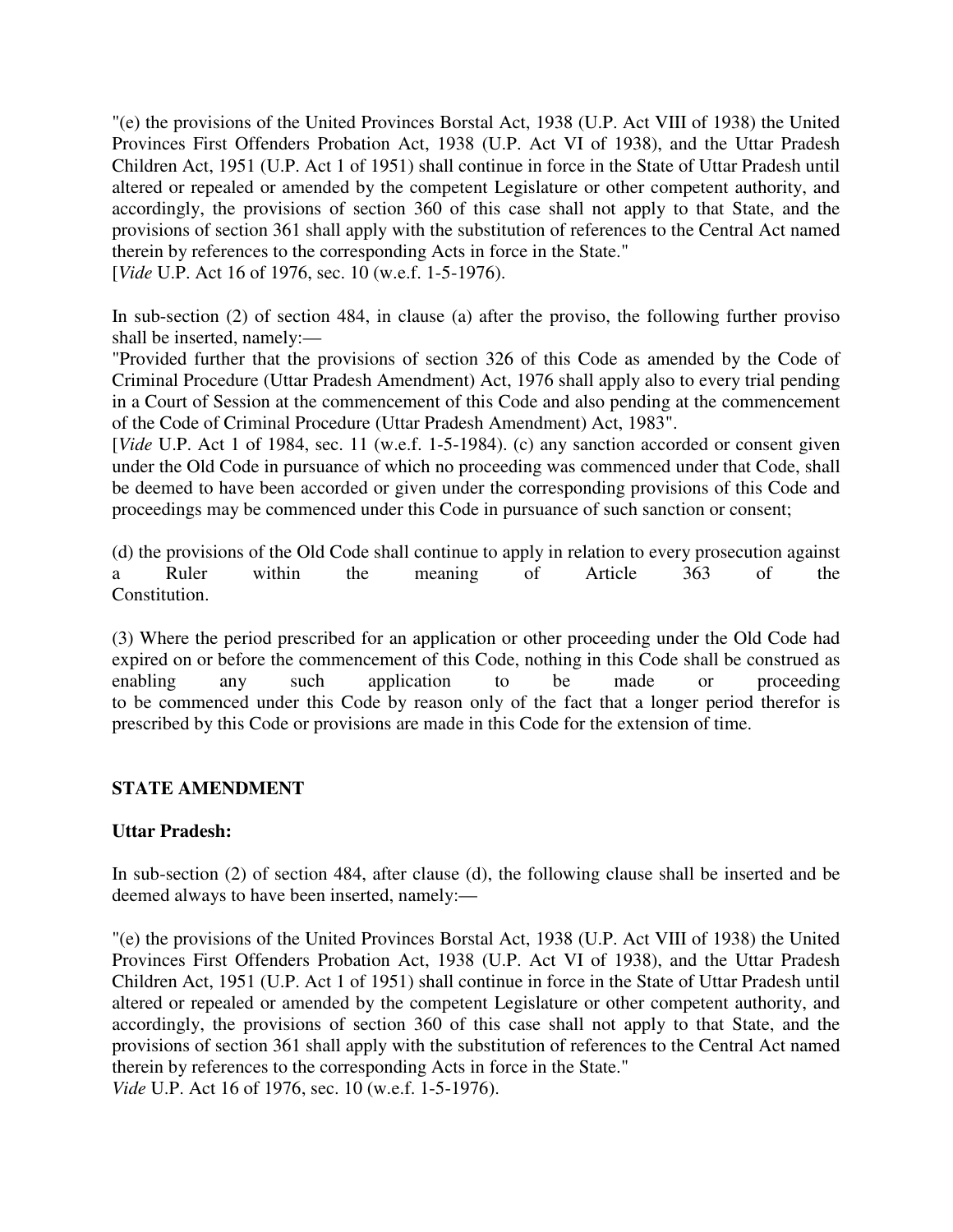"(e) the provisions of the United Provinces Borstal Act, 1938 (U.P. Act VIII of 1938) the United Provinces First Offenders Probation Act, 1938 (U.P. Act VI of 1938), and the Uttar Pradesh Children Act, 1951 (U.P. Act 1 of 1951) shall continue in force in the State of Uttar Pradesh until altered or repealed or amended by the competent Legislature or other competent authority, and accordingly, the provisions of section 360 of this case shall not apply to that State, and the provisions of section 361 shall apply with the substitution of references to the Central Act named therein by references to the corresponding Acts in force in the State."
[*Vide* U.P. Act 16 of 1976, sec. 10 (w.e.f. 1-5-1976).

In sub-section (2) of section 484, in clause (a) after the proviso, the following further proviso shall be inserted, namely:—
"Provided further that the provisions of section 326 of this Code as amended by the Code of Criminal Procedure (Uttar Pradesh Amendment) Act, 1976 shall apply also to every trial pending in a Court of Session at the commencement of this Code and also pending at the commencement of the Code of Criminal Procedure (Uttar Pradesh Amendment) Act, 1983".
[*Vide* U.P. Act 1 of 1984, sec. 11 (w.e.f. 1-5-1984). (c) any sanction accorded or consent given under the Old Code in pursuance of which no proceeding was commenced under that Code, shall be deemed to have been accorded or given under the corresponding provisions of this Code and proceedings may be commenced under this Code in pursuance of such sanction or consent;

(d) the provisions of the Old Code shall continue to apply in relation to every prosecution against a Ruler within the meaning of Article 363 of the Constitution.

(3) Where the period prescribed for an application or other proceeding under the Old Code had expired on or before the commencement of this Code, nothing in this Code shall be construed as enabling any such application to be made or proceeding to be commenced under this Code by reason only of the fact that a longer period therefor is prescribed by this Code or provisions are made in this Code for the extension of time.

**STATE AMENDMENT**

**Uttar Pradesh:**

In sub-section (2) of section 484, after clause (d), the following clause shall be inserted and be deemed always to have been inserted, namely:—

"(e) the provisions of the United Provinces Borstal Act, 1938 (U.P. Act VIII of 1938) the United Provinces First Offenders Probation Act, 1938 (U.P. Act VI of 1938), and the Uttar Pradesh Children Act, 1951 (U.P. Act 1 of 1951) shall continue in force in the State of Uttar Pradesh until altered or repealed or amended by the competent Legislature or other competent authority, and accordingly, the provisions of section 360 of this case shall not apply to that State, and the provisions of section 361 shall apply with the substitution of references to the Central Act named therein by references to the corresponding Acts in force in the State."
*Vide* U.P. Act 16 of 1976, sec. 10 (w.e.f. 1-5-1976).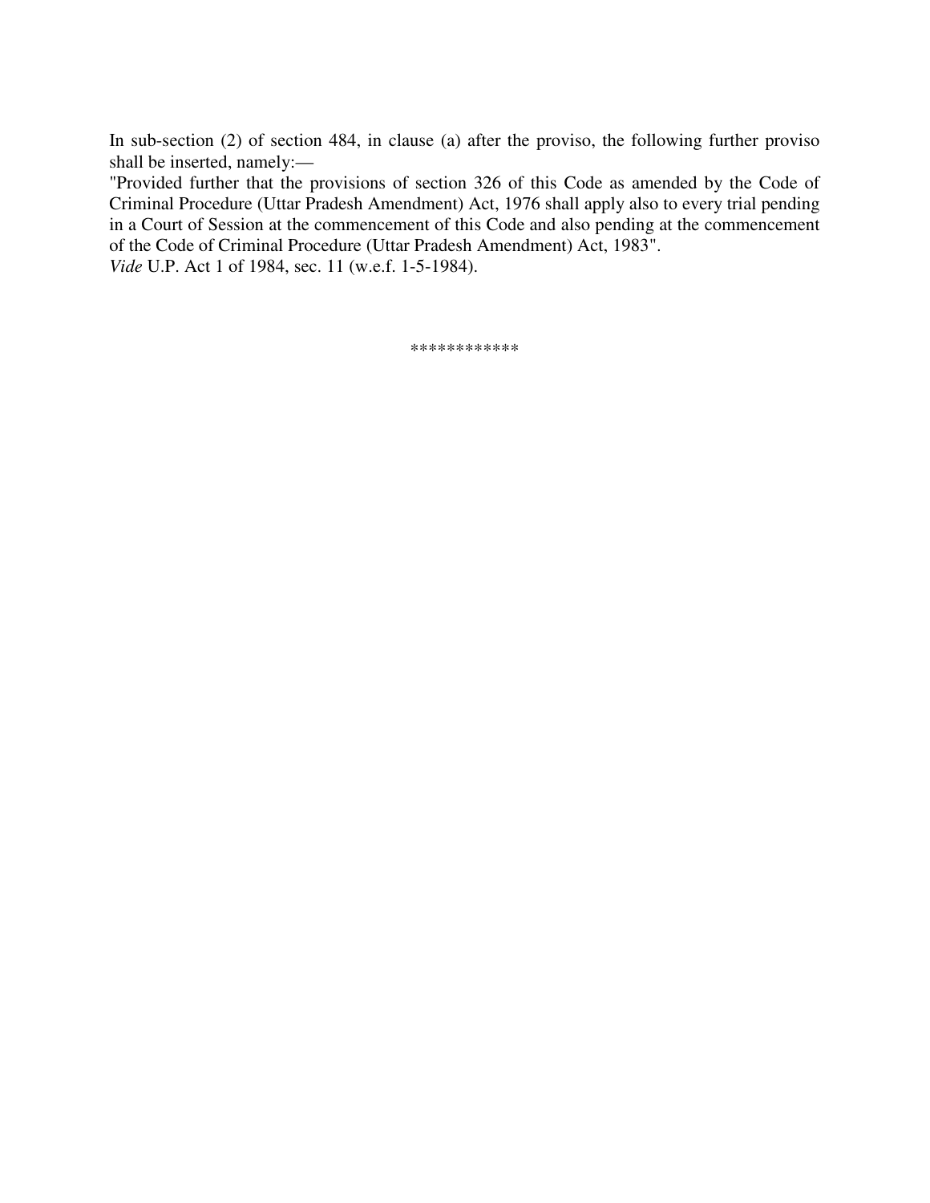In sub-section (2) of section 484, in clause (a) after the proviso, the following further proviso shall be inserted, namely:—

"Provided further that the provisions of section 326 of this Code as amended by the Code of Criminal Procedure (Uttar Pradesh Amendment) Act, 1976 shall apply also to every trial pending in a Court of Session at the commencement of this Code and also pending at the commencement of the Code of Criminal Procedure (Uttar Pradesh Amendment) Act, 1983".

*Vide* U.P. Act 1 of 1984, sec. 11 (w.e.f. 1-5-1984).

************